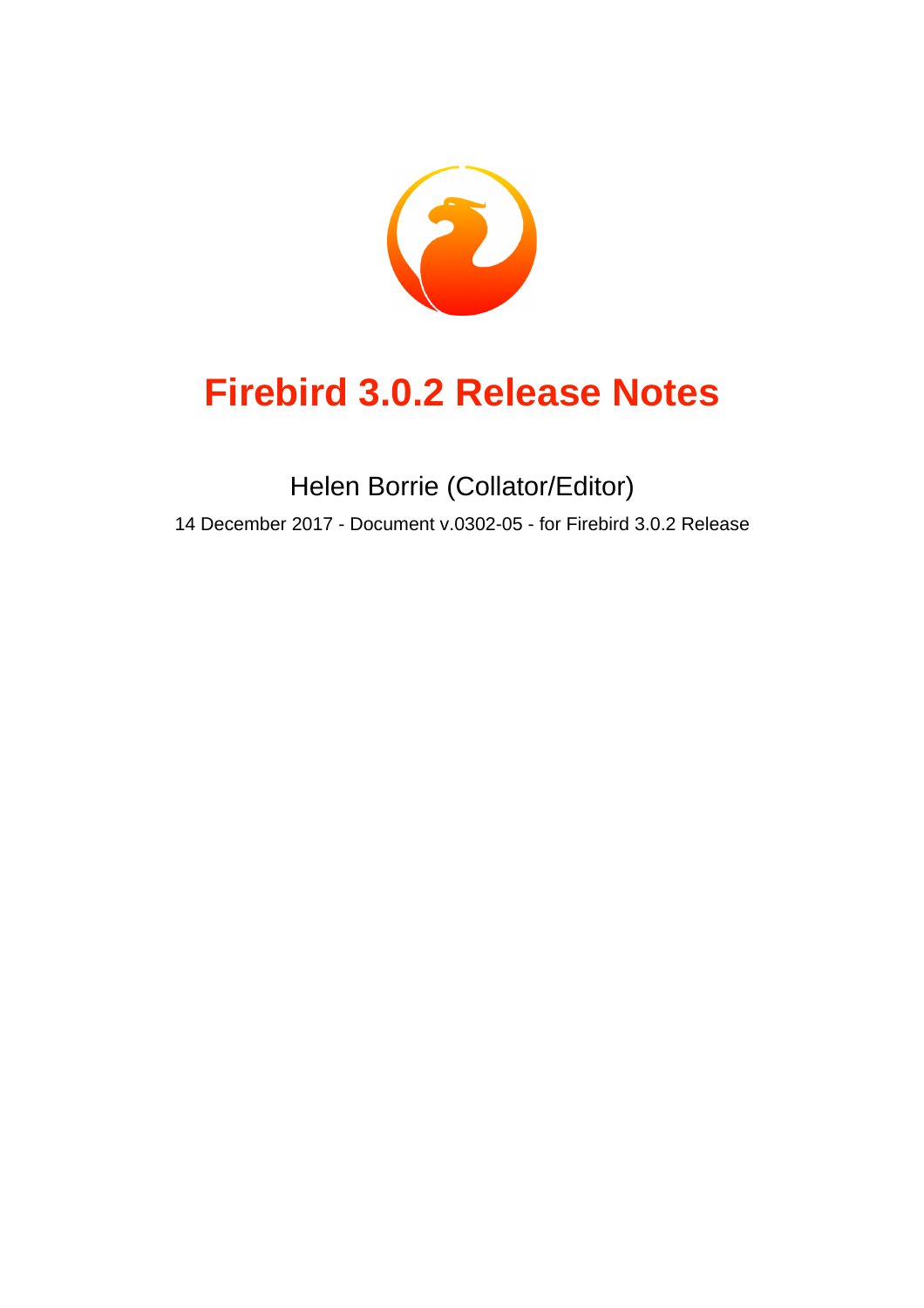# Firebird 3.0.2 Release Notes

Helen Borrie (Collator/Editor)

14 December 2017 - Document v.0302-05 - for Firebird 3.0.2 Release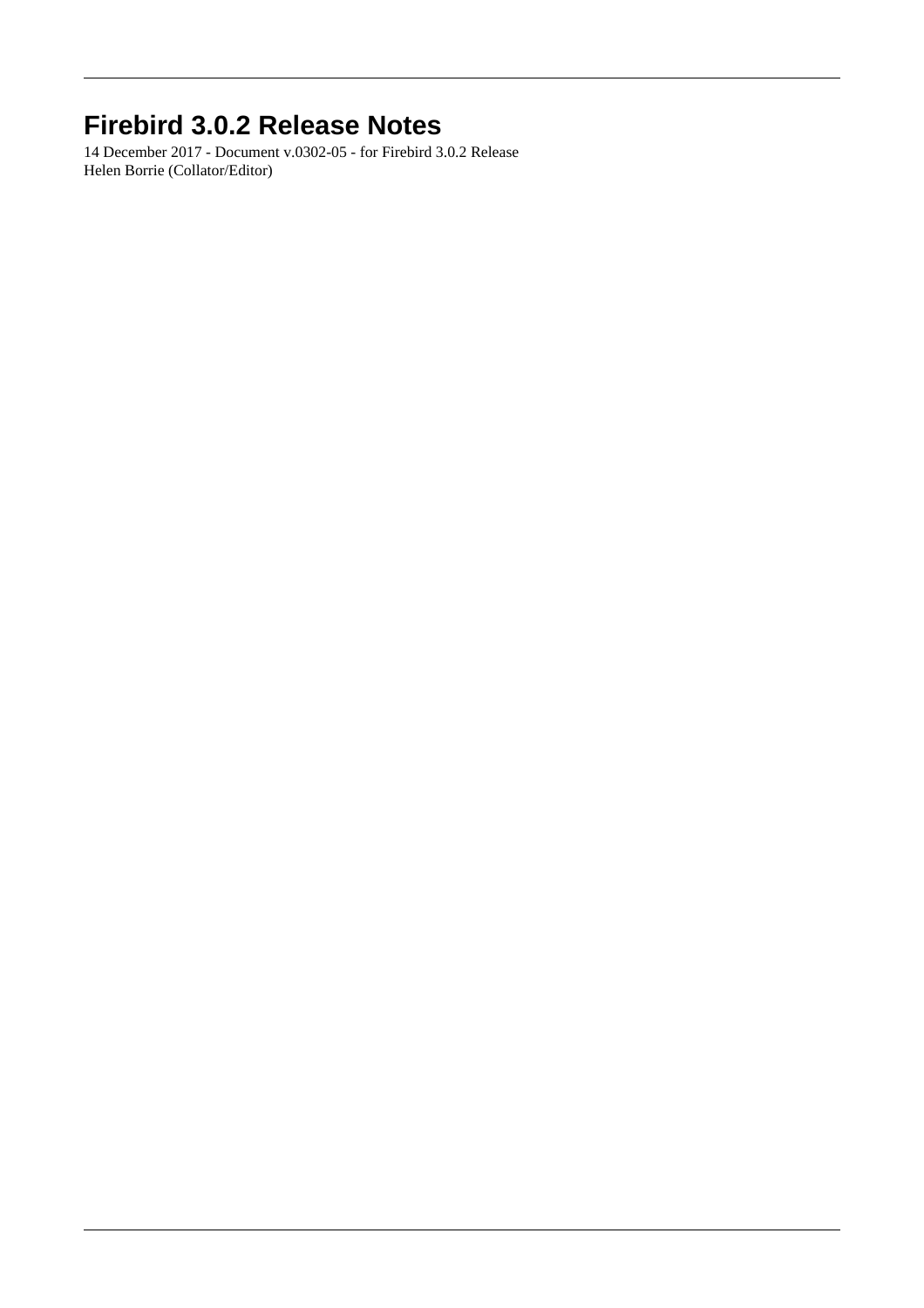# Firebird 3.0.2 Release Notes

14 December 2017 - Document v.0302-05 - for Firebird 3.0.2 Release
Helen Borrie (Collator/Editor)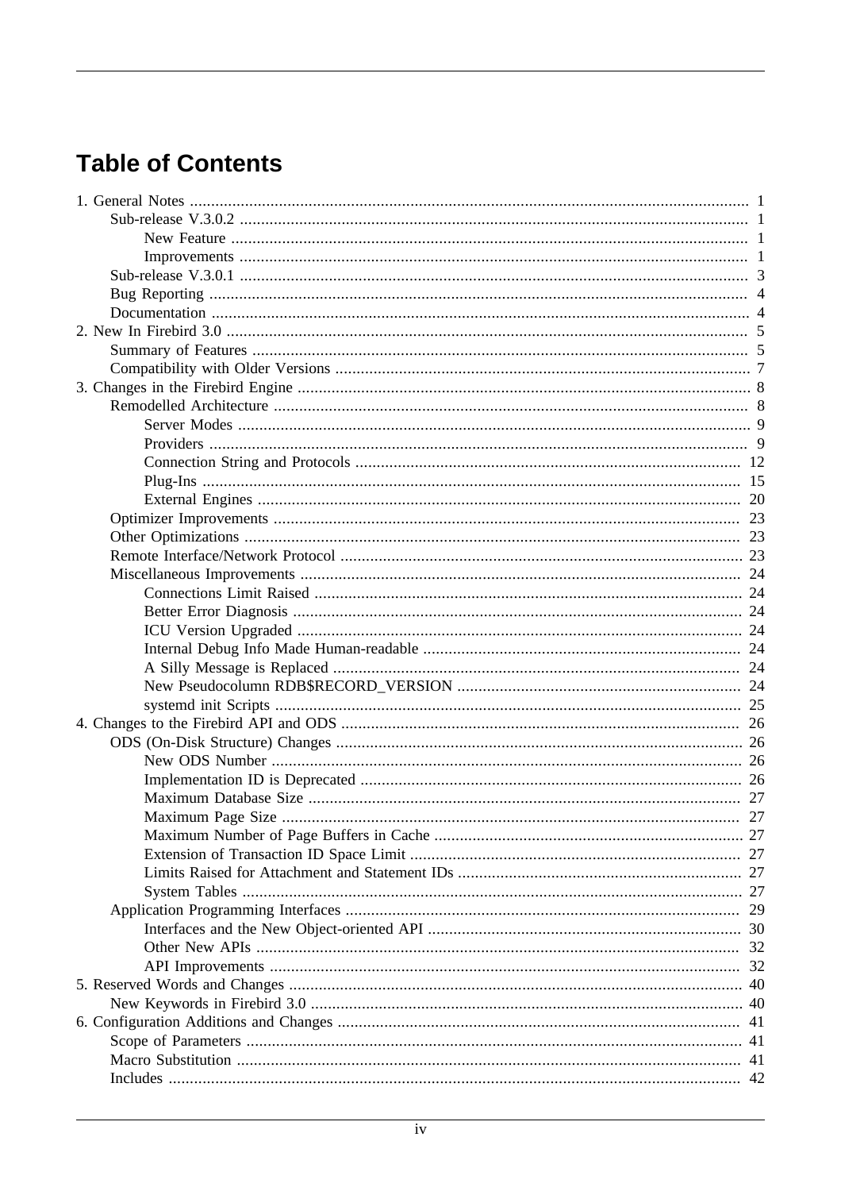# Table of Contents

- 1. General Notes ... 1
  - Sub-release V.3.0.2 ... 1
    - New Feature ... 1
    - Improvements ... 1
  - Sub-release V.3.0.1 ... 3
  - Bug Reporting ... 4
  - Documentation ... 4
- 2. New In Firebird 3.0 ... 5
  - Summary of Features ... 5
  - Compatibility with Older Versions ... 7
- 3. Changes in the Firebird Engine ... 8
  - Remodelled Architecture ... 8
    - Server Modes ... 9
    - Providers ... 9
    - Connection String and Protocols ... 12
    - Plug-Ins ... 15
    - External Engines ... 20
  - Optimizer Improvements ... 23
  - Other Optimizations ... 23
  - Remote Interface/Network Protocol ... 23
  - Miscellaneous Improvements ... 24
    - Connections Limit Raised ... 24
    - Better Error Diagnosis ... 24
    - ICU Version Upgraded ... 24
    - Internal Debug Info Made Human-readable ... 24
    - A Silly Message is Replaced ... 24
    - New Pseudocolumn RDB$RECORD_VERSION ... 24
    - systemd init Scripts ... 25
- 4. Changes to the Firebird API and ODS ... 26
  - ODS (On-Disk Structure) Changes ... 26
    - New ODS Number ... 26
    - Implementation ID is Deprecated ... 26
    - Maximum Database Size ... 27
    - Maximum Page Size ... 27
    - Maximum Number of Page Buffers in Cache ... 27
    - Extension of Transaction ID Space Limit ... 27
    - Limits Raised for Attachment and Statement IDs ... 27
    - System Tables ... 27
  - Application Programming Interfaces ... 29
    - Interfaces and the New Object-oriented API ... 30
    - Other New APIs ... 32
    - API Improvements ... 32
- 5. Reserved Words and Changes ... 40
  - New Keywords in Firebird 3.0 ... 40
- 6. Configuration Additions and Changes ... 41
  - Scope of Parameters ... 41
  - Macro Substitution ... 41
  - Includes ... 42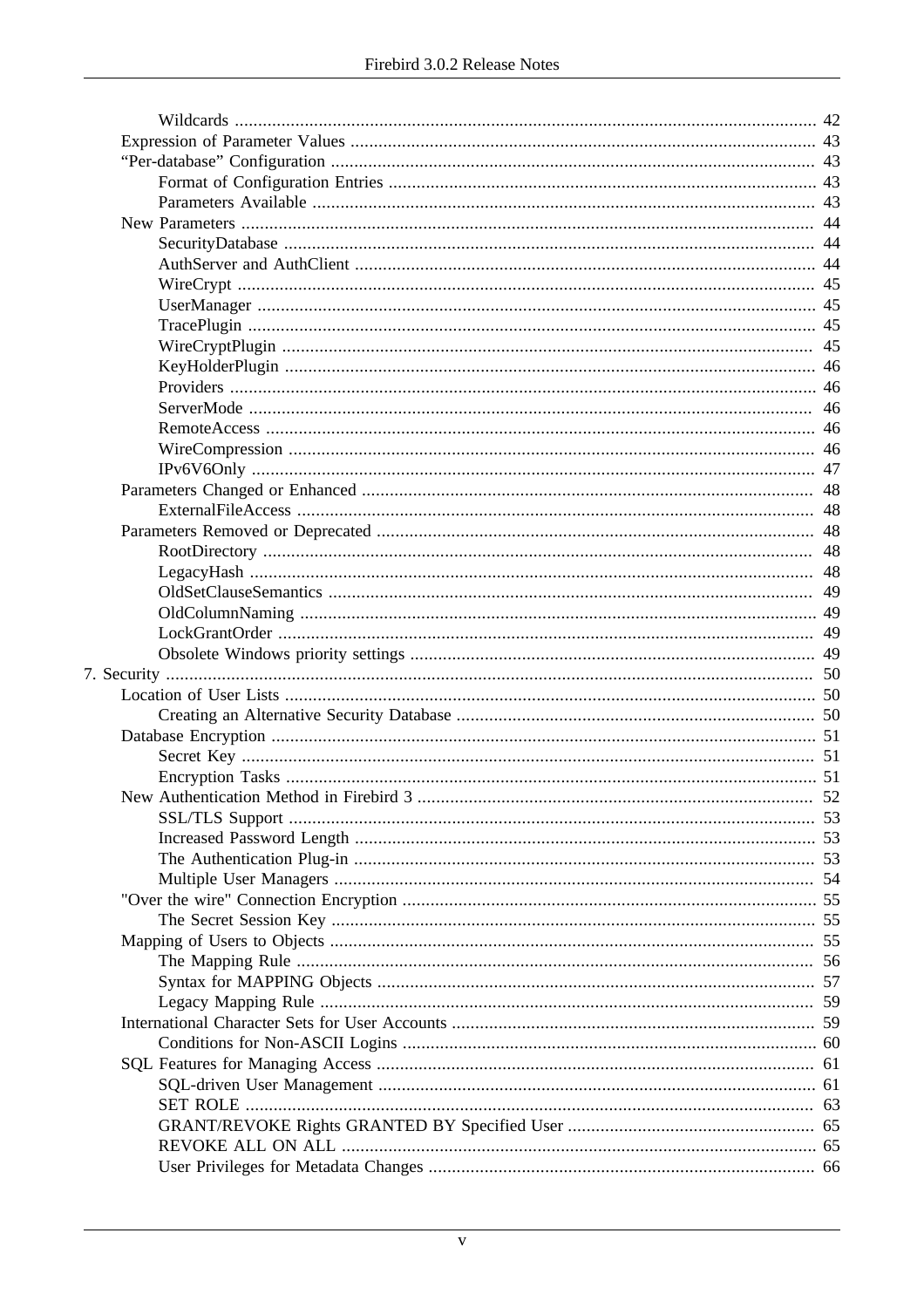- Wildcards ... 42
- Expression of Parameter Values ... 43
- “Per-database” Configuration ... 43
  - Format of Configuration Entries ... 43
  - Parameters Available ... 43
- New Parameters ... 44
  - SecurityDatabase ... 44
  - AuthServer and AuthClient ... 44
  - WireCrypt ... 45
  - UserManager ... 45
  - TracePlugin ... 45
  - WireCryptPlugin ... 45
  - KeyHolderPlugin ... 46
  - Providers ... 46
  - ServerMode ... 46
  - RemoteAccess ... 46
  - WireCompression ... 46
  - IPv6V6Only ... 47
- Parameters Changed or Enhanced ... 48
  - ExternalFileAccess ... 48
- Parameters Removed or Deprecated ... 48
  - RootDirectory ... 48
  - LegacyHash ... 48
  - OldSetClauseSemantics ... 49
  - OldColumnNaming ... 49
  - LockGrantOrder ... 49
  - Obsolete Windows priority settings ... 49

7. Security ... 50
- Location of User Lists ... 50
  - Creating an Alternative Security Database ... 50
- Database Encryption ... 51
  - Secret Key ... 51
  - Encryption Tasks ... 51
- New Authentication Method in Firebird 3 ... 52
  - SSL/TLS Support ... 53
  - Increased Password Length ... 53
  - The Authentication Plug-in ... 53
  - Multiple User Managers ... 54
- "Over the wire" Connection Encryption ... 55
  - The Secret Session Key ... 55
- Mapping of Users to Objects ... 55
  - The Mapping Rule ... 56
  - Syntax for MAPPING Objects ... 57
  - Legacy Mapping Rule ... 59
- International Character Sets for User Accounts ... 59
  - Conditions for Non-ASCII Logins ... 60
- SQL Features for Managing Access ... 61
  - SQL-driven User Management ... 61
  - SET ROLE ... 63
  - GRANT/REVOKE Rights GRANTED BY Specified User ... 65
  - REVOKE ALL ON ALL ... 65
  - User Privileges for Metadata Changes ... 66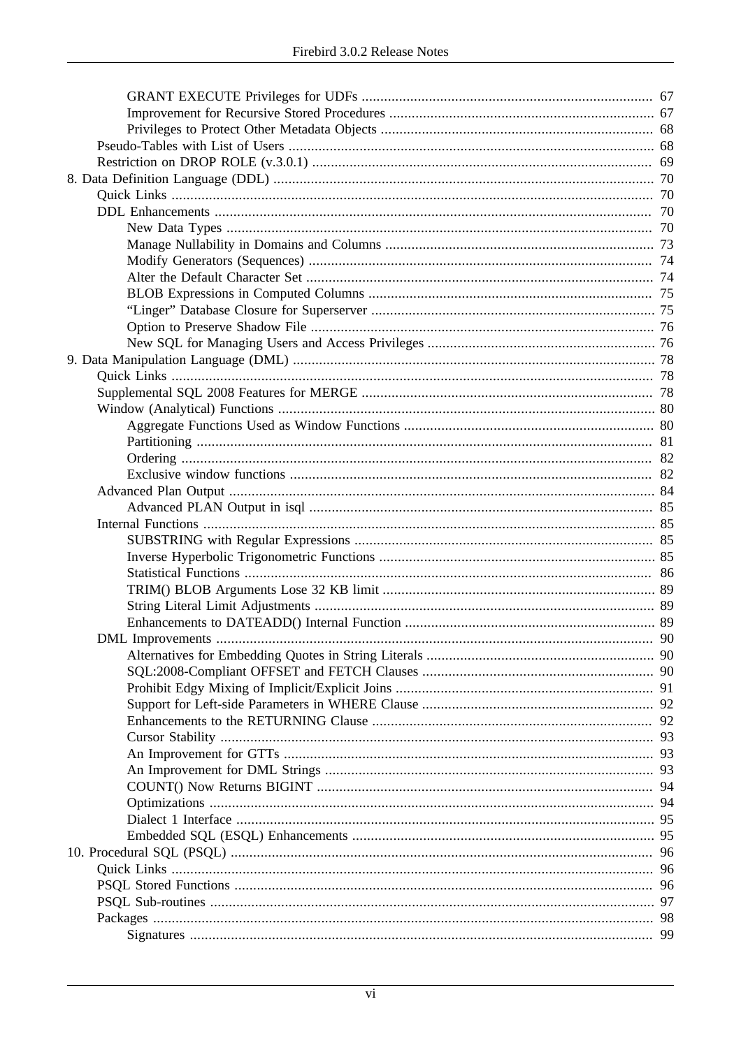- GRANT EXECUTE Privileges for UDFs ... 67
- Improvement for Recursive Stored Procedures ... 67
- Privileges to Protect Other Metadata Objects ... 68
- Pseudo-Tables with List of Users ... 68
- Restriction on DROP ROLE (v.3.0.1) ... 69

8. Data Definition Language (DDL) ... 70
   - Quick Links ... 70
   - DDL Enhancements ... 70
     - New Data Types ... 70
     - Manage Nullability in Domains and Columns ... 73
     - Modify Generators (Sequences) ... 74
     - Alter the Default Character Set ... 74
     - BLOB Expressions in Computed Columns ... 75
     - "Linger" Database Closure for Superserver ... 75
     - Option to Preserve Shadow File ... 76
     - New SQL for Managing Users and Access Privileges ... 76

9. Data Manipulation Language (DML) ... 78
   - Quick Links ... 78
   - Supplemental SQL 2008 Features for MERGE ... 78
   - Window (Analytical) Functions ... 80
     - Aggregate Functions Used as Window Functions ... 80
     - Partitioning ... 81
     - Ordering ... 82
     - Exclusive window functions ... 82
   - Advanced Plan Output ... 84
     - Advanced PLAN Output in isql ... 85
   - Internal Functions ... 85
     - SUBSTRING with Regular Expressions ... 85
     - Inverse Hyperbolic Trigonometric Functions ... 85
     - Statistical Functions ... 86
     - TRIM() BLOB Arguments Lose 32 KB limit ... 89
     - String Literal Limit Adjustments ... 89
     - Enhancements to DATEADD() Internal Function ... 89
   - DML Improvements ... 90
     - Alternatives for Embedding Quotes in String Literals ... 90
     - SQL:2008-Compliant OFFSET and FETCH Clauses ... 90
     - Prohibit Edgy Mixing of Implicit/Explicit Joins ... 91
     - Support for Left-side Parameters in WHERE Clause ... 92
     - Enhancements to the RETURNING Clause ... 92
     - Cursor Stability ... 93
     - An Improvement for GTTs ... 93
     - An Improvement for DML Strings ... 93
     - COUNT() Now Returns BIGINT ... 94
     - Optimizations ... 94
     - Dialect 1 Interface ... 95
     - Embedded SQL (ESQL) Enhancements ... 95

10. Procedural SQL (PSQL) ... 96
    - Quick Links ... 96
    - PSQL Stored Functions ... 96
    - PSQL Sub-routines ... 97
    - Packages ... 98
      - Signatures ... 99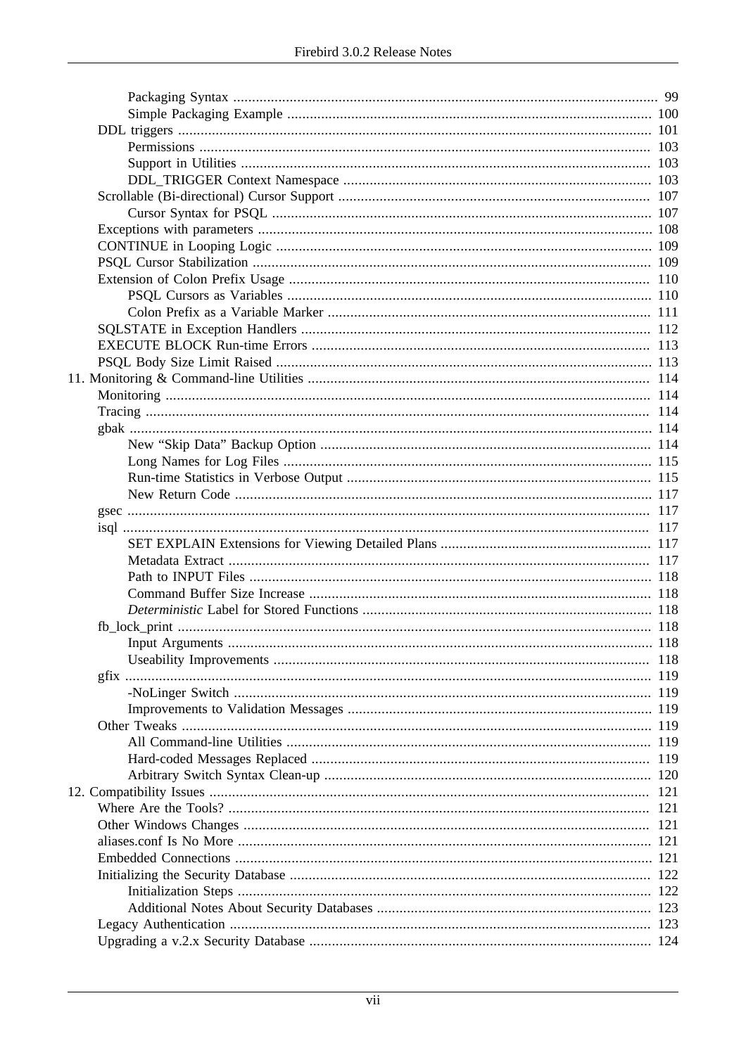- Packaging Syntax ... 99
- Simple Packaging Example ... 100
- DDL triggers ... 101
  - Permissions ... 103
  - Support in Utilities ... 103
  - DDL_TRIGGER Context Namespace ... 103
- Scrollable (Bi-directional) Cursor Support ... 107
  - Cursor Syntax for PSQL ... 107
- Exceptions with parameters ... 108
- CONTINUE in Looping Logic ... 109
- PSQL Cursor Stabilization ... 109
- Extension of Colon Prefix Usage ... 110
  - PSQL Cursors as Variables ... 110
  - Colon Prefix as a Variable Marker ... 111
- SQLSTATE in Exception Handlers ... 112
- EXECUTE BLOCK Run-time Errors ... 113
- PSQL Body Size Limit Raised ... 113

11. Monitoring & Command-line Utilities ... 114
- Monitoring ... 114
- Tracing ... 114
- gbak ... 114
  - New “Skip Data” Backup Option ... 114
  - Long Names for Log Files ... 115
  - Run-time Statistics in Verbose Output ... 115
  - New Return Code ... 117
- gsec ... 117
- isql ... 117
  - SET EXPLAIN Extensions for Viewing Detailed Plans ... 117
  - Metadata Extract ... 117
  - Path to INPUT Files ... 118
  - Command Buffer Size Increase ... 118
  - *Deterministic* Label for Stored Functions ... 118
- fb_lock_print ... 118
  - Input Arguments ... 118
  - Useability Improvements ... 118
- gfix ... 119
  - -NoLinger Switch ... 119
  - Improvements to Validation Messages ... 119
- Other Tweaks ... 119
  - All Command-line Utilities ... 119
  - Hard-coded Messages Replaced ... 119
  - Arbitrary Switch Syntax Clean-up ... 120

12. Compatibility Issues ... 121
- Where Are the Tools? ... 121
- Other Windows Changes ... 121
- aliases.conf Is No More ... 121
- Embedded Connections ... 121
- Initializing the Security Database ... 122
  - Initialization Steps ... 122
  - Additional Notes About Security Databases ... 123
- Legacy Authentication ... 123
- Upgrading a v.2.x Security Database ... 124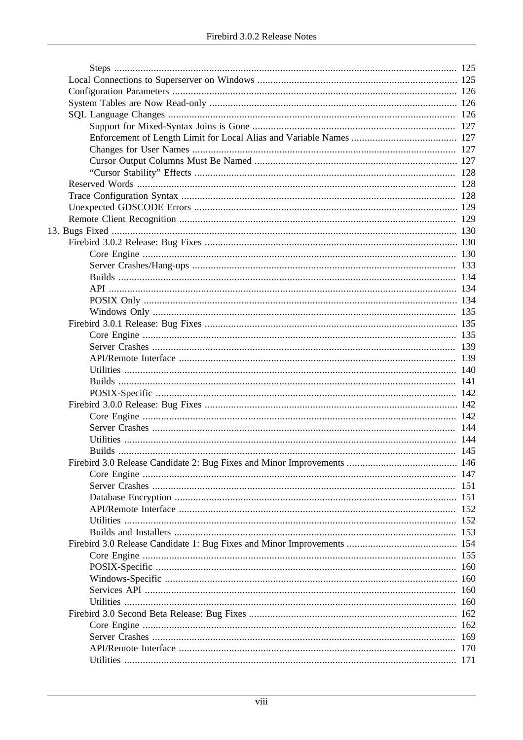- Steps ... 125
- Local Connections to Superserver on Windows ... 125
- Configuration Parameters ... 126
- System Tables are Now Read-only ... 126
- SQL Language Changes ... 126
  - Support for Mixed-Syntax Joins is Gone ... 127
  - Enforcement of Length Limit for Local Alias and Variable Names ... 127
  - Changes for User Names ... 127
  - Cursor Output Columns Must Be Named ... 127
  - "Cursor Stability" Effects ... 128
- Reserved Words ... 128
- Trace Configuration Syntax ... 128
- Unexpected GDSCODE Errors ... 129
- Remote Client Recognition ... 129

13. Bugs Fixed ... 130
- Firebird 3.0.2 Release: Bug Fixes ... 130
  - Core Engine ... 130
  - Server Crashes/Hang-ups ... 133
  - Builds ... 134
  - API ... 134
  - POSIX Only ... 134
  - Windows Only ... 135
- Firebird 3.0.1 Release: Bug Fixes ... 135
  - Core Engine ... 135
  - Server Crashes ... 139
  - API/Remote Interface ... 139
  - Utilities ... 140
  - Builds ... 141
  - POSIX-Specific ... 142
- Firebird 3.0.0 Release: Bug Fixes ... 142
  - Core Engine ... 142
  - Server Crashes ... 144
  - Utilities ... 144
  - Builds ... 145
- Firebird 3.0 Release Candidate 2: Bug Fixes and Minor Improvements ... 146
  - Core Engine ... 147
  - Server Crashes ... 151
  - Database Encryption ... 151
  - API/Remote Interface ... 152
  - Utilities ... 152
  - Builds and Installers ... 153
- Firebird 3.0 Release Candidate 1: Bug Fixes and Minor Improvements ... 154
  - Core Engine ... 155
  - POSIX-Specific ... 160
  - Windows-Specific ... 160
  - Services API ... 160
  - Utilities ... 160
- Firebird 3.0 Second Beta Release: Bug Fixes ... 162
  - Core Engine ... 162
  - Server Crashes ... 169
  - API/Remote Interface ... 170
  - Utilities ... 171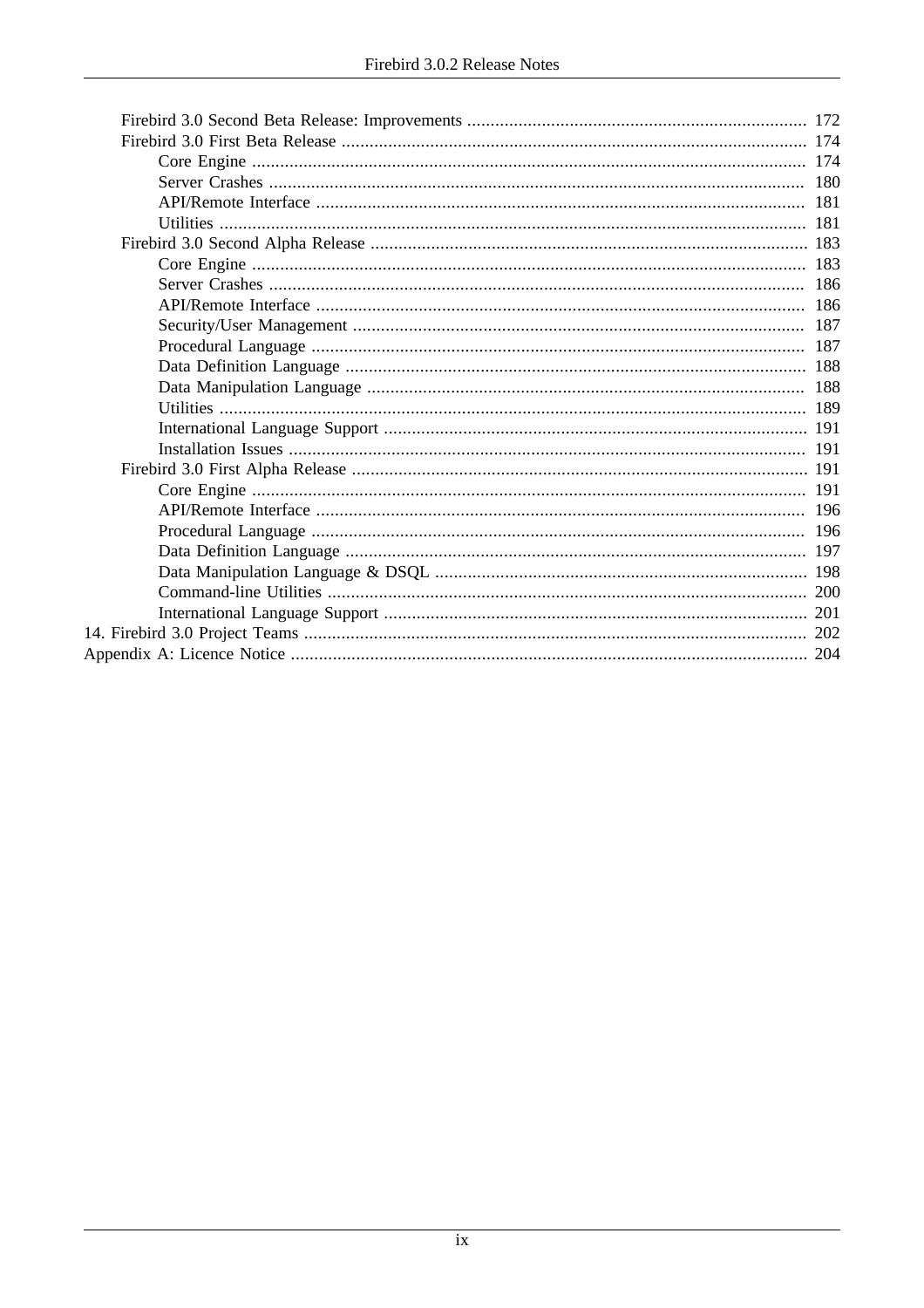- Firebird 3.0 Second Beta Release: Improvements ... 172
- Firebird 3.0 First Beta Release ... 174
  - Core Engine ... 174
  - Server Crashes ... 180
  - API/Remote Interface ... 181
  - Utilities ... 181
- Firebird 3.0 Second Alpha Release ... 183
  - Core Engine ... 183
  - Server Crashes ... 186
  - API/Remote Interface ... 186
  - Security/User Management ... 187
  - Procedural Language ... 187
  - Data Definition Language ... 188
  - Data Manipulation Language ... 188
  - Utilities ... 189
  - International Language Support ... 191
  - Installation Issues ... 191
- Firebird 3.0 First Alpha Release ... 191
  - Core Engine ... 191
  - API/Remote Interface ... 196
  - Procedural Language ... 196
  - Data Definition Language ... 197
  - Data Manipulation Language & DSQL ... 198
  - Command-line Utilities ... 200
  - International Language Support ... 201

14. Firebird 3.0 Project Teams ... 202

Appendix A: Licence Notice ... 204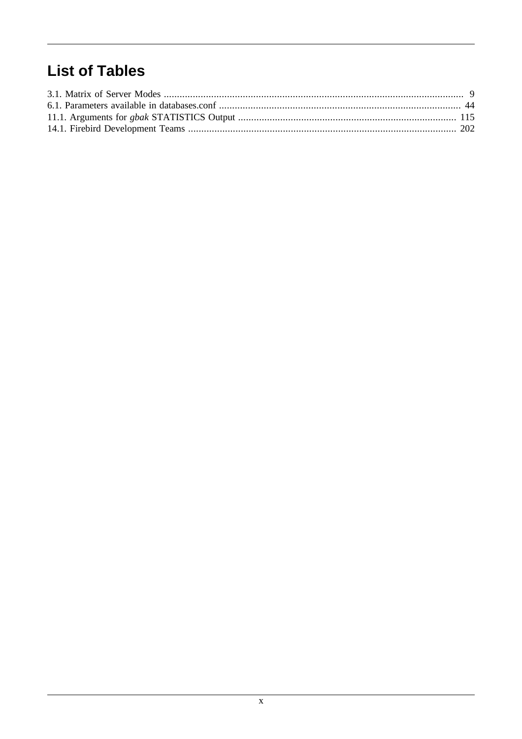# List of Tables

3.1. Matrix of Server Modes ..................................................................................................................... 9
6.1. Parameters available in databases.conf ............................................................................................ 44
11.1. Arguments for *gbak* STATISTICS Output .................................................................................. 115
14.1. Firebird Development Teams ...................................................................................................... 202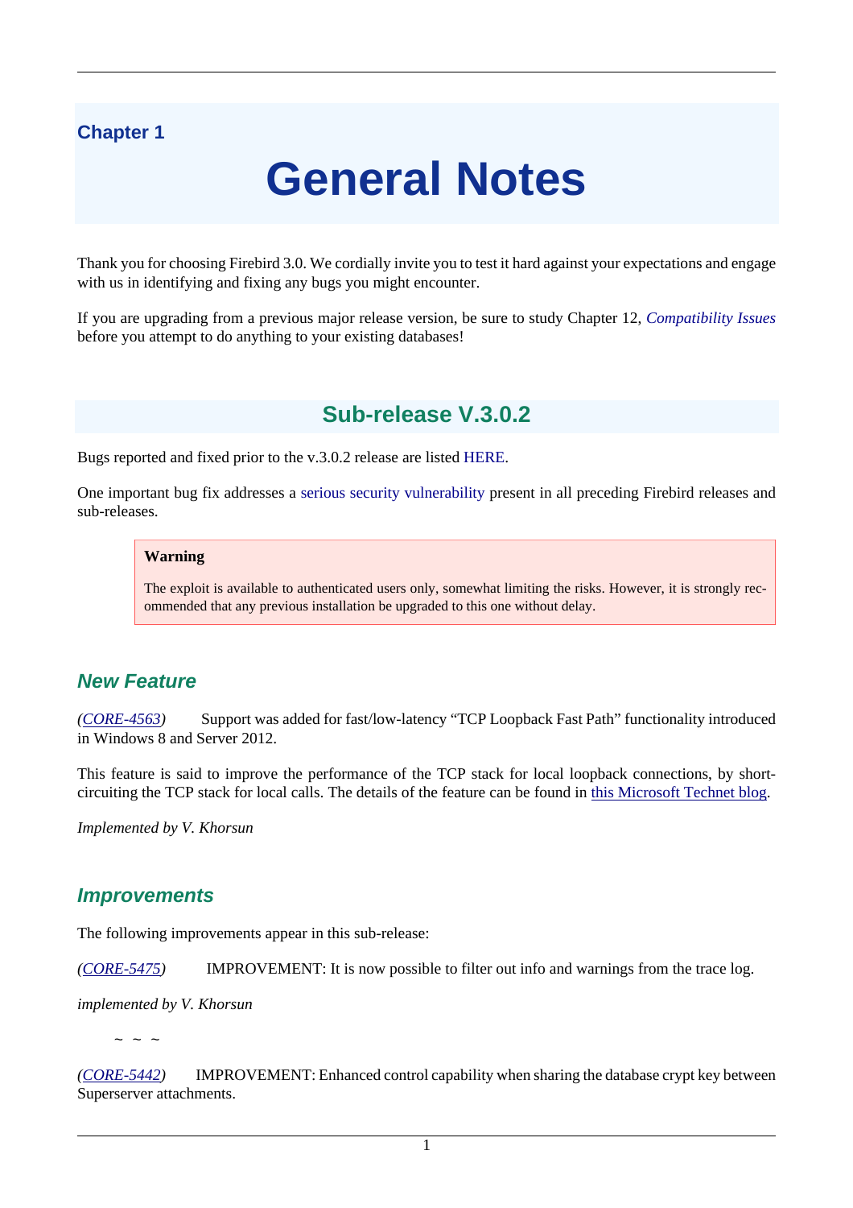Chapter 1

# General Notes

Thank you for choosing Firebird 3.0. We cordially invite you to test it hard against your expectations and engage with us in identifying and fixing any bugs you might encounter.

If you are upgrading from a previous major release version, be sure to study Chapter 12, *Compatibility Issues* before you attempt to do anything to your existing databases!

## Sub-release V.3.0.2

Bugs reported and fixed prior to the v.3.0.2 release are listed HERE.

One important bug fix addresses a serious security vulnerability present in all preceding Firebird releases and sub-releases.

> **Warning**
>
> The exploit is available to authenticated users only, somewhat limiting the risks. However, it is strongly recommended that any previous installation be upgraded to this one without delay.

### New Feature

*(CORE-4563)* Support was added for fast/low-latency “TCP Loopback Fast Path” functionality introduced in Windows 8 and Server 2012.

This feature is said to improve the performance of the TCP stack for local loopback connections, by short-circuiting the TCP stack for local calls. The details of the feature can be found in this Microsoft Technet blog.

*Implemented by V. Khorsun*

### Improvements

The following improvements appear in this sub-release:

*(CORE-5475)* IMPROVEMENT: It is now possible to filter out info and warnings from the trace log.

*implemented by V. Khorsun*

~ ~ ~

*(CORE-5442)* IMPROVEMENT: Enhanced control capability when sharing the database crypt key between Superserver attachments.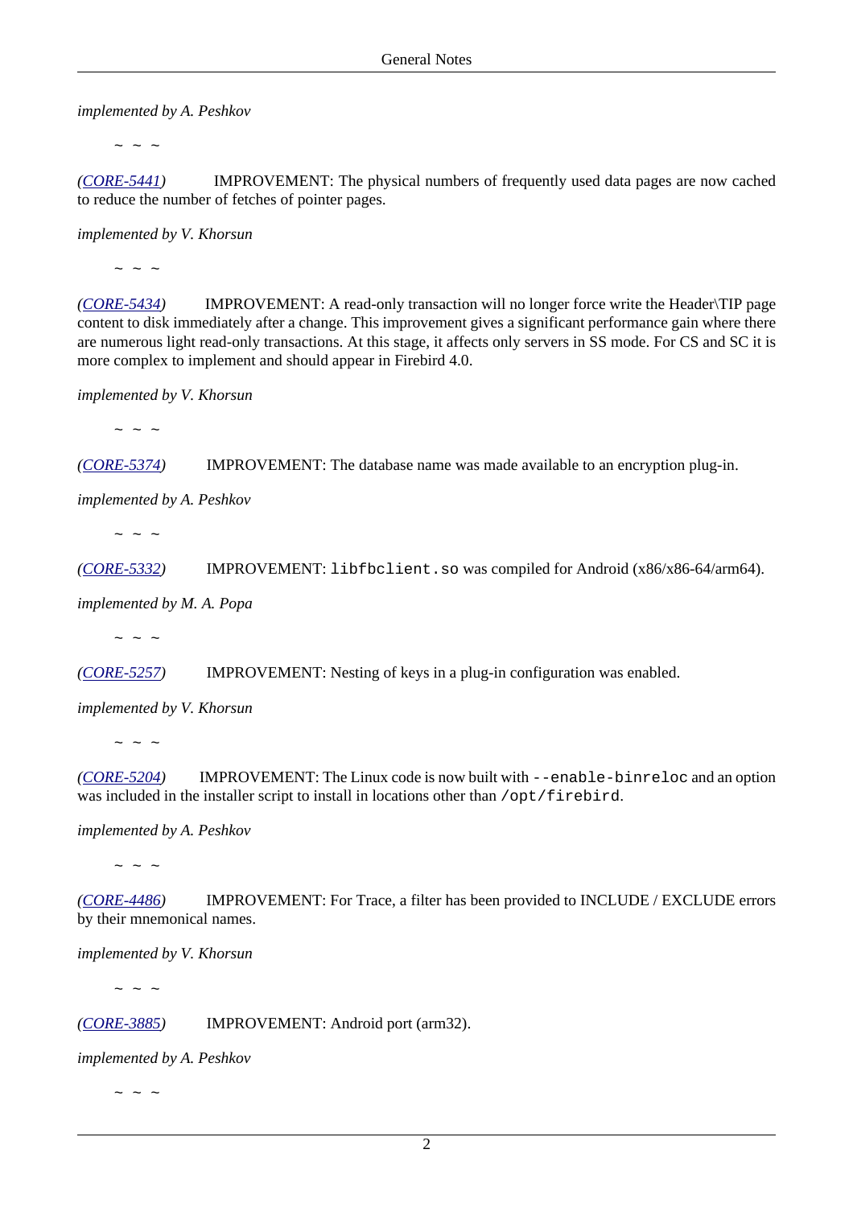*implemented by A. Peshkov*

~ ~ ~

*(CORE-5441)* IMPROVEMENT: The physical numbers of frequently used data pages are now cached to reduce the number of fetches of pointer pages.

*implemented by V. Khorsun*

~ ~ ~

*(CORE-5434)* IMPROVEMENT: A read-only transaction will no longer force write the Header\TIP page content to disk immediately after a change. This improvement gives a significant performance gain where there are numerous light read-only transactions. At this stage, it affects only servers in SS mode. For CS and SC it is more complex to implement and should appear in Firebird 4.0.

*implemented by V. Khorsun*

~ ~ ~

*(CORE-5374)* IMPROVEMENT: The database name was made available to an encryption plug-in.

*implemented by A. Peshkov*

~ ~ ~

*(CORE-5332)* IMPROVEMENT: `libfbclient.so` was compiled for Android (x86/x86-64/arm64).

*implemented by M. A. Popa*

~ ~ ~

*(CORE-5257)* IMPROVEMENT: Nesting of keys in a plug-in configuration was enabled.

*implemented by V. Khorsun*

~ ~ ~

*(CORE-5204)* IMPROVEMENT: The Linux code is now built with `--enable-binreloc` and an option was included in the installer script to install in locations other than `/opt/firebird`.

*implemented by A. Peshkov*

~ ~ ~

*(CORE-4486)* IMPROVEMENT: For Trace, a filter has been provided to INCLUDE / EXCLUDE errors by their mnemonical names.

*implemented by V. Khorsun*

~ ~ ~

*(CORE-3885)* IMPROVEMENT: Android port (arm32).

*implemented by A. Peshkov*

~ ~ ~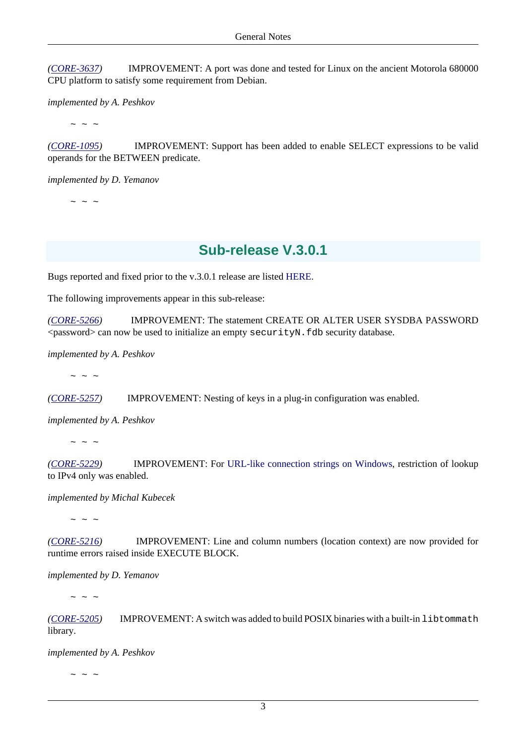(*CORE-3637*) IMPROVEMENT: A port was done and tested for Linux on the ancient Motorola 680000 CPU platform to satisfy some requirement from Debian.

*implemented by A. Peshkov*

~ ~ ~

(*CORE-1095*) IMPROVEMENT: Support has been added to enable SELECT expressions to be valid operands for the BETWEEN predicate.

*implemented by D. Yemanov*

~ ~ ~

## Sub-release V.3.0.1

Bugs reported and fixed prior to the v.3.0.1 release are listed HERE.

The following improvements appear in this sub-release:

(*CORE-5266*) IMPROVEMENT: The statement CREATE OR ALTER USER SYSDBA PASSWORD <password> can now be used to initialize an empty `securityN.fdb` security database.

*implemented by A. Peshkov*

~ ~ ~

(*CORE-5257*) IMPROVEMENT: Nesting of keys in a plug-in configuration was enabled.

*implemented by A. Peshkov*

~ ~ ~

(*CORE-5229*) IMPROVEMENT: For URL-like connection strings on Windows, restriction of lookup to IPv4 only was enabled.

*implemented by Michal Kubecek*

~ ~ ~

(*CORE-5216*) IMPROVEMENT: Line and column numbers (location context) are now provided for runtime errors raised inside EXECUTE BLOCK.

*implemented by D. Yemanov*

~ ~ ~

(*CORE-5205*) IMPROVEMENT: A switch was added to build POSIX binaries with a built-in `libtommath` library.

*implemented by A. Peshkov*

~ ~ ~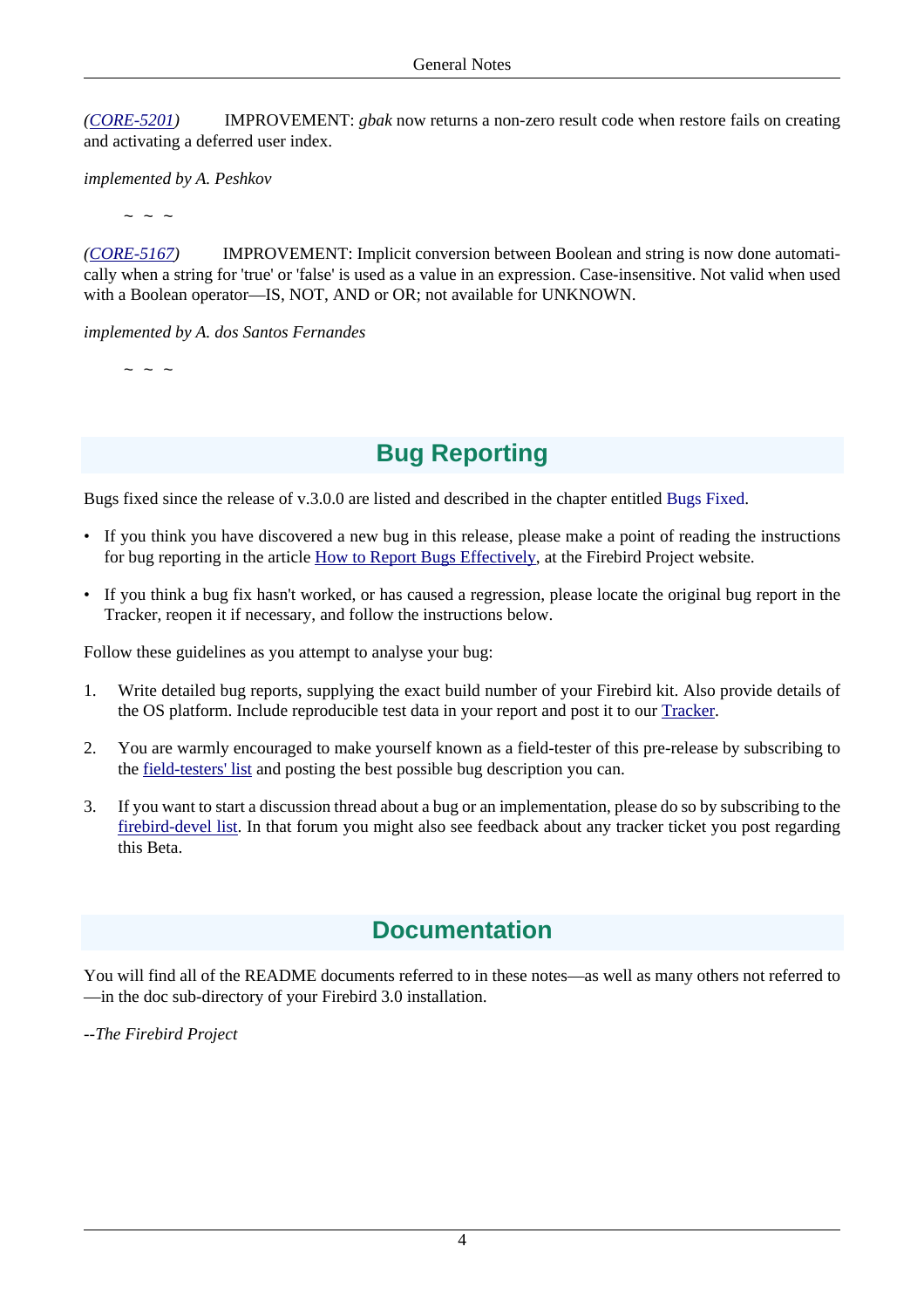*(CORE-5201)* IMPROVEMENT: *gbak* now returns a non-zero result code when restore fails on creating and activating a deferred user index.

*implemented by A. Peshkov*

~ ~ ~

*(CORE-5167)* IMPROVEMENT: Implicit conversion between Boolean and string is now done automatically when a string for 'true' or 'false' is used as a value in an expression. Case-insensitive. Not valid when used with a Boolean operator—IS, NOT, AND or OR; not available for UNKNOWN.

*implemented by A. dos Santos Fernandes*

~ ~ ~

## Bug Reporting

Bugs fixed since the release of v.3.0.0 are listed and described in the chapter entitled Bugs Fixed.

- If you think you have discovered a new bug in this release, please make a point of reading the instructions for bug reporting in the article How to Report Bugs Effectively, at the Firebird Project website.
- If you think a bug fix hasn't worked, or has caused a regression, please locate the original bug report in the Tracker, reopen it if necessary, and follow the instructions below.

Follow these guidelines as you attempt to analyse your bug:

1. Write detailed bug reports, supplying the exact build number of your Firebird kit. Also provide details of the OS platform. Include reproducible test data in your report and post it to our Tracker.
2. You are warmly encouraged to make yourself known as a field-tester of this pre-release by subscribing to the field-testers' list and posting the best possible bug description you can.
3. If you want to start a discussion thread about a bug or an implementation, please do so by subscribing to the firebird-devel list. In that forum you might also see feedback about any tracker ticket you post regarding this Beta.

## Documentation

You will find all of the README documents referred to in these notes—as well as many others not referred to—in the doc sub-directory of your Firebird 3.0 installation.

*--The Firebird Project*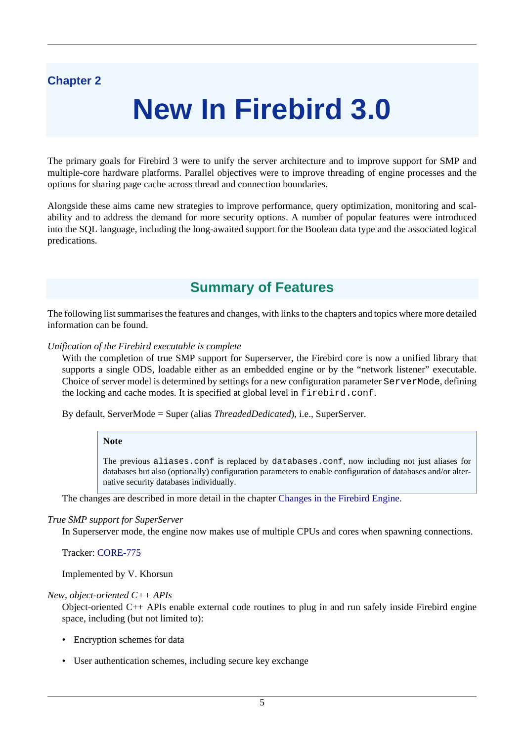Chapter 2

# New In Firebird 3.0

The primary goals for Firebird 3 were to unify the server architecture and to improve support for SMP and multiple-core hardware platforms. Parallel objectives were to improve threading of engine processes and the options for sharing page cache across thread and connection boundaries.

Alongside these aims came new strategies to improve performance, query optimization, monitoring and scalability and to address the demand for more security options. A number of popular features were introduced into the SQL language, including the long-awaited support for the Boolean data type and the associated logical predications.

## Summary of Features

The following list summarises the features and changes, with links to the chapters and topics where more detailed information can be found.

*Unification of the Firebird executable is complete*

With the completion of true SMP support for Superserver, the Firebird core is now a unified library that supports a single ODS, loadable either as an embedded engine or by the "network listener" executable. Choice of server model is determined by settings for a new configuration parameter `ServerMode`, defining the locking and cache modes. It is specified at global level in `firebird.conf`.

By default, ServerMode = Super (alias *ThreadedDedicated*), i.e., SuperServer.

> **Note**
>
> The previous `aliases.conf` is replaced by `databases.conf`, now including not just aliases for databases but also (optionally) configuration parameters to enable configuration of databases and/or alternative security databases individually.

The changes are described in more detail in the chapter Changes in the Firebird Engine.

*True SMP support for SuperServer*

In Superserver mode, the engine now makes use of multiple CPUs and cores when spawning connections.

Tracker: CORE-775

Implemented by V. Khorsun

*New, object-oriented C++ APIs*

Object-oriented C++ APIs enable external code routines to plug in and run safely inside Firebird engine space, including (but not limited to):

- Encryption schemes for data
- User authentication schemes, including secure key exchange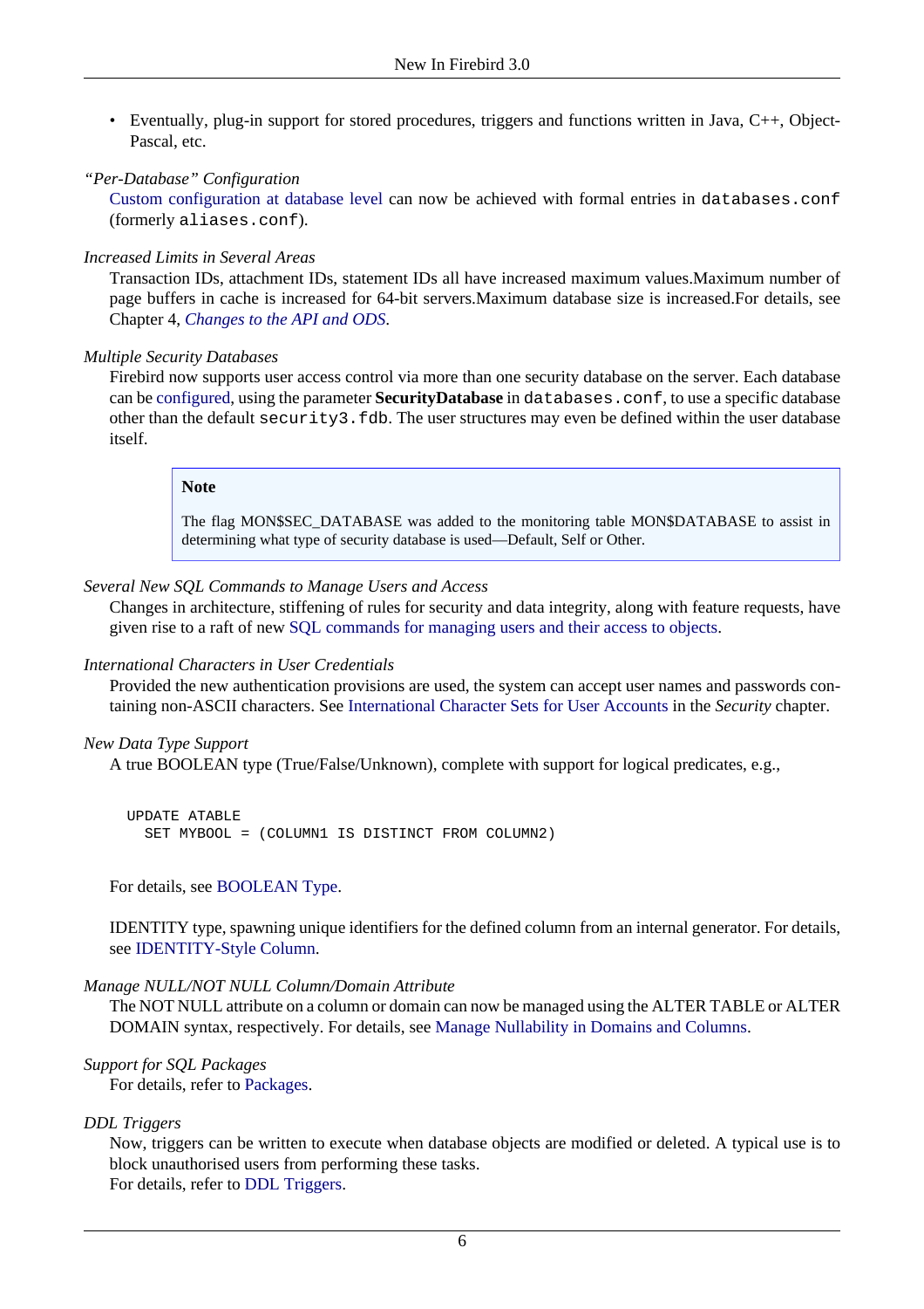- Eventually, plug-in support for stored procedures, triggers and functions written in Java, C++, Object-Pascal, etc.

*"Per-Database" Configuration*
: Custom configuration at database level can now be achieved with formal entries in `databases.conf` (formerly `aliases.conf`).

*Increased Limits in Several Areas*
: Transaction IDs, attachment IDs, statement IDs all have increased maximum values.Maximum number of page buffers in cache is increased for 64-bit servers.Maximum database size is increased.For details, see Chapter 4, *Changes to the API and ODS*.

*Multiple Security Databases*
: Firebird now supports user access control via more than one security database on the server. Each database can be configured, using the parameter **SecurityDatabase** in `databases.conf`, to use a specific database other than the default `security3.fdb`. The user structures may even be defined within the user database itself.

> **Note**
>
> The flag MON$SEC_DATABASE was added to the monitoring table MON$DATABASE to assist in determining what type of security database is used—Default, Self or Other.

*Several New SQL Commands to Manage Users and Access*
: Changes in architecture, stiffening of rules for security and data integrity, along with feature requests, have given rise to a raft of new SQL commands for managing users and their access to objects.

*International Characters in User Credentials*
: Provided the new authentication provisions are used, the system can accept user names and passwords containing non-ASCII characters. See International Character Sets for User Accounts in the *Security* chapter.

*New Data Type Support*
: A true BOOLEAN type (True/False/Unknown), complete with support for logical predicates, e.g.,

```
UPDATE ATABLE
  SET MYBOOL = (COLUMN1 IS DISTINCT FROM COLUMN2)
```

For details, see BOOLEAN Type.

IDENTITY type, spawning unique identifiers for the defined column from an internal generator. For details, see IDENTITY-Style Column.

*Manage NULL/NOT NULL Column/Domain Attribute*
: The NOT NULL attribute on a column or domain can now be managed using the ALTER TABLE or ALTER DOMAIN syntax, respectively. For details, see Manage Nullability in Domains and Columns.

*Support for SQL Packages*
: For details, refer to Packages.

*DDL Triggers*
: Now, triggers can be written to execute when database objects are modified or deleted. A typical use is to block unauthorised users from performing these tasks.
For details, refer to DDL Triggers.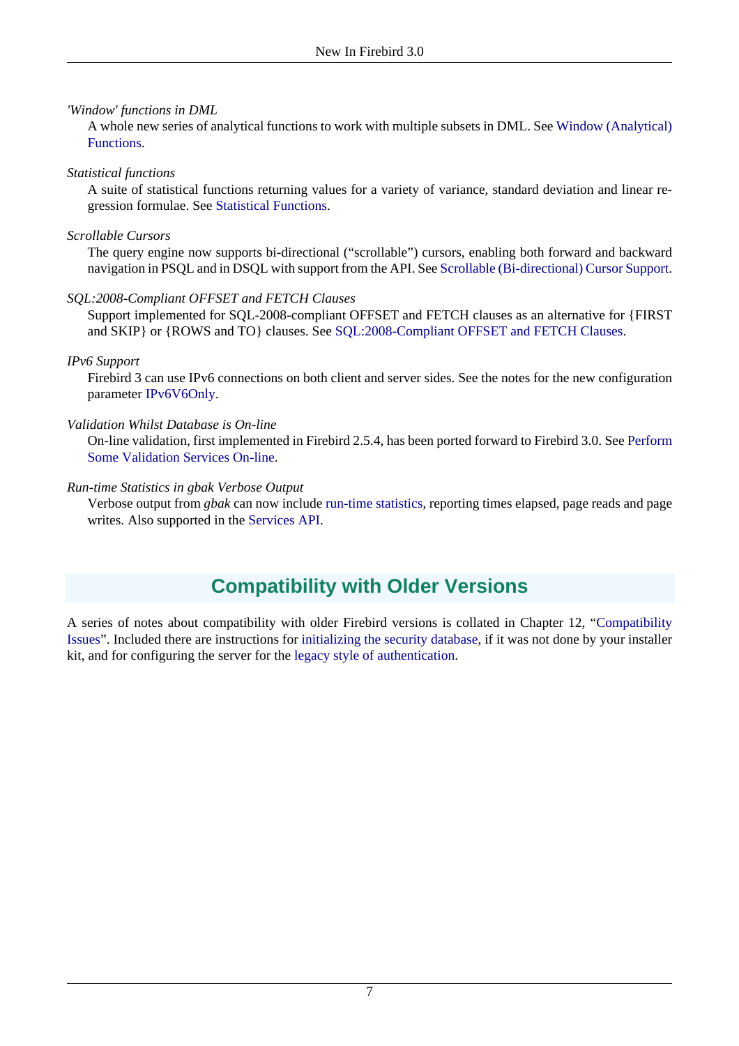*'Window' functions in DML*

A whole new series of analytical functions to work with multiple subsets in DML. See Window (Analytical) Functions.

*Statistical functions*

A suite of statistical functions returning values for a variety of variance, standard deviation and linear regression formulae. See Statistical Functions.

*Scrollable Cursors*

The query engine now supports bi-directional ("scrollable") cursors, enabling both forward and backward navigation in PSQL and in DSQL with support from the API. See Scrollable (Bi-directional) Cursor Support.

*SQL:2008-Compliant OFFSET and FETCH Clauses*

Support implemented for SQL-2008-compliant OFFSET and FETCH clauses as an alternative for {FIRST and SKIP} or {ROWS and TO} clauses. See SQL:2008-Compliant OFFSET and FETCH Clauses.

*IPv6 Support*

Firebird 3 can use IPv6 connections on both client and server sides. See the notes for the new configuration parameter IPv6V6Only.

*Validation Whilst Database is On-line*

On-line validation, first implemented in Firebird 2.5.4, has been ported forward to Firebird 3.0. See Perform Some Validation Services On-line.

*Run-time Statistics in gbak Verbose Output*

Verbose output from *gbak* can now include run-time statistics, reporting times elapsed, page reads and page writes. Also supported in the Services API.

## Compatibility with Older Versions

A series of notes about compatibility with older Firebird versions is collated in Chapter 12, "Compatibility Issues". Included there are instructions for initializing the security database, if it was not done by your installer kit, and for configuring the server for the legacy style of authentication.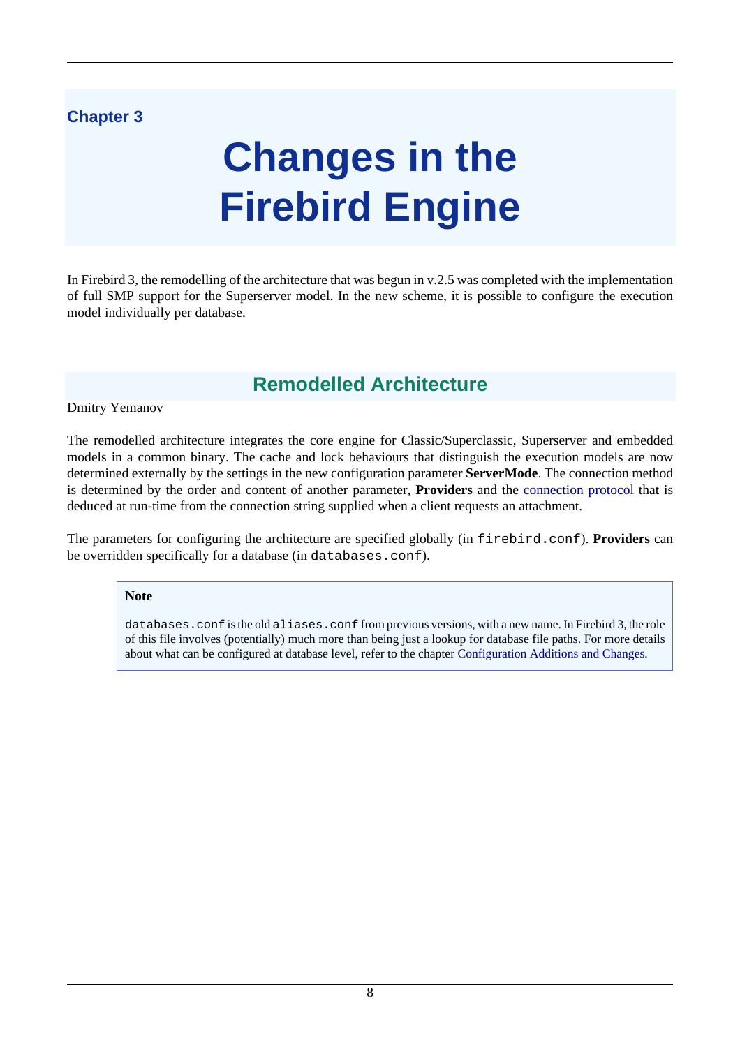Chapter 3

# Changes in the Firebird Engine

In Firebird 3, the remodelling of the architecture that was begun in v.2.5 was completed with the implementation of full SMP support for the Superserver model. In the new scheme, it is possible to configure the execution model individually per database.

## Remodelled Architecture

Dmitry Yemanov

The remodelled architecture integrates the core engine for Classic/Superclassic, Superserver and embedded models in a common binary. The cache and lock behaviours that distinguish the execution models are now determined externally by the settings in the new configuration parameter **ServerMode**. The connection method is determined by the order and content of another parameter, **Providers** and the connection protocol that is deduced at run-time from the connection string supplied when a client requests an attachment.

The parameters for configuring the architecture are specified globally (in `firebird.conf`). **Providers** can be overridden specifically for a database (in `databases.conf`).

> **Note**
>
> `databases.conf` is the old `aliases.conf` from previous versions, with a new name. In Firebird 3, the role of this file involves (potentially) much more than being just a lookup for database file paths. For more details about what can be configured at database level, refer to the chapter Configuration Additions and Changes.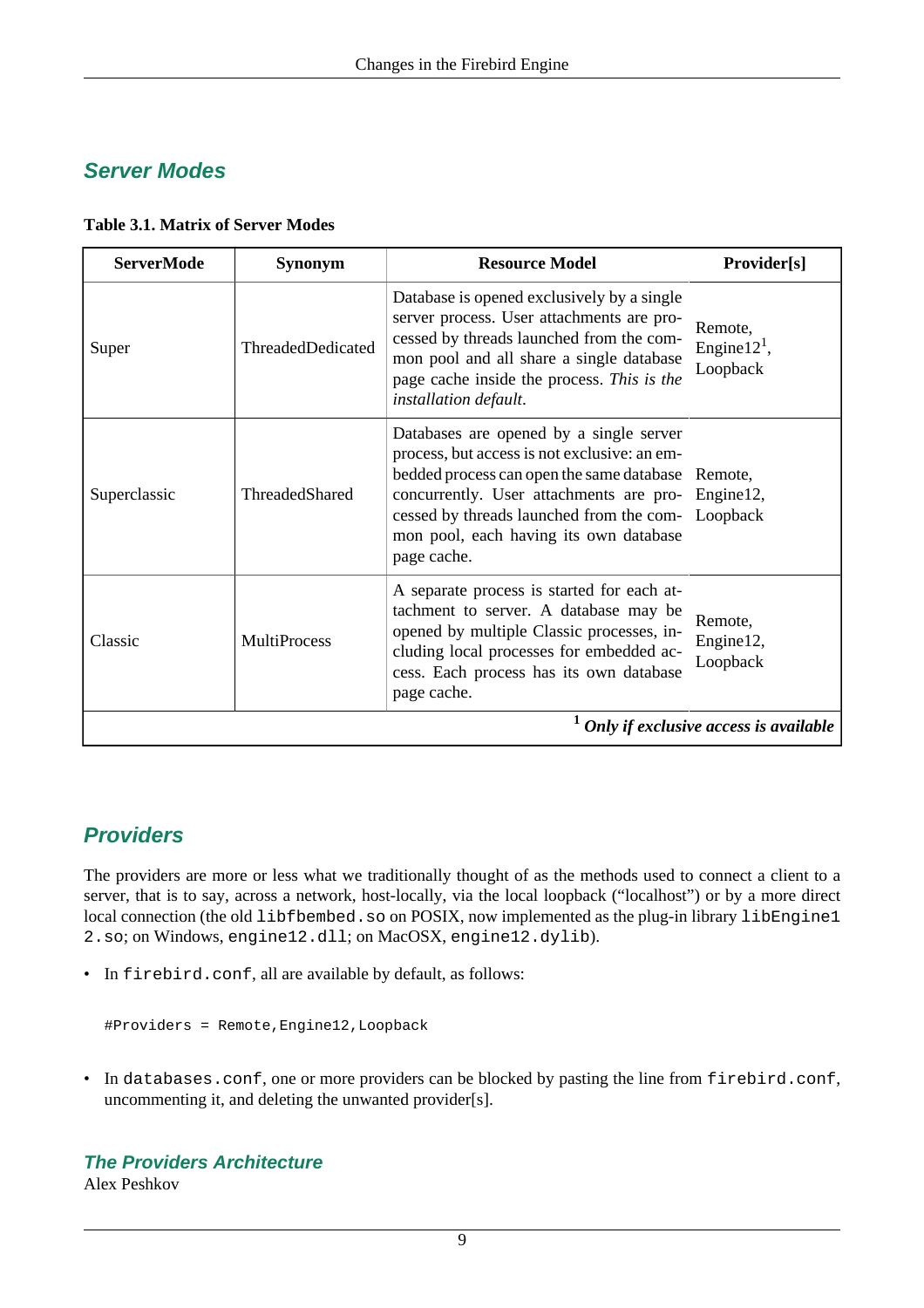## Server Modes

**Table 3.1. Matrix of Server Modes**

| ServerMode | Synonym | Resource Model | Provider[s] |
|---|---|---|---|
| Super | ThreadedDedicated | Database is opened exclusively by a single server process. User attachments are processed by threads launched from the common pool and all share a single database page cache inside the process. *This is the installation default.* | Remote, Engine12[1], Loopback |
| Superclassic | ThreadedShared | Databases are opened by a single server process, but access is not exclusive: an embedded process can open the same database concurrently. User attachments are processed by threads launched from the common pool, each having its own database page cache. | Remote, Engine12, Loopback |
| Classic | MultiProcess | A separate process is started for each attachment to server. A database may be opened by multiple Classic processes, including local processes for embedded access. Each process has its own database page cache. | Remote, Engine12, Loopback |

[1] ***Only if exclusive access is available***

## Providers

The providers are more or less what we traditionally thought of as the methods used to connect a client to a server, that is to say, across a network, host-locally, via the local loopback ("localhost") or by a more direct local connection (the old `libfbembed.so` on POSIX, now implemented as the plug-in library `libEngine12.so`; on Windows, `engine12.dll`; on MacOSX, `engine12.dylib`).

- In `firebird.conf`, all are available by default, as follows:

```
#Providers = Remote,Engine12,Loopback
```

- In `databases.conf`, one or more providers can be blocked by pasting the line from `firebird.conf`, uncommenting it, and deleting the unwanted provider[s].

### The Providers Architecture

Alex Peshkov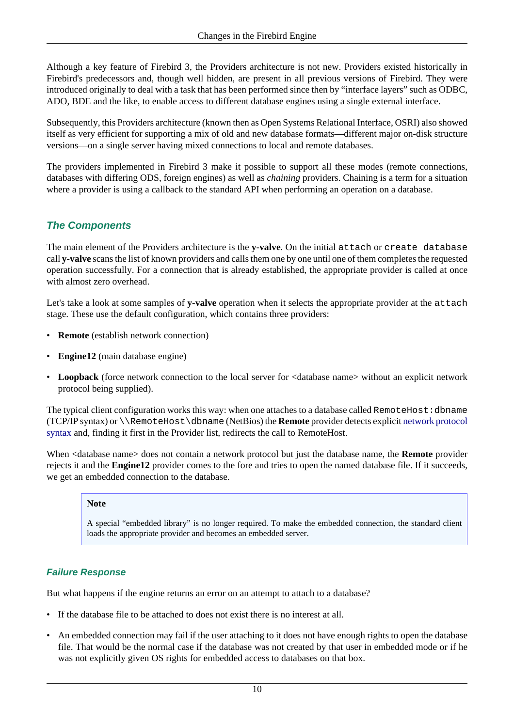Although a key feature of Firebird 3, the Providers architecture is not new. Providers existed historically in Firebird's predecessors and, though well hidden, are present in all previous versions of Firebird. They were introduced originally to deal with a task that has been performed since then by “interface layers” such as ODBC, ADO, BDE and the like, to enable access to different database engines using a single external interface.

Subsequently, this Providers architecture (known then as Open Systems Relational Interface, OSRI) also showed itself as very efficient for supporting a mix of old and new database formats—different major on-disk structure versions—on a single server having mixed connections to local and remote databases.

The providers implemented in Firebird 3 make it possible to support all these modes (remote connections, databases with differing ODS, foreign engines) as well as *chaining* providers. Chaining is a term for a situation where a provider is using a callback to the standard API when performing an operation on a database.

### *The Components*

The main element of the Providers architecture is the **y-valve**. On the initial `attach` or `create database` call **y-valve** scans the list of known providers and calls them one by one until one of them completes the requested operation successfully. For a connection that is already established, the appropriate provider is called at once with almost zero overhead.

Let's take a look at some samples of **y-valve** operation when it selects the appropriate provider at the `attach` stage. These use the default configuration, which contains three providers:

- **Remote** (establish network connection)
- **Engine12** (main database engine)
- **Loopback** (force network connection to the local server for <database name> without an explicit network protocol being supplied).

The typical client configuration works this way: when one attaches to a database called `RemoteHost:dbname` (TCP/IP syntax) or `\\RemoteHost\dbname` (NetBios) the **Remote** provider detects explicit network protocol syntax and, finding it first in the Provider list, redirects the call to RemoteHost.

When <database name> does not contain a network protocol but just the database name, the **Remote** provider rejects it and the **Engine12** provider comes to the fore and tries to open the named database file. If it succeeds, we get an embedded connection to the database.

> **Note**
>
> A special “embedded library” is no longer required. To make the embedded connection, the standard client loads the appropriate provider and becomes an embedded server.

#### *Failure Response*

But what happens if the engine returns an error on an attempt to attach to a database?

- If the database file to be attached to does not exist there is no interest at all.
- An embedded connection may fail if the user attaching to it does not have enough rights to open the database file. That would be the normal case if the database was not created by that user in embedded mode or if he was not explicitly given OS rights for embedded access to databases on that box.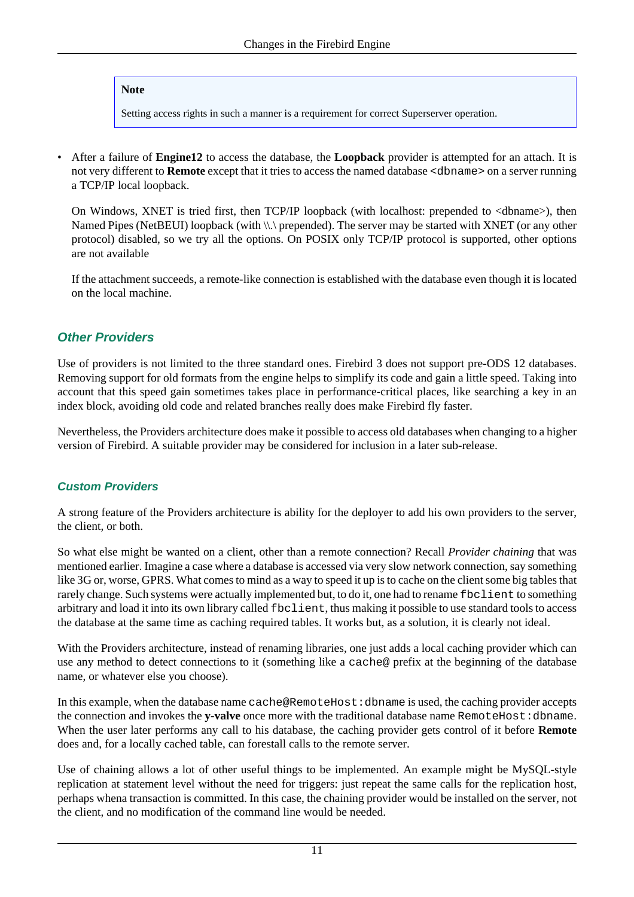> **Note**
>
> Setting access rights in such a manner is a requirement for correct Superserver operation.

- After a failure of **Engine12** to access the database, the **Loopback** provider is attempted for an attach. It is not very different to **Remote** except that it tries to access the named database `<dbname>` on a server running a TCP/IP local loopback.

  On Windows, XNET is tried first, then TCP/IP loopback (with localhost: prepended to <dbname>), then Named Pipes (NetBEUI) loopback (with \\.\ prepended). The server may be started with XNET (or any other protocol) disabled, so we try all the options. On POSIX only TCP/IP protocol is supported, other options are not available

  If the attachment succeeds, a remote-like connection is established with the database even though it is located on the local machine.

### Other Providers

Use of providers is not limited to the three standard ones. Firebird 3 does not support pre-ODS 12 databases. Removing support for old formats from the engine helps to simplify its code and gain a little speed. Taking into account that this speed gain sometimes takes place in performance-critical places, like searching a key in an index block, avoiding old code and related branches really does make Firebird fly faster.

Nevertheless, the Providers architecture does make it possible to access old databases when changing to a higher version of Firebird. A suitable provider may be considered for inclusion in a later sub-release.

### Custom Providers

A strong feature of the Providers architecture is ability for the deployer to add his own providers to the server, the client, or both.

So what else might be wanted on a client, other than a remote connection? Recall *Provider chaining* that was mentioned earlier. Imagine a case where a database is accessed via very slow network connection, say something like 3G or, worse, GPRS. What comes to mind as a way to speed it up is to cache on the client some big tables that rarely change. Such systems were actually implemented but, to do it, one had to rename `fbclient` to something arbitrary and load it into its own library called `fbclient`, thus making it possible to use standard tools to access the database at the same time as caching required tables. It works but, as a solution, it is clearly not ideal.

With the Providers architecture, instead of renaming libraries, one just adds a local caching provider which can use any method to detect connections to it (something like a `cache@` prefix at the beginning of the database name, or whatever else you choose).

In this example, when the database name `cache@RemoteHost:dbname` is used, the caching provider accepts the connection and invokes the **y-valve** once more with the traditional database name `RemoteHost:dbname`. When the user later performs any call to his database, the caching provider gets control of it before **Remote** does and, for a locally cached table, can forestall calls to the remote server.

Use of chaining allows a lot of other useful things to be implemented. An example might be MySQL-style replication at statement level without the need for triggers: just repeat the same calls for the replication host, perhaps whena transaction is committed. In this case, the chaining provider would be installed on the server, not the client, and no modification of the command line would be needed.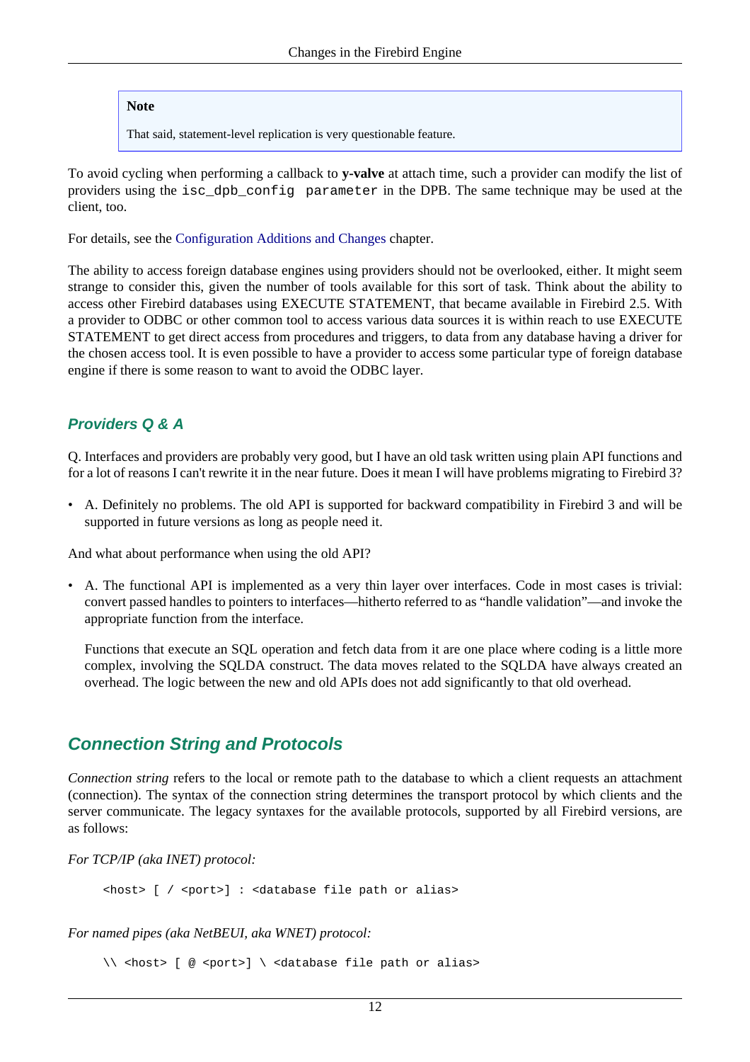> **Note**
>
> That said, statement-level replication is very questionable feature.

To avoid cycling when performing a callback to **y-valve** at attach time, such a provider can modify the list of providers using the `isc_dpb_config parameter` in the DPB. The same technique may be used at the client, too.

For details, see the Configuration Additions and Changes chapter.

The ability to access foreign database engines using providers should not be overlooked, either. It might seem strange to consider this, given the number of tools available for this sort of task. Think about the ability to access other Firebird databases using EXECUTE STATEMENT, that became available in Firebird 2.5. With a provider to ODBC or other common tool to access various data sources it is within reach to use EXECUTE STATEMENT to get direct access from procedures and triggers, to data from any database having a driver for the chosen access tool. It is even possible to have a provider to access some particular type of foreign database engine if there is some reason to want to avoid the ODBC layer.

### Providers Q & A

Q. Interfaces and providers are probably very good, but I have an old task written using plain API functions and for a lot of reasons I can't rewrite it in the near future. Does it mean I will have problems migrating to Firebird 3?

- A. Definitely no problems. The old API is supported for backward compatibility in Firebird 3 and will be supported in future versions as long as people need it.

And what about performance when using the old API?

- A. The functional API is implemented as a very thin layer over interfaces. Code in most cases is trivial: convert passed handles to pointers to interfaces—hitherto referred to as “handle validation”—and invoke the appropriate function from the interface.

  Functions that execute an SQL operation and fetch data from it are one place where coding is a little more complex, involving the SQLDA construct. The data moves related to the SQLDA have always created an overhead. The logic between the new and old APIs does not add significantly to that old overhead.

## Connection String and Protocols

*Connection string* refers to the local or remote path to the database to which a client requests an attachment (connection). The syntax of the connection string determines the transport protocol by which clients and the server communicate. The legacy syntaxes for the available protocols, supported by all Firebird versions, are as follows:

*For TCP/IP (aka INET) protocol:*

```
<host> [ / <port>] : <database file path or alias>
```

*For named pipes (aka NetBEUI, aka WNET) protocol:*

```
\\ <host> [ @ <port>] \ <database file path or alias>
```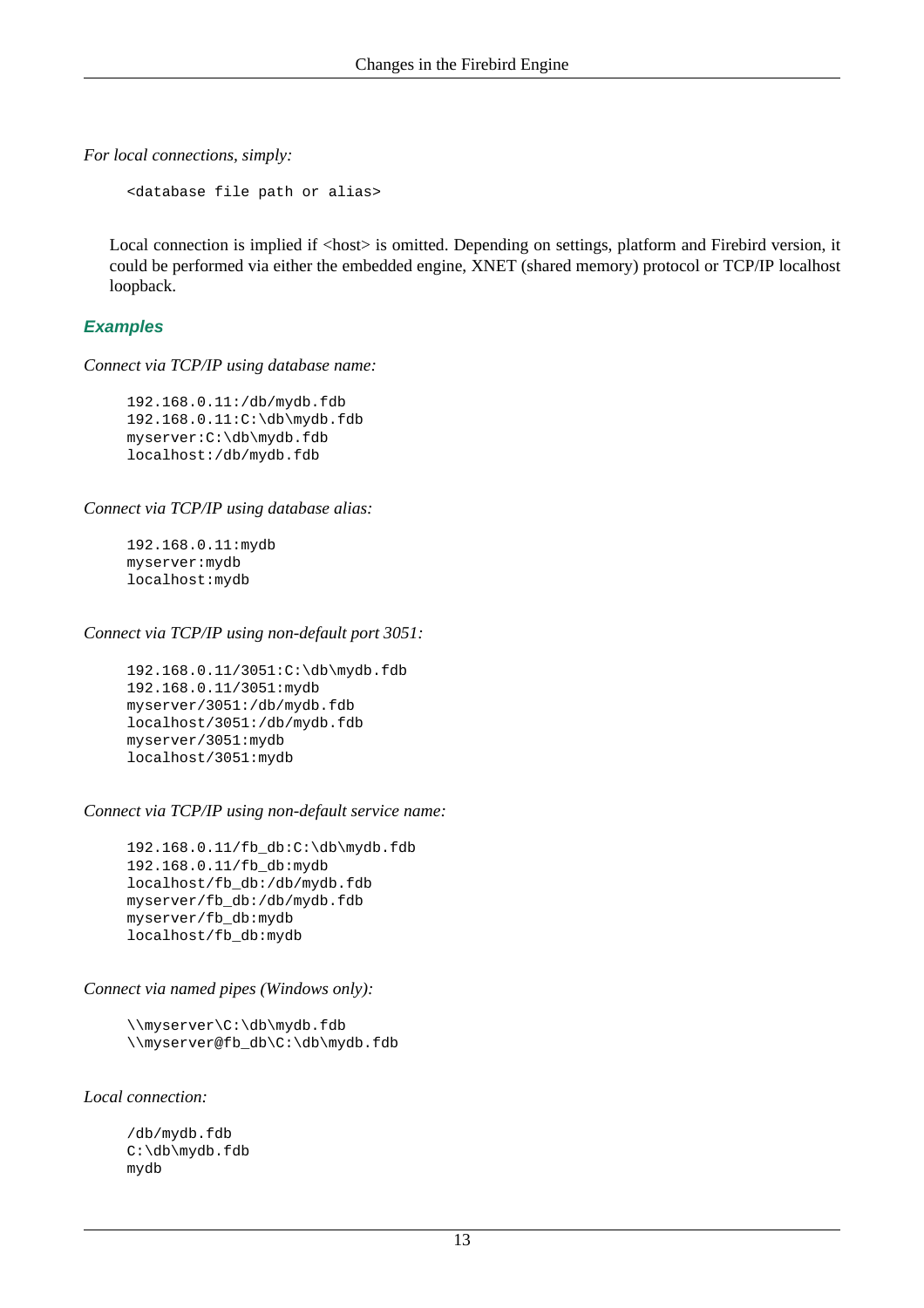*For local connections, simply:*

```
<database file path or alias>
```

Local connection is implied if <host> is omitted. Depending on settings, platform and Firebird version, it could be performed via either the embedded engine, XNET (shared memory) protocol or TCP/IP localhost loopback.

#### Examples

*Connect via TCP/IP using database name:*

```
192.168.0.11:/db/mydb.fdb
192.168.0.11:C:\db\mydb.fdb
myserver:C:\db\mydb.fdb
localhost:/db/mydb.fdb
```

*Connect via TCP/IP using database alias:*

```
192.168.0.11:mydb
myserver:mydb
localhost:mydb
```

*Connect via TCP/IP using non-default port 3051:*

```
192.168.0.11/3051:C:\db\mydb.fdb
192.168.0.11/3051:mydb
myserver/3051:/db/mydb.fdb
localhost/3051:/db/mydb.fdb
myserver/3051:mydb
localhost/3051:mydb
```

*Connect via TCP/IP using non-default service name:*

```
192.168.0.11/fb_db:C:\db\mydb.fdb
192.168.0.11/fb_db:mydb
localhost/fb_db:/db/mydb.fdb
myserver/fb_db:/db/mydb.fdb
myserver/fb_db:mydb
localhost/fb_db:mydb
```

*Connect via named pipes (Windows only):*

```
\\myserver\C:\db\mydb.fdb
\\myserver@fb_db\C:\db\mydb.fdb
```

*Local connection:*

```
/db/mydb.fdb
C:\db\mydb.fdb
mydb
```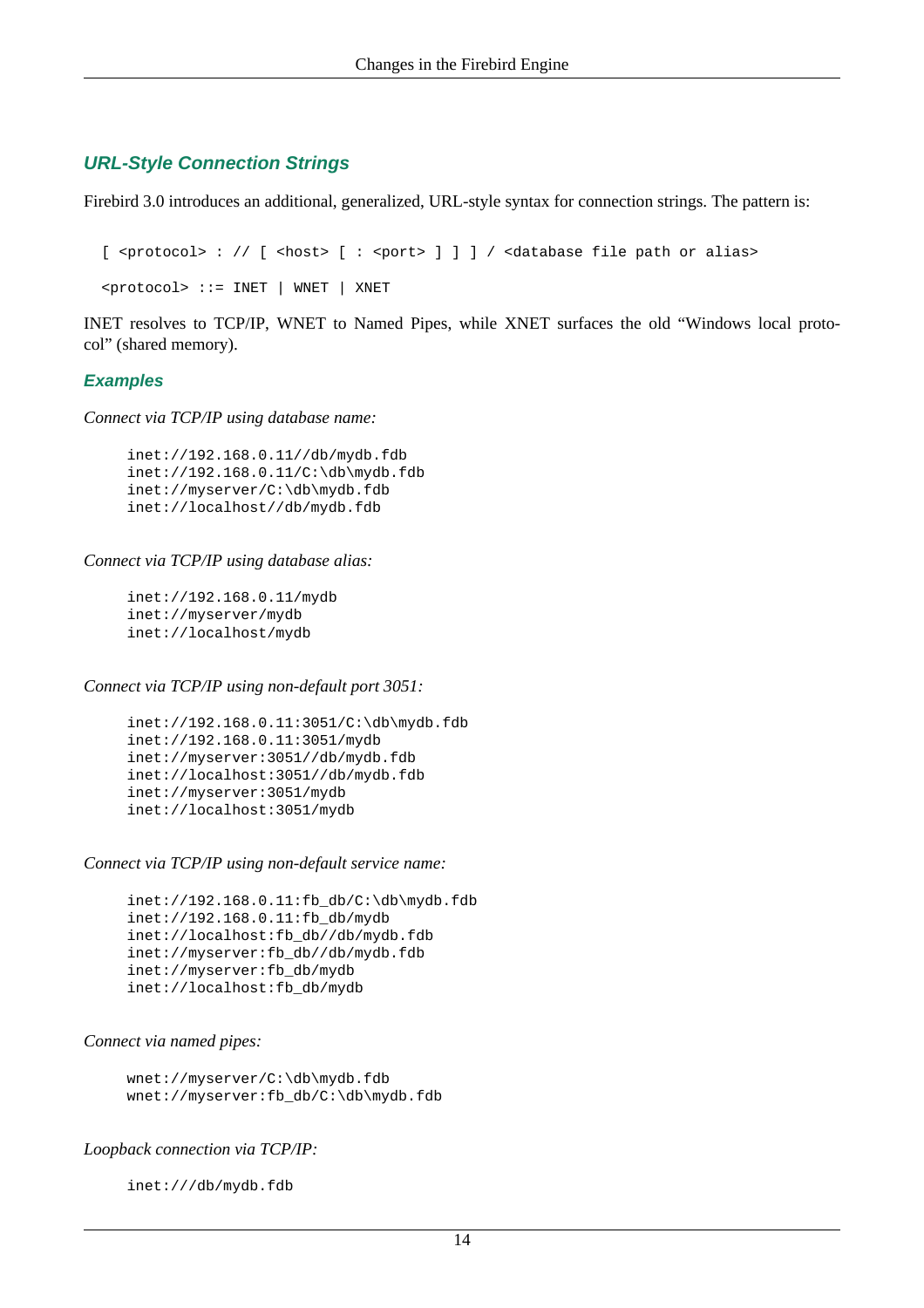### URL-Style Connection Strings

Firebird 3.0 introduces an additional, generalized, URL-style syntax for connection strings. The pattern is:

```
[ <protocol> : // [ <host> [ : <port> ] ] ] / <database file path or alias>

<protocol> ::= INET | WNET | XNET
```

INET resolves to TCP/IP, WNET to Named Pipes, while XNET surfaces the old “Windows local protocol” (shared memory).

#### Examples

*Connect via TCP/IP using database name:*

```
inet://192.168.0.11//db/mydb.fdb
inet://192.168.0.11/C:\db\mydb.fdb
inet://myserver/C:\db\mydb.fdb
inet://localhost//db/mydb.fdb
```

*Connect via TCP/IP using database alias:*

```
inet://192.168.0.11/mydb
inet://myserver/mydb
inet://localhost/mydb
```

*Connect via TCP/IP using non-default port 3051:*

```
inet://192.168.0.11:3051/C:\db\mydb.fdb
inet://192.168.0.11:3051/mydb
inet://myserver:3051//db/mydb.fdb
inet://localhost:3051//db/mydb.fdb
inet://myserver:3051/mydb
inet://localhost:3051/mydb
```

*Connect via TCP/IP using non-default service name:*

```
inet://192.168.0.11:fb_db/C:\db\mydb.fdb
inet://192.168.0.11:fb_db/mydb
inet://localhost:fb_db//db/mydb.fdb
inet://myserver:fb_db//db/mydb.fdb
inet://myserver:fb_db/mydb
inet://localhost:fb_db/mydb
```

*Connect via named pipes:*

```
wnet://myserver/C:\db\mydb.fdb
wnet://myserver:fb_db/C:\db\mydb.fdb
```

*Loopback connection via TCP/IP:*

```
inet:///db/mydb.fdb
```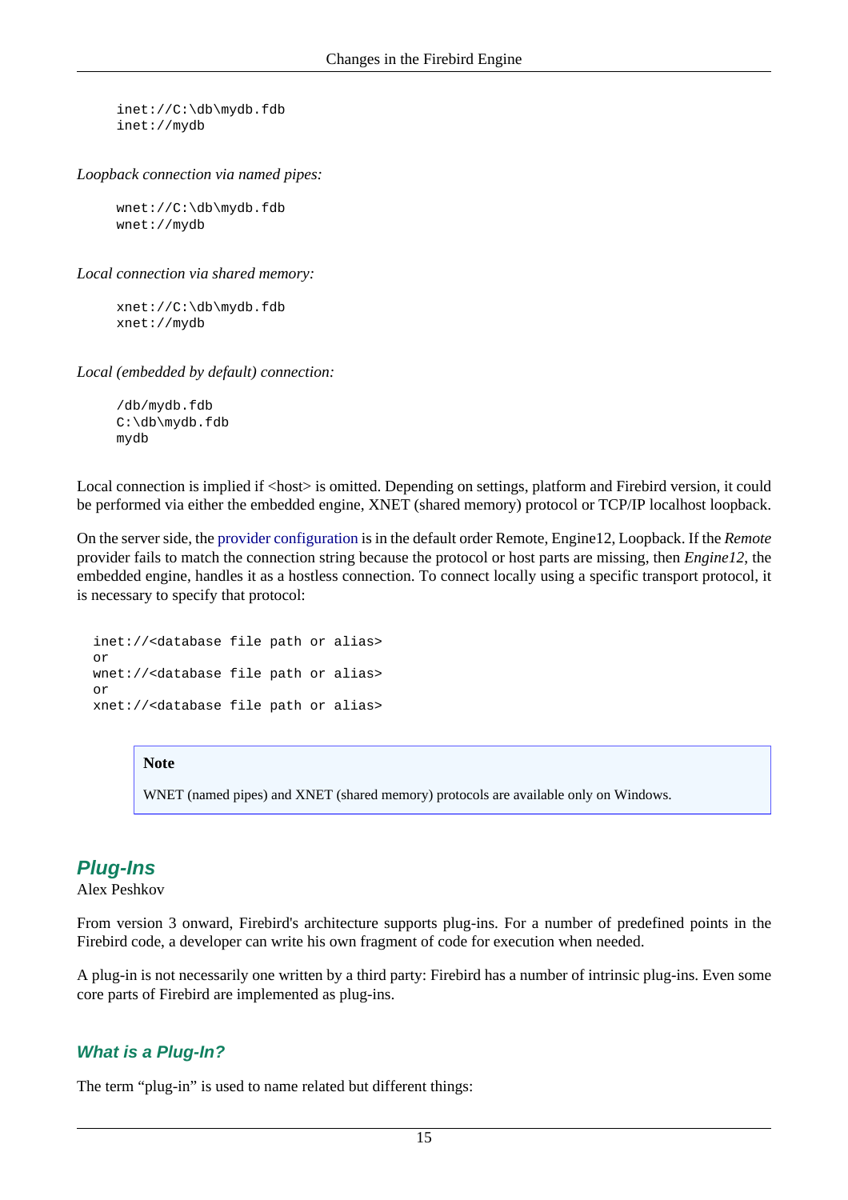```
inet://C:\db\mydb.fdb
inet://mydb
```

*Loopback connection via named pipes:*

```
wnet://C:\db\mydb.fdb
wnet://mydb
```

*Local connection via shared memory:*

```
xnet://C:\db\mydb.fdb
xnet://mydb
```

*Local (embedded by default) connection:*

```
/db/mydb.fdb
C:\db\mydb.fdb
mydb
```

Local connection is implied if <host> is omitted. Depending on settings, platform and Firebird version, it could be performed via either the embedded engine, XNET (shared memory) protocol or TCP/IP localhost loopback.

On the server side, the provider configuration is in the default order Remote, Engine12, Loopback. If the *Remote* provider fails to match the connection string because the protocol or host parts are missing, then *Engine12*, the embedded engine, handles it as a hostless connection. To connect locally using a specific transport protocol, it is necessary to specify that protocol:

```
inet://<database file path or alias>
or
wnet://<database file path or alias>
or
xnet://<database file path or alias>
```

> **Note**
>
> WNET (named pipes) and XNET (shared memory) protocols are available only on Windows.

## Plug-Ins

Alex Peshkov

From version 3 onward, Firebird's architecture supports plug-ins. For a number of predefined points in the Firebird code, a developer can write his own fragment of code for execution when needed.

A plug-in is not necessarily one written by a third party: Firebird has a number of intrinsic plug-ins. Even some core parts of Firebird are implemented as plug-ins.

### What is a Plug-In?

The term “plug-in” is used to name related but different things: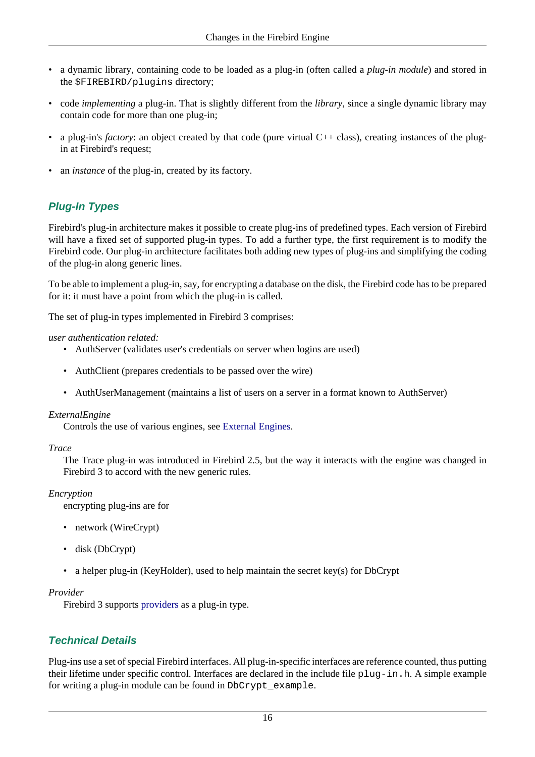- a dynamic library, containing code to be loaded as a plug-in (often called a *plug-in module*) and stored in the `$FIREBIRD/plugins` directory;
- code *implementing* a plug-in. That is slightly different from the *library*, since a single dynamic library may contain code for more than one plug-in;
- a plug-in's *factory*: an object created by that code (pure virtual C++ class), creating instances of the plug-in at Firebird's request;
- an *instance* of the plug-in, created by its factory.

### Plug-In Types

Firebird's plug-in architecture makes it possible to create plug-ins of predefined types. Each version of Firebird will have a fixed set of supported plug-in types. To add a further type, the first requirement is to modify the Firebird code. Our plug-in architecture facilitates both adding new types of plug-ins and simplifying the coding of the plug-in along generic lines.

To be able to implement a plug-in, say, for encrypting a database on the disk, the Firebird code has to be prepared for it: it must have a point from which the plug-in is called.

The set of plug-in types implemented in Firebird 3 comprises:

*user authentication related:*

- AuthServer (validates user's credentials on server when logins are used)
- AuthClient (prepares credentials to be passed over the wire)
- AuthUserManagement (maintains a list of users on a server in a format known to AuthServer)

*ExternalEngine*

Controls the use of various engines, see External Engines.

*Trace*

The Trace plug-in was introduced in Firebird 2.5, but the way it interacts with the engine was changed in Firebird 3 to accord with the new generic rules.

*Encryption*

encrypting plug-ins are for

- network (WireCrypt)
- disk (DbCrypt)
- a helper plug-in (KeyHolder), used to help maintain the secret key(s) for DbCrypt

*Provider*

Firebird 3 supports providers as a plug-in type.

### Technical Details

Plug-ins use a set of special Firebird interfaces. All plug-in-specific interfaces are reference counted, thus putting their lifetime under specific control. Interfaces are declared in the include file `plug-in.h`. A simple example for writing a plug-in module can be found in `DbCrypt_example`.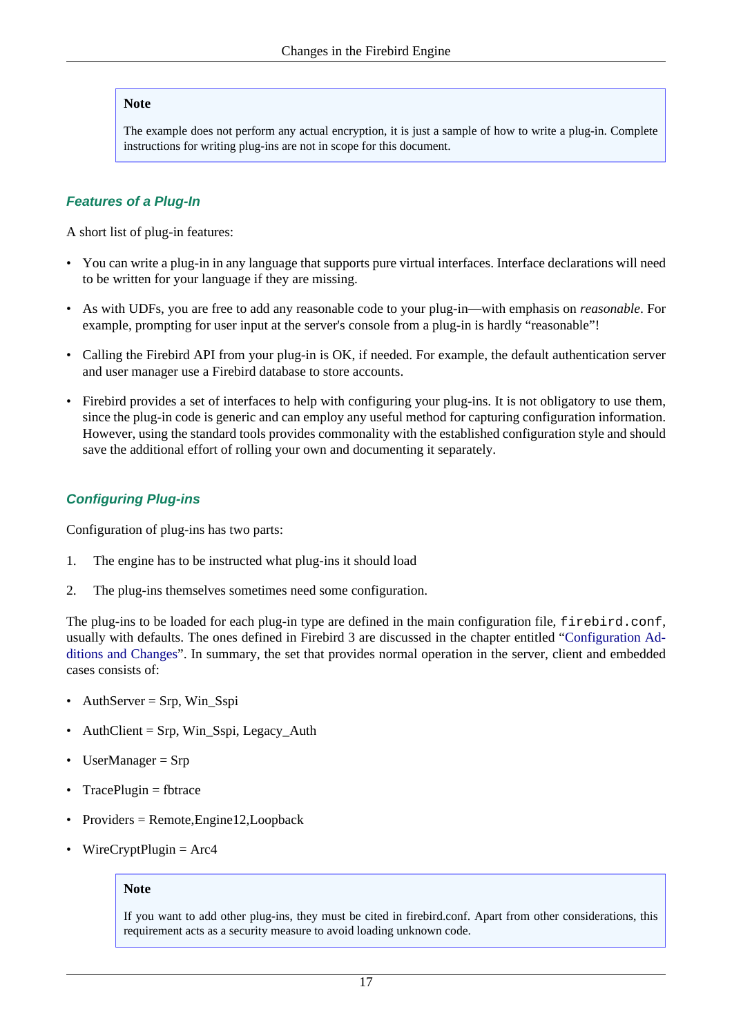> **Note**
>
> The example does not perform any actual encryption, it is just a sample of how to write a plug-in. Complete instructions for writing plug-ins are not in scope for this document.

### *Features of a Plug-In*

A short list of plug-in features:

- You can write a plug-in in any language that supports pure virtual interfaces. Interface declarations will need to be written for your language if they are missing.
- As with UDFs, you are free to add any reasonable code to your plug-in—with emphasis on *reasonable*. For example, prompting for user input at the server's console from a plug-in is hardly "reasonable"!
- Calling the Firebird API from your plug-in is OK, if needed. For example, the default authentication server and user manager use a Firebird database to store accounts.
- Firebird provides a set of interfaces to help with configuring your plug-ins. It is not obligatory to use them, since the plug-in code is generic and can employ any useful method for capturing configuration information. However, using the standard tools provides commonality with the established configuration style and should save the additional effort of rolling your own and documenting it separately.

### *Configuring Plug-ins*

Configuration of plug-ins has two parts:

1. The engine has to be instructed what plug-ins it should load
2. The plug-ins themselves sometimes need some configuration.

The plug-ins to be loaded for each plug-in type are defined in the main configuration file, `firebird.conf`, usually with defaults. The ones defined in Firebird 3 are discussed in the chapter entitled "Configuration Additions and Changes". In summary, the set that provides normal operation in the server, client and embedded cases consists of:

- AuthServer = Srp, Win_Sspi
- AuthClient = Srp, Win_Sspi, Legacy_Auth
- UserManager = Srp
- TracePlugin = fbtrace
- Providers = Remote,Engine12,Loopback
- WireCryptPlugin = Arc4

> **Note**
>
> If you want to add other plug-ins, they must be cited in firebird.conf. Apart from other considerations, this requirement acts as a security measure to avoid loading unknown code.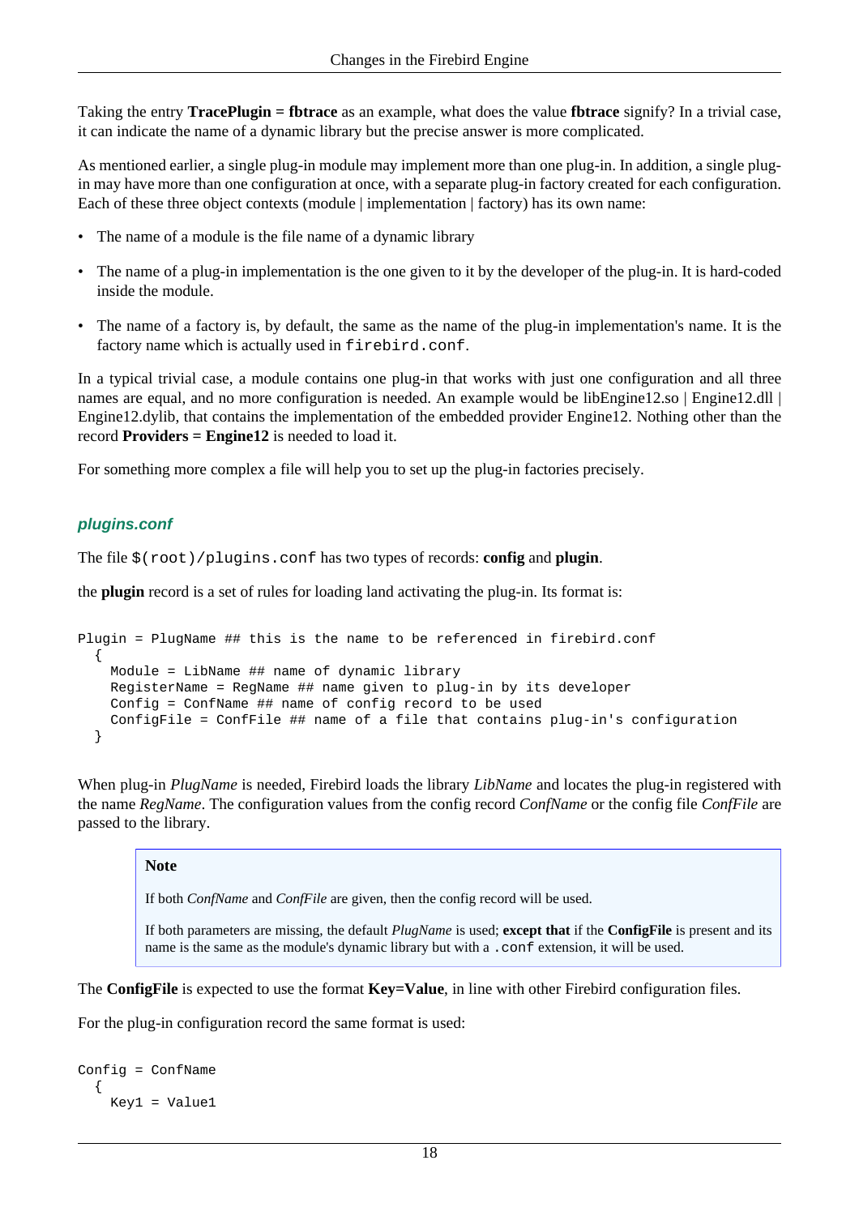Taking the entry **TracePlugin = fbtrace** as an example, what does the value **fbtrace** signify? In a trivial case, it can indicate the name of a dynamic library but the precise answer is more complicated.

As mentioned earlier, a single plug-in module may implement more than one plug-in. In addition, a single plug-in may have more than one configuration at once, with a separate plug-in factory created for each configuration. Each of these three object contexts (module | implementation | factory) has its own name:

- The name of a module is the file name of a dynamic library
- The name of a plug-in implementation is the one given to it by the developer of the plug-in. It is hard-coded inside the module.
- The name of a factory is, by default, the same as the name of the plug-in implementation's name. It is the factory name which is actually used in `firebird.conf`.

In a typical trivial case, a module contains one plug-in that works with just one configuration and all three names are equal, and no more configuration is needed. An example would be libEngine12.so | Engine12.dll | Engine12.dylib, that contains the implementation of the embedded provider Engine12. Nothing other than the record **Providers = Engine12** is needed to load it.

For something more complex a file will help you to set up the plug-in factories precisely.

#### plugins.conf

The file `$(root)/plugins.conf` has two types of records: **config** and **plugin**.

the **plugin** record is a set of rules for loading land activating the plug-in. Its format is:

```
Plugin = PlugName ## this is the name to be referenced in firebird.conf
  {
    Module = LibName ## name of dynamic library
    RegisterName = RegName ## name given to plug-in by its developer
    Config = ConfName ## name of config record to be used
    ConfigFile = ConfFile ## name of a file that contains plug-in's configuration
  }
```

When plug-in *PlugName* is needed, Firebird loads the library *LibName* and locates the plug-in registered with the name *RegName*. The configuration values from the config record *ConfName* or the config file *ConfFile* are passed to the library.

> **Note**
>
> If both *ConfName* and *ConfFile* are given, then the config record will be used.
>
> If both parameters are missing, the default *PlugName* is used; **except that** if the **ConfigFile** is present and its name is the same as the module's dynamic library but with a `.conf` extension, it will be used.

The **ConfigFile** is expected to use the format **Key=Value**, in line with other Firebird configuration files.

For the plug-in configuration record the same format is used:

```
Config = ConfName
  {
    Key1 = Value1
```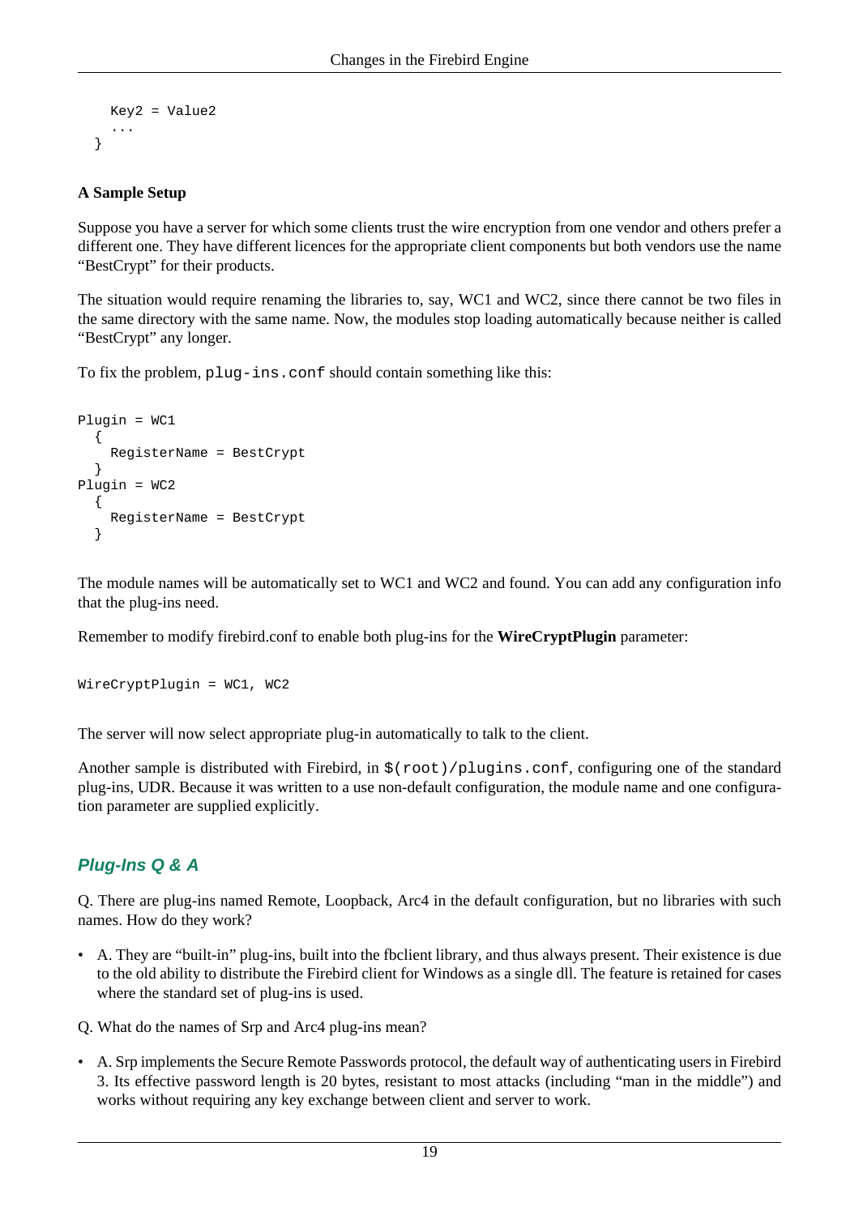```
    Key2 = Value2
    ...
  }
```

#### A Sample Setup

Suppose you have a server for which some clients trust the wire encryption from one vendor and others prefer a different one. They have different licences for the appropriate client components but both vendors use the name “BestCrypt” for their products.

The situation would require renaming the libraries to, say, WC1 and WC2, since there cannot be two files in the same directory with the same name. Now, the modules stop loading automatically because neither is called “BestCrypt” any longer.

To fix the problem, `plug-ins.conf` should contain something like this:

```
Plugin = WC1
  {
    RegisterName = BestCrypt
  }
Plugin = WC2
  {
    RegisterName = BestCrypt
  }
```

The module names will be automatically set to WC1 and WC2 and found. You can add any configuration info that the plug-ins need.

Remember to modify firebird.conf to enable both plug-ins for the **WireCryptPlugin** parameter:

```
WireCryptPlugin = WC1, WC2
```

The server will now select appropriate plug-in automatically to talk to the client.

Another sample is distributed with Firebird, in `$(root)/plugins.conf`, configuring one of the standard plug-ins, UDR. Because it was written to a use non-default configuration, the module name and one configuration parameter are supplied explicitly.

### Plug-Ins Q & A

Q. There are plug-ins named Remote, Loopback, Arc4 in the default configuration, but no libraries with such names. How do they work?

- A. They are “built-in” plug-ins, built into the fbclient library, and thus always present. Their existence is due to the old ability to distribute the Firebird client for Windows as a single dll. The feature is retained for cases where the standard set of plug-ins is used.

Q. What do the names of Srp and Arc4 plug-ins mean?

- A. Srp implements the Secure Remote Passwords protocol, the default way of authenticating users in Firebird 3. Its effective password length is 20 bytes, resistant to most attacks (including “man in the middle”) and works without requiring any key exchange between client and server to work.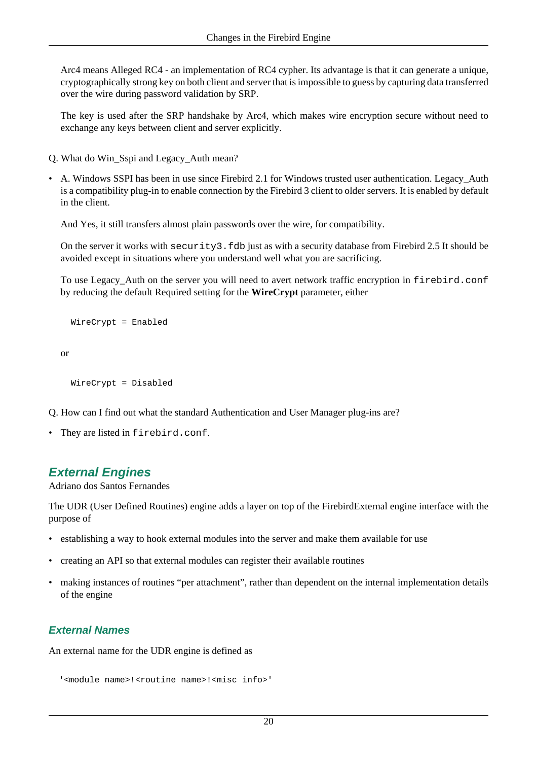Arc4 means Alleged RC4 - an implementation of RC4 cypher. Its advantage is that it can generate a unique, cryptographically strong key on both client and server that is impossible to guess by capturing data transferred over the wire during password validation by SRP.

The key is used after the SRP handshake by Arc4, which makes wire encryption secure without need to exchange any keys between client and server explicitly.

Q. What do Win_Sspi and Legacy_Auth mean?

- A. Windows SSPI has been in use since Firebird 2.1 for Windows trusted user authentication. Legacy_Auth is a compatibility plug-in to enable connection by the Firebird 3 client to older servers. It is enabled by default in the client.

  And Yes, it still transfers almost plain passwords over the wire, for compatibility.

  On the server it works with `security3.fdb` just as with a security database from Firebird 2.5 It should be avoided except in situations where you understand well what you are sacrificing.

  To use Legacy_Auth on the server you will need to avert network traffic encryption in `firebird.conf` by reducing the default Required setting for the **WireCrypt** parameter, either

  ```
  WireCrypt = Enabled
  ```

  or

  ```
  WireCrypt = Disabled
  ```

Q. How can I find out what the standard Authentication and User Manager plug-ins are?

- They are listed in `firebird.conf`.

## External Engines

Adriano dos Santos Fernandes

The UDR (User Defined Routines) engine adds a layer on top of the FirebirdExternal engine interface with the purpose of

- establishing a way to hook external modules into the server and make them available for use
- creating an API so that external modules can register their available routines
- making instances of routines “per attachment”, rather than dependent on the internal implementation details of the engine

### External Names

An external name for the UDR engine is defined as

```
'<module name>!<routine name>!<misc info>'
```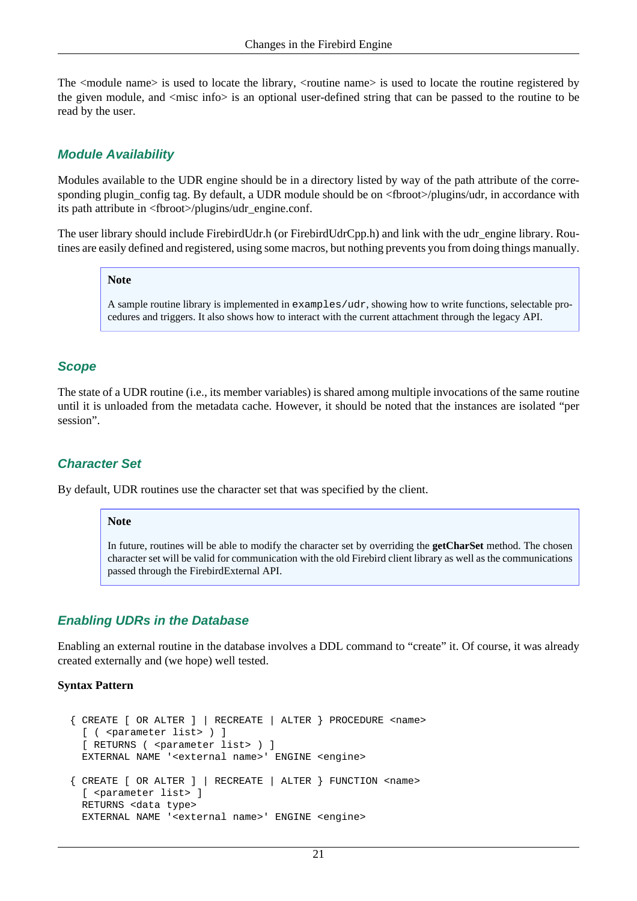The <module name> is used to locate the library, <routine name> is used to locate the routine registered by the given module, and <misc info> is an optional user-defined string that can be passed to the routine to be read by the user.

### Module Availability

Modules available to the UDR engine should be in a directory listed by way of the path attribute of the corresponding plugin_config tag. By default, a UDR module should be on <fbroot>/plugins/udr, in accordance with its path attribute in <fbroot>/plugins/udr_engine.conf.

The user library should include FirebirdUdr.h (or FirebirdUdrCpp.h) and link with the udr_engine library. Routines are easily defined and registered, using some macros, but nothing prevents you from doing things manually.

> **Note**
>
> A sample routine library is implemented in `examples/udr`, showing how to write functions, selectable procedures and triggers. It also shows how to interact with the current attachment through the legacy API.

### Scope

The state of a UDR routine (i.e., its member variables) is shared among multiple invocations of the same routine until it is unloaded from the metadata cache. However, it should be noted that the instances are isolated "per session".

### Character Set

By default, UDR routines use the character set that was specified by the client.

> **Note**
>
> In future, routines will be able to modify the character set by overriding the **getCharSet** method. The chosen character set will be valid for communication with the old Firebird client library as well as the communications passed through the FirebirdExternal API.

### Enabling UDRs in the Database

Enabling an external routine in the database involves a DDL command to "create" it. Of course, it was already created externally and (we hope) well tested.

**Syntax Pattern**

```
{ CREATE [ OR ALTER ] | RECREATE | ALTER } PROCEDURE <name>
  [ ( <parameter list> ) ]
  [ RETURNS ( <parameter list> ) ]
  EXTERNAL NAME '<external name>' ENGINE <engine>

{ CREATE [ OR ALTER ] | RECREATE | ALTER } FUNCTION <name>
  [ <parameter list> ]
  RETURNS <data type>
  EXTERNAL NAME '<external name>' ENGINE <engine>
```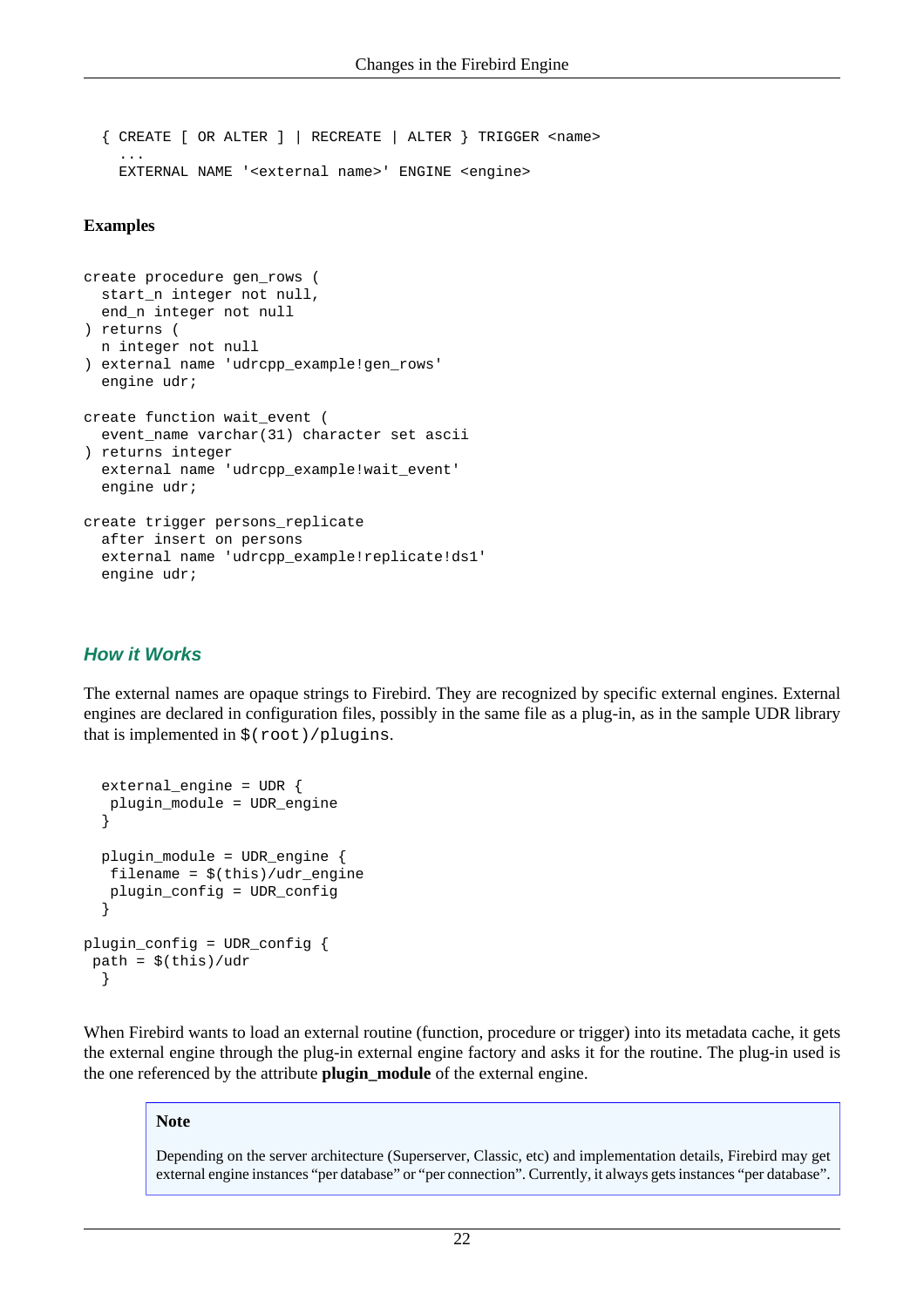```
{ CREATE [ OR ALTER ] | RECREATE | ALTER } TRIGGER <name>
  ...
  EXTERNAL NAME '<external name>' ENGINE <engine>
```

**Examples**

```
create procedure gen_rows (
  start_n integer not null,
  end_n integer not null
) returns (
  n integer not null
) external name 'udrcpp_example!gen_rows'
  engine udr;

create function wait_event (
  event_name varchar(31) character set ascii
) returns integer
  external name 'udrcpp_example!wait_event'
  engine udr;

create trigger persons_replicate
  after insert on persons
  external name 'udrcpp_example!replicate!ds1'
  engine udr;
```

### How it Works

The external names are opaque strings to Firebird. They are recognized by specific external engines. External engines are declared in configuration files, possibly in the same file as a plug-in, as in the sample UDR library that is implemented in `$(root)/plugins`.

```
  external_engine = UDR {
   plugin_module = UDR_engine
  }

  plugin_module = UDR_engine {
   filename = $(this)/udr_engine
   plugin_config = UDR_config
  }

plugin_config = UDR_config {
 path = $(this)/udr
  }
```

When Firebird wants to load an external routine (function, procedure or trigger) into its metadata cache, it gets the external engine through the plug-in external engine factory and asks it for the routine. The plug-in used is the one referenced by the attribute **plugin_module** of the external engine.

> **Note**
>
> Depending on the server architecture (Superserver, Classic, etc) and implementation details, Firebird may get external engine instances “per database” or “per connection”. Currently, it always gets instances “per database”.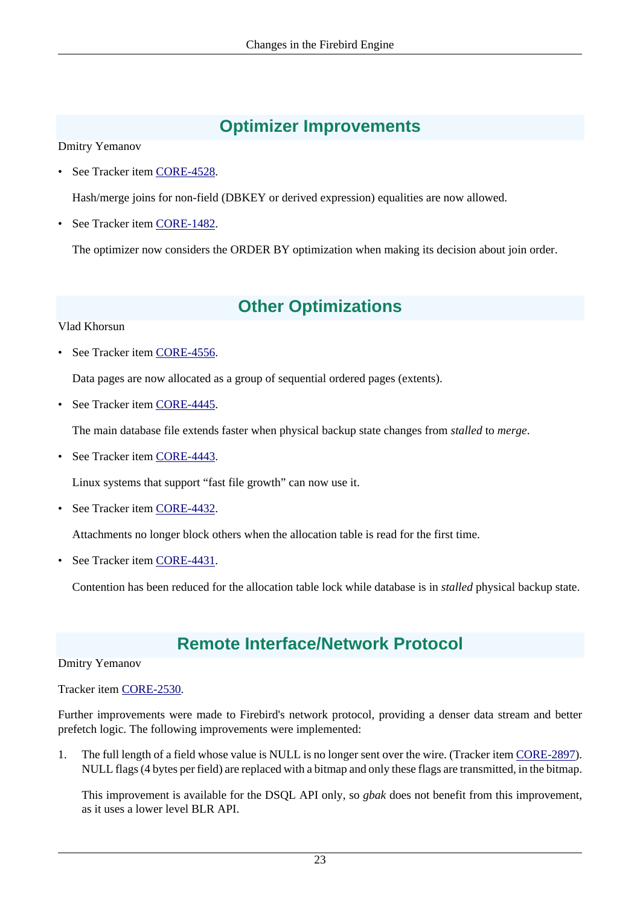## Optimizer Improvements

Dmitry Yemanov

- See Tracker item CORE-4528.

  Hash/merge joins for non-field (DBKEY or derived expression) equalities are now allowed.

- See Tracker item CORE-1482.

  The optimizer now considers the ORDER BY optimization when making its decision about join order.

## Other Optimizations

Vlad Khorsun

- See Tracker item CORE-4556.

  Data pages are now allocated as a group of sequential ordered pages (extents).

- See Tracker item CORE-4445.

  The main database file extends faster when physical backup state changes from *stalled* to *merge*.

- See Tracker item CORE-4443.

  Linux systems that support "fast file growth" can now use it.

- See Tracker item CORE-4432.

  Attachments no longer block others when the allocation table is read for the first time.

- See Tracker item CORE-4431.

  Contention has been reduced for the allocation table lock while database is in *stalled* physical backup state.

## Remote Interface/Network Protocol

Dmitry Yemanov

Tracker item CORE-2530.

Further improvements were made to Firebird's network protocol, providing a denser data stream and better prefetch logic. The following improvements were implemented:

1. The full length of a field whose value is NULL is no longer sent over the wire. (Tracker item CORE-2897). NULL flags (4 bytes per field) are replaced with a bitmap and only these flags are transmitted, in the bitmap.

   This improvement is available for the DSQL API only, so *gbak* does not benefit from this improvement, as it uses a lower level BLR API.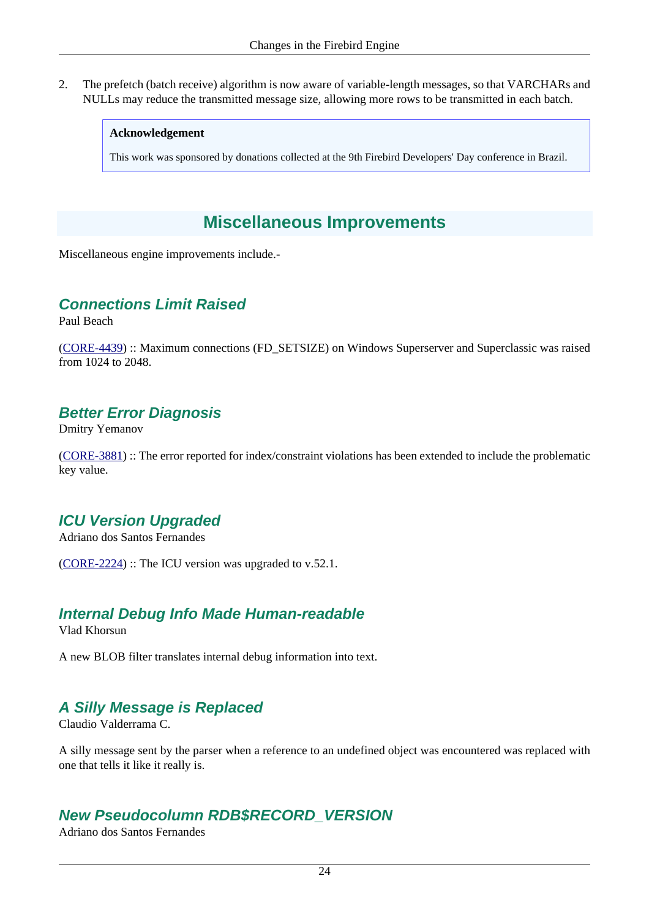2. The prefetch (batch receive) algorithm is now aware of variable-length messages, so that VARCHARs and NULLs may reduce the transmitted message size, allowing more rows to be transmitted in each batch.

> **Acknowledgement**
>
> This work was sponsored by donations collected at the 9th Firebird Developers' Day conference in Brazil.

## Miscellaneous Improvements

Miscellaneous engine improvements include.-

### Connections Limit Raised

Paul Beach

(CORE-4439) :: Maximum connections (FD_SETSIZE) on Windows Superserver and Superclassic was raised from 1024 to 2048.

### Better Error Diagnosis

Dmitry Yemanov

(CORE-3881) :: The error reported for index/constraint violations has been extended to include the problematic key value.

### ICU Version Upgraded

Adriano dos Santos Fernandes

(CORE-2224) :: The ICU version was upgraded to v.52.1.

### Internal Debug Info Made Human-readable

Vlad Khorsun

A new BLOB filter translates internal debug information into text.

### A Silly Message is Replaced

Claudio Valderrama C.

A silly message sent by the parser when a reference to an undefined object was encountered was replaced with one that tells it like it really is.

### New Pseudocolumn RDB$RECORD_VERSION

Adriano dos Santos Fernandes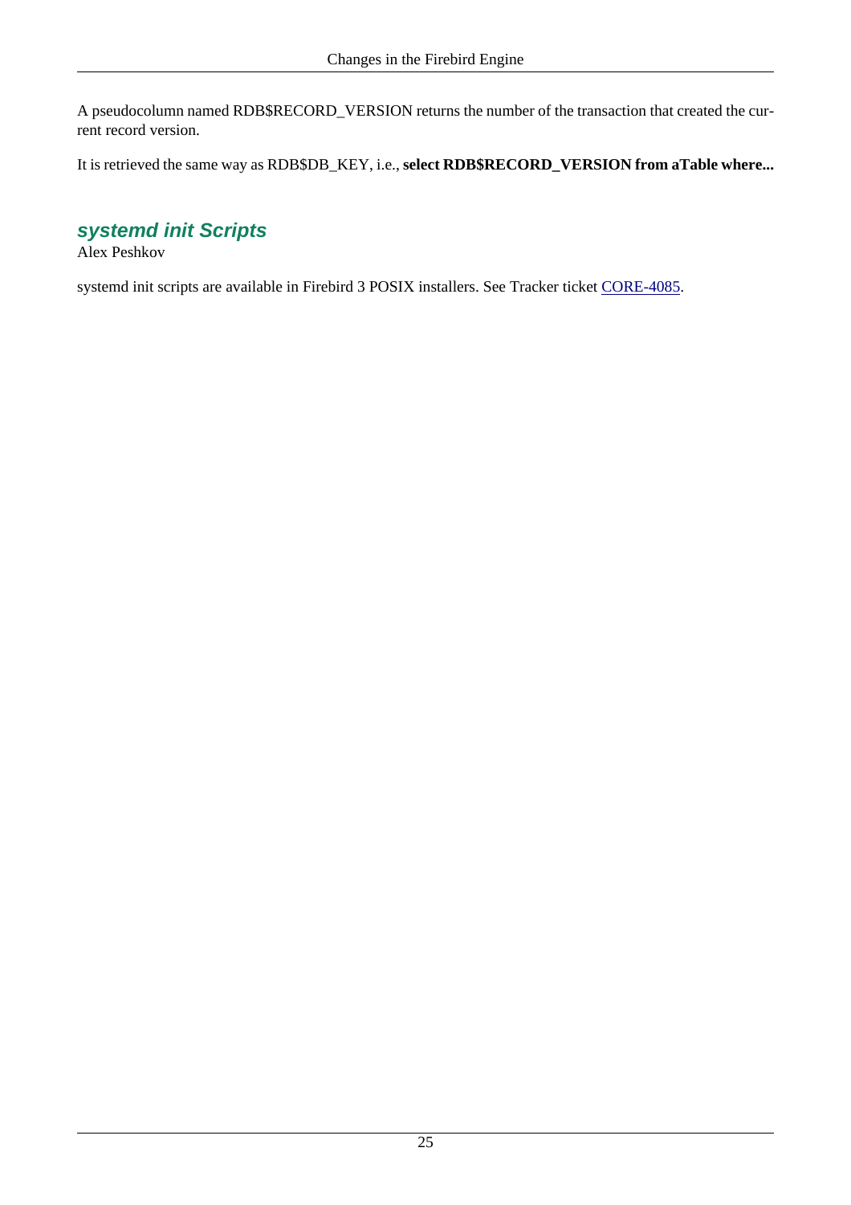A pseudocolumn named RDB$RECORD_VERSION returns the number of the transaction that created the current record version.

It is retrieved the same way as RDB$DB_KEY, i.e., **select RDB$RECORD_VERSION from aTable where...**

## systemd init Scripts

Alex Peshkov

systemd init scripts are available in Firebird 3 POSIX installers. See Tracker ticket CORE-4085.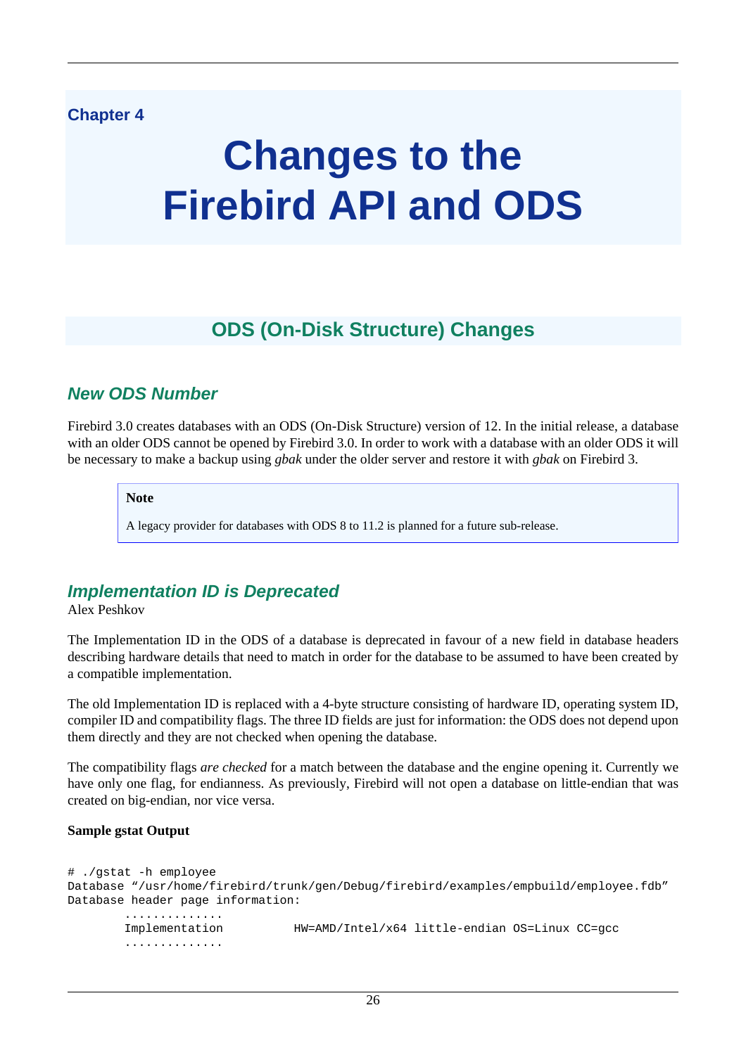Chapter 4

# Changes to the Firebird API and ODS

## ODS (On-Disk Structure) Changes

### *New ODS Number*

Firebird 3.0 creates databases with an ODS (On-Disk Structure) version of 12. In the initial release, a database with an older ODS cannot be opened by Firebird 3.0. In order to work with a database with an older ODS it will be necessary to make a backup using *gbak* under the older server and restore it with *gbak* on Firebird 3.

> **Note**
>
> A legacy provider for databases with ODS 8 to 11.2 is planned for a future sub-release.

### *Implementation ID is Deprecated*

Alex Peshkov

The Implementation ID in the ODS of a database is deprecated in favour of a new field in database headers describing hardware details that need to match in order for the database to be assumed to have been created by a compatible implementation.

The old Implementation ID is replaced with a 4-byte structure consisting of hardware ID, operating system ID, compiler ID and compatibility flags. The three ID fields are just for information: the ODS does not depend upon them directly and they are not checked when opening the database.

The compatibility flags *are checked* for a match between the database and the engine opening it. Currently we have only one flag, for endianness. As previously, Firebird will not open a database on little-endian that was created on big-endian, nor vice versa.

**Sample gstat Output**

```
# ./gstat -h employee
Database "/usr/home/firebird/trunk/gen/Debug/firebird/examples/empbuild/employee.fdb"
Database header page information:
        ..............
        Implementation          HW=AMD/Intel/x64 little-endian OS=Linux CC=gcc
        ..............
```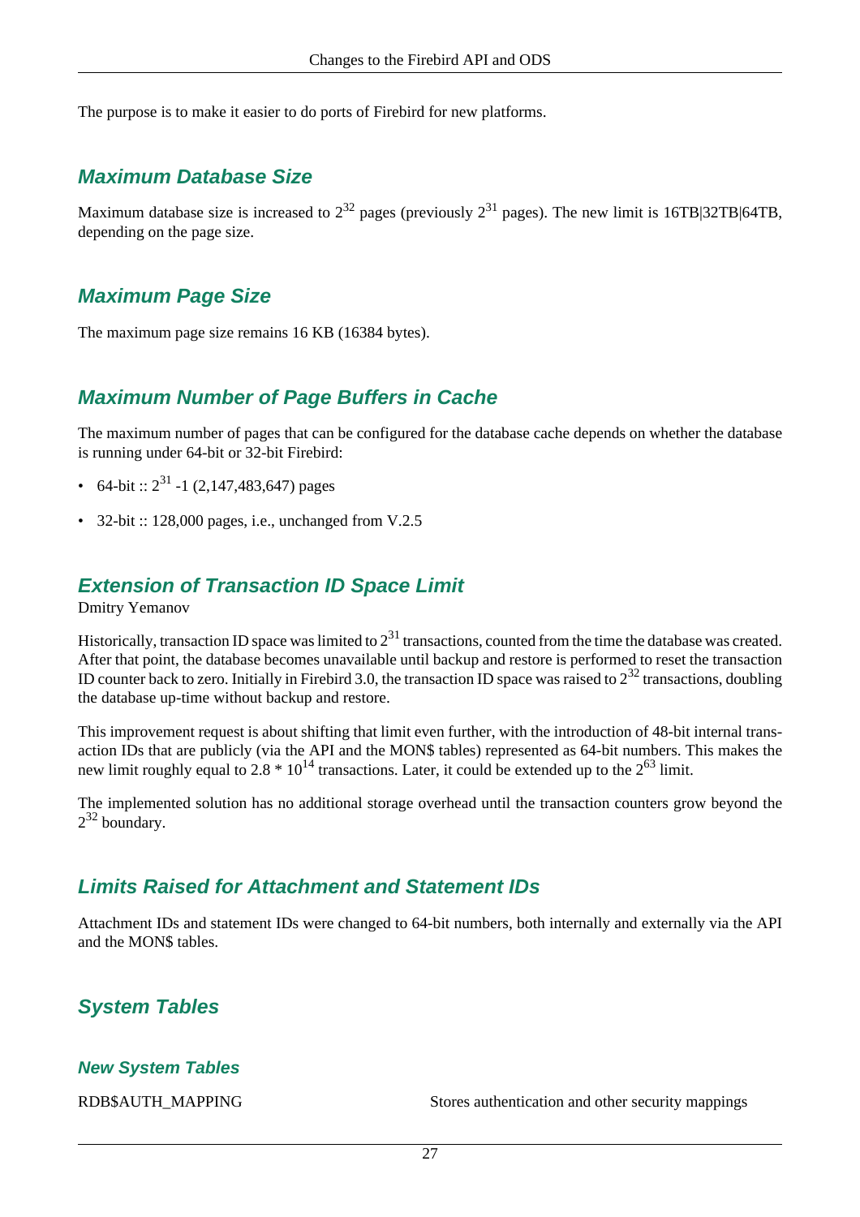The purpose is to make it easier to do ports of Firebird for new platforms.

## Maximum Database Size

Maximum database size is increased to $2^{32}$ pages (previously $2^{31}$ pages). The new limit is 16TB|32TB|64TB, depending on the page size.

## Maximum Page Size

The maximum page size remains 16 KB (16384 bytes).

## Maximum Number of Page Buffers in Cache

The maximum number of pages that can be configured for the database cache depends on whether the database is running under 64-bit or 32-bit Firebird:

- 64-bit :: $2^{31}$ -1 (2,147,483,647) pages
- 32-bit :: 128,000 pages, i.e., unchanged from V.2.5

## Extension of Transaction ID Space Limit

Dmitry Yemanov

Historically, transaction ID space was limited to $2^{31}$ transactions, counted from the time the database was created. After that point, the database becomes unavailable until backup and restore is performed to reset the transaction ID counter back to zero. Initially in Firebird 3.0, the transaction ID space was raised to $2^{32}$ transactions, doubling the database up-time without backup and restore.

This improvement request is about shifting that limit even further, with the introduction of 48-bit internal transaction IDs that are publicly (via the API and the MON$ tables) represented as 64-bit numbers. This makes the new limit roughly equal to $2.8 * 10^{14}$ transactions. Later, it could be extended up to the $2^{63}$ limit.

The implemented solution has no additional storage overhead until the transaction counters grow beyond the $2^{32}$ boundary.

## Limits Raised for Attachment and Statement IDs

Attachment IDs and statement IDs were changed to 64-bit numbers, both internally and externally via the API and the MON$ tables.

## System Tables

### New System Tables

| | |
|---|---|
| RDB$AUTH_MAPPING | Stores authentication and other security mappings |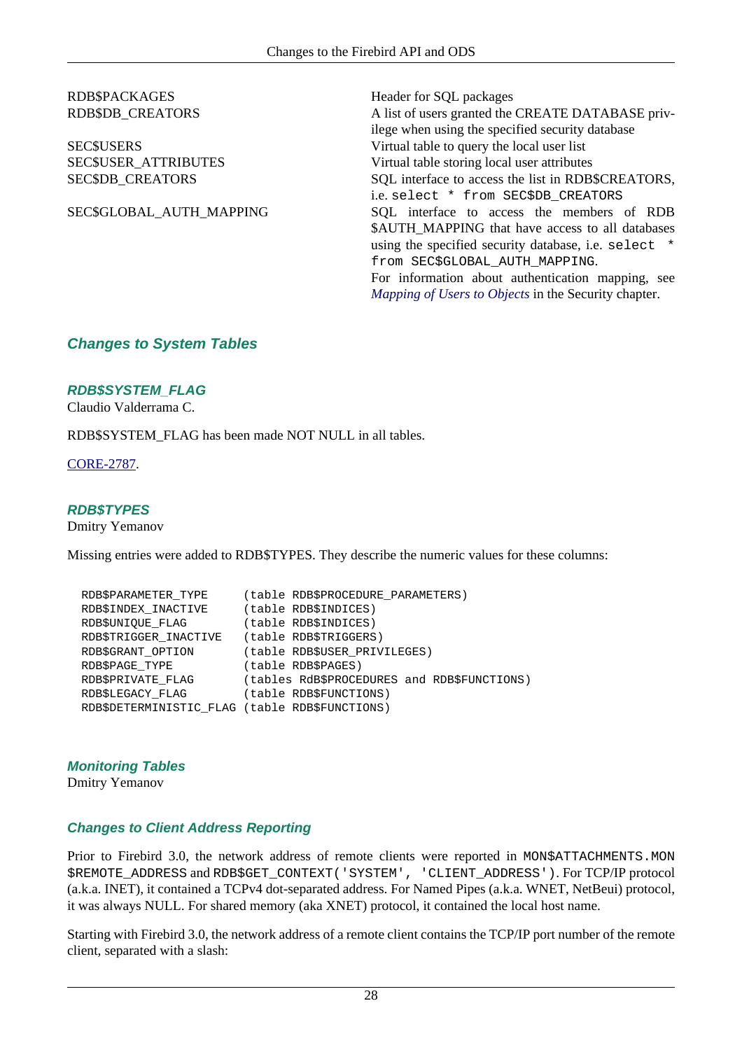| | |
|---|---|
| RDB$PACKAGES | Header for SQL packages |
| RDB$DB_CREATORS | A list of users granted the CREATE DATABASE privilege when using the specified security database |
| SEC$USERS | Virtual table to query the local user list |
| SEC$USER_ATTRIBUTES | Virtual table storing local user attributes |
| SEC$DB_CREATORS | SQL interface to access the list in RDB$CREATORS, i.e. `select * from SEC$DB_CREATORS` |
| SEC$GLOBAL_AUTH_MAPPING | SQL interface to access the members of RDB$AUTH_MAPPING that have access to all databases using the specified security database, i.e. `select * from SEC$GLOBAL_AUTH_MAPPING`. For information about authentication mapping, see *Mapping of Users to Objects* in the Security chapter. |

## Changes to System Tables

### RDB$SYSTEM_FLAG

Claudio Valderrama C.

RDB$SYSTEM_FLAG has been made NOT NULL in all tables.

CORE-2787.

### RDB$TYPES

Dmitry Yemanov

Missing entries were added to RDB$TYPES. They describe the numeric values for these columns:

```
RDB$PARAMETER_TYPE     (table RDB$PROCEDURE_PARAMETERS)
RDB$INDEX_INACTIVE     (table RDB$INDICES)
RDB$UNIQUE_FLAG        (table RDB$INDICES)
RDB$TRIGGER_INACTIVE   (table RDB$TRIGGERS)
RDB$GRANT_OPTION       (table RDB$USER_PRIVILEGES)
RDB$PAGE_TYPE          (table RDB$PAGES)
RDB$PRIVATE_FLAG       (tables RdB$PROCEDURES and RDB$FUNCTIONS)
RDB$LEGACY_FLAG        (table RDB$FUNCTIONS)
RDB$DETERMINISTIC_FLAG (table RDB$FUNCTIONS)
```

### Monitoring Tables

Dmitry Yemanov

#### Changes to Client Address Reporting

Prior to Firebird 3.0, the network address of remote clients were reported in `MON$ATTACHMENTS.MON$REMOTE_ADDRESS` and `RDB$GET_CONTEXT('SYSTEM', 'CLIENT_ADDRESS')`. For TCP/IP protocol (a.k.a. INET), it contained a TCPv4 dot-separated address. For Named Pipes (a.k.a. WNET, NetBeui) protocol, it was always NULL. For shared memory (aka XNET) protocol, it contained the local host name.

Starting with Firebird 3.0, the network address of a remote client contains the TCP/IP port number of the remote client, separated with a slash: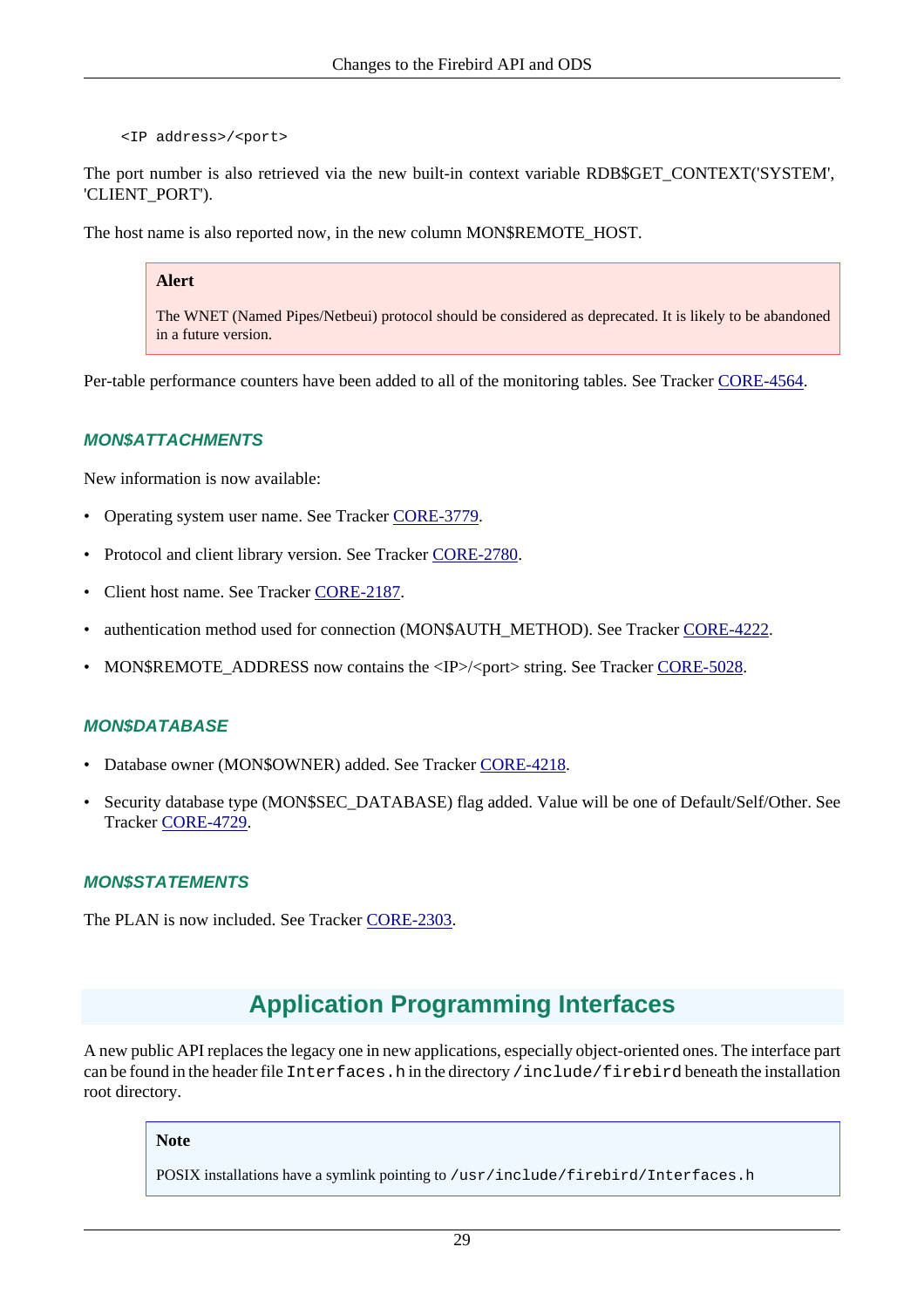```
<IP address>/<port>
```

The port number is also retrieved via the new built-in context variable RDB$GET_CONTEXT('SYSTEM', 'CLIENT_PORT').

The host name is also reported now, in the new column MON$REMOTE_HOST.

> **Alert**
>
> The WNET (Named Pipes/Netbeui) protocol should be considered as deprecated. It is likely to be abandoned in a future version.

Per-table performance counters have been added to all of the monitoring tables. See Tracker CORE-4564.

### MON$ATTACHMENTS

New information is now available:

- Operating system user name. See Tracker CORE-3779.
- Protocol and client library version. See Tracker CORE-2780.
- Client host name. See Tracker CORE-2187.
- authentication method used for connection (MON$AUTH_METHOD). See Tracker CORE-4222.
- MON$REMOTE_ADDRESS now contains the <IP>/<port> string. See Tracker CORE-5028.

### MON$DATABASE

- Database owner (MON$OWNER) added. See Tracker CORE-4218.
- Security database type (MON$SEC_DATABASE) flag added. Value will be one of Default/Self/Other. See Tracker CORE-4729.

### MON$STATEMENTS

The PLAN is now included. See Tracker CORE-2303.

## Application Programming Interfaces

A new public API replaces the legacy one in new applications, especially object-oriented ones. The interface part can be found in the header file `Interfaces.h` in the directory `/include/firebird` beneath the installation root directory.

> **Note**
>
> POSIX installations have a symlink pointing to `/usr/include/firebird/Interfaces.h`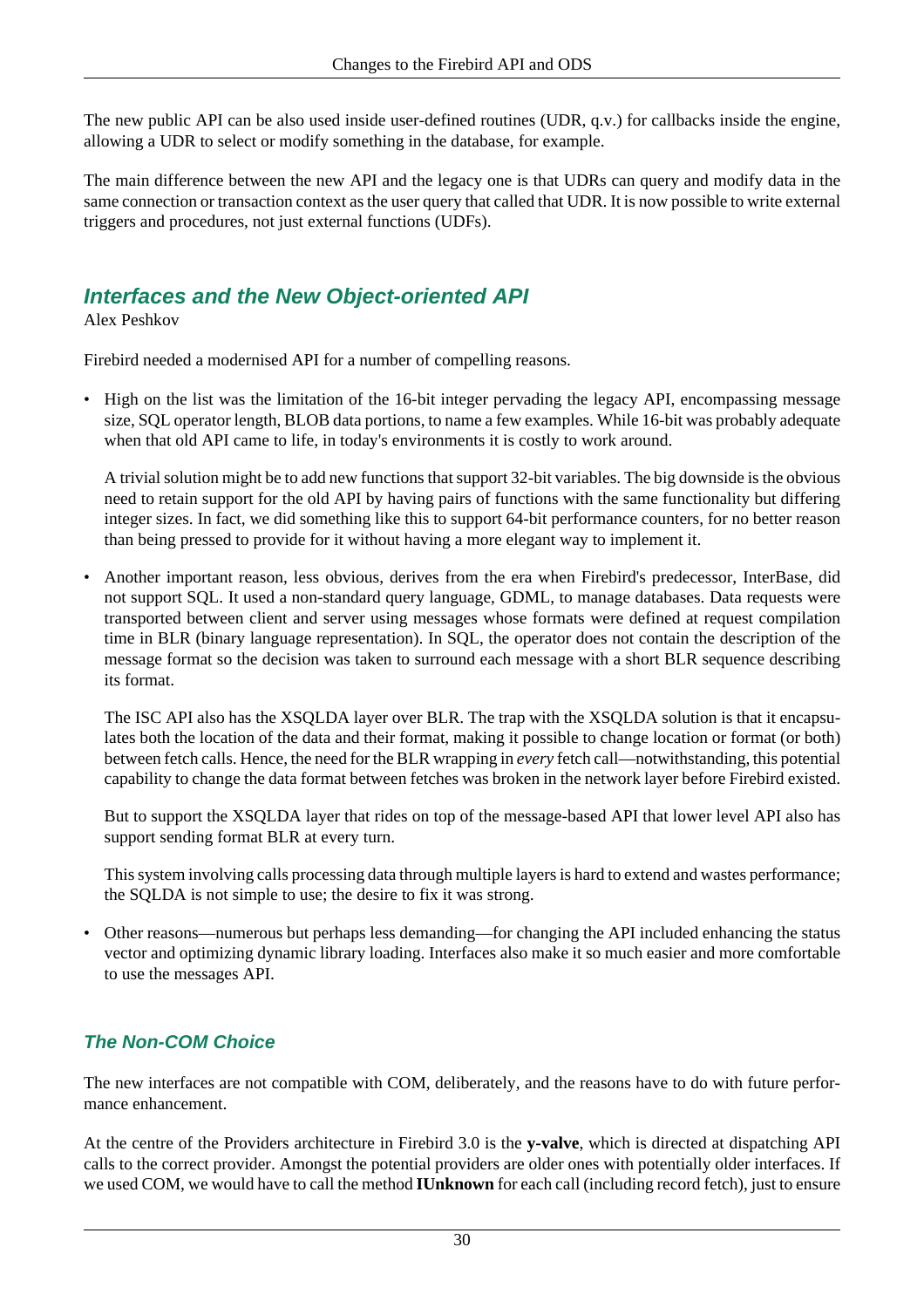The new public API can be also used inside user-defined routines (UDR, q.v.) for callbacks inside the engine, allowing a UDR to select or modify something in the database, for example.

The main difference between the new API and the legacy one is that UDRs can query and modify data in the same connection or transaction context as the user query that called that UDR. It is now possible to write external triggers and procedures, not just external functions (UDFs).

## Interfaces and the New Object-oriented API

Alex Peshkov

Firebird needed a modernised API for a number of compelling reasons.

- High on the list was the limitation of the 16-bit integer pervading the legacy API, encompassing message size, SQL operator length, BLOB data portions, to name a few examples. While 16-bit was probably adequate when that old API came to life, in today's environments it is costly to work around.

  A trivial solution might be to add new functions that support 32-bit variables. The big downside is the obvious need to retain support for the old API by having pairs of functions with the same functionality but differing integer sizes. In fact, we did something like this to support 64-bit performance counters, for no better reason than being pressed to provide for it without having a more elegant way to implement it.

- Another important reason, less obvious, derives from the era when Firebird's predecessor, InterBase, did not support SQL. It used a non-standard query language, GDML, to manage databases. Data requests were transported between client and server using messages whose formats were defined at request compilation time in BLR (binary language representation). In SQL, the operator does not contain the description of the message format so the decision was taken to surround each message with a short BLR sequence describing its format.

  The ISC API also has the XSQLDA layer over BLR. The trap with the XSQLDA solution is that it encapsulates both the location of the data and their format, making it possible to change location or format (or both) between fetch calls. Hence, the need for the BLR wrapping in *every* fetch call—notwithstanding, this potential capability to change the data format between fetches was broken in the network layer before Firebird existed.

  But to support the XSQLDA layer that rides on top of the message-based API that lower level API also has support sending format BLR at every turn.

  This system involving calls processing data through multiple layers is hard to extend and wastes performance; the SQLDA is not simple to use; the desire to fix it was strong.

- Other reasons—numerous but perhaps less demanding—for changing the API included enhancing the status vector and optimizing dynamic library loading. Interfaces also make it so much easier and more comfortable to use the messages API.

### The Non-COM Choice

The new interfaces are not compatible with COM, deliberately, and the reasons have to do with future performance enhancement.

At the centre of the Providers architecture in Firebird 3.0 is the **y-valve**, which is directed at dispatching API calls to the correct provider. Amongst the potential providers are older ones with potentially older interfaces. If we used COM, we would have to call the method **IUnknown** for each call (including record fetch), just to ensure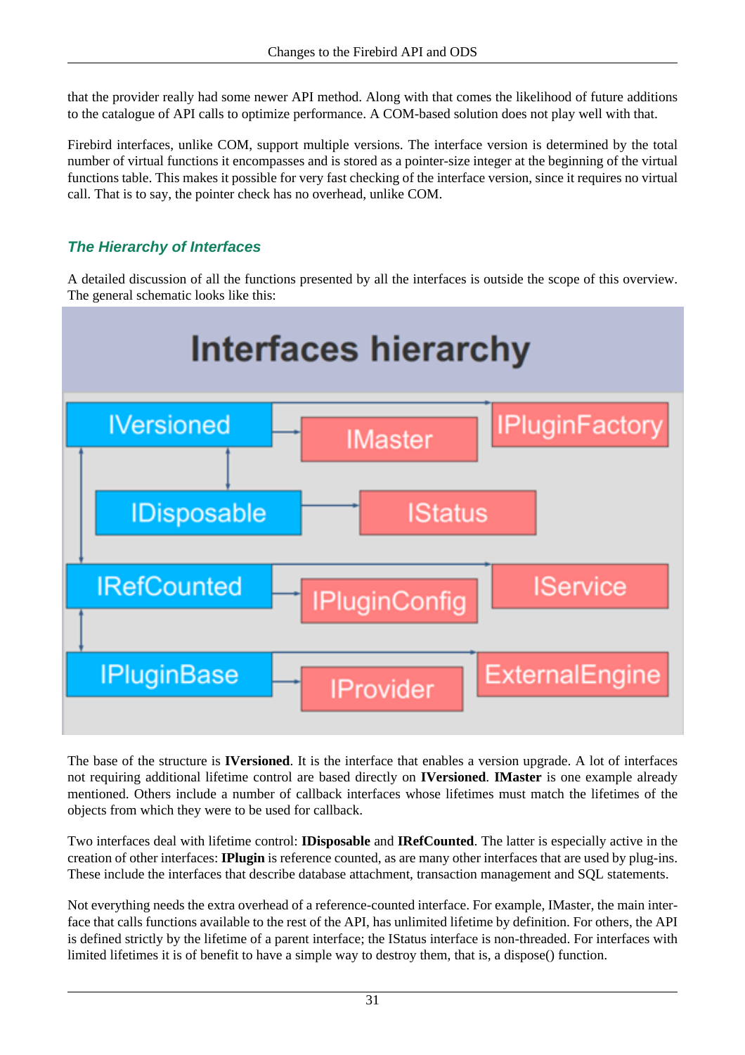that the provider really had some newer API method. Along with that comes the likelihood of future additions to the catalogue of API calls to optimize performance. A COM-based solution does not play well with that.

Firebird interfaces, unlike COM, support multiple versions. The interface version is determined by the total number of virtual functions it encompasses and is stored as a pointer-size integer at the beginning of the virtual functions table. This makes it possible for very fast checking of the interface version, since it requires no virtual call. That is to say, the pointer check has no overhead, unlike COM.

### The Hierarchy of Interfaces

A detailed discussion of all the functions presented by all the interfaces is outside the scope of this overview. The general schematic looks like this:

The base of the structure is **IVersioned**. It is the interface that enables a version upgrade. A lot of interfaces not requiring additional lifetime control are based directly on **IVersioned**. **IMaster** is one example already mentioned. Others include a number of callback interfaces whose lifetimes must match the lifetimes of the objects from which they were to be used for callback.

Two interfaces deal with lifetime control: **IDisposable** and **IRefCounted**. The latter is especially active in the creation of other interfaces: **IPlugin** is reference counted, as are many other interfaces that are used by plug-ins. These include the interfaces that describe database attachment, transaction management and SQL statements.

Not everything needs the extra overhead of a reference-counted interface. For example, IMaster, the main interface that calls functions available to the rest of the API, has unlimited lifetime by definition. For others, the API is defined strictly by the lifetime of a parent interface; the IStatus interface is non-threaded. For interfaces with limited lifetimes it is of benefit to have a simple way to destroy them, that is, a dispose() function.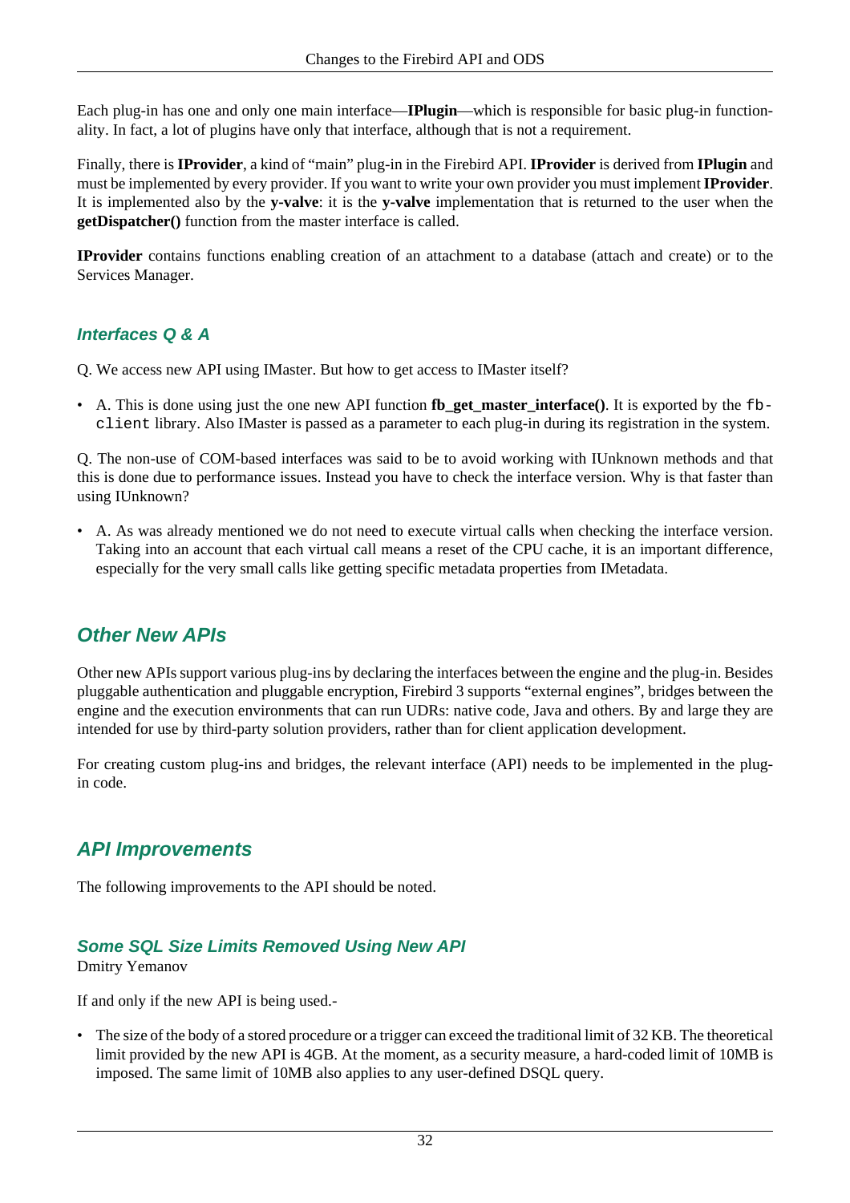Each plug-in has one and only one main interface—**IPlugin**—which is responsible for basic plug-in functionality. In fact, a lot of plugins have only that interface, although that is not a requirement.

Finally, there is **IProvider**, a kind of “main” plug-in in the Firebird API. **IProvider** is derived from **IPlugin** and must be implemented by every provider. If you want to write your own provider you must implement **IProvider**. It is implemented also by the **y-valve**: it is the **y-valve** implementation that is returned to the user when the **getDispatcher()** function from the master interface is called.

**IProvider** contains functions enabling creation of an attachment to a database (attach and create) or to the Services Manager.

### Interfaces Q & A

Q. We access new API using IMaster. But how to get access to IMaster itself?

- A. This is done using just the one new API function **fb_get_master_interface()**. It is exported by the `fbclient` library. Also IMaster is passed as a parameter to each plug-in during its registration in the system.

Q. The non-use of COM-based interfaces was said to be to avoid working with IUnknown methods and that this is done due to performance issues. Instead you have to check the interface version. Why is that faster than using IUnknown?

- A. As was already mentioned we do not need to execute virtual calls when checking the interface version. Taking into an account that each virtual call means a reset of the CPU cache, it is an important difference, especially for the very small calls like getting specific metadata properties from IMetadata.

## Other New APIs

Other new APIs support various plug-ins by declaring the interfaces between the engine and the plug-in. Besides pluggable authentication and pluggable encryption, Firebird 3 supports “external engines”, bridges between the engine and the execution environments that can run UDRs: native code, Java and others. By and large they are intended for use by third-party solution providers, rather than for client application development.

For creating custom plug-ins and bridges, the relevant interface (API) needs to be implemented in the plug-in code.

## API Improvements

The following improvements to the API should be noted.

### Some SQL Size Limits Removed Using New API

Dmitry Yemanov

If and only if the new API is being used.-

- The size of the body of a stored procedure or a trigger can exceed the traditional limit of 32 KB. The theoretical limit provided by the new API is 4GB. At the moment, as a security measure, a hard-coded limit of 10MB is imposed. The same limit of 10MB also applies to any user-defined DSQL query.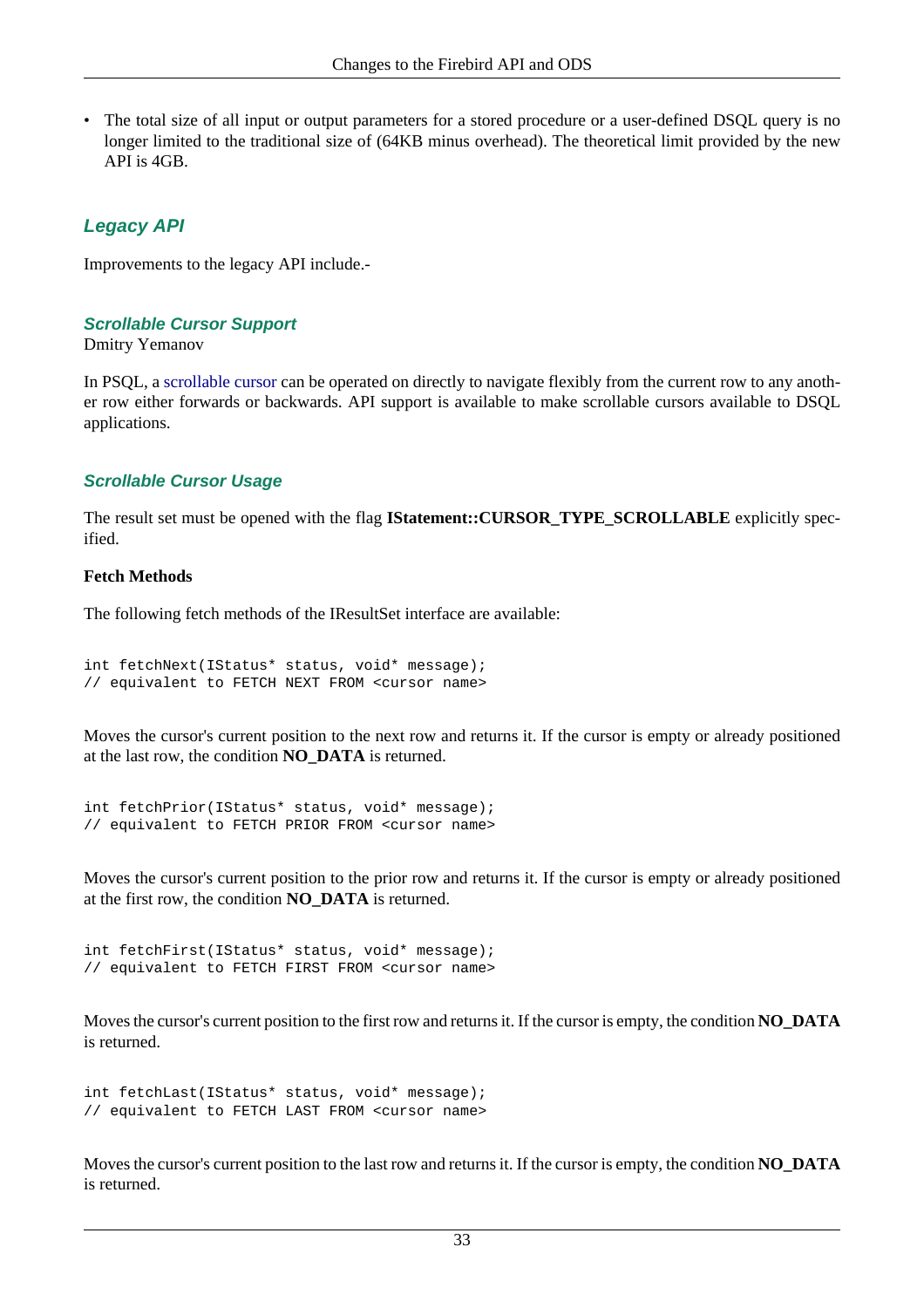- The total size of all input or output parameters for a stored procedure or a user-defined DSQL query is no longer limited to the traditional size of (64KB minus overhead). The theoretical limit provided by the new API is 4GB.

## Legacy API

Improvements to the legacy API include.-

### Scrollable Cursor Support

Dmitry Yemanov

In PSQL, a scrollable cursor can be operated on directly to navigate flexibly from the current row to any another row either forwards or backwards. API support is available to make scrollable cursors available to DSQL applications.

### Scrollable Cursor Usage

The result set must be opened with the flag **IStatement::CURSOR_TYPE_SCROLLABLE** explicitly specified.

**Fetch Methods**

The following fetch methods of the IResultSet interface are available:

```
int fetchNext(IStatus* status, void* message);
// equivalent to FETCH NEXT FROM <cursor name>
```

Moves the cursor's current position to the next row and returns it. If the cursor is empty or already positioned at the last row, the condition **NO_DATA** is returned.

```
int fetchPrior(IStatus* status, void* message);
// equivalent to FETCH PRIOR FROM <cursor name>
```

Moves the cursor's current position to the prior row and returns it. If the cursor is empty or already positioned at the first row, the condition **NO_DATA** is returned.

```
int fetchFirst(IStatus* status, void* message);
// equivalent to FETCH FIRST FROM <cursor name>
```

Moves the cursor's current position to the first row and returns it. If the cursor is empty, the condition **NO_DATA** is returned.

```
int fetchLast(IStatus* status, void* message);
// equivalent to FETCH LAST FROM <cursor name>
```

Moves the cursor's current position to the last row and returns it. If the cursor is empty, the condition **NO_DATA** is returned.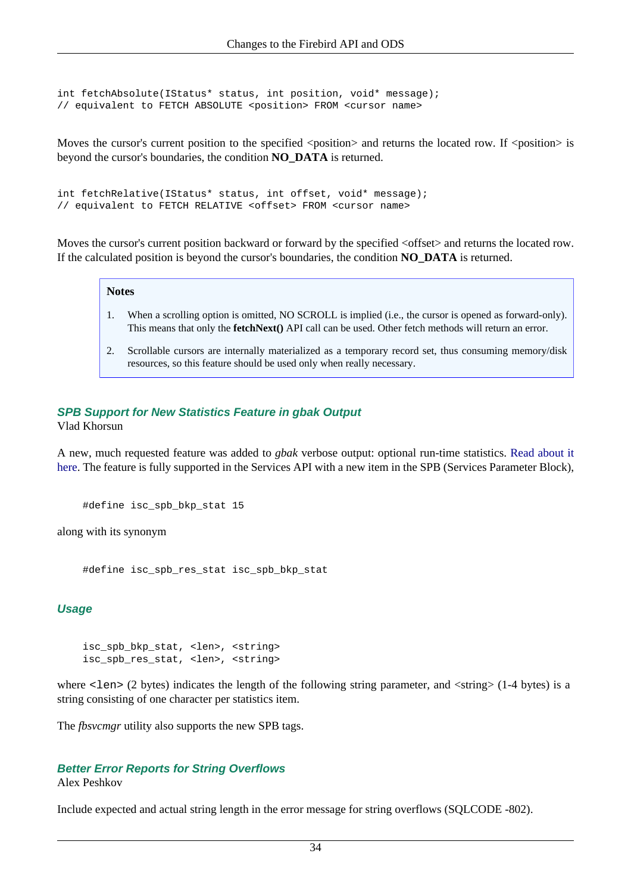```
int fetchAbsolute(IStatus* status, int position, void* message);
// equivalent to FETCH ABSOLUTE <position> FROM <cursor name>
```

Moves the cursor's current position to the specified <position> and returns the located row. If <position> is beyond the cursor's boundaries, the condition **NO_DATA** is returned.

```
int fetchRelative(IStatus* status, int offset, void* message);
// equivalent to FETCH RELATIVE <offset> FROM <cursor name>
```

Moves the cursor's current position backward or forward by the specified <offset> and returns the located row. If the calculated position is beyond the cursor's boundaries, the condition **NO_DATA** is returned.

> **Notes**
>
> 1. When a scrolling option is omitted, NO SCROLL is implied (i.e., the cursor is opened as forward-only). This means that only the **fetchNext()** API call can be used. Other fetch methods will return an error.
> 2. Scrollable cursors are internally materialized as a temporary record set, thus consuming memory/disk resources, so this feature should be used only when really necessary.

### SPB Support for New Statistics Feature in gbak Output

Vlad Khorsun

A new, much requested feature was added to *gbak* verbose output: optional run-time statistics. Read about it here. The feature is fully supported in the Services API with a new item in the SPB (Services Parameter Block),

```
#define isc_spb_bkp_stat 15
```

along with its synonym

```
#define isc_spb_res_stat isc_spb_bkp_stat
```

#### Usage

```
isc_spb_bkp_stat, <len>, <string>
isc_spb_res_stat, <len>, <string>
```

where `<len>` (2 bytes) indicates the length of the following string parameter, and <string> (1-4 bytes) is a string consisting of one character per statistics item.

The *fbsvcmgr* utility also supports the new SPB tags.

### Better Error Reports for String Overflows

Alex Peshkov

Include expected and actual string length in the error message for string overflows (SQLCODE -802).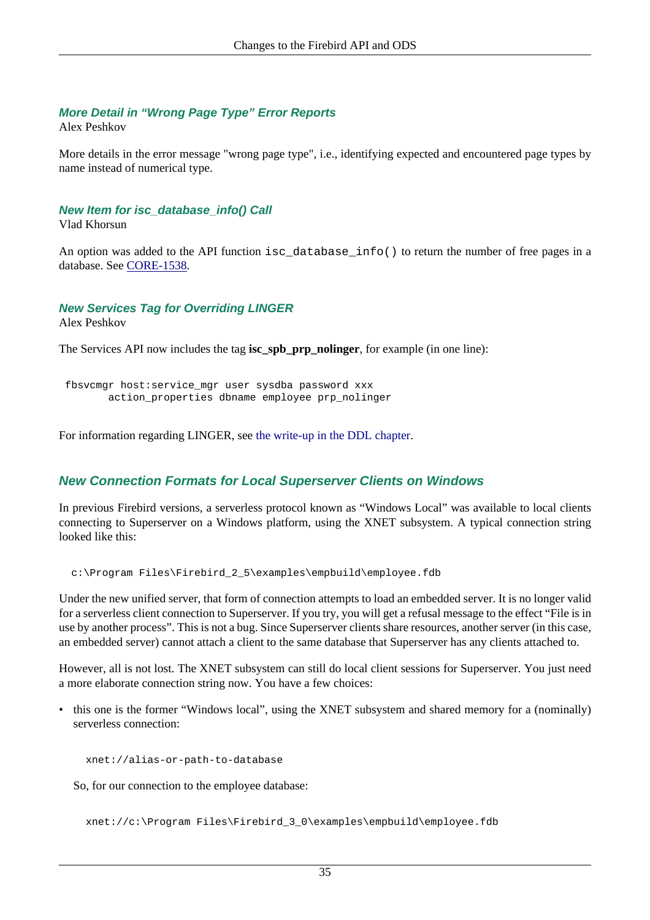#### More Detail in “Wrong Page Type” Error Reports

Alex Peshkov

More details in the error message "wrong page type", i.e., identifying expected and encountered page types by name instead of numerical type.

#### New Item for isc_database_info() Call

Vlad Khorsun

An option was added to the API function `isc_database_info()` to return the number of free pages in a database. See CORE-1538.

#### New Services Tag for Overriding LINGER

Alex Peshkov

The Services API now includes the tag **isc_spb_prp_nolinger**, for example (in one line):

```
fbsvcmgr host:service_mgr user sysdba password xxx
       action_properties dbname employee prp_nolinger
```

For information regarding LINGER, see the write-up in the DDL chapter.

### New Connection Formats for Local Superserver Clients on Windows

In previous Firebird versions, a serverless protocol known as “Windows Local” was available to local clients connecting to Superserver on a Windows platform, using the XNET subsystem. A typical connection string looked like this:

```
c:\Program Files\Firebird_2_5\examples\empbuild\employee.fdb
```

Under the new unified server, that form of connection attempts to load an embedded server. It is no longer valid for a serverless client connection to Superserver. If you try, you will get a refusal message to the effect “File is in use by another process”. This is not a bug. Since Superserver clients share resources, another server (in this case, an embedded server) cannot attach a client to the same database that Superserver has any clients attached to.

However, all is not lost. The XNET subsystem can still do local client sessions for Superserver. You just need a more elaborate connection string now. You have a few choices:

- this one is the former “Windows local”, using the XNET subsystem and shared memory for a (nominally) serverless connection:

  ```
  xnet://alias-or-path-to-database
  ```

  So, for our connection to the employee database:

  ```
  xnet://c:\Program Files\Firebird_3_0\examples\empbuild\employee.fdb
  ```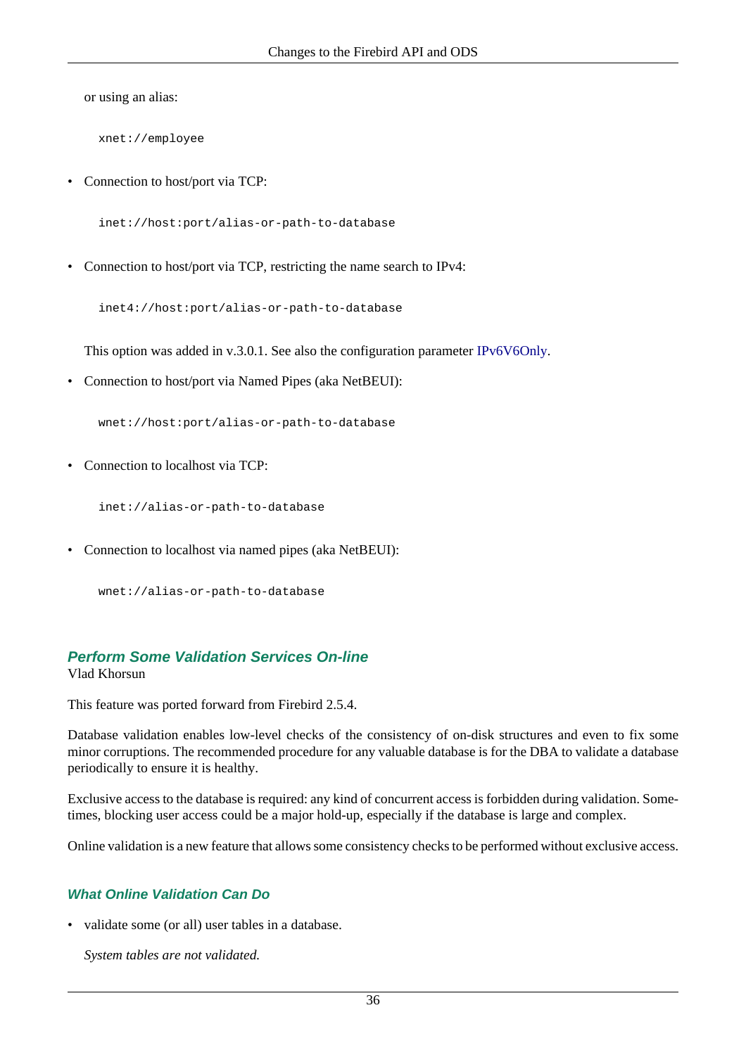or using an alias:

```
xnet://employee
```

- Connection to host/port via TCP:

```
inet://host:port/alias-or-path-to-database
```

- Connection to host/port via TCP, restricting the name search to IPv4:

```
inet4://host:port/alias-or-path-to-database
```

  This option was added in v.3.0.1. See also the configuration parameter IPv6V6Only.

- Connection to host/port via Named Pipes (aka NetBEUI):

```
wnet://host:port/alias-or-path-to-database
```

- Connection to localhost via TCP:

```
inet://alias-or-path-to-database
```

- Connection to localhost via named pipes (aka NetBEUI):

```
wnet://alias-or-path-to-database
```

### *Perform Some Validation Services On-line*

Vlad Khorsun

This feature was ported forward from Firebird 2.5.4.

Database validation enables low-level checks of the consistency of on-disk structures and even to fix some minor corruptions. The recommended procedure for any valuable database is for the DBA to validate a database periodically to ensure it is healthy.

Exclusive access to the database is required: any kind of concurrent access is forbidden during validation. Sometimes, blocking user access could be a major hold-up, especially if the database is large and complex.

Online validation is a new feature that allows some consistency checks to be performed without exclusive access.

#### *What Online Validation Can Do*

- validate some (or all) user tables in a database.

  *System tables are not validated.*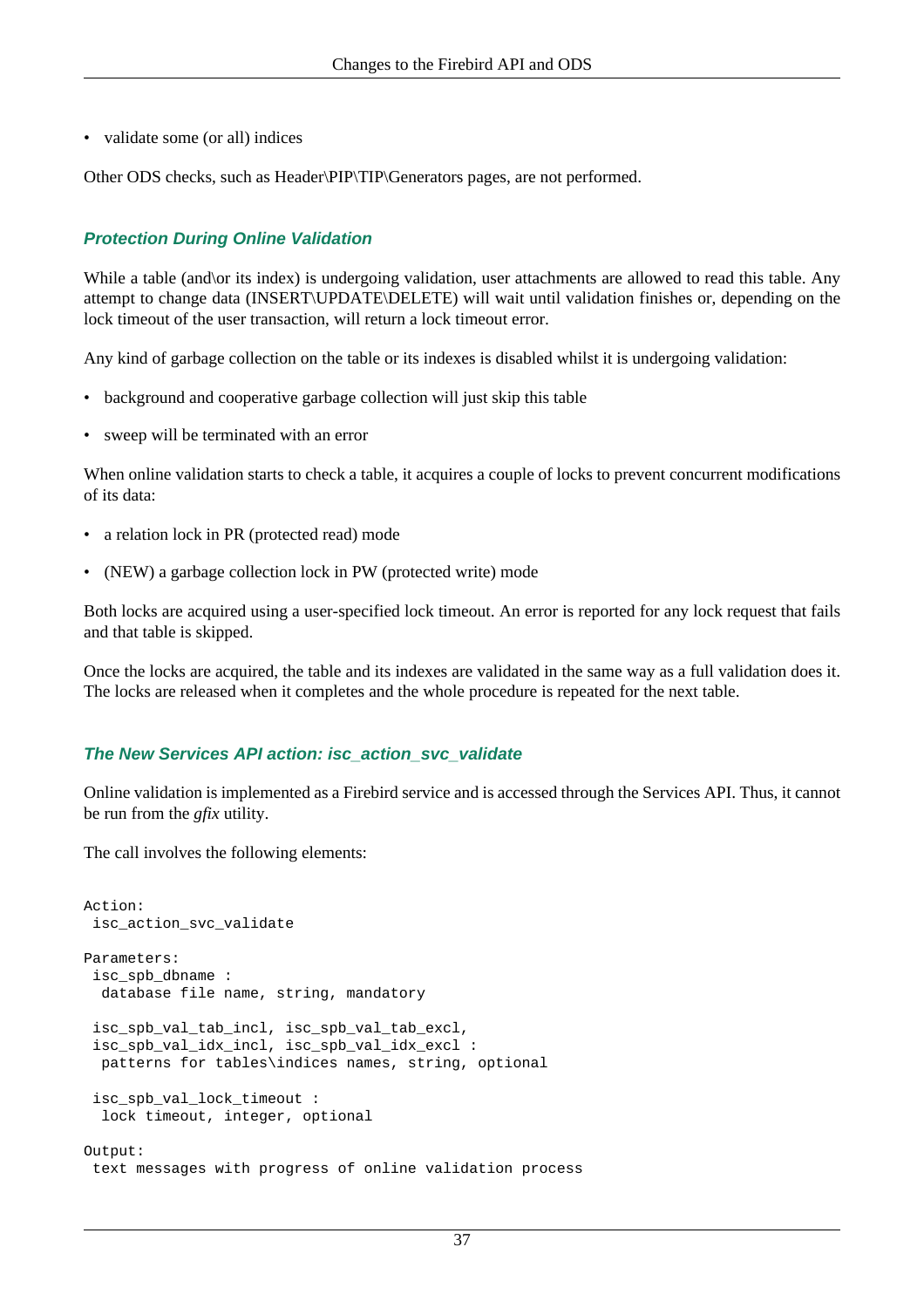- validate some (or all) indices

Other ODS checks, such as Header\PIP\TIP\Generators pages, are not performed.

#### Protection During Online Validation

While a table (and\or its index) is undergoing validation, user attachments are allowed to read this table. Any attempt to change data (INSERT\UPDATE\DELETE) will wait until validation finishes or, depending on the lock timeout of the user transaction, will return a lock timeout error.

Any kind of garbage collection on the table or its indexes is disabled whilst it is undergoing validation:

- background and cooperative garbage collection will just skip this table
- sweep will be terminated with an error

When online validation starts to check a table, it acquires a couple of locks to prevent concurrent modifications of its data:

- a relation lock in PR (protected read) mode
- (NEW) a garbage collection lock in PW (protected write) mode

Both locks are acquired using a user-specified lock timeout. An error is reported for any lock request that fails and that table is skipped.

Once the locks are acquired, the table and its indexes are validated in the same way as a full validation does it. The locks are released when it completes and the whole procedure is repeated for the next table.

#### The New Services API action: isc_action_svc_validate

Online validation is implemented as a Firebird service and is accessed through the Services API. Thus, it cannot be run from the *gfix* utility.

The call involves the following elements:

```
Action:
 isc_action_svc_validate

Parameters:
 isc_spb_dbname :
  database file name, string, mandatory

 isc_spb_val_tab_incl, isc_spb_val_tab_excl,
 isc_spb_val_idx_incl, isc_spb_val_idx_excl :
  patterns for tables\indices names, string, optional

 isc_spb_val_lock_timeout :
  lock timeout, integer, optional

Output:
 text messages with progress of online validation process
```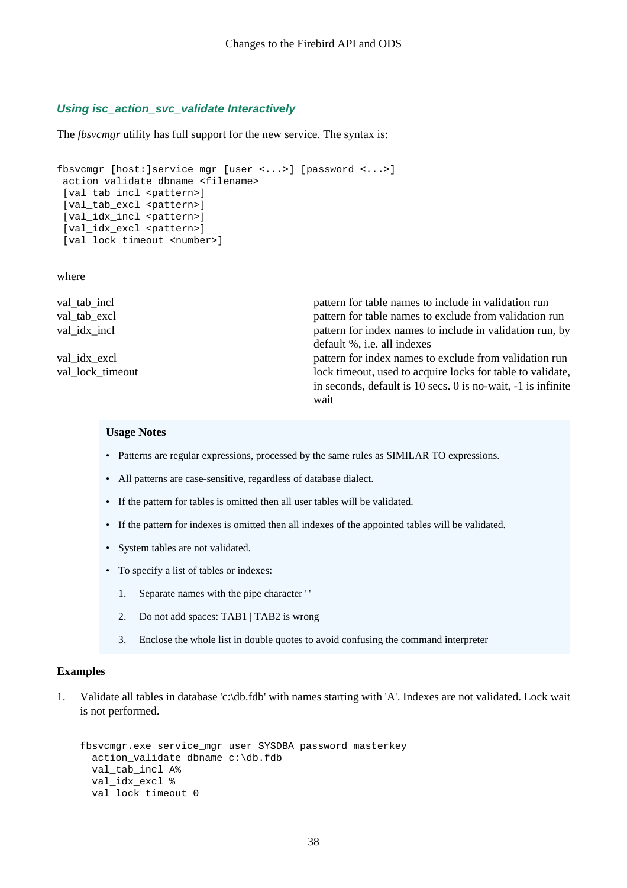### Using isc_action_svc_validate Interactively

The *fbsvcmgr* utility has full support for the new service. The syntax is:

```
fbsvcmgr [host:]service_mgr [user <...>] [password <...>]
 action_validate dbname <filename>
 [val_tab_incl <pattern>]
 [val_tab_excl <pattern>]
 [val_idx_incl <pattern>]
 [val_idx_excl <pattern>]
 [val_lock_timeout <number>]
```

where

| | |
|---|---|
| val_tab_incl | pattern for table names to include in validation run |
| val_tab_excl | pattern for table names to exclude from validation run |
| val_idx_incl | pattern for index names to include in validation run, by default %, i.e. all indexes |
| val_idx_excl | pattern for index names to exclude from validation run |
| val_lock_timeout | lock timeout, used to acquire locks for table to validate, in seconds, default is 10 secs. 0 is no-wait, -1 is infinite wait |

**Usage Notes**

- Patterns are regular expressions, processed by the same rules as SIMILAR TO expressions.
- All patterns are case-sensitive, regardless of database dialect.
- If the pattern for tables is omitted then all user tables will be validated.
- If the pattern for indexes is omitted then all indexes of the appointed tables will be validated.
- System tables are not validated.
- To specify a list of tables or indexes:
  1. Separate names with the pipe character '|'
  2. Do not add spaces: TAB1 | TAB2 is wrong
  3. Enclose the whole list in double quotes to avoid confusing the command interpreter

**Examples**

1. Validate all tables in database 'c:\db.fdb' with names starting with 'A'. Indexes are not validated. Lock wait is not performed.

```
fbsvcmgr.exe service_mgr user SYSDBA password masterkey
  action_validate dbname c:\db.fdb
  val_tab_incl A%
  val_idx_excl %
  val_lock_timeout 0
```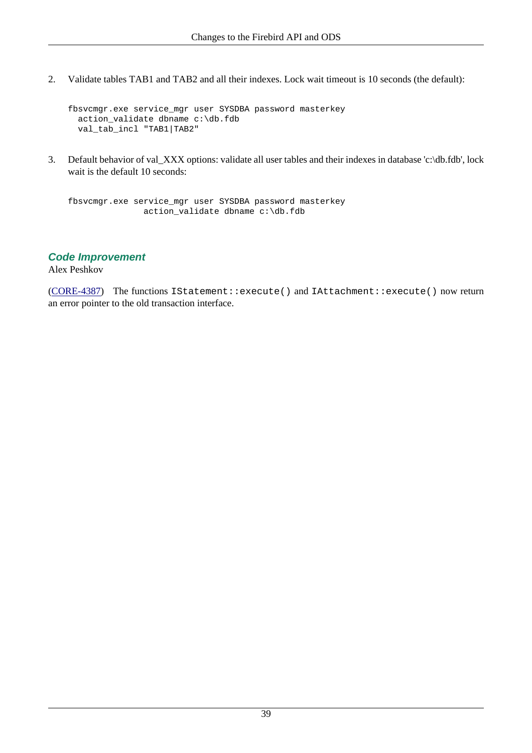2. Validate tables TAB1 and TAB2 and all their indexes. Lock wait timeout is 10 seconds (the default):

```
fbsvcmgr.exe service_mgr user SYSDBA password masterkey
  action_validate dbname c:\db.fdb
  val_tab_incl "TAB1|TAB2"
```

3. Default behavior of val_XXX options: validate all user tables and their indexes in database 'c:\db.fdb', lock wait is the default 10 seconds:

```
fbsvcmgr.exe service_mgr user SYSDBA password masterkey
               action_validate dbname c:\db.fdb
```

### Code Improvement

Alex Peshkov

(CORE-4387) The functions `IStatement::execute()` and `IAttachment::execute()` now return an error pointer to the old transaction interface.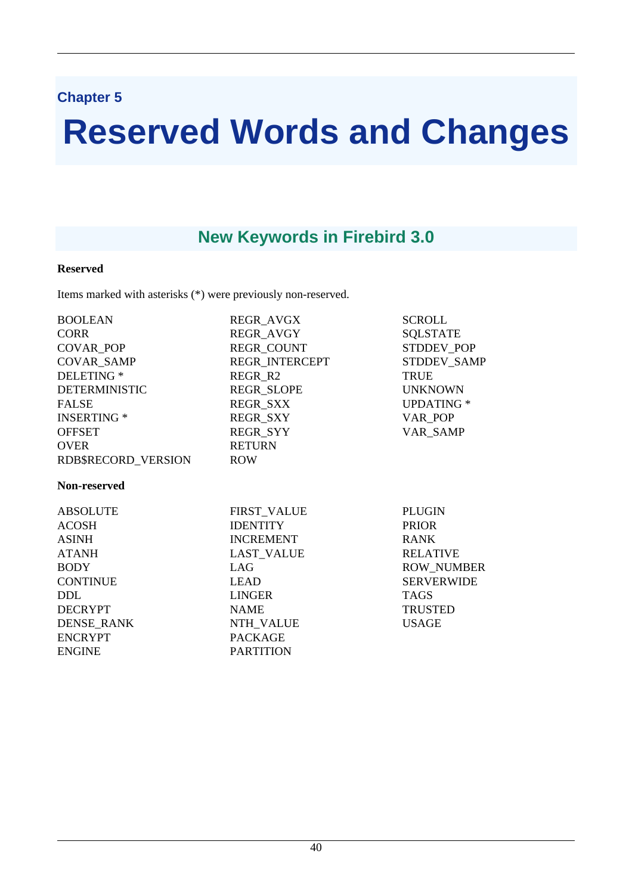# Chapter 5

# Reserved Words and Changes

## New Keywords in Firebird 3.0

**Reserved**

Items marked with asterisks (*) were previously non-reserved.

BOOLEAN
CORR
COVAR_POP
COVAR_SAMP
DELETING *
DETERMINISTIC
FALSE
INSERTING *
OFFSET
OVER
RDB$RECORD_VERSION
REGR_AVGX
REGR_AVGY
REGR_COUNT
REGR_INTERCEPT
REGR_R2
REGR_SLOPE
REGR_SXX
REGR_SXY
REGR_SYY
RETURN
ROW
SCROLL
SQLSTATE
STDDEV_POP
STDDEV_SAMP
TRUE
UNKNOWN
UPDATING *
VAR_POP
VAR_SAMP

**Non-reserved**

ABSOLUTE
ACOSH
ASINH
ATANH
BODY
CONTINUE
DDL
DECRYPT
DENSE_RANK
ENCRYPT
ENGINE
FIRST_VALUE
IDENTITY
INCREMENT
LAST_VALUE
LAG
LEAD
LINGER
NAME
NTH_VALUE
PACKAGE
PARTITION
PLUGIN
PRIOR
RANK
RELATIVE
ROW_NUMBER
SERVERWIDE
TAGS
TRUSTED
USAGE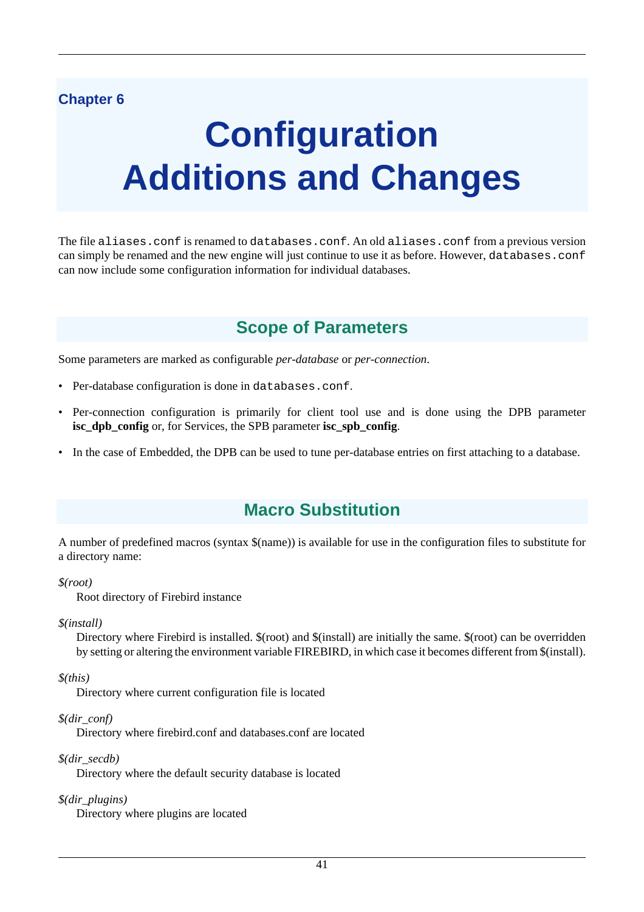Chapter 6

# Configuration Additions and Changes

The file `aliases.conf` is renamed to `databases.conf`. An old `aliases.conf` from a previous version can simply be renamed and the new engine will just continue to use it as before. However, `databases.conf` can now include some configuration information for individual databases.

## Scope of Parameters

Some parameters are marked as configurable *per-database* or *per-connection*.

- Per-database configuration is done in `databases.conf`.
- Per-connection configuration is primarily for client tool use and is done using the DPB parameter **isc_dpb_config** or, for Services, the SPB parameter **isc_spb_config**.
- In the case of Embedded, the DPB can be used to tune per-database entries on first attaching to a database.

## Macro Substitution

A number of predefined macros (syntax $(name)) is available for use in the configuration files to substitute for a directory name:

*$(root)*
: Root directory of Firebird instance

*$(install)*
: Directory where Firebird is installed. $(root) and $(install) are initially the same. $(root) can be overridden by setting or altering the environment variable FIREBIRD, in which case it becomes different from $(install).

*$(this)*
: Directory where current configuration file is located

*$(dir_conf)*
: Directory where firebird.conf and databases.conf are located

*$(dir_secdb)*
: Directory where the default security database is located

*$(dir_plugins)*
: Directory where plugins are located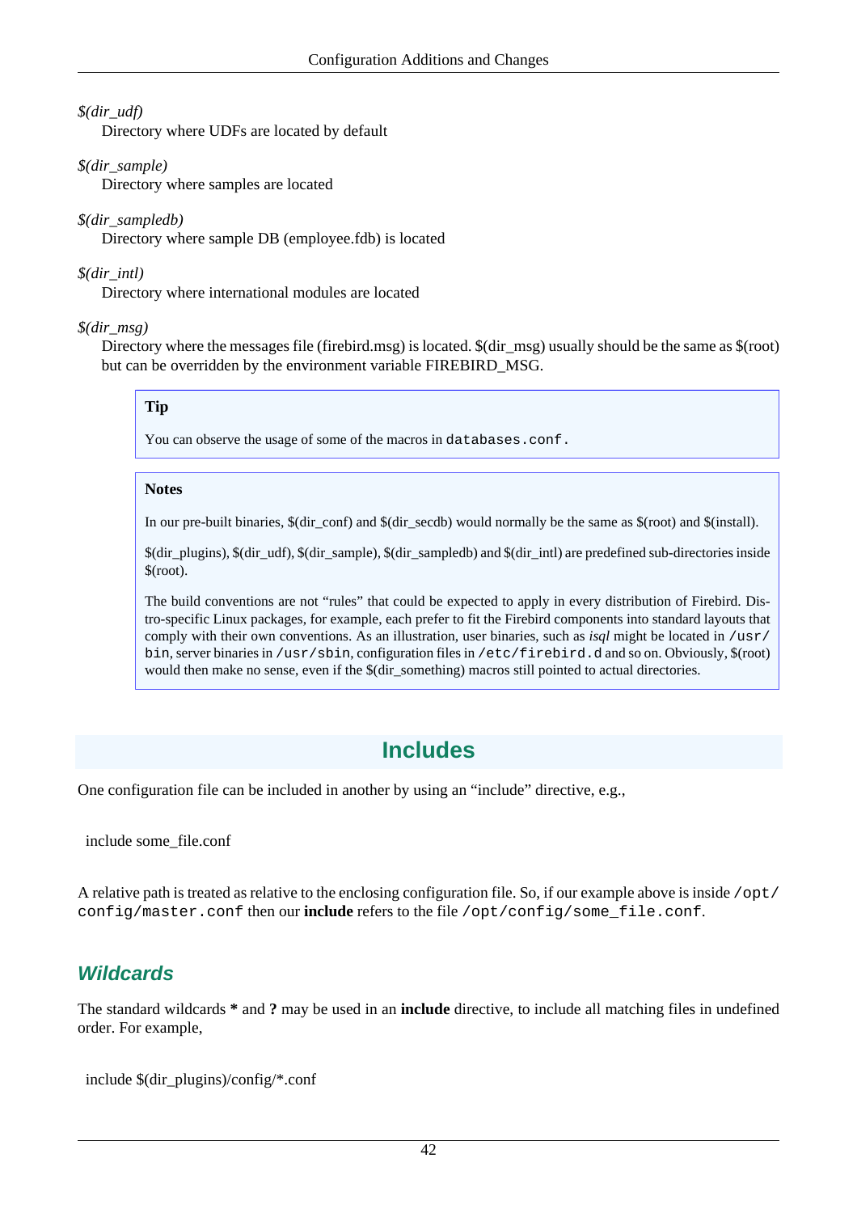*$(dir_udf)*
: Directory where UDFs are located by default

*$(dir_sample)*
: Directory where samples are located

*$(dir_sampledb)*
: Directory where sample DB (employee.fdb) is located

*$(dir_intl)*
: Directory where international modules are located

*$(dir_msg)*
: Directory where the messages file (firebird.msg) is located. $(dir_msg) usually should be the same as $(root) but can be overridden by the environment variable FIREBIRD_MSG.

> **Tip**
>
> You can observe the usage of some of the macros in `databases.conf`.

> **Notes**
>
> In our pre-built binaries, $(dir_conf) and $(dir_secdb) would normally be the same as $(root) and $(install).
>
> $(dir_plugins), $(dir_udf), $(dir_sample), $(dir_sampledb) and $(dir_intl) are predefined sub-directories inside $(root).
>
> The build conventions are not "rules" that could be expected to apply in every distribution of Firebird. Distro-specific Linux packages, for example, each prefer to fit the Firebird components into standard layouts that comply with their own conventions. As an illustration, user binaries, such as *isql* might be located in `/usr/bin`, server binaries in `/usr/sbin`, configuration files in `/etc/firebird.d` and so on. Obviously, $(root) would then make no sense, even if the $(dir_something) macros still pointed to actual directories.

## Includes

One configuration file can be included in another by using an "include" directive, e.g.,

```
include some_file.conf
```

A relative path is treated as relative to the enclosing configuration file. So, if our example above is inside `/opt/config/master.conf` then our **include** refers to the file `/opt/config/some_file.conf`.

### *Wildcards*

The standard wildcards **\*** and **?** may be used in an **include** directive, to include all matching files in undefined order. For example,

```
include $(dir_plugins)/config/*.conf
```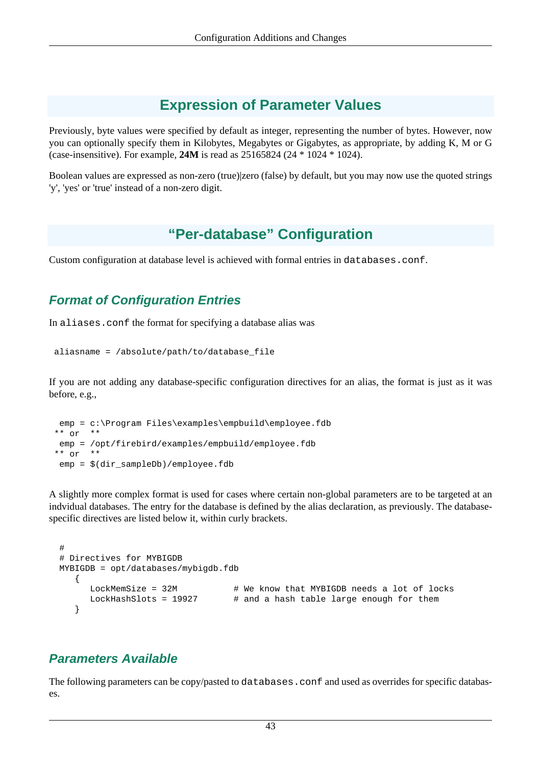## Expression of Parameter Values

Previously, byte values were specified by default as integer, representing the number of bytes. However, now you can optionally specify them in Kilobytes, Megabytes or Gigabytes, as appropriate, by adding K, M or G (case-insensitive). For example, **24M** is read as 25165824 (24 * 1024 * 1024).

Boolean values are expressed as non-zero (true)|zero (false) by default, but you may now use the quoted strings 'y', 'yes' or 'true' instead of a non-zero digit.

## "Per-database" Configuration

Custom configuration at database level is achieved with formal entries in `databases.conf`.

### *Format of Configuration Entries*

In `aliases.conf` the format for specifying a database alias was

```
aliasname = /absolute/path/to/database_file
```

If you are not adding any database-specific configuration directives for an alias, the format is just as it was before, e.g.,

```
 emp = c:\Program Files\examples\empbuild\employee.fdb
** or  **
 emp = /opt/firebird/examples/empbuild/employee.fdb
** or  **
 emp = $(dir_sampleDb)/employee.fdb
```

A slightly more complex format is used for cases where certain non-global parameters are to be targeted at an indvidual databases. The entry for the database is defined by the alias declaration, as previously. The database-specific directives are listed below it, within curly brackets.

```
#
# Directives for MYBIGDB
MYBIGDB = opt/databases/mybigdb.fdb
   {
      LockMemSize = 32M           # We know that MYBIGDB needs a lot of locks
      LockHashSlots = 19927       # and a hash table large enough for them
   }
```

### *Parameters Available*

The following parameters can be copy/pasted to `databases.conf` and used as overrides for specific databases.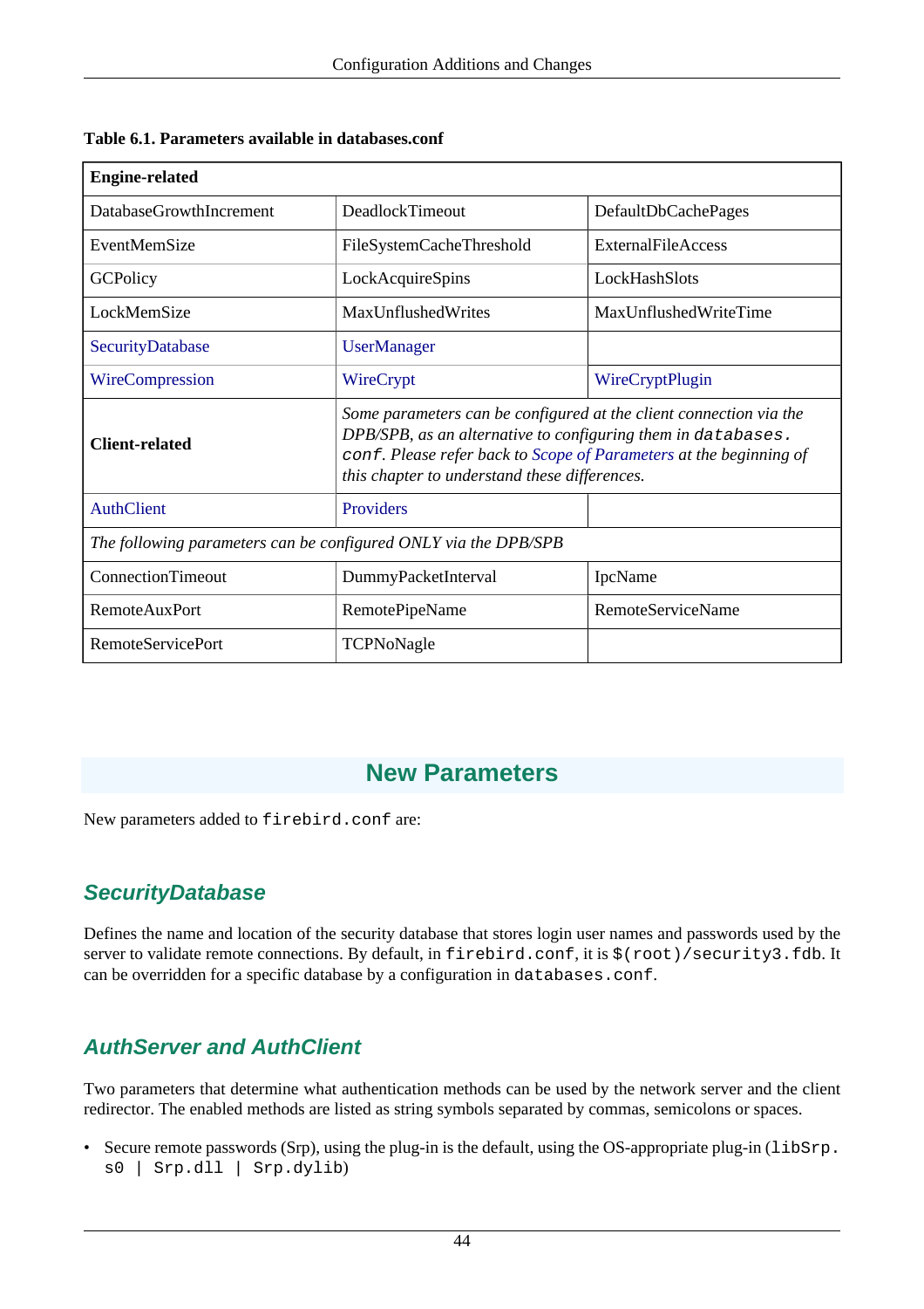**Table 6.1. Parameters available in databases.conf**

| **Engine-related** | | |
|---|---|---|
| DatabaseGrowthIncrement | DeadlockTimeout | DefaultDbCachePages |
| EventMemSize | FileSystemCacheThreshold | ExternalFileAccess |
| GCPolicy | LockAcquireSpins | LockHashSlots |
| LockMemSize | MaxUnflushedWrites | MaxUnflushedWriteTime |
| SecurityDatabase | UserManager | |
| WireCompression | WireCrypt | WireCryptPlugin |
| **Client-related** | *Some parameters can be configured at the client connection via the DPB/SPB, as an alternative to configuring them in `databases.conf`. Please refer back to Scope of Parameters at the beginning of this chapter to understand these differences.* | |
| AuthClient | Providers | |
| *The following parameters can be configured ONLY via the DPB/SPB* | | |
| ConnectionTimeout | DummyPacketInterval | IpcName |
| RemoteAuxPort | RemotePipeName | RemoteServiceName |
| RemoteServicePort | TCPNoNagle | |

## New Parameters

New parameters added to `firebird.conf` are:

### SecurityDatabase

Defines the name and location of the security database that stores login user names and passwords used by the server to validate remote connections. By default, in `firebird.conf`, it is `$(root)/security3.fdb`. It can be overridden for a specific database by a configuration in `databases.conf`.

### AuthServer and AuthClient

Two parameters that determine what authentication methods can be used by the network server and the client redirector. The enabled methods are listed as string symbols separated by commas, semicolons or spaces.

- Secure remote passwords (Srp), using the plug-in is the default, using the OS-appropriate plug-in (`libSrp.s0 | Srp.dll | Srp.dylib`)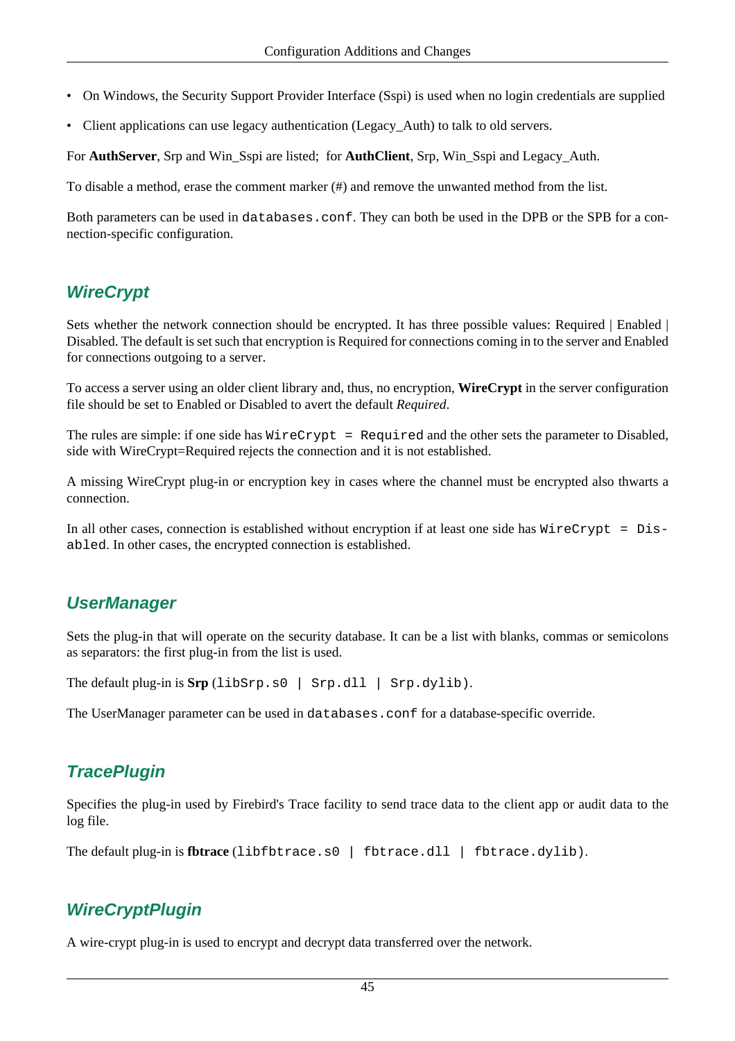- On Windows, the Security Support Provider Interface (Sspi) is used when no login credentials are supplied
- Client applications can use legacy authentication (Legacy_Auth) to talk to old servers.

For **AuthServer**, Srp and Win_Sspi are listed; for **AuthClient**, Srp, Win_Sspi and Legacy_Auth.

To disable a method, erase the comment marker (#) and remove the unwanted method from the list.

Both parameters can be used in `databases.conf`. They can both be used in the DPB or the SPB for a connection-specific configuration.

### WireCrypt

Sets whether the network connection should be encrypted. It has three possible values: Required | Enabled | Disabled. The default is set such that encryption is Required for connections coming in to the server and Enabled for connections outgoing to a server.

To access a server using an older client library and, thus, no encryption, **WireCrypt** in the server configuration file should be set to Enabled or Disabled to avert the default *Required*.

The rules are simple: if one side has `WireCrypt = Required` and the other sets the parameter to Disabled, side with WireCrypt=Required rejects the connection and it is not established.

A missing WireCrypt plug-in or encryption key in cases where the channel must be encrypted also thwarts a connection.

In all other cases, connection is established without encryption if at least one side has `WireCrypt = Disabled`. In other cases, the encrypted connection is established.

### UserManager

Sets the plug-in that will operate on the security database. It can be a list with blanks, commas or semicolons as separators: the first plug-in from the list is used.

The default plug-in is **Srp** (`libSrp.s0 | Srp.dll | Srp.dylib`).

The UserManager parameter can be used in `databases.conf` for a database-specific override.

### TracePlugin

Specifies the plug-in used by Firebird's Trace facility to send trace data to the client app or audit data to the log file.

The default plug-in is **fbtrace** (`libfbtrace.s0 | fbtrace.dll | fbtrace.dylib`).

### WireCryptPlugin

A wire-crypt plug-in is used to encrypt and decrypt data transferred over the network.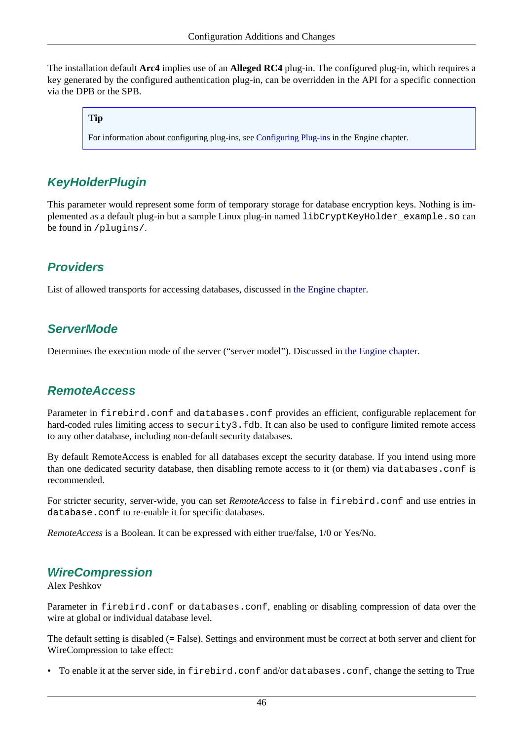The installation default **Arc4** implies use of an **Alleged RC4** plug-in. The configured plug-in, which requires a key generated by the configured authentication plug-in, can be overridden in the API for a specific connection via the DPB or the SPB.

> **Tip**
>
> For information about configuring plug-ins, see Configuring Plug-ins in the Engine chapter.

### KeyHolderPlugin

This parameter would represent some form of temporary storage for database encryption keys. Nothing is implemented as a default plug-in but a sample Linux plug-in named `libCryptKeyHolder_example.so` can be found in `/plugins/`.

### Providers

List of allowed transports for accessing databases, discussed in the Engine chapter.

### ServerMode

Determines the execution mode of the server ("server model"). Discussed in the Engine chapter.

### RemoteAccess

Parameter in `firebird.conf` and `databases.conf` provides an efficient, configurable replacement for hard-coded rules limiting access to `security3.fdb`. It can also be used to configure limited remote access to any other database, including non-default security databases.

By default RemoteAccess is enabled for all databases except the security database. If you intend using more than one dedicated security database, then disabling remote access to it (or them) via `databases.conf` is recommended.

For stricter security, server-wide, you can set *RemoteAccess* to false in `firebird.conf` and use entries in `database.conf` to re-enable it for specific databases.

*RemoteAccess* is a Boolean. It can be expressed with either true/false, 1/0 or Yes/No.

### WireCompression

Alex Peshkov

Parameter in `firebird.conf` or `databases.conf`, enabling or disabling compression of data over the wire at global or individual database level.

The default setting is disabled (= False). Settings and environment must be correct at both server and client for WireCompression to take effect:

- To enable it at the server side, in `firebird.conf` and/or `databases.conf`, change the setting to True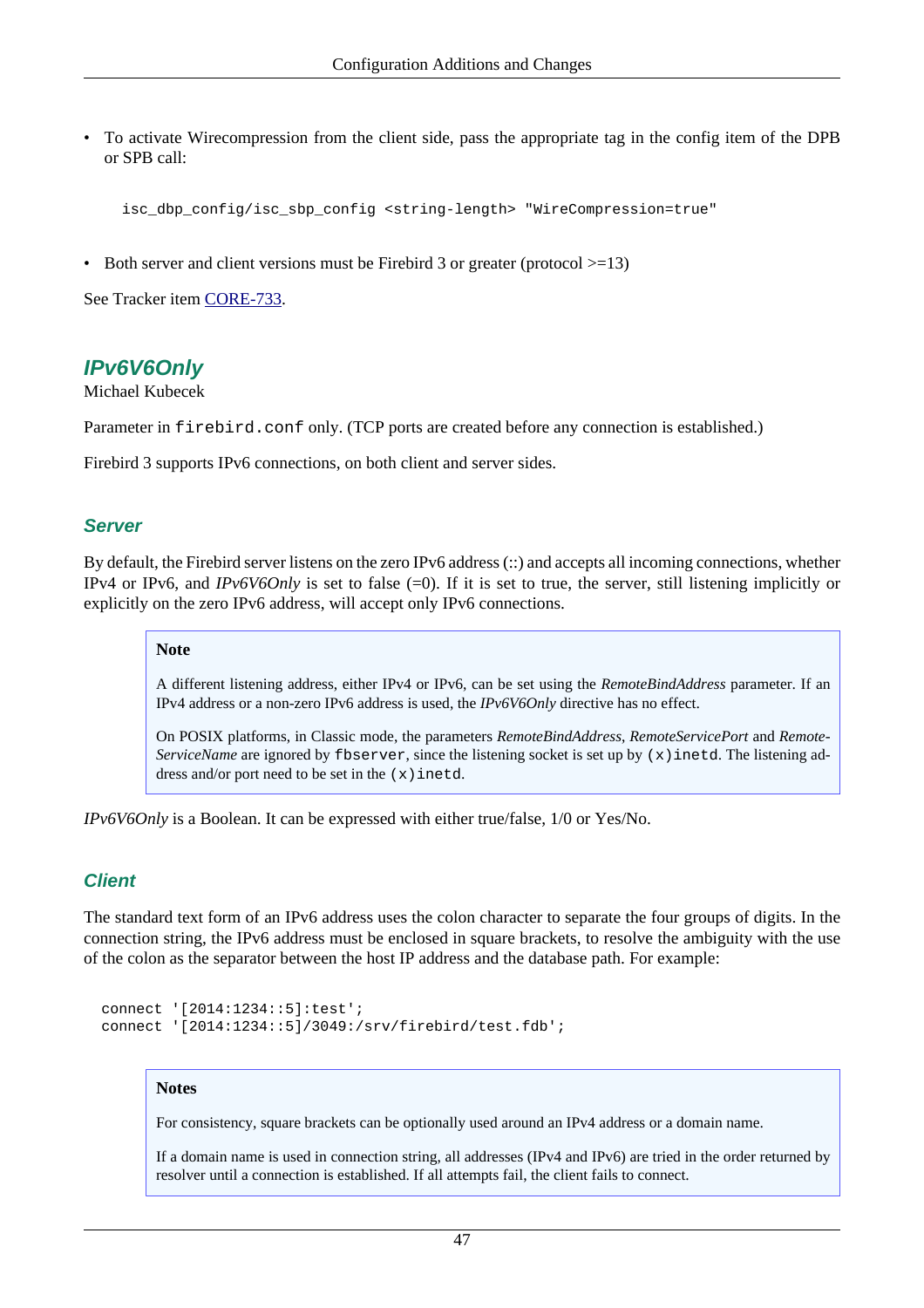- To activate Wirecompression from the client side, pass the appropriate tag in the config item of the DPB or SPB call:

```
isc_dbp_config/isc_sbp_config <string-length> "WireCompression=true"
```

- Both server and client versions must be Firebird 3 or greater (protocol >=13)

See Tracker item [CORE-733](#).

## *IPv6V6Only*

Michael Kubecek

Parameter in `firebird.conf` only. (TCP ports are created before any connection is established.)

Firebird 3 supports IPv6 connections, on both client and server sides.

### *Server*

By default, the Firebird server listens on the zero IPv6 address (::) and accepts all incoming connections, whether IPv4 or IPv6, and *IPv6V6Only* is set to false (=0). If it is set to true, the server, still listening implicitly or explicitly on the zero IPv6 address, will accept only IPv6 connections.

> **Note**
>
> A different listening address, either IPv4 or IPv6, can be set using the *RemoteBindAddress* parameter. If an IPv4 address or a non-zero IPv6 address is used, the *IPv6V6Only* directive has no effect.
>
> On POSIX platforms, in Classic mode, the parameters *RemoteBindAddress*, *RemoteServicePort* and *RemoteServiceName* are ignored by `fbserver`, since the listening socket is set up by `(x)inetd`. The listening address and/or port need to be set in the `(x)inetd`.

*IPv6V6Only* is a Boolean. It can be expressed with either true/false, 1/0 or Yes/No.

### *Client*

The standard text form of an IPv6 address uses the colon character to separate the four groups of digits. In the connection string, the IPv6 address must be enclosed in square brackets, to resolve the ambiguity with the use of the colon as the separator between the host IP address and the database path. For example:

```
connect '[2014:1234::5]:test';
connect '[2014:1234::5]/3049:/srv/firebird/test.fdb';
```

> **Notes**
>
> For consistency, square brackets can be optionally used around an IPv4 address or a domain name.
>
> If a domain name is used in connection string, all addresses (IPv4 and IPv6) are tried in the order returned by resolver until a connection is established. If all attempts fail, the client fails to connect.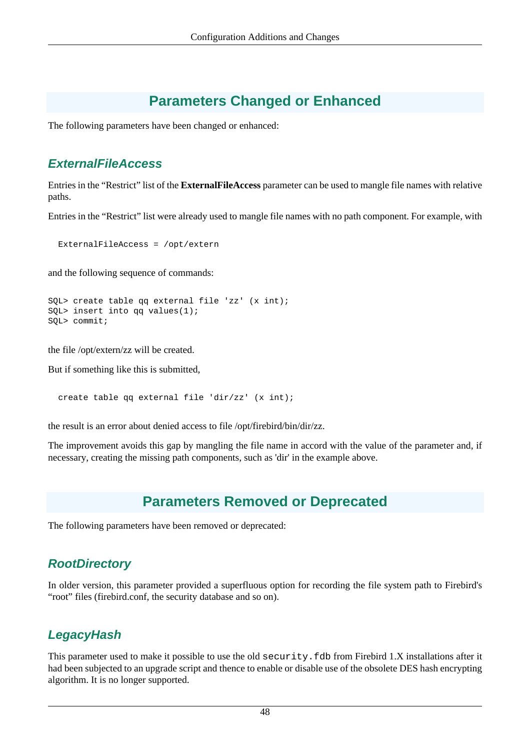## Parameters Changed or Enhanced

The following parameters have been changed or enhanced:

### *ExternalFileAccess*

Entries in the “Restrict” list of the **ExternalFileAccess** parameter can be used to mangle file names with relative paths.

Entries in the “Restrict” list were already used to mangle file names with no path component. For example, with

```
ExternalFileAccess = /opt/extern
```

and the following sequence of commands:

```
SQL> create table qq external file 'zz' (x int);
SQL> insert into qq values(1);
SQL> commit;
```

the file /opt/extern/zz will be created.

But if something like this is submitted,

```
create table qq external file 'dir/zz' (x int);
```

the result is an error about denied access to file /opt/firebird/bin/dir/zz.

The improvement avoids this gap by mangling the file name in accord with the value of the parameter and, if necessary, creating the missing path components, such as 'dir' in the example above.

## Parameters Removed or Deprecated

The following parameters have been removed or deprecated:

### *RootDirectory*

In older version, this parameter provided a superfluous option for recording the file system path to Firebird's “root” files (firebird.conf, the security database and so on).

### *LegacyHash*

This parameter used to make it possible to use the old `security.fdb` from Firebird 1.X installations after it had been subjected to an upgrade script and thence to enable or disable use of the obsolete DES hash encrypting algorithm. It is no longer supported.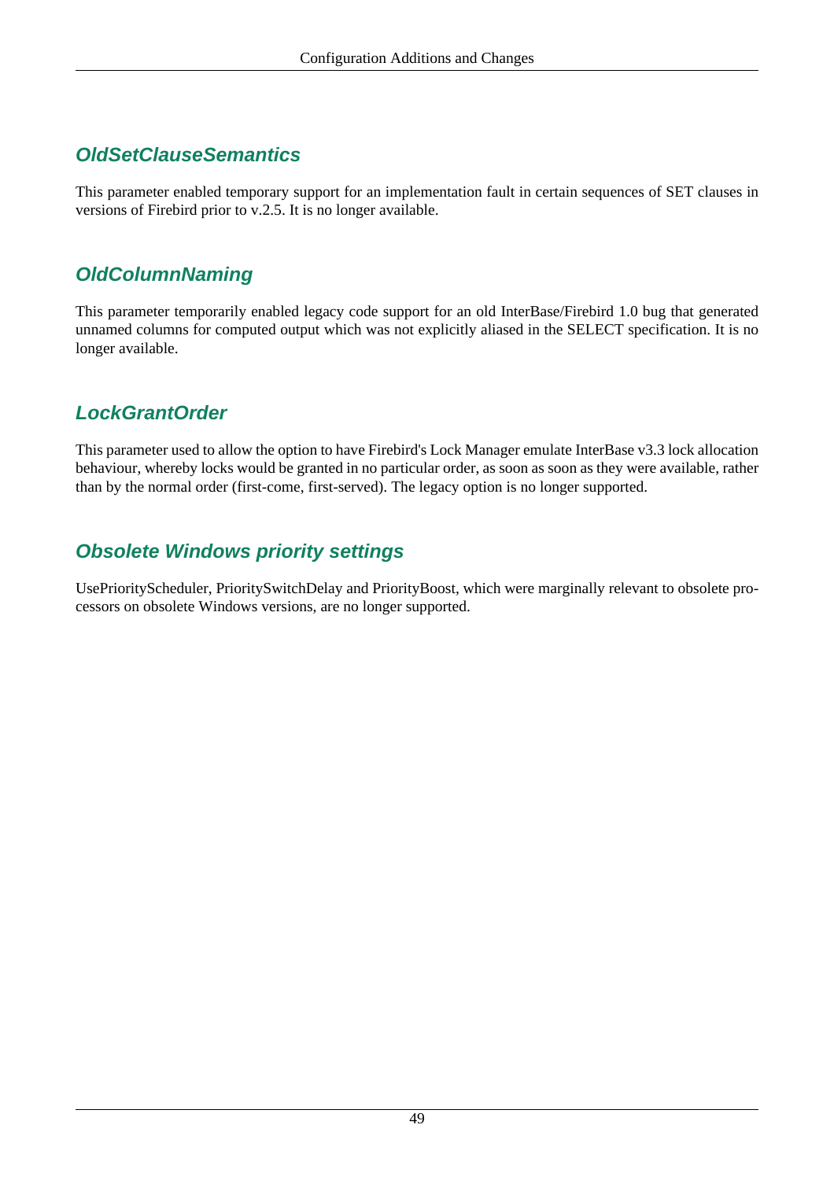### OldSetClauseSemantics

This parameter enabled temporary support for an implementation fault in certain sequences of SET clauses in versions of Firebird prior to v.2.5. It is no longer available.

### OldColumnNaming

This parameter temporarily enabled legacy code support for an old InterBase/Firebird 1.0 bug that generated unnamed columns for computed output which was not explicitly aliased in the SELECT specification. It is no longer available.

### LockGrantOrder

This parameter used to allow the option to have Firebird's Lock Manager emulate InterBase v3.3 lock allocation behaviour, whereby locks would be granted in no particular order, as soon as soon as they were available, rather than by the normal order (first-come, first-served). The legacy option is no longer supported.

### Obsolete Windows priority settings

UsePriorityScheduler, PrioritySwitchDelay and PriorityBoost, which were marginally relevant to obsolete processors on obsolete Windows versions, are no longer supported.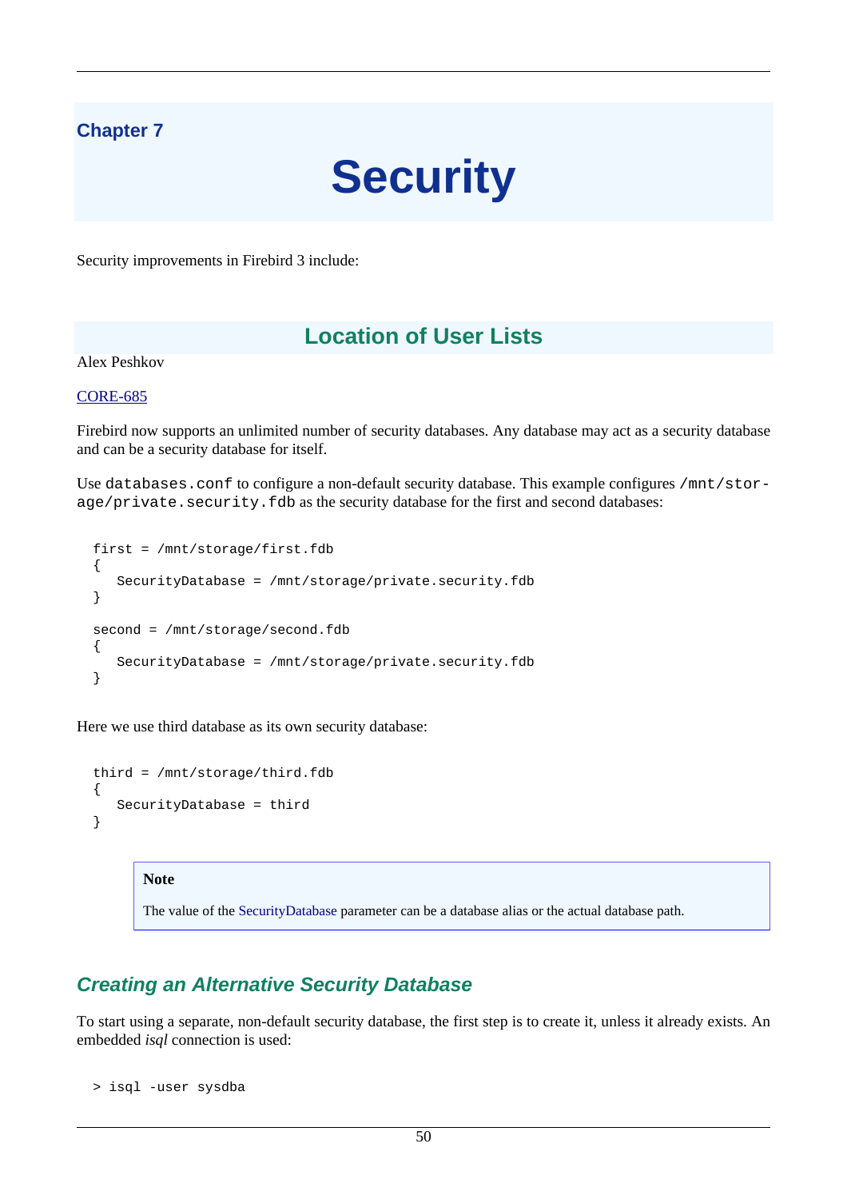# Chapter 7

# Security

Security improvements in Firebird 3 include:

## Location of User Lists

Alex Peshkov

CORE-685

Firebird now supports an unlimited number of security databases. Any database may act as a security database and can be a security database for itself.

Use `databases.conf` to configure a non-default security database. This example configures `/mnt/storage/private.security.fdb` as the security database for the first and second databases:

```
first = /mnt/storage/first.fdb
{
   SecurityDatabase = /mnt/storage/private.security.fdb
}

second = /mnt/storage/second.fdb
{
   SecurityDatabase = /mnt/storage/private.security.fdb
}
```

Here we use third database as its own security database:

```
third = /mnt/storage/third.fdb
{
   SecurityDatabase = third
}
```

> **Note**
>
> The value of the SecurityDatabase parameter can be a database alias or the actual database path.

### *Creating an Alternative Security Database*

To start using a separate, non-default security database, the first step is to create it, unless it already exists. An embedded *isql* connection is used:

```
> isql -user sysdba
```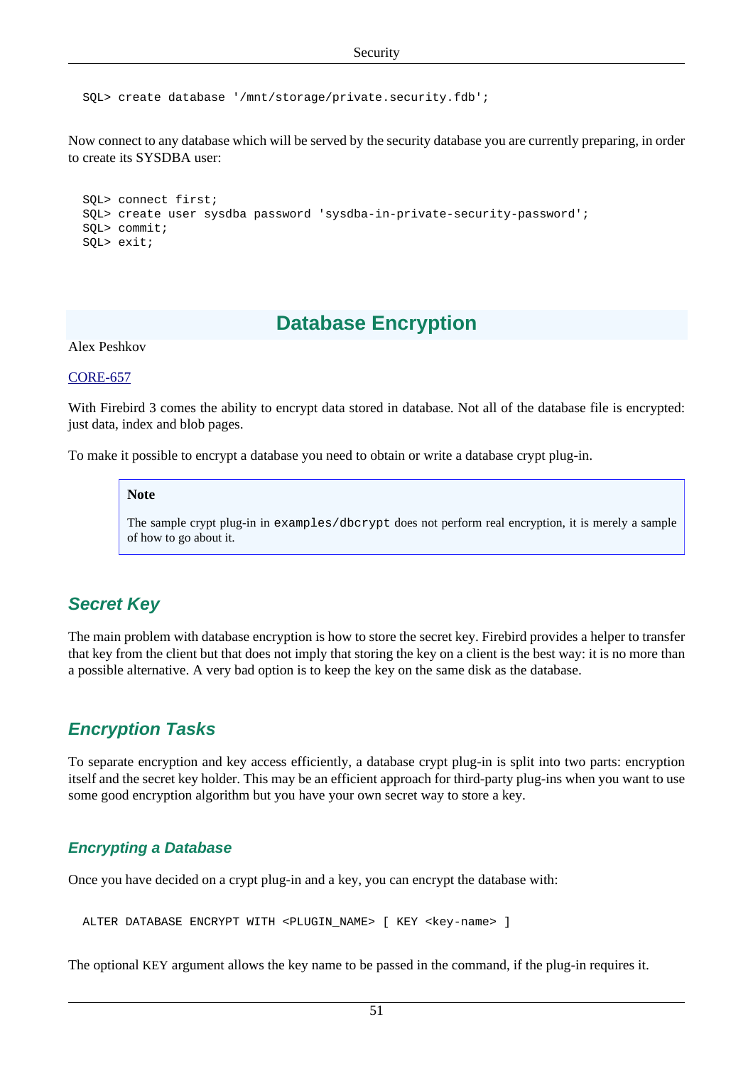```
SQL> create database '/mnt/storage/private.security.fdb';
```

Now connect to any database which will be served by the security database you are currently preparing, in order to create its SYSDBA user:

```
SQL> connect first;
SQL> create user sysdba password 'sysdba-in-private-security-password';
SQL> commit;
SQL> exit;
```

## Database Encryption

Alex Peshkov

CORE-657

With Firebird 3 comes the ability to encrypt data stored in database. Not all of the database file is encrypted: just data, index and blob pages.

To make it possible to encrypt a database you need to obtain or write a database crypt plug-in.

> **Note**
>
> The sample crypt plug-in in `examples/dbcrypt` does not perform real encryption, it is merely a sample of how to go about it.

### Secret Key

The main problem with database encryption is how to store the secret key. Firebird provides a helper to transfer that key from the client but that does not imply that storing the key on a client is the best way: it is no more than a possible alternative. A very bad option is to keep the key on the same disk as the database.

### Encryption Tasks

To separate encryption and key access efficiently, a database crypt plug-in is split into two parts: encryption itself and the secret key holder. This may be an efficient approach for third-party plug-ins when you want to use some good encryption algorithm but you have your own secret way to store a key.

#### Encrypting a Database

Once you have decided on a crypt plug-in and a key, you can encrypt the database with:

```
ALTER DATABASE ENCRYPT WITH <PLUGIN_NAME> [ KEY <key-name> ]
```

The optional KEY argument allows the key name to be passed in the command, if the plug-in requires it.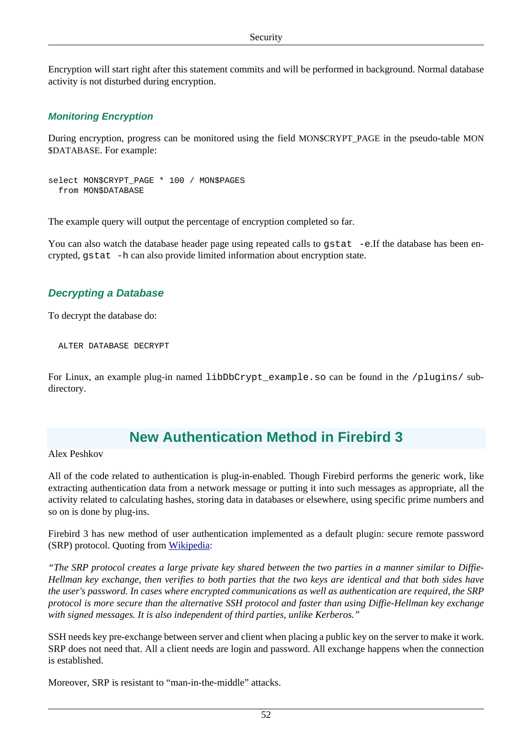Encryption will start right after this statement commits and will be performed in background. Normal database activity is not disturbed during encryption.

### Monitoring Encryption

During encryption, progress can be monitored using the field MON$CRYPT_PAGE in the pseudo-table MON$DATABASE. For example:

```
select MON$CRYPT_PAGE * 100 / MON$PAGES
  from MON$DATABASE
```

The example query will output the percentage of encryption completed so far.

You can also watch the database header page using repeated calls to `gstat -e`.If the database has been encrypted, `gstat -h` can also provide limited information about encryption state.

### Decrypting a Database

To decrypt the database do:

```
  ALTER DATABASE DECRYPT
```

For Linux, an example plug-in named `libDbCrypt_example.so` can be found in the `/plugins/` subdirectory.

## New Authentication Method in Firebird 3

Alex Peshkov

All of the code related to authentication is plug-in-enabled. Though Firebird performs the generic work, like extracting authentication data from a network message or putting it into such messages as appropriate, all the activity related to calculating hashes, storing data in databases or elsewhere, using specific prime numbers and so on is done by plug-ins.

Firebird 3 has new method of user authentication implemented as a default plugin: secure remote password (SRP) protocol. Quoting from Wikipedia:

*“The SRP protocol creates a large private key shared between the two parties in a manner similar to Diffie-Hellman key exchange, then verifies to both parties that the two keys are identical and that both sides have the user's password. In cases where encrypted communications as well as authentication are required, the SRP protocol is more secure than the alternative SSH protocol and faster than using Diffie-Hellman key exchange with signed messages. It is also independent of third parties, unlike Kerberos.”*

SSH needs key pre-exchange between server and client when placing a public key on the server to make it work. SRP does not need that. All a client needs are login and password. All exchange happens when the connection is established.

Moreover, SRP is resistant to “man-in-the-middle” attacks.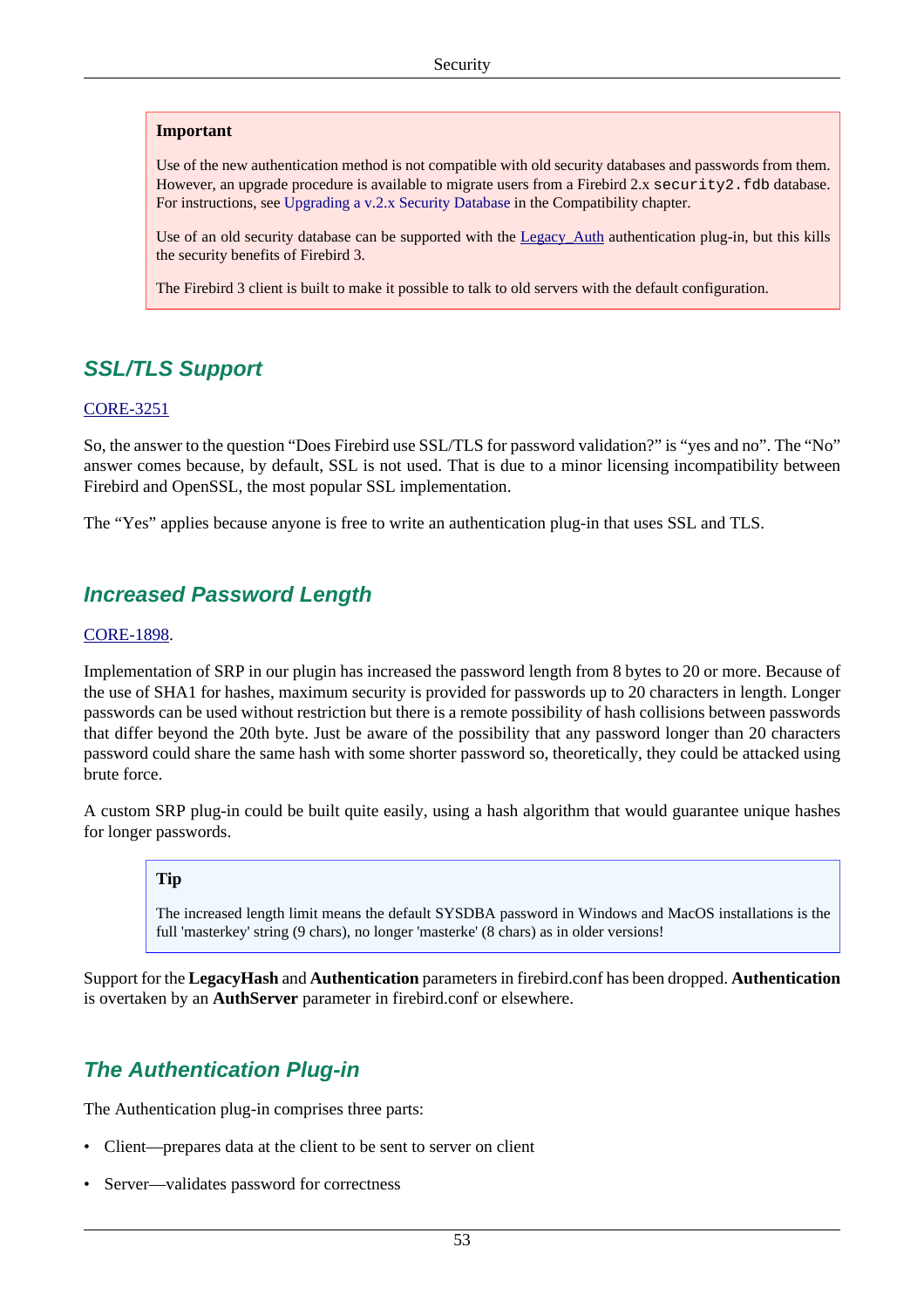> **Important**
>
> Use of the new authentication method is not compatible with old security databases and passwords from them. However, an upgrade procedure is available to migrate users from a Firebird 2.x `security2.fdb` database. For instructions, see Upgrading a v.2.x Security Database in the Compatibility chapter.
>
> Use of an old security database can be supported with the Legacy_Auth authentication plug-in, but this kills the security benefits of Firebird 3.
>
> The Firebird 3 client is built to make it possible to talk to old servers with the default configuration.

## SSL/TLS Support

CORE-3251

So, the answer to the question "Does Firebird use SSL/TLS for password validation?" is "yes and no". The "No" answer comes because, by default, SSL is not used. That is due to a minor licensing incompatibility between Firebird and OpenSSL, the most popular SSL implementation.

The "Yes" applies because anyone is free to write an authentication plug-in that uses SSL and TLS.

## Increased Password Length

CORE-1898.

Implementation of SRP in our plugin has increased the password length from 8 bytes to 20 or more. Because of the use of SHA1 for hashes, maximum security is provided for passwords up to 20 characters in length. Longer passwords can be used without restriction but there is a remote possibility of hash collisions between passwords that differ beyond the 20th byte. Just be aware of the possibility that any password longer than 20 characters password could share the same hash with some shorter password so, theoretically, they could be attacked using brute force.

A custom SRP plug-in could be built quite easily, using a hash algorithm that would guarantee unique hashes for longer passwords.

> **Tip**
>
> The increased length limit means the default SYSDBA password in Windows and MacOS installations is the full 'masterkey' string (9 chars), no longer 'masterke' (8 chars) as in older versions!

Support for the **LegacyHash** and **Authentication** parameters in firebird.conf has been dropped. **Authentication** is overtaken by an **AuthServer** parameter in firebird.conf or elsewhere.

## The Authentication Plug-in

The Authentication plug-in comprises three parts:

- Client—prepares data at the client to be sent to server on client
- Server—validates password for correctness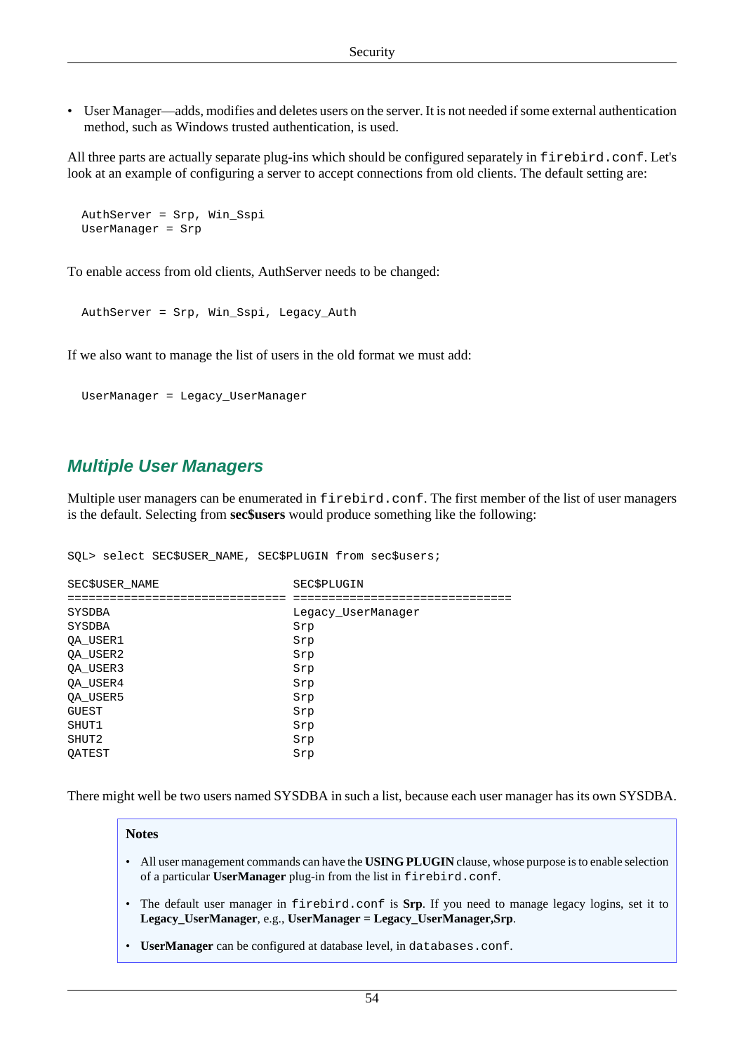- User Manager—adds, modifies and deletes users on the server. It is not needed if some external authentication method, such as Windows trusted authentication, is used.

All three parts are actually separate plug-ins which should be configured separately in `firebird.conf`. Let's look at an example of configuring a server to accept connections from old clients. The default setting are:

```
AuthServer = Srp, Win_Sspi
UserManager = Srp
```

To enable access from old clients, AuthServer needs to be changed:

```
AuthServer = Srp, Win_Sspi, Legacy_Auth
```

If we also want to manage the list of users in the old format we must add:

```
UserManager = Legacy_UserManager
```

## Multiple User Managers

Multiple user managers can be enumerated in `firebird.conf`. The first member of the list of user managers is the default. Selecting from **sec$users** would produce something like the following:

```
SQL> select SEC$USER_NAME, SEC$PLUGIN from sec$users;

SEC$USER_NAME                   SEC$PLUGIN
=============================== ===============================
SYSDBA                          Legacy_UserManager
SYSDBA                          Srp
QA_USER1                        Srp
QA_USER2                        Srp
QA_USER3                        Srp
QA_USER4                        Srp
QA_USER5                        Srp
GUEST                           Srp
SHUT1                           Srp
SHUT2                           Srp
QATEST                          Srp
```

There might well be two users named SYSDBA in such a list, because each user manager has its own SYSDBA.

> **Notes**
>
> - All user management commands can have the **USING PLUGIN** clause, whose purpose is to enable selection of a particular **UserManager** plug-in from the list in `firebird.conf`.
> - The default user manager in `firebird.conf` is **Srp**. If you need to manage legacy logins, set it to **Legacy_UserManager**, e.g., **UserManager = Legacy_UserManager,Srp**.
> - **UserManager** can be configured at database level, in `databases.conf`.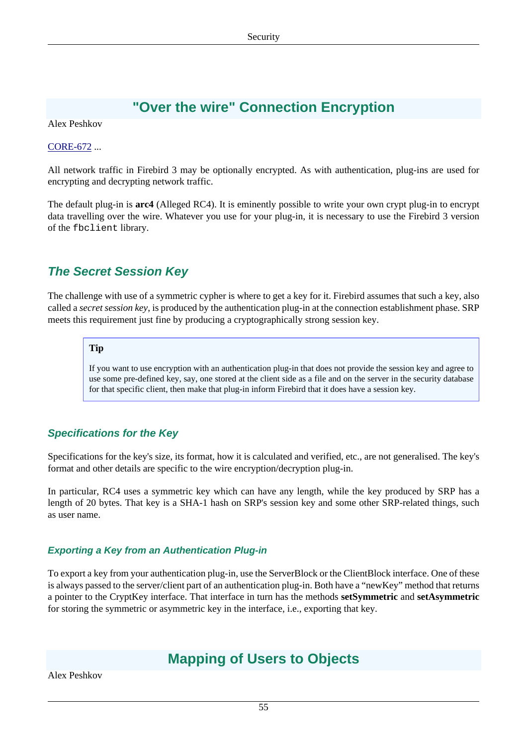# "Over the wire" Connection Encryption

Alex Peshkov

CORE-672 ...

All network traffic in Firebird 3 may be optionally encrypted. As with authentication, plug-ins are used for encrypting and decrypting network traffic.

The default plug-in is **arc4** (Alleged RC4). It is eminently possible to write your own crypt plug-in to encrypt data travelling over the wire. Whatever you use for your plug-in, it is necessary to use the Firebird 3 version of the `fbclient` library.

## The Secret Session Key

The challenge with use of a symmetric cypher is where to get a key for it. Firebird assumes that such a key, also called a *secret session key*, is produced by the authentication plug-in at the connection establishment phase. SRP meets this requirement just fine by producing a cryptographically strong session key.

> **Tip**
>
> If you want to use encryption with an authentication plug-in that does not provide the session key and agree to use some pre-defined key, say, one stored at the client side as a file and on the server in the security database for that specific client, then make that plug-in inform Firebird that it does have a session key.

### Specifications for the Key

Specifications for the key's size, its format, how it is calculated and verified, etc., are not generalised. The key's format and other details are specific to the wire encryption/decryption plug-in.

In particular, RC4 uses a symmetric key which can have any length, while the key produced by SRP has a length of 20 bytes. That key is a SHA-1 hash on SRP's session key and some other SRP-related things, such as user name.

#### Exporting a Key from an Authentication Plug-in

To export a key from your authentication plug-in, use the ServerBlock or the ClientBlock interface. One of these is always passed to the server/client part of an authentication plug-in. Both have a “newKey” method that returns a pointer to the CryptKey interface. That interface in turn has the methods **setSymmetric** and **setAsymmetric** for storing the symmetric or asymmetric key in the interface, i.e., exporting that key.

# Mapping of Users to Objects

Alex Peshkov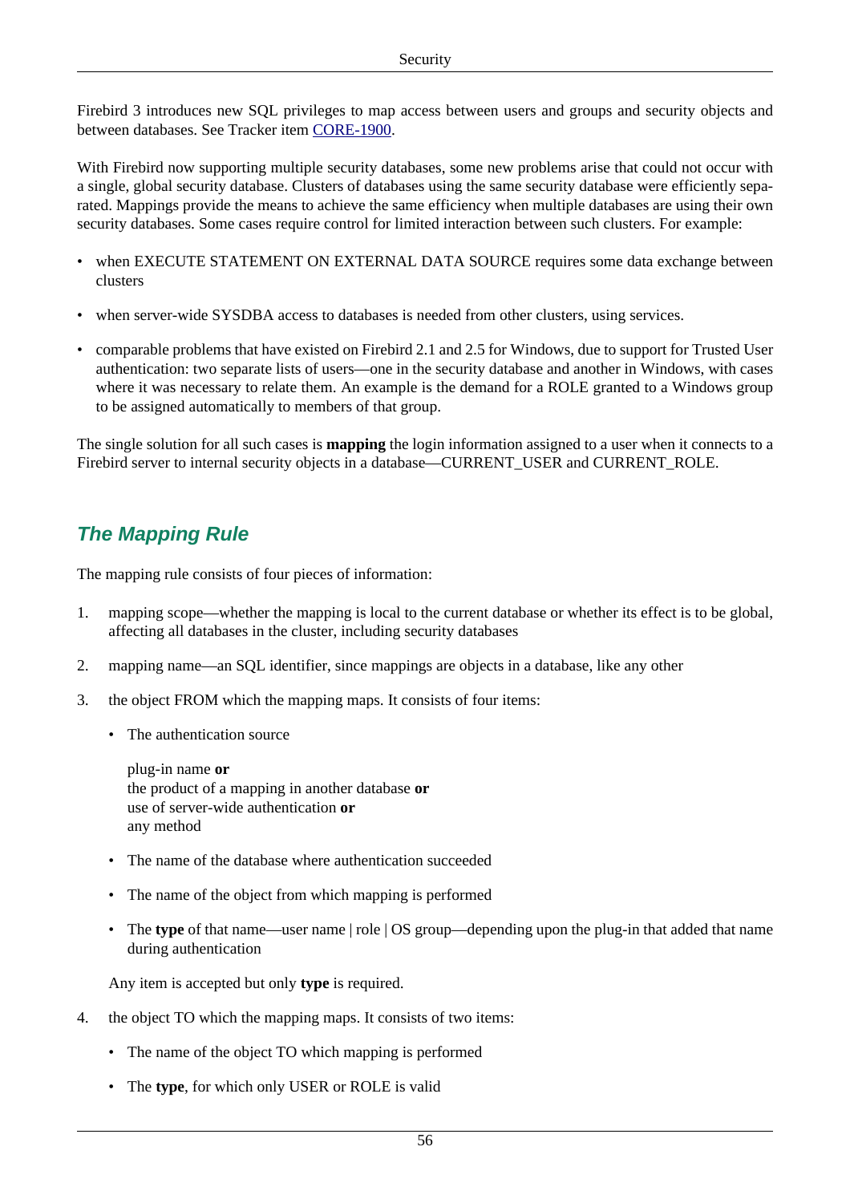Firebird 3 introduces new SQL privileges to map access between users and groups and security objects and between databases. See Tracker item [CORE-1900](#).

With Firebird now supporting multiple security databases, some new problems arise that could not occur with a single, global security database. Clusters of databases using the same security database were efficiently separated. Mappings provide the means to achieve the same efficiency when multiple databases are using their own security databases. Some cases require control for limited interaction between such clusters. For example:

- when EXECUTE STATEMENT ON EXTERNAL DATA SOURCE requires some data exchange between clusters
- when server-wide SYSDBA access to databases is needed from other clusters, using services.
- comparable problems that have existed on Firebird 2.1 and 2.5 for Windows, due to support for Trusted User authentication: two separate lists of users—one in the security database and another in Windows, with cases where it was necessary to relate them. An example is the demand for a ROLE granted to a Windows group to be assigned automatically to members of that group.

The single solution for all such cases is **mapping** the login information assigned to a user when it connects to a Firebird server to internal security objects in a database—CURRENT_USER and CURRENT_ROLE.

## The Mapping Rule

The mapping rule consists of four pieces of information:

1. mapping scope—whether the mapping is local to the current database or whether its effect is to be global, affecting all databases in the cluster, including security databases
2. mapping name—an SQL identifier, since mappings are objects in a database, like any other
3. the object FROM which the mapping maps. It consists of four items:
   - The authentication source

     plug-in name **or**
     the product of a mapping in another database **or**
     use of server-wide authentication **or**
     any method

   - The name of the database where authentication succeeded
   - The name of the object from which mapping is performed
   - The **type** of that name—user name | role | OS group—depending upon the plug-in that added that name during authentication

   Any item is accepted but only **type** is required.

4. the object TO which the mapping maps. It consists of two items:
   - The name of the object TO which mapping is performed
   - The **type**, for which only USER or ROLE is valid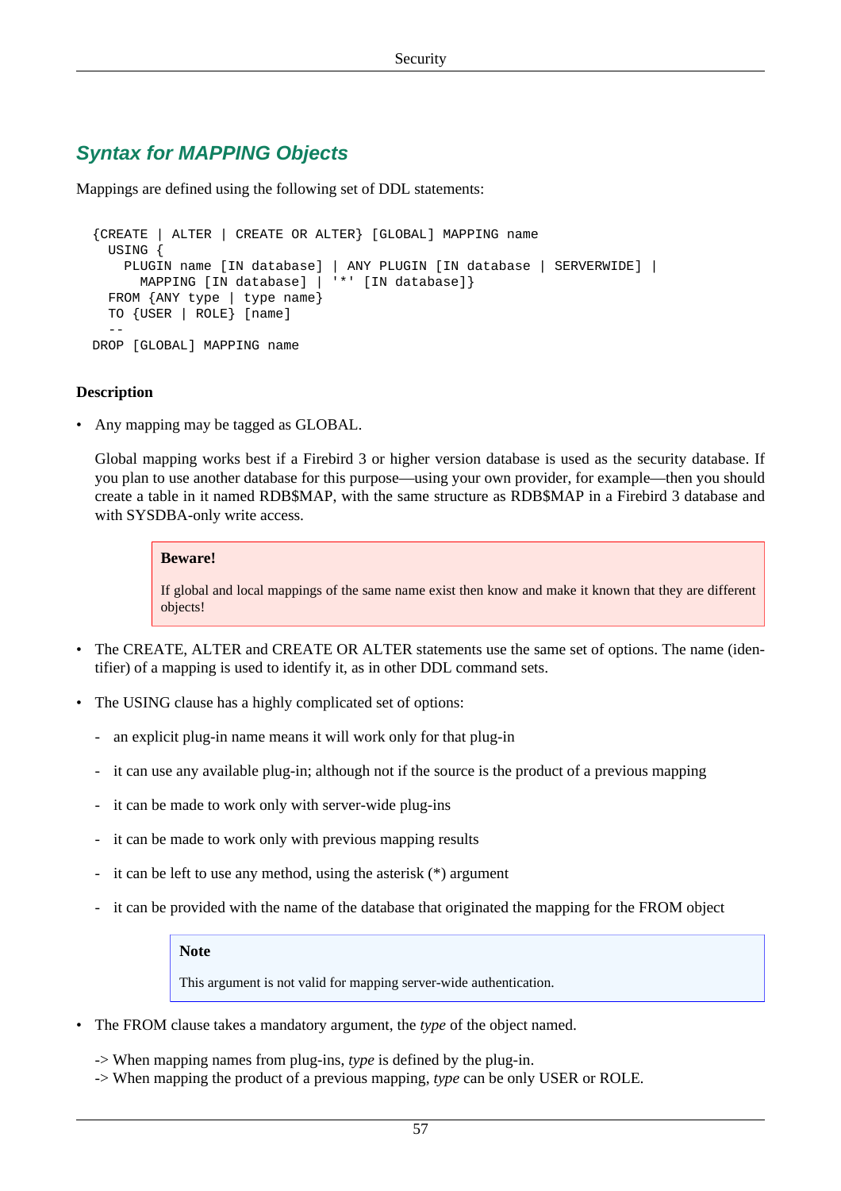## Syntax for MAPPING Objects

Mappings are defined using the following set of DDL statements:

```
{CREATE | ALTER | CREATE OR ALTER} [GLOBAL] MAPPING name
  USING {
    PLUGIN name [IN database] | ANY PLUGIN [IN database | SERVERWIDE] |
      MAPPING [IN database] | '*' [IN database]}
  FROM {ANY type | type name}
  TO {USER | ROLE} [name]
  --
DROP [GLOBAL] MAPPING name
```

**Description**

- Any mapping may be tagged as GLOBAL.

  Global mapping works best if a Firebird 3 or higher version database is used as the security database. If you plan to use another database for this purpose—using your own provider, for example—then you should create a table in it named RDB$MAP, with the same structure as RDB$MAP in a Firebird 3 database and with SYSDBA-only write access.

  > **Beware!**
  >
  > If global and local mappings of the same name exist then know and make it known that they are different objects!

- The CREATE, ALTER and CREATE OR ALTER statements use the same set of options. The name (identifier) of a mapping is used to identify it, as in other DDL command sets.

- The USING clause has a highly complicated set of options:

  - an explicit plug-in name means it will work only for that plug-in
  - it can use any available plug-in; although not if the source is the product of a previous mapping
  - it can be made to work only with server-wide plug-ins
  - it can be made to work only with previous mapping results
  - it can be left to use any method, using the asterisk (*) argument
  - it can be provided with the name of the database that originated the mapping for the FROM object

  > **Note**
  >
  > This argument is not valid for mapping server-wide authentication.

- The FROM clause takes a mandatory argument, the *type* of the object named.

  -> When mapping names from plug-ins, *type* is defined by the plug-in.
  -> When mapping the product of a previous mapping, *type* can be only USER or ROLE.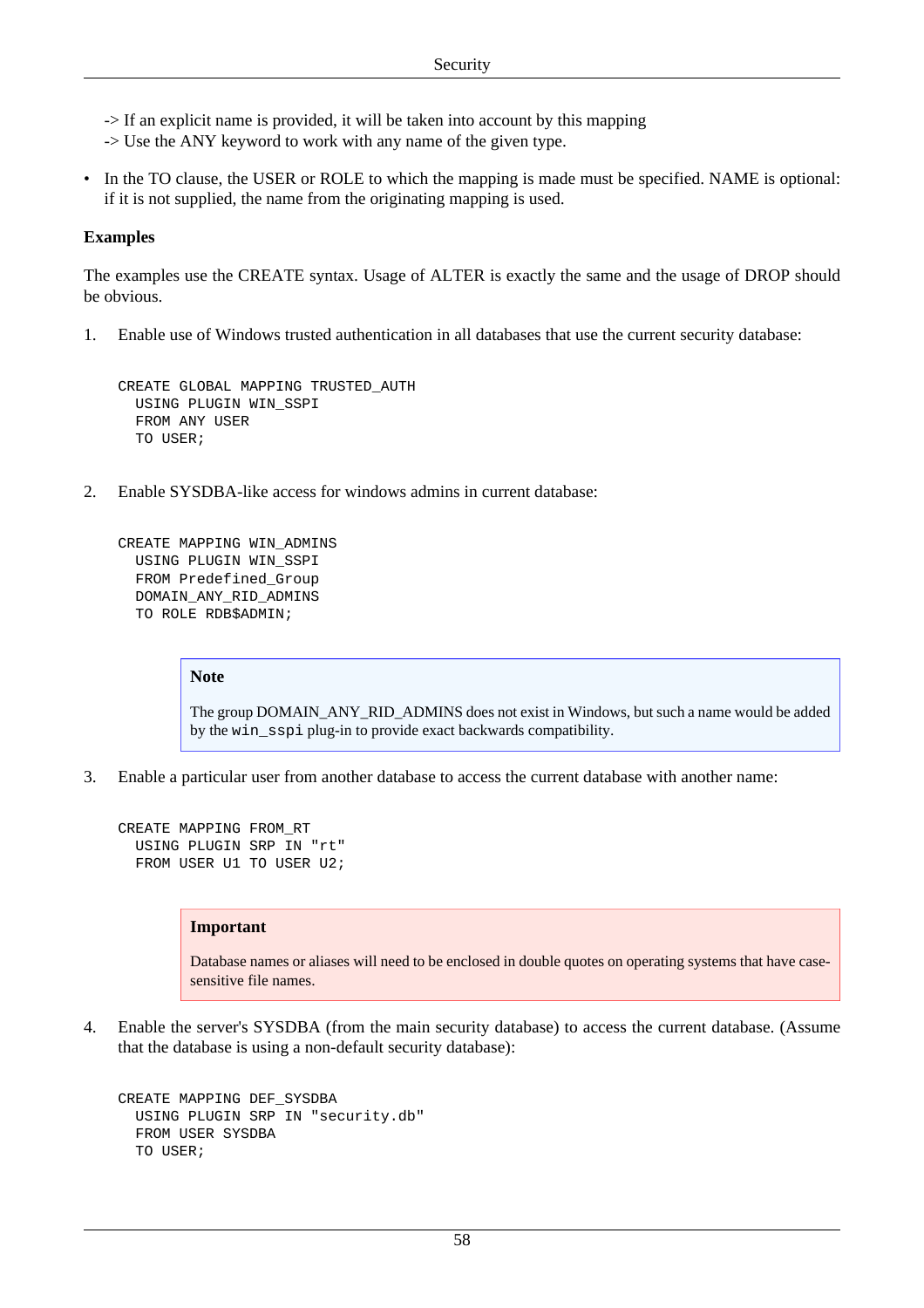-> If an explicit name is provided, it will be taken into account by this mapping
-> Use the ANY keyword to work with any name of the given type.

- In the TO clause, the USER or ROLE to which the mapping is made must be specified. NAME is optional: if it is not supplied, the name from the originating mapping is used.

**Examples**

The examples use the CREATE syntax. Usage of ALTER is exactly the same and the usage of DROP should be obvious.

1. Enable use of Windows trusted authentication in all databases that use the current security database:

```
CREATE GLOBAL MAPPING TRUSTED_AUTH
  USING PLUGIN WIN_SSPI
  FROM ANY USER
  TO USER;
```

2. Enable SYSDBA-like access for windows admins in current database:

```
CREATE MAPPING WIN_ADMINS
  USING PLUGIN WIN_SSPI
  FROM Predefined_Group
  DOMAIN_ANY_RID_ADMINS
  TO ROLE RDB$ADMIN;
```

> **Note**
>
> The group DOMAIN_ANY_RID_ADMINS does not exist in Windows, but such a name would be added by the `win_sspi` plug-in to provide exact backwards compatibility.

3. Enable a particular user from another database to access the current database with another name:

```
CREATE MAPPING FROM_RT
  USING PLUGIN SRP IN "rt"
  FROM USER U1 TO USER U2;
```

> **Important**
>
> Database names or aliases will need to be enclosed in double quotes on operating systems that have case-sensitive file names.

4. Enable the server's SYSDBA (from the main security database) to access the current database. (Assume that the database is using a non-default security database):

```
CREATE MAPPING DEF_SYSDBA
  USING PLUGIN SRP IN "security.db"
  FROM USER SYSDBA
  TO USER;
```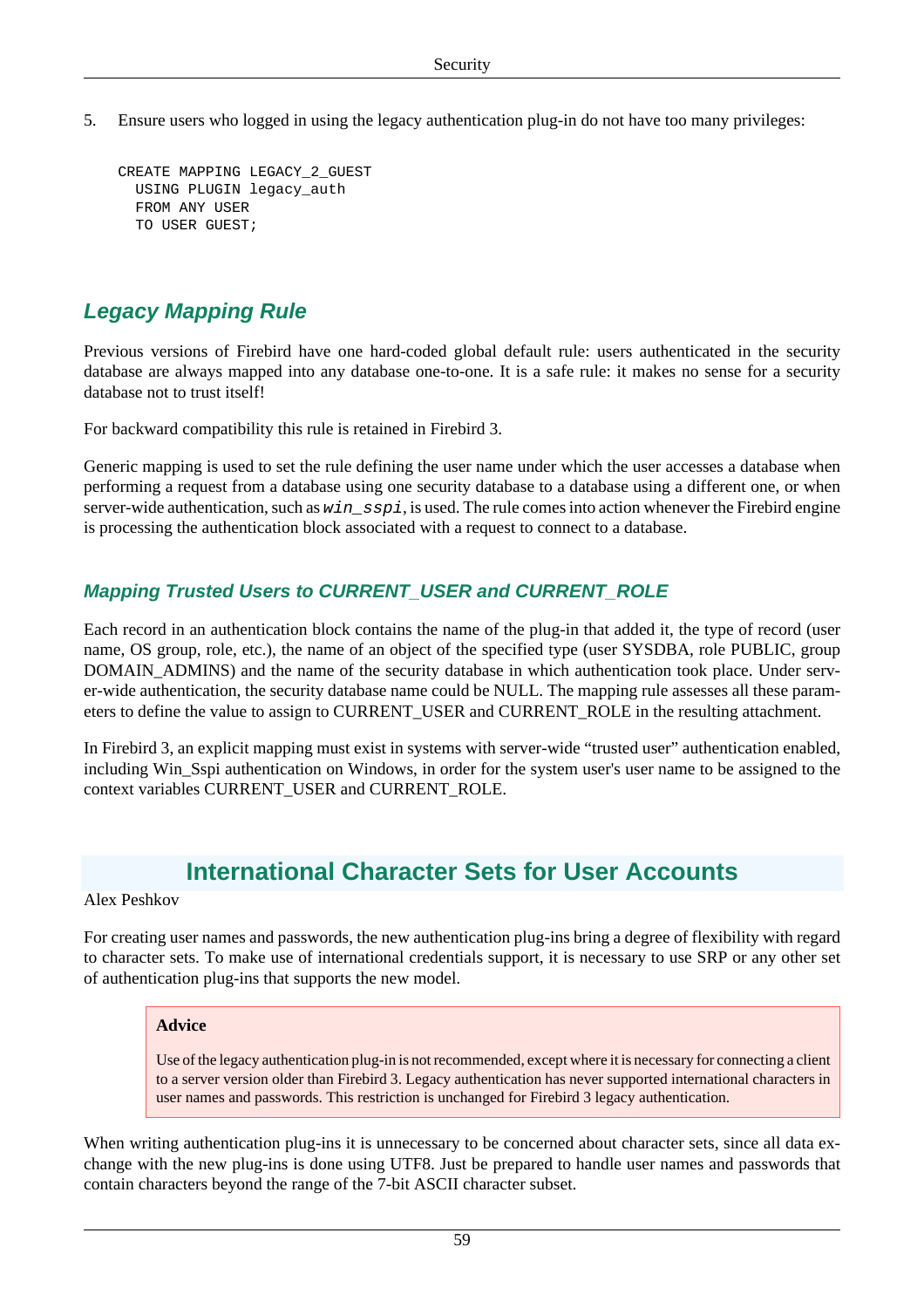5. Ensure users who logged in using the legacy authentication plug-in do not have too many privileges:

```
CREATE MAPPING LEGACY_2_GUEST
  USING PLUGIN legacy_auth
  FROM ANY USER
  TO USER GUEST;
```

### Legacy Mapping Rule

Previous versions of Firebird have one hard-coded global default rule: users authenticated in the security database are always mapped into any database one-to-one. It is a safe rule: it makes no sense for a security database not to trust itself!

For backward compatibility this rule is retained in Firebird 3.

Generic mapping is used to set the rule defining the user name under which the user accesses a database when performing a request from a database using one security database to a database using a different one, or when server-wide authentication, such as *`win_sspi`*, is used. The rule comes into action whenever the Firebird engine is processing the authentication block associated with a request to connect to a database.

#### Mapping Trusted Users to CURRENT_USER and CURRENT_ROLE

Each record in an authentication block contains the name of the plug-in that added it, the type of record (user name, OS group, role, etc.), the name of an object of the specified type (user SYSDBA, role PUBLIC, group DOMAIN_ADMINS) and the name of the security database in which authentication took place. Under server-wide authentication, the security database name could be NULL. The mapping rule assesses all these parameters to define the value to assign to CURRENT_USER and CURRENT_ROLE in the resulting attachment.

In Firebird 3, an explicit mapping must exist in systems with server-wide “trusted user” authentication enabled, including Win_Sspi authentication on Windows, in order for the system user's user name to be assigned to the context variables CURRENT_USER and CURRENT_ROLE.

## International Character Sets for User Accounts

Alex Peshkov

For creating user names and passwords, the new authentication plug-ins bring a degree of flexibility with regard to character sets. To make use of international credentials support, it is necessary to use SRP or any other set of authentication plug-ins that supports the new model.

> **Advice**
>
> Use of the legacy authentication plug-in is not recommended, except where it is necessary for connecting a client to a server version older than Firebird 3. Legacy authentication has never supported international characters in user names and passwords. This restriction is unchanged for Firebird 3 legacy authentication.

When writing authentication plug-ins it is unnecessary to be concerned about character sets, since all data exchange with the new plug-ins is done using UTF8. Just be prepared to handle user names and passwords that contain characters beyond the range of the 7-bit ASCII character subset.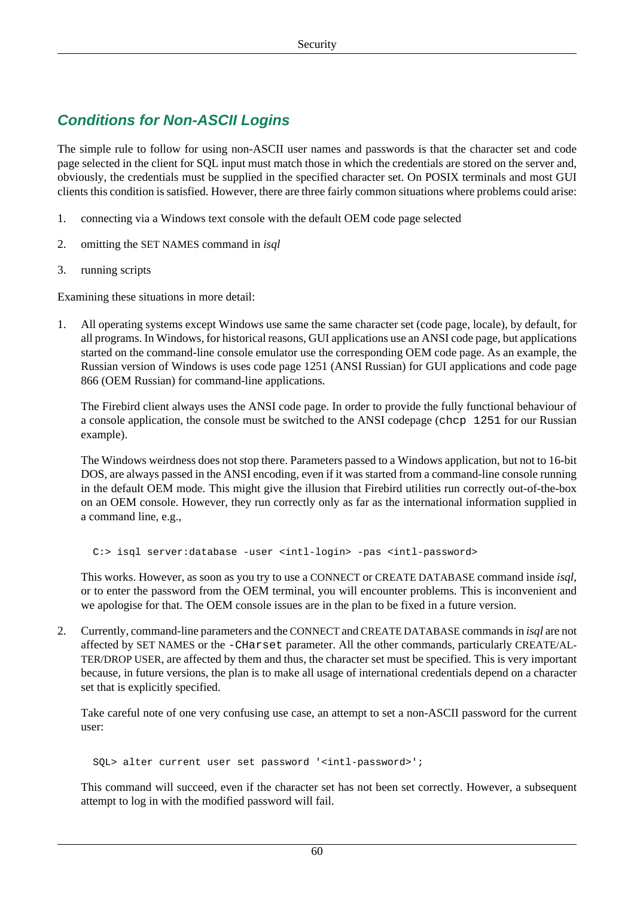## Conditions for Non-ASCII Logins

The simple rule to follow for using non-ASCII user names and passwords is that the character set and code page selected in the client for SQL input must match those in which the credentials are stored on the server and, obviously, the credentials must be supplied in the specified character set. On POSIX terminals and most GUI clients this condition is satisfied. However, there are three fairly common situations where problems could arise:

1. connecting via a Windows text console with the default OEM code page selected
2. omitting the SET NAMES command in *isql*
3. running scripts

Examining these situations in more detail:

1. All operating systems except Windows use same the same character set (code page, locale), by default, for all programs. In Windows, for historical reasons, GUI applications use an ANSI code page, but applications started on the command-line console emulator use the corresponding OEM code page. As an example, the Russian version of Windows is uses code page 1251 (ANSI Russian) for GUI applications and code page 866 (OEM Russian) for command-line applications.

   The Firebird client always uses the ANSI code page. In order to provide the fully functional behaviour of a console application, the console must be switched to the ANSI codepage (`chcp 1251` for our Russian example).

   The Windows weirdness does not stop there. Parameters passed to a Windows application, but not to 16-bit DOS, are always passed in the ANSI encoding, even if it was started from a command-line console running in the default OEM mode. This might give the illusion that Firebird utilities run correctly out-of-the-box on an OEM console. However, they run correctly only as far as the international information supplied in a command line, e.g.,

   ```
   C:> isql server:database -user <intl-login> -pas <intl-password>
   ```

   This works. However, as soon as you try to use a CONNECT or CREATE DATABASE command inside *isql*, or to enter the password from the OEM terminal, you will encounter problems. This is inconvenient and we apologise for that. The OEM console issues are in the plan to be fixed in a future version.

2. Currently, command-line parameters and the CONNECT and CREATE DATABASE commands in *isql* are not affected by SET NAMES or the `-CHarset` parameter. All the other commands, particularly CREATE/ALTER/DROP USER, are affected by them and thus, the character set must be specified. This is very important because, in future versions, the plan is to make all usage of international credentials depend on a character set that is explicitly specified.

   Take careful note of one very confusing use case, an attempt to set a non-ASCII password for the current user:

   ```
   SQL> alter current user set password '<intl-password>';
   ```

   This command will succeed, even if the character set has not been set correctly. However, a subsequent attempt to log in with the modified password will fail.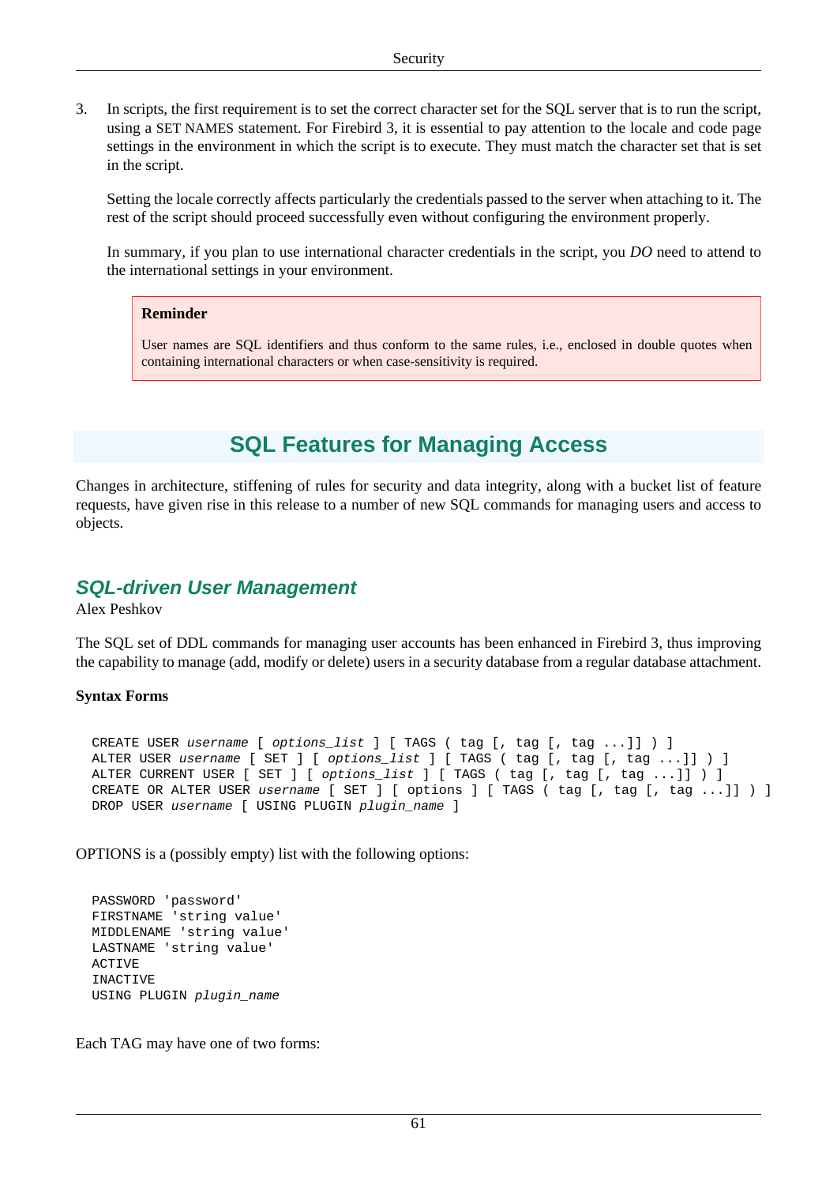3. In scripts, the first requirement is to set the correct character set for the SQL server that is to run the script, using a SET NAMES statement. For Firebird 3, it is essential to pay attention to the locale and code page settings in the environment in which the script is to execute. They must match the character set that is set in the script.

   Setting the locale correctly affects particularly the credentials passed to the server when attaching to it. The rest of the script should proceed successfully even without configuring the environment properly.

   In summary, if you plan to use international character credentials in the script, you *DO* need to attend to the international settings in your environment.

   > **Reminder**
   >
   > User names are SQL identifiers and thus conform to the same rules, i.e., enclosed in double quotes when containing international characters or when case-sensitivity is required.

## SQL Features for Managing Access

Changes in architecture, stiffening of rules for security and data integrity, along with a bucket list of feature requests, have given rise in this release to a number of new SQL commands for managing users and access to objects.

### SQL-driven User Management

Alex Peshkov

The SQL set of DDL commands for managing user accounts has been enhanced in Firebird 3, thus improving the capability to manage (add, modify or delete) users in a security database from a regular database attachment.

**Syntax Forms**

```
CREATE USER username [ options_list ] [ TAGS ( tag [, tag [, tag ...]] ) ]
ALTER USER username [ SET ] [ options_list ] [ TAGS ( tag [, tag [, tag ...]] ) ]
ALTER CURRENT USER [ SET ] [ options_list ] [ TAGS ( tag [, tag [, tag ...]] ) ]
CREATE OR ALTER USER username [ SET ] [ options ] [ TAGS ( tag [, tag [, tag ...]] ) ]
DROP USER username [ USING PLUGIN plugin_name ]
```

OPTIONS is a (possibly empty) list with the following options:

```
PASSWORD 'password'
FIRSTNAME 'string value'
MIDDLENAME 'string value'
LASTNAME 'string value'
ACTIVE
INACTIVE
USING PLUGIN plugin_name
```

Each TAG may have one of two forms: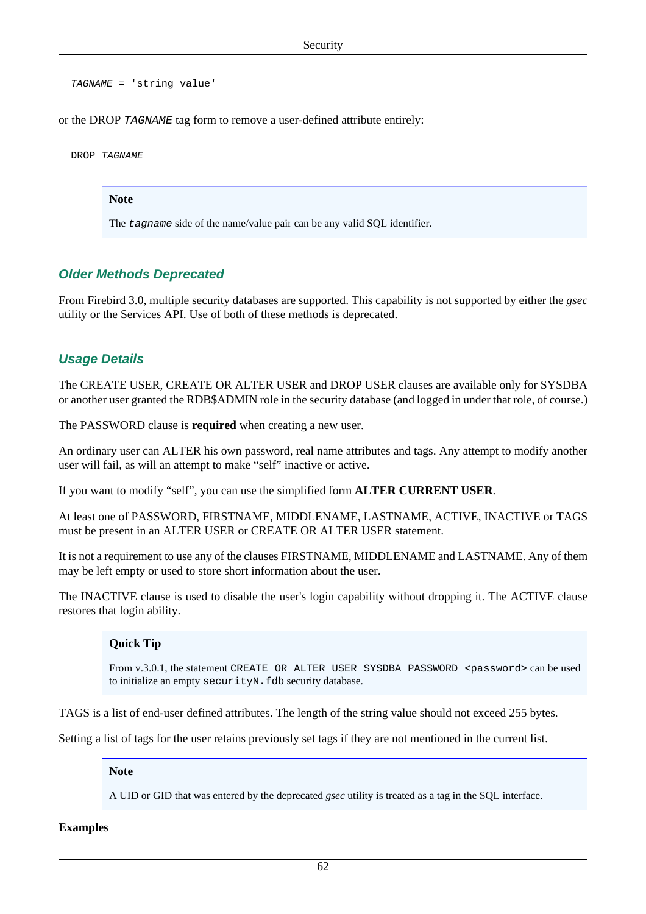```
TAGNAME = 'string value'
```

or the DROP *TAGNAME* tag form to remove a user-defined attribute entirely:

```
DROP TAGNAME
```

> **Note**
>
> The *tagname* side of the name/value pair can be any valid SQL identifier.

### Older Methods Deprecated

From Firebird 3.0, multiple security databases are supported. This capability is not supported by either the *gsec* utility or the Services API. Use of both of these methods is deprecated.

### Usage Details

The CREATE USER, CREATE OR ALTER USER and DROP USER clauses are available only for SYSDBA or another user granted the RDB$ADMIN role in the security database (and logged in under that role, of course.)

The PASSWORD clause is **required** when creating a new user.

An ordinary user can ALTER his own password, real name attributes and tags. Any attempt to modify another user will fail, as will an attempt to make "self" inactive or active.

If you want to modify "self", you can use the simplified form **ALTER CURRENT USER**.

At least one of PASSWORD, FIRSTNAME, MIDDLENAME, LASTNAME, ACTIVE, INACTIVE or TAGS must be present in an ALTER USER or CREATE OR ALTER USER statement.

It is not a requirement to use any of the clauses FIRSTNAME, MIDDLENAME and LASTNAME. Any of them may be left empty or used to store short information about the user.

The INACTIVE clause is used to disable the user's login capability without dropping it. The ACTIVE clause restores that login ability.

> **Quick Tip**
>
> From v.3.0.1, the statement `CREATE OR ALTER USER SYSDBA PASSWORD <password>` can be used to initialize an empty `securityN.fdb` security database.

TAGS is a list of end-user defined attributes. The length of the string value should not exceed 255 bytes.

Setting a list of tags for the user retains previously set tags if they are not mentioned in the current list.

> **Note**
>
> A UID or GID that was entered by the deprecated *gsec* utility is treated as a tag in the SQL interface.

**Examples**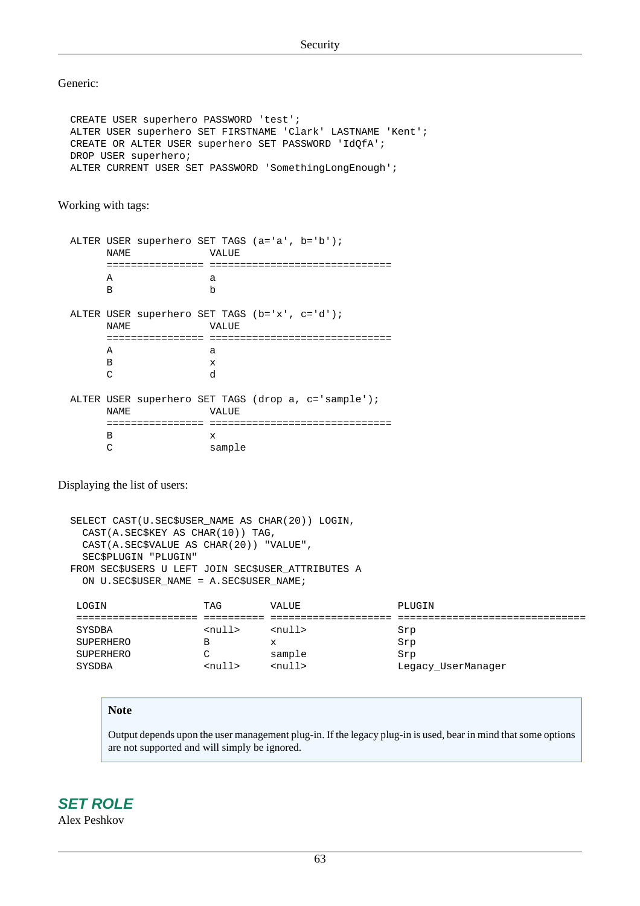Generic:

```
CREATE USER superhero PASSWORD 'test';
ALTER USER superhero SET FIRSTNAME 'Clark' LASTNAME 'Kent';
CREATE OR ALTER USER superhero SET PASSWORD 'IdQfA';
DROP USER superhero;
ALTER CURRENT USER SET PASSWORD 'SomethingLongEnough';
```

Working with tags:

```
ALTER USER superhero SET TAGS (a='a', b='b');
      NAME             VALUE
      ================ ==============================
      A                a
      B                b

ALTER USER superhero SET TAGS (b='x', c='d');
      NAME             VALUE
      ================ ==============================
      A                a
      B                x
      C                d

ALTER USER superhero SET TAGS (drop a, c='sample');
      NAME             VALUE
      ================ ==============================
      B                x
      C                sample
```

Displaying the list of users:

```
SELECT CAST(U.SEC$USER_NAME AS CHAR(20)) LOGIN,
  CAST(A.SEC$KEY AS CHAR(10)) TAG,
  CAST(A.SEC$VALUE AS CHAR(20)) "VALUE",
  SEC$PLUGIN "PLUGIN"
FROM SEC$USERS U LEFT JOIN SEC$USER_ATTRIBUTES A
  ON U.SEC$USER_NAME = A.SEC$USER_NAME;

 LOGIN                TAG        VALUE                PLUGIN
 ==================== ========== ==================== ===============================
 SYSDBA               <null>     <null>               Srp
 SUPERHERO            B          x                    Srp
 SUPERHERO            C          sample               Srp
 SYSDBA               <null>     <null>               Legacy_UserManager
```

> **Note**
>
> Output depends upon the user management plug-in. If the legacy plug-in is used, bear in mind that some options are not supported and will simply be ignored.

## SET ROLE

Alex Peshkov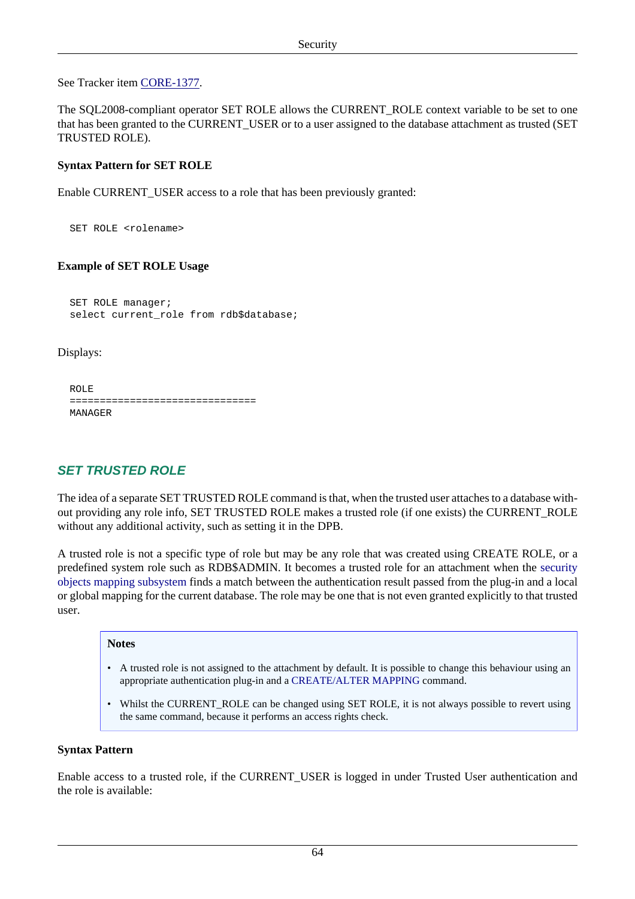See Tracker item CORE-1377.

The SQL2008-compliant operator SET ROLE allows the CURRENT_ROLE context variable to be set to one that has been granted to the CURRENT_USER or to a user assigned to the database attachment as trusted (SET TRUSTED ROLE).

**Syntax Pattern for SET ROLE**

Enable CURRENT_USER access to a role that has been previously granted:

```
SET ROLE <rolename>
```

**Example of SET ROLE Usage**

```
SET ROLE manager;
select current_role from rdb$database;
```

Displays:

```
ROLE
===============================
MANAGER
```

### SET TRUSTED ROLE

The idea of a separate SET TRUSTED ROLE command is that, when the trusted user attaches to a database without providing any role info, SET TRUSTED ROLE makes a trusted role (if one exists) the CURRENT_ROLE without any additional activity, such as setting it in the DPB.

A trusted role is not a specific type of role but may be any role that was created using CREATE ROLE, or a predefined system role such as RDB$ADMIN. It becomes a trusted role for an attachment when the security objects mapping subsystem finds a match between the authentication result passed from the plug-in and a local or global mapping for the current database. The role may be one that is not even granted explicitly to that trusted user.

> **Notes**
>
> - A trusted role is not assigned to the attachment by default. It is possible to change this behaviour using an appropriate authentication plug-in and a CREATE/ALTER MAPPING command.
> - Whilst the CURRENT_ROLE can be changed using SET ROLE, it is not always possible to revert using the same command, because it performs an access rights check.

**Syntax Pattern**

Enable access to a trusted role, if the CURRENT_USER is logged in under Trusted User authentication and the role is available: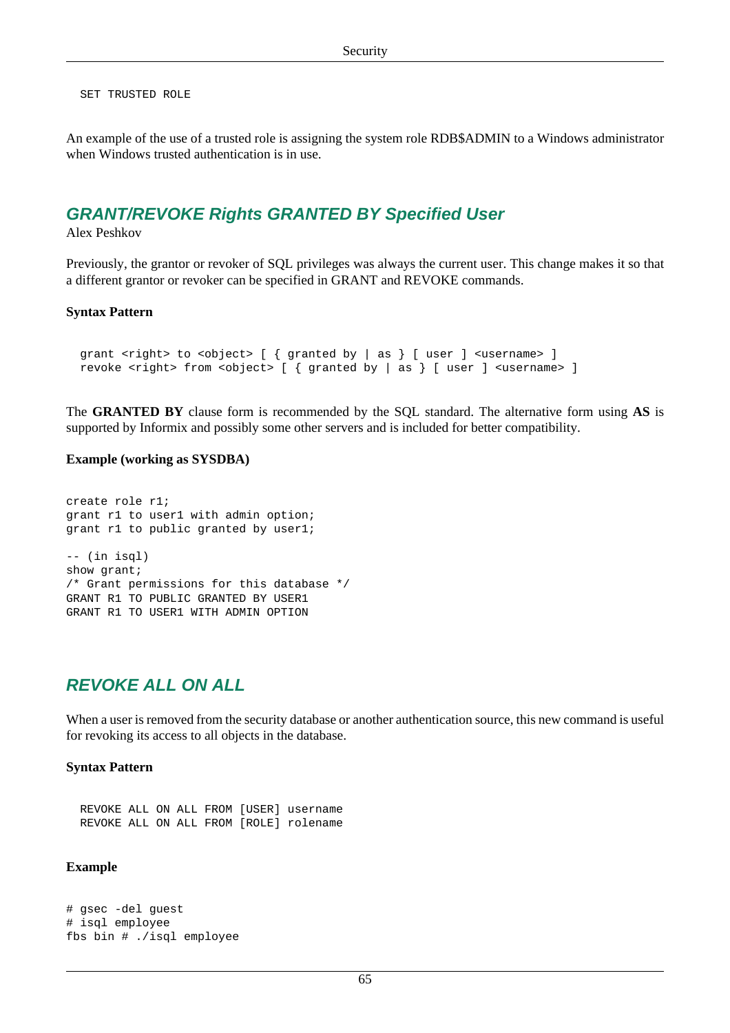```
SET TRUSTED ROLE
```

An example of the use of a trusted role is assigning the system role RDB$ADMIN to a Windows administrator when Windows trusted authentication is in use.

## GRANT/REVOKE Rights GRANTED BY Specified User

Alex Peshkov

Previously, the grantor or revoker of SQL privileges was always the current user. This change makes it so that a different grantor or revoker can be specified in GRANT and REVOKE commands.

**Syntax Pattern**

```
grant <right> to <object> [ { granted by | as } [ user ] <username> ]
revoke <right> from <object> [ { granted by | as } [ user ] <username> ]
```

The **GRANTED BY** clause form is recommended by the SQL standard. The alternative form using **AS** is supported by Informix and possibly some other servers and is included for better compatibility.

**Example (working as SYSDBA)**

```
create role r1;
grant r1 to user1 with admin option;
grant r1 to public granted by user1;

-- (in isql)
show grant;
/* Grant permissions for this database */
GRANT R1 TO PUBLIC GRANTED BY USER1
GRANT R1 TO USER1 WITH ADMIN OPTION
```

## REVOKE ALL ON ALL

When a user is removed from the security database or another authentication source, this new command is useful for revoking its access to all objects in the database.

**Syntax Pattern**

```
REVOKE ALL ON ALL FROM [USER] username
REVOKE ALL ON ALL FROM [ROLE] rolename
```

**Example**

```
# gsec -del guest
# isql employee
fbs bin # ./isql employee
```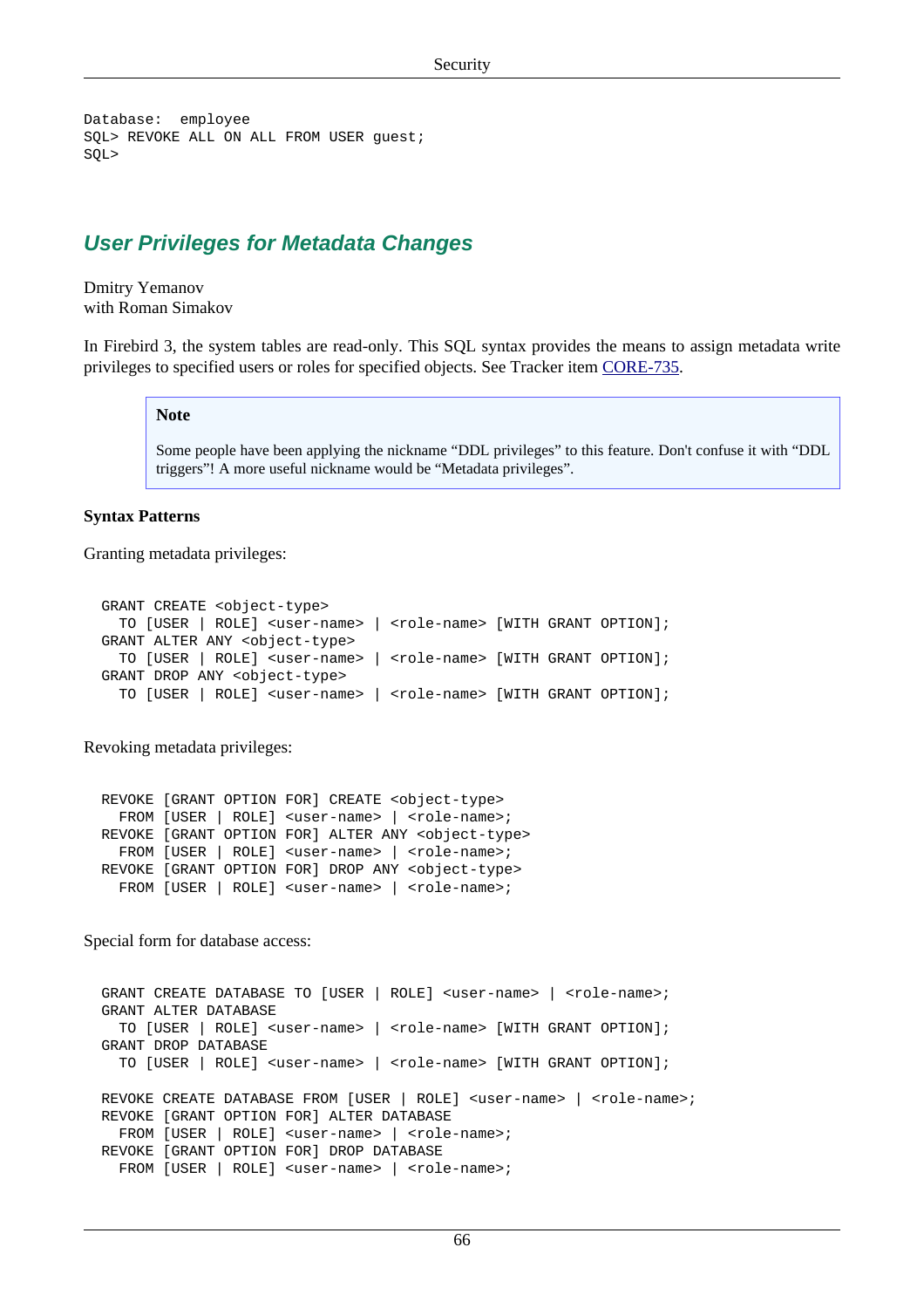```
Database:  employee
SQL> REVOKE ALL ON ALL FROM USER guest;
SQL>
```

## User Privileges for Metadata Changes

Dmitry Yemanov
with Roman Simakov

In Firebird 3, the system tables are read-only. This SQL syntax provides the means to assign metadata write privileges to specified users or roles for specified objects. See Tracker item CORE-735.

> **Note**
>
> Some people have been applying the nickname “DDL privileges” to this feature. Don't confuse it with “DDL triggers”! A more useful nickname would be “Metadata privileges”.

**Syntax Patterns**

Granting metadata privileges:

```
GRANT CREATE <object-type>
  TO [USER | ROLE] <user-name> | <role-name> [WITH GRANT OPTION];
GRANT ALTER ANY <object-type>
  TO [USER | ROLE] <user-name> | <role-name> [WITH GRANT OPTION];
GRANT DROP ANY <object-type>
  TO [USER | ROLE] <user-name> | <role-name> [WITH GRANT OPTION];
```

Revoking metadata privileges:

```
REVOKE [GRANT OPTION FOR] CREATE <object-type>
  FROM [USER | ROLE] <user-name> | <role-name>;
REVOKE [GRANT OPTION FOR] ALTER ANY <object-type>
  FROM [USER | ROLE] <user-name> | <role-name>;
REVOKE [GRANT OPTION FOR] DROP ANY <object-type>
  FROM [USER | ROLE] <user-name> | <role-name>;
```

Special form for database access:

```
GRANT CREATE DATABASE TO [USER | ROLE] <user-name> | <role-name>;
GRANT ALTER DATABASE
  TO [USER | ROLE] <user-name> | <role-name> [WITH GRANT OPTION];
GRANT DROP DATABASE
  TO [USER | ROLE] <user-name> | <role-name> [WITH GRANT OPTION];

REVOKE CREATE DATABASE FROM [USER | ROLE] <user-name> | <role-name>;
REVOKE [GRANT OPTION FOR] ALTER DATABASE
  FROM [USER | ROLE] <user-name> | <role-name>;
REVOKE [GRANT OPTION FOR] DROP DATABASE
  FROM [USER | ROLE] <user-name> | <role-name>;
```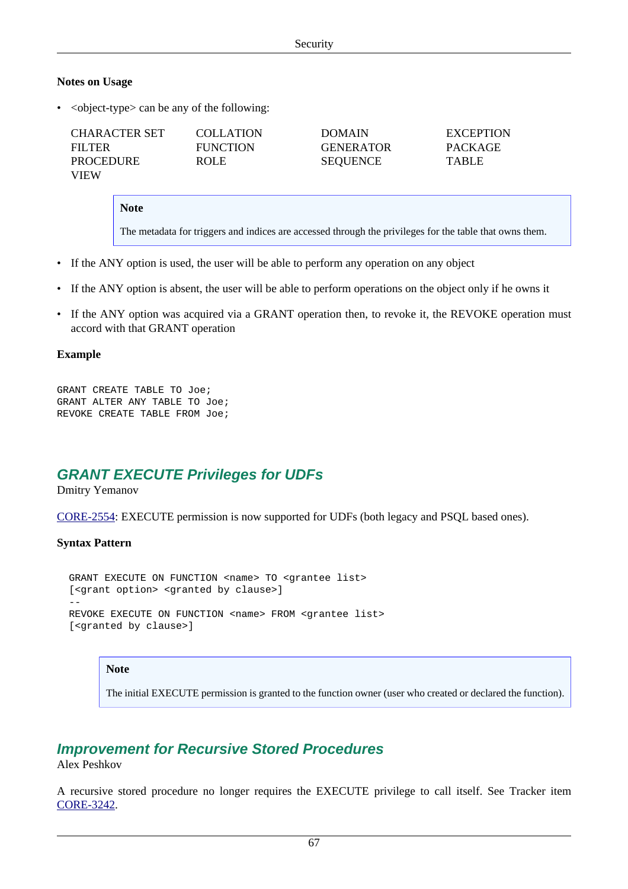**Notes on Usage**

- <object-type> can be any of the following:

| | | | |
|---|---|---|---|
| CHARACTER SET | COLLATION | DOMAIN | EXCEPTION |
| FILTER | FUNCTION | GENERATOR | PACKAGE |
| PROCEDURE | ROLE | SEQUENCE | TABLE |
| VIEW | | | |

> **Note**
>
> The metadata for triggers and indices are accessed through the privileges for the table that owns them.

- If the ANY option is used, the user will be able to perform any operation on any object
- If the ANY option is absent, the user will be able to perform operations on the object only if he owns it
- If the ANY option was acquired via a GRANT operation then, to revoke it, the REVOKE operation must accord with that GRANT operation

**Example**

```
GRANT CREATE TABLE TO Joe;
GRANT ALTER ANY TABLE TO Joe;
REVOKE CREATE TABLE FROM Joe;
```

## GRANT EXECUTE Privileges for UDFs

Dmitry Yemanov

CORE-2554: EXECUTE permission is now supported for UDFs (both legacy and PSQL based ones).

**Syntax Pattern**

```
GRANT EXECUTE ON FUNCTION <name> TO <grantee list>
[<grant option> <granted by clause>]
--
REVOKE EXECUTE ON FUNCTION <name> FROM <grantee list>
[<granted by clause>]
```

> **Note**
>
> The initial EXECUTE permission is granted to the function owner (user who created or declared the function).

## Improvement for Recursive Stored Procedures

Alex Peshkov

A recursive stored procedure no longer requires the EXECUTE privilege to call itself. See Tracker item CORE-3242.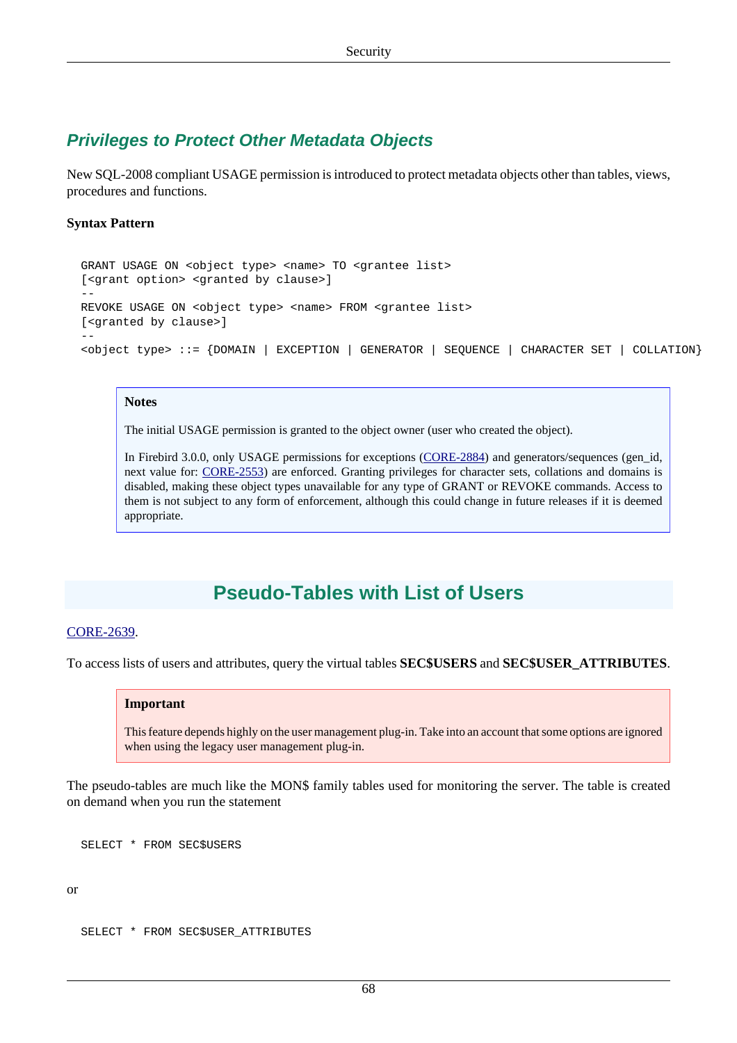### Privileges to Protect Other Metadata Objects

New SQL-2008 compliant USAGE permission is introduced to protect metadata objects other than tables, views, procedures and functions.

**Syntax Pattern**

```
GRANT USAGE ON <object type> <name> TO <grantee list>
[<grant option> <granted by clause>]
--
REVOKE USAGE ON <object type> <name> FROM <grantee list>
[<granted by clause>]
--
<object type> ::= {DOMAIN | EXCEPTION | GENERATOR | SEQUENCE | CHARACTER SET | COLLATION}
```

> **Notes**
>
> The initial USAGE permission is granted to the object owner (user who created the object).
>
> In Firebird 3.0.0, only USAGE permissions for exceptions (CORE-2884) and generators/sequences (gen_id, next value for: CORE-2553) are enforced. Granting privileges for character sets, collations and domains is disabled, making these object types unavailable for any type of GRANT or REVOKE commands. Access to them is not subject to any form of enforcement, although this could change in future releases if it is deemed appropriate.

## Pseudo-Tables with List of Users

CORE-2639.

To access lists of users and attributes, query the virtual tables **SEC$USERS** and **SEC$USER_ATTRIBUTES**.

> **Important**
>
> This feature depends highly on the user management plug-in. Take into an account that some options are ignored when using the legacy user management plug-in.

The pseudo-tables are much like the MON$ family tables used for monitoring the server. The table is created on demand when you run the statement

```
SELECT * FROM SEC$USERS
```

or

```
SELECT * FROM SEC$USER_ATTRIBUTES
```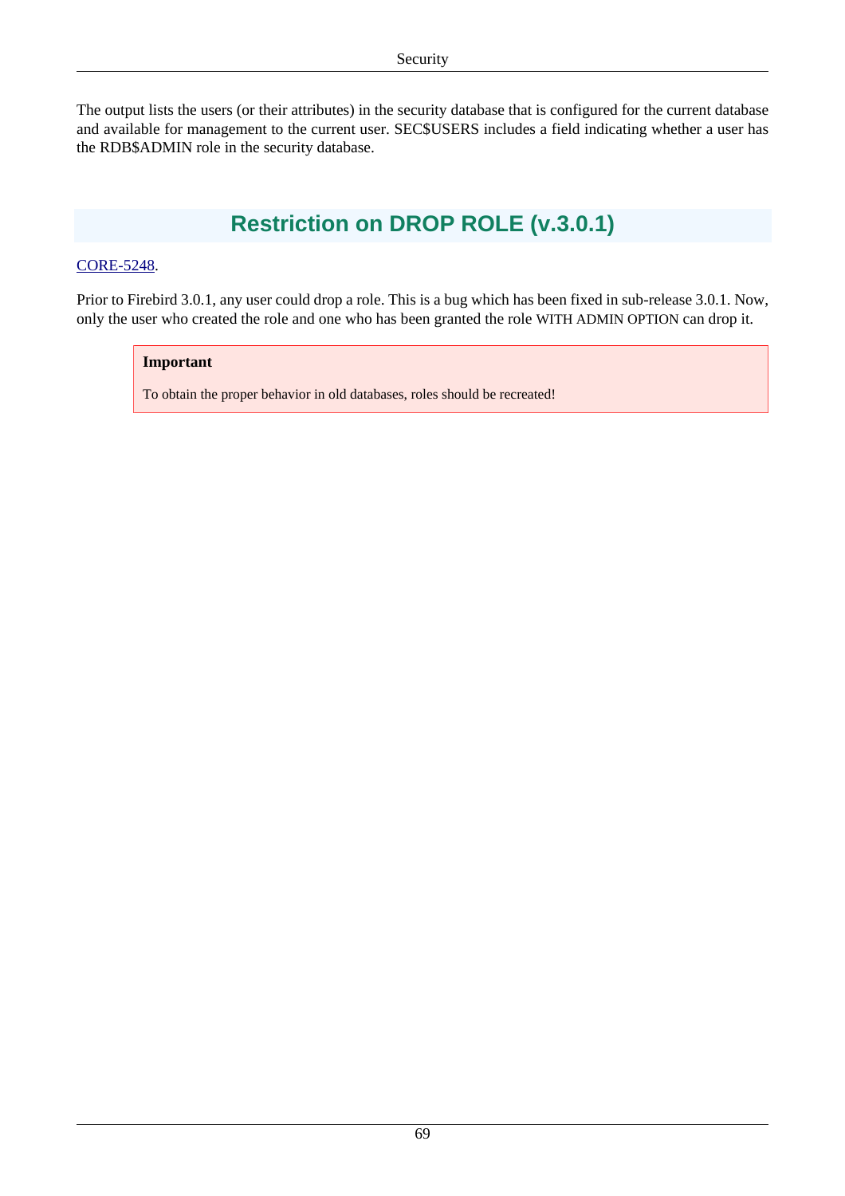The output lists the users (or their attributes) in the security database that is configured for the current database and available for management to the current user. SEC$USERS includes a field indicating whether a user has the RDB$ADMIN role in the security database.

## Restriction on DROP ROLE (v.3.0.1)

CORE-5248.

Prior to Firebird 3.0.1, any user could drop a role. This is a bug which has been fixed in sub-release 3.0.1. Now, only the user who created the role and one who has been granted the role WITH ADMIN OPTION can drop it.

> **Important**
>
> To obtain the proper behavior in old databases, roles should be recreated!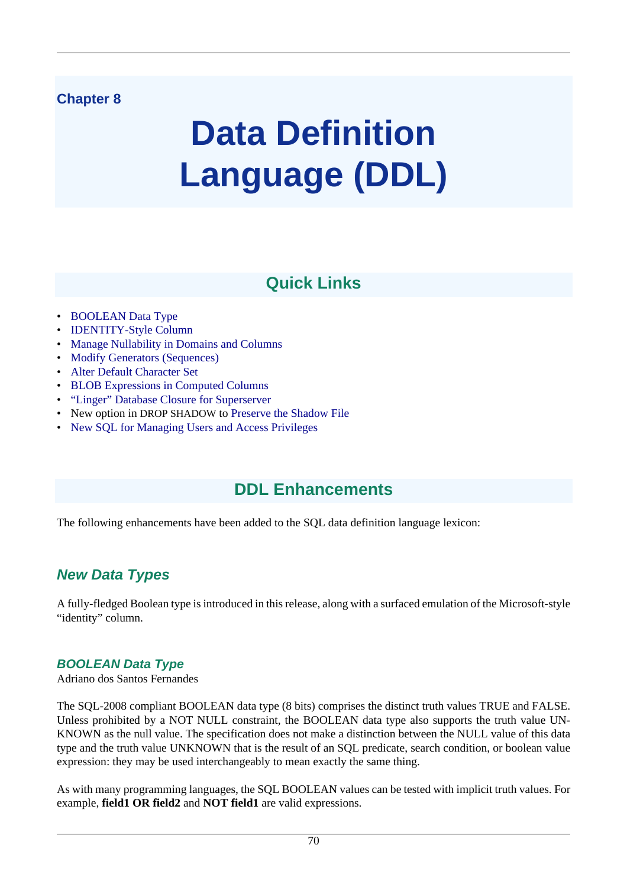Chapter 8

# Data Definition Language (DDL)

## Quick Links

- BOOLEAN Data Type
- IDENTITY-Style Column
- Manage Nullability in Domains and Columns
- Modify Generators (Sequences)
- Alter Default Character Set
- BLOB Expressions in Computed Columns
- “Linger” Database Closure for Superserver
- New option in DROP SHADOW to Preserve the Shadow File
- New SQL for Managing Users and Access Privileges

## DDL Enhancements

The following enhancements have been added to the SQL data definition language lexicon:

### *New Data Types*

A fully-fledged Boolean type is introduced in this release, along with a surfaced emulation of the Microsoft-style “identity” column.

#### *BOOLEAN Data Type*

Adriano dos Santos Fernandes

The SQL-2008 compliant BOOLEAN data type (8 bits) comprises the distinct truth values TRUE and FALSE. Unless prohibited by a NOT NULL constraint, the BOOLEAN data type also supports the truth value UNKNOWN as the null value. The specification does not make a distinction between the NULL value of this data type and the truth value UNKNOWN that is the result of an SQL predicate, search condition, or boolean value expression: they may be used interchangeably to mean exactly the same thing.

As with many programming languages, the SQL BOOLEAN values can be tested with implicit truth values. For example, **field1 OR field2** and **NOT field1** are valid expressions.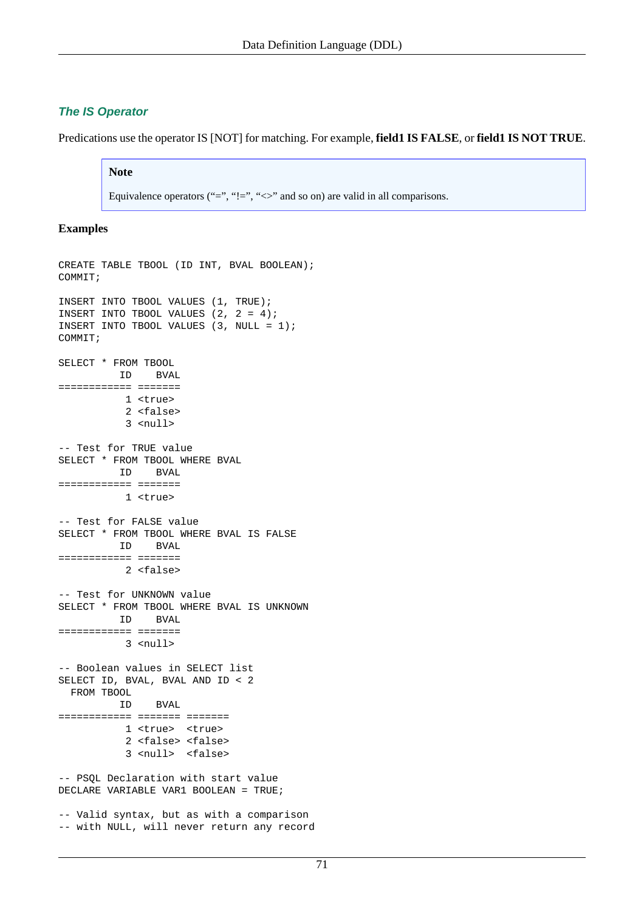### The IS Operator

Predications use the operator IS [NOT] for matching. For example, **field1 IS FALSE**, or **field1 IS NOT TRUE**.

> **Note**
>
> Equivalence operators (“=”, “!=”, “<>” and so on) are valid in all comparisons.

**Examples**

```
CREATE TABLE TBOOL (ID INT, BVAL BOOLEAN);
COMMIT;

INSERT INTO TBOOL VALUES (1, TRUE);
INSERT INTO TBOOL VALUES (2, 2 = 4);
INSERT INTO TBOOL VALUES (3, NULL = 1);
COMMIT;

SELECT * FROM TBOOL
          ID    BVAL
============ =======
           1 <true>
           2 <false>
           3 <null>

-- Test for TRUE value
SELECT * FROM TBOOL WHERE BVAL
          ID    BVAL
============ =======
           1 <true>

-- Test for FALSE value
SELECT * FROM TBOOL WHERE BVAL IS FALSE
          ID    BVAL
============ =======
           2 <false>

-- Test for UNKNOWN value
SELECT * FROM TBOOL WHERE BVAL IS UNKNOWN
          ID    BVAL
============ =======
           3 <null>

-- Boolean values in SELECT list
SELECT ID, BVAL, BVAL AND ID < 2
  FROM TBOOL
          ID    BVAL
============ ======= =======
           1 <true>  <true>
           2 <false> <false>
           3 <null>  <false>

-- PSQL Declaration with start value
DECLARE VARIABLE VAR1 BOOLEAN = TRUE;

-- Valid syntax, but as with a comparison
-- with NULL, will never return any record
```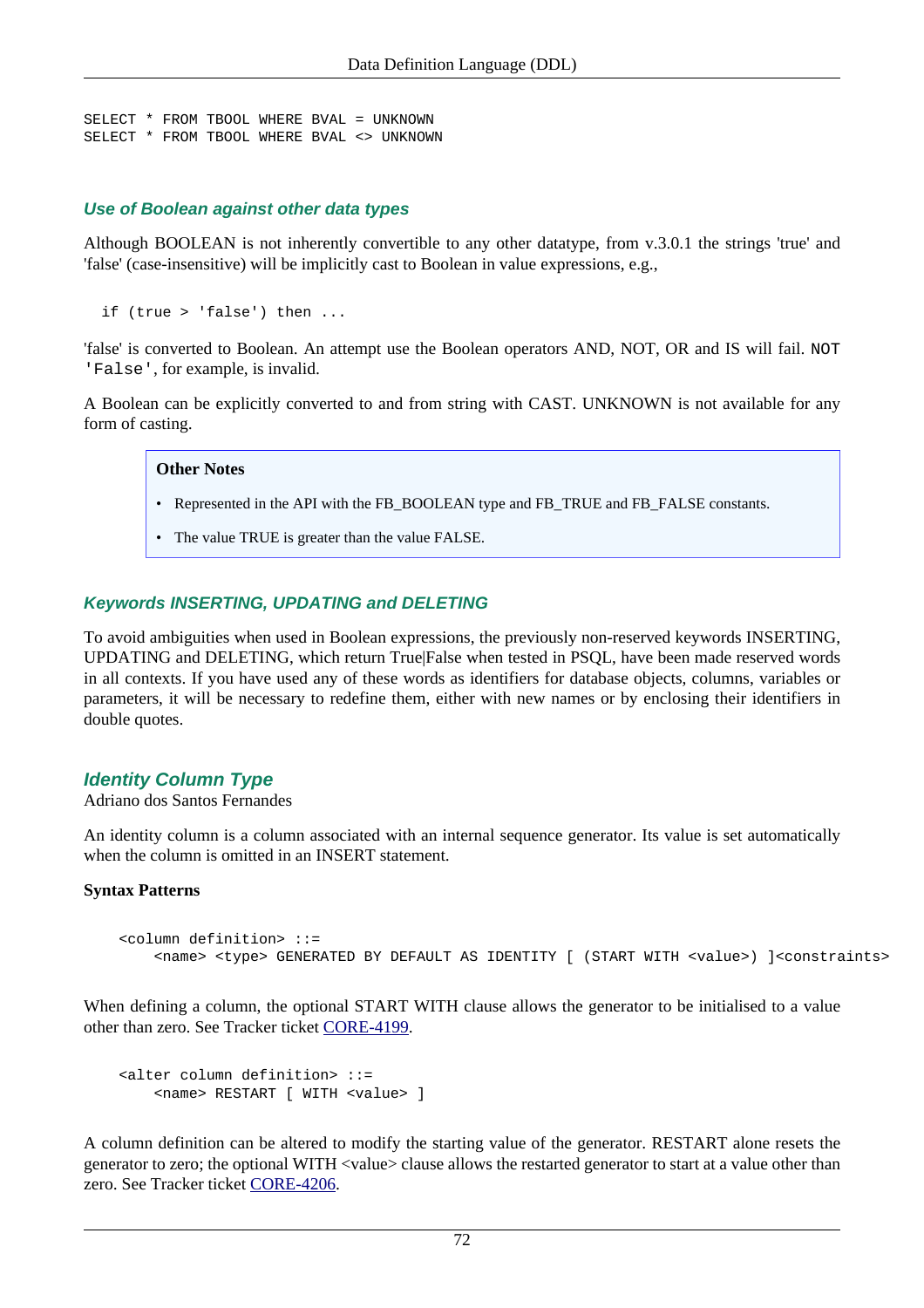```
SELECT * FROM TBOOL WHERE BVAL = UNKNOWN
SELECT * FROM TBOOL WHERE BVAL <> UNKNOWN
```

#### Use of Boolean against other data types

Although BOOLEAN is not inherently convertible to any other datatype, from v.3.0.1 the strings 'true' and 'false' (case-insensitive) will be implicitly cast to Boolean in value expressions, e.g.,

```
  if (true > 'false') then ...
```

'false' is converted to Boolean. An attempt use the Boolean operators AND, NOT, OR and IS will fail. `NOT 'False'`, for example, is invalid.

A Boolean can be explicitly converted to and from string with CAST. UNKNOWN is not available for any form of casting.

> **Other Notes**
>
> - Represented in the API with the FB_BOOLEAN type and FB_TRUE and FB_FALSE constants.
> - The value TRUE is greater than the value FALSE.

#### Keywords INSERTING, UPDATING and DELETING

To avoid ambiguities when used in Boolean expressions, the previously non-reserved keywords INSERTING, UPDATING and DELETING, which return True|False when tested in PSQL, have been made reserved words in all contexts. If you have used any of these words as identifiers for database objects, columns, variables or parameters, it will be necessary to redefine them, either with new names or by enclosing their identifiers in double quotes.

### Identity Column Type

Adriano dos Santos Fernandes

An identity column is a column associated with an internal sequence generator. Its value is set automatically when the column is omitted in an INSERT statement.

**Syntax Patterns**

```
    <column definition> ::=
        <name> <type> GENERATED BY DEFAULT AS IDENTITY [ (START WITH <value>) ]<constraints>
```

When defining a column, the optional START WITH clause allows the generator to be initialised to a value other than zero. See Tracker ticket CORE-4199.

```
    <alter column definition> ::=
        <name> RESTART [ WITH <value> ]
```

A column definition can be altered to modify the starting value of the generator. RESTART alone resets the generator to zero; the optional WITH <value> clause allows the restarted generator to start at a value other than zero. See Tracker ticket CORE-4206.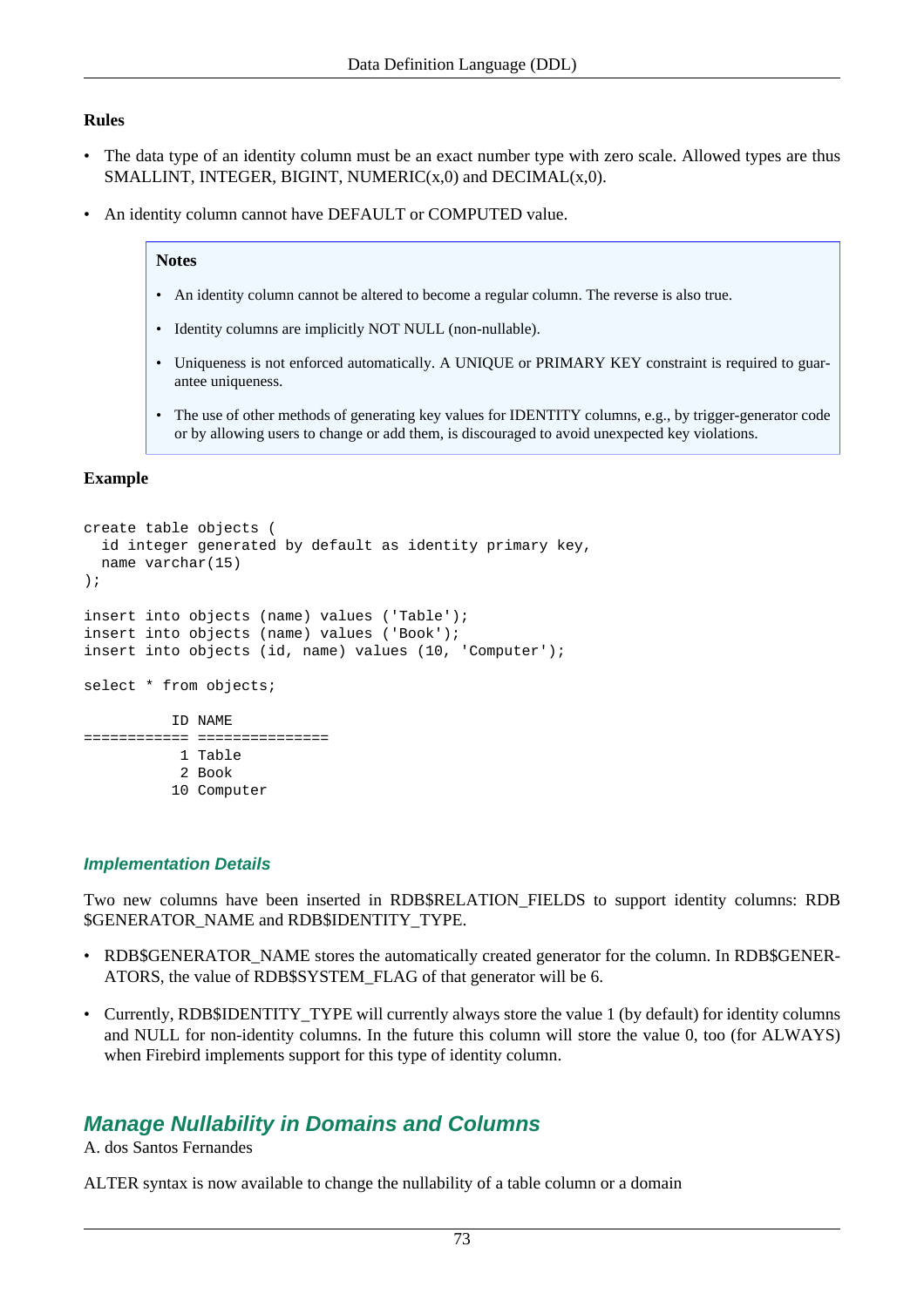#### Rules

- The data type of an identity column must be an exact number type with zero scale. Allowed types are thus SMALLINT, INTEGER, BIGINT, NUMERIC(x,0) and DECIMAL(x,0).
- An identity column cannot have DEFAULT or COMPUTED value.

> **Notes**
>
> - An identity column cannot be altered to become a regular column. The reverse is also true.
> - Identity columns are implicitly NOT NULL (non-nullable).
> - Uniqueness is not enforced automatically. A UNIQUE or PRIMARY KEY constraint is required to guarantee uniqueness.
> - The use of other methods of generating key values for IDENTITY columns, e.g., by trigger-generator code or by allowing users to change or add them, is discouraged to avoid unexpected key violations.

#### Example

```
create table objects (
  id integer generated by default as identity primary key,
  name varchar(15)
);

insert into objects (name) values ('Table');
insert into objects (name) values ('Book');
insert into objects (id, name) values (10, 'Computer');

select * from objects;

          ID NAME
============ ===============
           1 Table
           2 Book
          10 Computer
```

### Implementation Details

Two new columns have been inserted in RDB$RELATION_FIELDS to support identity columns: RDB$GENERATOR_NAME and RDB$IDENTITY_TYPE.

- RDB$GENERATOR_NAME stores the automatically created generator for the column. In RDB$GENERATORS, the value of RDB$SYSTEM_FLAG of that generator will be 6.
- Currently, RDB$IDENTITY_TYPE will currently always store the value 1 (by default) for identity columns and NULL for non-identity columns. In the future this column will store the value 0, too (for ALWAYS) when Firebird implements support for this type of identity column.

## Manage Nullability in Domains and Columns

A. dos Santos Fernandes

ALTER syntax is now available to change the nullability of a table column or a domain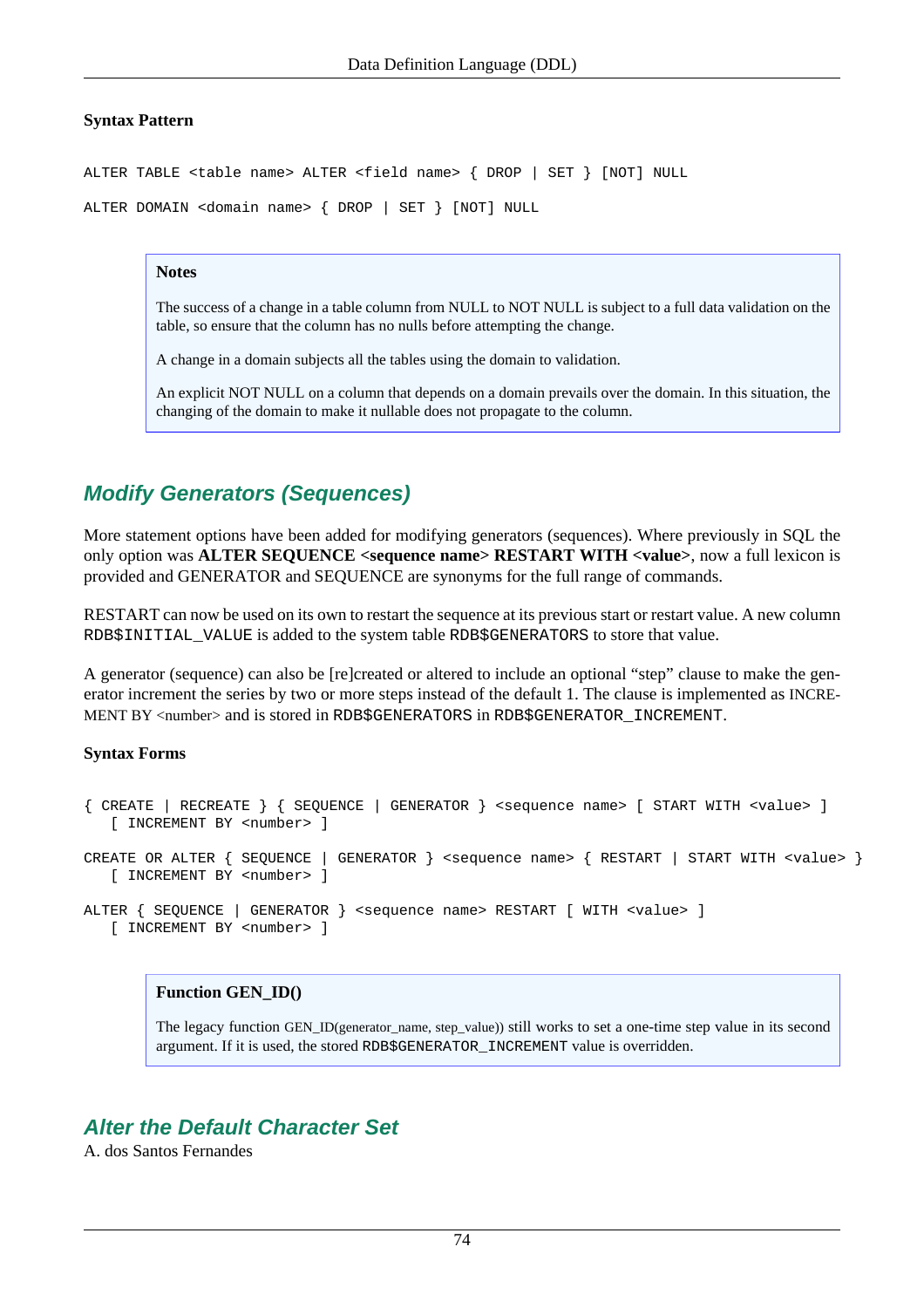**Syntax Pattern**

```
ALTER TABLE <table name> ALTER <field name> { DROP | SET } [NOT] NULL

ALTER DOMAIN <domain name> { DROP | SET } [NOT] NULL
```

> **Notes**
>
> The success of a change in a table column from NULL to NOT NULL is subject to a full data validation on the table, so ensure that the column has no nulls before attempting the change.
>
> A change in a domain subjects all the tables using the domain to validation.
>
> An explicit NOT NULL on a column that depends on a domain prevails over the domain. In this situation, the changing of the domain to make it nullable does not propagate to the column.

## Modify Generators (Sequences)

More statement options have been added for modifying generators (sequences). Where previously in SQL the only option was **ALTER SEQUENCE <sequence name> RESTART WITH <value>**, now a full lexicon is provided and GENERATOR and SEQUENCE are synonyms for the full range of commands.

RESTART can now be used on its own to restart the sequence at its previous start or restart value. A new column `RDB$INITIAL_VALUE` is added to the system table `RDB$GENERATORS` to store that value.

A generator (sequence) can also be [re]created or altered to include an optional "step" clause to make the generator increment the series by two or more steps instead of the default 1. The clause is implemented as INCREMENT BY <number> and is stored in `RDB$GENERATORS` in `RDB$GENERATOR_INCREMENT`.

**Syntax Forms**

```
{ CREATE | RECREATE } { SEQUENCE | GENERATOR } <sequence name> [ START WITH <value> ]
   [ INCREMENT BY <number> ]

CREATE OR ALTER { SEQUENCE | GENERATOR } <sequence name> { RESTART | START WITH <value> }
   [ INCREMENT BY <number> ]

ALTER { SEQUENCE | GENERATOR } <sequence name> RESTART [ WITH <value> ]
   [ INCREMENT BY <number> ]
```

> **Function GEN_ID()**
>
> The legacy function GEN_ID(generator_name, step_value)) still works to set a one-time step value in its second argument. If it is used, the stored `RDB$GENERATOR_INCREMENT` value is overridden.

## Alter the Default Character Set

A. dos Santos Fernandes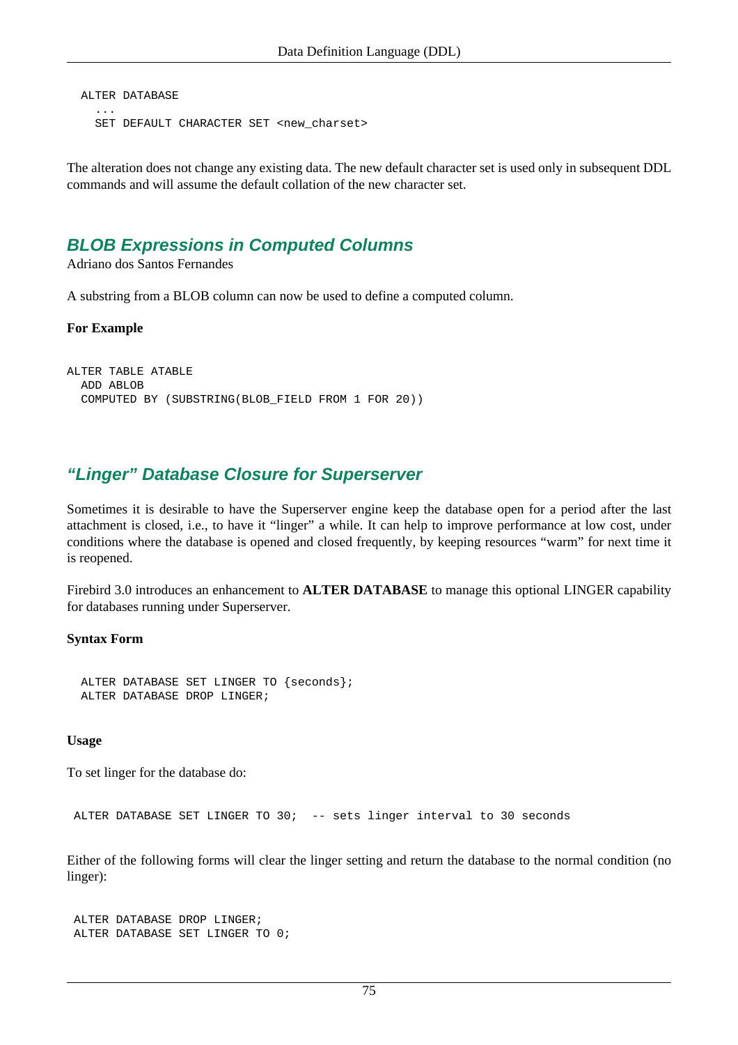```
ALTER DATABASE
  ...
  SET DEFAULT CHARACTER SET <new_charset>
```

The alteration does not change any existing data. The new default character set is used only in subsequent DDL commands and will assume the default collation of the new character set.

## *BLOB Expressions in Computed Columns*

Adriano dos Santos Fernandes

A substring from a BLOB column can now be used to define a computed column.

**For Example**

```
ALTER TABLE ATABLE
  ADD ABLOB
  COMPUTED BY (SUBSTRING(BLOB_FIELD FROM 1 FOR 20))
```

## *“Linger” Database Closure for Superserver*

Sometimes it is desirable to have the Superserver engine keep the database open for a period after the last attachment is closed, i.e., to have it “linger” a while. It can help to improve performance at low cost, under conditions where the database is opened and closed frequently, by keeping resources “warm” for next time it is reopened.

Firebird 3.0 introduces an enhancement to **ALTER DATABASE** to manage this optional LINGER capability for databases running under Superserver.

**Syntax Form**

```
ALTER DATABASE SET LINGER TO {seconds};
ALTER DATABASE DROP LINGER;
```

**Usage**

To set linger for the database do:

```
ALTER DATABASE SET LINGER TO 30;  -- sets linger interval to 30 seconds
```

Either of the following forms will clear the linger setting and return the database to the normal condition (no linger):

```
ALTER DATABASE DROP LINGER;
ALTER DATABASE SET LINGER TO 0;
```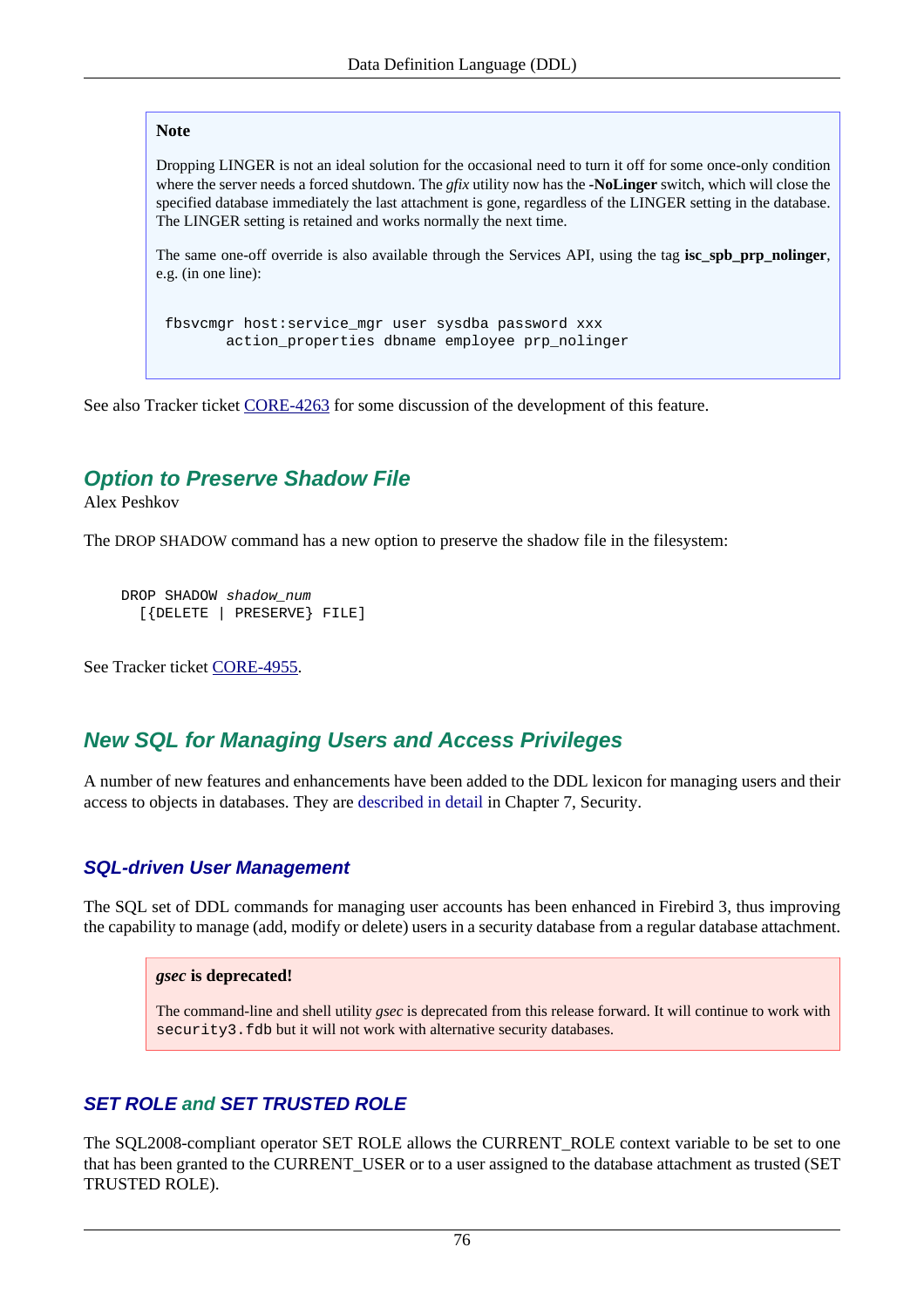> **Note**
>
> Dropping LINGER is not an ideal solution for the occasional need to turn it off for some once-only condition where the server needs a forced shutdown. The *gfix* utility now has the **-NoLinger** switch, which will close the specified database immediately the last attachment is gone, regardless of the LINGER setting in the database. The LINGER setting is retained and works normally the next time.
>
> The same one-off override is also available through the Services API, using the tag **isc_spb_prp_nolinger**, e.g. (in one line):
>
> ```
> fbsvcmgr host:service_mgr user sysdba password xxx
>        action_properties dbname employee prp_nolinger
> ```

See also Tracker ticket CORE-4263 for some discussion of the development of this feature.

## Option to Preserve Shadow File

Alex Peshkov

The DROP SHADOW command has a new option to preserve the shadow file in the filesystem:

```
DROP SHADOW shadow_num
  [{DELETE | PRESERVE} FILE]
```

See Tracker ticket CORE-4955.

## New SQL for Managing Users and Access Privileges

A number of new features and enhancements have been added to the DDL lexicon for managing users and their access to objects in databases. They are described in detail in Chapter 7, Security.

### SQL-driven User Management

The SQL set of DDL commands for managing user accounts has been enhanced in Firebird 3, thus improving the capability to manage (add, modify or delete) users in a security database from a regular database attachment.

> ***gsec* is deprecated!**
>
> The command-line and shell utility *gsec* is deprecated from this release forward. It will continue to work with `security3.fdb` but it will not work with alternative security databases.

### SET ROLE and SET TRUSTED ROLE

The SQL2008-compliant operator SET ROLE allows the CURRENT_ROLE context variable to be set to one that has been granted to the CURRENT_USER or to a user assigned to the database attachment as trusted (SET TRUSTED ROLE).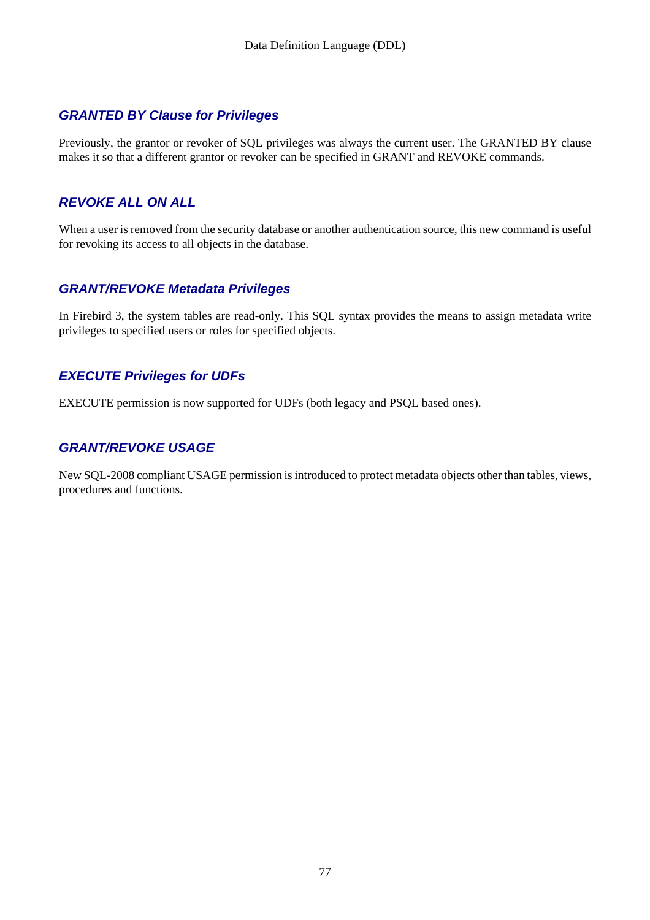### GRANTED BY Clause for Privileges

Previously, the grantor or revoker of SQL privileges was always the current user. The GRANTED BY clause makes it so that a different grantor or revoker can be specified in GRANT and REVOKE commands.

### REVOKE ALL ON ALL

When a user is removed from the security database or another authentication source, this new command is useful for revoking its access to all objects in the database.

### GRANT/REVOKE Metadata Privileges

In Firebird 3, the system tables are read-only. This SQL syntax provides the means to assign metadata write privileges to specified users or roles for specified objects.

### EXECUTE Privileges for UDFs

EXECUTE permission is now supported for UDFs (both legacy and PSQL based ones).

### GRANT/REVOKE USAGE

New SQL-2008 compliant USAGE permission is introduced to protect metadata objects other than tables, views, procedures and functions.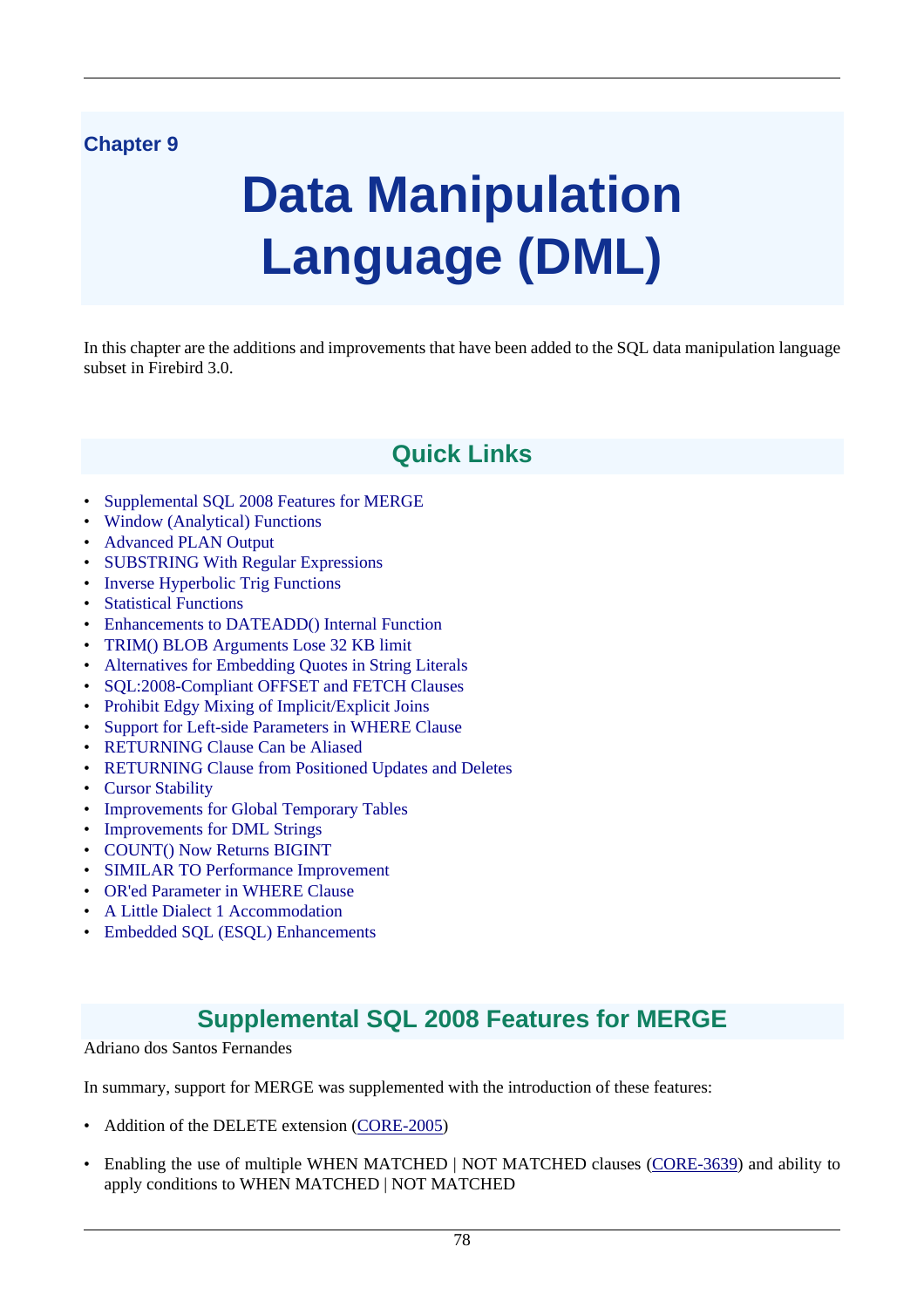Chapter 9

# Data Manipulation Language (DML)

In this chapter are the additions and improvements that have been added to the SQL data manipulation language subset in Firebird 3.0.

## Quick Links

- Supplemental SQL 2008 Features for MERGE
- Window (Analytical) Functions
- Advanced PLAN Output
- SUBSTRING With Regular Expressions
- Inverse Hyperbolic Trig Functions
- Statistical Functions
- Enhancements to DATEADD() Internal Function
- TRIM() BLOB Arguments Lose 32 KB limit
- Alternatives for Embedding Quotes in String Literals
- SQL:2008-Compliant OFFSET and FETCH Clauses
- Prohibit Edgy Mixing of Implicit/Explicit Joins
- Support for Left-side Parameters in WHERE Clause
- RETURNING Clause Can be Aliased
- RETURNING Clause from Positioned Updates and Deletes
- Cursor Stability
- Improvements for Global Temporary Tables
- Improvements for DML Strings
- COUNT() Now Returns BIGINT
- SIMILAR TO Performance Improvement
- OR'ed Parameter in WHERE Clause
- A Little Dialect 1 Accommodation
- Embedded SQL (ESQL) Enhancements

## Supplemental SQL 2008 Features for MERGE

Adriano dos Santos Fernandes

In summary, support for MERGE was supplemented with the introduction of these features:

- Addition of the DELETE extension (CORE-2005)
- Enabling the use of multiple WHEN MATCHED | NOT MATCHED clauses (CORE-3639) and ability to apply conditions to WHEN MATCHED | NOT MATCHED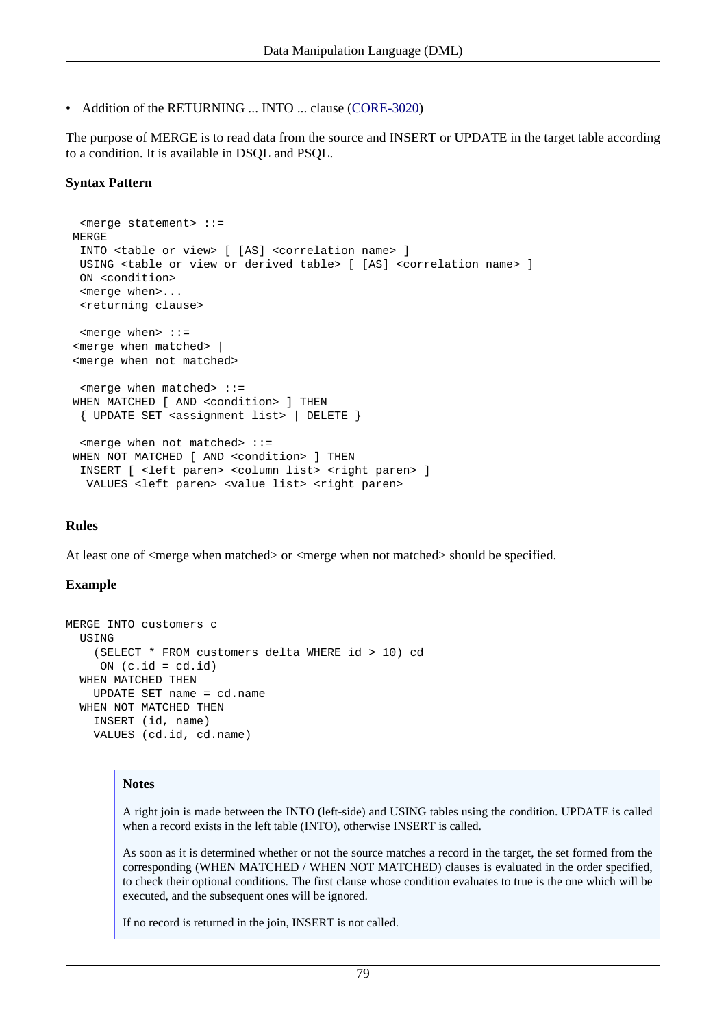- Addition of the RETURNING ... INTO ... clause (CORE-3020)

The purpose of MERGE is to read data from the source and INSERT or UPDATE in the target table according to a condition. It is available in DSQL and PSQL.

**Syntax Pattern**

```
 <merge statement> ::=
MERGE
 INTO <table or view> [ [AS] <correlation name> ]
 USING <table or view or derived table> [ [AS] <correlation name> ]
 ON <condition>
 <merge when>...
 <returning clause>

 <merge when> ::=
<merge when matched> |
<merge when not matched>

 <merge when matched> ::=
WHEN MATCHED [ AND <condition> ] THEN
 { UPDATE SET <assignment list> | DELETE }

 <merge when not matched> ::=
WHEN NOT MATCHED [ AND <condition> ] THEN
 INSERT [ <left paren> <column list> <right paren> ]
  VALUES <left paren> <value list> <right paren>
```

**Rules**

At least one of <merge when matched> or <merge when not matched> should be specified.

**Example**

```
MERGE INTO customers c
  USING
    (SELECT * FROM customers_delta WHERE id > 10) cd
     ON (c.id = cd.id)
  WHEN MATCHED THEN
    UPDATE SET name = cd.name
  WHEN NOT MATCHED THEN
    INSERT (id, name)
    VALUES (cd.id, cd.name)
```

**Notes**

A right join is made between the INTO (left-side) and USING tables using the condition. UPDATE is called when a record exists in the left table (INTO), otherwise INSERT is called.

As soon as it is determined whether or not the source matches a record in the target, the set formed from the corresponding (WHEN MATCHED / WHEN NOT MATCHED) clauses is evaluated in the order specified, to check their optional conditions. The first clause whose condition evaluates to true is the one which will be executed, and the subsequent ones will be ignored.

If no record is returned in the join, INSERT is not called.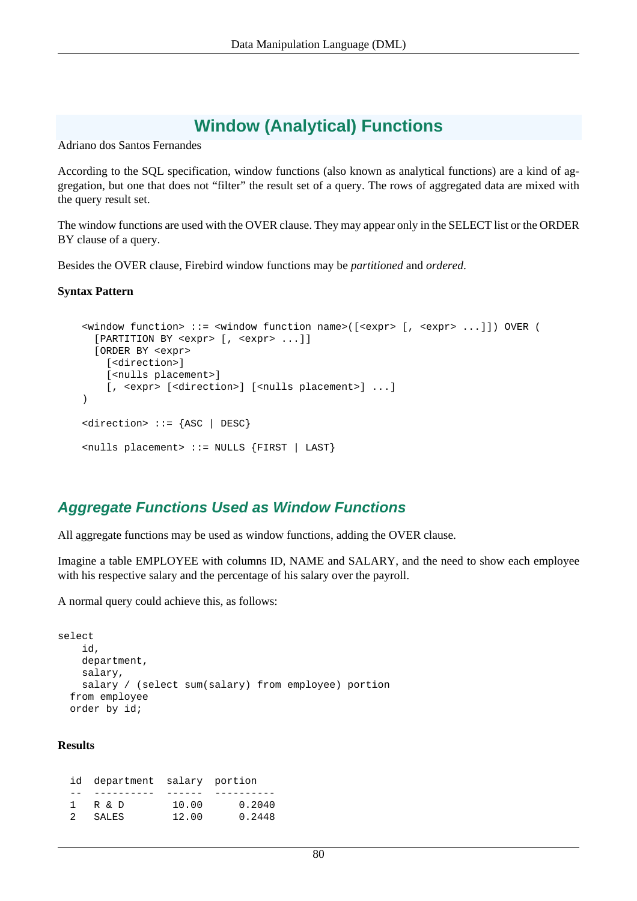# Window (Analytical) Functions

Adriano dos Santos Fernandes

According to the SQL specification, window functions (also known as analytical functions) are a kind of aggregation, but one that does not “filter” the result set of a query. The rows of aggregated data are mixed with the query result set.

The window functions are used with the OVER clause. They may appear only in the SELECT list or the ORDER BY clause of a query.

Besides the OVER clause, Firebird window functions may be *partitioned* and *ordered*.

**Syntax Pattern**

```
<window function> ::= <window function name>([<expr> [, <expr> ...]]) OVER (
  [PARTITION BY <expr> [, <expr> ...]]
  [ORDER BY <expr>
    [<direction>]
    [<nulls placement>]
    [, <expr> [<direction>] [<nulls placement>] ...]
)

<direction> ::= {ASC | DESC}

<nulls placement> ::= NULLS {FIRST | LAST}
```

## *Aggregate Functions Used as Window Functions*

All aggregate functions may be used as window functions, adding the OVER clause.

Imagine a table EMPLOYEE with columns ID, NAME and SALARY, and the need to show each employee with his respective salary and the percentage of his salary over the payroll.

A normal query could achieve this, as follows:

```
select
    id,
    department,
    salary,
    salary / (select sum(salary) from employee) portion
  from employee
  order by id;
```

**Results**

```
  id  department  salary  portion
  --  ----------  ------  ----------
  1   R & D        10.00      0.2040
  2   SALES        12.00      0.2448
```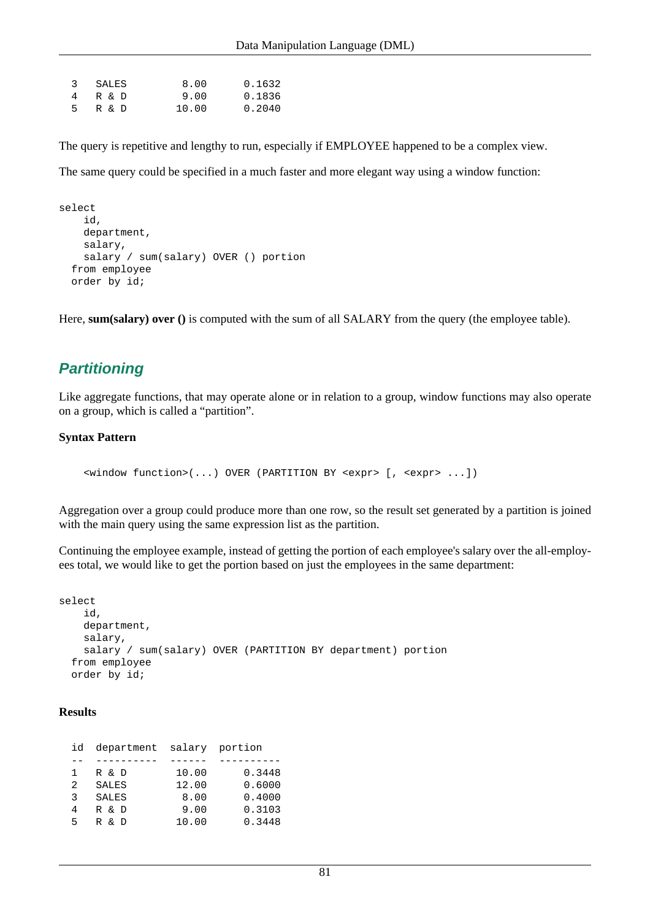```
  3   SALES          8.00      0.1632
  4   R & D          9.00      0.1836
  5   R & D         10.00      0.2040
```

The query is repetitive and lengthy to run, especially if EMPLOYEE happened to be a complex view.

The same query could be specified in a much faster and more elegant way using a window function:

```
select
    id,
    department,
    salary,
    salary / sum(salary) OVER () portion
  from employee
  order by id;
```

Here, **sum(salary) over ()** is computed with the sum of all SALARY from the query (the employee table).

## Partitioning

Like aggregate functions, that may operate alone or in relation to a group, window functions may also operate on a group, which is called a "partition".

**Syntax Pattern**

```
<window function>(...) OVER (PARTITION BY <expr> [, <expr> ...])
```

Aggregation over a group could produce more than one row, so the result set generated by a partition is joined with the main query using the same expression list as the partition.

Continuing the employee example, instead of getting the portion of each employee's salary over the all-employees total, we would like to get the portion based on just the employees in the same department:

```
select
    id,
    department,
    salary,
    salary / sum(salary) OVER (PARTITION BY department) portion
  from employee
  order by id;
```

**Results**

```
  id  department  salary  portion
  --  ----------  ------  ----------
  1   R & D        10.00      0.3448
  2   SALES        12.00      0.6000
  3   SALES         8.00      0.4000
  4   R & D         9.00      0.3103
  5   R & D        10.00      0.3448
```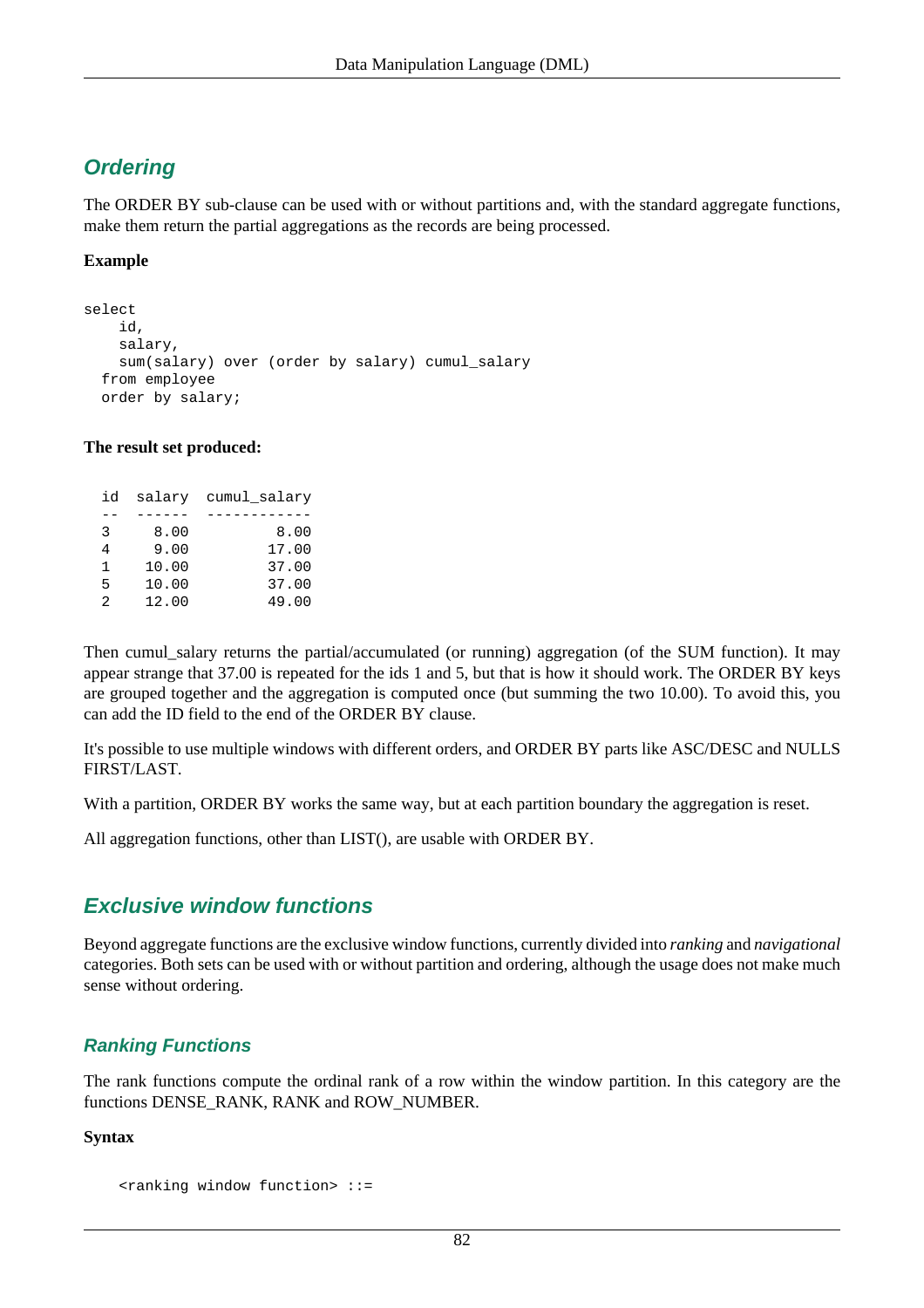## Ordering

The ORDER BY sub-clause can be used with or without partitions and, with the standard aggregate functions, make them return the partial aggregations as the records are being processed.

**Example**

```
select
    id,
    salary,
    sum(salary) over (order by salary) cumul_salary
  from employee
  order by salary;
```

**The result set produced:**

```
  id  salary  cumul_salary
  --  ------  ------------
  3     8.00          8.00
  4     9.00         17.00
  1    10.00         37.00
  5    10.00         37.00
  2    12.00         49.00
```

Then cumul_salary returns the partial/accumulated (or running) aggregation (of the SUM function). It may appear strange that 37.00 is repeated for the ids 1 and 5, but that is how it should work. The ORDER BY keys are grouped together and the aggregation is computed once (but summing the two 10.00). To avoid this, you can add the ID field to the end of the ORDER BY clause.

It's possible to use multiple windows with different orders, and ORDER BY parts like ASC/DESC and NULLS FIRST/LAST.

With a partition, ORDER BY works the same way, but at each partition boundary the aggregation is reset.

All aggregation functions, other than LIST(), are usable with ORDER BY.

## Exclusive window functions

Beyond aggregate functions are the exclusive window functions, currently divided into *ranking* and *navigational* categories. Both sets can be used with or without partition and ordering, although the usage does not make much sense without ordering.

### Ranking Functions

The rank functions compute the ordinal rank of a row within the window partition. In this category are the functions DENSE_RANK, RANK and ROW_NUMBER.

**Syntax**

```
    <ranking window function> ::=
```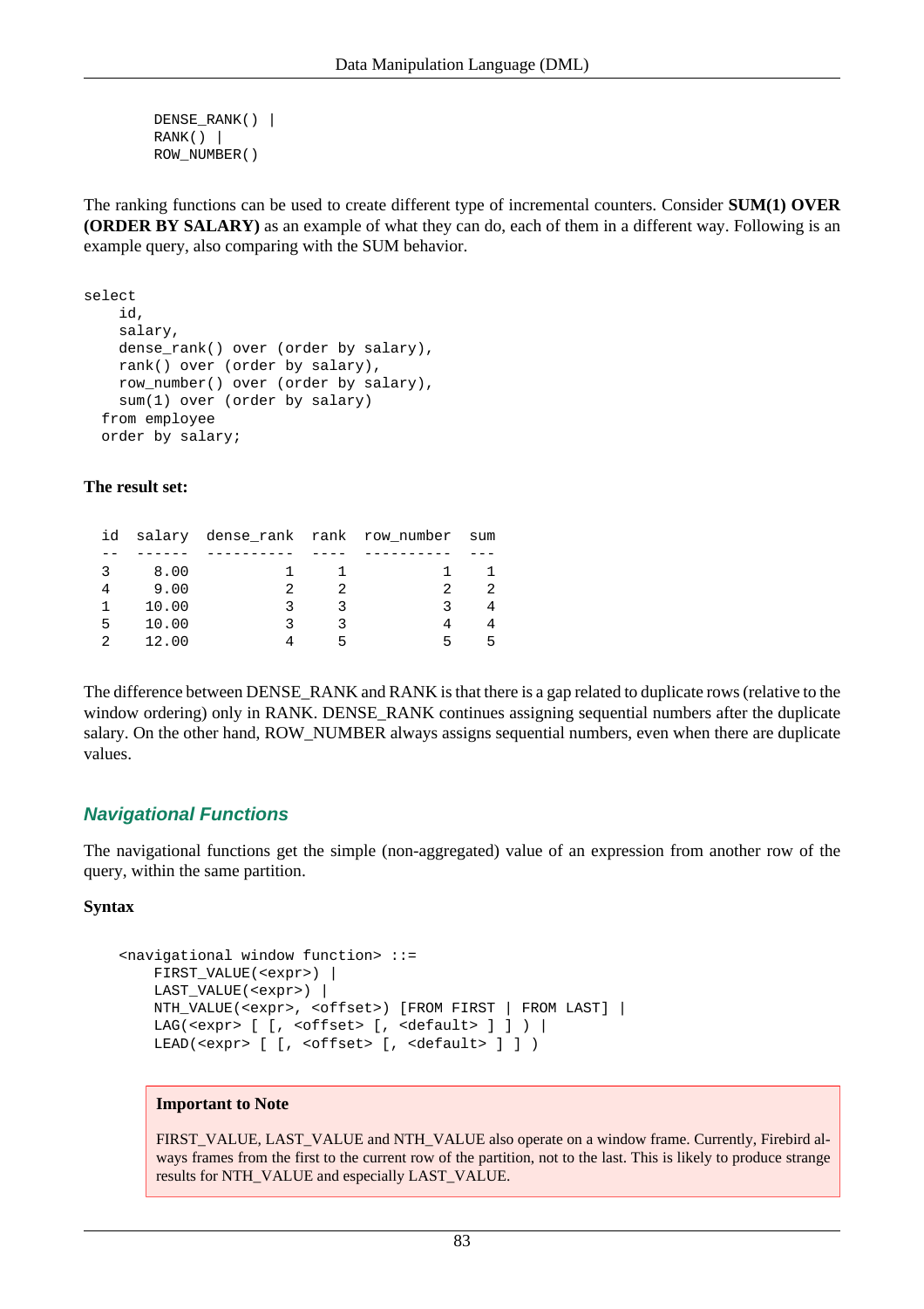```
DENSE_RANK() |
RANK() |
ROW_NUMBER()
```

The ranking functions can be used to create different type of incremental counters. Consider **SUM(1) OVER (ORDER BY SALARY)** as an example of what they can do, each of them in a different way. Following is an example query, also comparing with the SUM behavior.

```
select
    id,
    salary,
    dense_rank() over (order by salary),
    rank() over (order by salary),
    row_number() over (order by salary),
    sum(1) over (order by salary)
  from employee
  order by salary;
```

**The result set:**

```
  id  salary  dense_rank  rank  row_number  sum
  --  ------  ----------  ----  ----------  ---
  3     8.00           1     1           1    1
  4     9.00           2     2           2    2
  1    10.00           3     3           3    4
  5    10.00           3     3           4    4
  2    12.00           4     5           5    5
```

The difference between DENSE_RANK and RANK is that there is a gap related to duplicate rows (relative to the window ordering) only in RANK. DENSE_RANK continues assigning sequential numbers after the duplicate salary. On the other hand, ROW_NUMBER always assigns sequential numbers, even when there are duplicate values.

### *Navigational Functions*

The navigational functions get the simple (non-aggregated) value of an expression from another row of the query, within the same partition.

**Syntax**

```
    <navigational window function> ::=
        FIRST_VALUE(<expr>) |
        LAST_VALUE(<expr>) |
        NTH_VALUE(<expr>, <offset>) [FROM FIRST | FROM LAST] |
        LAG(<expr> [ [, <offset> [, <default> ] ] ) |
        LEAD(<expr> [ [, <offset> [, <default> ] ] )
```

> **Important to Note**
>
> FIRST_VALUE, LAST_VALUE and NTH_VALUE also operate on a window frame. Currently, Firebird always frames from the first to the current row of the partition, not to the last. This is likely to produce strange results for NTH_VALUE and especially LAST_VALUE.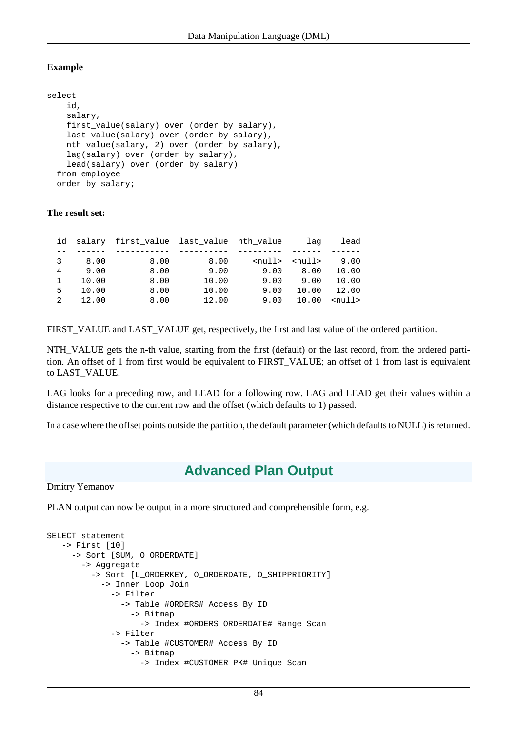**Example**

```
select
    id,
    salary,
    first_value(salary) over (order by salary),
    last_value(salary) over (order by salary),
    nth_value(salary, 2) over (order by salary),
    lag(salary) over (order by salary),
    lead(salary) over (order by salary)
  from employee
  order by salary;
```

**The result set:**

```
  id  salary  first_value  last_value  nth_value    lag    lead
  --  ------  -----------  ----------  ---------  ------  ------
  3     8.00         8.00        8.00     <null>  <null>    9.00
  4     9.00         8.00        9.00       9.00    8.00   10.00
  1    10.00         8.00       10.00       9.00    9.00   10.00
  5    10.00         8.00       10.00       9.00   10.00   12.00
  2    12.00         8.00       12.00       9.00   10.00  <null>
```

FIRST_VALUE and LAST_VALUE get, respectively, the first and last value of the ordered partition.

NTH_VALUE gets the n-th value, starting from the first (default) or the last record, from the ordered partition. An offset of 1 from first would be equivalent to FIRST_VALUE; an offset of 1 from last is equivalent to LAST_VALUE.

LAG looks for a preceding row, and LEAD for a following row. LAG and LEAD get their values within a distance respective to the current row and the offset (which defaults to 1) passed.

In a case where the offset points outside the partition, the default parameter (which defaults to NULL) is returned.

## Advanced Plan Output

Dmitry Yemanov

PLAN output can now be output in a more structured and comprehensible form, e.g.

```
SELECT statement
   -> First [10]
     -> Sort [SUM, O_ORDERDATE]
       -> Aggregate
         -> Sort [L_ORDERKEY, O_ORDERDATE, O_SHIPPRIORITY]
           -> Inner Loop Join
             -> Filter
               -> Table #ORDERS# Access By ID
                 -> Bitmap
                   -> Index #ORDERS_ORDERDATE# Range Scan
             -> Filter
               -> Table #CUSTOMER# Access By ID
                 -> Bitmap
                   -> Index #CUSTOMER_PK# Unique Scan
```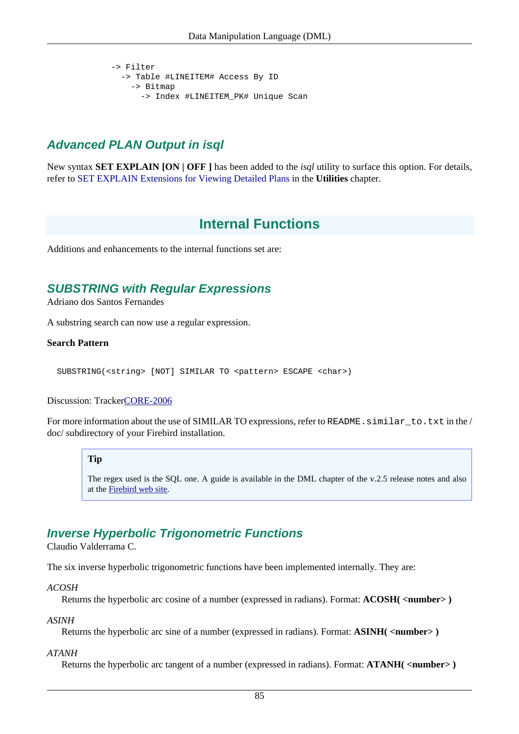```
-> Filter
  -> Table #LINEITEM# Access By ID
    -> Bitmap
      -> Index #LINEITEM_PK# Unique Scan
```

### Advanced PLAN Output in isql

New syntax **SET EXPLAIN [ON | OFF ]** has been added to the *isql* utility to surface this option. For details, refer to SET EXPLAIN Extensions for Viewing Detailed Plans in the **Utilities** chapter.

## Internal Functions

Additions and enhancements to the internal functions set are:

### SUBSTRING with Regular Expressions

Adriano dos Santos Fernandes

A substring search can now use a regular expression.

**Search Pattern**

```
SUBSTRING(<string> [NOT] SIMILAR TO <pattern> ESCAPE <char>)
```

Discussion: TrackerCORE-2006

For more information about the use of SIMILAR TO expressions, refer to `README.similar_to.txt` in the /doc/ subdirectory of your Firebird installation.

> **Tip**
>
> The regex used is the SQL one. A guide is available in the DML chapter of the v.2.5 release notes and also at the Firebird web site.

### Inverse Hyperbolic Trigonometric Functions

Claudio Valderrama C.

The six inverse hyperbolic trigonometric functions have been implemented internally. They are:

*ACOSH*
: Returns the hyperbolic arc cosine of a number (expressed in radians). Format: **ACOSH( <number> )**

*ASINH*
: Returns the hyperbolic arc sine of a number (expressed in radians). Format: **ASINH( <number> )**

*ATANH*
: Returns the hyperbolic arc tangent of a number (expressed in radians). Format: **ATANH( <number> )**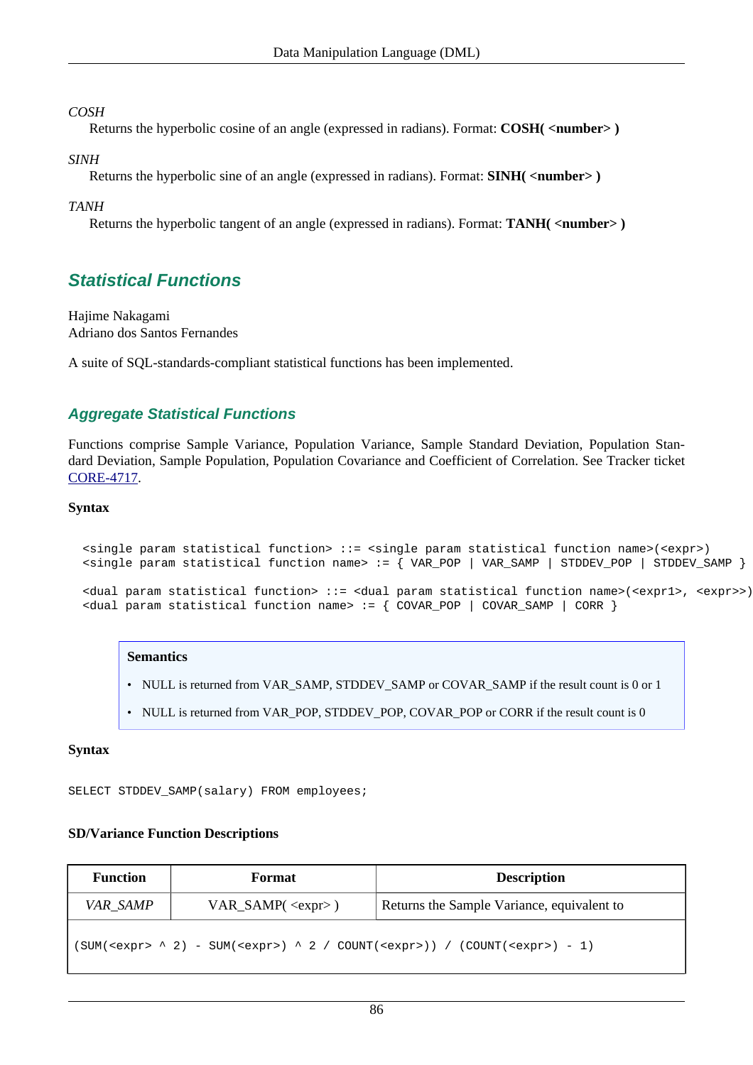*COSH*

Returns the hyperbolic cosine of an angle (expressed in radians). Format: **COSH( <number> )**

*SINH*

Returns the hyperbolic sine of an angle (expressed in radians). Format: **SINH( <number> )**

*TANH*

Returns the hyperbolic tangent of an angle (expressed in radians). Format: **TANH( <number> )**

## Statistical Functions

Hajime Nakagami
Adriano dos Santos Fernandes

A suite of SQL-standards-compliant statistical functions has been implemented.

### Aggregate Statistical Functions

Functions comprise Sample Variance, Population Variance, Sample Standard Deviation, Population Standard Deviation, Sample Population, Population Covariance and Coefficient of Correlation. See Tracker ticket CORE-4717.

**Syntax**

```
<single param statistical function> ::= <single param statistical function name>(<expr>)
<single param statistical function name> := { VAR_POP | VAR_SAMP | STDDEV_POP | STDDEV_SAMP }

<dual param statistical function> ::= <dual param statistical function name>(<expr1>, <expr>>)
<dual param statistical function name> := { COVAR_POP | COVAR_SAMP | CORR }
```

> **Semantics**
>
> - NULL is returned from VAR_SAMP, STDDEV_SAMP or COVAR_SAMP if the result count is 0 or 1
> - NULL is returned from VAR_POP, STDDEV_POP, COVAR_POP or CORR if the result count is 0

**Syntax**

```
SELECT STDDEV_SAMP(salary) FROM employees;
```

**SD/Variance Function Descriptions**

| Function | Format | Description |
|---|---|---|
| *VAR_SAMP* | VAR_SAMP( <expr> ) | Returns the Sample Variance, equivalent to |
| `(SUM(<expr> ^ 2) - SUM(<expr>) ^ 2 / COUNT(<expr>)) / (COUNT(<expr>) - 1)` | | |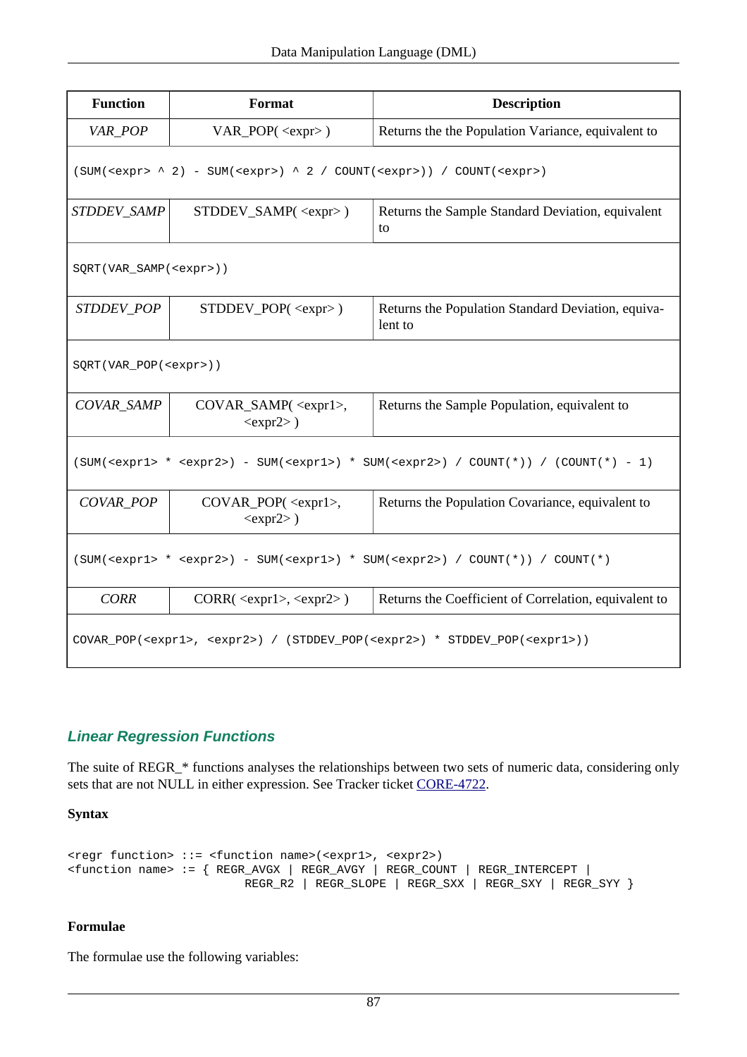| Function | Format | Description |
|---|---|---|
| *VAR_POP* | VAR_POP( <expr> ) | Returns the the Population Variance, equivalent to |
| `(SUM(<expr> ^ 2) - SUM(<expr>) ^ 2 / COUNT(<expr>)) / COUNT(<expr>)` | | |
| *STDDEV_SAMP* | STDDEV_SAMP( <expr> ) | Returns the Sample Standard Deviation, equivalent to |
| `SQRT(VAR_SAMP(<expr>))` | | |
| *STDDEV_POP* | STDDEV_POP( <expr> ) | Returns the Population Standard Deviation, equivalent to |
| `SQRT(VAR_POP(<expr>))` | | |
| *COVAR_SAMP* | COVAR_SAMP( <expr1>, <expr2> ) | Returns the Sample Population, equivalent to |
| `(SUM(<expr1> * <expr2>) - SUM(<expr1>) * SUM(<expr2>) / COUNT(*)) / (COUNT(*) - 1)` | | |
| *COVAR_POP* | COVAR_POP( <expr1>, <expr2> ) | Returns the Population Covariance, equivalent to |
| `(SUM(<expr1> * <expr2>) - SUM(<expr1>) * SUM(<expr2>) / COUNT(*)) / COUNT(*)` | | |
| *CORR* | CORR( <expr1>, <expr2> ) | Returns the Coefficient of Correlation, equivalent to |
| `COVAR_POP(<expr1>, <expr2>) / (STDDEV_POP(<expr2>) * STDDEV_POP(<expr1>))` | | |

### Linear Regression Functions

The suite of REGR_* functions analyses the relationships between two sets of numeric data, considering only sets that are not NULL in either expression. See Tracker ticket CORE-4722.

**Syntax**

```
<regr function> ::= <function name>(<expr1>, <expr2>)
<function name> := { REGR_AVGX | REGR_AVGY | REGR_COUNT | REGR_INTERCEPT |
                     REGR_R2 | REGR_SLOPE | REGR_SXX | REGR_SXY | REGR_SYY }
```

**Formulae**

The formulae use the following variables: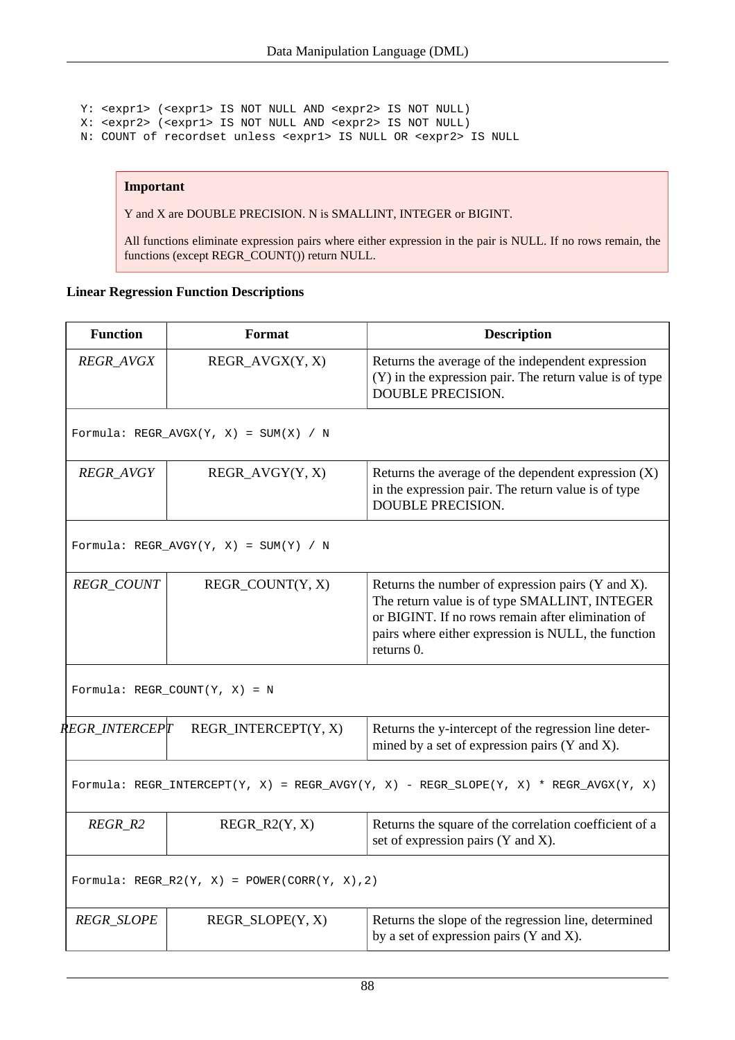```
Y: <expr1> (<expr1> IS NOT NULL AND <expr2> IS NOT NULL)
X: <expr2> (<expr1> IS NOT NULL AND <expr2> IS NOT NULL)
N: COUNT of recordset unless <expr1> IS NULL OR <expr2> IS NULL
```

> **Important**
>
> Y and X are DOUBLE PRECISION. N is SMALLINT, INTEGER or BIGINT.
>
> All functions eliminate expression pairs where either expression in the pair is NULL. If no rows remain, the functions (except REGR_COUNT()) return NULL.

**Linear Regression Function Descriptions**

| Function | Format | Description |
|---|---|---|
| *REGR_AVGX* | REGR_AVGX(Y, X) | Returns the average of the independent expression (Y) in the expression pair. The return value is of type DOUBLE PRECISION. |
| `Formula: REGR_AVGX(Y, X) = SUM(X) / N` | | |
| *REGR_AVGY* | REGR_AVGY(Y, X) | Returns the average of the dependent expression (X) in the expression pair. The return value is of type DOUBLE PRECISION. |
| `Formula: REGR_AVGY(Y, X) = SUM(Y) / N` | | |
| *REGR_COUNT* | REGR_COUNT(Y, X) | Returns the number of expression pairs (Y and X). The return value is of type SMALLINT, INTEGER or BIGINT. If no rows remain after elimination of pairs where either expression is NULL, the function returns 0. |
| `Formula: REGR_COUNT(Y, X) = N` | | |
| *REGR_INTERCEPT* | REGR_INTERCEPT(Y, X) | Returns the y-intercept of the regression line determined by a set of expression pairs (Y and X). |
| `Formula: REGR_INTERCEPT(Y, X) = REGR_AVGY(Y, X) - REGR_SLOPE(Y, X) * REGR_AVGX(Y, X)` | | |
| *REGR_R2* | REGR_R2(Y, X) | Returns the square of the correlation coefficient of a set of expression pairs (Y and X). |
| `Formula: REGR_R2(Y, X) = POWER(CORR(Y, X),2)` | | |
| *REGR_SLOPE* | REGR_SLOPE(Y, X) | Returns the slope of the regression line, determined by a set of expression pairs (Y and X). |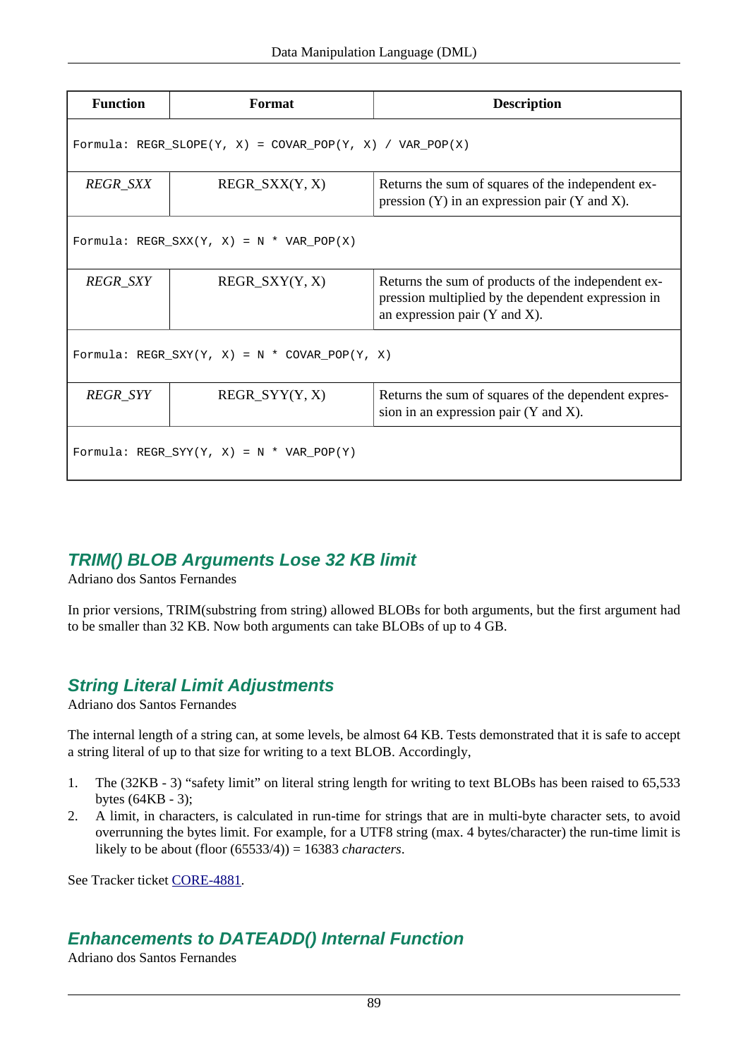| Function | Format | Description |
|---|---|---|
| Formula: REGR_SLOPE(Y, X) = COVAR_POP(Y, X) / VAR_POP(X) | | |
| *REGR_SXX* | REGR_SXX(Y, X) | Returns the sum of squares of the independent expression (Y) in an expression pair (Y and X). |
| Formula: REGR_SXX(Y, X) = N * VAR_POP(X) | | |
| *REGR_SXY* | REGR_SXY(Y, X) | Returns the sum of products of the independent expression multiplied by the dependent expression in an expression pair (Y and X). |
| Formula: REGR_SXY(Y, X) = N * COVAR_POP(Y, X) | | |
| *REGR_SYY* | REGR_SYY(Y, X) | Returns the sum of squares of the dependent expression in an expression pair (Y and X). |
| Formula: REGR_SYY(Y, X) = N * VAR_POP(Y) | | |

## TRIM() BLOB Arguments Lose 32 KB limit

Adriano dos Santos Fernandes

In prior versions, TRIM(substring from string) allowed BLOBs for both arguments, but the first argument had to be smaller than 32 KB. Now both arguments can take BLOBs of up to 4 GB.

## String Literal Limit Adjustments

Adriano dos Santos Fernandes

The internal length of a string can, at some levels, be almost 64 KB. Tests demonstrated that it is safe to accept a string literal of up to that size for writing to a text BLOB. Accordingly,

1. The (32KB - 3) "safety limit" on literal string length for writing to text BLOBs has been raised to 65,533 bytes (64KB - 3);
2. A limit, in characters, is calculated in run-time for strings that are in multi-byte character sets, to avoid overrunning the bytes limit. For example, for a UTF8 string (max. 4 bytes/character) the run-time limit is likely to be about (floor (65533/4)) = 16383 *characters*.

See Tracker ticket CORE-4881.

## Enhancements to DATEADD() Internal Function

Adriano dos Santos Fernandes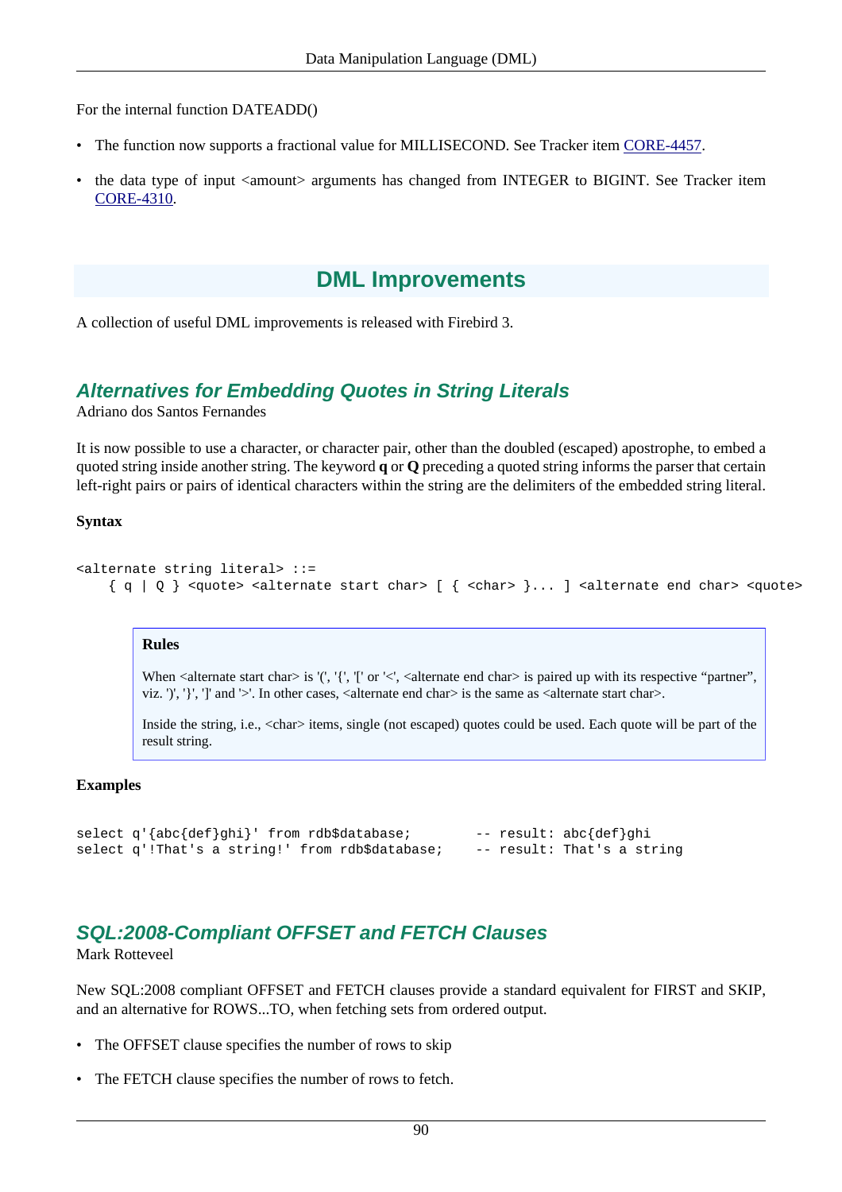For the internal function DATEADD()

- The function now supports a fractional value for MILLISECOND. See Tracker item CORE-4457.
- the data type of input <amount> arguments has changed from INTEGER to BIGINT. See Tracker item CORE-4310.

## DML Improvements

A collection of useful DML improvements is released with Firebird 3.

### *Alternatives for Embedding Quotes in String Literals*

Adriano dos Santos Fernandes

It is now possible to use a character, or character pair, other than the doubled (escaped) apostrophe, to embed a quoted string inside another string. The keyword **q** or **Q** preceding a quoted string informs the parser that certain left-right pairs or pairs of identical characters within the string are the delimiters of the embedded string literal.

**Syntax**

```
<alternate string literal> ::=
    { q | Q } <quote> <alternate start char> [ { <char> }... ] <alternate end char> <quote>
```

> **Rules**
>
> When <alternate start char> is '(', '{', '[' or '<', <alternate end char> is paired up with its respective "partner", viz. ')', '}', ']' and '>'. In other cases, <alternate end char> is the same as <alternate start char>.
>
> Inside the string, i.e., <char> items, single (not escaped) quotes could be used. Each quote will be part of the result string.

**Examples**

```
select q'{abc{def}ghi}' from rdb$database;        -- result: abc{def}ghi
select q'!That's a string!' from rdb$database;    -- result: That's a string
```

### *SQL:2008-Compliant OFFSET and FETCH Clauses*

Mark Rotteveel

New SQL:2008 compliant OFFSET and FETCH clauses provide a standard equivalent for FIRST and SKIP, and an alternative for ROWS...TO, when fetching sets from ordered output.

- The OFFSET clause specifies the number of rows to skip
- The FETCH clause specifies the number of rows to fetch.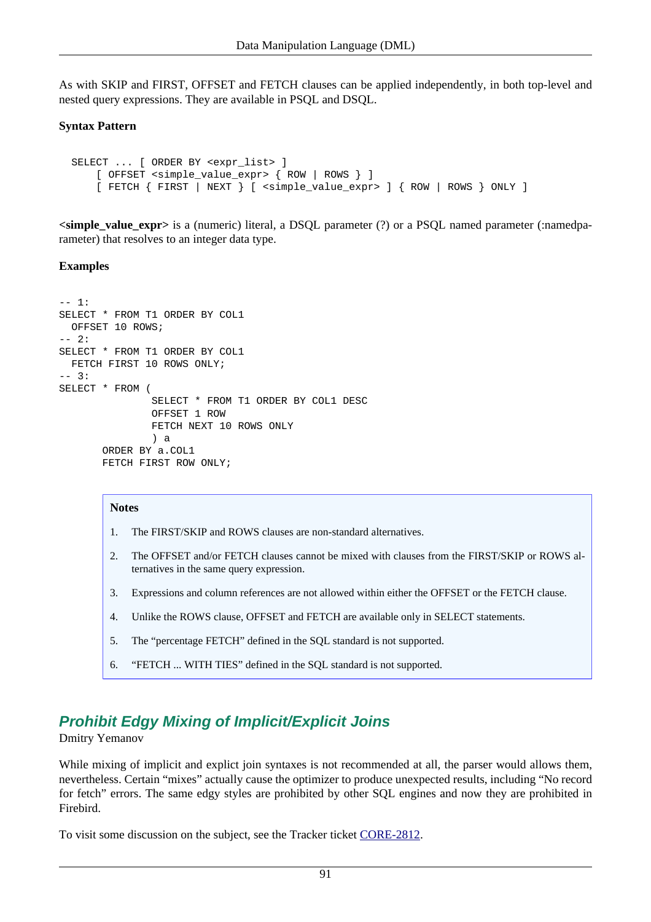As with SKIP and FIRST, OFFSET and FETCH clauses can be applied independently, in both top-level and nested query expressions. They are available in PSQL and DSQL.

**Syntax Pattern**

```
SELECT ... [ ORDER BY <expr_list> ]
    [ OFFSET <simple_value_expr> { ROW | ROWS } ]
    [ FETCH { FIRST | NEXT } [ <simple_value_expr> ] { ROW | ROWS } ONLY ]
```

**<simple_value_expr>** is a (numeric) literal, a DSQL parameter (?) or a PSQL named parameter (:namedparameter) that resolves to an integer data type.

**Examples**

```
-- 1:
SELECT * FROM T1 ORDER BY COL1
  OFFSET 10 ROWS;
-- 2:
SELECT * FROM T1 ORDER BY COL1
  FETCH FIRST 10 ROWS ONLY;
-- 3:
SELECT * FROM (
               SELECT * FROM T1 ORDER BY COL1 DESC
               OFFSET 1 ROW
               FETCH NEXT 10 ROWS ONLY
               ) a
       ORDER BY a.COL1
       FETCH FIRST ROW ONLY;
```

**Notes**

1. The FIRST/SKIP and ROWS clauses are non-standard alternatives.
2. The OFFSET and/or FETCH clauses cannot be mixed with clauses from the FIRST/SKIP or ROWS alternatives in the same query expression.
3. Expressions and column references are not allowed within either the OFFSET or the FETCH clause.
4. Unlike the ROWS clause, OFFSET and FETCH are available only in SELECT statements.
5. The “percentage FETCH” defined in the SQL standard is not supported.
6. “FETCH ... WITH TIES” defined in the SQL standard is not supported.

## Prohibit Edgy Mixing of Implicit/Explicit Joins

Dmitry Yemanov

While mixing of implicit and explict join syntaxes is not recommended at all, the parser would allows them, nevertheless. Certain “mixes” actually cause the optimizer to produce unexpected results, including “No record for fetch” errors. The same edgy styles are prohibited by other SQL engines and now they are prohibited in Firebird.

To visit some discussion on the subject, see the Tracker ticket CORE-2812.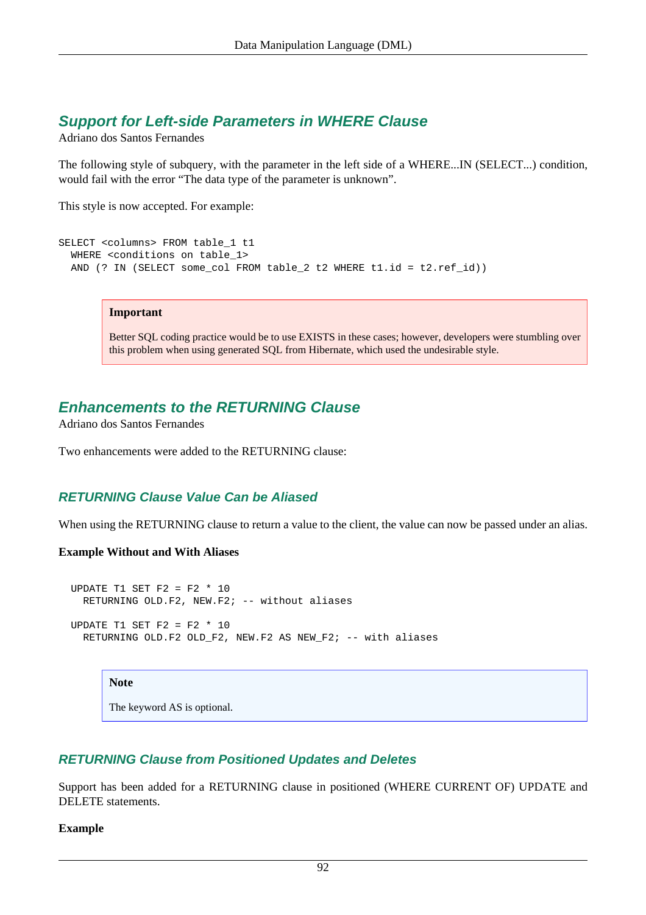## Support for Left-side Parameters in WHERE Clause

Adriano dos Santos Fernandes

The following style of subquery, with the parameter in the left side of a WHERE...IN (SELECT...) condition, would fail with the error “The data type of the parameter is unknown”.

This style is now accepted. For example:

```
SELECT <columns> FROM table_1 t1
  WHERE <conditions on table_1>
  AND (? IN (SELECT some_col FROM table_2 t2 WHERE t1.id = t2.ref_id))
```

> **Important**
>
> Better SQL coding practice would be to use EXISTS in these cases; however, developers were stumbling over this problem when using generated SQL from Hibernate, which used the undesirable style.

## Enhancements to the RETURNING Clause

Adriano dos Santos Fernandes

Two enhancements were added to the RETURNING clause:

### RETURNING Clause Value Can be Aliased

When using the RETURNING clause to return a value to the client, the value can now be passed under an alias.

**Example Without and With Aliases**

```
  UPDATE T1 SET F2 = F2 * 10
    RETURNING OLD.F2, NEW.F2; -- without aliases

  UPDATE T1 SET F2 = F2 * 10
    RETURNING OLD.F2 OLD_F2, NEW.F2 AS NEW_F2; -- with aliases
```

> **Note**
>
> The keyword AS is optional.

### RETURNING Clause from Positioned Updates and Deletes

Support has been added for a RETURNING clause in positioned (WHERE CURRENT OF) UPDATE and DELETE statements.

**Example**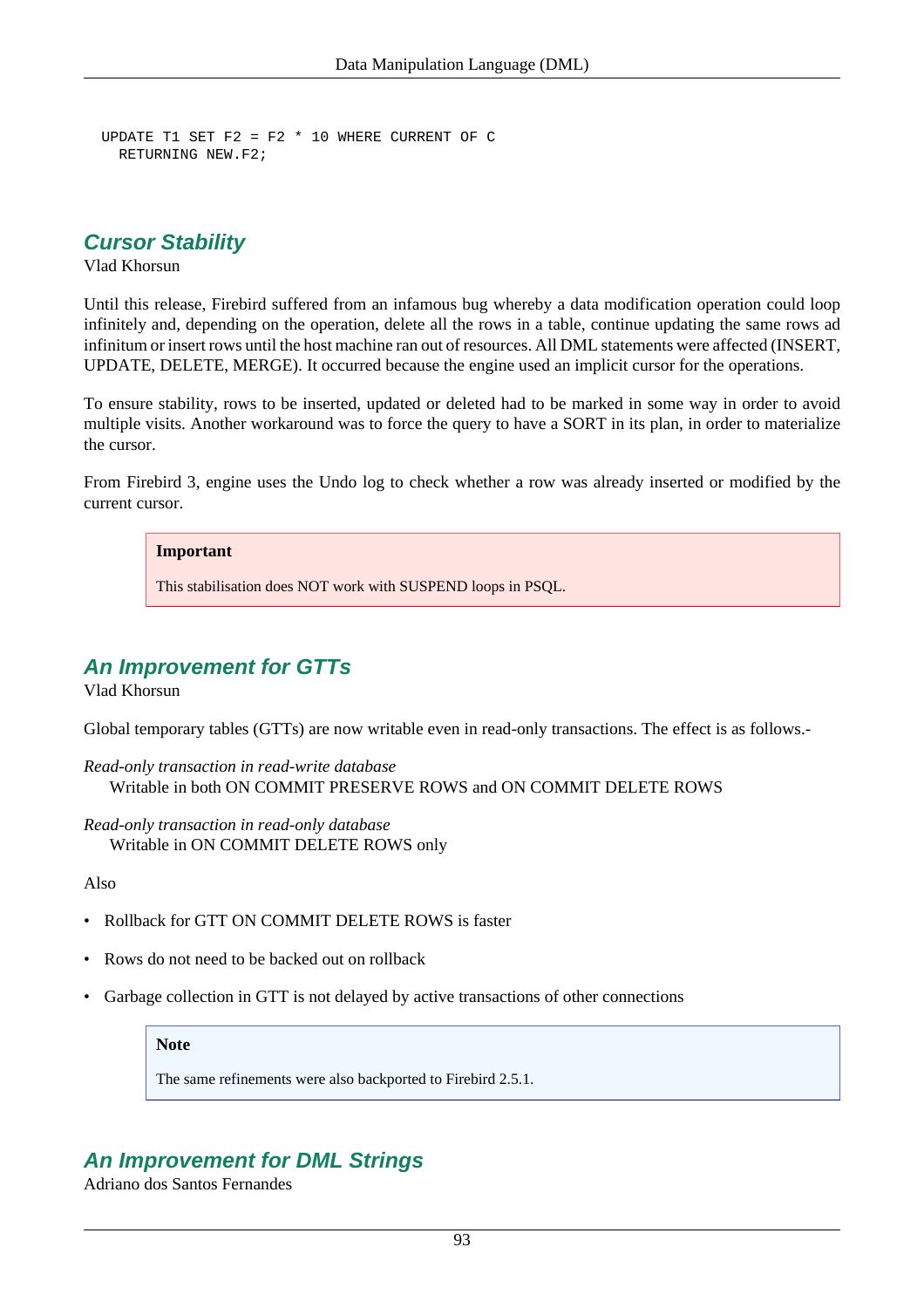```
UPDATE T1 SET F2 = F2 * 10 WHERE CURRENT OF C
  RETURNING NEW.F2;
```

## Cursor Stability

Vlad Khorsun

Until this release, Firebird suffered from an infamous bug whereby a data modification operation could loop infinitely and, depending on the operation, delete all the rows in a table, continue updating the same rows ad infinitum or insert rows until the host machine ran out of resources. All DML statements were affected (INSERT, UPDATE, DELETE, MERGE). It occurred because the engine used an implicit cursor for the operations.

To ensure stability, rows to be inserted, updated or deleted had to be marked in some way in order to avoid multiple visits. Another workaround was to force the query to have a SORT in its plan, in order to materialize the cursor.

From Firebird 3, engine uses the Undo log to check whether a row was already inserted or modified by the current cursor.

> **Important**
>
> This stabilisation does NOT work with SUSPEND loops in PSQL.

## An Improvement for GTTs

Vlad Khorsun

Global temporary tables (GTTs) are now writable even in read-only transactions. The effect is as follows.-

*Read-only transaction in read-write database*
: Writable in both ON COMMIT PRESERVE ROWS and ON COMMIT DELETE ROWS

*Read-only transaction in read-only database*
: Writable in ON COMMIT DELETE ROWS only

Also

- Rollback for GTT ON COMMIT DELETE ROWS is faster
- Rows do not need to be backed out on rollback
- Garbage collection in GTT is not delayed by active transactions of other connections

> **Note**
>
> The same refinements were also backported to Firebird 2.5.1.

## An Improvement for DML Strings

Adriano dos Santos Fernandes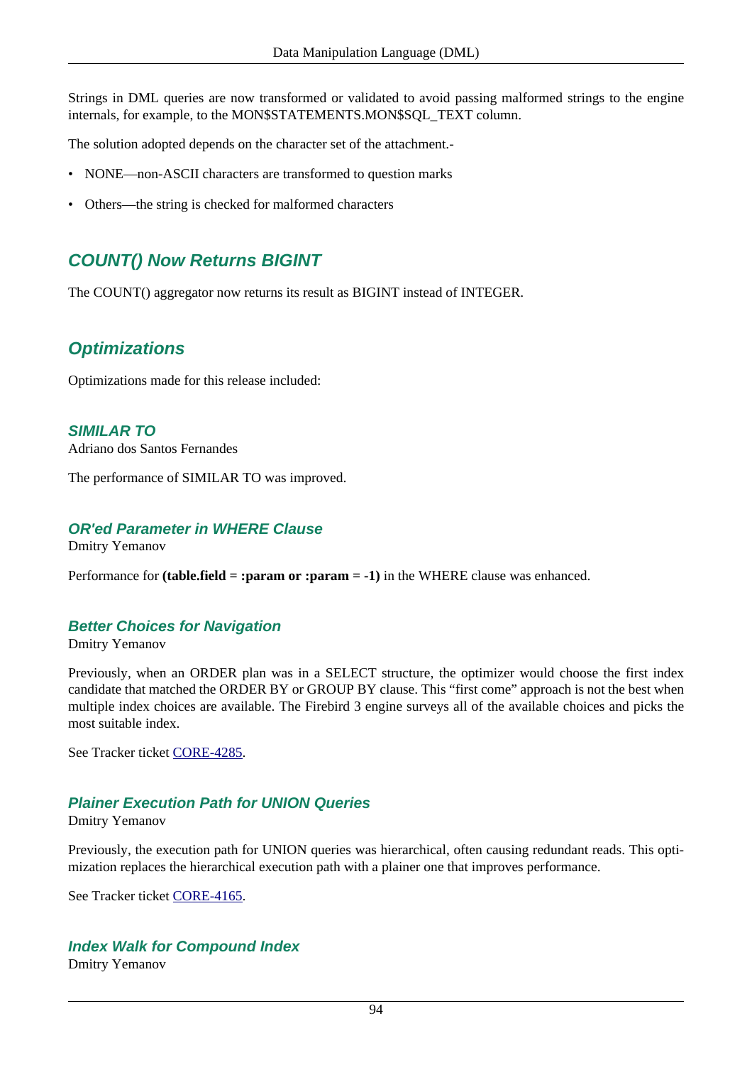Strings in DML queries are now transformed or validated to avoid passing malformed strings to the engine internals, for example, to the MON$STATEMENTS.MON$SQL_TEXT column.

The solution adopted depends on the character set of the attachment.-

- NONE—non-ASCII characters are transformed to question marks
- Others—the string is checked for malformed characters

## COUNT() Now Returns BIGINT

The COUNT() aggregator now returns its result as BIGINT instead of INTEGER.

## Optimizations

Optimizations made for this release included:

### SIMILAR TO

Adriano dos Santos Fernandes

The performance of SIMILAR TO was improved.

### OR'ed Parameter in WHERE Clause

Dmitry Yemanov

Performance for **(table.field = :param or :param = -1)** in the WHERE clause was enhanced.

### Better Choices for Navigation

Dmitry Yemanov

Previously, when an ORDER plan was in a SELECT structure, the optimizer would choose the first index candidate that matched the ORDER BY or GROUP BY clause. This “first come” approach is not the best when multiple index choices are available. The Firebird 3 engine surveys all of the available choices and picks the most suitable index.

See Tracker ticket CORE-4285.

### Plainer Execution Path for UNION Queries

Dmitry Yemanov

Previously, the execution path for UNION queries was hierarchical, often causing redundant reads. This optimization replaces the hierarchical execution path with a plainer one that improves performance.

See Tracker ticket CORE-4165.

### Index Walk for Compound Index

Dmitry Yemanov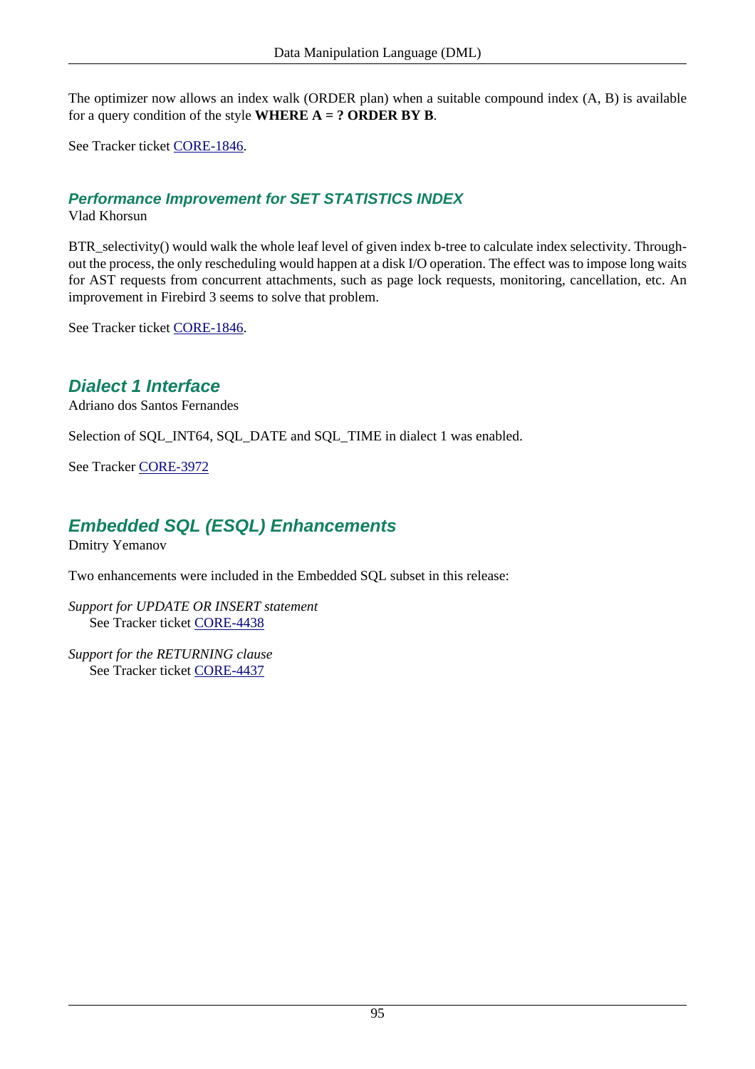The optimizer now allows an index walk (ORDER plan) when a suitable compound index (A, B) is available for a query condition of the style **WHERE A = ? ORDER BY B**.

See Tracker ticket CORE-1846.

### Performance Improvement for SET STATISTICS INDEX

Vlad Khorsun

BTR_selectivity() would walk the whole leaf level of given index b-tree to calculate index selectivity. Throughout the process, the only rescheduling would happen at a disk I/O operation. The effect was to impose long waits for AST requests from concurrent attachments, such as page lock requests, monitoring, cancellation, etc. An improvement in Firebird 3 seems to solve that problem.

See Tracker ticket CORE-1846.

## Dialect 1 Interface

Adriano dos Santos Fernandes

Selection of SQL_INT64, SQL_DATE and SQL_TIME in dialect 1 was enabled.

See Tracker CORE-3972

## Embedded SQL (ESQL) Enhancements

Dmitry Yemanov

Two enhancements were included in the Embedded SQL subset in this release:

*Support for UPDATE OR INSERT statement*
    See Tracker ticket CORE-4438

*Support for the RETURNING clause*
    See Tracker ticket CORE-4437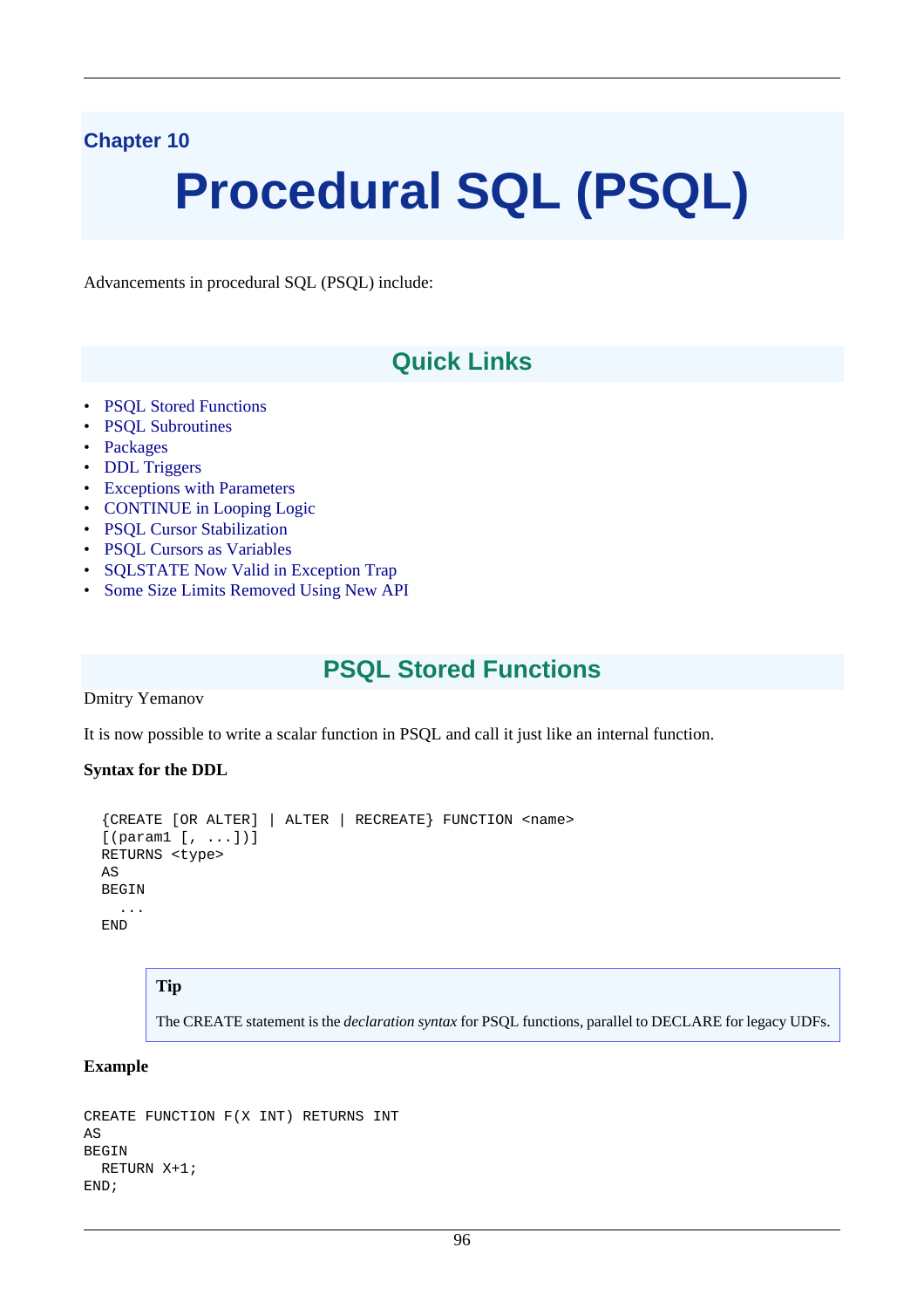Chapter 10

# Procedural SQL (PSQL)

Advancements in procedural SQL (PSQL) include:

## Quick Links

- PSQL Stored Functions
- PSQL Subroutines
- Packages
- DDL Triggers
- Exceptions with Parameters
- CONTINUE in Looping Logic
- PSQL Cursor Stabilization
- PSQL Cursors as Variables
- SQLSTATE Now Valid in Exception Trap
- Some Size Limits Removed Using New API

## PSQL Stored Functions

Dmitry Yemanov

It is now possible to write a scalar function in PSQL and call it just like an internal function.

**Syntax for the DDL**

```
  {CREATE [OR ALTER] | ALTER | RECREATE} FUNCTION <name>
  [(param1 [, ...])]
  RETURNS <type>
  AS
  BEGIN
    ...
  END
```

> **Tip**
>
> The CREATE statement is the *declaration syntax* for PSQL functions, parallel to DECLARE for legacy UDFs.

**Example**

```
CREATE FUNCTION F(X INT) RETURNS INT
AS
BEGIN
  RETURN X+1;
END;
```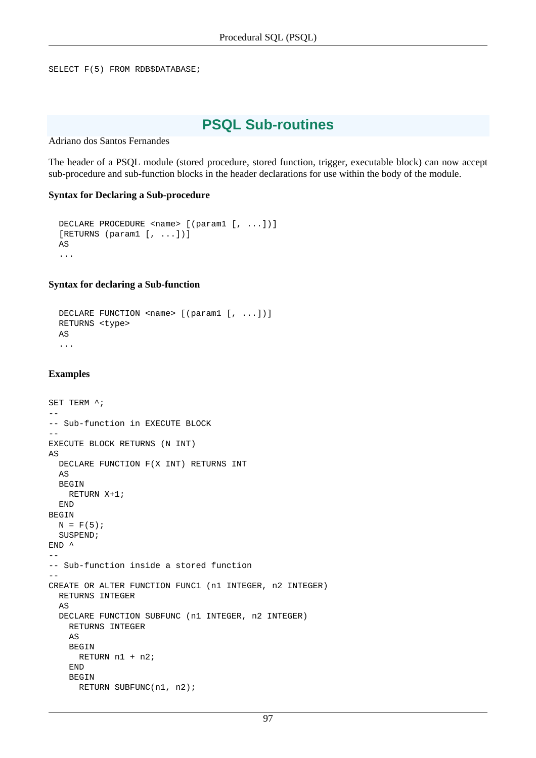```
SELECT F(5) FROM RDB$DATABASE;
```

## PSQL Sub-routines

Adriano dos Santos Fernandes

The header of a PSQL module (stored procedure, stored function, trigger, executable block) can now accept sub-procedure and sub-function blocks in the header declarations for use within the body of the module.

**Syntax for Declaring a Sub-procedure**

```
  DECLARE PROCEDURE <name> [(param1 [, ...])]
  [RETURNS (param1 [, ...])]
  AS
  ...
```

**Syntax for declaring a Sub-function**

```
  DECLARE FUNCTION <name> [(param1 [, ...])]
  RETURNS <type>
  AS
  ...
```

**Examples**

```
SET TERM ^;
--
-- Sub-function in EXECUTE BLOCK
--
EXECUTE BLOCK RETURNS (N INT)
AS
  DECLARE FUNCTION F(X INT) RETURNS INT
  AS
  BEGIN
    RETURN X+1;
  END
BEGIN
  N = F(5);
  SUSPEND;
END ^
--
-- Sub-function inside a stored function
--
CREATE OR ALTER FUNCTION FUNC1 (n1 INTEGER, n2 INTEGER)
  RETURNS INTEGER
  AS
  DECLARE FUNCTION SUBFUNC (n1 INTEGER, n2 INTEGER)
    RETURNS INTEGER
    AS
    BEGIN
      RETURN n1 + n2;
    END
    BEGIN
      RETURN SUBFUNC(n1, n2);
```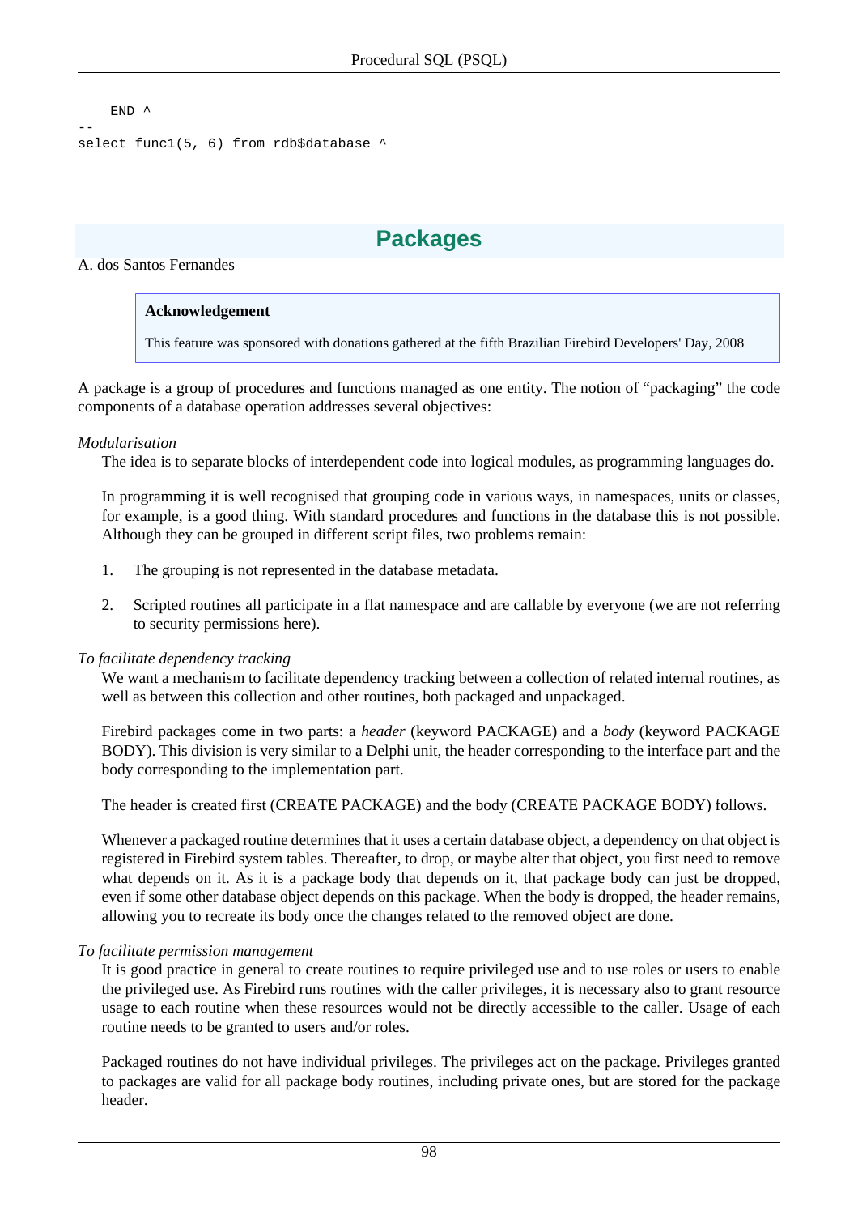```
    END ^
--
select func1(5, 6) from rdb$database ^
```

## Packages

A. dos Santos Fernandes

> **Acknowledgement**
>
> This feature was sponsored with donations gathered at the fifth Brazilian Firebird Developers' Day, 2008

A package is a group of procedures and functions managed as one entity. The notion of “packaging” the code components of a database operation addresses several objectives:

*Modularisation*

The idea is to separate blocks of interdependent code into logical modules, as programming languages do.

In programming it is well recognised that grouping code in various ways, in namespaces, units or classes, for example, is a good thing. With standard procedures and functions in the database this is not possible. Although they can be grouped in different script files, two problems remain:

1. The grouping is not represented in the database metadata.
2. Scripted routines all participate in a flat namespace and are callable by everyone (we are not referring to security permissions here).

*To facilitate dependency tracking*

We want a mechanism to facilitate dependency tracking between a collection of related internal routines, as well as between this collection and other routines, both packaged and unpackaged.

Firebird packages come in two parts: a *header* (keyword PACKAGE) and a *body* (keyword PACKAGE BODY). This division is very similar to a Delphi unit, the header corresponding to the interface part and the body corresponding to the implementation part.

The header is created first (CREATE PACKAGE) and the body (CREATE PACKAGE BODY) follows.

Whenever a packaged routine determines that it uses a certain database object, a dependency on that object is registered in Firebird system tables. Thereafter, to drop, or maybe alter that object, you first need to remove what depends on it. As it is a package body that depends on it, that package body can just be dropped, even if some other database object depends on this package. When the body is dropped, the header remains, allowing you to recreate its body once the changes related to the removed object are done.

*To facilitate permission management*

It is good practice in general to create routines to require privileged use and to use roles or users to enable the privileged use. As Firebird runs routines with the caller privileges, it is necessary also to grant resource usage to each routine when these resources would not be directly accessible to the caller. Usage of each routine needs to be granted to users and/or roles.

Packaged routines do not have individual privileges. The privileges act on the package. Privileges granted to packages are valid for all package body routines, including private ones, but are stored for the package header.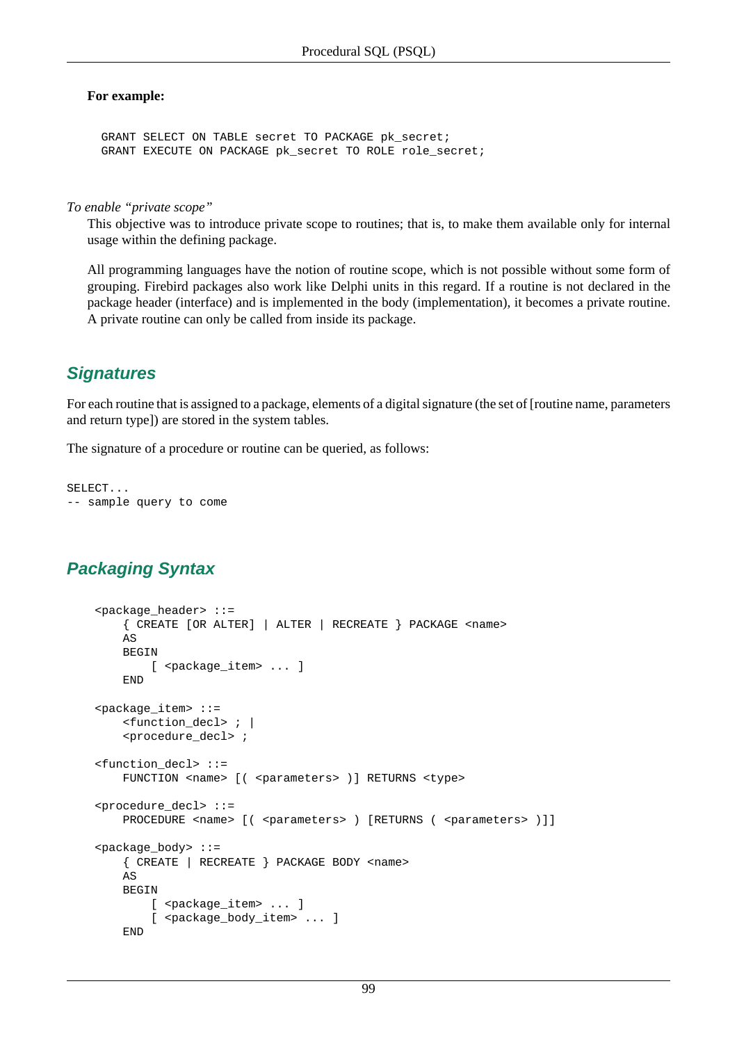**For example:**

```
GRANT SELECT ON TABLE secret TO PACKAGE pk_secret;
GRANT EXECUTE ON PACKAGE pk_secret TO ROLE role_secret;
```

*To enable "private scope"*

This objective was to introduce private scope to routines; that is, to make them available only for internal usage within the defining package.

All programming languages have the notion of routine scope, which is not possible without some form of grouping. Firebird packages also work like Delphi units in this regard. If a routine is not declared in the package header (interface) and is implemented in the body (implementation), it becomes a private routine. A private routine can only be called from inside its package.

## Signatures

For each routine that is assigned to a package, elements of a digital signature (the set of [routine name, parameters and return type]) are stored in the system tables.

The signature of a procedure or routine can be queried, as follows:

```
SELECT...
-- sample query to come
```

## Packaging Syntax

```
<package_header> ::=
    { CREATE [OR ALTER] | ALTER | RECREATE } PACKAGE <name>
    AS
    BEGIN
        [ <package_item> ... ]
    END

<package_item> ::=
    <function_decl> ; |
    <procedure_decl> ;

<function_decl> ::=
    FUNCTION <name> [( <parameters> )] RETURNS <type>

<procedure_decl> ::=
    PROCEDURE <name> [( <parameters> ) [RETURNS ( <parameters> )]]

<package_body> ::=
    { CREATE | RECREATE } PACKAGE BODY <name>
    AS
    BEGIN
        [ <package_item> ... ]
        [ <package_body_item> ... ]
    END
```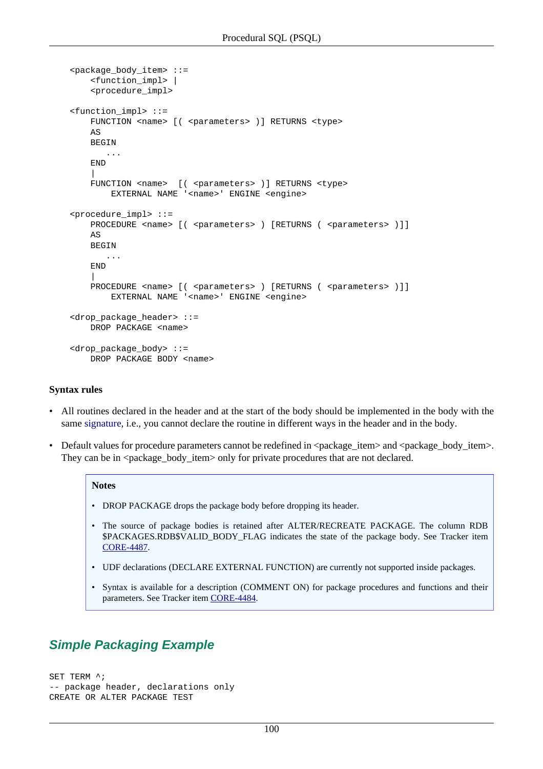```
<package_body_item> ::=
    <function_impl> |
    <procedure_impl>

<function_impl> ::=
    FUNCTION <name> [( <parameters> )] RETURNS <type>
    AS
    BEGIN
       ...
    END
    |
    FUNCTION <name>  [( <parameters> )] RETURNS <type>
        EXTERNAL NAME '<name>' ENGINE <engine>

<procedure_impl> ::=
    PROCEDURE <name> [( <parameters> ) [RETURNS ( <parameters> )]]
    AS
    BEGIN
       ...
    END
    |
    PROCEDURE <name> [( <parameters> ) [RETURNS ( <parameters> )]]
        EXTERNAL NAME '<name>' ENGINE <engine>

<drop_package_header> ::=
    DROP PACKAGE <name>

<drop_package_body> ::=
    DROP PACKAGE BODY <name>
```

**Syntax rules**

- All routines declared in the header and at the start of the body should be implemented in the body with the same signature, i.e., you cannot declare the routine in different ways in the header and in the body.
- Default values for procedure parameters cannot be redefined in <package_item> and <package_body_item>. They can be in <package_body_item> only for private procedures that are not declared.

> **Notes**
>
> - DROP PACKAGE drops the package body before dropping its header.
> - The source of package bodies is retained after ALTER/RECREATE PACKAGE. The column RDB$PACKAGES.RDB$VALID_BODY_FLAG indicates the state of the package body. See Tracker item CORE-4487.
> - UDF declarations (DECLARE EXTERNAL FUNCTION) are currently not supported inside packages.
> - Syntax is available for a description (COMMENT ON) for package procedures and functions and their parameters. See Tracker item CORE-4484.

## Simple Packaging Example

```
SET TERM ^;
-- package header, declarations only
CREATE OR ALTER PACKAGE TEST
```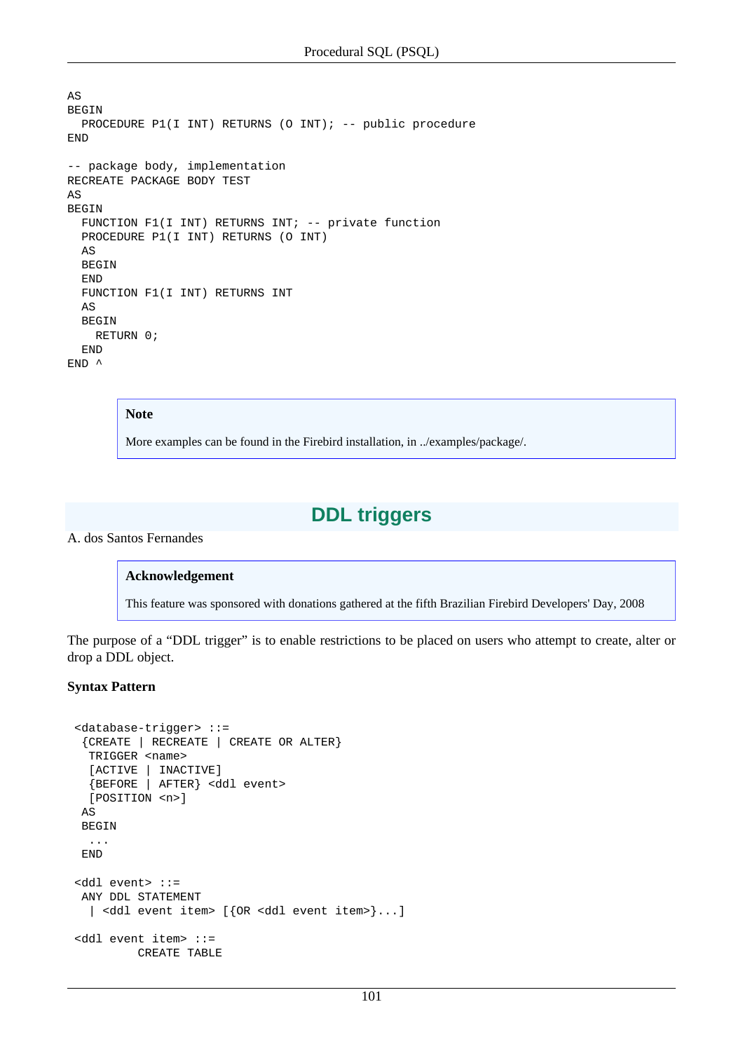```
AS
BEGIN
  PROCEDURE P1(I INT) RETURNS (O INT); -- public procedure
END

-- package body, implementation
RECREATE PACKAGE BODY TEST
AS
BEGIN
  FUNCTION F1(I INT) RETURNS INT; -- private function
  PROCEDURE P1(I INT) RETURNS (O INT)
  AS
  BEGIN
  END
  FUNCTION F1(I INT) RETURNS INT
  AS
  BEGIN
    RETURN 0;
  END
END ^
```

> **Note**
>
> More examples can be found in the Firebird installation, in ../examples/package/.

## DDL triggers

A. dos Santos Fernandes

> **Acknowledgement**
>
> This feature was sponsored with donations gathered at the fifth Brazilian Firebird Developers' Day, 2008

The purpose of a “DDL trigger” is to enable restrictions to be placed on users who attempt to create, alter or drop a DDL object.

**Syntax Pattern**

```
 <database-trigger> ::=
  {CREATE | RECREATE | CREATE OR ALTER}
   TRIGGER <name>
   [ACTIVE | INACTIVE]
   {BEFORE | AFTER} <ddl event>
   [POSITION <n>]
  AS
  BEGIN
   ...
  END

 <ddl event> ::=
  ANY DDL STATEMENT
   | <ddl event item> [{OR <ddl event item>}...]

 <ddl event item> ::=
          CREATE TABLE
```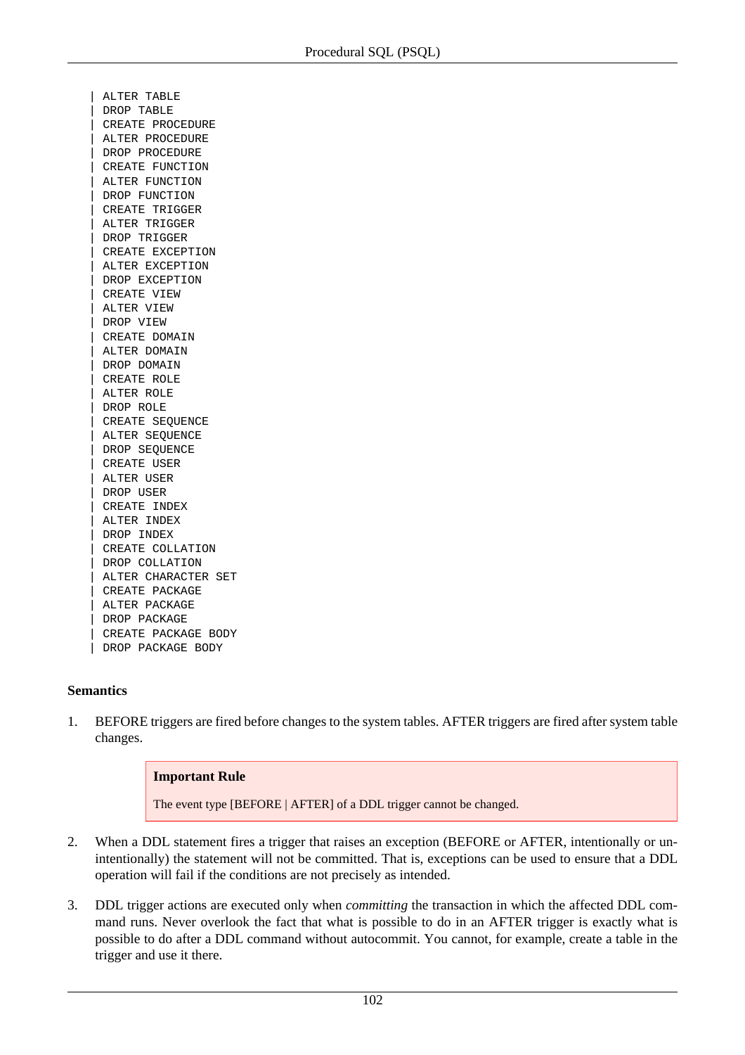```
| ALTER TABLE
| DROP TABLE
| CREATE PROCEDURE
| ALTER PROCEDURE
| DROP PROCEDURE
| CREATE FUNCTION
| ALTER FUNCTION
| DROP FUNCTION
| CREATE TRIGGER
| ALTER TRIGGER
| DROP TRIGGER
| CREATE EXCEPTION
| ALTER EXCEPTION
| DROP EXCEPTION
| CREATE VIEW
| ALTER VIEW
| DROP VIEW
| CREATE DOMAIN
| ALTER DOMAIN
| DROP DOMAIN
| CREATE ROLE
| ALTER ROLE
| DROP ROLE
| CREATE SEQUENCE
| ALTER SEQUENCE
| DROP SEQUENCE
| CREATE USER
| ALTER USER
| DROP USER
| CREATE INDEX
| ALTER INDEX
| DROP INDEX
| CREATE COLLATION
| DROP COLLATION
| ALTER CHARACTER SET
| CREATE PACKAGE
| ALTER PACKAGE
| DROP PACKAGE
| CREATE PACKAGE BODY
| DROP PACKAGE BODY
```

**Semantics**

1. BEFORE triggers are fired before changes to the system tables. AFTER triggers are fired after system table changes.

   > **Important Rule**
   >
   > The event type [BEFORE | AFTER] of a DDL trigger cannot be changed.

2. When a DDL statement fires a trigger that raises an exception (BEFORE or AFTER, intentionally or unintentionally) the statement will not be committed. That is, exceptions can be used to ensure that a DDL operation will fail if the conditions are not precisely as intended.

3. DDL trigger actions are executed only when *committing* the transaction in which the affected DDL command runs. Never overlook the fact that what is possible to do in an AFTER trigger is exactly what is possible to do after a DDL command without autocommit. You cannot, for example, create a table in the trigger and use it there.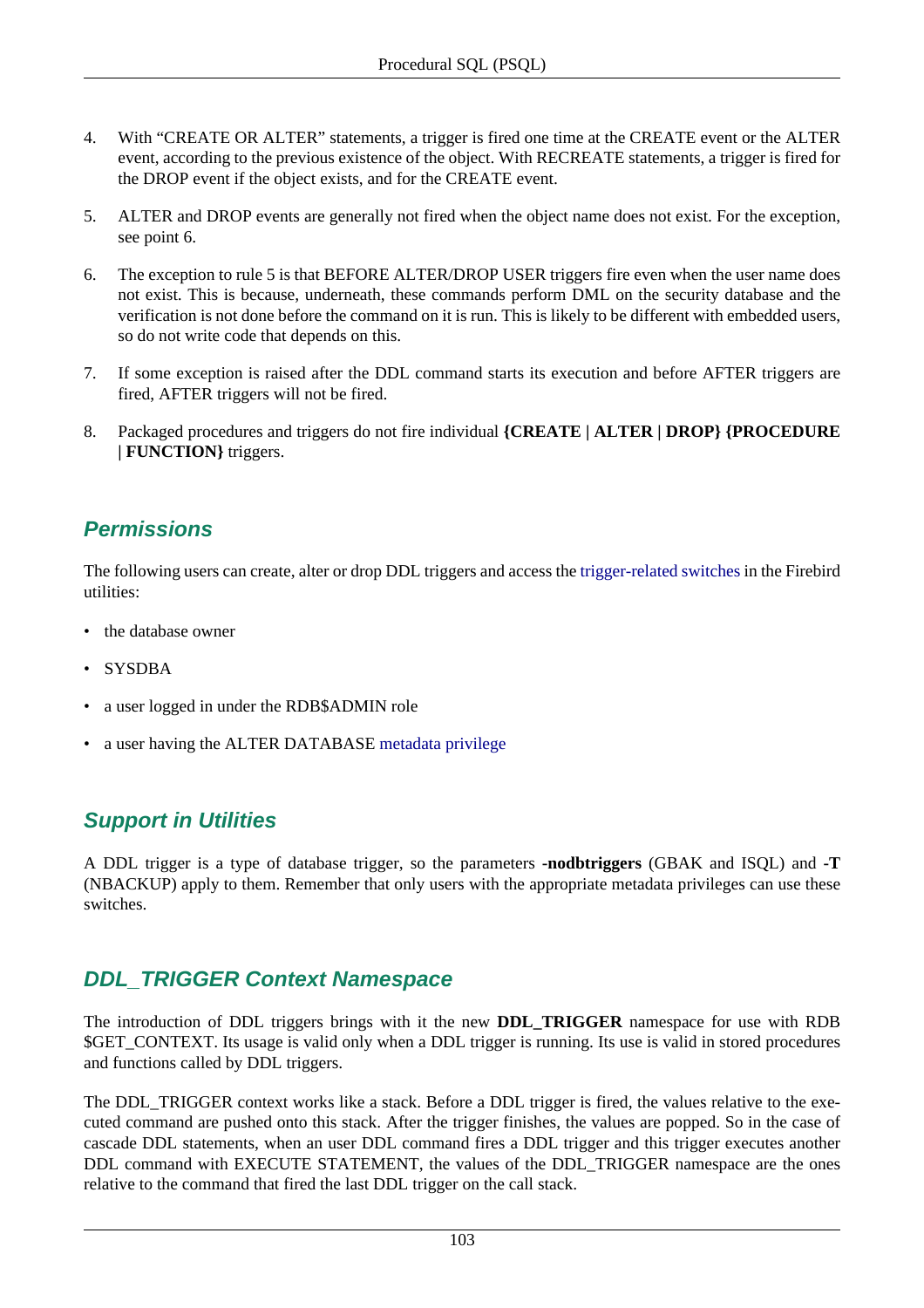4. With “CREATE OR ALTER” statements, a trigger is fired one time at the CREATE event or the ALTER event, according to the previous existence of the object. With RECREATE statements, a trigger is fired for the DROP event if the object exists, and for the CREATE event.

5. ALTER and DROP events are generally not fired when the object name does not exist. For the exception, see point 6.

6. The exception to rule 5 is that BEFORE ALTER/DROP USER triggers fire even when the user name does not exist. This is because, underneath, these commands perform DML on the security database and the verification is not done before the command on it is run. This is likely to be different with embedded users, so do not write code that depends on this.

7. If some exception is raised after the DDL command starts its execution and before AFTER triggers are fired, AFTER triggers will not be fired.

8. Packaged procedures and triggers do not fire individual **{CREATE | ALTER | DROP} {PROCEDURE | FUNCTION}** triggers.

## Permissions

The following users can create, alter or drop DDL triggers and access the trigger-related switches in the Firebird utilities:

- the database owner
- SYSDBA
- a user logged in under the RDB$ADMIN role
- a user having the ALTER DATABASE metadata privilege

## Support in Utilities

A DDL trigger is a type of database trigger, so the parameters **-nodbtriggers** (GBAK and ISQL) and **-T** (NBACKUP) apply to them. Remember that only users with the appropriate metadata privileges can use these switches.

## DDL_TRIGGER Context Namespace

The introduction of DDL triggers brings with it the new **DDL_TRIGGER** namespace for use with RDB$GET_CONTEXT. Its usage is valid only when a DDL trigger is running. Its use is valid in stored procedures and functions called by DDL triggers.

The DDL_TRIGGER context works like a stack. Before a DDL trigger is fired, the values relative to the executed command are pushed onto this stack. After the trigger finishes, the values are popped. So in the case of cascade DDL statements, when an user DDL command fires a DDL trigger and this trigger executes another DDL command with EXECUTE STATEMENT, the values of the DDL_TRIGGER namespace are the ones relative to the command that fired the last DDL trigger on the call stack.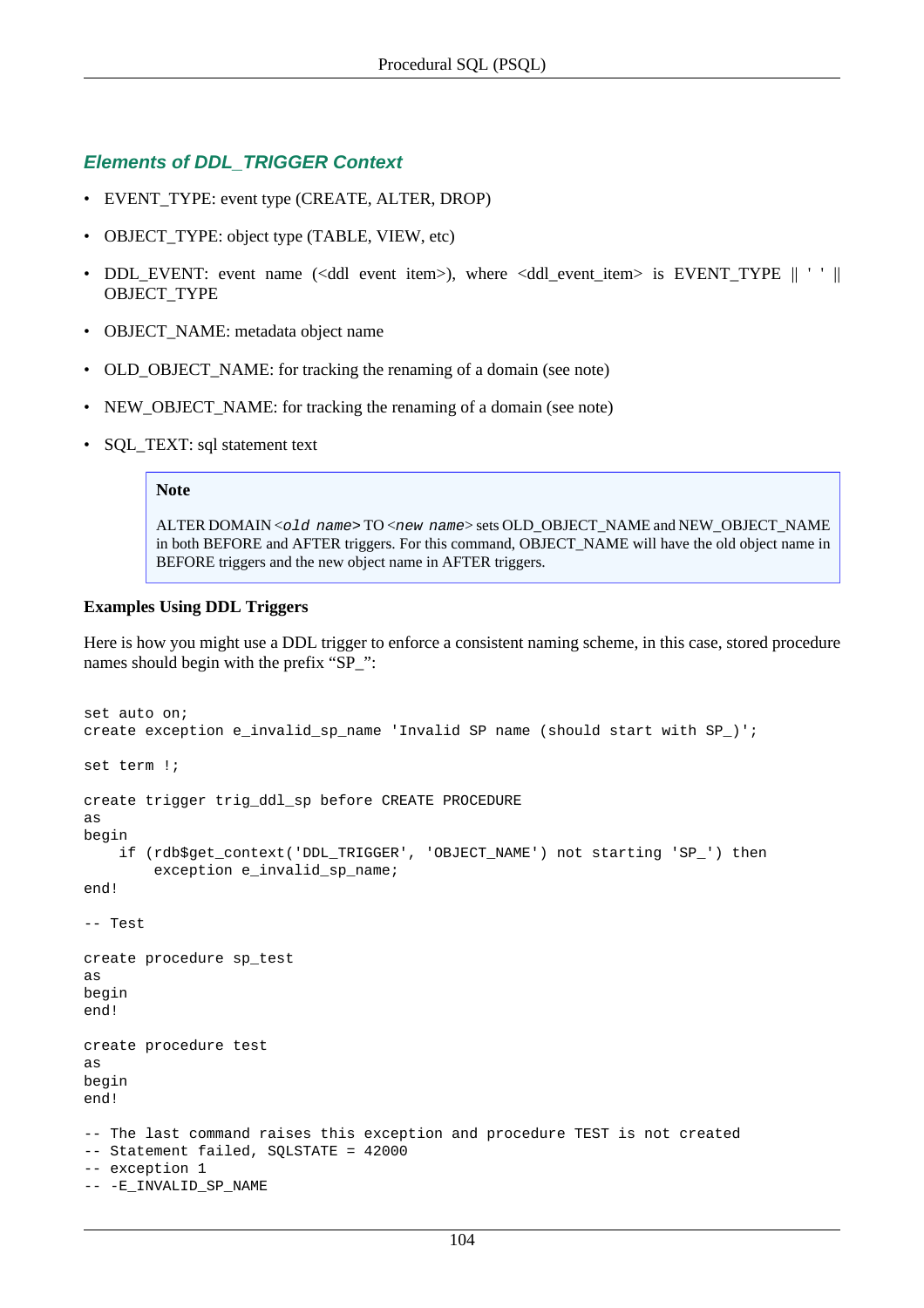### Elements of DDL_TRIGGER Context

- EVENT_TYPE: event type (CREATE, ALTER, DROP)
- OBJECT_TYPE: object type (TABLE, VIEW, etc)
- DDL_EVENT: event name (<ddl event item>), where <ddl_event_item> is EVENT_TYPE || ' ' || OBJECT_TYPE
- OBJECT_NAME: metadata object name
- OLD_OBJECT_NAME: for tracking the renaming of a domain (see note)
- NEW_OBJECT_NAME: for tracking the renaming of a domain (see note)
- SQL_TEXT: sql statement text

> **Note**
>
> ALTER DOMAIN <`old name`> TO <`new name`> sets OLD_OBJECT_NAME and NEW_OBJECT_NAME in both BEFORE and AFTER triggers. For this command, OBJECT_NAME will have the old object name in BEFORE triggers and the new object name in AFTER triggers.

**Examples Using DDL Triggers**

Here is how you might use a DDL trigger to enforce a consistent naming scheme, in this case, stored procedure names should begin with the prefix "SP_":

```
set auto on;
create exception e_invalid_sp_name 'Invalid SP name (should start with SP_)';

set term !;

create trigger trig_ddl_sp before CREATE PROCEDURE
as
begin
    if (rdb$get_context('DDL_TRIGGER', 'OBJECT_NAME') not starting 'SP_') then
        exception e_invalid_sp_name;
end!

-- Test

create procedure sp_test
as
begin
end!

create procedure test
as
begin
end!

-- The last command raises this exception and procedure TEST is not created
-- Statement failed, SQLSTATE = 42000
-- exception 1
-- -E_INVALID_SP_NAME
```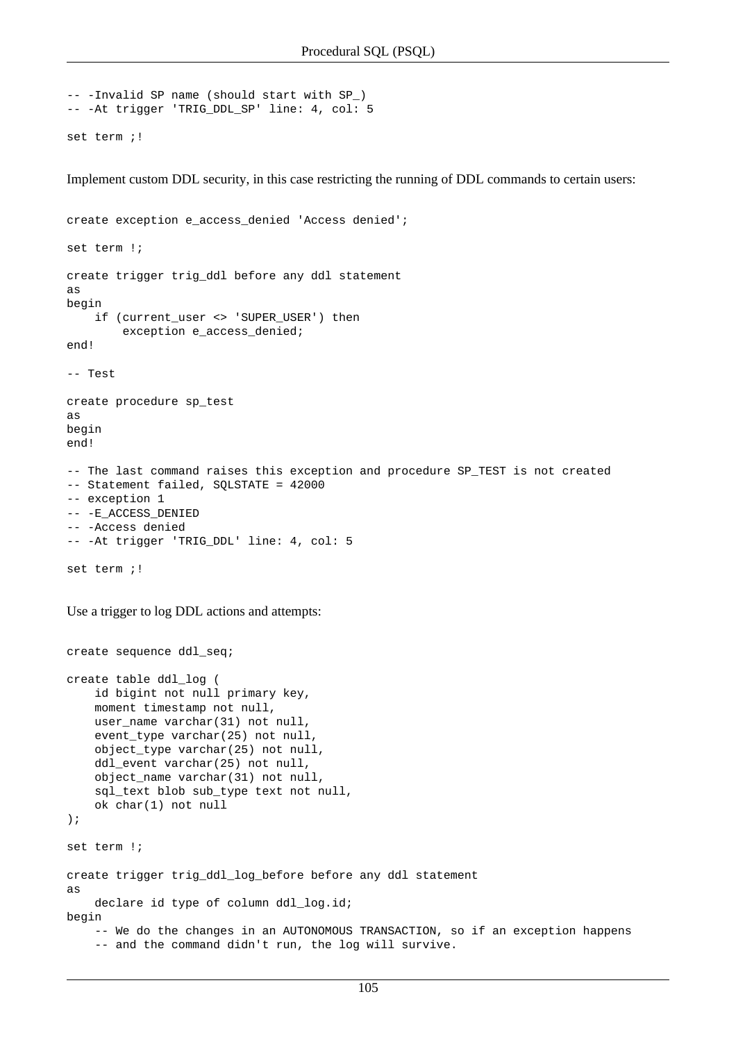```
-- -Invalid SP name (should start with SP_)
-- -At trigger 'TRIG_DDL_SP' line: 4, col: 5

set term ;!
```

Implement custom DDL security, in this case restricting the running of DDL commands to certain users:

```
create exception e_access_denied 'Access denied';

set term !;

create trigger trig_ddl before any ddl statement
as
begin
    if (current_user <> 'SUPER_USER') then
        exception e_access_denied;
end!

-- Test

create procedure sp_test
as
begin
end!

-- The last command raises this exception and procedure SP_TEST is not created
-- Statement failed, SQLSTATE = 42000
-- exception 1
-- -E_ACCESS_DENIED
-- -Access denied
-- -At trigger 'TRIG_DDL' line: 4, col: 5

set term ;!
```

Use a trigger to log DDL actions and attempts:

```
create sequence ddl_seq;

create table ddl_log (
    id bigint not null primary key,
    moment timestamp not null,
    user_name varchar(31) not null,
    event_type varchar(25) not null,
    object_type varchar(25) not null,
    ddl_event varchar(25) not null,
    object_name varchar(31) not null,
    sql_text blob sub_type text not null,
    ok char(1) not null
);

set term !;

create trigger trig_ddl_log_before before any ddl statement
as
    declare id type of column ddl_log.id;
begin
    -- We do the changes in an AUTONOMOUS TRANSACTION, so if an exception happens
    -- and the command didn't run, the log will survive.
```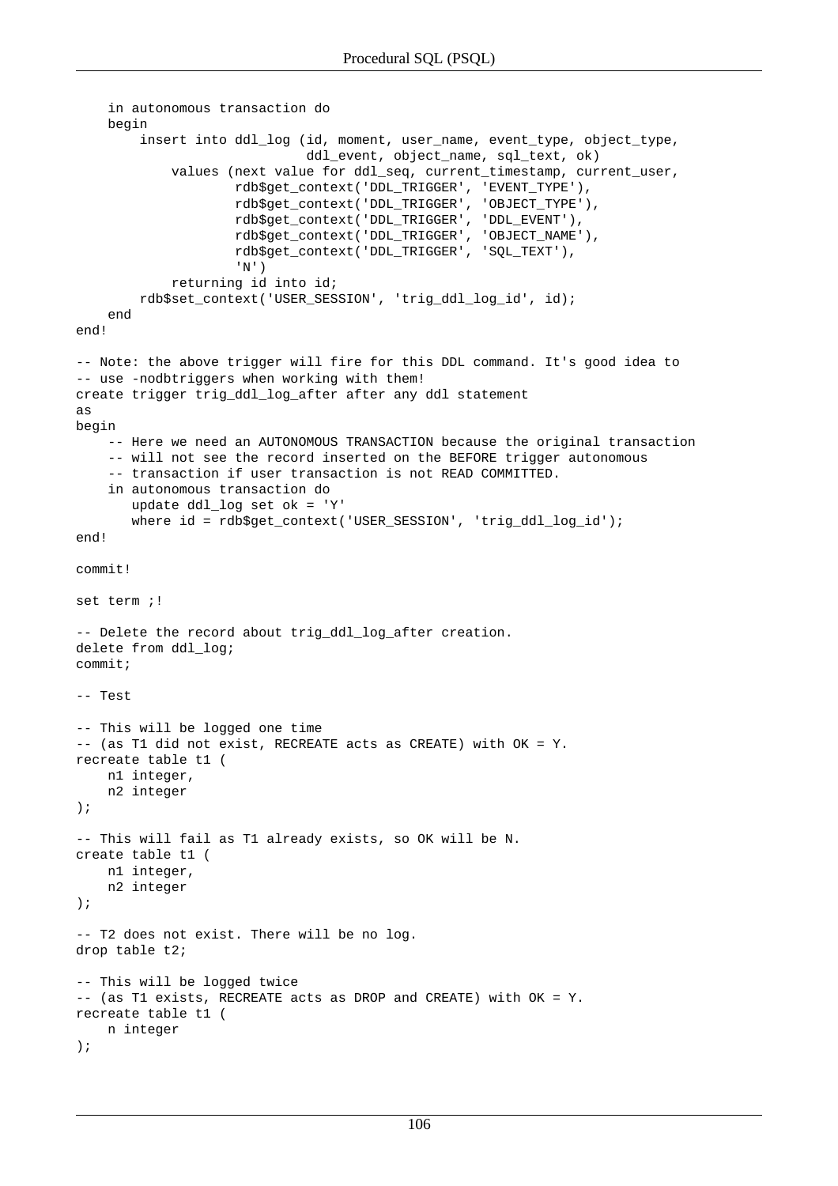```
    in autonomous transaction do
    begin
        insert into ddl_log (id, moment, user_name, event_type, object_type,
                             ddl_event, object_name, sql_text, ok)
            values (next value for ddl_seq, current_timestamp, current_user,
                    rdb$get_context('DDL_TRIGGER', 'EVENT_TYPE'),
                    rdb$get_context('DDL_TRIGGER', 'OBJECT_TYPE'),
                    rdb$get_context('DDL_TRIGGER', 'DDL_EVENT'),
                    rdb$get_context('DDL_TRIGGER', 'OBJECT_NAME'),
                    rdb$get_context('DDL_TRIGGER', 'SQL_TEXT'),
                    'N')
            returning id into id;
        rdb$set_context('USER_SESSION', 'trig_ddl_log_id', id);
    end
end!

-- Note: the above trigger will fire for this DDL command. It's good idea to
-- use -nodbtriggers when working with them!
create trigger trig_ddl_log_after after any ddl statement
as
begin
    -- Here we need an AUTONOMOUS TRANSACTION because the original transaction
    -- will not see the record inserted on the BEFORE trigger autonomous
    -- transaction if user transaction is not READ COMMITTED.
    in autonomous transaction do
       update ddl_log set ok = 'Y'
       where id = rdb$get_context('USER_SESSION', 'trig_ddl_log_id');
end!

commit!

set term ;!

-- Delete the record about trig_ddl_log_after creation.
delete from ddl_log;
commit;

-- Test

-- This will be logged one time
-- (as T1 did not exist, RECREATE acts as CREATE) with OK = Y.
recreate table t1 (
    n1 integer,
    n2 integer
);

-- This will fail as T1 already exists, so OK will be N.
create table t1 (
    n1 integer,
    n2 integer
);

-- T2 does not exist. There will be no log.
drop table t2;

-- This will be logged twice
-- (as T1 exists, RECREATE acts as DROP and CREATE) with OK = Y.
recreate table t1 (
    n integer
);
```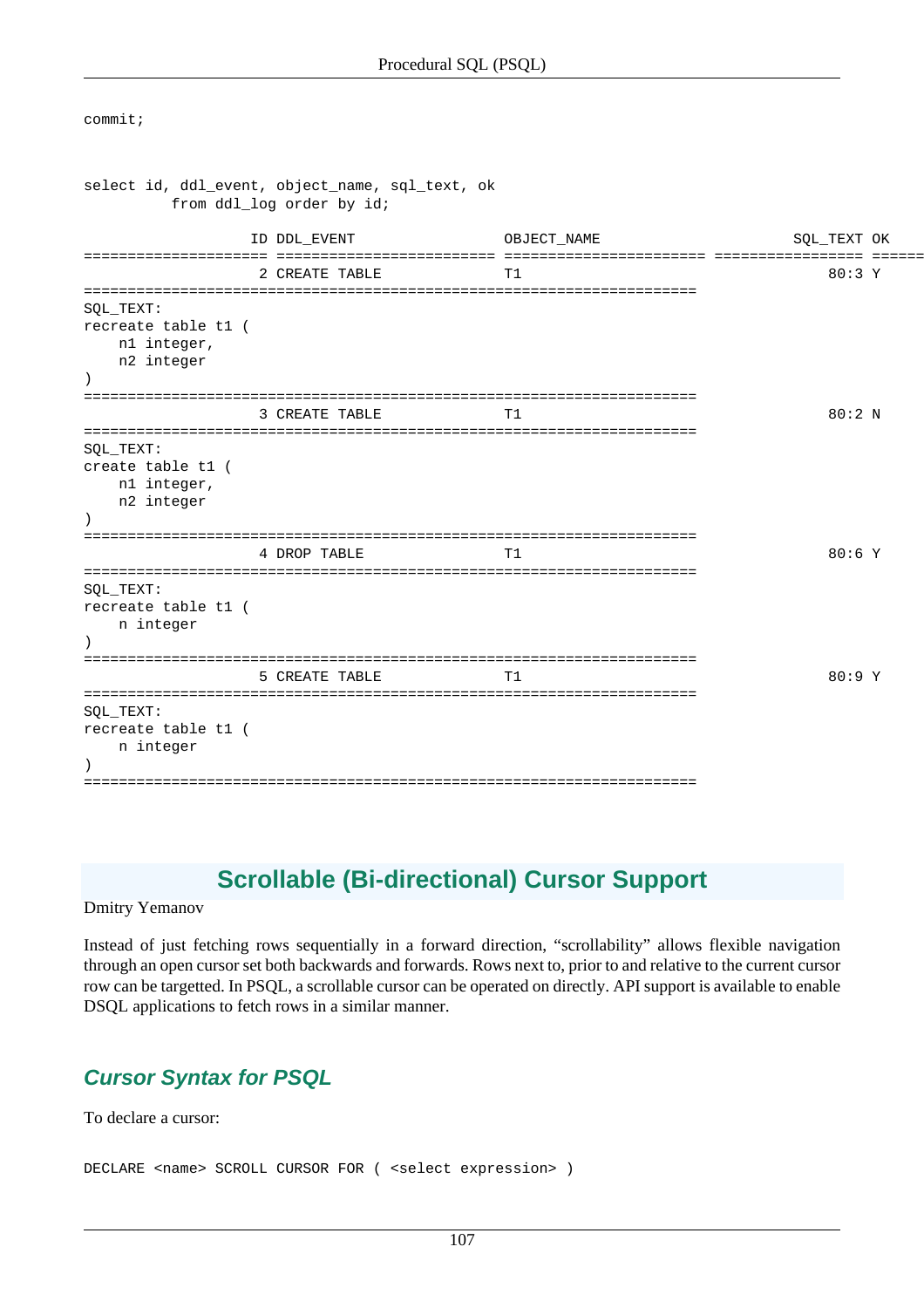```
commit;
```

```
select id, ddl_event, object_name, sql_text, ok
          from ddl_log order by id;

                  ID DDL_EVENT                 OBJECT_NAME                          SQL_TEXT OK
==================== ========================= ======================= ================ ======
                   2 CREATE TABLE              T1                                       80:3 Y
======================================================================
SQL_TEXT:
recreate table t1 (
    n1 integer,
    n2 integer
)
======================================================================
                   3 CREATE TABLE              T1                                       80:2 N
======================================================================
SQL_TEXT:
create table t1 (
    n1 integer,
    n2 integer
)
======================================================================
                   4 DROP TABLE                T1                                       80:6 Y
======================================================================
SQL_TEXT:
recreate table t1 (
    n integer
)
======================================================================
                   5 CREATE TABLE              T1                                       80:9 Y
======================================================================
SQL_TEXT:
recreate table t1 (
    n integer
)
======================================================================
```

## Scrollable (Bi-directional) Cursor Support

Dmitry Yemanov

Instead of just fetching rows sequentially in a forward direction, “scrollability” allows flexible navigation through an open cursor set both backwards and forwards. Rows next to, prior to and relative to the current cursor row can be targetted. In PSQL, a scrollable cursor can be operated on directly. API support is available to enable DSQL applications to fetch rows in a similar manner.

### *Cursor Syntax for PSQL*

To declare a cursor:

```
DECLARE <name> SCROLL CURSOR FOR ( <select expression> )
```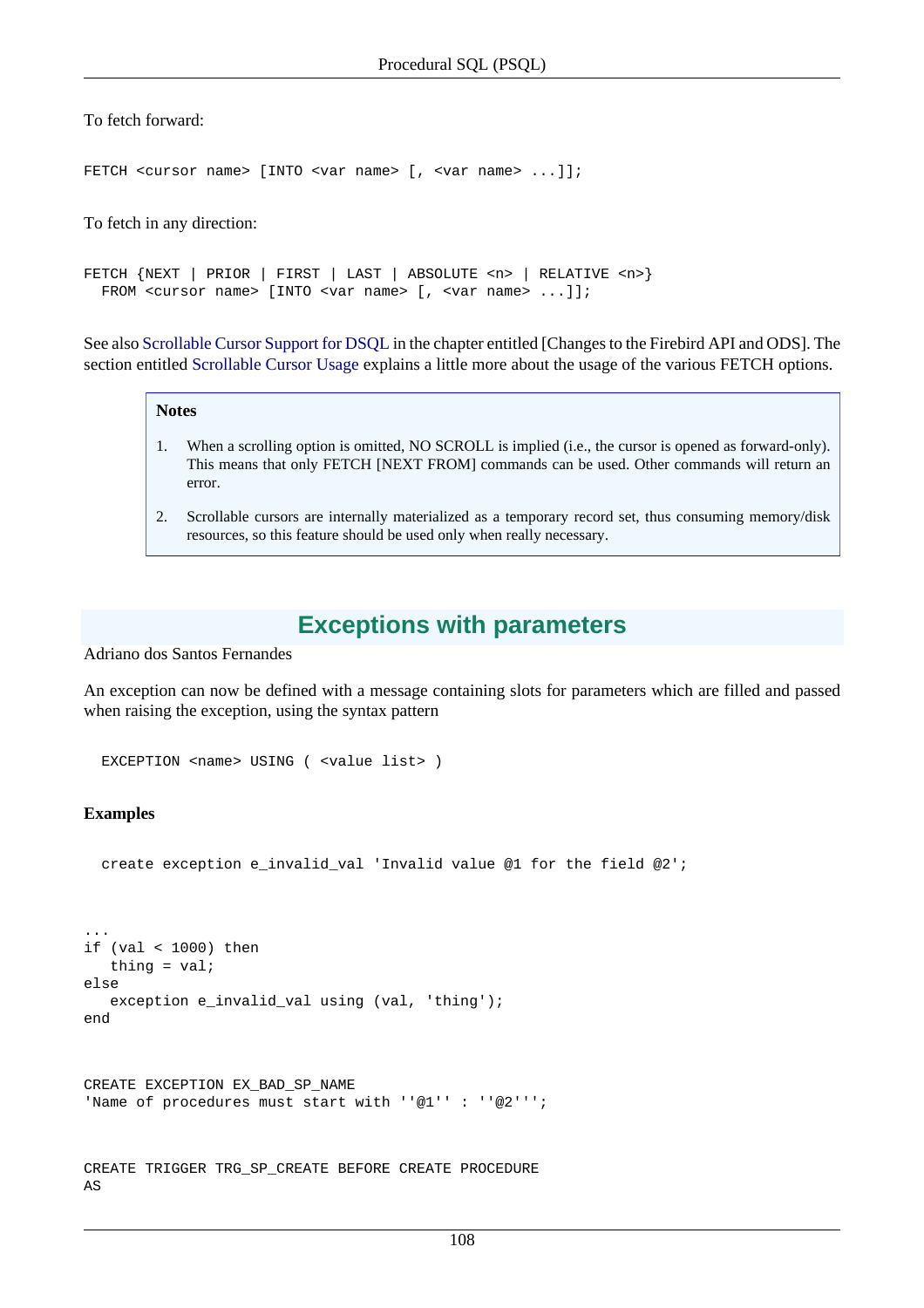To fetch forward:

```
FETCH <cursor name> [INTO <var name> [, <var name> ...]];
```

To fetch in any direction:

```
FETCH {NEXT | PRIOR | FIRST | LAST | ABSOLUTE <n> | RELATIVE <n>}
  FROM <cursor name> [INTO <var name> [, <var name> ...]];
```

See also Scrollable Cursor Support for DSQL in the chapter entitled [Changes to the Firebird API and ODS]. The section entitled Scrollable Cursor Usage explains a little more about the usage of the various FETCH options.

**Notes**

1. When a scrolling option is omitted, NO SCROLL is implied (i.e., the cursor is opened as forward-only). This means that only FETCH [NEXT FROM] commands can be used. Other commands will return an error.
2. Scrollable cursors are internally materialized as a temporary record set, thus consuming memory/disk resources, so this feature should be used only when really necessary.

## Exceptions with parameters

Adriano dos Santos Fernandes

An exception can now be defined with a message containing slots for parameters which are filled and passed when raising the exception, using the syntax pattern

```
  EXCEPTION <name> USING ( <value list> )
```

**Examples**

```
  create exception e_invalid_val 'Invalid value @1 for the field @2';
```

```
...
if (val < 1000) then
   thing = val;
else
   exception e_invalid_val using (val, 'thing');
end
```

```
CREATE EXCEPTION EX_BAD_SP_NAME
'Name of procedures must start with ''@1'' : ''@2''';
```

```
CREATE TRIGGER TRG_SP_CREATE BEFORE CREATE PROCEDURE
AS
```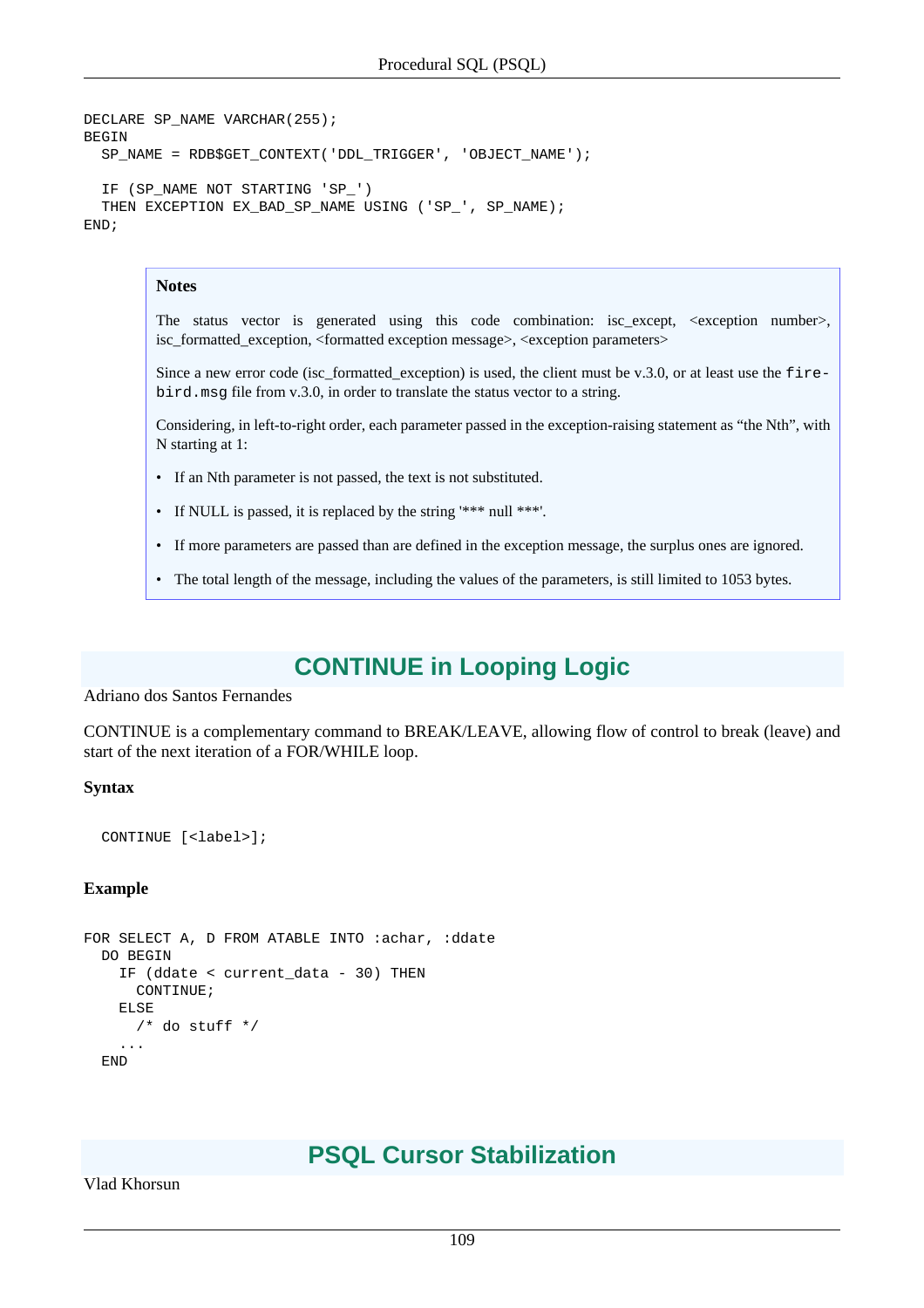```
DECLARE SP_NAME VARCHAR(255);
BEGIN
  SP_NAME = RDB$GET_CONTEXT('DDL_TRIGGER', 'OBJECT_NAME');

  IF (SP_NAME NOT STARTING 'SP_')
  THEN EXCEPTION EX_BAD_SP_NAME USING ('SP_', SP_NAME);
END;
```

> **Notes**
>
> The status vector is generated using this code combination: isc_except, <exception number>, isc_formatted_exception, <formatted exception message>, <exception parameters>
>
> Since a new error code (isc_formatted_exception) is used, the client must be v.3.0, or at least use the `firebird.msg` file from v.3.0, in order to translate the status vector to a string.
>
> Considering, in left-to-right order, each parameter passed in the exception-raising statement as “the Nth”, with N starting at 1:
>
> - If an Nth parameter is not passed, the text is not substituted.
> - If NULL is passed, it is replaced by the string '*** null ***'.
> - If more parameters are passed than are defined in the exception message, the surplus ones are ignored.
> - The total length of the message, including the values of the parameters, is still limited to 1053 bytes.

## CONTINUE in Looping Logic

Adriano dos Santos Fernandes

CONTINUE is a complementary command to BREAK/LEAVE, allowing flow of control to break (leave) and start of the next iteration of a FOR/WHILE loop.

**Syntax**

```
  CONTINUE [<label>];
```

**Example**

```
FOR SELECT A, D FROM ATABLE INTO :achar, :ddate
  DO BEGIN
    IF (ddate < current_data - 30) THEN
      CONTINUE;
    ELSE
      /* do stuff */
    ...
  END
```

## PSQL Cursor Stabilization

Vlad Khorsun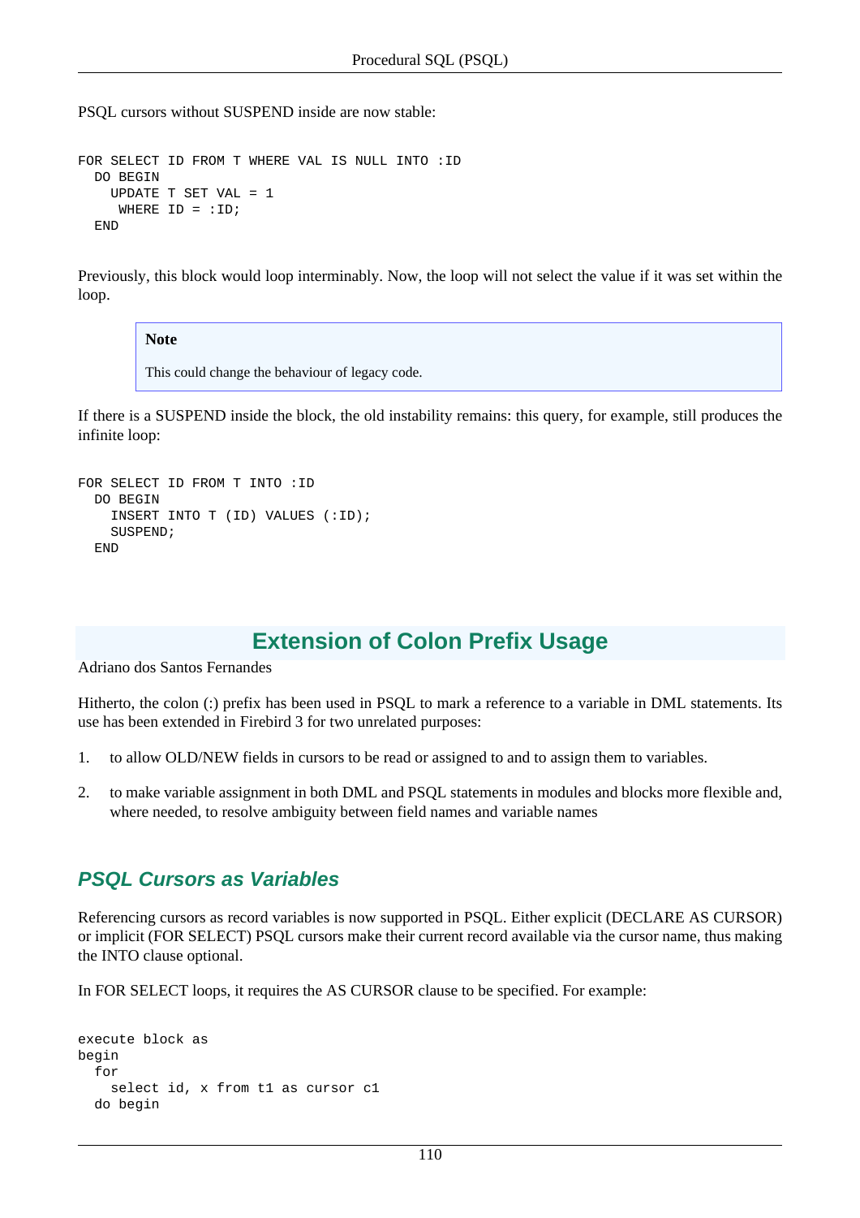PSQL cursors without SUSPEND inside are now stable:

```
FOR SELECT ID FROM T WHERE VAL IS NULL INTO :ID
  DO BEGIN
    UPDATE T SET VAL = 1
     WHERE ID = :ID;
  END
```

Previously, this block would loop interminably. Now, the loop will not select the value if it was set within the loop.

> **Note**
>
> This could change the behaviour of legacy code.

If there is a SUSPEND inside the block, the old instability remains: this query, for example, still produces the infinite loop:

```
FOR SELECT ID FROM T INTO :ID
  DO BEGIN
    INSERT INTO T (ID) VALUES (:ID);
    SUSPEND;
  END
```

## Extension of Colon Prefix Usage

Adriano dos Santos Fernandes

Hitherto, the colon (:) prefix has been used in PSQL to mark a reference to a variable in DML statements. Its use has been extended in Firebird 3 for two unrelated purposes:

1. to allow OLD/NEW fields in cursors to be read or assigned to and to assign them to variables.
2. to make variable assignment in both DML and PSQL statements in modules and blocks more flexible and, where needed, to resolve ambiguity between field names and variable names

### *PSQL Cursors as Variables*

Referencing cursors as record variables is now supported in PSQL. Either explicit (DECLARE AS CURSOR) or implicit (FOR SELECT) PSQL cursors make their current record available via the cursor name, thus making the INTO clause optional.

In FOR SELECT loops, it requires the AS CURSOR clause to be specified. For example:

```
execute block as
begin
  for
    select id, x from t1 as cursor c1
  do begin
```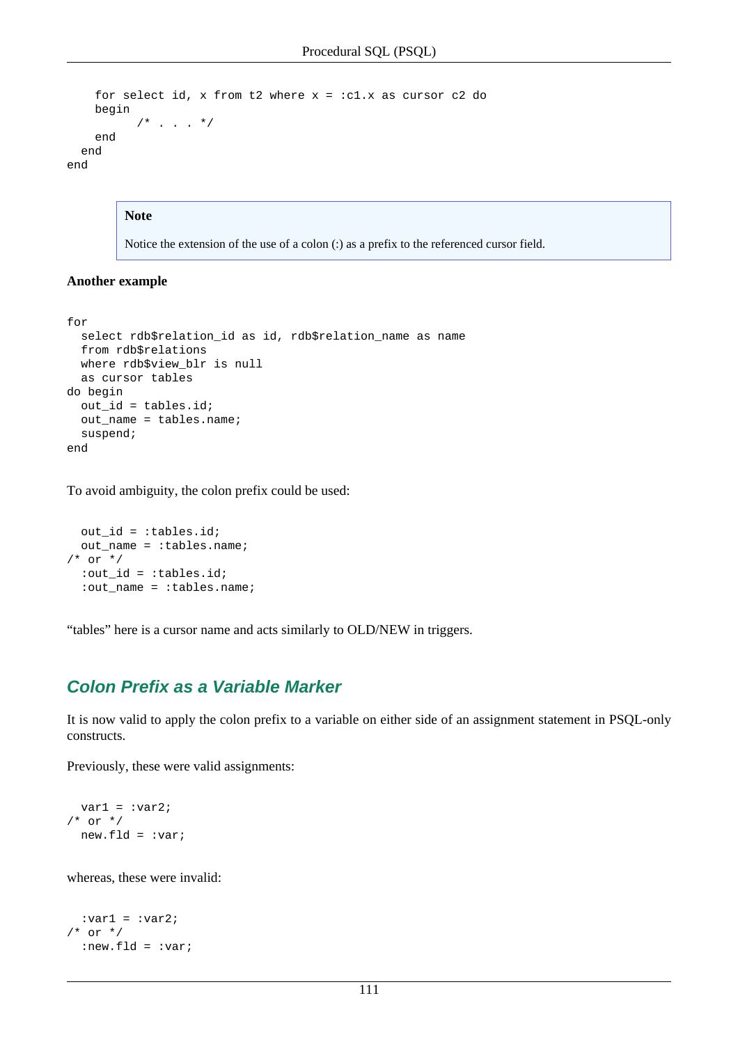```
    for select id, x from t2 where x = :c1.x as cursor c2 do
    begin
          /* . . . */
    end
  end
end
```

> **Note**
>
> Notice the extension of the use of a colon (:) as a prefix to the referenced cursor field.

**Another example**

```
for
  select rdb$relation_id as id, rdb$relation_name as name
  from rdb$relations
  where rdb$view_blr is null
  as cursor tables
do begin
  out_id = tables.id;
  out_name = tables.name;
  suspend;
end
```

To avoid ambiguity, the colon prefix could be used:

```
  out_id = :tables.id;
  out_name = :tables.name;
/* or */
  :out_id = :tables.id;
  :out_name = :tables.name;
```

“tables” here is a cursor name and acts similarly to OLD/NEW in triggers.

## Colon Prefix as a Variable Marker

It is now valid to apply the colon prefix to a variable on either side of an assignment statement in PSQL-only constructs.

Previously, these were valid assignments:

```
  var1 = :var2;
/* or */
  new.fld = :var;
```

whereas, these were invalid:

```
  :var1 = :var2;
/* or */
  :new.fld = :var;
```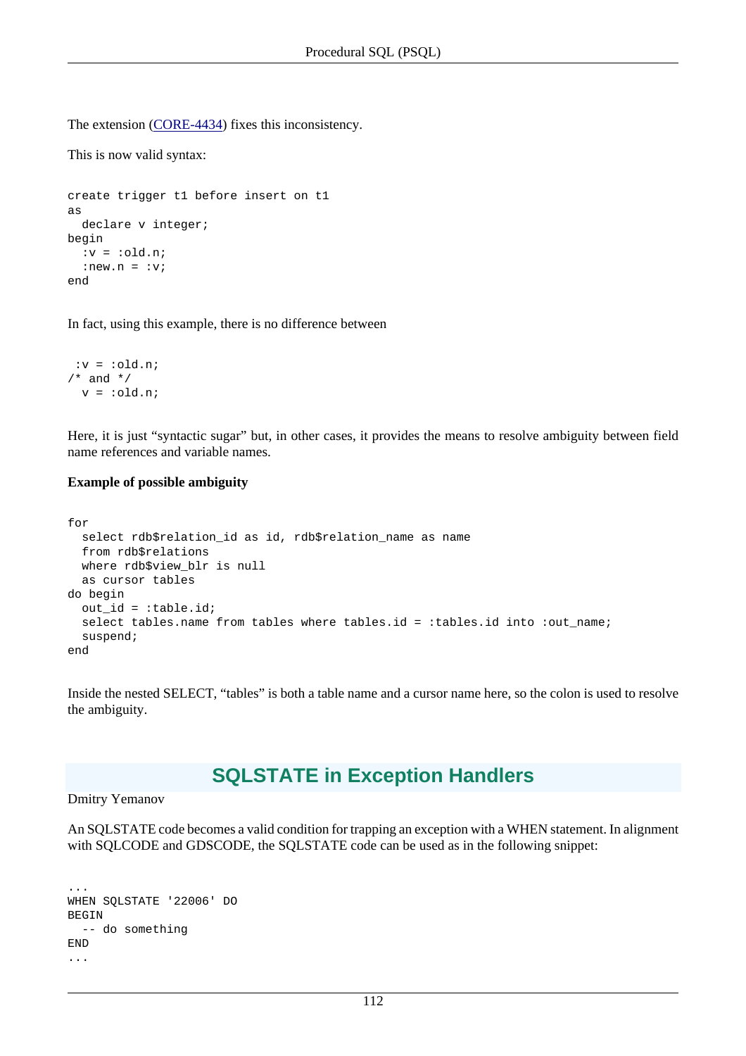The extension (CORE-4434) fixes this inconsistency.

This is now valid syntax:

```
create trigger t1 before insert on t1
as
  declare v integer;
begin
  :v = :old.n;
  :new.n = :v;
end
```

In fact, using this example, there is no difference between

```
 :v = :old.n;
/* and */
  v = :old.n;
```

Here, it is just “syntactic sugar” but, in other cases, it provides the means to resolve ambiguity between field name references and variable names.

**Example of possible ambiguity**

```
for
  select rdb$relation_id as id, rdb$relation_name as name
  from rdb$relations
  where rdb$view_blr is null
  as cursor tables
do begin
  out_id = :table.id;
  select tables.name from tables where tables.id = :tables.id into :out_name;
  suspend;
end
```

Inside the nested SELECT, “tables” is both a table name and a cursor name here, so the colon is used to resolve the ambiguity.

## SQLSTATE in Exception Handlers

Dmitry Yemanov

An SQLSTATE code becomes a valid condition for trapping an exception with a WHEN statement. In alignment with SQLCODE and GDSCODE, the SQLSTATE code can be used as in the following snippet:

```
...
WHEN SQLSTATE '22006' DO
BEGIN
  -- do something
END
...
```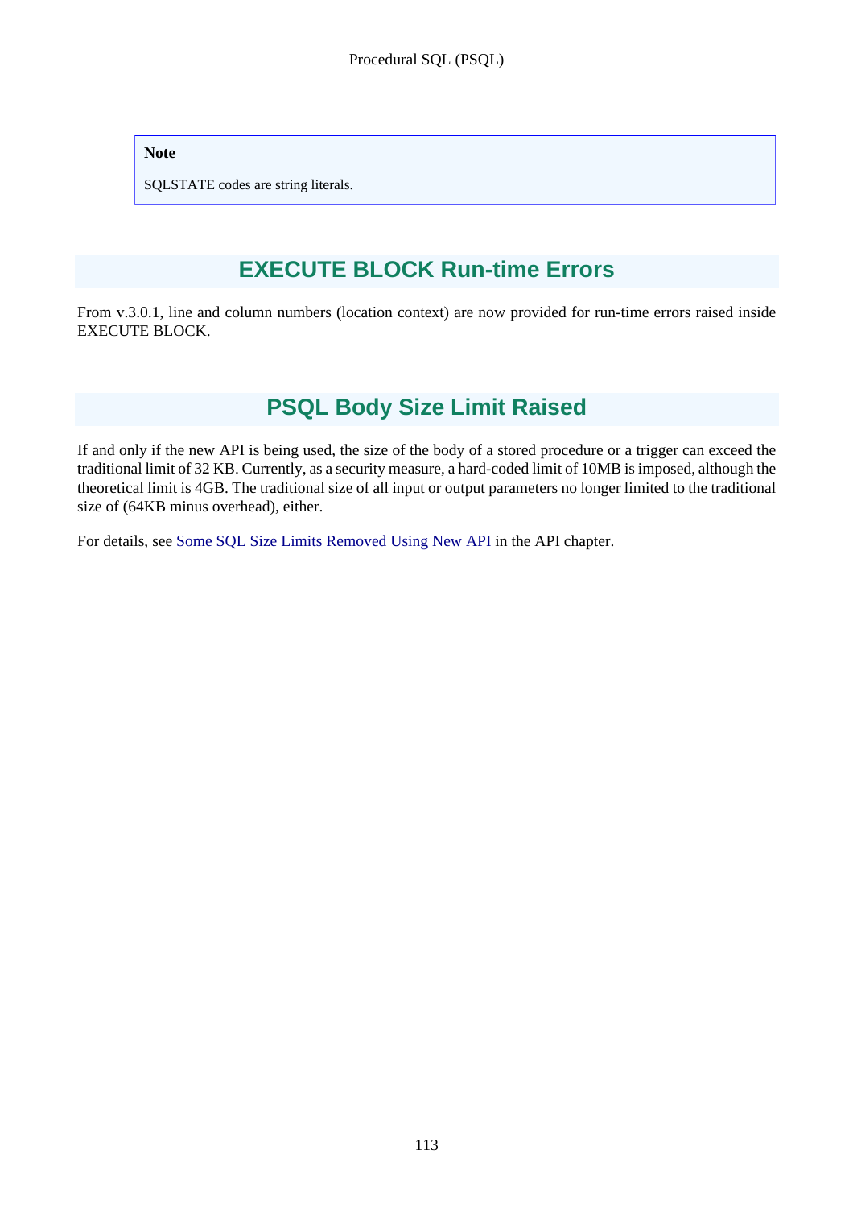> **Note**
>
> SQLSTATE codes are string literals.

## EXECUTE BLOCK Run-time Errors

From v.3.0.1, line and column numbers (location context) are now provided for run-time errors raised inside EXECUTE BLOCK.

## PSQL Body Size Limit Raised

If and only if the new API is being used, the size of the body of a stored procedure or a trigger can exceed the traditional limit of 32 KB. Currently, as a security measure, a hard-coded limit of 10MB is imposed, although the theoretical limit is 4GB. The traditional size of all input or output parameters no longer limited to the traditional size of (64KB minus overhead), either.

For details, see Some SQL Size Limits Removed Using New API in the API chapter.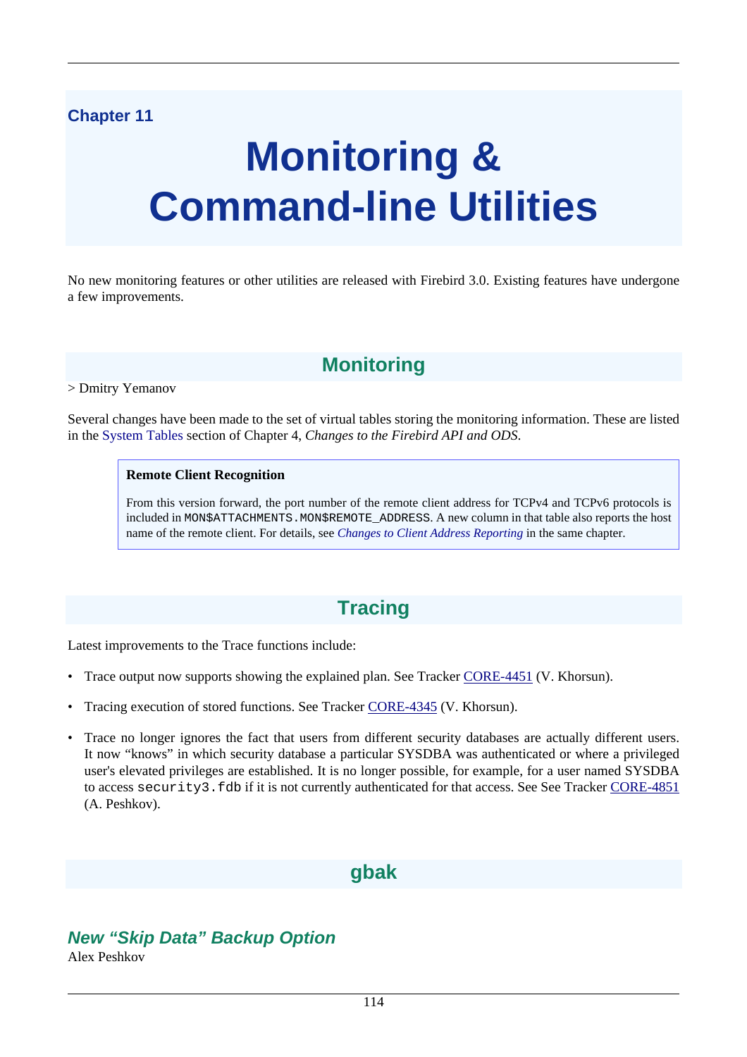Chapter 11

# Monitoring & Command-line Utilities

No new monitoring features or other utilities are released with Firebird 3.0. Existing features have undergone a few improvements.

## Monitoring

> Dmitry Yemanov

Several changes have been made to the set of virtual tables storing the monitoring information. These are listed in the System Tables section of Chapter 4, *Changes to the Firebird API and ODS*.

> **Remote Client Recognition**
>
> From this version forward, the port number of the remote client address for TCPv4 and TCPv6 protocols is included in `MON$ATTACHMENTS.MON$REMOTE_ADDRESS`. A new column in that table also reports the host name of the remote client. For details, see *Changes to Client Address Reporting* in the same chapter.

## Tracing

Latest improvements to the Trace functions include:

- Trace output now supports showing the explained plan. See Tracker CORE-4451 (V. Khorsun).
- Tracing execution of stored functions. See Tracker CORE-4345 (V. Khorsun).
- Trace no longer ignores the fact that users from different security databases are actually different users. It now “knows” in which security database a particular SYSDBA was authenticated or where a privileged user's elevated privileges are established. It is no longer possible, for example, for a user named SYSDBA to access `security3.fdb` if it is not currently authenticated for that access. See See Tracker CORE-4851 (A. Peshkov).

## gbak

### *New “Skip Data” Backup Option*

Alex Peshkov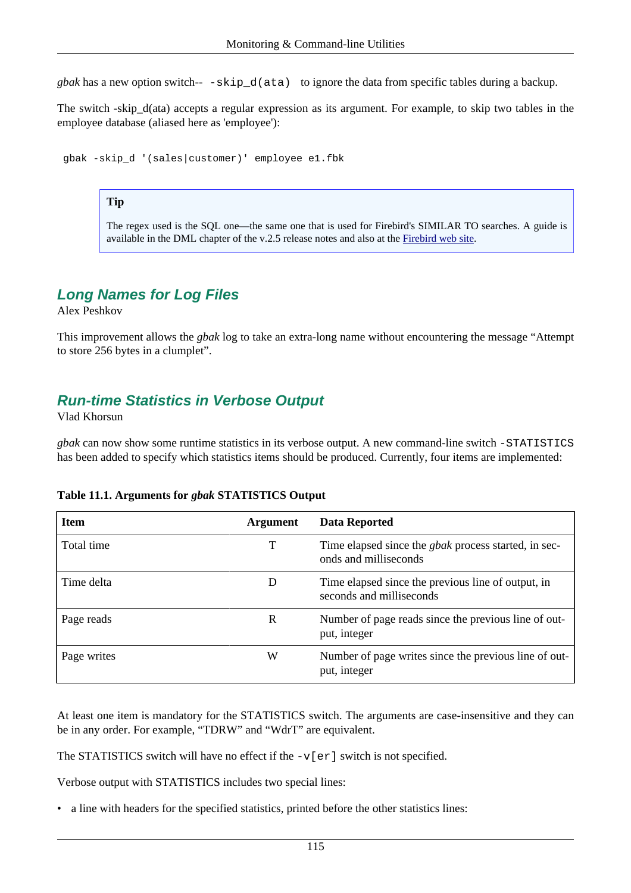*gbak* has a new option switch-- `-skip_d(ata)` to ignore the data from specific tables during a backup.

The switch -skip_d(ata) accepts a regular expression as its argument. For example, to skip two tables in the employee database (aliased here as 'employee'):

```
gbak -skip_d '(sales|customer)' employee e1.fbk
```

> **Tip**
>
> The regex used is the SQL one—the same one that is used for Firebird's SIMILAR TO searches. A guide is available in the DML chapter of the v.2.5 release notes and also at the Firebird web site.

### Long Names for Log Files

Alex Peshkov

This improvement allows the *gbak* log to take an extra-long name without encountering the message “Attempt to store 256 bytes in a clumplet”.

### Run-time Statistics in Verbose Output

Vlad Khorsun

*gbak* can now show some runtime statistics in its verbose output. A new command-line switch `-STATISTICS` has been added to specify which statistics items should be produced. Currently, four items are implemented:

**Table 11.1. Arguments for *gbak* STATISTICS Output**

| Item | Argument | Data Reported |
|---|---|---|
| Total time | T | Time elapsed since the *gbak* process started, in seconds and milliseconds |
| Time delta | D | Time elapsed since the previous line of output, in seconds and milliseconds |
| Page reads | R | Number of page reads since the previous line of output, integer |
| Page writes | W | Number of page writes since the previous line of output, integer |

At least one item is mandatory for the STATISTICS switch. The arguments are case-insensitive and they can be in any order. For example, “TDRW” and “WdrT” are equivalent.

The STATISTICS switch will have no effect if the `-v[er]` switch is not specified.

Verbose output with STATISTICS includes two special lines:

- a line with headers for the specified statistics, printed before the other statistics lines: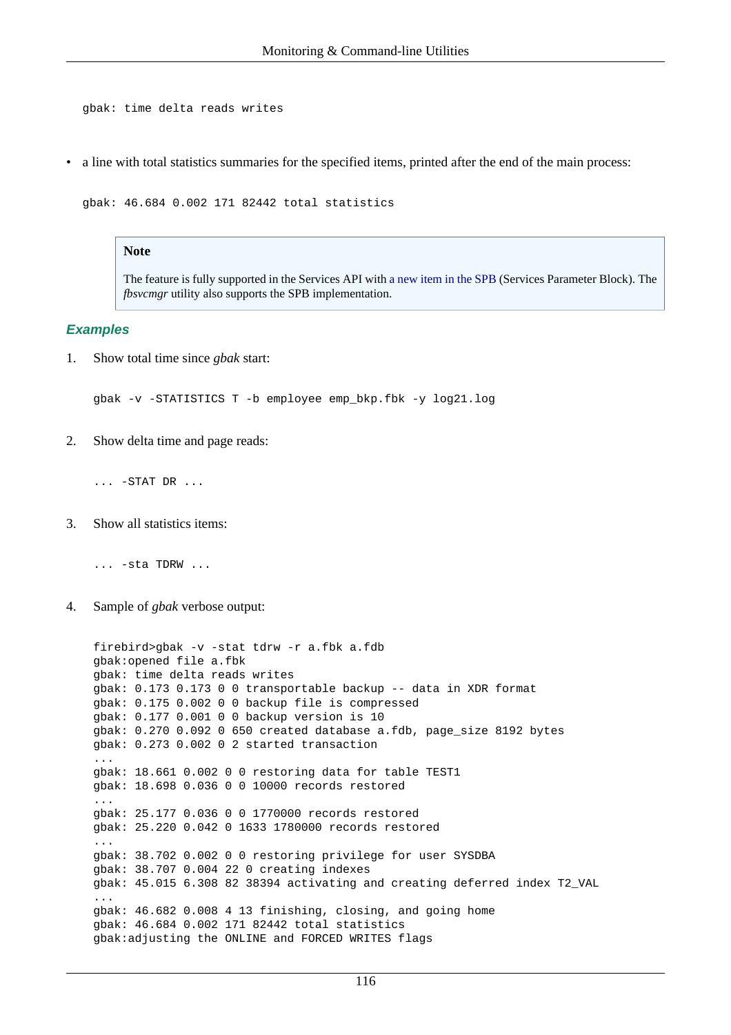```
gbak: time delta reads writes
```

- a line with total statistics summaries for the specified items, printed after the end of the main process:

```
gbak: 46.684 0.002 171 82442 total statistics
```

> **Note**
>
> The feature is fully supported in the Services API with a new item in the SPB (Services Parameter Block). The *fbsvcmgr* utility also supports the SPB implementation.

### Examples

1. Show total time since *gbak* start:

   ```
   gbak -v -STATISTICS T -b employee emp_bkp.fbk -y log21.log
   ```

2. Show delta time and page reads:

   ```
   ... -STAT DR ...
   ```

3. Show all statistics items:

   ```
   ... -sta TDRW ...
   ```

4. Sample of *gbak* verbose output:

   ```
   firebird>gbak -v -stat tdrw -r a.fbk a.fdb
   gbak:opened file a.fbk
   gbak: time delta reads writes
   gbak: 0.173 0.173 0 0 transportable backup -- data in XDR format
   gbak: 0.175 0.002 0 0 backup file is compressed
   gbak: 0.177 0.001 0 0 backup version is 10
   gbak: 0.270 0.092 0 650 created database a.fdb, page_size 8192 bytes
   gbak: 0.273 0.002 0 2 started transaction
   ...
   gbak: 18.661 0.002 0 0 restoring data for table TEST1
   gbak: 18.698 0.036 0 0 10000 records restored
   ...
   gbak: 25.177 0.036 0 0 1770000 records restored
   gbak: 25.220 0.042 0 1633 1780000 records restored
   ...
   gbak: 38.702 0.002 0 0 restoring privilege for user SYSDBA
   gbak: 38.707 0.004 22 0 creating indexes
   gbak: 45.015 6.308 82 38394 activating and creating deferred index T2_VAL
   ...
   gbak: 46.682 0.008 4 13 finishing, closing, and going home
   gbak: 46.684 0.002 171 82442 total statistics
   gbak:adjusting the ONLINE and FORCED WRITES flags
   ```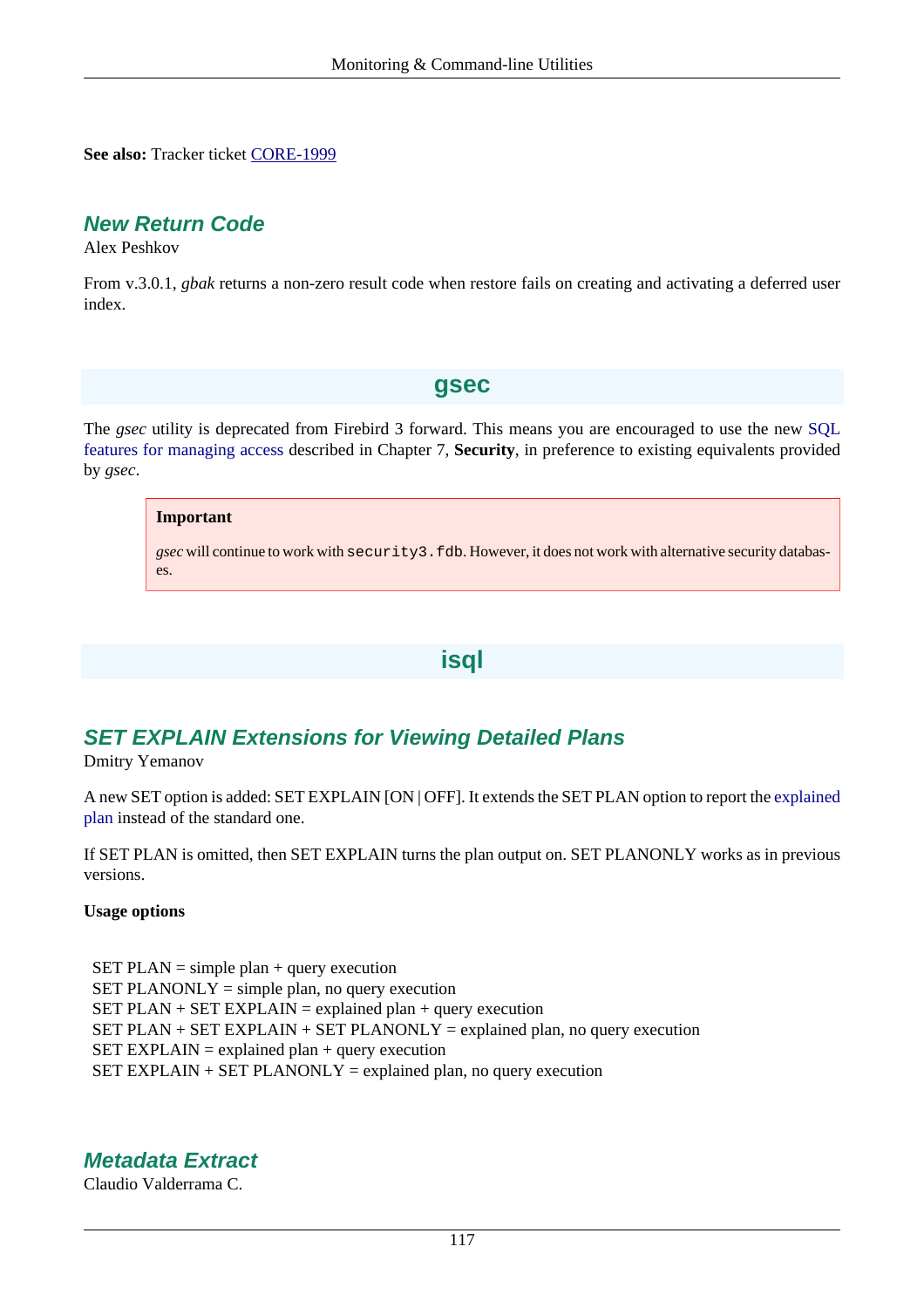**See also:** Tracker ticket CORE-1999

### New Return Code

Alex Peshkov

From v.3.0.1, *gbak* returns a non-zero result code when restore fails on creating and activating a deferred user index.

## gsec

The *gsec* utility is deprecated from Firebird 3 forward. This means you are encouraged to use the new SQL features for managing access described in Chapter 7, **Security**, in preference to existing equivalents provided by *gsec*.

> **Important**
>
> *gsec* will continue to work with `security3.fdb`. However, it does not work with alternative security databases.

## isql

### SET EXPLAIN Extensions for Viewing Detailed Plans

Dmitry Yemanov

A new SET option is added: SET EXPLAIN [ON | OFF]. It extends the SET PLAN option to report the explained plan instead of the standard one.

If SET PLAN is omitted, then SET EXPLAIN turns the plan output on. SET PLANONLY works as in previous versions.

**Usage options**

```
SET PLAN = simple plan + query execution
SET PLANONLY = simple plan, no query execution
SET PLAN + SET EXPLAIN = explained plan + query execution
SET PLAN + SET EXPLAIN + SET PLANONLY = explained plan, no query execution
SET EXPLAIN = explained plan + query execution
SET EXPLAIN + SET PLANONLY = explained plan, no query execution
```

### Metadata Extract

Claudio Valderrama C.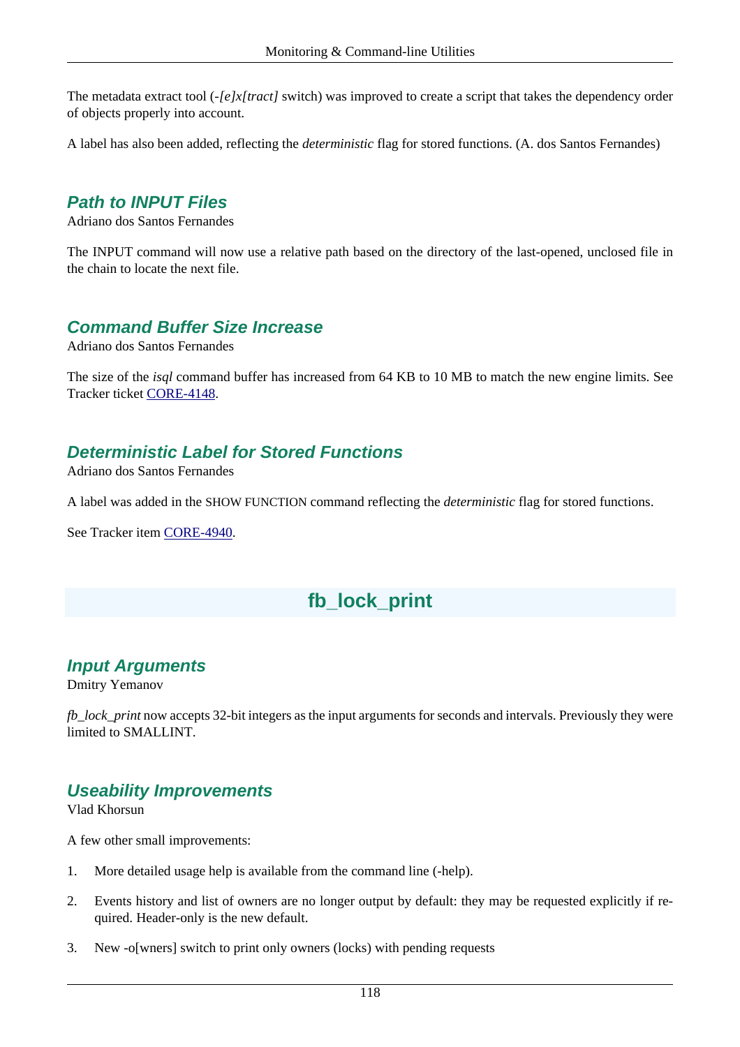The metadata extract tool (*-[e]x[tract]* switch) was improved to create a script that takes the dependency order of objects properly into account.

A label has also been added, reflecting the *deterministic* flag for stored functions. (A. dos Santos Fernandes)

### Path to INPUT Files

Adriano dos Santos Fernandes

The INPUT command will now use a relative path based on the directory of the last-opened, unclosed file in the chain to locate the next file.

### Command Buffer Size Increase

Adriano dos Santos Fernandes

The size of the *isql* command buffer has increased from 64 KB to 10 MB to match the new engine limits. See Tracker ticket CORE-4148.

### Deterministic Label for Stored Functions

Adriano dos Santos Fernandes

A label was added in the SHOW FUNCTION command reflecting the *deterministic* flag for stored functions.

See Tracker item CORE-4940.

## fb_lock_print

### Input Arguments

Dmitry Yemanov

*fb_lock_print* now accepts 32-bit integers as the input arguments for seconds and intervals. Previously they were limited to SMALLINT.

### Useability Improvements

Vlad Khorsun

A few other small improvements:

1. More detailed usage help is available from the command line (-help).
2. Events history and list of owners are no longer output by default: they may be requested explicitly if required. Header-only is the new default.
3. New -o[wners] switch to print only owners (locks) with pending requests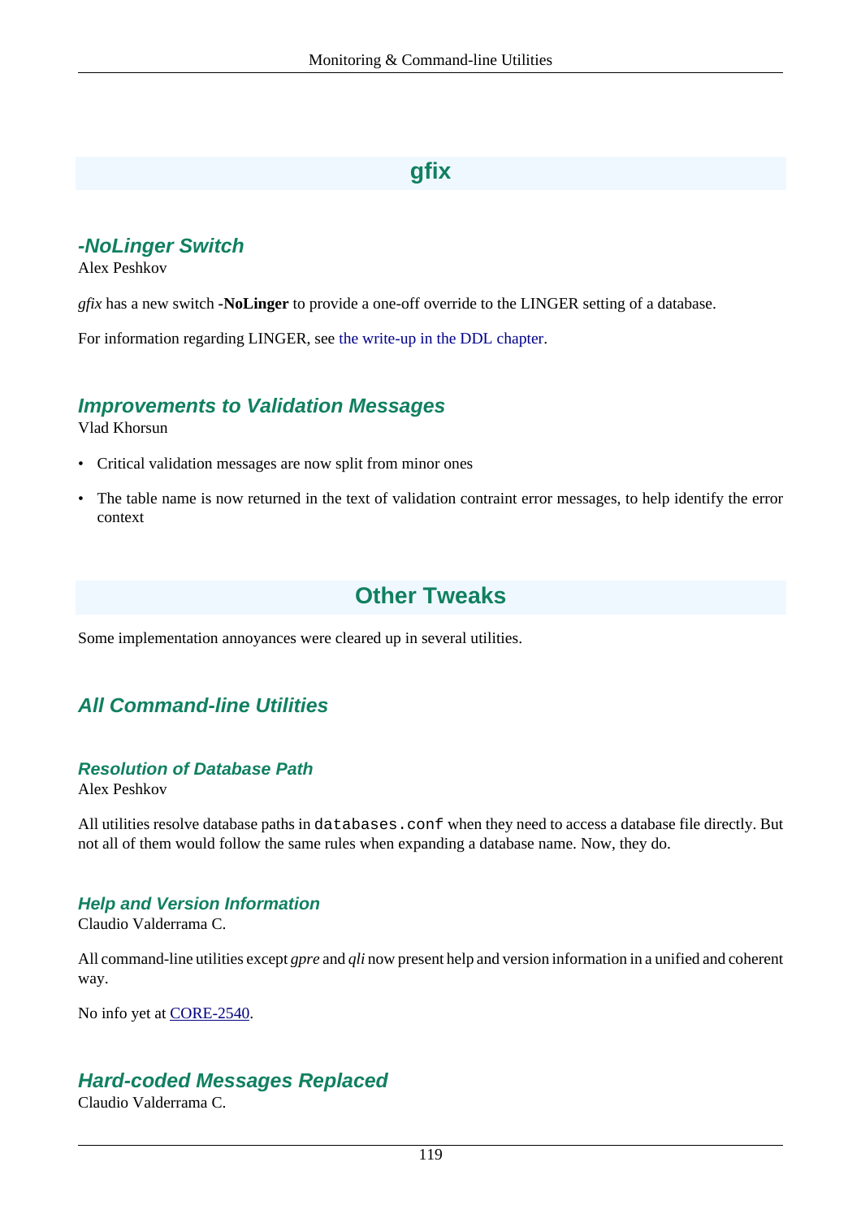## gfix

### -NoLinger Switch

Alex Peshkov

*gfix* has a new switch **-NoLinger** to provide a one-off override to the LINGER setting of a database.

For information regarding LINGER, see the write-up in the DDL chapter.

### Improvements to Validation Messages

Vlad Khorsun

- Critical validation messages are now split from minor ones
- The table name is now returned in the text of validation contraint error messages, to help identify the error context

## Other Tweaks

Some implementation annoyances were cleared up in several utilities.

### All Command-line Utilities

#### Resolution of Database Path

Alex Peshkov

All utilities resolve database paths in `databases.conf` when they need to access a database file directly. But not all of them would follow the same rules when expanding a database name. Now, they do.

#### Help and Version Information

Claudio Valderrama C.

All command-line utilities except *gpre* and *qli* now present help and version information in a unified and coherent way.

No info yet at CORE-2540.

### Hard-coded Messages Replaced

Claudio Valderrama C.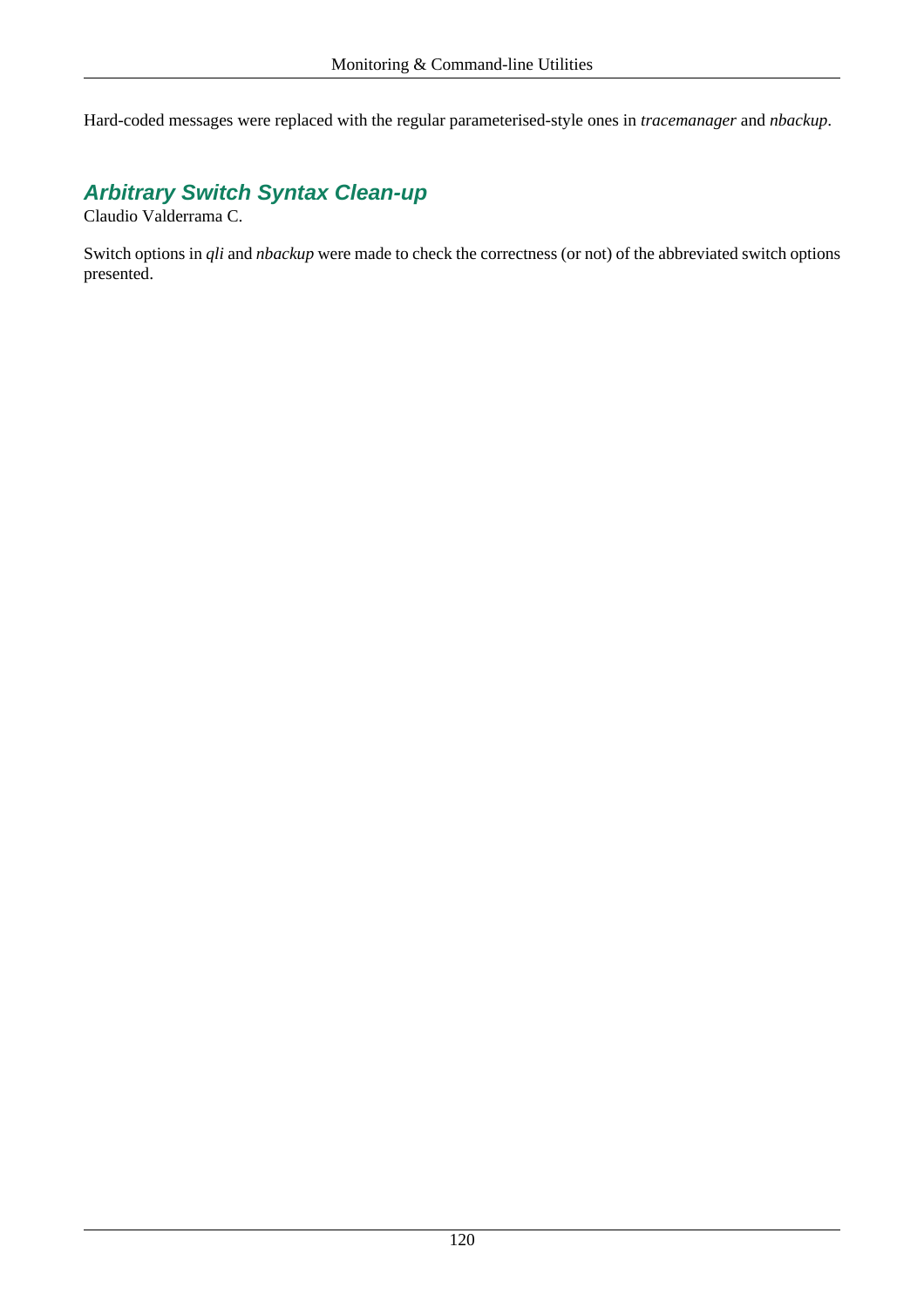Hard-coded messages were replaced with the regular parameterised-style ones in *tracemanager* and *nbackup*.

### Arbitrary Switch Syntax Clean-up

Claudio Valderrama C.

Switch options in *qli* and *nbackup* were made to check the correctness (or not) of the abbreviated switch options presented.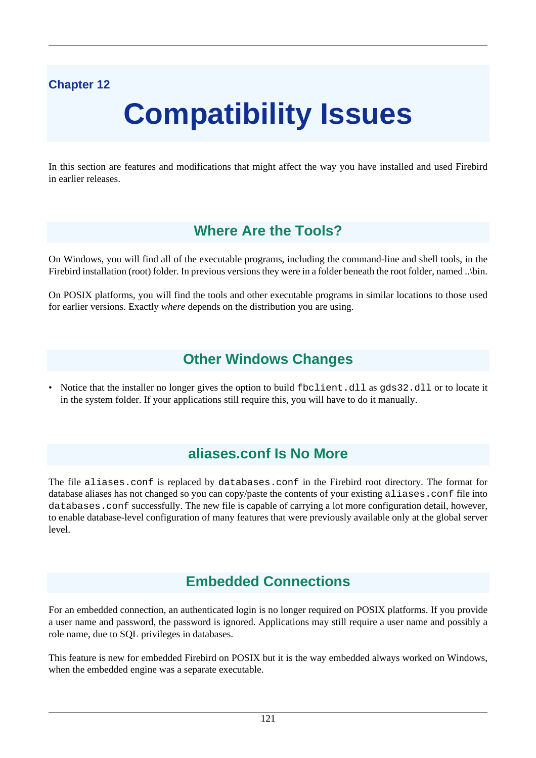Chapter 12

# Compatibility Issues

In this section are features and modifications that might affect the way you have installed and used Firebird in earlier releases.

## Where Are the Tools?

On Windows, you will find all of the executable programs, including the command-line and shell tools, in the Firebird installation (root) folder. In previous versions they were in a folder beneath the root folder, named ..\bin.

On POSIX platforms, you will find the tools and other executable programs in similar locations to those used for earlier versions. Exactly *where* depends on the distribution you are using.

## Other Windows Changes

- Notice that the installer no longer gives the option to build `fbclient.dll` as `gds32.dll` or to locate it in the system folder. If your applications still require this, you will have to do it manually.

## aliases.conf Is No More

The file `aliases.conf` is replaced by `databases.conf` in the Firebird root directory. The format for database aliases has not changed so you can copy/paste the contents of your existing `aliases.conf` file into `databases.conf` successfully. The new file is capable of carrying a lot more configuration detail, however, to enable database-level configuration of many features that were previously available only at the global server level.

## Embedded Connections

For an embedded connection, an authenticated login is no longer required on POSIX platforms. If you provide a user name and password, the password is ignored. Applications may still require a user name and possibly a role name, due to SQL privileges in databases.

This feature is new for embedded Firebird on POSIX but it is the way embedded always worked on Windows, when the embedded engine was a separate executable.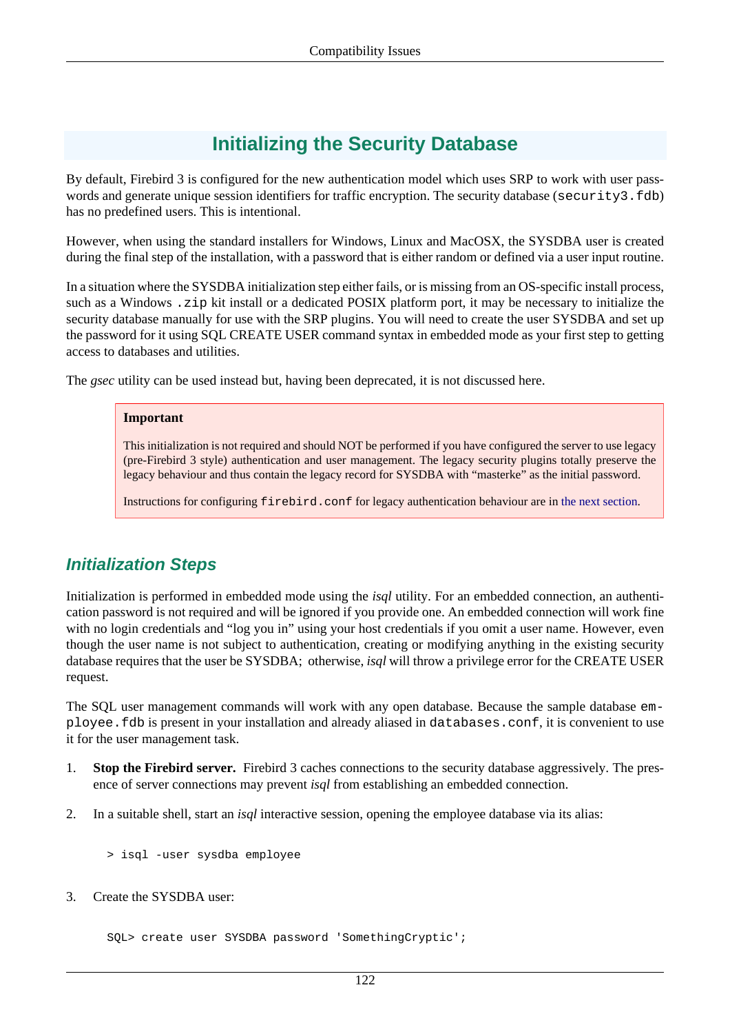## Initializing the Security Database

By default, Firebird 3 is configured for the new authentication model which uses SRP to work with user passwords and generate unique session identifiers for traffic encryption. The security database (`security3.fdb`) has no predefined users. This is intentional.

However, when using the standard installers for Windows, Linux and MacOSX, the SYSDBA user is created during the final step of the installation, with a password that is either random or defined via a user input routine.

In a situation where the SYSDBA initialization step either fails, or is missing from an OS-specific install process, such as a Windows `.zip` kit install or a dedicated POSIX platform port, it may be necessary to initialize the security database manually for use with the SRP plugins. You will need to create the user SYSDBA and set up the password for it using SQL CREATE USER command syntax in embedded mode as your first step to getting access to databases and utilities.

The *gsec* utility can be used instead but, having been deprecated, it is not discussed here.

> **Important**
>
> This initialization is not required and should NOT be performed if you have configured the server to use legacy (pre-Firebird 3 style) authentication and user management. The legacy security plugins totally preserve the legacy behaviour and thus contain the legacy record for SYSDBA with “masterke” as the initial password.
>
> Instructions for configuring `firebird.conf` for legacy authentication behaviour are in the next section.

### Initialization Steps

Initialization is performed in embedded mode using the *isql* utility. For an embedded connection, an authentication password is not required and will be ignored if you provide one. An embedded connection will work fine with no login credentials and “log you in” using your host credentials if you omit a user name. However, even though the user name is not subject to authentication, creating or modifying anything in the existing security database requires that the user be SYSDBA; otherwise, *isql* will throw a privilege error for the CREATE USER request.

The SQL user management commands will work with any open database. Because the sample database `employee.fdb` is present in your installation and already aliased in `databases.conf`, it is convenient to use it for the user management task.

1. **Stop the Firebird server.** Firebird 3 caches connections to the security database aggressively. The presence of server connections may prevent *isql* from establishing an embedded connection.

2. In a suitable shell, start an *isql* interactive session, opening the employee database via its alias:

   ```
   > isql -user sysdba employee
   ```

3. Create the SYSDBA user:

   ```
   SQL> create user SYSDBA password 'SomethingCryptic';
   ```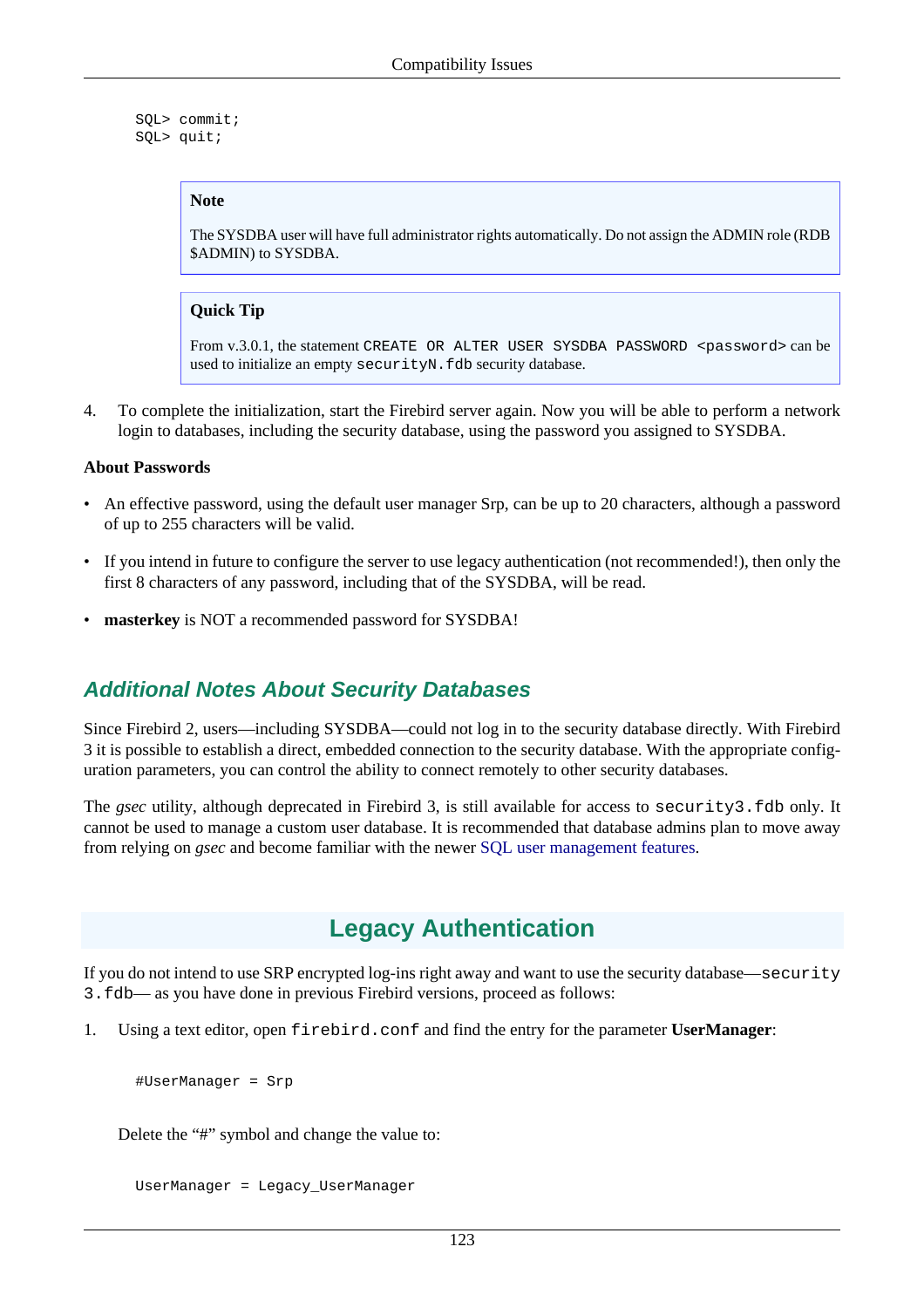```
SQL> commit;
SQL> quit;
```

> **Note**
>
> The SYSDBA user will have full administrator rights automatically. Do not assign the ADMIN role (RDB $ADMIN) to SYSDBA.

> **Quick Tip**
>
> From v.3.0.1, the statement `CREATE OR ALTER USER SYSDBA PASSWORD <password>` can be used to initialize an empty `securityN.fdb` security database.

4. To complete the initialization, start the Firebird server again. Now you will be able to perform a network login to databases, including the security database, using the password you assigned to SYSDBA.

**About Passwords**

- An effective password, using the default user manager Srp, can be up to 20 characters, although a password of up to 255 characters will be valid.
- If you intend in future to configure the server to use legacy authentication (not recommended!), then only the first 8 characters of any password, including that of the SYSDBA, will be read.
- **masterkey** is NOT a recommended password for SYSDBA!

### Additional Notes About Security Databases

Since Firebird 2, users—including SYSDBA—could not log in to the security database directly. With Firebird 3 it is possible to establish a direct, embedded connection to the security database. With the appropriate configuration parameters, you can control the ability to connect remotely to other security databases.

The *gsec* utility, although deprecated in Firebird 3, is still available for access to `security3.fdb` only. It cannot be used to manage a custom user database. It is recommended that database admins plan to move away from relying on *gsec* and become familiar with the newer SQL user management features.

## Legacy Authentication

If you do not intend to use SRP encrypted log-ins right away and want to use the security database—`security3.fdb`— as you have done in previous Firebird versions, proceed as follows:

1. Using a text editor, open `firebird.conf` and find the entry for the parameter **UserManager**:

   ```
   #UserManager = Srp
   ```

   Delete the “#” symbol and change the value to:

   ```
   UserManager = Legacy_UserManager
   ```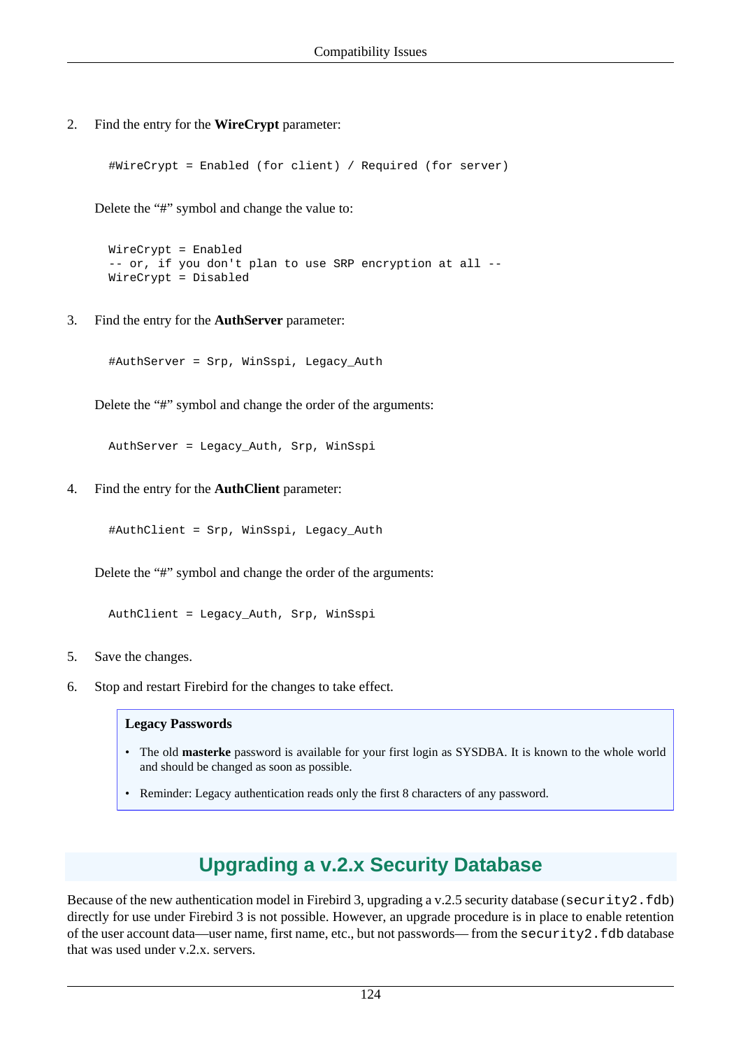2. Find the entry for the **WireCrypt** parameter:

   ```
   #WireCrypt = Enabled (for client) / Required (for server)
   ```

   Delete the "#" symbol and change the value to:

   ```
   WireCrypt = Enabled
   -- or, if you don't plan to use SRP encryption at all --
   WireCrypt = Disabled
   ```

3. Find the entry for the **AuthServer** parameter:

   ```
   #AuthServer = Srp, WinSspi, Legacy_Auth
   ```

   Delete the "#" symbol and change the order of the arguments:

   ```
   AuthServer = Legacy_Auth, Srp, WinSspi
   ```

4. Find the entry for the **AuthClient** parameter:

   ```
   #AuthClient = Srp, WinSspi, Legacy_Auth
   ```

   Delete the "#" symbol and change the order of the arguments:

   ```
   AuthClient = Legacy_Auth, Srp, WinSspi
   ```

5. Save the changes.

6. Stop and restart Firebird for the changes to take effect.

> **Legacy Passwords**
>
> - The old **masterke** password is available for your first login as SYSDBA. It is known to the whole world and should be changed as soon as possible.
> - Reminder: Legacy authentication reads only the first 8 characters of any password.

## Upgrading a v.2.x Security Database

Because of the new authentication model in Firebird 3, upgrading a v.2.5 security database (`security2.fdb`) directly for use under Firebird 3 is not possible. However, an upgrade procedure is in place to enable retention of the user account data—user name, first name, etc., but not passwords— from the `security2.fdb` database that was used under v.2.x. servers.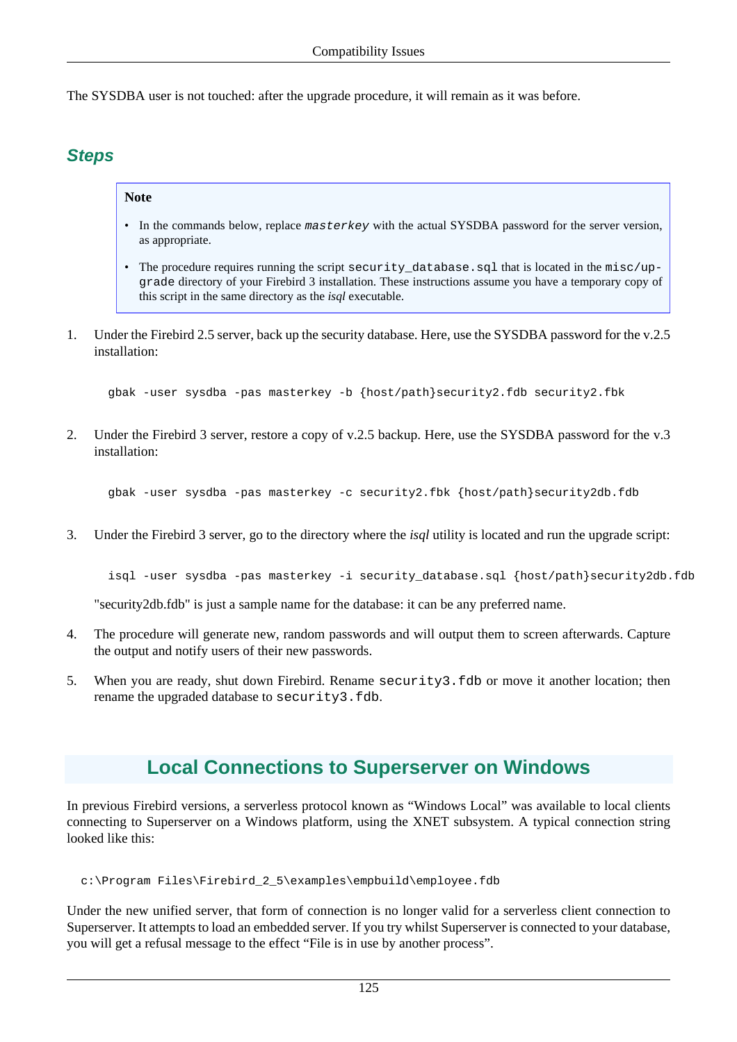The SYSDBA user is not touched: after the upgrade procedure, it will remain as it was before.

### Steps

> **Note**
>
> - In the commands below, replace *`masterkey`* with the actual SYSDBA password for the server version, as appropriate.
> - The procedure requires running the script `security_database.sql` that is located in the `misc/upgrade` directory of your Firebird 3 installation. These instructions assume you have a temporary copy of this script in the same directory as the *isql* executable.

1. Under the Firebird 2.5 server, back up the security database. Here, use the SYSDBA password for the v.2.5 installation:

   ```
   gbak -user sysdba -pas masterkey -b {host/path}security2.fdb security2.fbk
   ```

2. Under the Firebird 3 server, restore a copy of v.2.5 backup. Here, use the SYSDBA password for the v.3 installation:

   ```
   gbak -user sysdba -pas masterkey -c security2.fbk {host/path}security2db.fdb
   ```

3. Under the Firebird 3 server, go to the directory where the *isql* utility is located and run the upgrade script:

   ```
   isql -user sysdba -pas masterkey -i security_database.sql {host/path}security2db.fdb
   ```

   "security2db.fdb" is just a sample name for the database: it can be any preferred name.

4. The procedure will generate new, random passwords and will output them to screen afterwards. Capture the output and notify users of their new passwords.

5. When you are ready, shut down Firebird. Rename `security3.fdb` or move it another location; then rename the upgraded database to `security3.fdb`.

## Local Connections to Superserver on Windows

In previous Firebird versions, a serverless protocol known as “Windows Local” was available to local clients connecting to Superserver on a Windows platform, using the XNET subsystem. A typical connection string looked like this:

```
c:\Program Files\Firebird_2_5\examples\empbuild\employee.fdb
```

Under the new unified server, that form of connection is no longer valid for a serverless client connection to Superserver. It attempts to load an embedded server. If you try whilst Superserver is connected to your database, you will get a refusal message to the effect “File is in use by another process”.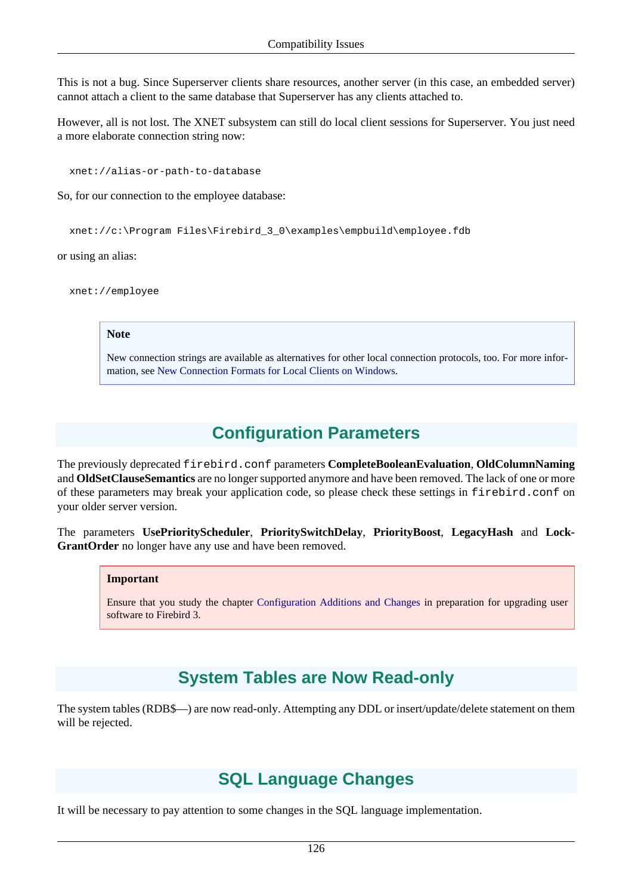This is not a bug. Since Superserver clients share resources, another server (in this case, an embedded server) cannot attach a client to the same database that Superserver has any clients attached to.

However, all is not lost. The XNET subsystem can still do local client sessions for Superserver. You just need a more elaborate connection string now:

```
xnet://alias-or-path-to-database
```

So, for our connection to the employee database:

```
xnet://c:\Program Files\Firebird_3_0\examples\empbuild\employee.fdb
```

or using an alias:

```
xnet://employee
```

> **Note**
>
> New connection strings are available as alternatives for other local connection protocols, too. For more information, see New Connection Formats for Local Clients on Windows.

## Configuration Parameters

The previously deprecated `firebird.conf` parameters **CompleteBooleanEvaluation**, **OldColumnNaming** and **OldSetClauseSemantics** are no longer supported anymore and have been removed. The lack of one or more of these parameters may break your application code, so please check these settings in `firebird.conf` on your older server version.

The parameters **UsePriorityScheduler**, **PrioritySwitchDelay**, **PriorityBoost**, **LegacyHash** and **LockGrantOrder** no longer have any use and have been removed.

> **Important**
>
> Ensure that you study the chapter Configuration Additions and Changes in preparation for upgrading user software to Firebird 3.

## System Tables are Now Read-only

The system tables (RDB$—) are now read-only. Attempting any DDL or insert/update/delete statement on them will be rejected.

## SQL Language Changes

It will be necessary to pay attention to some changes in the SQL language implementation.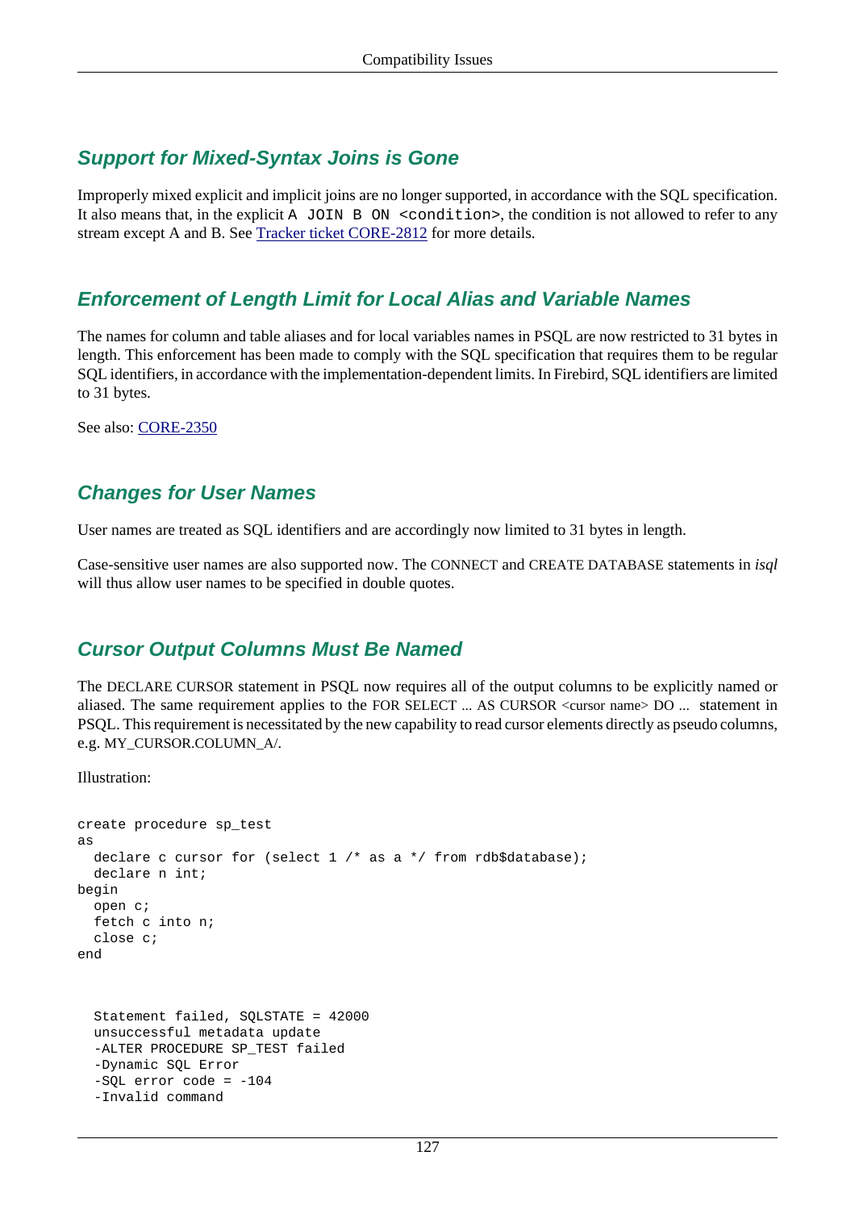### Support for Mixed-Syntax Joins is Gone

Improperly mixed explicit and implicit joins are no longer supported, in accordance with the SQL specification. It also means that, in the explicit `A JOIN B ON <condition>`, the condition is not allowed to refer to any stream except A and B. See [Tracker ticket CORE-2812]() for more details.

### Enforcement of Length Limit for Local Alias and Variable Names

The names for column and table aliases and for local variables names in PSQL are now restricted to 31 bytes in length. This enforcement has been made to comply with the SQL specification that requires them to be regular SQL identifiers, in accordance with the implementation-dependent limits. In Firebird, SQL identifiers are limited to 31 bytes.

See also: [CORE-2350]()

### Changes for User Names

User names are treated as SQL identifiers and are accordingly now limited to 31 bytes in length.

Case-sensitive user names are also supported now. The CONNECT and CREATE DATABASE statements in *isql* will thus allow user names to be specified in double quotes.

### Cursor Output Columns Must Be Named

The DECLARE CURSOR statement in PSQL now requires all of the output columns to be explicitly named or aliased. The same requirement applies to the FOR SELECT ... AS CURSOR <cursor name> DO ... statement in PSQL. This requirement is necessitated by the new capability to read cursor elements directly as pseudo columns, e.g. MY_CURSOR.COLUMN_A/.

Illustration:

```
create procedure sp_test
as
  declare c cursor for (select 1 /* as a */ from rdb$database);
  declare n int;
begin
  open c;
  fetch c into n;
  close c;
end
```

```
  Statement failed, SQLSTATE = 42000
  unsuccessful metadata update
  -ALTER PROCEDURE SP_TEST failed
  -Dynamic SQL Error
  -SQL error code = -104
  -Invalid command
```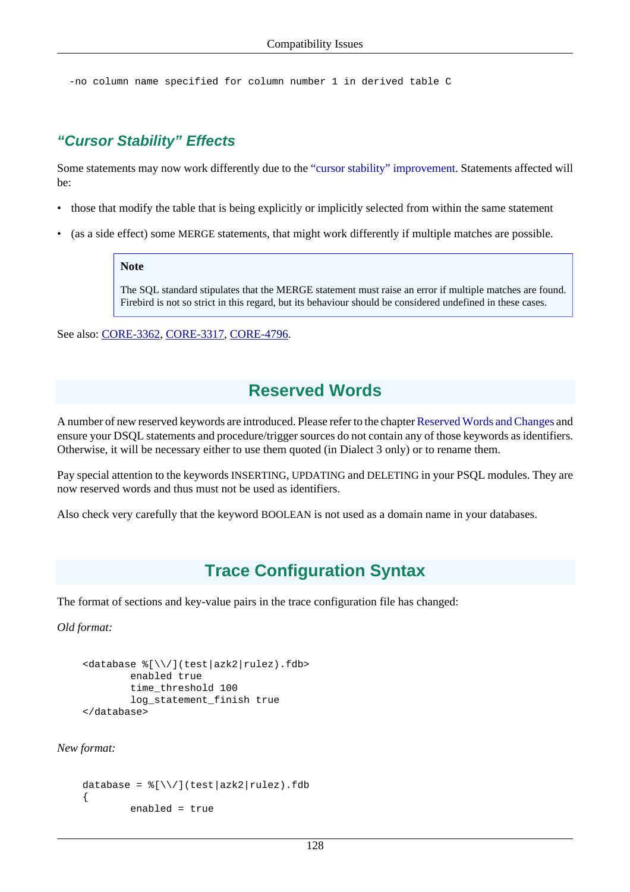```
-no column name specified for column number 1 in derived table C
```

### *"Cursor Stability" Effects*

Some statements may now work differently due to the "cursor stability" improvement. Statements affected will be:

- those that modify the table that is being explicitly or implicitly selected from within the same statement
- (as a side effect) some MERGE statements, that might work differently if multiple matches are possible.

> **Note**
>
> The SQL standard stipulates that the MERGE statement must raise an error if multiple matches are found. Firebird is not so strict in this regard, but its behaviour should be considered undefined in these cases.

See also: CORE-3362, CORE-3317, CORE-4796.

## Reserved Words

A number of new reserved keywords are introduced. Please refer to the chapter Reserved Words and Changes and ensure your DSQL statements and procedure/trigger sources do not contain any of those keywords as identifiers. Otherwise, it will be necessary either to use them quoted (in Dialect 3 only) or to rename them.

Pay special attention to the keywords INSERTING, UPDATING and DELETING in your PSQL modules. They are now reserved words and thus must not be used as identifiers.

Also check very carefully that the keyword BOOLEAN is not used as a domain name in your databases.

## Trace Configuration Syntax

The format of sections and key-value pairs in the trace configuration file has changed:

*Old format:*

```
<database %[\\/](test|azk2|rulez).fdb>
        enabled true
        time_threshold 100
        log_statement_finish true
</database>
```

*New format:*

```
database = %[\\/](test|azk2|rulez).fdb
{
        enabled = true
```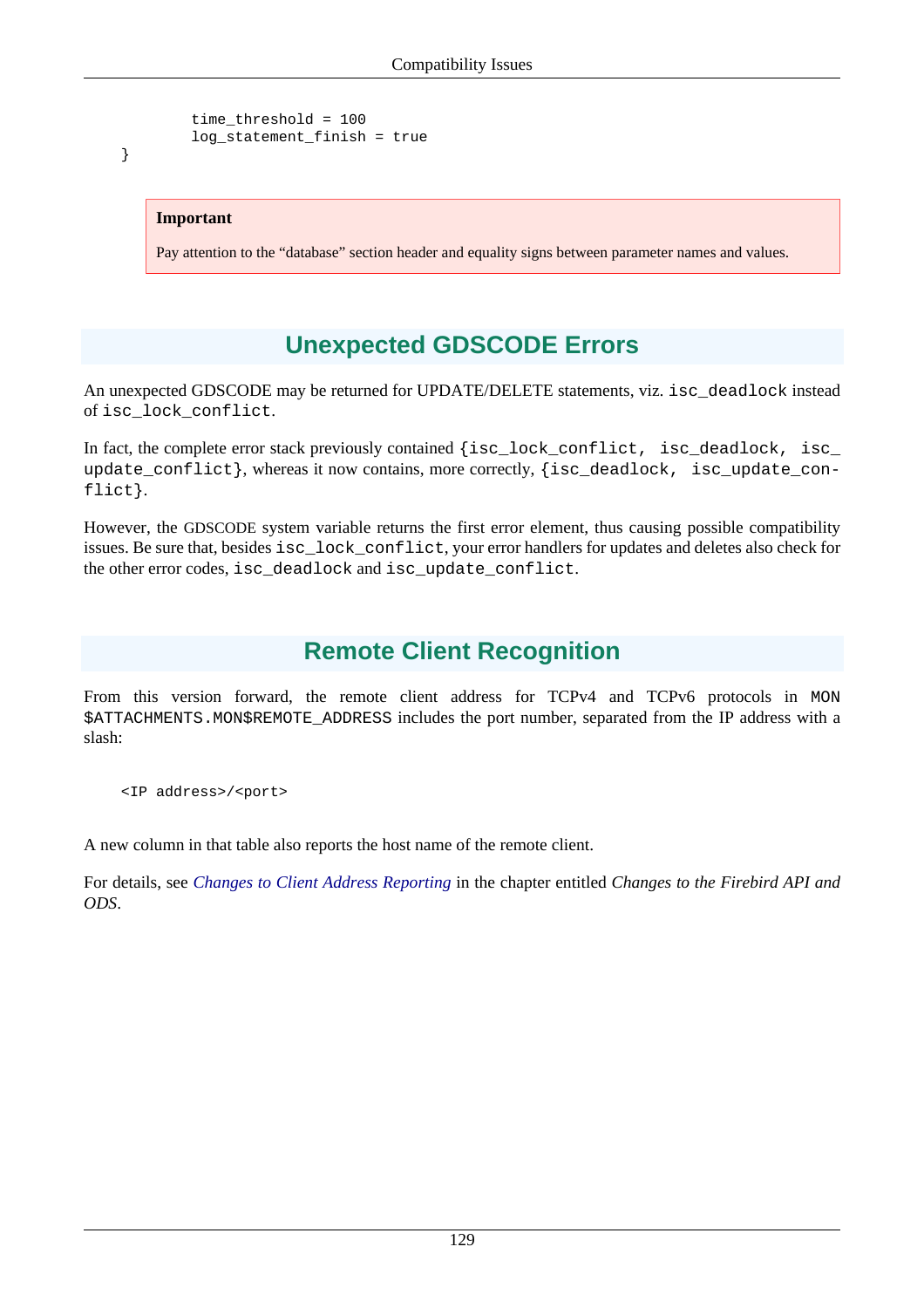```
        time_threshold = 100
        log_statement_finish = true
}
```

> **Important**
>
> Pay attention to the “database” section header and equality signs between parameter names and values.

## Unexpected GDSCODE Errors

An unexpected GDSCODE may be returned for UPDATE/DELETE statements, viz. `isc_deadlock` instead of `isc_lock_conflict`.

In fact, the complete error stack previously contained `{isc_lock_conflict, isc_deadlock, isc_update_conflict}`, whereas it now contains, more correctly, `{isc_deadlock, isc_update_conflict}`.

However, the GDSCODE system variable returns the first error element, thus causing possible compatibility issues. Be sure that, besides `isc_lock_conflict`, your error handlers for updates and deletes also check for the other error codes, `isc_deadlock` and `isc_update_conflict`.

## Remote Client Recognition

From this version forward, the remote client address for TCPv4 and TCPv6 protocols in `MON$ATTACHMENTS.MON$REMOTE_ADDRESS` includes the port number, separated from the IP address with a slash:

```
<IP address>/<port>
```

A new column in that table also reports the host name of the remote client.

For details, see *Changes to Client Address Reporting* in the chapter entitled *Changes to the Firebird API and ODS*.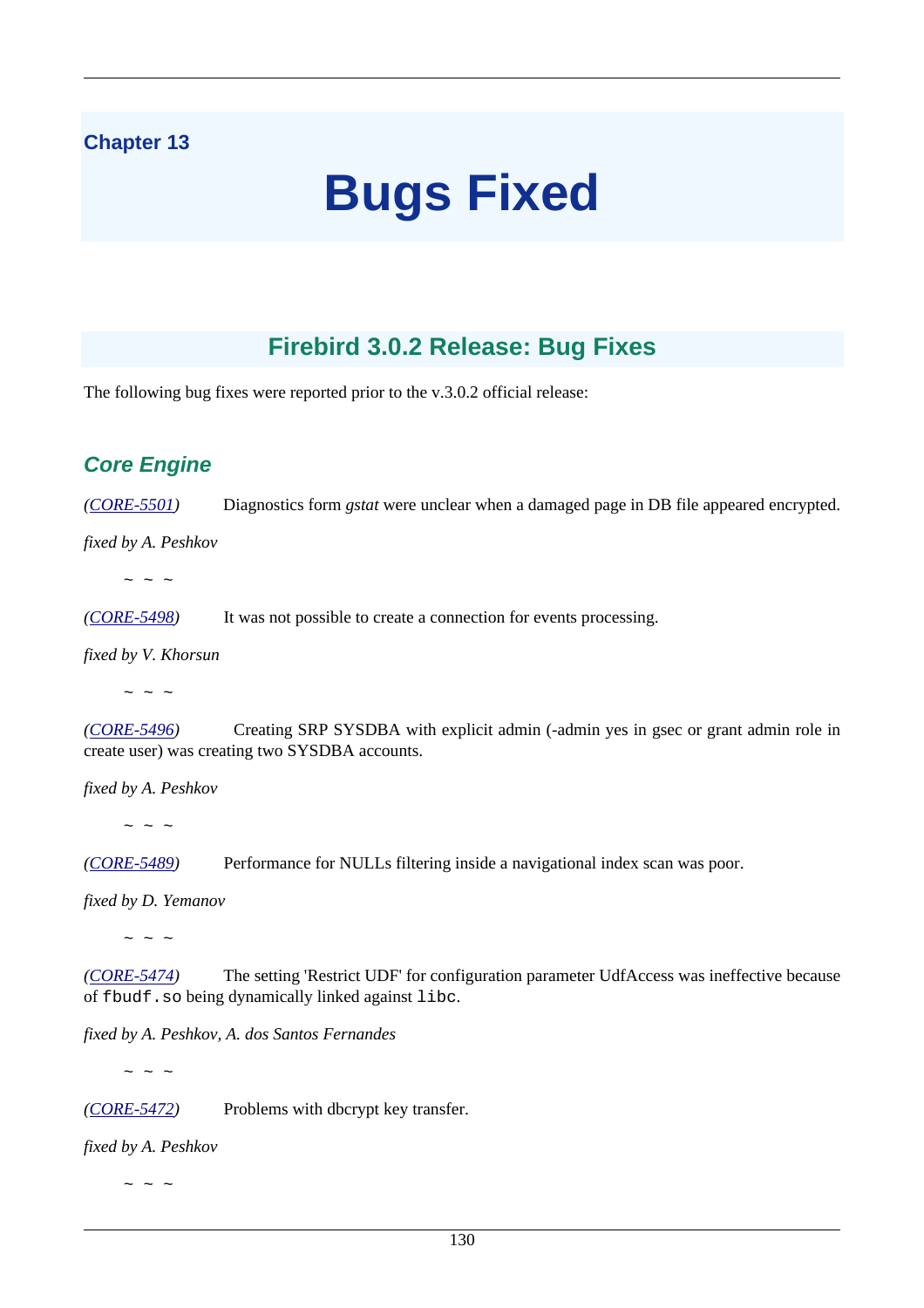Chapter 13

# Bugs Fixed

## Firebird 3.0.2 Release: Bug Fixes

The following bug fixes were reported prior to the v.3.0.2 official release:

### Core Engine

*(CORE-5501)* Diagnostics form *gstat* were unclear when a damaged page in DB file appeared encrypted.

*fixed by A. Peshkov*

~ ~ ~

*(CORE-5498)* It was not possible to create a connection for events processing.

*fixed by V. Khorsun*

~ ~ ~

*(CORE-5496)* Creating SRP SYSDBA with explicit admin (-admin yes in gsec or grant admin role in create user) was creating two SYSDBA accounts.

*fixed by A. Peshkov*

~ ~ ~

*(CORE-5489)* Performance for NULLs filtering inside a navigational index scan was poor.

*fixed by D. Yemanov*

~ ~ ~

*(CORE-5474)* The setting 'Restrict UDF' for configuration parameter UdfAccess was ineffective because of `fbudf.so` being dynamically linked against `libc`.

*fixed by A. Peshkov, A. dos Santos Fernandes*

~ ~ ~

*(CORE-5472)* Problems with dbcrypt key transfer.

*fixed by A. Peshkov*

~ ~ ~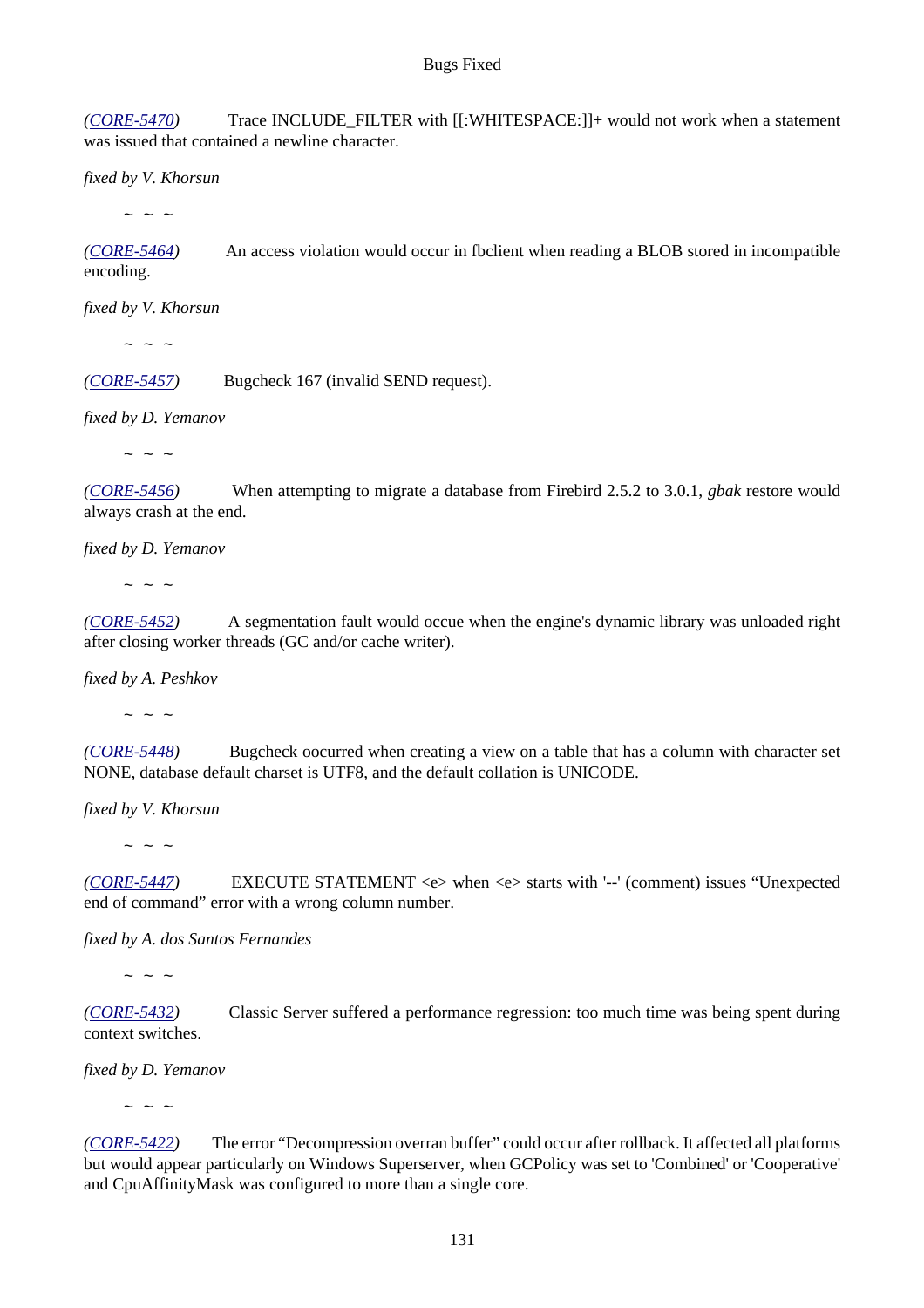*([CORE-5470](http://tracker.firebirdsql.org/browse/CORE-5470))* Trace INCLUDE_FILTER with [[:WHITESPACE:]]+ would not work when a statement was issued that contained a newline character.

*fixed by V. Khorsun*

~ ~ ~

*([CORE-5464](http://tracker.firebirdsql.org/browse/CORE-5464))* An access violation would occur in fbclient when reading a BLOB stored in incompatible encoding.

*fixed by V. Khorsun*

~ ~ ~

*([CORE-5457](http://tracker.firebirdsql.org/browse/CORE-5457))* Bugcheck 167 (invalid SEND request).

*fixed by D. Yemanov*

~ ~ ~

*([CORE-5456](http://tracker.firebirdsql.org/browse/CORE-5456))* When attempting to migrate a database from Firebird 2.5.2 to 3.0.1, *gbak* restore would always crash at the end.

*fixed by D. Yemanov*

~ ~ ~

*([CORE-5452](http://tracker.firebirdsql.org/browse/CORE-5452))* A segmentation fault would occue when the engine's dynamic library was unloaded right after closing worker threads (GC and/or cache writer).

*fixed by A. Peshkov*

~ ~ ~

*([CORE-5448](http://tracker.firebirdsql.org/browse/CORE-5448))* Bugcheck oocurred when creating a view on a table that has a column with character set NONE, database default charset is UTF8, and the default collation is UNICODE.

*fixed by V. Khorsun*

~ ~ ~

*([CORE-5447](http://tracker.firebirdsql.org/browse/CORE-5447))* EXECUTE STATEMENT <e> when <e> starts with '--' (comment) issues "Unexpected end of command" error with a wrong column number.

*fixed by A. dos Santos Fernandes*

~ ~ ~

*([CORE-5432](http://tracker.firebirdsql.org/browse/CORE-5432))* Classic Server suffered a performance regression: too much time was being spent during context switches.

*fixed by D. Yemanov*

~ ~ ~

*([CORE-5422](http://tracker.firebirdsql.org/browse/CORE-5422))* The error "Decompression overran buffer" could occur after rollback. It affected all platforms but would appear particularly on Windows Superserver, when GCPolicy was set to 'Combined' or 'Cooperative' and CpuAffinityMask was configured to more than a single core.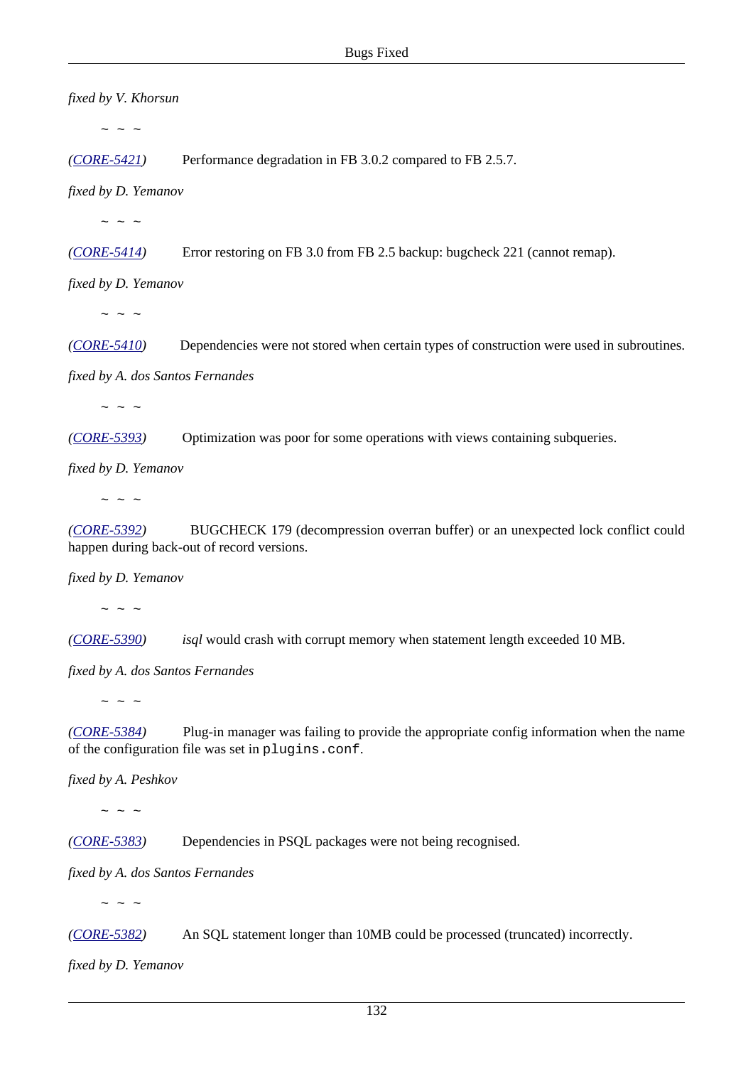*fixed by V. Khorsun*

~ ~ ~

*([CORE-5421](CORE-5421))* Performance degradation in FB 3.0.2 compared to FB 2.5.7.

*fixed by D. Yemanov*

~ ~ ~

*([CORE-5414](CORE-5414))* Error restoring on FB 3.0 from FB 2.5 backup: bugcheck 221 (cannot remap).

*fixed by D. Yemanov*

~ ~ ~

*([CORE-5410](CORE-5410))* Dependencies were not stored when certain types of construction were used in subroutines.

*fixed by A. dos Santos Fernandes*

~ ~ ~

*([CORE-5393](CORE-5393))* Optimization was poor for some operations with views containing subqueries.

*fixed by D. Yemanov*

~ ~ ~

*([CORE-5392](CORE-5392))* BUGCHECK 179 (decompression overran buffer) or an unexpected lock conflict could happen during back-out of record versions.

*fixed by D. Yemanov*

~ ~ ~

*([CORE-5390](CORE-5390))* *isql* would crash with corrupt memory when statement length exceeded 10 MB.

*fixed by A. dos Santos Fernandes*

~ ~ ~

*([CORE-5384](CORE-5384))* Plug-in manager was failing to provide the appropriate config information when the name of the configuration file was set in `plugins.conf`.

*fixed by A. Peshkov*

~ ~ ~

*([CORE-5383](CORE-5383))* Dependencies in PSQL packages were not being recognised.

*fixed by A. dos Santos Fernandes*

~ ~ ~

*([CORE-5382](CORE-5382))* An SQL statement longer than 10MB could be processed (truncated) incorrectly.

*fixed by D. Yemanov*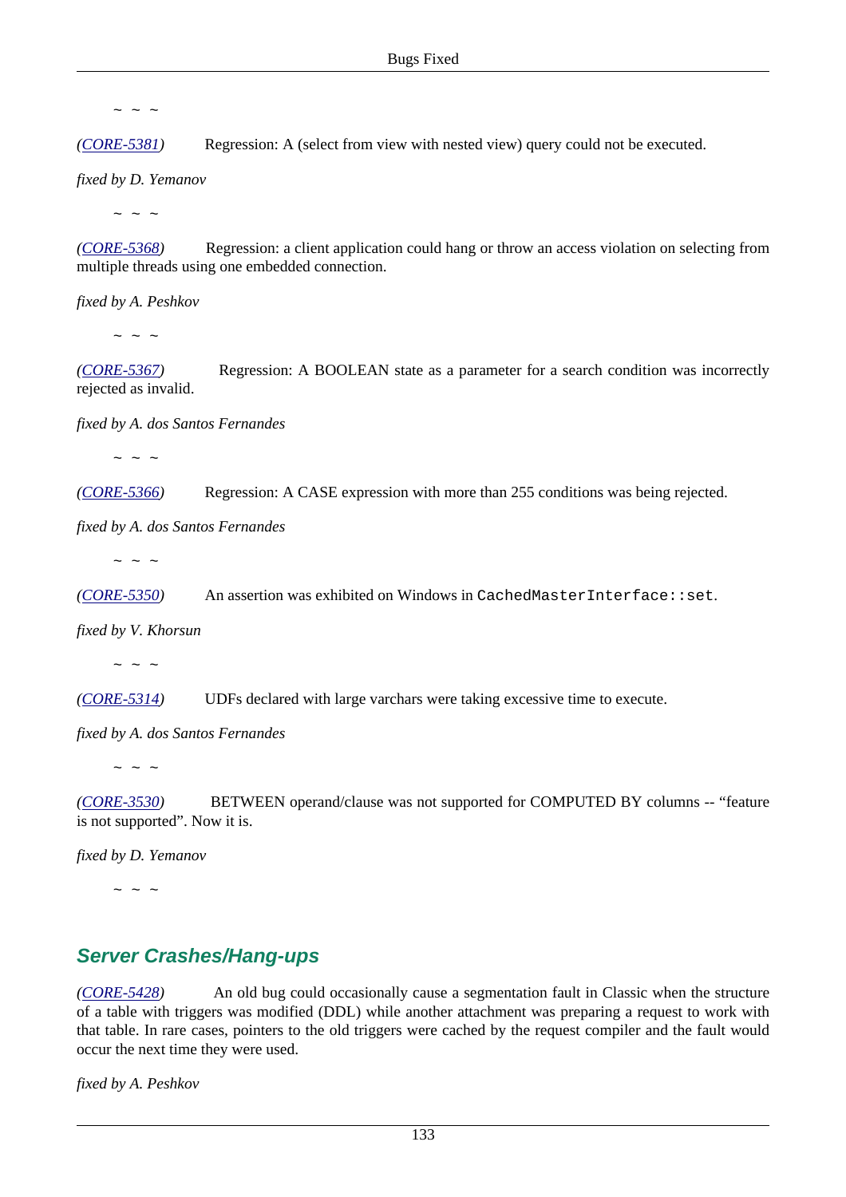~ ~ ~

*([CORE-5381](CORE-5381))* Regression: A (select from view with nested view) query could not be executed.

*fixed by D. Yemanov*

~ ~ ~

*([CORE-5368](CORE-5368))* Regression: a client application could hang or throw an access violation on selecting from multiple threads using one embedded connection.

*fixed by A. Peshkov*

~ ~ ~

*([CORE-5367](CORE-5367))* Regression: A BOOLEAN state as a parameter for a search condition was incorrectly rejected as invalid.

*fixed by A. dos Santos Fernandes*

~ ~ ~

*([CORE-5366](CORE-5366))* Regression: A CASE expression with more than 255 conditions was being rejected.

*fixed by A. dos Santos Fernandes*

~ ~ ~

*([CORE-5350](CORE-5350))* An assertion was exhibited on Windows in `CachedMasterInterface::set`.

*fixed by V. Khorsun*

~ ~ ~

*([CORE-5314](CORE-5314))* UDFs declared with large varchars were taking excessive time to execute.

*fixed by A. dos Santos Fernandes*

~ ~ ~

*([CORE-3530](CORE-3530))* BETWEEN operand/clause was not supported for COMPUTED BY columns -- “feature is not supported”. Now it is.

*fixed by D. Yemanov*

~ ~ ~

## Server Crashes/Hang-ups

*([CORE-5428](CORE-5428))* An old bug could occasionally cause a segmentation fault in Classic when the structure of a table with triggers was modified (DDL) while another attachment was preparing a request to work with that table. In rare cases, pointers to the old triggers were cached by the request compiler and the fault would occur the next time they were used.

*fixed by A. Peshkov*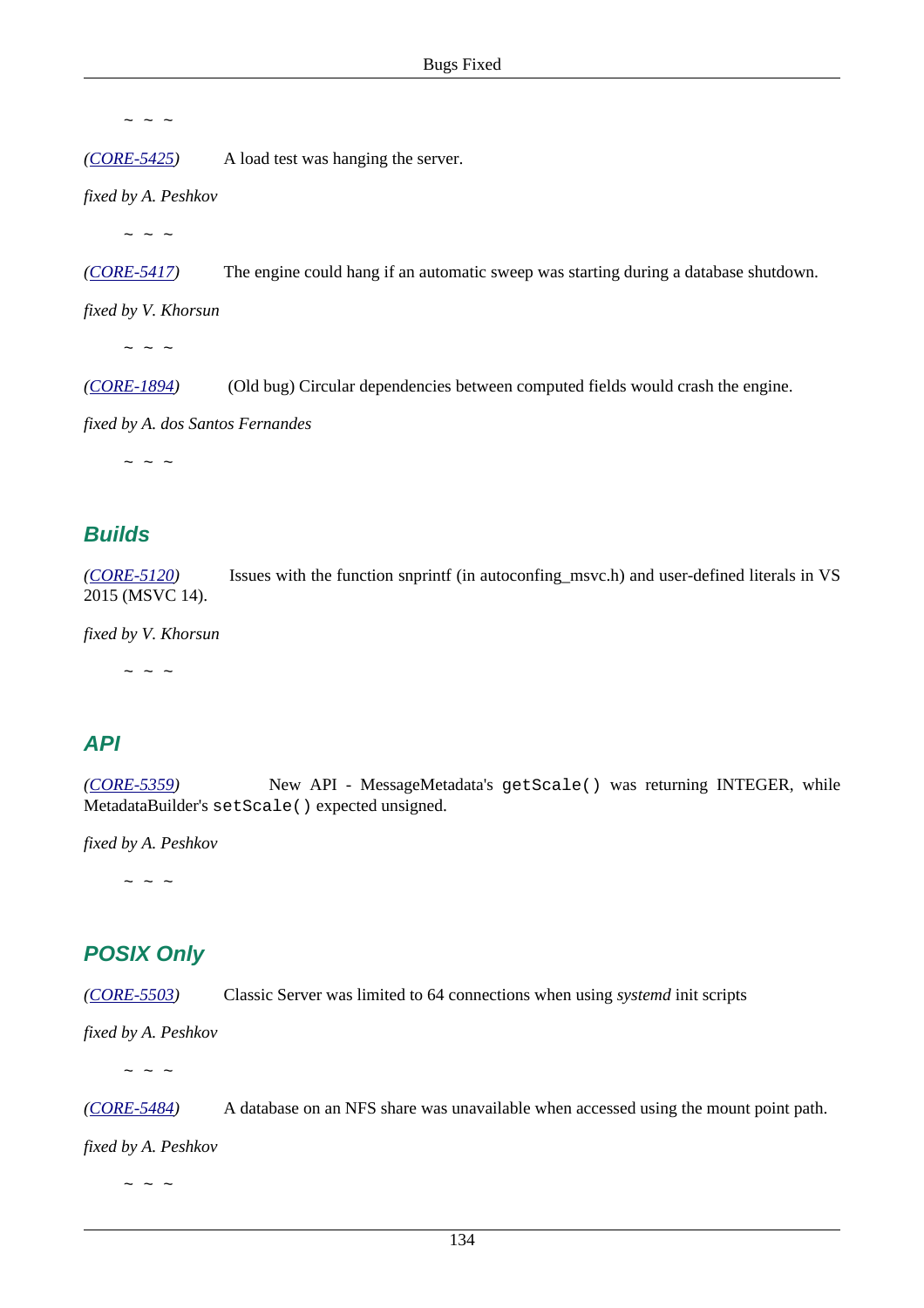~ ~ ~

*(CORE-5425)* A load test was hanging the server.

*fixed by A. Peshkov*

~ ~ ~

*(CORE-5417)* The engine could hang if an automatic sweep was starting during a database shutdown.

*fixed by V. Khorsun*

~ ~ ~

*(CORE-1894)* (Old bug) Circular dependencies between computed fields would crash the engine.

*fixed by A. dos Santos Fernandes*

~ ~ ~

## Builds

*(CORE-5120)* Issues with the function snprintf (in autoconfing_msvc.h) and user-defined literals in VS 2015 (MSVC 14).

*fixed by V. Khorsun*

~ ~ ~

## API

*(CORE-5359)* New API - MessageMetadata's `getScale()` was returning INTEGER, while MetadataBuilder's `setScale()` expected unsigned.

*fixed by A. Peshkov*

~ ~ ~

## POSIX Only

*(CORE-5503)* Classic Server was limited to 64 connections when using *systemd* init scripts

*fixed by A. Peshkov*

~ ~ ~

*(CORE-5484)* A database on an NFS share was unavailable when accessed using the mount point path.

*fixed by A. Peshkov*

~ ~ ~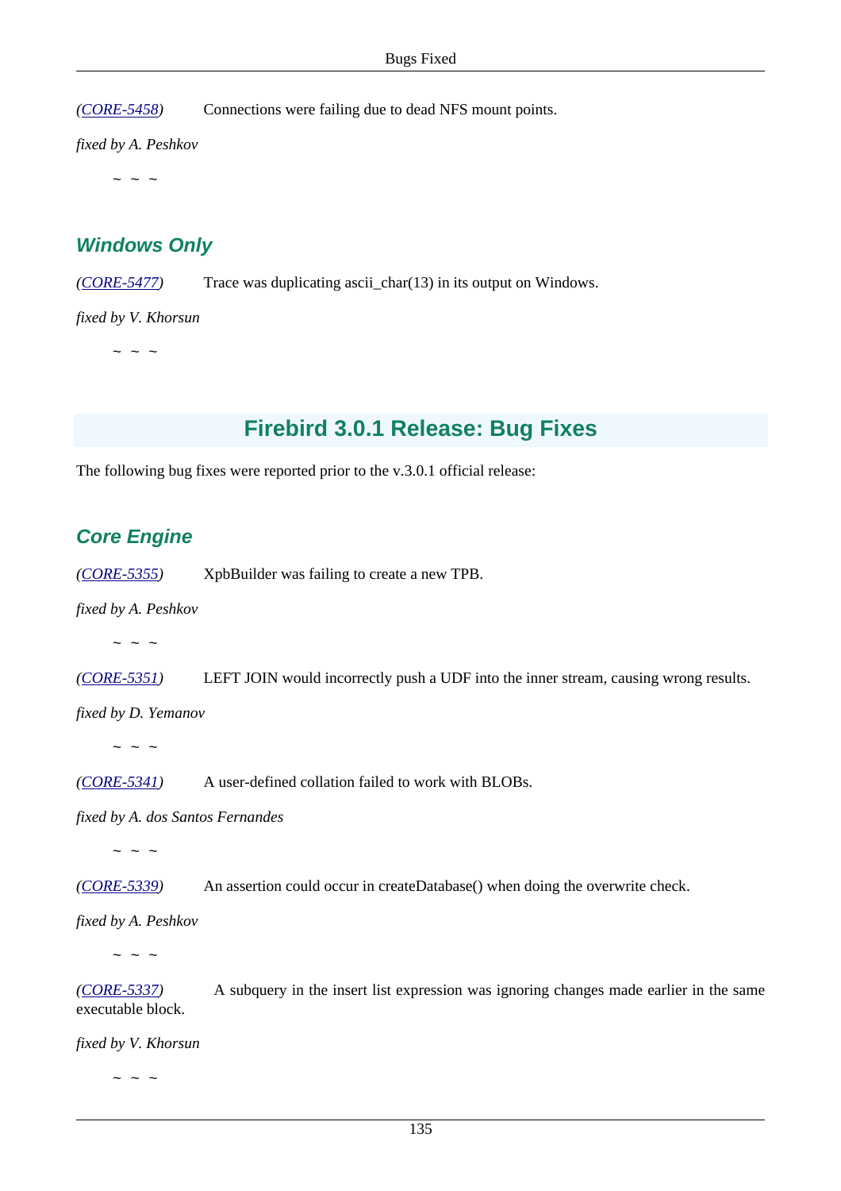*(CORE-5458)* Connections were failing due to dead NFS mount points.

*fixed by A. Peshkov*

~ ~ ~

### Windows Only

*(CORE-5477)* Trace was duplicating ascii_char(13) in its output on Windows.

*fixed by V. Khorsun*

~ ~ ~

## Firebird 3.0.1 Release: Bug Fixes

The following bug fixes were reported prior to the v.3.0.1 official release:

### Core Engine

*(CORE-5355)* XpbBuilder was failing to create a new TPB.

*fixed by A. Peshkov*

~ ~ ~

*(CORE-5351)* LEFT JOIN would incorrectly push a UDF into the inner stream, causing wrong results.

*fixed by D. Yemanov*

~ ~ ~

*(CORE-5341)* A user-defined collation failed to work with BLOBs.

*fixed by A. dos Santos Fernandes*

~ ~ ~

*(CORE-5339)* An assertion could occur in createDatabase() when doing the overwrite check.

*fixed by A. Peshkov*

~ ~ ~

*(CORE-5337)* A subquery in the insert list expression was ignoring changes made earlier in the same executable block.

*fixed by V. Khorsun*

~ ~ ~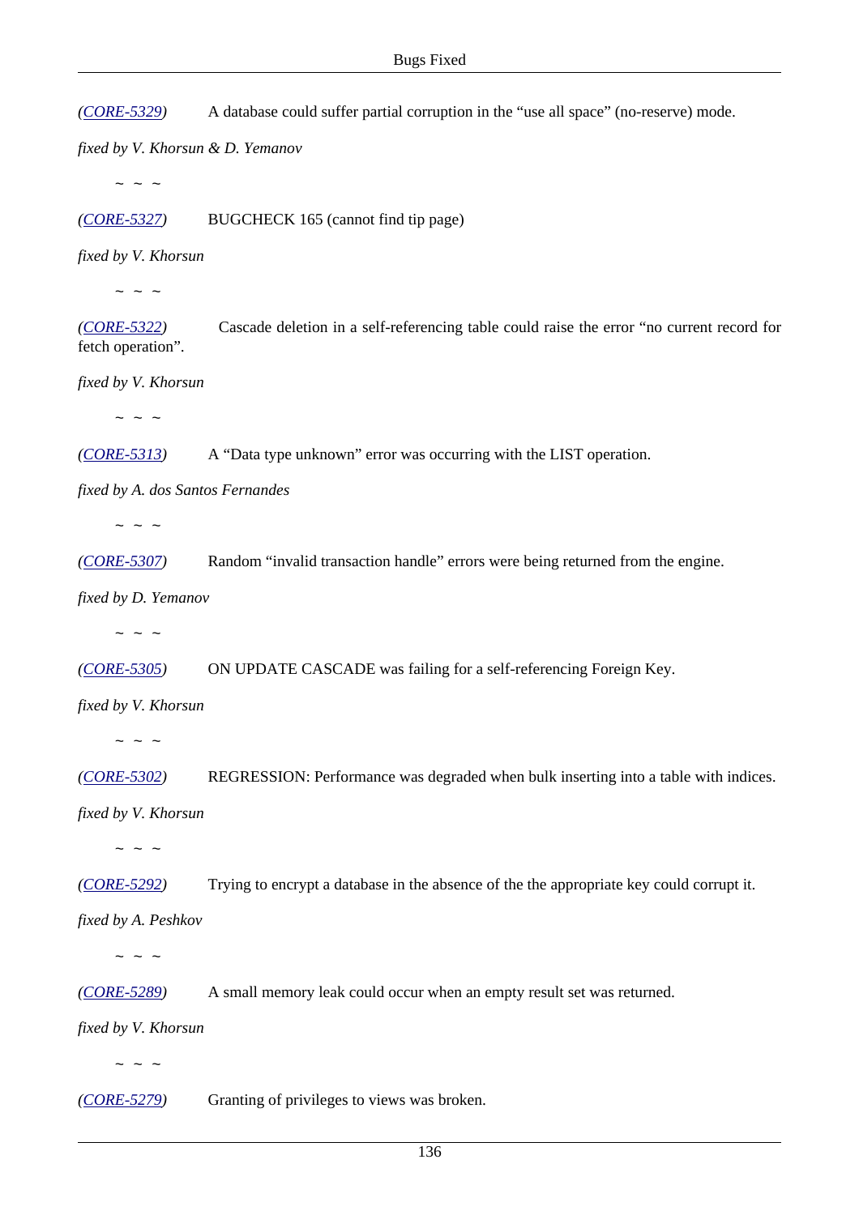*(CORE-5329)* A database could suffer partial corruption in the “use all space” (no-reserve) mode.

*fixed by V. Khorsun & D. Yemanov*

~ ~ ~

*(CORE-5327)* BUGCHECK 165 (cannot find tip page)

*fixed by V. Khorsun*

~ ~ ~

*(CORE-5322)* Cascade deletion in a self-referencing table could raise the error “no current record for fetch operation”.

*fixed by V. Khorsun*

~ ~ ~

*(CORE-5313)* A “Data type unknown” error was occurring with the LIST operation.

*fixed by A. dos Santos Fernandes*

~ ~ ~

*(CORE-5307)* Random “invalid transaction handle” errors were being returned from the engine.

*fixed by D. Yemanov*

~ ~ ~

*(CORE-5305)* ON UPDATE CASCADE was failing for a self-referencing Foreign Key.

*fixed by V. Khorsun*

~ ~ ~

*(CORE-5302)* REGRESSION: Performance was degraded when bulk inserting into a table with indices.

*fixed by V. Khorsun*

~ ~ ~

*(CORE-5292)* Trying to encrypt a database in the absence of the the appropriate key could corrupt it.

*fixed by A. Peshkov*

~ ~ ~

*(CORE-5289)* A small memory leak could occur when an empty result set was returned.

*fixed by V. Khorsun*

~ ~ ~

*(CORE-5279)* Granting of privileges to views was broken.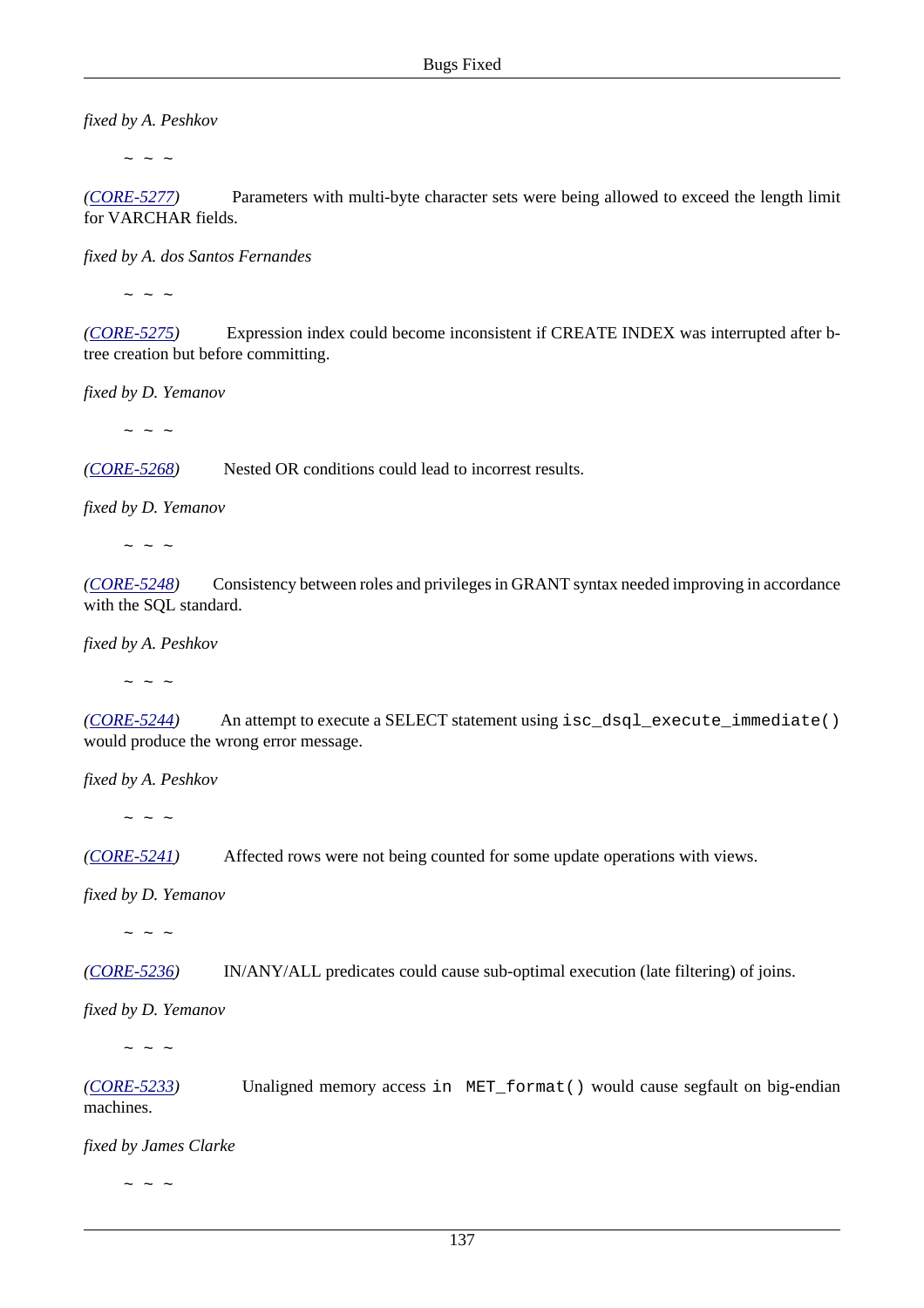*fixed by A. Peshkov*

~ ~ ~

*(CORE-5277)* Parameters with multi-byte character sets were being allowed to exceed the length limit for VARCHAR fields.

*fixed by A. dos Santos Fernandes*

~ ~ ~

*(CORE-5275)* Expression index could become inconsistent if CREATE INDEX was interrupted after b-tree creation but before committing.

*fixed by D. Yemanov*

~ ~ ~

*(CORE-5268)* Nested OR conditions could lead to incorrest results.

*fixed by D. Yemanov*

~ ~ ~

*(CORE-5248)* Consistency between roles and privileges in GRANT syntax needed improving in accordance with the SQL standard.

*fixed by A. Peshkov*

~ ~ ~

*(CORE-5244)* An attempt to execute a SELECT statement using `isc_dsql_execute_immediate()` would produce the wrong error message.

*fixed by A. Peshkov*

~ ~ ~

*(CORE-5241)* Affected rows were not being counted for some update operations with views.

*fixed by D. Yemanov*

~ ~ ~

*(CORE-5236)* IN/ANY/ALL predicates could cause sub-optimal execution (late filtering) of joins.

*fixed by D. Yemanov*

~ ~ ~

*(CORE-5233)* Unaligned memory access `in MET_format()` would cause segfault on big-endian machines.

*fixed by James Clarke*

~ ~ ~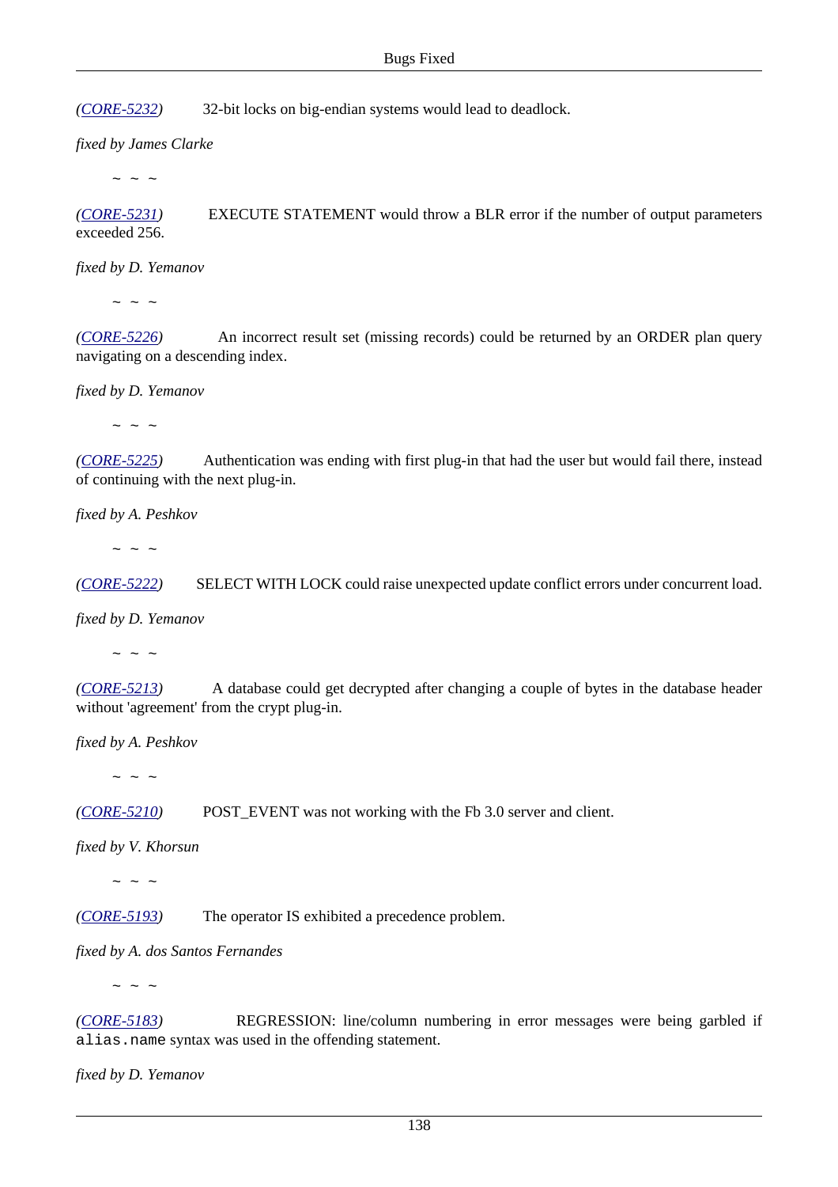*([CORE-5232](#))* 32-bit locks on big-endian systems would lead to deadlock.

*fixed by James Clarke*

~ ~ ~

*([CORE-5231](#))* EXECUTE STATEMENT would throw a BLR error if the number of output parameters exceeded 256.

*fixed by D. Yemanov*

~ ~ ~

*([CORE-5226](#))* An incorrect result set (missing records) could be returned by an ORDER plan query navigating on a descending index.

*fixed by D. Yemanov*

~ ~ ~

*([CORE-5225](#))* Authentication was ending with first plug-in that had the user but would fail there, instead of continuing with the next plug-in.

*fixed by A. Peshkov*

~ ~ ~

*([CORE-5222](#))* SELECT WITH LOCK could raise unexpected update conflict errors under concurrent load.

*fixed by D. Yemanov*

~ ~ ~

*([CORE-5213](#))* A database could get decrypted after changing a couple of bytes in the database header without 'agreement' from the crypt plug-in.

*fixed by A. Peshkov*

~ ~ ~

*([CORE-5210](#))* POST_EVENT was not working with the Fb 3.0 server and client.

*fixed by V. Khorsun*

~ ~ ~

*([CORE-5193](#))* The operator IS exhibited a precedence problem.

*fixed by A. dos Santos Fernandes*

~ ~ ~

*([CORE-5183](#))* REGRESSION: line/column numbering in error messages were being garbled if `alias.name` syntax was used in the offending statement.

*fixed by D. Yemanov*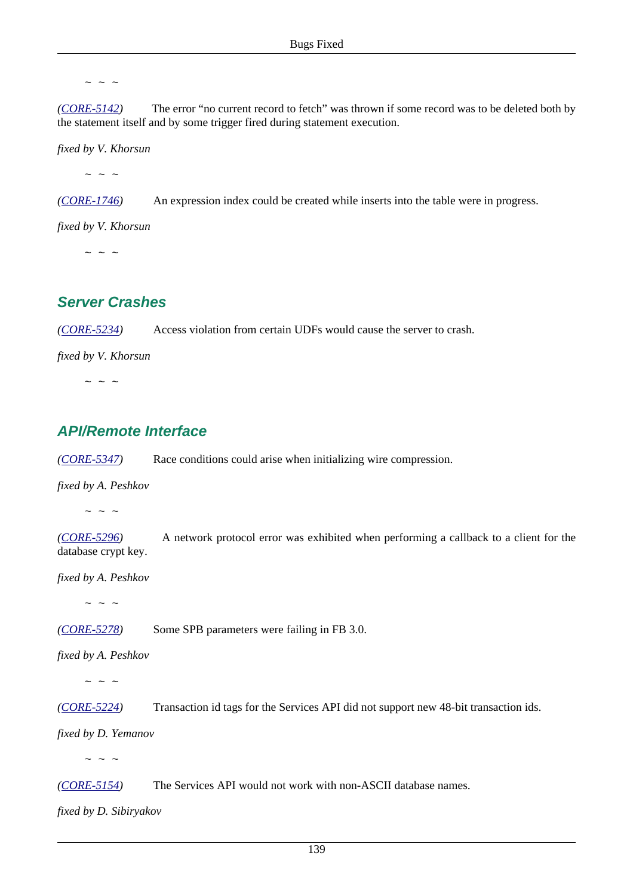~ ~ ~

*(CORE-5142)* The error “no current record to fetch” was thrown if some record was to be deleted both by the statement itself and by some trigger fired during statement execution.

*fixed by V. Khorsun*

~ ~ ~

*(CORE-1746)* An expression index could be created while inserts into the table were in progress.

*fixed by V. Khorsun*

~ ~ ~

## Server Crashes

*(CORE-5234)* Access violation from certain UDFs would cause the server to crash.

*fixed by V. Khorsun*

~ ~ ~

## API/Remote Interface

*(CORE-5347)* Race conditions could arise when initializing wire compression.

*fixed by A. Peshkov*

~ ~ ~

*(CORE-5296)* A network protocol error was exhibited when performing a callback to a client for the database crypt key.

*fixed by A. Peshkov*

~ ~ ~

*(CORE-5278)* Some SPB parameters were failing in FB 3.0.

*fixed by A. Peshkov*

~ ~ ~

*(CORE-5224)* Transaction id tags for the Services API did not support new 48-bit transaction ids.

*fixed by D. Yemanov*

~ ~ ~

*(CORE-5154)* The Services API would not work with non-ASCII database names.

*fixed by D. Sibiryakov*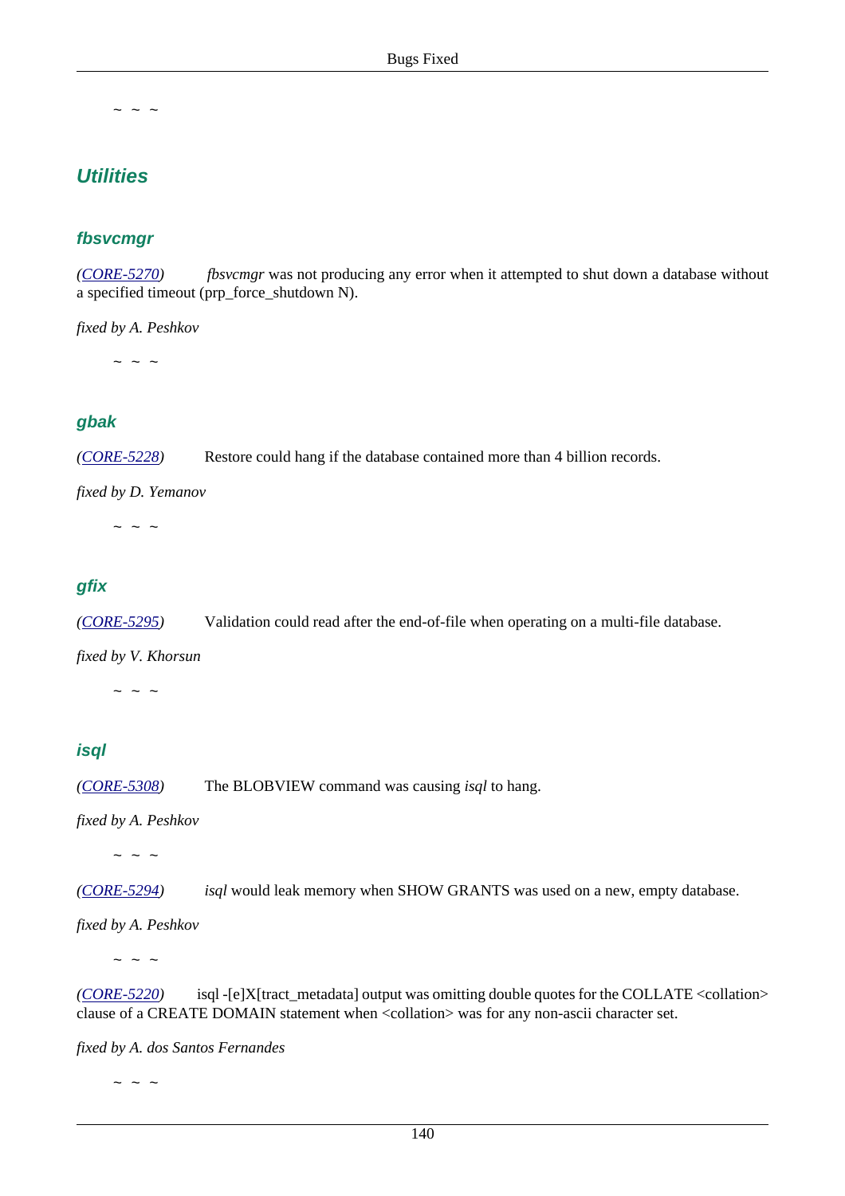~ ~ ~

## Utilities

### fbsvcmgr

*(CORE-5270)* *fbsvcmgr* was not producing any error when it attempted to shut down a database without a specified timeout (prp_force_shutdown N).

*fixed by A. Peshkov*

~ ~ ~

### gbak

*(CORE-5228)* Restore could hang if the database contained more than 4 billion records.

*fixed by D. Yemanov*

~ ~ ~

### gfix

*(CORE-5295)* Validation could read after the end-of-file when operating on a multi-file database.

*fixed by V. Khorsun*

~ ~ ~

### isql

*(CORE-5308)* The BLOBVIEW command was causing *isql* to hang.

*fixed by A. Peshkov*

~ ~ ~

*(CORE-5294)* *isql* would leak memory when SHOW GRANTS was used on a new, empty database.

*fixed by A. Peshkov*

~ ~ ~

*(CORE-5220)* isql -[e]X[tract_metadata] output was omitting double quotes for the COLLATE <collation> clause of a CREATE DOMAIN statement when <collation> was for any non-ascii character set.

*fixed by A. dos Santos Fernandes*

~ ~ ~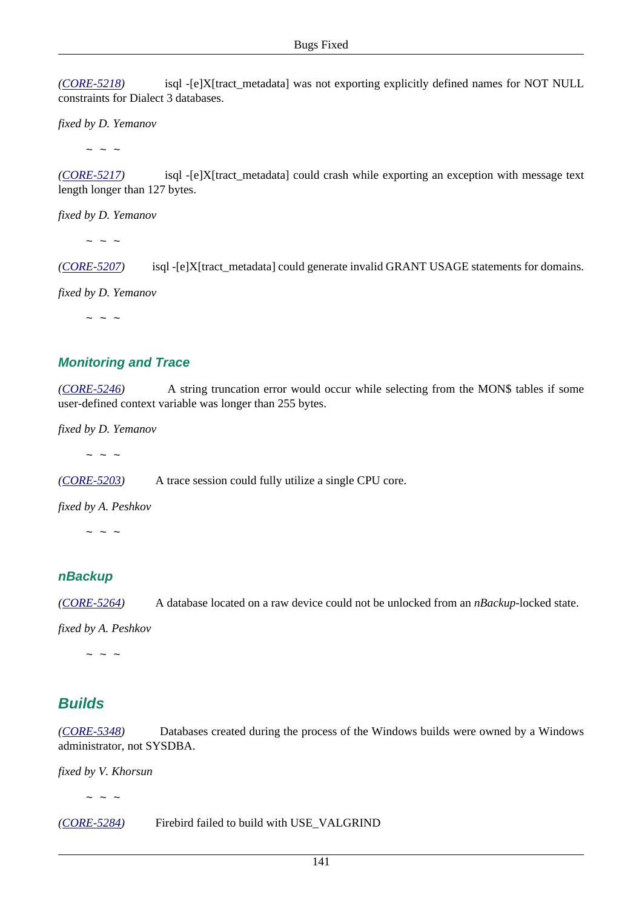(*CORE-5218*) isql -[e]X[tract_metadata] was not exporting explicitly defined names for NOT NULL constraints for Dialect 3 databases.

*fixed by D. Yemanov*

~ ~ ~

(*CORE-5217*) isql -[e]X[tract_metadata] could crash while exporting an exception with message text length longer than 127 bytes.

*fixed by D. Yemanov*

~ ~ ~

(*CORE-5207*) isql -[e]X[tract_metadata] could generate invalid GRANT USAGE statements for domains.

*fixed by D. Yemanov*

~ ~ ~

### Monitoring and Trace

(*CORE-5246*) A string truncation error would occur while selecting from the MON$ tables if some user-defined context variable was longer than 255 bytes.

*fixed by D. Yemanov*

~ ~ ~

(*CORE-5203*) A trace session could fully utilize a single CPU core.

*fixed by A. Peshkov*

~ ~ ~

### nBackup

(*CORE-5264*) A database located on a raw device could not be unlocked from an *nBackup*-locked state.

*fixed by A. Peshkov*

~ ~ ~

## Builds

(*CORE-5348*) Databases created during the process of the Windows builds were owned by a Windows administrator, not SYSDBA.

*fixed by V. Khorsun*

~ ~ ~

(*CORE-5284*) Firebird failed to build with USE_VALGRIND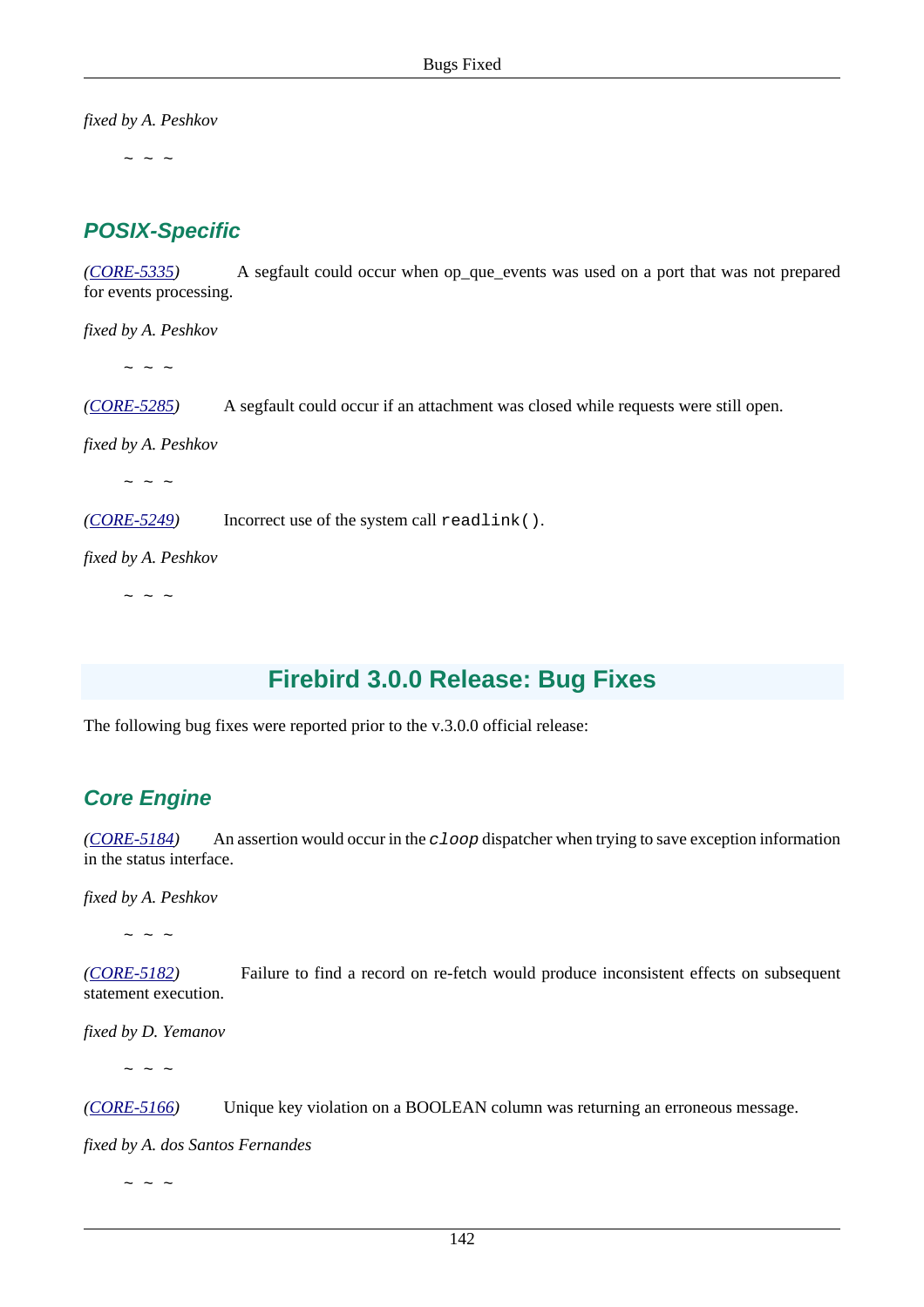*fixed by A. Peshkov*

~ ~ ~

### POSIX-Specific

*(CORE-5335)* A segfault could occur when op_que_events was used on a port that was not prepared for events processing.

*fixed by A. Peshkov*

~ ~ ~

*(CORE-5285)* A segfault could occur if an attachment was closed while requests were still open.

*fixed by A. Peshkov*

~ ~ ~

*(CORE-5249)* Incorrect use of the system call `readlink()`.

*fixed by A. Peshkov*

~ ~ ~

## Firebird 3.0.0 Release: Bug Fixes

The following bug fixes were reported prior to the v.3.0.0 official release:

### Core Engine

*(CORE-5184)* An assertion would occur in the `cloop` dispatcher when trying to save exception information in the status interface.

*fixed by A. Peshkov*

~ ~ ~

*(CORE-5182)* Failure to find a record on re-fetch would produce inconsistent effects on subsequent statement execution.

*fixed by D. Yemanov*

~ ~ ~

*(CORE-5166)* Unique key violation on a BOOLEAN column was returning an erroneous message.

*fixed by A. dos Santos Fernandes*

~ ~ ~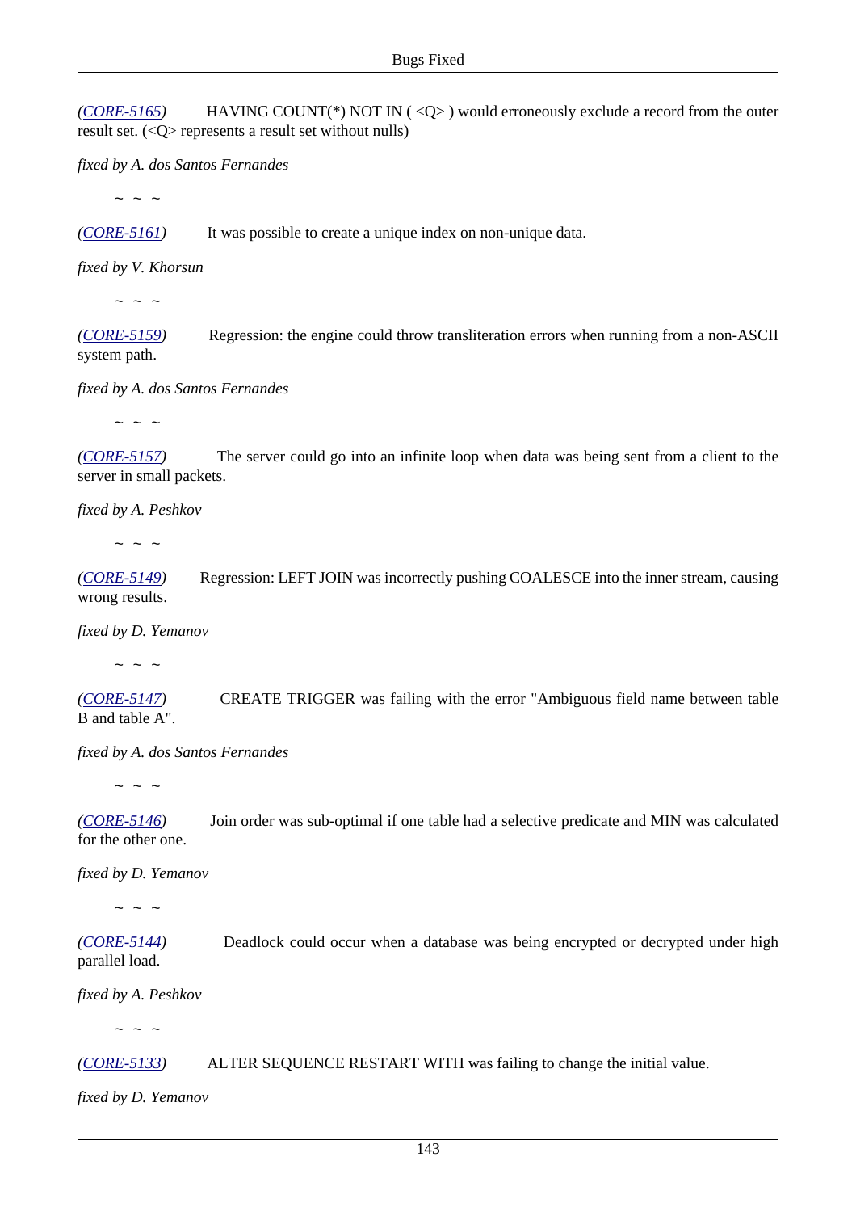*(CORE-5165)* HAVING COUNT(*) NOT IN ( <Q> ) would erroneously exclude a record from the outer result set. (<Q> represents a result set without nulls)

*fixed by A. dos Santos Fernandes*

~ ~ ~

*(CORE-5161)* It was possible to create a unique index on non-unique data.

*fixed by V. Khorsun*

~ ~ ~

*(CORE-5159)* Regression: the engine could throw transliteration errors when running from a non-ASCII system path.

*fixed by A. dos Santos Fernandes*

~ ~ ~

*(CORE-5157)* The server could go into an infinite loop when data was being sent from a client to the server in small packets.

*fixed by A. Peshkov*

~ ~ ~

*(CORE-5149)* Regression: LEFT JOIN was incorrectly pushing COALESCE into the inner stream, causing wrong results.

*fixed by D. Yemanov*

~ ~ ~

*(CORE-5147)* CREATE TRIGGER was failing with the error "Ambiguous field name between table B and table A".

*fixed by A. dos Santos Fernandes*

~ ~ ~

*(CORE-5146)* Join order was sub-optimal if one table had a selective predicate and MIN was calculated for the other one.

*fixed by D. Yemanov*

~ ~ ~

*(CORE-5144)* Deadlock could occur when a database was being encrypted or decrypted under high parallel load.

*fixed by A. Peshkov*

~ ~ ~

*(CORE-5133)* ALTER SEQUENCE RESTART WITH was failing to change the initial value.

*fixed by D. Yemanov*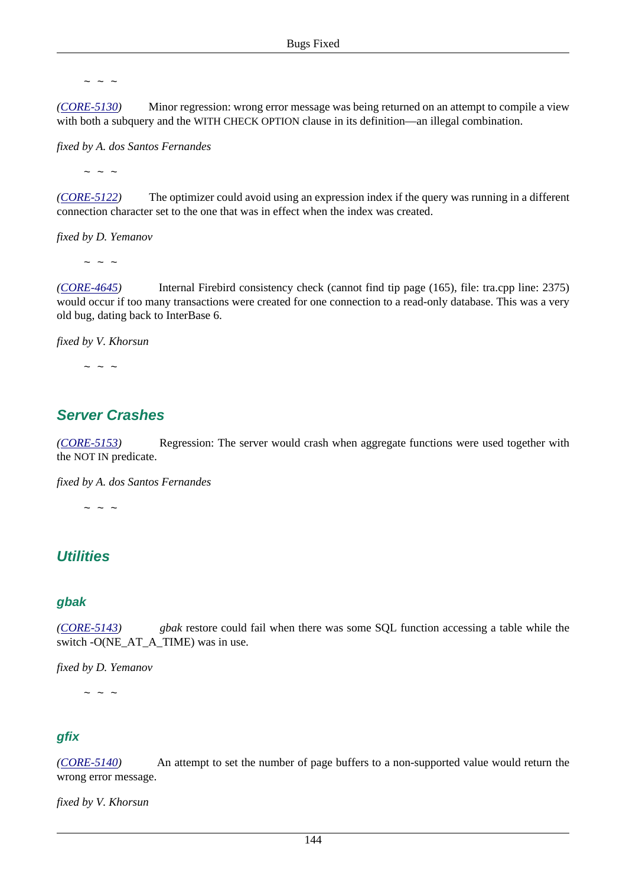~ ~ ~

*(CORE-5130)* Minor regression: wrong error message was being returned on an attempt to compile a view with both a subquery and the WITH CHECK OPTION clause in its definition—an illegal combination.

*fixed by A. dos Santos Fernandes*

~ ~ ~

*(CORE-5122)* The optimizer could avoid using an expression index if the query was running in a different connection character set to the one that was in effect when the index was created.

*fixed by D. Yemanov*

~ ~ ~

*(CORE-4645)* Internal Firebird consistency check (cannot find tip page (165), file: tra.cpp line: 2375) would occur if too many transactions were created for one connection to a read-only database. This was a very old bug, dating back to InterBase 6.

*fixed by V. Khorsun*

~ ~ ~

## Server Crashes

*(CORE-5153)* Regression: The server would crash when aggregate functions were used together with the NOT IN predicate.

*fixed by A. dos Santos Fernandes*

~ ~ ~

## Utilities

### gbak

*(CORE-5143)* *gbak* restore could fail when there was some SQL function accessing a table while the switch -O(NE_AT_A_TIME) was in use.

*fixed by D. Yemanov*

~ ~ ~

### gfix

*(CORE-5140)* An attempt to set the number of page buffers to a non-supported value would return the wrong error message.

*fixed by V. Khorsun*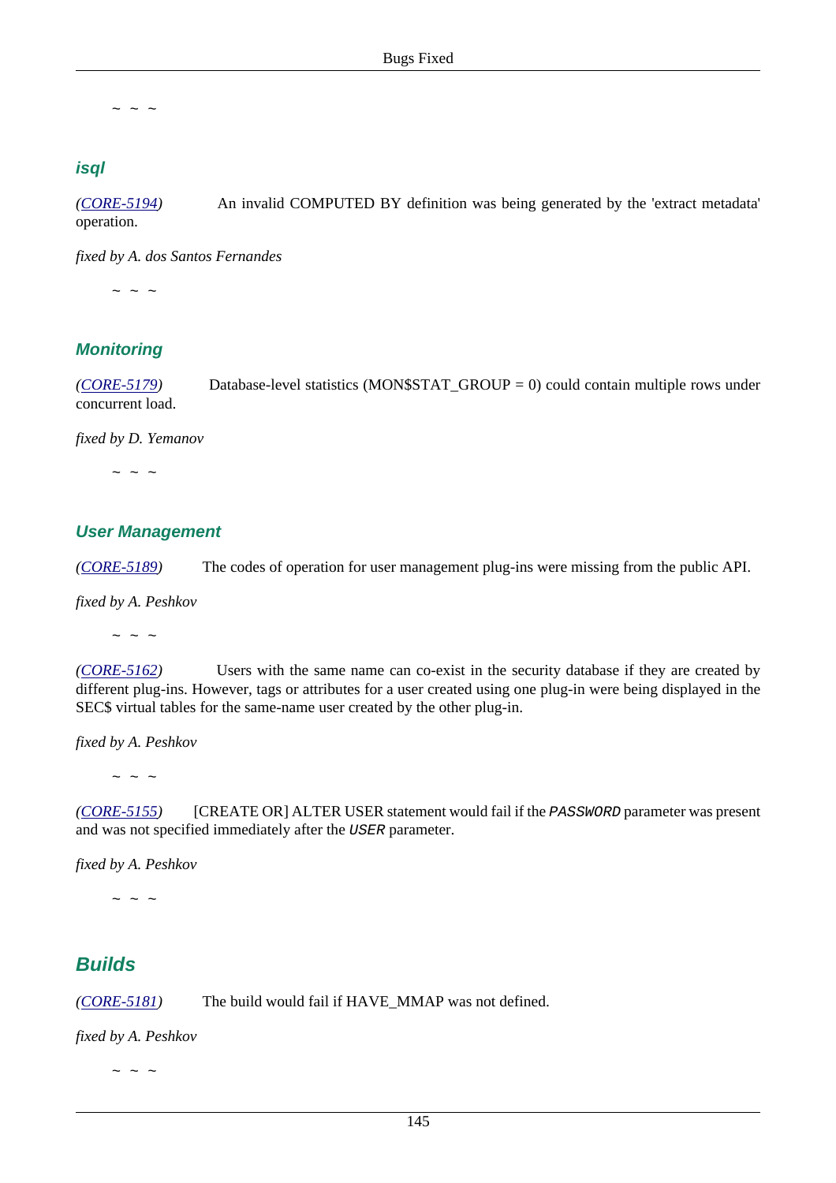~ ~ ~

### isql

*(CORE-5194)* An invalid COMPUTED BY definition was being generated by the 'extract metadata' operation.

*fixed by A. dos Santos Fernandes*

~ ~ ~

### Monitoring

*(CORE-5179)* Database-level statistics (MON$STAT_GROUP = 0) could contain multiple rows under concurrent load.

*fixed by D. Yemanov*

~ ~ ~

### User Management

*(CORE-5189)* The codes of operation for user management plug-ins were missing from the public API.

*fixed by A. Peshkov*

~ ~ ~

*(CORE-5162)* Users with the same name can co-exist in the security database if they are created by different plug-ins. However, tags or attributes for a user created using one plug-in were being displayed in the SEC$ virtual tables for the same-name user created by the other plug-in.

*fixed by A. Peshkov*

~ ~ ~

*(CORE-5155)* [CREATE OR] ALTER USER statement would fail if the `PASSWORD` parameter was present and was not specified immediately after the `USER` parameter.

*fixed by A. Peshkov*

~ ~ ~

## Builds

*(CORE-5181)* The build would fail if HAVE_MMAP was not defined.

*fixed by A. Peshkov*

~ ~ ~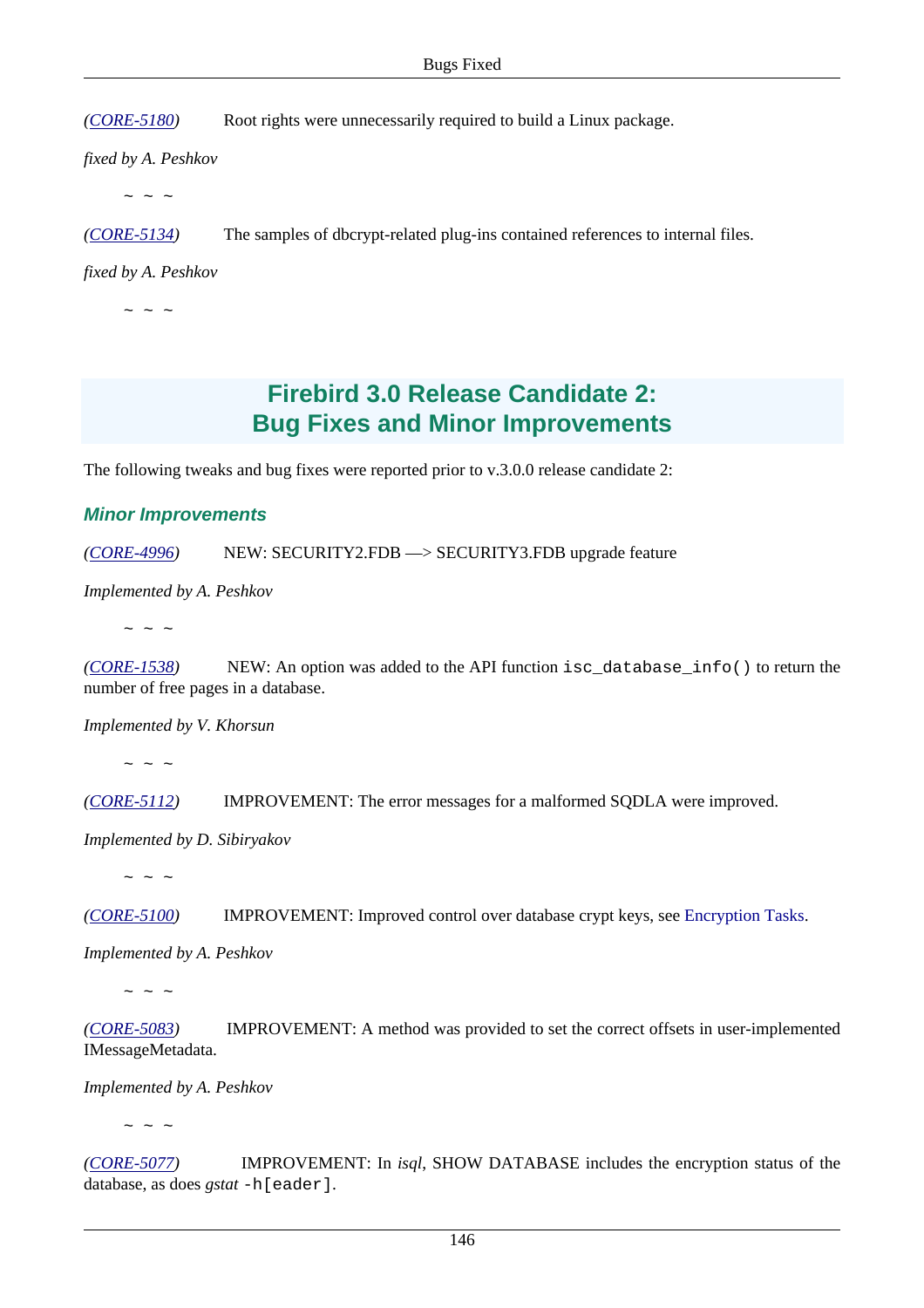*(CORE-5180)* Root rights were unnecessarily required to build a Linux package.

*fixed by A. Peshkov*

~ ~ ~

*(CORE-5134)* The samples of dbcrypt-related plug-ins contained references to internal files.

*fixed by A. Peshkov*

~ ~ ~

## Firebird 3.0 Release Candidate 2: Bug Fixes and Minor Improvements

The following tweaks and bug fixes were reported prior to v.3.0.0 release candidate 2:

### Minor Improvements

*(CORE-4996)* NEW: SECURITY2.FDB —> SECURITY3.FDB upgrade feature

*Implemented by A. Peshkov*

~ ~ ~

*(CORE-1538)* NEW: An option was added to the API function `isc_database_info()` to return the number of free pages in a database.

*Implemented by V. Khorsun*

~ ~ ~

*(CORE-5112)* IMPROVEMENT: The error messages for a malformed SQDLA were improved.

*Implemented by D. Sibiryakov*

~ ~ ~

*(CORE-5100)* IMPROVEMENT: Improved control over database crypt keys, see Encryption Tasks.

*Implemented by A. Peshkov*

~ ~ ~

*(CORE-5083)* IMPROVEMENT: A method was provided to set the correct offsets in user-implemented IMessageMetadata.

*Implemented by A. Peshkov*

~ ~ ~

*(CORE-5077)* IMPROVEMENT: In *isql*, SHOW DATABASE includes the encryption status of the database, as does *gstat* `-h[eader]`.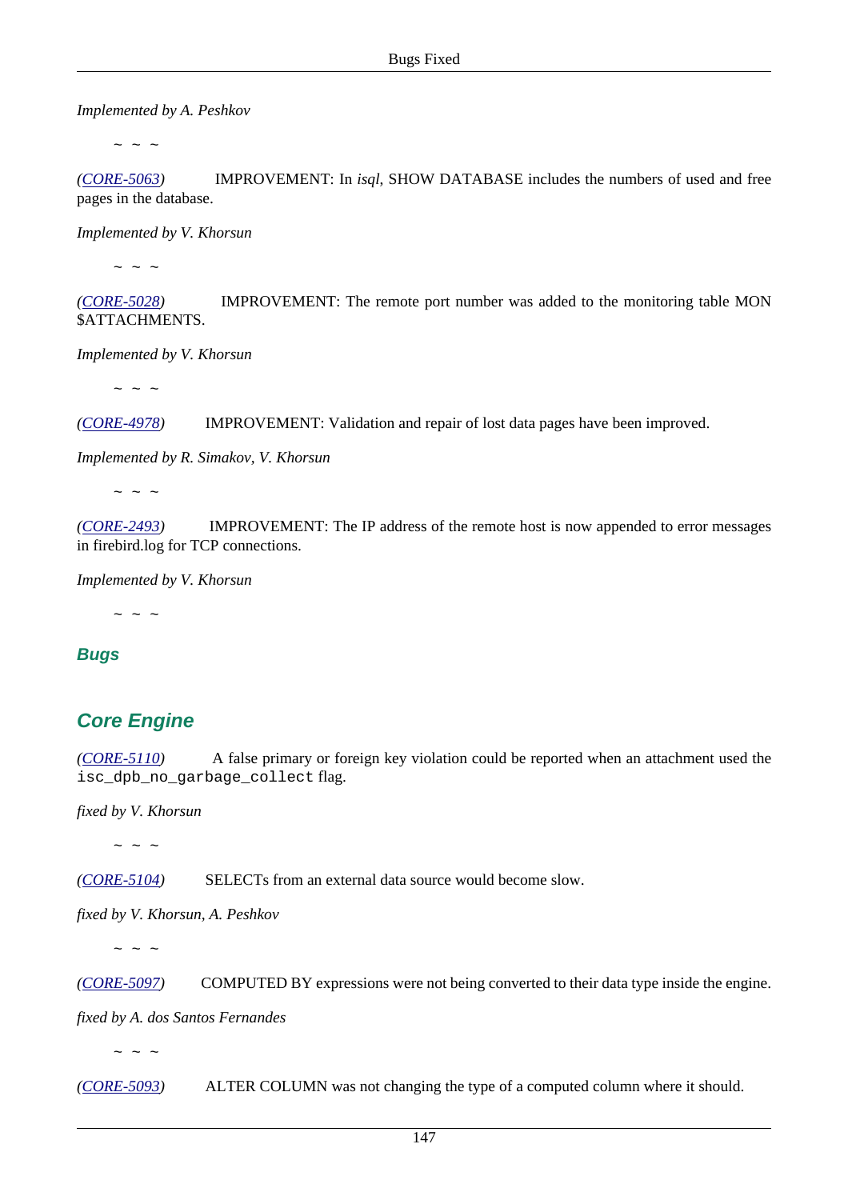*Implemented by A. Peshkov*

~ ~ ~

*(CORE-5063)* IMPROVEMENT: In *isql*, SHOW DATABASE includes the numbers of used and free pages in the database.

*Implemented by V. Khorsun*

~ ~ ~

*(CORE-5028)* IMPROVEMENT: The remote port number was added to the monitoring table MON $ATTACHMENTS.

*Implemented by V. Khorsun*

~ ~ ~

*(CORE-4978)* IMPROVEMENT: Validation and repair of lost data pages have been improved.

*Implemented by R. Simakov, V. Khorsun*

~ ~ ~

*(CORE-2493)* IMPROVEMENT: The IP address of the remote host is now appended to error messages in firebird.log for TCP connections.

*Implemented by V. Khorsun*

~ ~ ~

### Bugs

## Core Engine

*(CORE-5110)* A false primary or foreign key violation could be reported when an attachment used the `isc_dpb_no_garbage_collect` flag.

*fixed by V. Khorsun*

~ ~ ~

*(CORE-5104)* SELECTs from an external data source would become slow.

*fixed by V. Khorsun, A. Peshkov*

~ ~ ~

*(CORE-5097)* COMPUTED BY expressions were not being converted to their data type inside the engine.

*fixed by A. dos Santos Fernandes*

~ ~ ~

*(CORE-5093)* ALTER COLUMN was not changing the type of a computed column where it should.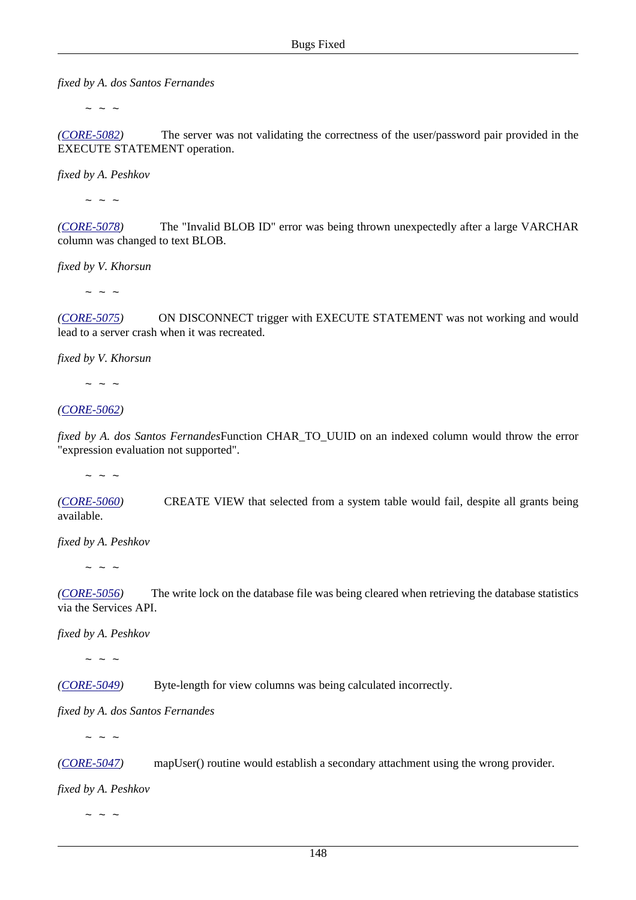*fixed by A. dos Santos Fernandes*

~ ~ ~

*(CORE-5082)* The server was not validating the correctness of the user/password pair provided in the EXECUTE STATEMENT operation.

*fixed by A. Peshkov*

~ ~ ~

*(CORE-5078)* The "Invalid BLOB ID" error was being thrown unexpectedly after a large VARCHAR column was changed to text BLOB.

*fixed by V. Khorsun*

~ ~ ~

*(CORE-5075)* ON DISCONNECT trigger with EXECUTE STATEMENT was not working and would lead to a server crash when it was recreated.

*fixed by V. Khorsun*

~ ~ ~

*(CORE-5062)*

*fixed by A. dos Santos Fernandes*Function CHAR_TO_UUID on an indexed column would throw the error "expression evaluation not supported".

~ ~ ~

*(CORE-5060)* CREATE VIEW that selected from a system table would fail, despite all grants being available.

*fixed by A. Peshkov*

~ ~ ~

*(CORE-5056)* The write lock on the database file was being cleared when retrieving the database statistics via the Services API.

*fixed by A. Peshkov*

~ ~ ~

*(CORE-5049)* Byte-length for view columns was being calculated incorrectly.

*fixed by A. dos Santos Fernandes*

~ ~ ~

*(CORE-5047)* mapUser() routine would establish a secondary attachment using the wrong provider.

*fixed by A. Peshkov*

~ ~ ~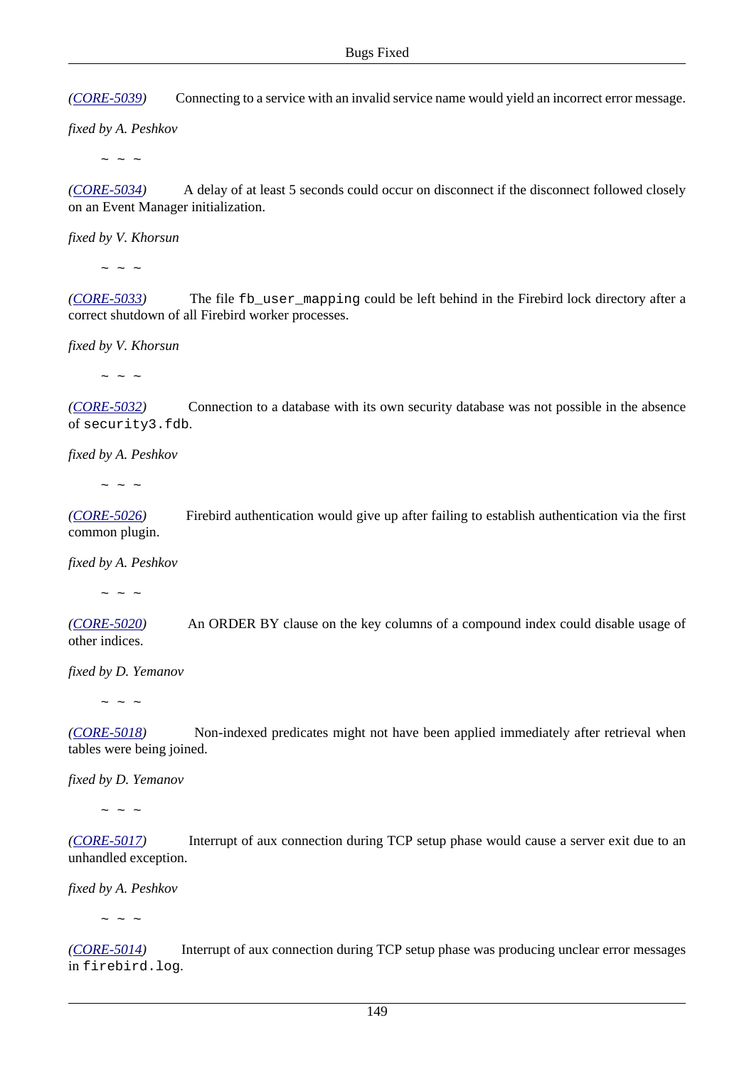*(CORE-5039)* Connecting to a service with an invalid service name would yield an incorrect error message.

*fixed by A. Peshkov*

~ ~ ~

*(CORE-5034)* A delay of at least 5 seconds could occur on disconnect if the disconnect followed closely on an Event Manager initialization.

*fixed by V. Khorsun*

~ ~ ~

*(CORE-5033)* The file `fb_user_mapping` could be left behind in the Firebird lock directory after a correct shutdown of all Firebird worker processes.

*fixed by V. Khorsun*

~ ~ ~

*(CORE-5032)* Connection to a database with its own security database was not possible in the absence of `security3.fdb`.

*fixed by A. Peshkov*

~ ~ ~

*(CORE-5026)* Firebird authentication would give up after failing to establish authentication via the first common plugin.

*fixed by A. Peshkov*

~ ~ ~

*(CORE-5020)* An ORDER BY clause on the key columns of a compound index could disable usage of other indices.

*fixed by D. Yemanov*

~ ~ ~

*(CORE-5018)* Non-indexed predicates might not have been applied immediately after retrieval when tables were being joined.

*fixed by D. Yemanov*

~ ~ ~

*(CORE-5017)* Interrupt of aux connection during TCP setup phase would cause a server exit due to an unhandled exception.

*fixed by A. Peshkov*

~ ~ ~

*(CORE-5014)* Interrupt of aux connection during TCP setup phase was producing unclear error messages in `firebird.log`.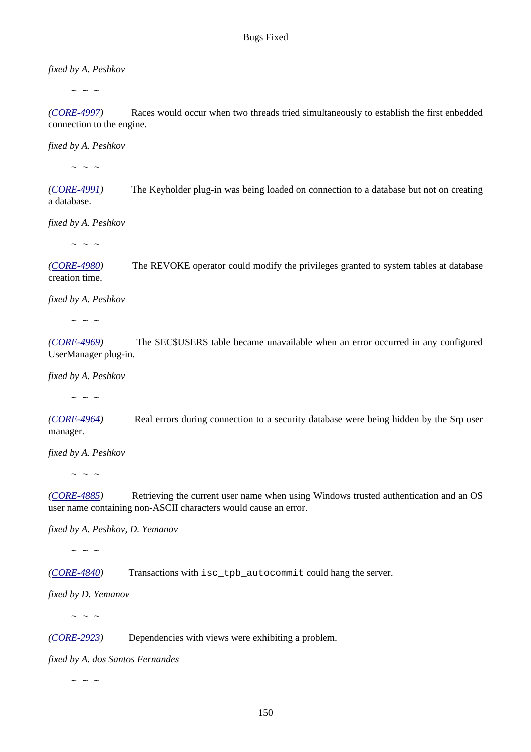*fixed by A. Peshkov*

~ ~ ~

*(CORE-4997)* Races would occur when two threads tried simultaneously to establish the first enbedded connection to the engine.

*fixed by A. Peshkov*

~ ~ ~

*(CORE-4991)* The Keyholder plug-in was being loaded on connection to a database but not on creating a database.

*fixed by A. Peshkov*

~ ~ ~

*(CORE-4980)* The REVOKE operator could modify the privileges granted to system tables at database creation time.

*fixed by A. Peshkov*

~ ~ ~

*(CORE-4969)* The SEC$USERS table became unavailable when an error occurred in any configured UserManager plug-in.

*fixed by A. Peshkov*

~ ~ ~

*(CORE-4964)* Real errors during connection to a security database were being hidden by the Srp user manager.

*fixed by A. Peshkov*

~ ~ ~

*(CORE-4885)* Retrieving the current user name when using Windows trusted authentication and an OS user name containing non-ASCII characters would cause an error.

*fixed by A. Peshkov, D. Yemanov*

~ ~ ~

*(CORE-4840)* Transactions with `isc_tpb_autocommit` could hang the server.

*fixed by D. Yemanov*

~ ~ ~

*(CORE-2923)* Dependencies with views were exhibiting a problem.

*fixed by A. dos Santos Fernandes*

~ ~ ~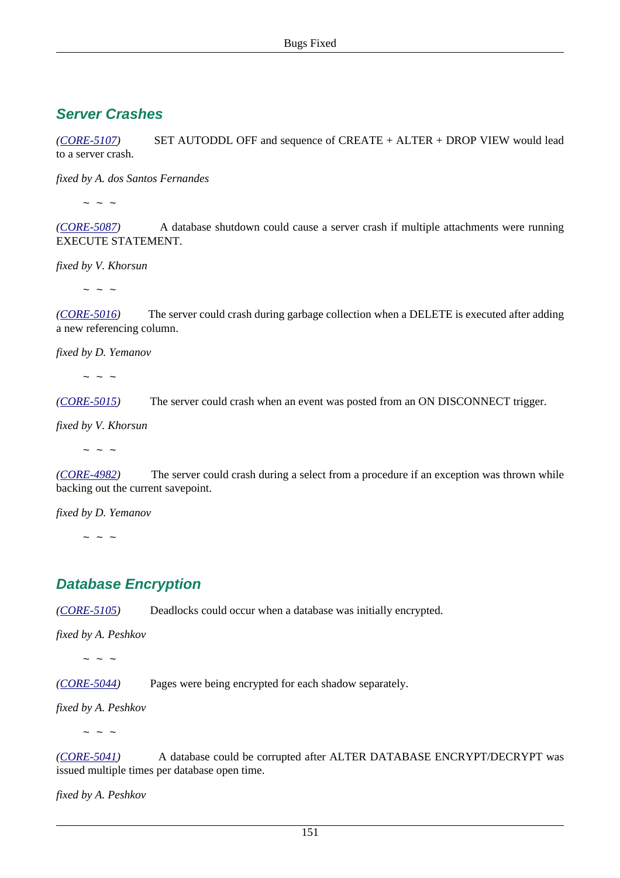## Server Crashes

*(CORE-5107)* SET AUTODDL OFF and sequence of CREATE + ALTER + DROP VIEW would lead to a server crash.

*fixed by A. dos Santos Fernandes*

~ ~ ~

*(CORE-5087)* A database shutdown could cause a server crash if multiple attachments were running EXECUTE STATEMENT.

*fixed by V. Khorsun*

~ ~ ~

*(CORE-5016)* The server could crash during garbage collection when a DELETE is executed after adding a new referencing column.

*fixed by D. Yemanov*

~ ~ ~

*(CORE-5015)* The server could crash when an event was posted from an ON DISCONNECT trigger.

*fixed by V. Khorsun*

~ ~ ~

*(CORE-4982)* The server could crash during a select from a procedure if an exception was thrown while backing out the current savepoint.

*fixed by D. Yemanov*

~ ~ ~

## Database Encryption

*(CORE-5105)* Deadlocks could occur when a database was initially encrypted.

*fixed by A. Peshkov*

~ ~ ~

*(CORE-5044)* Pages were being encrypted for each shadow separately.

*fixed by A. Peshkov*

~ ~ ~

*(CORE-5041)* A database could be corrupted after ALTER DATABASE ENCRYPT/DECRYPT was issued multiple times per database open time.

*fixed by A. Peshkov*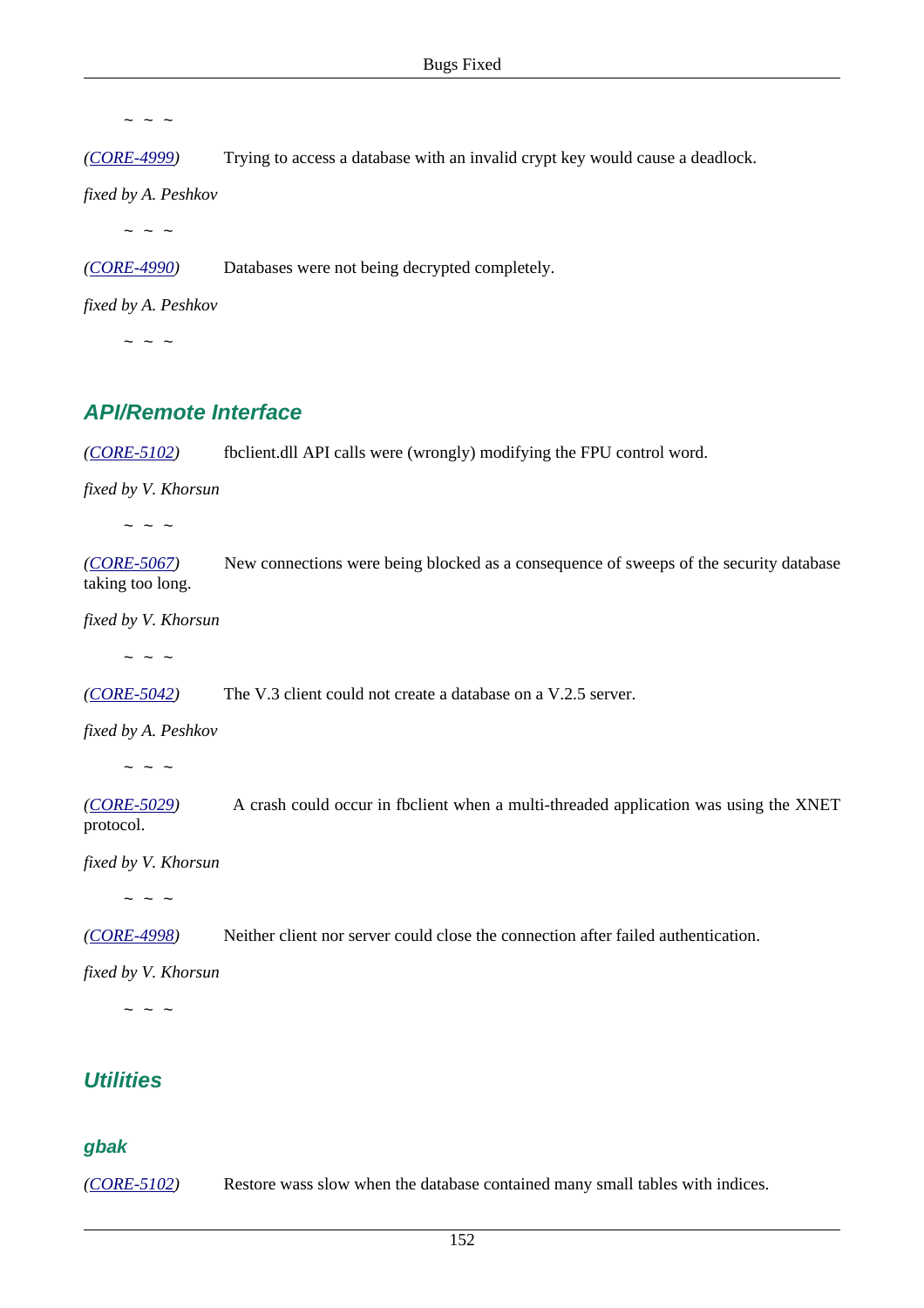~ ~ ~

(*CORE-4999*) Trying to access a database with an invalid crypt key would cause a deadlock.

*fixed by A. Peshkov*

~ ~ ~

(*CORE-4990*) Databases were not being decrypted completely.

*fixed by A. Peshkov*

~ ~ ~

## API/Remote Interface

(*CORE-5102*) fbclient.dll API calls were (wrongly) modifying the FPU control word.

*fixed by V. Khorsun*

~ ~ ~

(*CORE-5067*) New connections were being blocked as a consequence of sweeps of the security database taking too long.

*fixed by V. Khorsun*

~ ~ ~

(*CORE-5042*) The V.3 client could not create a database on a V.2.5 server.

*fixed by A. Peshkov*

~ ~ ~

(*CORE-5029*) A crash could occur in fbclient when a multi-threaded application was using the XNET protocol.

*fixed by V. Khorsun*

~ ~ ~

(*CORE-4998*) Neither client nor server could close the connection after failed authentication.

*fixed by V. Khorsun*

~ ~ ~

## Utilities

### gbak

(*CORE-5102*) Restore wass slow when the database contained many small tables with indices.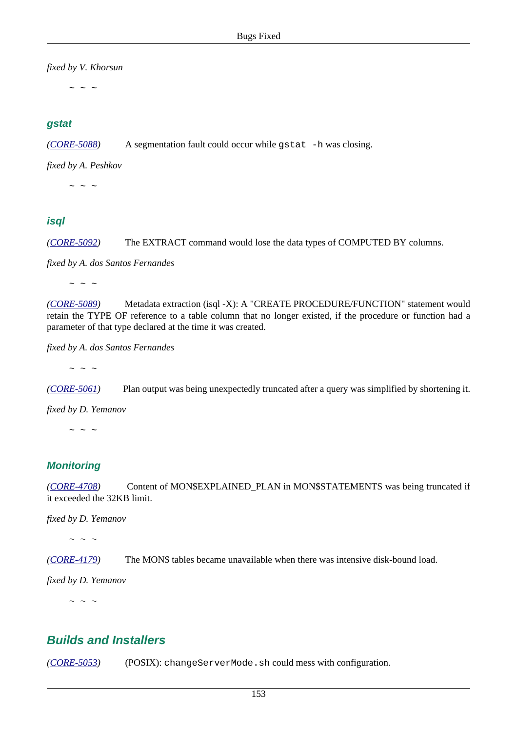*fixed by V. Khorsun*

~ ~ ~

### gstat

*(CORE-5088)* A segmentation fault could occur while `gstat -h` was closing.

*fixed by A. Peshkov*

~ ~ ~

### isql

*(CORE-5092)* The EXTRACT command would lose the data types of COMPUTED BY columns.

*fixed by A. dos Santos Fernandes*

~ ~ ~

*(CORE-5089)* Metadata extraction (isql -X): A "CREATE PROCEDURE/FUNCTION" statement would retain the TYPE OF reference to a table column that no longer existed, if the procedure or function had a parameter of that type declared at the time it was created.

*fixed by A. dos Santos Fernandes*

~ ~ ~

*(CORE-5061)* Plan output was being unexpectedly truncated after a query was simplified by shortening it.

*fixed by D. Yemanov*

~ ~ ~

### Monitoring

*(CORE-4708)* Content of MON$EXPLAINED_PLAN in MON$STATEMENTS was being truncated if it exceeded the 32KB limit.

*fixed by D. Yemanov*

~ ~ ~

*(CORE-4179)* The MON$ tables became unavailable when there was intensive disk-bound load.

*fixed by D. Yemanov*

~ ~ ~

## Builds and Installers

*(CORE-5053)* (POSIX): `changeServerMode.sh` could mess with configuration.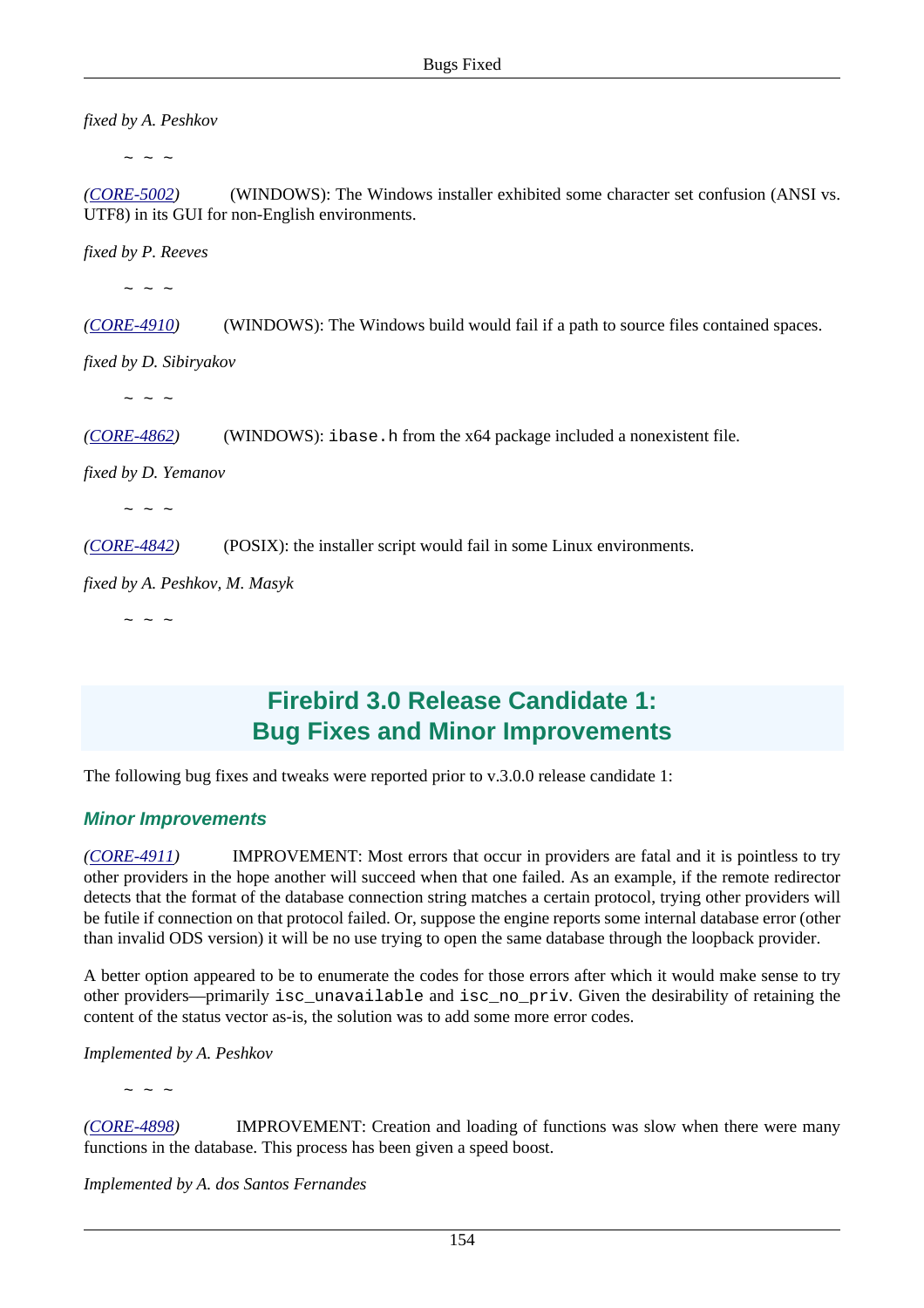*fixed by A. Peshkov*

~ ~ ~

*(CORE-5002)* (WINDOWS): The Windows installer exhibited some character set confusion (ANSI vs. UTF8) in its GUI for non-English environments.

*fixed by P. Reeves*

~ ~ ~

*(CORE-4910)* (WINDOWS): The Windows build would fail if a path to source files contained spaces.

*fixed by D. Sibiryakov*

~ ~ ~

*(CORE-4862)* (WINDOWS): `ibase.h` from the x64 package included a nonexistent file.

*fixed by D. Yemanov*

~ ~ ~

*(CORE-4842)* (POSIX): the installer script would fail in some Linux environments.

*fixed by A. Peshkov, M. Masyk*

~ ~ ~

## Firebird 3.0 Release Candidate 1: Bug Fixes and Minor Improvements

The following bug fixes and tweaks were reported prior to v.3.0.0 release candidate 1:

### Minor Improvements

*(CORE-4911)* IMPROVEMENT: Most errors that occur in providers are fatal and it is pointless to try other providers in the hope another will succeed when that one failed. As an example, if the remote redirector detects that the format of the database connection string matches a certain protocol, trying other providers will be futile if connection on that protocol failed. Or, suppose the engine reports some internal database error (other than invalid ODS version) it will be no use trying to open the same database through the loopback provider.

A better option appeared to be to enumerate the codes for those errors after which it would make sense to try other providers—primarily `isc_unavailable` and `isc_no_priv`. Given the desirability of retaining the content of the status vector as-is, the solution was to add some more error codes.

*Implemented by A. Peshkov*

~ ~ ~

*(CORE-4898)* IMPROVEMENT: Creation and loading of functions was slow when there were many functions in the database. This process has been given a speed boost.

*Implemented by A. dos Santos Fernandes*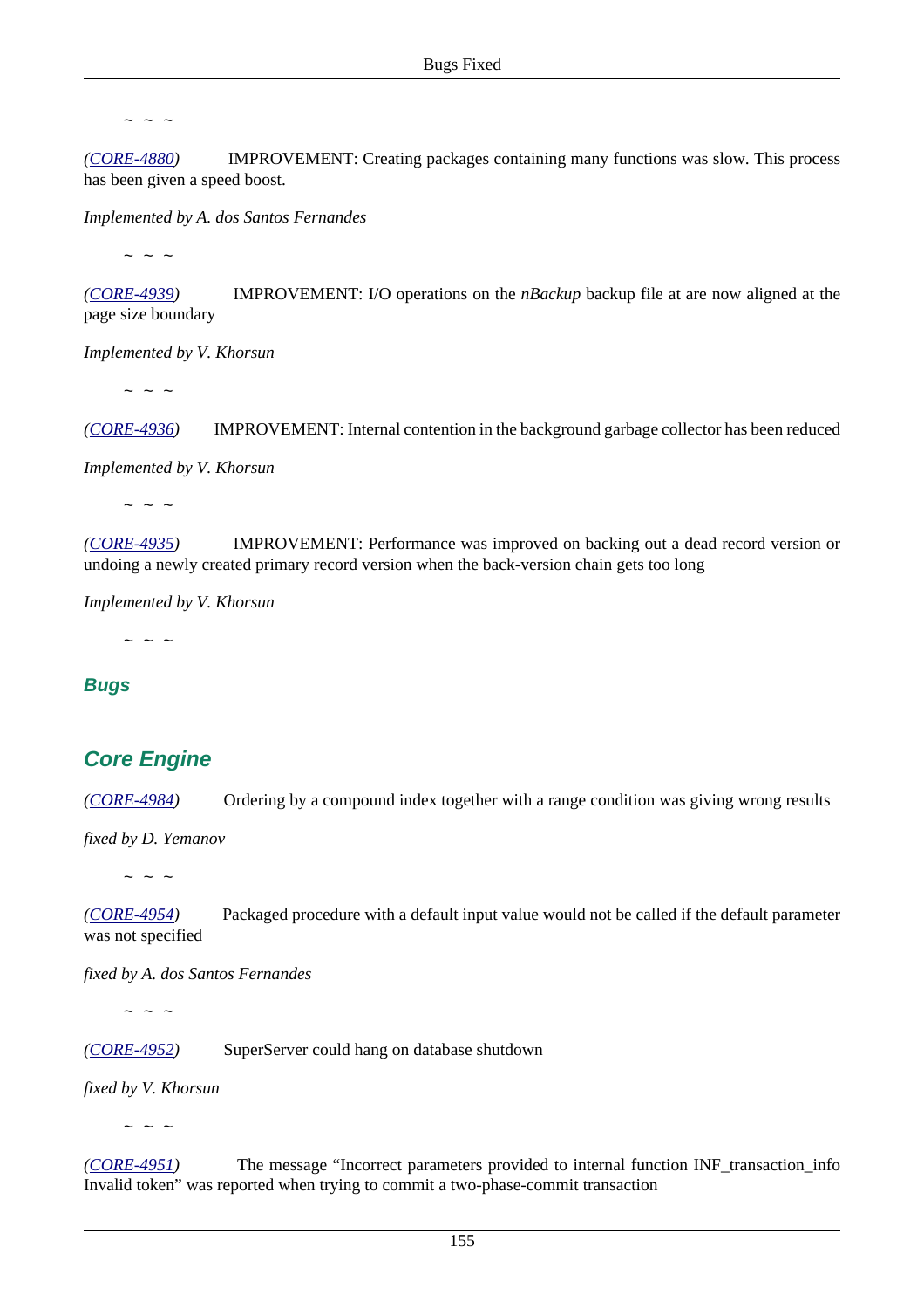~ ~ ~

*(CORE-4880)* IMPROVEMENT: Creating packages containing many functions was slow. This process has been given a speed boost.

*Implemented by A. dos Santos Fernandes*

~ ~ ~

*(CORE-4939)* IMPROVEMENT: I/O operations on the *nBackup* backup file at are now aligned at the page size boundary

*Implemented by V. Khorsun*

~ ~ ~

*(CORE-4936)* IMPROVEMENT: Internal contention in the background garbage collector has been reduced

*Implemented by V. Khorsun*

~ ~ ~

*(CORE-4935)* IMPROVEMENT: Performance was improved on backing out a dead record version or undoing a newly created primary record version when the back-version chain gets too long

*Implemented by V. Khorsun*

~ ~ ~

### Bugs

## Core Engine

*(CORE-4984)* Ordering by a compound index together with a range condition was giving wrong results

*fixed by D. Yemanov*

~ ~ ~

*(CORE-4954)* Packaged procedure with a default input value would not be called if the default parameter was not specified

*fixed by A. dos Santos Fernandes*

~ ~ ~

*(CORE-4952)* SuperServer could hang on database shutdown

*fixed by V. Khorsun*

~ ~ ~

*(CORE-4951)* The message "Incorrect parameters provided to internal function INF_transaction_info Invalid token" was reported when trying to commit a two-phase-commit transaction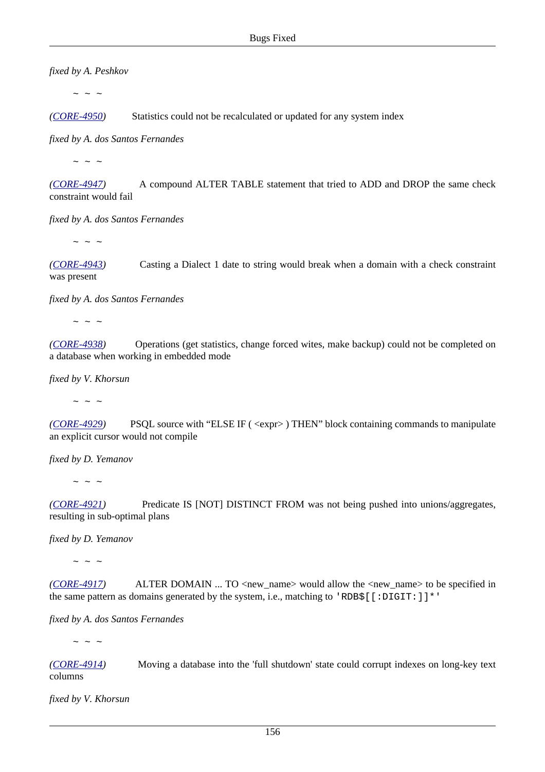*fixed by A. Peshkov*

~ ~ ~

*(CORE-4950)* Statistics could not be recalculated or updated for any system index

*fixed by A. dos Santos Fernandes*

~ ~ ~

*(CORE-4947)* A compound ALTER TABLE statement that tried to ADD and DROP the same check constraint would fail

*fixed by A. dos Santos Fernandes*

~ ~ ~

*(CORE-4943)* Casting a Dialect 1 date to string would break when a domain with a check constraint was present

*fixed by A. dos Santos Fernandes*

~ ~ ~

*(CORE-4938)* Operations (get statistics, change forced wites, make backup) could not be completed on a database when working in embedded mode

*fixed by V. Khorsun*

~ ~ ~

*(CORE-4929)* PSQL source with “ELSE IF ( <expr> ) THEN” block containing commands to manipulate an explicit cursor would not compile

*fixed by D. Yemanov*

~ ~ ~

*(CORE-4921)* Predicate IS [NOT] DISTINCT FROM was not being pushed into unions/aggregates, resulting in sub-optimal plans

*fixed by D. Yemanov*

~ ~ ~

*(CORE-4917)* ALTER DOMAIN ... TO <new_name> would allow the <new_name> to be specified in the same pattern as domains generated by the system, i.e., matching to `'RDB$[[:DIGIT:]]*'`

*fixed by A. dos Santos Fernandes*

~ ~ ~

*(CORE-4914)* Moving a database into the 'full shutdown' state could corrupt indexes on long-key text columns

*fixed by V. Khorsun*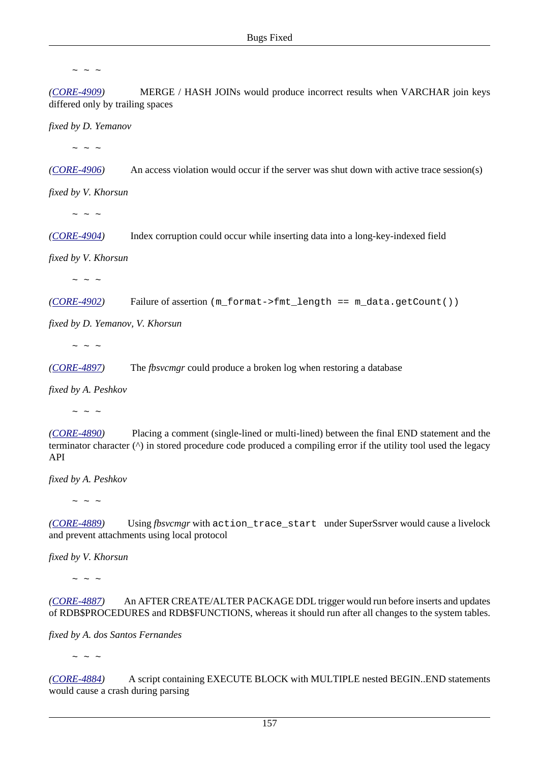~ ~ ~

*(CORE-4909)* MERGE / HASH JOINs would produce incorrect results when VARCHAR join keys differed only by trailing spaces

*fixed by D. Yemanov*

~ ~ ~

*(CORE-4906)* An access violation would occur if the server was shut down with active trace session(s)

*fixed by V. Khorsun*

~ ~ ~

*(CORE-4904)* Index corruption could occur while inserting data into a long-key-indexed field

*fixed by V. Khorsun*

~ ~ ~

*(CORE-4902)* Failure of assertion `(m_format->fmt_length == m_data.getCount())`

*fixed by D. Yemanov, V. Khorsun*

~ ~ ~

*(CORE-4897)* The *fbsvcmgr* could produce a broken log when restoring a database

*fixed by A. Peshkov*

~ ~ ~

*(CORE-4890)* Placing a comment (single-lined or multi-lined) between the final END statement and the terminator character (^) in stored procedure code produced a compiling error if the utility tool used the legacy API

*fixed by A. Peshkov*

~ ~ ~

*(CORE-4889)* Using *fbsvcmgr* with `action_trace_start` under SuperSsrver would cause a livelock and prevent attachments using local protocol

*fixed by V. Khorsun*

~ ~ ~

*(CORE-4887)* An AFTER CREATE/ALTER PACKAGE DDL trigger would run before inserts and updates of RDB$PROCEDURES and RDB$FUNCTIONS, whereas it should run after all changes to the system tables.

*fixed by A. dos Santos Fernandes*

~ ~ ~

*(CORE-4884)* A script containing EXECUTE BLOCK with MULTIPLE nested BEGIN..END statements would cause a crash during parsing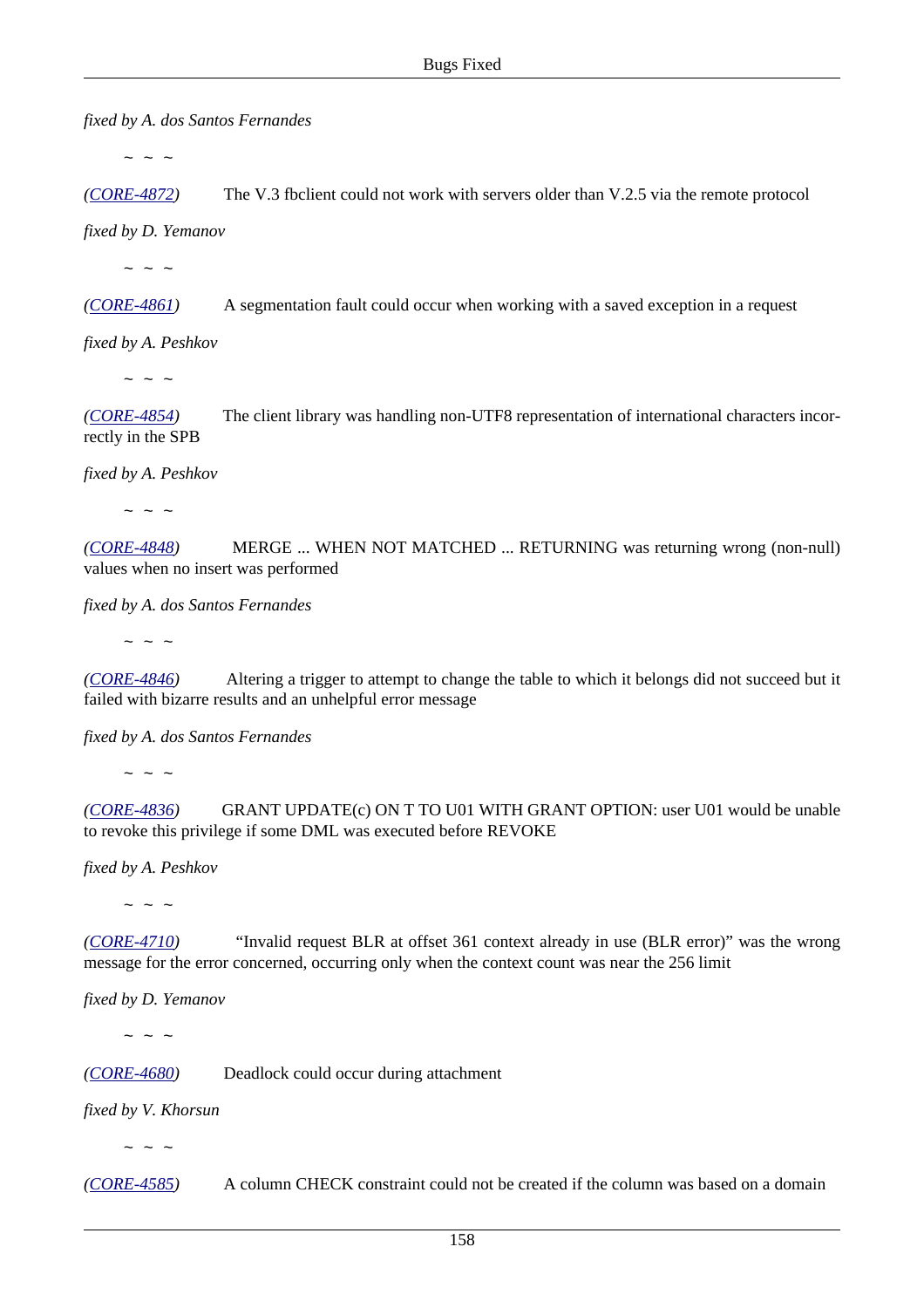*fixed by A. dos Santos Fernandes*

~ ~ ~

*(CORE-4872)* The V.3 fbclient could not work with servers older than V.2.5 via the remote protocol

*fixed by D. Yemanov*

~ ~ ~

*(CORE-4861)* A segmentation fault could occur when working with a saved exception in a request

*fixed by A. Peshkov*

~ ~ ~

*(CORE-4854)* The client library was handling non-UTF8 representation of international characters incorrectly in the SPB

*fixed by A. Peshkov*

~ ~ ~

*(CORE-4848)* MERGE ... WHEN NOT MATCHED ... RETURNING was returning wrong (non-null) values when no insert was performed

*fixed by A. dos Santos Fernandes*

~ ~ ~

*(CORE-4846)* Altering a trigger to attempt to change the table to which it belongs did not succeed but it failed with bizarre results and an unhelpful error message

*fixed by A. dos Santos Fernandes*

~ ~ ~

*(CORE-4836)* GRANT UPDATE(c) ON T TO U01 WITH GRANT OPTION: user U01 would be unable to revoke this privilege if some DML was executed before REVOKE

*fixed by A. Peshkov*

~ ~ ~

*(CORE-4710)* “Invalid request BLR at offset 361 context already in use (BLR error)” was the wrong message for the error concerned, occurring only when the context count was near the 256 limit

*fixed by D. Yemanov*

~ ~ ~

*(CORE-4680)* Deadlock could occur during attachment

*fixed by V. Khorsun*

~ ~ ~

*(CORE-4585)* A column CHECK constraint could not be created if the column was based on a domain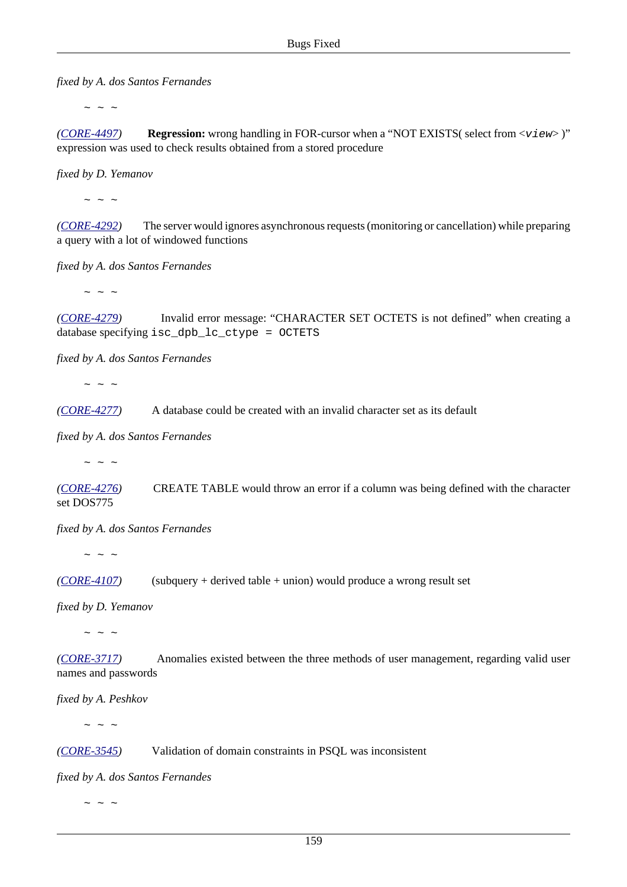*fixed by A. dos Santos Fernandes*

~ ~ ~

*(CORE-4497)* **Regression:** wrong handling in FOR-cursor when a “NOT EXISTS( select from <*view*> )” expression was used to check results obtained from a stored procedure

*fixed by D. Yemanov*

~ ~ ~

*(CORE-4292)* The server would ignores asynchronous requests (monitoring or cancellation) while preparing a query with a lot of windowed functions

*fixed by A. dos Santos Fernandes*

~ ~ ~

*(CORE-4279)* Invalid error message: “CHARACTER SET OCTETS is not defined” when creating a database specifying `isc_dpb_lc_ctype = OCTETS`

*fixed by A. dos Santos Fernandes*

~ ~ ~

*(CORE-4277)* A database could be created with an invalid character set as its default

*fixed by A. dos Santos Fernandes*

~ ~ ~

*(CORE-4276)* CREATE TABLE would throw an error if a column was being defined with the character set DOS775

*fixed by A. dos Santos Fernandes*

~ ~ ~

*(CORE-4107)* (subquery + derived table + union) would produce a wrong result set

*fixed by D. Yemanov*

~ ~ ~

*(CORE-3717)* Anomalies existed between the three methods of user management, regarding valid user names and passwords

*fixed by A. Peshkov*

~ ~ ~

*(CORE-3545)* Validation of domain constraints in PSQL was inconsistent

*fixed by A. dos Santos Fernandes*

~ ~ ~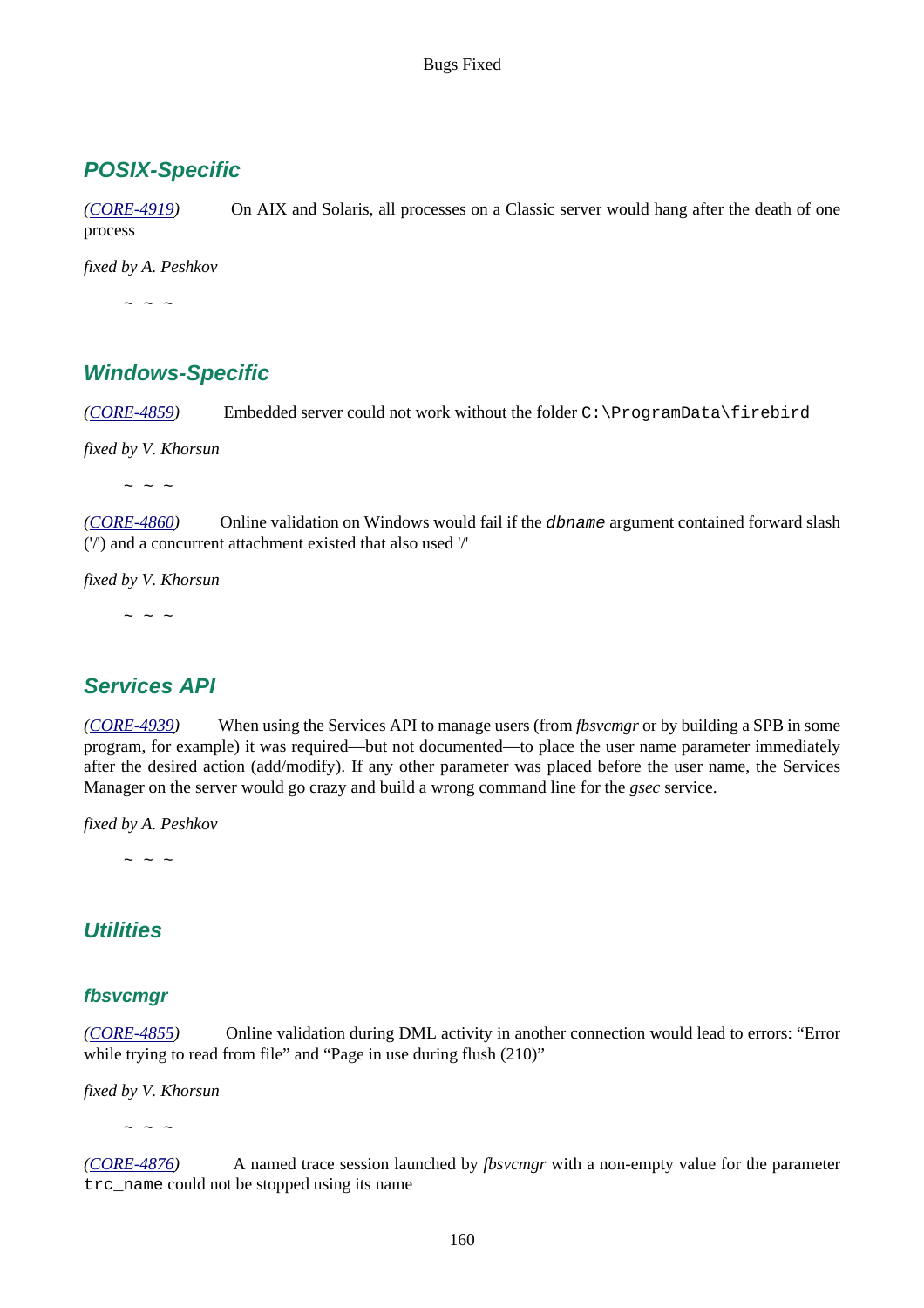## POSIX-Specific

(*CORE-4919*) On AIX and Solaris, all processes on a Classic server would hang after the death of one process

*fixed by A. Peshkov*

~ ~ ~

## Windows-Specific

(*CORE-4859*) Embedded server could not work without the folder `C:\ProgramData\firebird`

*fixed by V. Khorsun*

~ ~ ~

(*CORE-4860*) Online validation on Windows would fail if the *`dbname`* argument contained forward slash ('/') and a concurrent attachment existed that also used '/'

*fixed by V. Khorsun*

~ ~ ~

## Services API

(*CORE-4939*) When using the Services API to manage users (from *fbsvcmgr* or by building a SPB in some program, for example) it was required—but not documented—to place the user name parameter immediately after the desired action (add/modify). If any other parameter was placed before the user name, the Services Manager on the server would go crazy and build a wrong command line for the *gsec* service.

*fixed by A. Peshkov*

~ ~ ~

## Utilities

### fbsvcmgr

(*CORE-4855*) Online validation during DML activity in another connection would lead to errors: “Error while trying to read from file” and “Page in use during flush (210)”

*fixed by V. Khorsun*

~ ~ ~

(*CORE-4876*) A named trace session launched by *fbsvcmgr* with a non-empty value for the parameter `trc_name` could not be stopped using its name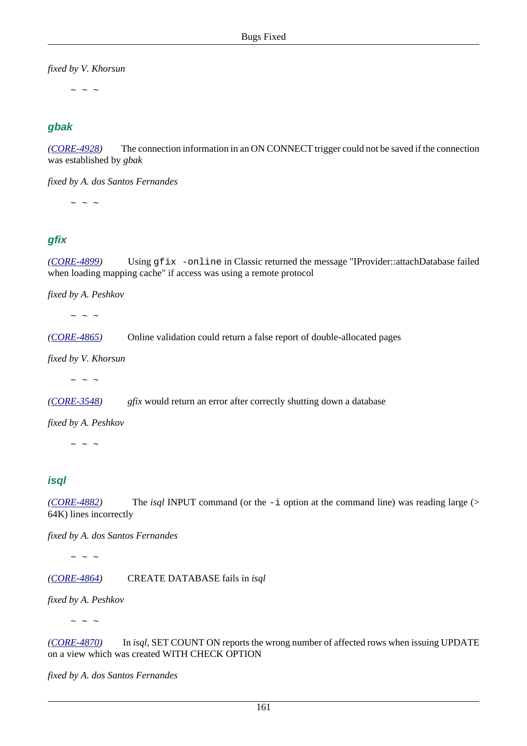*fixed by V. Khorsun*

~ ~ ~

### gbak

*(CORE-4928)* The connection information in an ON CONNECT trigger could not be saved if the connection was established by *gbak*

*fixed by A. dos Santos Fernandes*

~ ~ ~

### gfix

*(CORE-4899)* Using `gfix -online` in Classic returned the message "IProvider::attachDatabase failed when loading mapping cache" if access was using a remote protocol

*fixed by A. Peshkov*

~ ~ ~

*(CORE-4865)* Online validation could return a false report of double-allocated pages

*fixed by V. Khorsun*

~ ~ ~

*(CORE-3548)* *gfix* would return an error after correctly shutting down a database

*fixed by A. Peshkov*

~ ~ ~

### isql

*(CORE-4882)* The *isql* INPUT command (or the `-i` option at the command line) was reading large (> 64K) lines incorrectly

*fixed by A. dos Santos Fernandes*

~ ~ ~

*(CORE-4864)* CREATE DATABASE fails in *isql*

*fixed by A. Peshkov*

~ ~ ~

*(CORE-4870)* In *isql*, SET COUNT ON reports the wrong number of affected rows when issuing UPDATE on a view which was created WITH CHECK OPTION

*fixed by A. dos Santos Fernandes*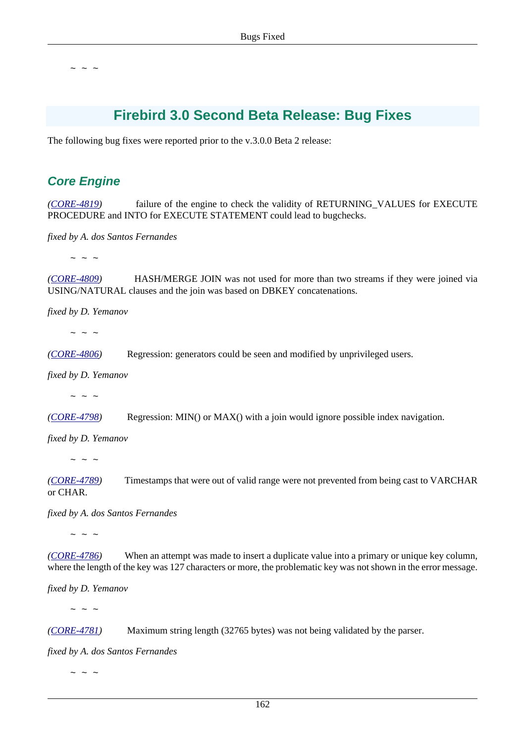~ ~ ~

## Firebird 3.0 Second Beta Release: Bug Fixes

The following bug fixes were reported prior to the v.3.0.0 Beta 2 release:

### Core Engine

*(CORE-4819)* failure of the engine to check the validity of RETURNING_VALUES for EXECUTE PROCEDURE and INTO for EXECUTE STATEMENT could lead to bugchecks.

*fixed by A. dos Santos Fernandes*

~ ~ ~

*(CORE-4809)* HASH/MERGE JOIN was not used for more than two streams if they were joined via USING/NATURAL clauses and the join was based on DBKEY concatenations.

*fixed by D. Yemanov*

~ ~ ~

*(CORE-4806)* Regression: generators could be seen and modified by unprivileged users.

*fixed by D. Yemanov*

~ ~ ~

*(CORE-4798)* Regression: MIN() or MAX() with a join would ignore possible index navigation.

*fixed by D. Yemanov*

~ ~ ~

*(CORE-4789)* Timestamps that were out of valid range were not prevented from being cast to VARCHAR or CHAR.

*fixed by A. dos Santos Fernandes*

~ ~ ~

*(CORE-4786)* When an attempt was made to insert a duplicate value into a primary or unique key column, where the length of the key was 127 characters or more, the problematic key was not shown in the error message.

*fixed by D. Yemanov*

~ ~ ~

*(CORE-4781)* Maximum string length (32765 bytes) was not being validated by the parser.

*fixed by A. dos Santos Fernandes*

~ ~ ~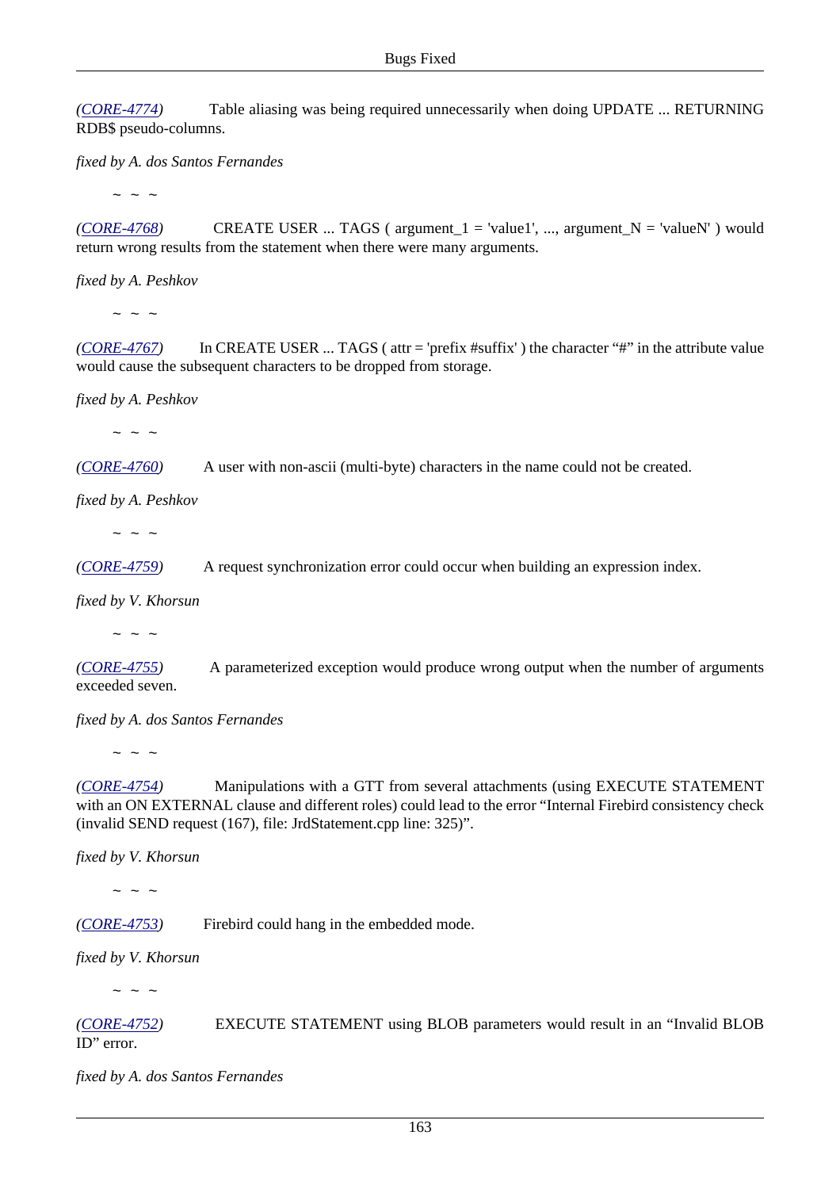*(CORE-4774)* Table aliasing was being required unnecessarily when doing UPDATE ... RETURNING RDB$ pseudo-columns.

*fixed by A. dos Santos Fernandes*

~ ~ ~

*(CORE-4768)* CREATE USER ... TAGS ( argument_1 = 'value1', ..., argument_N = 'valueN' ) would return wrong results from the statement when there were many arguments.

*fixed by A. Peshkov*

~ ~ ~

*(CORE-4767)* In CREATE USER ... TAGS ( attr = 'prefix #suffix' ) the character "#" in the attribute value would cause the subsequent characters to be dropped from storage.

*fixed by A. Peshkov*

~ ~ ~

*(CORE-4760)* A user with non-ascii (multi-byte) characters in the name could not be created.

*fixed by A. Peshkov*

~ ~ ~

*(CORE-4759)* A request synchronization error could occur when building an expression index.

*fixed by V. Khorsun*

~ ~ ~

*(CORE-4755)* A parameterized exception would produce wrong output when the number of arguments exceeded seven.

*fixed by A. dos Santos Fernandes*

~ ~ ~

*(CORE-4754)* Manipulations with a GTT from several attachments (using EXECUTE STATEMENT with an ON EXTERNAL clause and different roles) could lead to the error "Internal Firebird consistency check (invalid SEND request (167), file: JrdStatement.cpp line: 325)".

*fixed by V. Khorsun*

~ ~ ~

*(CORE-4753)* Firebird could hang in the embedded mode.

*fixed by V. Khorsun*

~ ~ ~

*(CORE-4752)* EXECUTE STATEMENT using BLOB parameters would result in an "Invalid BLOB ID" error.

*fixed by A. dos Santos Fernandes*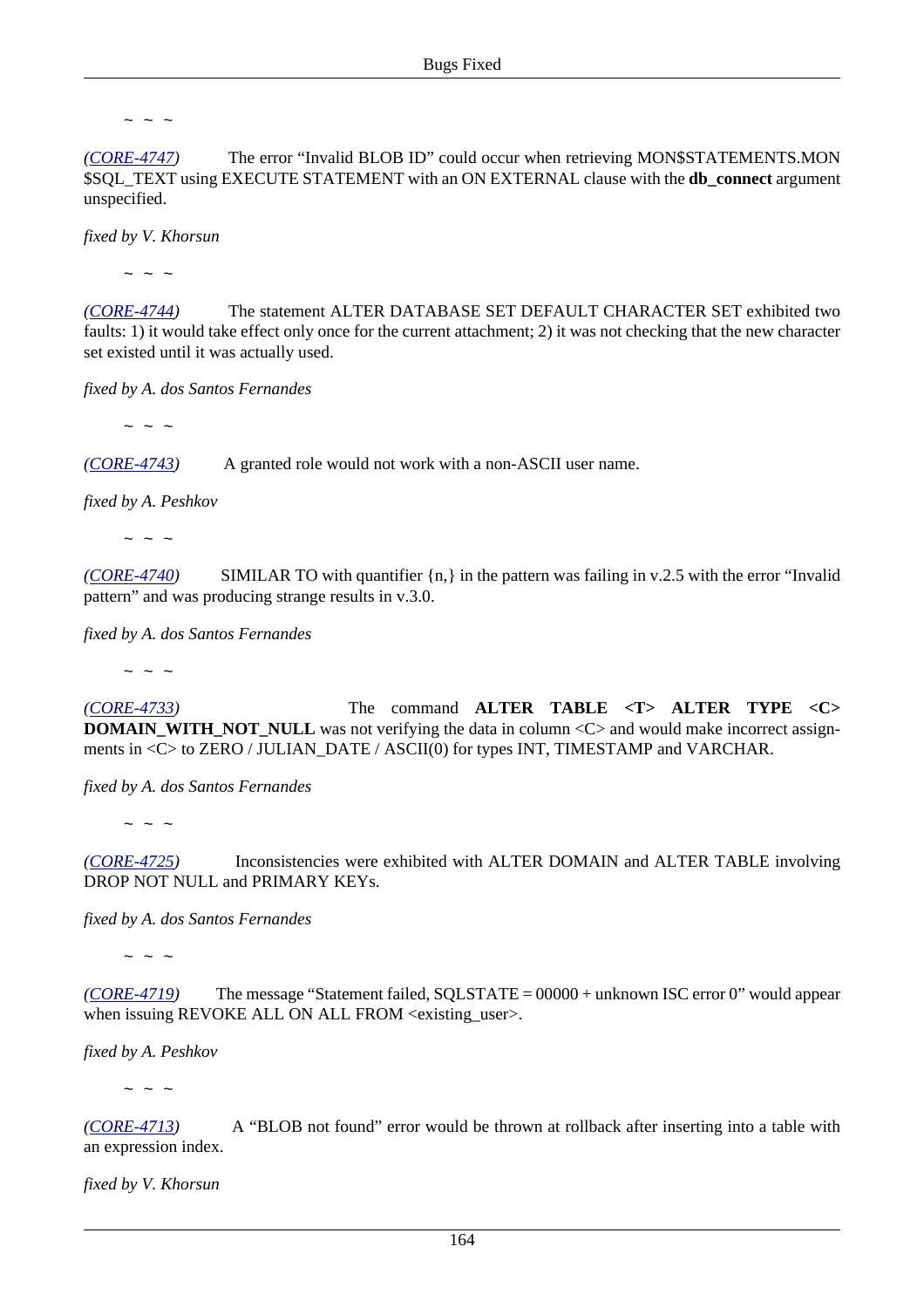~ ~ ~

*(CORE-4747)* The error “Invalid BLOB ID” could occur when retrieving MON$STATEMENTS.MON$SQL_TEXT using EXECUTE STATEMENT with an ON EXTERNAL clause with the **db_connect** argument unspecified.

*fixed by V. Khorsun*

~ ~ ~

*(CORE-4744)* The statement ALTER DATABASE SET DEFAULT CHARACTER SET exhibited two faults: 1) it would take effect only once for the current attachment; 2) it was not checking that the new character set existed until it was actually used.

*fixed by A. dos Santos Fernandes*

~ ~ ~

*(CORE-4743)* A granted role would not work with a non-ASCII user name.

*fixed by A. Peshkov*

~ ~ ~

*(CORE-4740)* SIMILAR TO with quantifier {n,} in the pattern was failing in v.2.5 with the error “Invalid pattern” and was producing strange results in v.3.0.

*fixed by A. dos Santos Fernandes*

~ ~ ~

*(CORE-4733)* The command **ALTER TABLE <T> ALTER TYPE <C> DOMAIN_WITH_NOT_NULL** was not verifying the data in column <C> and would make incorrect assignments in <C> to ZERO / JULIAN_DATE / ASCII(0) for types INT, TIMESTAMP and VARCHAR.

*fixed by A. dos Santos Fernandes*

~ ~ ~

*(CORE-4725)* Inconsistencies were exhibited with ALTER DOMAIN and ALTER TABLE involving DROP NOT NULL and PRIMARY KEYs.

*fixed by A. dos Santos Fernandes*

~ ~ ~

*(CORE-4719)* The message “Statement failed, SQLSTATE = 00000 + unknown ISC error 0” would appear when issuing REVOKE ALL ON ALL FROM <existing_user>.

*fixed by A. Peshkov*

~ ~ ~

*(CORE-4713)* A “BLOB not found” error would be thrown at rollback after inserting into a table with an expression index.

*fixed by V. Khorsun*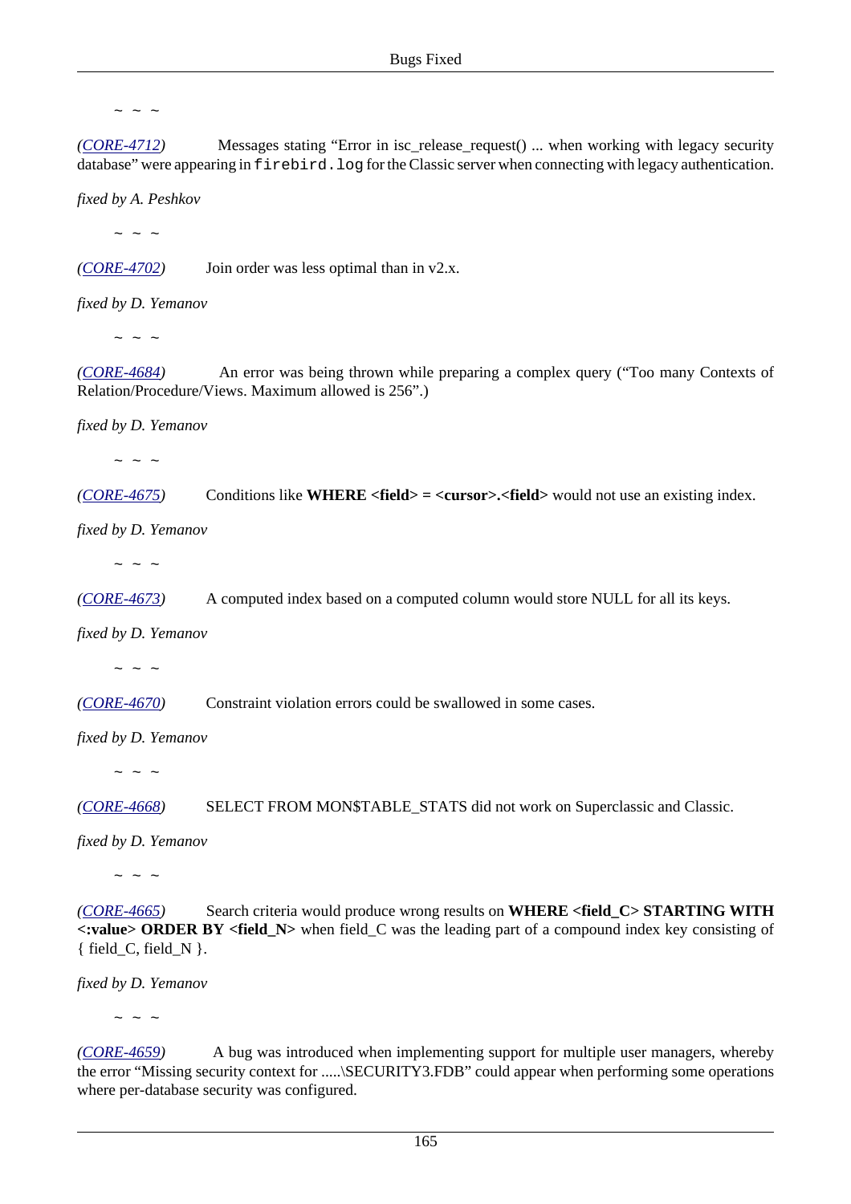~ ~ ~

*(CORE-4712)* Messages stating “Error in isc_release_request() ... when working with legacy security database” were appearing in `firebird.log` for the Classic server when connecting with legacy authentication.

*fixed by A. Peshkov*

~ ~ ~

*(CORE-4702)* Join order was less optimal than in v2.x.

*fixed by D. Yemanov*

~ ~ ~

*(CORE-4684)* An error was being thrown while preparing a complex query (“Too many Contexts of Relation/Procedure/Views. Maximum allowed is 256”.)

*fixed by D. Yemanov*

~ ~ ~

*(CORE-4675)* Conditions like **WHERE <field> = <cursor>.<field>** would not use an existing index.

*fixed by D. Yemanov*

~ ~ ~

*(CORE-4673)* A computed index based on a computed column would store NULL for all its keys.

*fixed by D. Yemanov*

~ ~ ~

*(CORE-4670)* Constraint violation errors could be swallowed in some cases.

*fixed by D. Yemanov*

~ ~ ~

*(CORE-4668)* SELECT FROM MON$TABLE_STATS did not work on Superclassic and Classic.

*fixed by D. Yemanov*

~ ~ ~

*(CORE-4665)* Search criteria would produce wrong results on **WHERE <field_C> STARTING WITH <:value> ORDER BY <field_N>** when field_C was the leading part of a compound index key consisting of { field_C, field_N }.

*fixed by D. Yemanov*

~ ~ ~

*(CORE-4659)* A bug was introduced when implementing support for multiple user managers, whereby the error “Missing security context for .....\SECURITY3.FDB” could appear when performing some operations where per-database security was configured.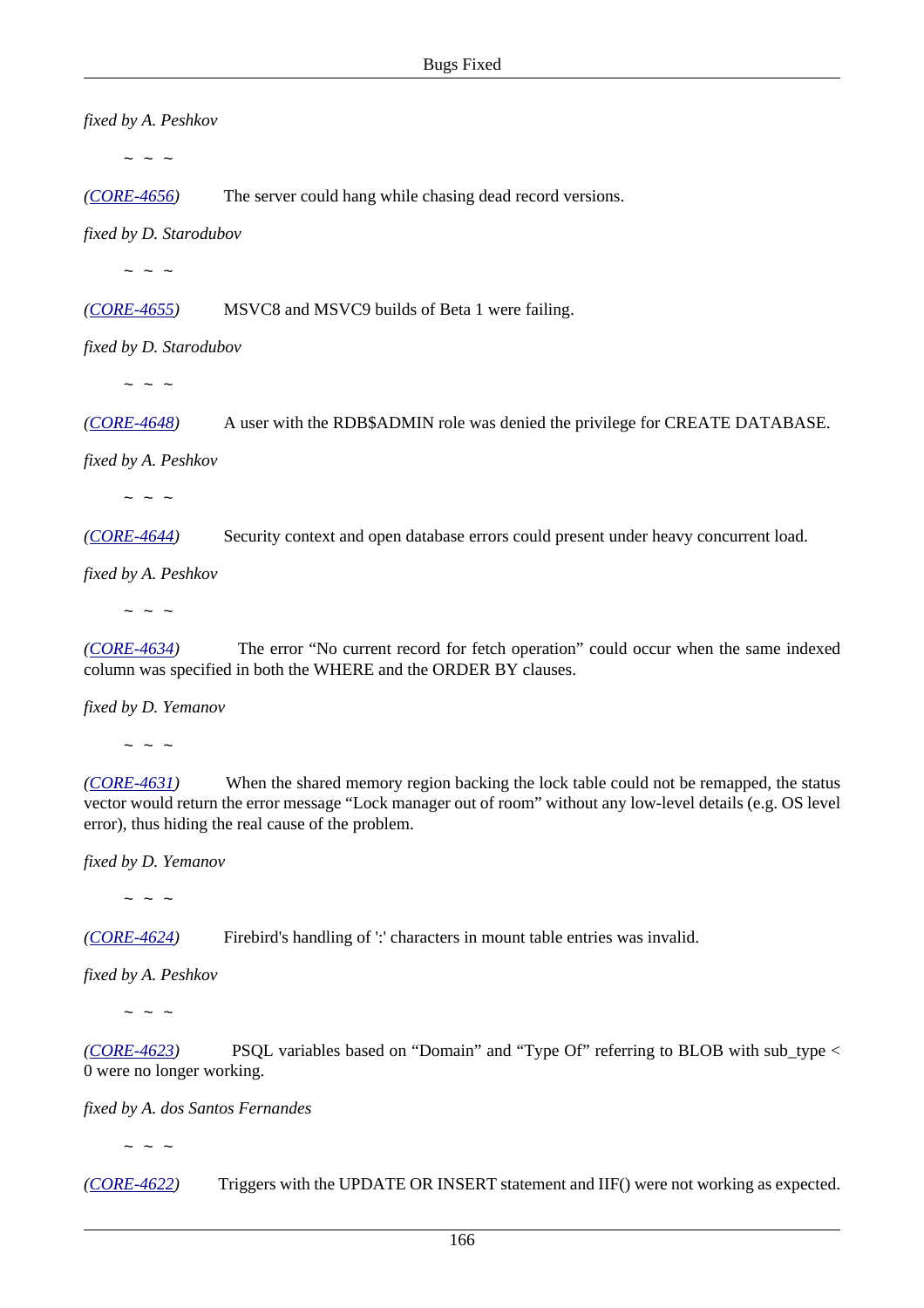*fixed by A. Peshkov*

~ ~ ~

*([CORE-4656](#))* The server could hang while chasing dead record versions.

*fixed by D. Starodubov*

~ ~ ~

*([CORE-4655](#))* MSVC8 and MSVC9 builds of Beta 1 were failing.

*fixed by D. Starodubov*

~ ~ ~

*([CORE-4648](#))* A user with the RDB$ADMIN role was denied the privilege for CREATE DATABASE.

*fixed by A. Peshkov*

~ ~ ~

*([CORE-4644](#))* Security context and open database errors could present under heavy concurrent load.

*fixed by A. Peshkov*

~ ~ ~

*([CORE-4634](#))* The error “No current record for fetch operation” could occur when the same indexed column was specified in both the WHERE and the ORDER BY clauses.

*fixed by D. Yemanov*

~ ~ ~

*([CORE-4631](#))* When the shared memory region backing the lock table could not be remapped, the status vector would return the error message “Lock manager out of room” without any low-level details (e.g. OS level error), thus hiding the real cause of the problem.

*fixed by D. Yemanov*

~ ~ ~

*([CORE-4624](#))* Firebird's handling of ':' characters in mount table entries was invalid.

*fixed by A. Peshkov*

~ ~ ~

*([CORE-4623](#))* PSQL variables based on “Domain” and “Type Of” referring to BLOB with sub_type < 0 were no longer working.

*fixed by A. dos Santos Fernandes*

~ ~ ~

*([CORE-4622](#))* Triggers with the UPDATE OR INSERT statement and IIF() were not working as expected.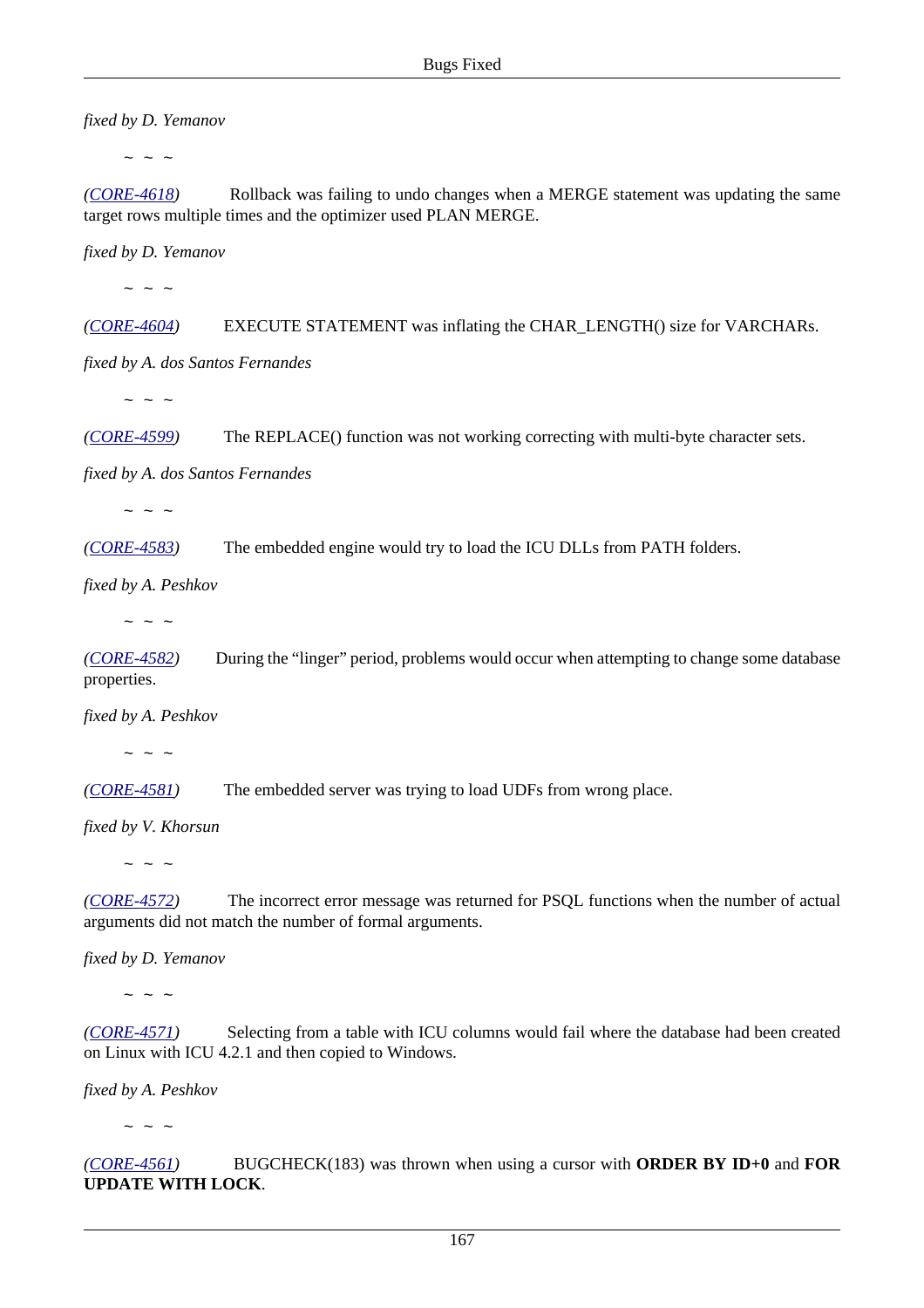*fixed by D. Yemanov*

~ ~ ~

*(CORE-4618)* Rollback was failing to undo changes when a MERGE statement was updating the same target rows multiple times and the optimizer used PLAN MERGE.

*fixed by D. Yemanov*

~ ~ ~

*(CORE-4604)* EXECUTE STATEMENT was inflating the CHAR_LENGTH() size for VARCHARs.

*fixed by A. dos Santos Fernandes*

~ ~ ~

*(CORE-4599)* The REPLACE() function was not working correcting with multi-byte character sets.

*fixed by A. dos Santos Fernandes*

~ ~ ~

*(CORE-4583)* The embedded engine would try to load the ICU DLLs from PATH folders.

*fixed by A. Peshkov*

~ ~ ~

*(CORE-4582)* During the “linger” period, problems would occur when attempting to change some database properties.

*fixed by A. Peshkov*

~ ~ ~

*(CORE-4581)* The embedded server was trying to load UDFs from wrong place.

*fixed by V. Khorsun*

~ ~ ~

*(CORE-4572)* The incorrect error message was returned for PSQL functions when the number of actual arguments did not match the number of formal arguments.

*fixed by D. Yemanov*

~ ~ ~

*(CORE-4571)* Selecting from a table with ICU columns would fail where the database had been created on Linux with ICU 4.2.1 and then copied to Windows.

*fixed by A. Peshkov*

~ ~ ~

*(CORE-4561)* BUGCHECK(183) was thrown when using a cursor with **ORDER BY ID+0** and **FOR UPDATE WITH LOCK**.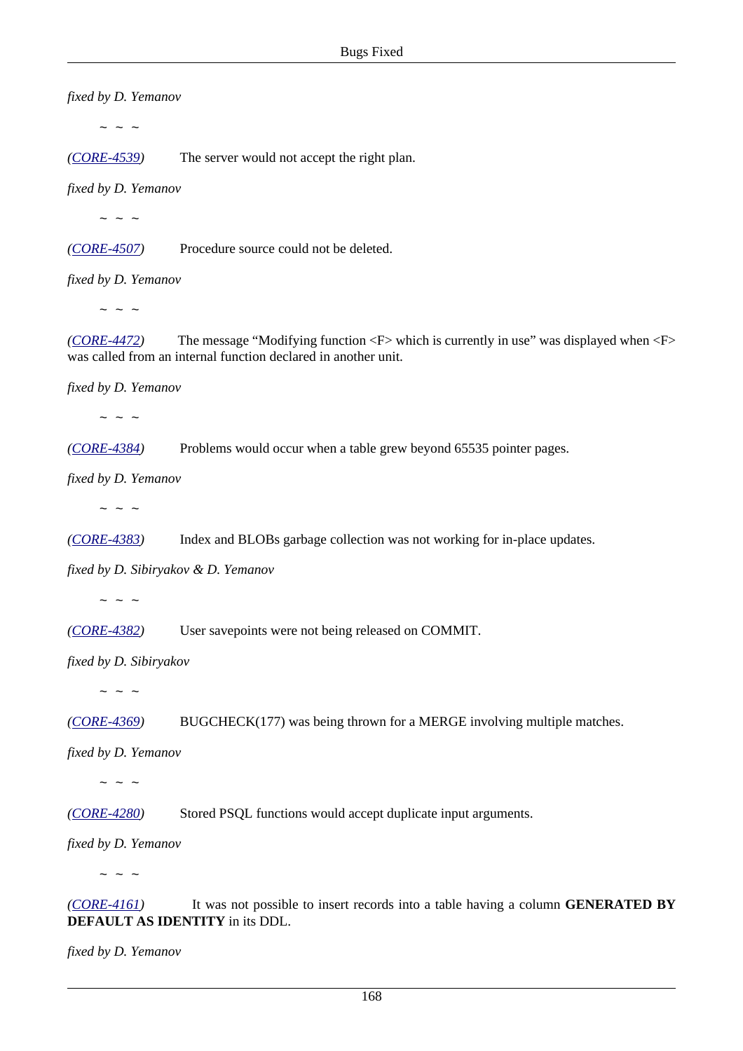*fixed by D. Yemanov*

~ ~ ~

*(CORE-4539)* The server would not accept the right plan.

*fixed by D. Yemanov*

~ ~ ~

*(CORE-4507)* Procedure source could not be deleted.

*fixed by D. Yemanov*

~ ~ ~

*(CORE-4472)* The message “Modifying function <F> which is currently in use” was displayed when <F> was called from an internal function declared in another unit.

*fixed by D. Yemanov*

~ ~ ~

*(CORE-4384)* Problems would occur when a table grew beyond 65535 pointer pages.

*fixed by D. Yemanov*

~ ~ ~

*(CORE-4383)* Index and BLOBs garbage collection was not working for in-place updates.

*fixed by D. Sibiryakov & D. Yemanov*

~ ~ ~

*(CORE-4382)* User savepoints were not being released on COMMIT.

*fixed by D. Sibiryakov*

~ ~ ~

*(CORE-4369)* BUGCHECK(177) was being thrown for a MERGE involving multiple matches.

*fixed by D. Yemanov*

~ ~ ~

*(CORE-4280)* Stored PSQL functions would accept duplicate input arguments.

*fixed by D. Yemanov*

~ ~ ~

*(CORE-4161)* It was not possible to insert records into a table having a column **GENERATED BY DEFAULT AS IDENTITY** in its DDL.

*fixed by D. Yemanov*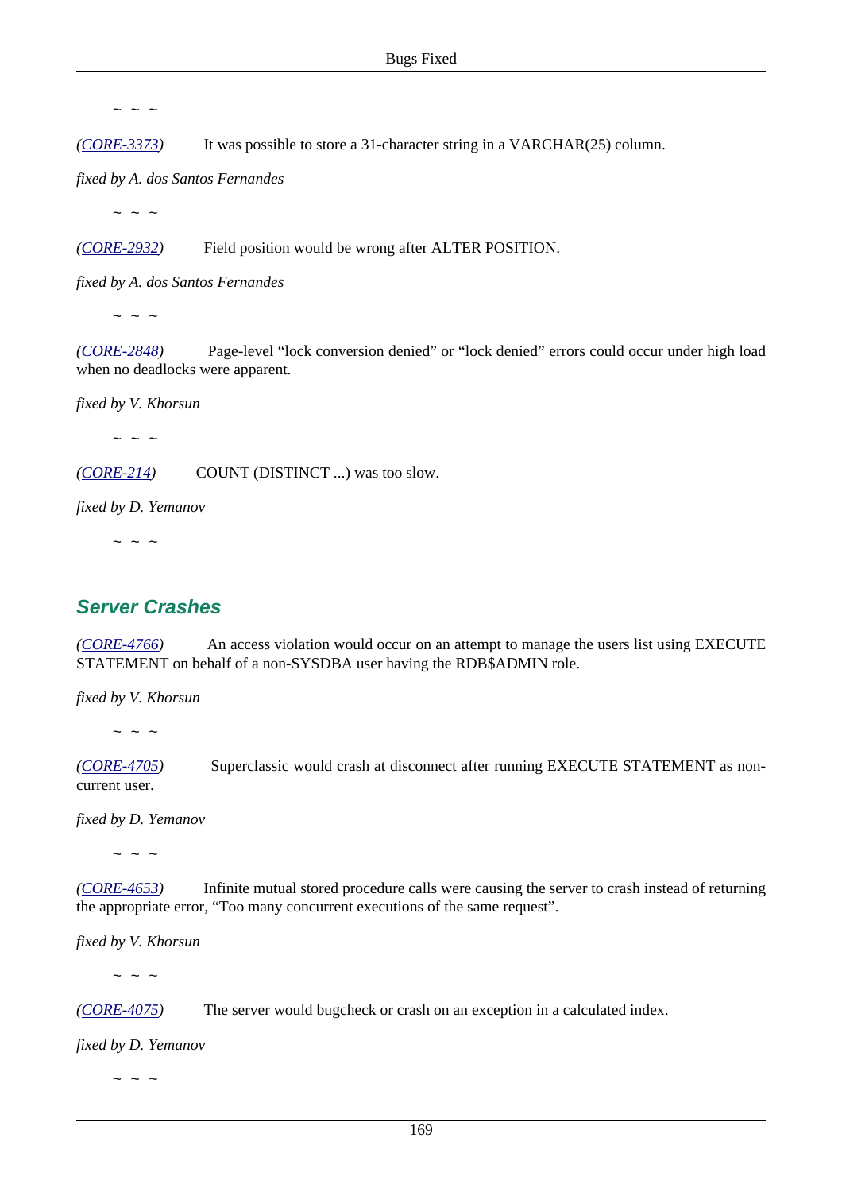~ ~ ~

*(CORE-3373)* It was possible to store a 31-character string in a VARCHAR(25) column.

*fixed by A. dos Santos Fernandes*

~ ~ ~

*(CORE-2932)* Field position would be wrong after ALTER POSITION.

*fixed by A. dos Santos Fernandes*

~ ~ ~

*(CORE-2848)* Page-level “lock conversion denied” or “lock denied” errors could occur under high load when no deadlocks were apparent.

*fixed by V. Khorsun*

~ ~ ~

*(CORE-214)* COUNT (DISTINCT ...) was too slow.

*fixed by D. Yemanov*

~ ~ ~

## Server Crashes

*(CORE-4766)* An access violation would occur on an attempt to manage the users list using EXECUTE STATEMENT on behalf of a non-SYSDBA user having the RDB$ADMIN role.

*fixed by V. Khorsun*

~ ~ ~

*(CORE-4705)* Superclassic would crash at disconnect after running EXECUTE STATEMENT as non-current user.

*fixed by D. Yemanov*

~ ~ ~

*(CORE-4653)* Infinite mutual stored procedure calls were causing the server to crash instead of returning the appropriate error, “Too many concurrent executions of the same request”.

*fixed by V. Khorsun*

~ ~ ~

*(CORE-4075)* The server would bugcheck or crash on an exception in a calculated index.

*fixed by D. Yemanov*

~ ~ ~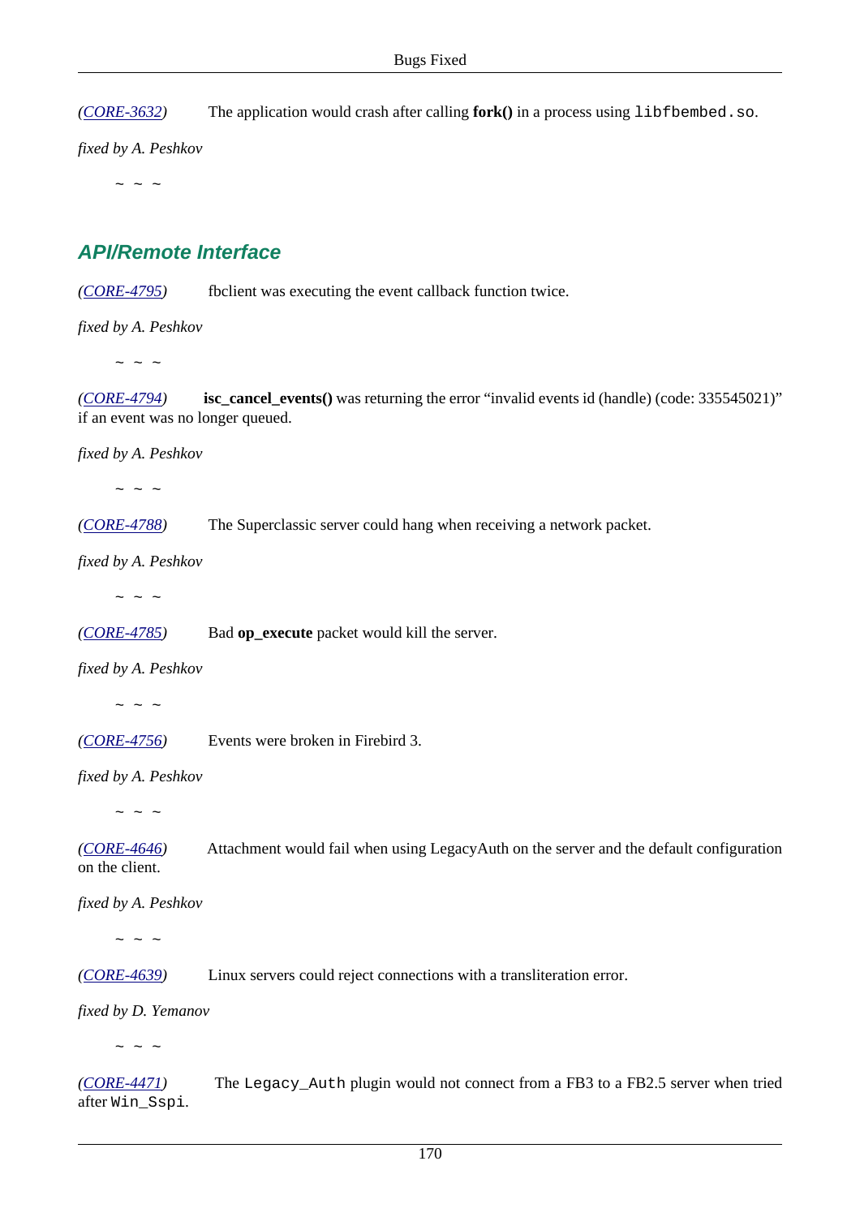*([CORE-3632](#))* The application would crash after calling **fork()** in a process using `libfbembed.so`.

*fixed by A. Peshkov*

~ ~ ~

## API/Remote Interface

*([CORE-4795](#))* fbclient was executing the event callback function twice.

*fixed by A. Peshkov*

~ ~ ~

*([CORE-4794](#))* **isc_cancel_events()** was returning the error “invalid events id (handle) (code: 335545021)” if an event was no longer queued.

*fixed by A. Peshkov*

~ ~ ~

*([CORE-4788](#))* The Superclassic server could hang when receiving a network packet.

*fixed by A. Peshkov*

~ ~ ~

*([CORE-4785](#))* Bad **op_execute** packet would kill the server.

*fixed by A. Peshkov*

~ ~ ~

*([CORE-4756](#))* Events were broken in Firebird 3.

*fixed by A. Peshkov*

~ ~ ~

*([CORE-4646](#))* Attachment would fail when using LegacyAuth on the server and the default configuration on the client.

*fixed by A. Peshkov*

~ ~ ~

*([CORE-4639](#))* Linux servers could reject connections with a transliteration error.

*fixed by D. Yemanov*

~ ~ ~

*([CORE-4471](#))* The `Legacy_Auth` plugin would not connect from a FB3 to a FB2.5 server when tried after `Win_Sspi`.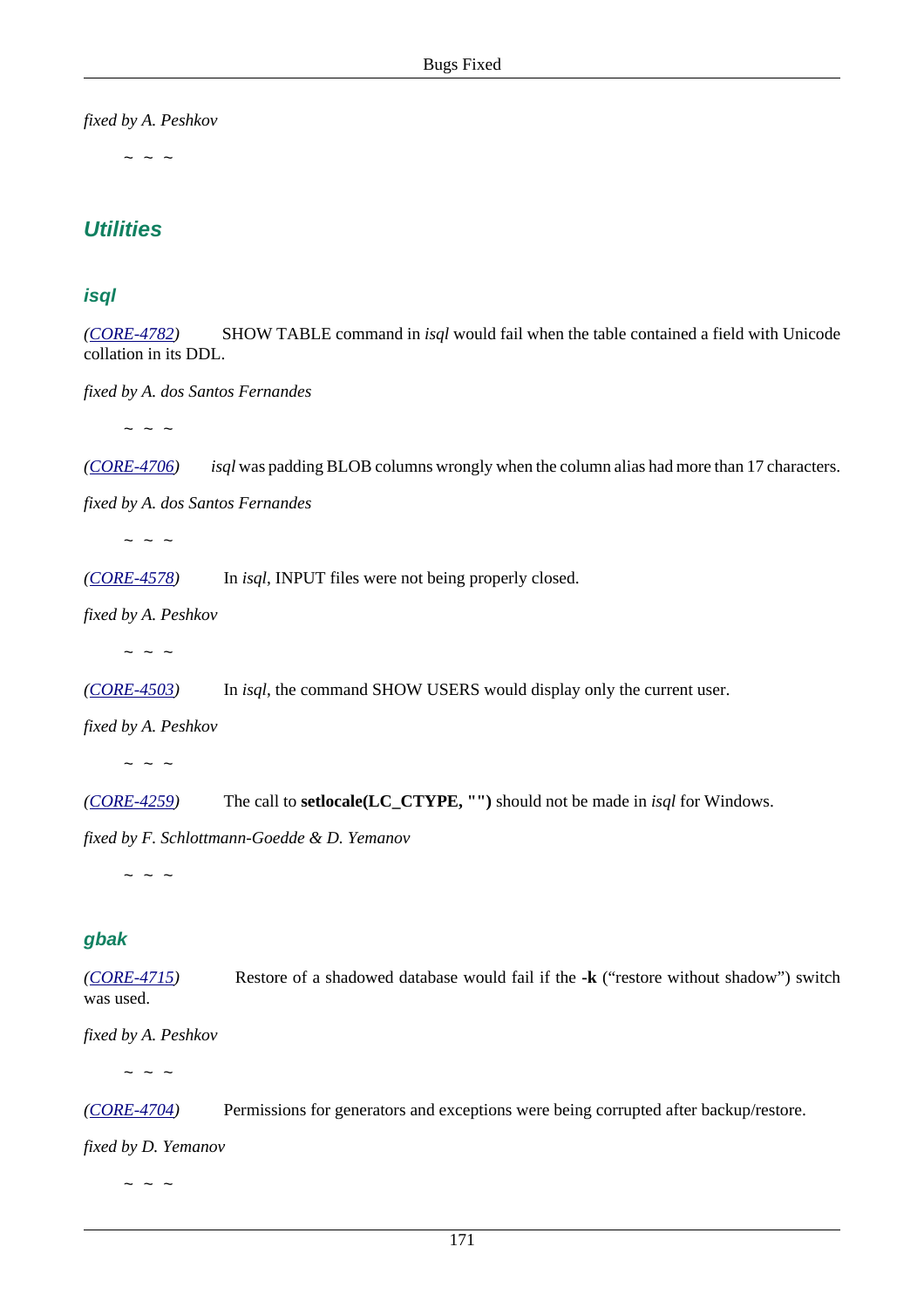*fixed by A. Peshkov*

~ ~ ~

## Utilities

### isql

*(CORE-4782)* SHOW TABLE command in *isql* would fail when the table contained a field with Unicode collation in its DDL.

*fixed by A. dos Santos Fernandes*

~ ~ ~

*(CORE-4706)* *isql* was padding BLOB columns wrongly when the column alias had more than 17 characters.

*fixed by A. dos Santos Fernandes*

~ ~ ~

*(CORE-4578)* In *isql*, INPUT files were not being properly closed.

*fixed by A. Peshkov*

~ ~ ~

*(CORE-4503)* In *isql*, the command SHOW USERS would display only the current user.

*fixed by A. Peshkov*

~ ~ ~

*(CORE-4259)* The call to **setlocale(LC_CTYPE, "")** should not be made in *isql* for Windows.

*fixed by F. Schlottmann-Goedde & D. Yemanov*

~ ~ ~

### gbak

*(CORE-4715)* Restore of a shadowed database would fail if the **-k** ("restore without shadow") switch was used.

*fixed by A. Peshkov*

~ ~ ~

*(CORE-4704)* Permissions for generators and exceptions were being corrupted after backup/restore.

*fixed by D. Yemanov*

~ ~ ~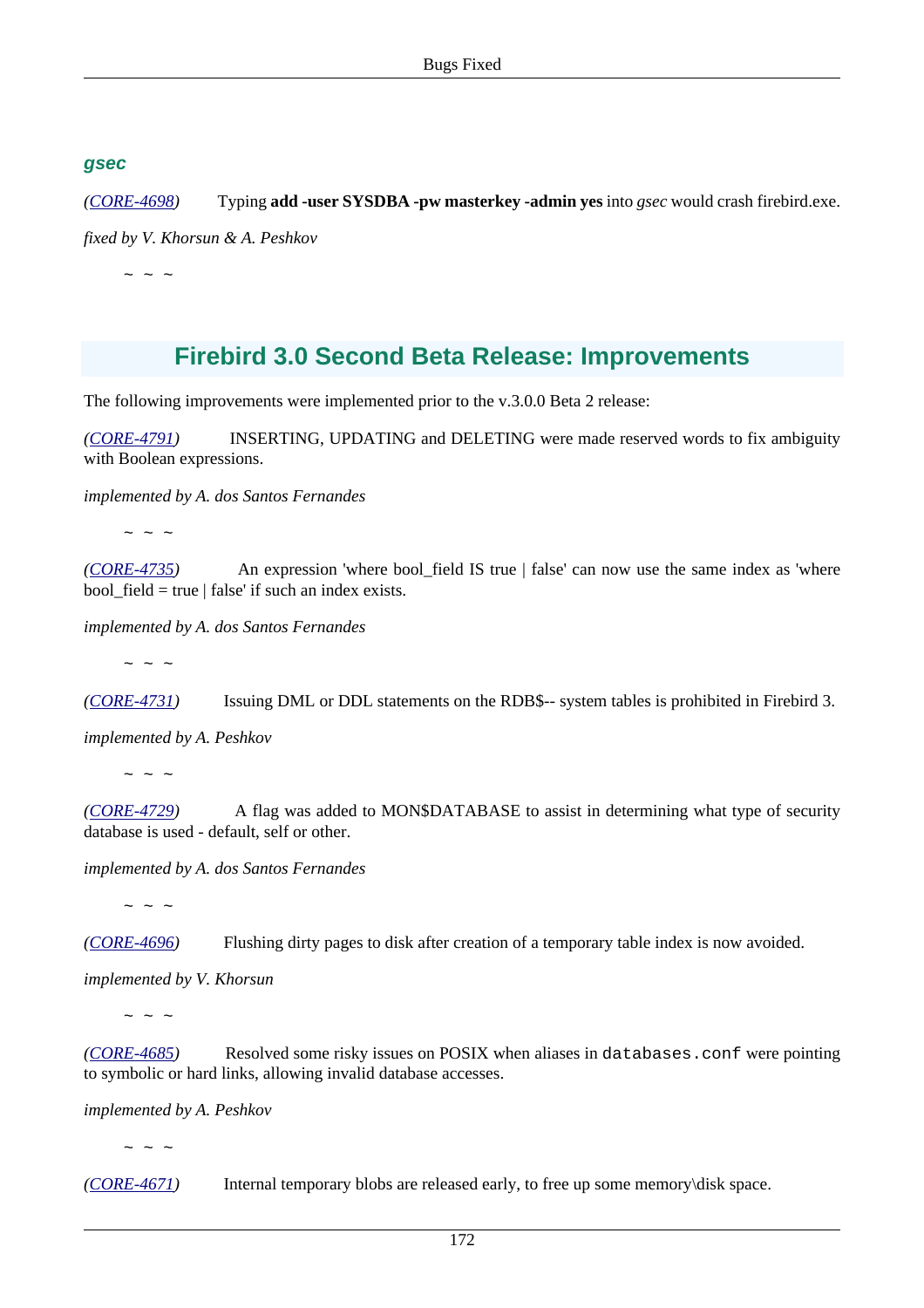### gsec

*(CORE-4698)* Typing **add -user SYSDBA -pw masterkey -admin yes** into *gsec* would crash firebird.exe.

*fixed by V. Khorsun & A. Peshkov*

~ ~ ~

## Firebird 3.0 Second Beta Release: Improvements

The following improvements were implemented prior to the v.3.0.0 Beta 2 release:

*(CORE-4791)* INSERTING, UPDATING and DELETING were made reserved words to fix ambiguity with Boolean expressions.

*implemented by A. dos Santos Fernandes*

~ ~ ~

*(CORE-4735)* An expression 'where bool_field IS true | false' can now use the same index as 'where bool_field = true | false' if such an index exists.

*implemented by A. dos Santos Fernandes*

~ ~ ~

*(CORE-4731)* Issuing DML or DDL statements on the RDB$-- system tables is prohibited in Firebird 3.

*implemented by A. Peshkov*

~ ~ ~

*(CORE-4729)* A flag was added to MON$DATABASE to assist in determining what type of security database is used - default, self or other.

*implemented by A. dos Santos Fernandes*

~ ~ ~

*(CORE-4696)* Flushing dirty pages to disk after creation of a temporary table index is now avoided.

*implemented by V. Khorsun*

~ ~ ~

*(CORE-4685)* Resolved some risky issues on POSIX when aliases in `databases.conf` were pointing to symbolic or hard links, allowing invalid database accesses.

*implemented by A. Peshkov*

~ ~ ~

*(CORE-4671)* Internal temporary blobs are released early, to free up some memory\disk space.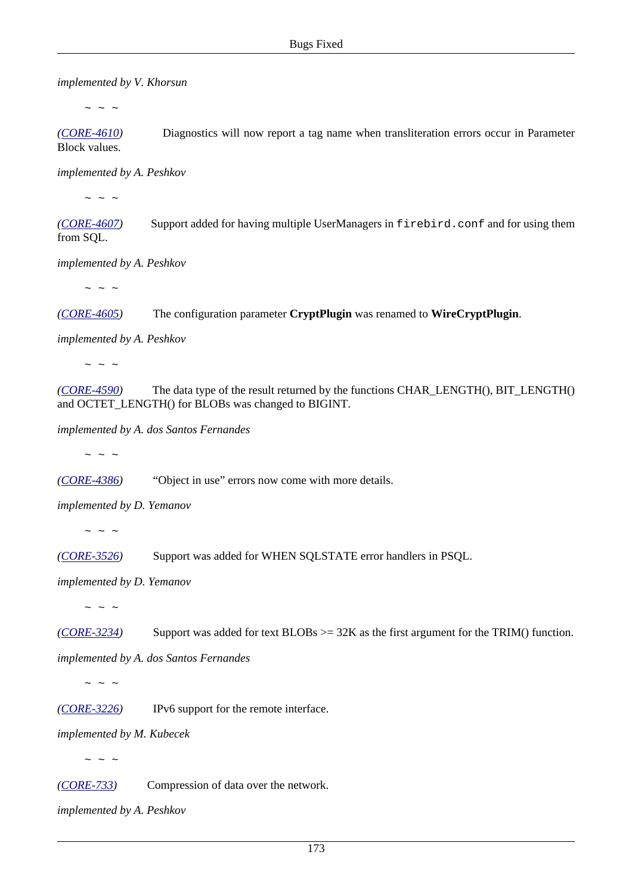*implemented by V. Khorsun*

~ ~ ~

*(CORE-4610)* Diagnostics will now report a tag name when transliteration errors occur in Parameter Block values.

*implemented by A. Peshkov*

~ ~ ~

*(CORE-4607)* Support added for having multiple UserManagers in `firebird.conf` and for using them from SQL.

*implemented by A. Peshkov*

~ ~ ~

*(CORE-4605)* The configuration parameter **CryptPlugin** was renamed to **WireCryptPlugin**.

*implemented by A. Peshkov*

~ ~ ~

*(CORE-4590)* The data type of the result returned by the functions CHAR_LENGTH(), BIT_LENGTH() and OCTET_LENGTH() for BLOBs was changed to BIGINT.

*implemented by A. dos Santos Fernandes*

~ ~ ~

*(CORE-4386)* “Object in use” errors now come with more details.

*implemented by D. Yemanov*

~ ~ ~

*(CORE-3526)* Support was added for WHEN SQLSTATE error handlers in PSQL.

*implemented by D. Yemanov*

~ ~ ~

*(CORE-3234)* Support was added for text BLOBs >= 32K as the first argument for the TRIM() function.

*implemented by A. dos Santos Fernandes*

~ ~ ~

*(CORE-3226)* IPv6 support for the remote interface.

*implemented by M. Kubecek*

~ ~ ~

*(CORE-733)* Compression of data over the network.

*implemented by A. Peshkov*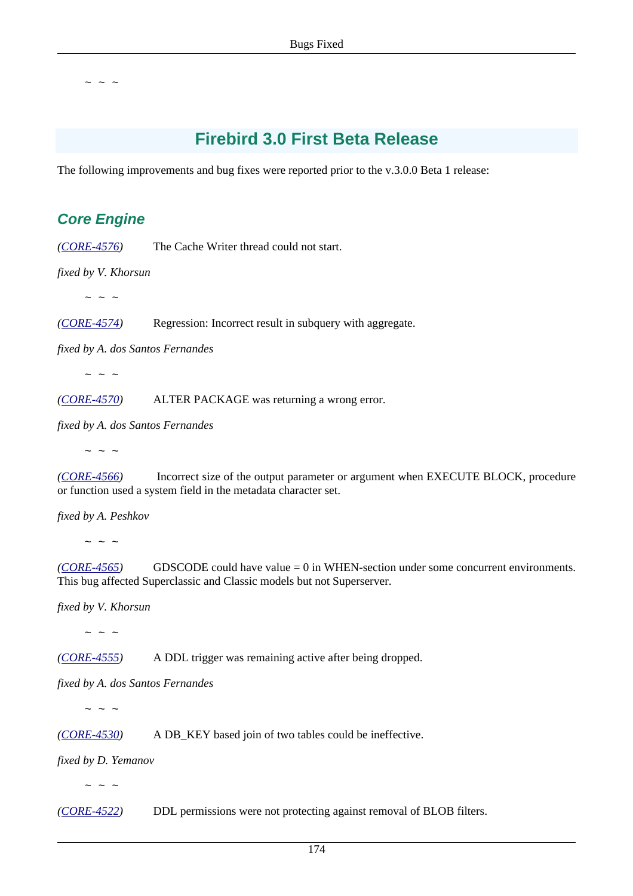~ ~ ~

## Firebird 3.0 First Beta Release

The following improvements and bug fixes were reported prior to the v.3.0.0 Beta 1 release:

### Core Engine

*(CORE-4576)* The Cache Writer thread could not start.

*fixed by V. Khorsun*

~ ~ ~

*(CORE-4574)* Regression: Incorrect result in subquery with aggregate.

*fixed by A. dos Santos Fernandes*

~ ~ ~

*(CORE-4570)* ALTER PACKAGE was returning a wrong error.

*fixed by A. dos Santos Fernandes*

~ ~ ~

*(CORE-4566)* Incorrect size of the output parameter or argument when EXECUTE BLOCK, procedure or function used a system field in the metadata character set.

*fixed by A. Peshkov*

~ ~ ~

*(CORE-4565)* GDSCODE could have value = 0 in WHEN-section under some concurrent environments. This bug affected Superclassic and Classic models but not Superserver.

*fixed by V. Khorsun*

~ ~ ~

*(CORE-4555)* A DDL trigger was remaining active after being dropped.

*fixed by A. dos Santos Fernandes*

~ ~ ~

*(CORE-4530)* A DB_KEY based join of two tables could be ineffective.

*fixed by D. Yemanov*

~ ~ ~

*(CORE-4522)* DDL permissions were not protecting against removal of BLOB filters.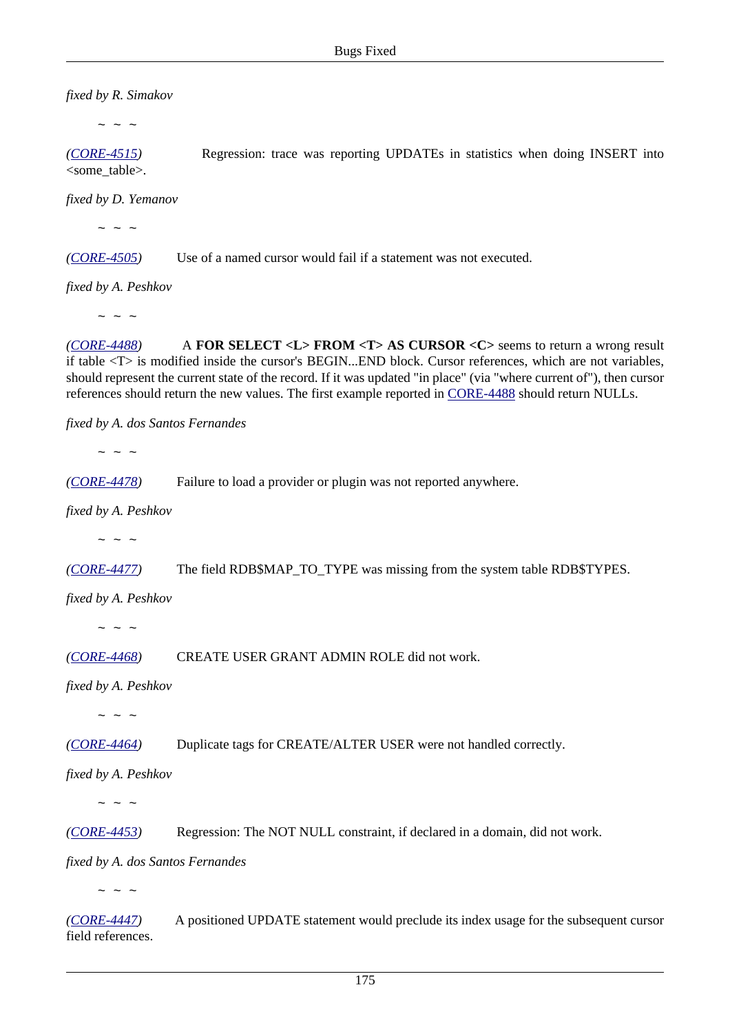*fixed by R. Simakov*

~ ~ ~

*(CORE-4515)* Regression: trace was reporting UPDATEs in statistics when doing INSERT into <some_table>.

*fixed by D. Yemanov*

~ ~ ~

*(CORE-4505)* Use of a named cursor would fail if a statement was not executed.

*fixed by A. Peshkov*

~ ~ ~

*(CORE-4488)* A **FOR SELECT <L> FROM <T> AS CURSOR <C>** seems to return a wrong result if table <T> is modified inside the cursor's BEGIN...END block. Cursor references, which are not variables, should represent the current state of the record. If it was updated "in place" (via "where current of"), then cursor references should return the new values. The first example reported in CORE-4488 should return NULLs.

*fixed by A. dos Santos Fernandes*

~ ~ ~

*(CORE-4478)* Failure to load a provider or plugin was not reported anywhere.

*fixed by A. Peshkov*

~ ~ ~

*(CORE-4477)* The field RDB$MAP_TO_TYPE was missing from the system table RDB$TYPES.

*fixed by A. Peshkov*

~ ~ ~

*(CORE-4468)* CREATE USER GRANT ADMIN ROLE did not work.

*fixed by A. Peshkov*

~ ~ ~

*(CORE-4464)* Duplicate tags for CREATE/ALTER USER were not handled correctly.

*fixed by A. Peshkov*

~ ~ ~

*(CORE-4453)* Regression: The NOT NULL constraint, if declared in a domain, did not work.

*fixed by A. dos Santos Fernandes*

~ ~ ~

*(CORE-4447)* A positioned UPDATE statement would preclude its index usage for the subsequent cursor field references.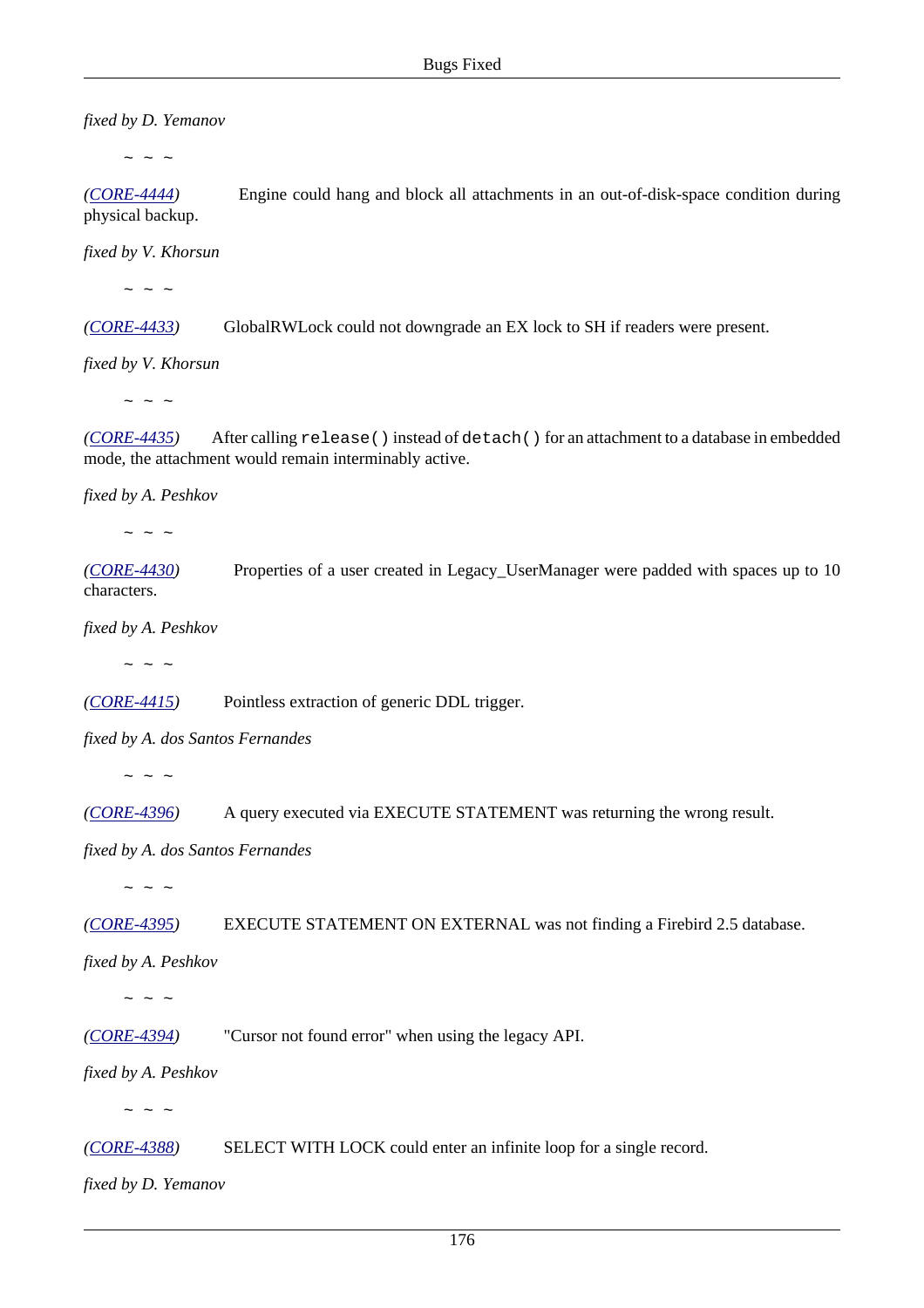*fixed by D. Yemanov*

~ ~ ~

*(CORE-4444)* Engine could hang and block all attachments in an out-of-disk-space condition during physical backup.

*fixed by V. Khorsun*

~ ~ ~

*(CORE-4433)* GlobalRWLock could not downgrade an EX lock to SH if readers were present.

*fixed by V. Khorsun*

~ ~ ~

*(CORE-4435)* After calling `release()` instead of `detach()` for an attachment to a database in embedded mode, the attachment would remain interminably active.

*fixed by A. Peshkov*

~ ~ ~

*(CORE-4430)* Properties of a user created in Legacy_UserManager were padded with spaces up to 10 characters.

*fixed by A. Peshkov*

~ ~ ~

*(CORE-4415)* Pointless extraction of generic DDL trigger.

*fixed by A. dos Santos Fernandes*

~ ~ ~

*(CORE-4396)* A query executed via EXECUTE STATEMENT was returning the wrong result.

*fixed by A. dos Santos Fernandes*

~ ~ ~

*(CORE-4395)* EXECUTE STATEMENT ON EXTERNAL was not finding a Firebird 2.5 database.

*fixed by A. Peshkov*

~ ~ ~

*(CORE-4394)* "Cursor not found error" when using the legacy API.

*fixed by A. Peshkov*

~ ~ ~

*(CORE-4388)* SELECT WITH LOCK could enter an infinite loop for a single record.

*fixed by D. Yemanov*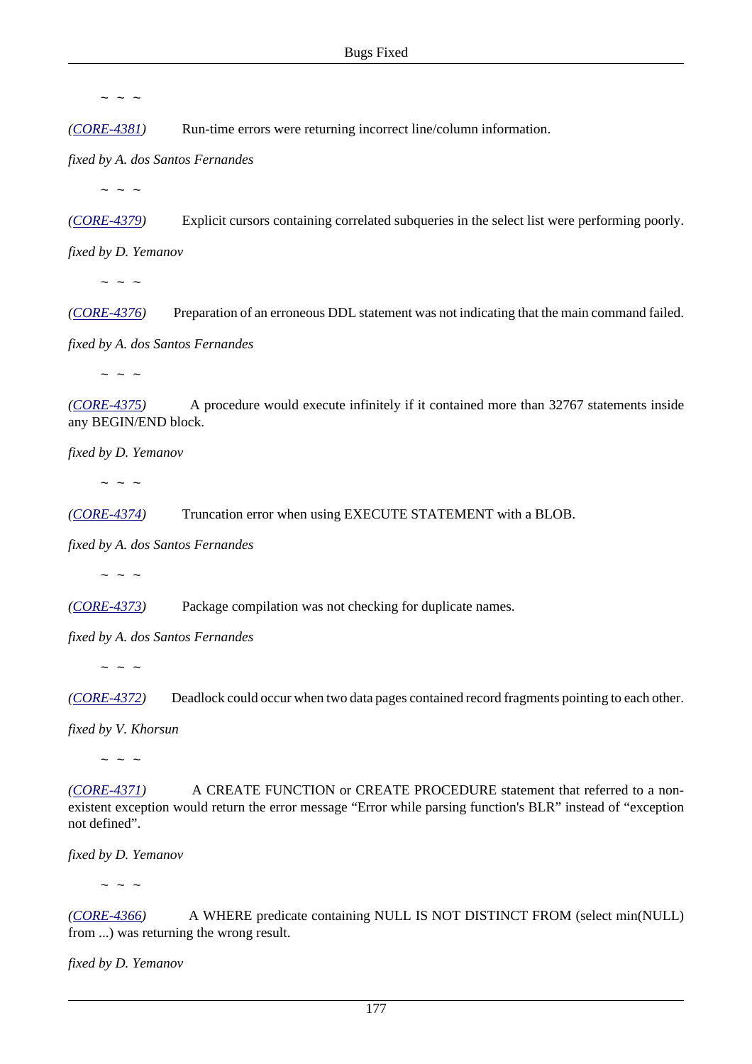~ ~ ~

*(CORE-4381)* Run-time errors were returning incorrect line/column information.

*fixed by A. dos Santos Fernandes*

~ ~ ~

*(CORE-4379)* Explicit cursors containing correlated subqueries in the select list were performing poorly.

*fixed by D. Yemanov*

~ ~ ~

*(CORE-4376)* Preparation of an erroneous DDL statement was not indicating that the main command failed.

*fixed by A. dos Santos Fernandes*

~ ~ ~

*(CORE-4375)* A procedure would execute infinitely if it contained more than 32767 statements inside any BEGIN/END block.

*fixed by D. Yemanov*

~ ~ ~

*(CORE-4374)* Truncation error when using EXECUTE STATEMENT with a BLOB.

*fixed by A. dos Santos Fernandes*

~ ~ ~

*(CORE-4373)* Package compilation was not checking for duplicate names.

*fixed by A. dos Santos Fernandes*

~ ~ ~

*(CORE-4372)* Deadlock could occur when two data pages contained record fragments pointing to each other.

*fixed by V. Khorsun*

~ ~ ~

*(CORE-4371)* A CREATE FUNCTION or CREATE PROCEDURE statement that referred to a non-existent exception would return the error message “Error while parsing function's BLR” instead of “exception not defined”.

*fixed by D. Yemanov*

~ ~ ~

*(CORE-4366)* A WHERE predicate containing NULL IS NOT DISTINCT FROM (select min(NULL) from ...) was returning the wrong result.

*fixed by D. Yemanov*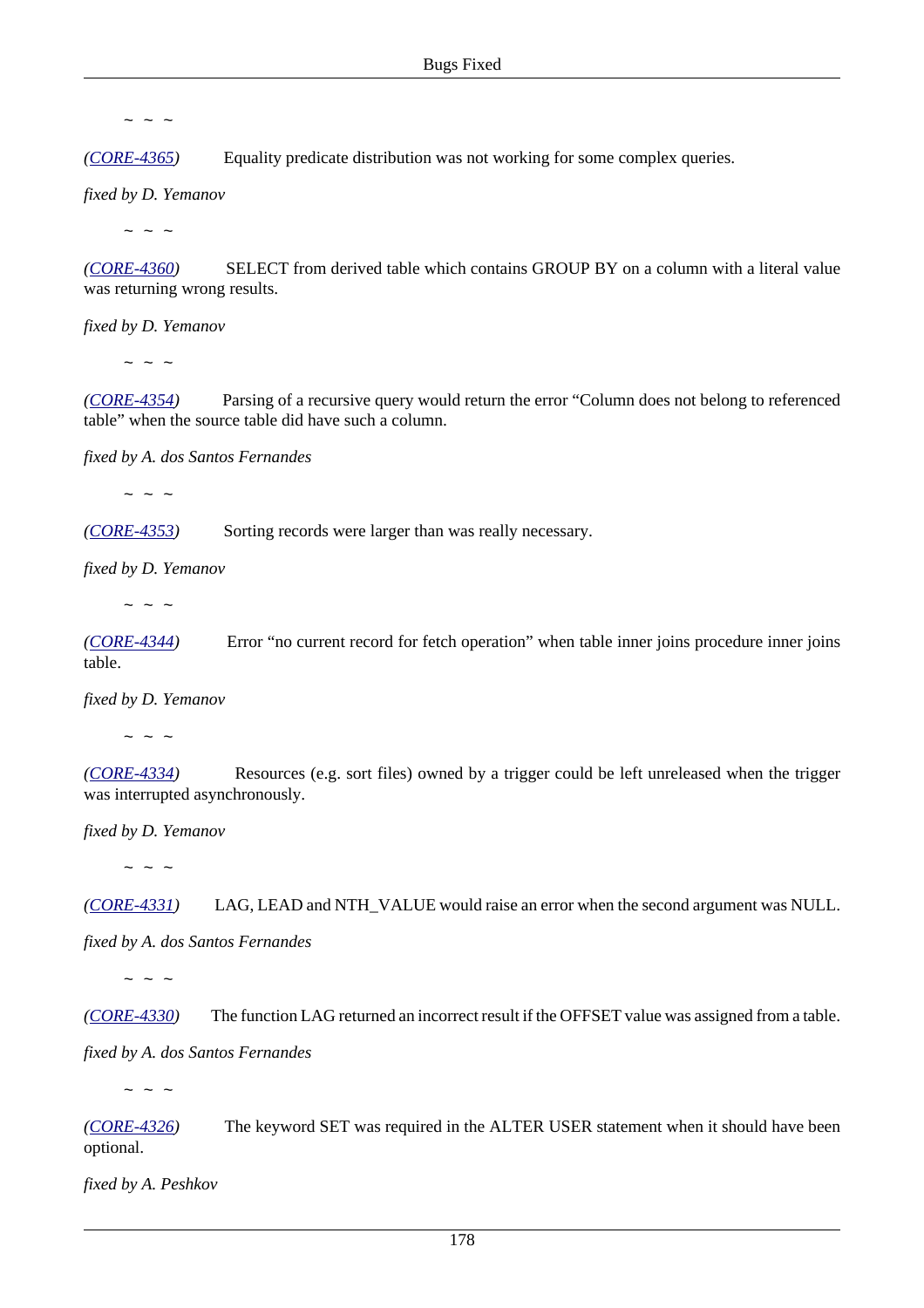~ ~ ~

*(CORE-4365)* Equality predicate distribution was not working for some complex queries.

*fixed by D. Yemanov*

~ ~ ~

*(CORE-4360)* SELECT from derived table which contains GROUP BY on a column with a literal value was returning wrong results.

*fixed by D. Yemanov*

~ ~ ~

*(CORE-4354)* Parsing of a recursive query would return the error "Column does not belong to referenced table" when the source table did have such a column.

*fixed by A. dos Santos Fernandes*

~ ~ ~

*(CORE-4353)* Sorting records were larger than was really necessary.

*fixed by D. Yemanov*

~ ~ ~

*(CORE-4344)* Error "no current record for fetch operation" when table inner joins procedure inner joins table.

*fixed by D. Yemanov*

~ ~ ~

*(CORE-4334)* Resources (e.g. sort files) owned by a trigger could be left unreleased when the trigger was interrupted asynchronously.

*fixed by D. Yemanov*

~ ~ ~

*(CORE-4331)* LAG, LEAD and NTH_VALUE would raise an error when the second argument was NULL.

*fixed by A. dos Santos Fernandes*

~ ~ ~

*(CORE-4330)* The function LAG returned an incorrect result if the OFFSET value was assigned from a table.

*fixed by A. dos Santos Fernandes*

~ ~ ~

*(CORE-4326)* The keyword SET was required in the ALTER USER statement when it should have been optional.

*fixed by A. Peshkov*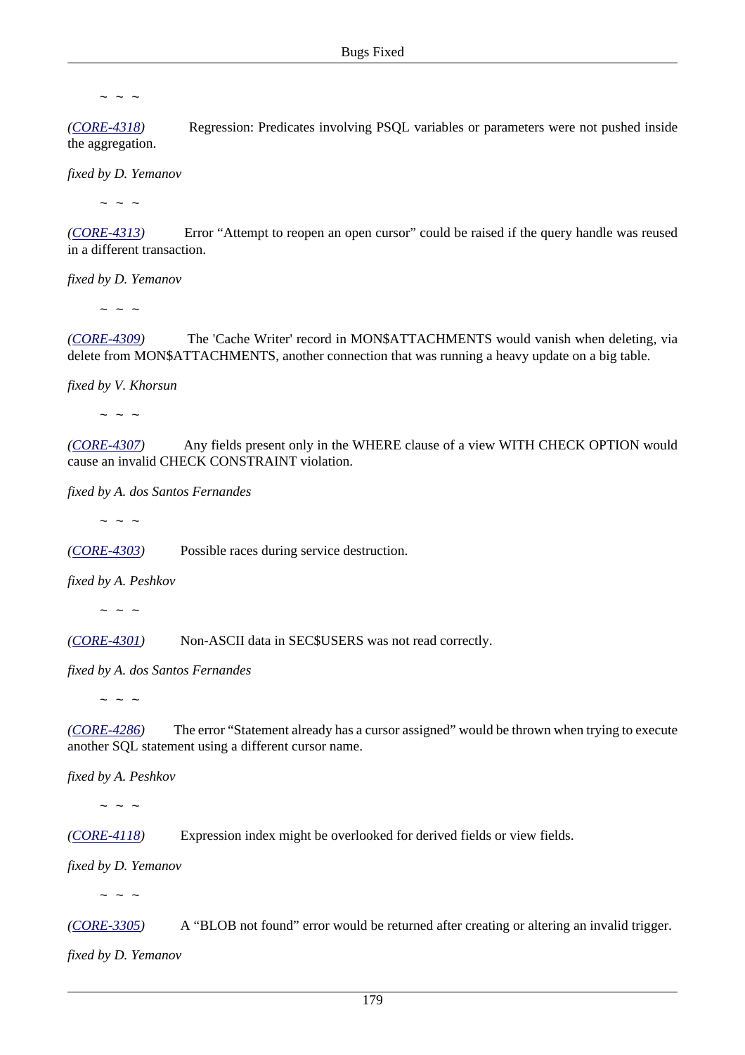~ ~ ~

*(CORE-4318)* Regression: Predicates involving PSQL variables or parameters were not pushed inside the aggregation.

*fixed by D. Yemanov*

~ ~ ~

*(CORE-4313)* Error “Attempt to reopen an open cursor” could be raised if the query handle was reused in a different transaction.

*fixed by D. Yemanov*

~ ~ ~

*(CORE-4309)* The 'Cache Writer' record in MON$ATTACHMENTS would vanish when deleting, via delete from MON$ATTACHMENTS, another connection that was running a heavy update on a big table.

*fixed by V. Khorsun*

~ ~ ~

*(CORE-4307)* Any fields present only in the WHERE clause of a view WITH CHECK OPTION would cause an invalid CHECK CONSTRAINT violation.

*fixed by A. dos Santos Fernandes*

~ ~ ~

*(CORE-4303)* Possible races during service destruction.

*fixed by A. Peshkov*

~ ~ ~

*(CORE-4301)* Non-ASCII data in SEC$USERS was not read correctly.

*fixed by A. dos Santos Fernandes*

~ ~ ~

*(CORE-4286)* The error “Statement already has a cursor assigned” would be thrown when trying to execute another SQL statement using a different cursor name.

*fixed by A. Peshkov*

~ ~ ~

*(CORE-4118)* Expression index might be overlooked for derived fields or view fields.

*fixed by D. Yemanov*

~ ~ ~

*(CORE-3305)* A “BLOB not found” error would be returned after creating or altering an invalid trigger.

*fixed by D. Yemanov*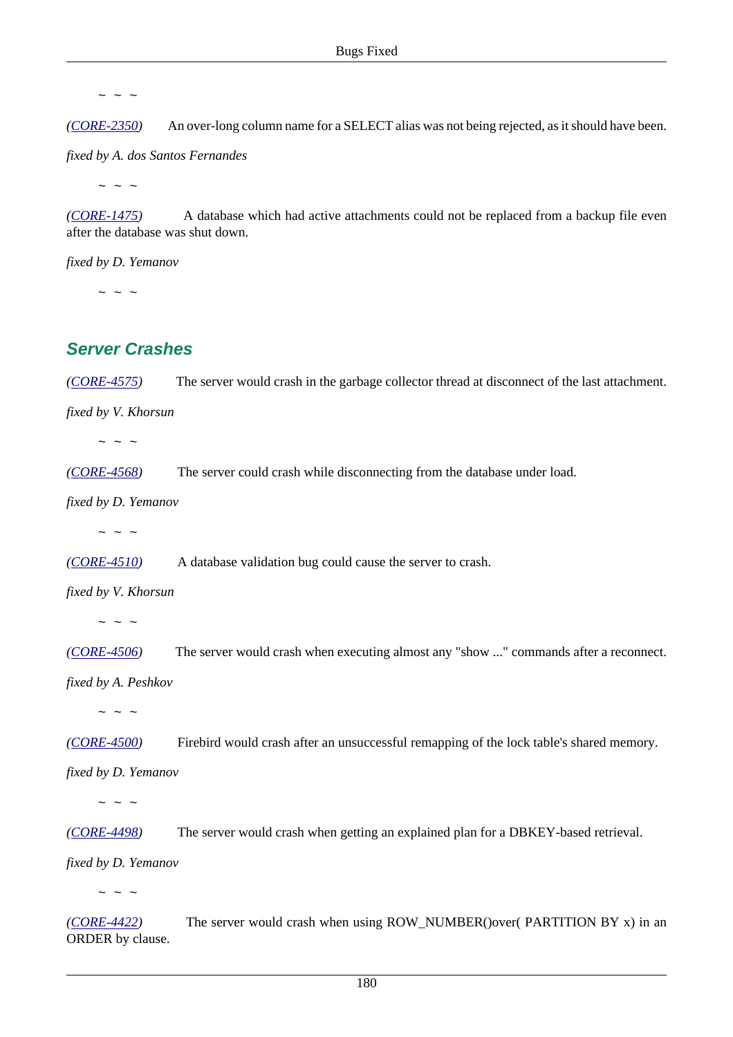~ ~ ~

*(CORE-2350)* An over-long column name for a SELECT alias was not being rejected, as it should have been.

*fixed by A. dos Santos Fernandes*

~ ~ ~

*(CORE-1475)* A database which had active attachments could not be replaced from a backup file even after the database was shut down.

*fixed by D. Yemanov*

~ ~ ~

## Server Crashes

*(CORE-4575)* The server would crash in the garbage collector thread at disconnect of the last attachment.

*fixed by V. Khorsun*

~ ~ ~

*(CORE-4568)* The server could crash while disconnecting from the database under load.

*fixed by D. Yemanov*

~ ~ ~

*(CORE-4510)* A database validation bug could cause the server to crash.

*fixed by V. Khorsun*

~ ~ ~

*(CORE-4506)* The server would crash when executing almost any "show ..." commands after a reconnect.

*fixed by A. Peshkov*

~ ~ ~

*(CORE-4500)* Firebird would crash after an unsuccessful remapping of the lock table's shared memory.

*fixed by D. Yemanov*

~ ~ ~

*(CORE-4498)* The server would crash when getting an explained plan for a DBKEY-based retrieval.

*fixed by D. Yemanov*

~ ~ ~

*(CORE-4422)* The server would crash when using ROW_NUMBER()over( PARTITION BY x) in an ORDER by clause.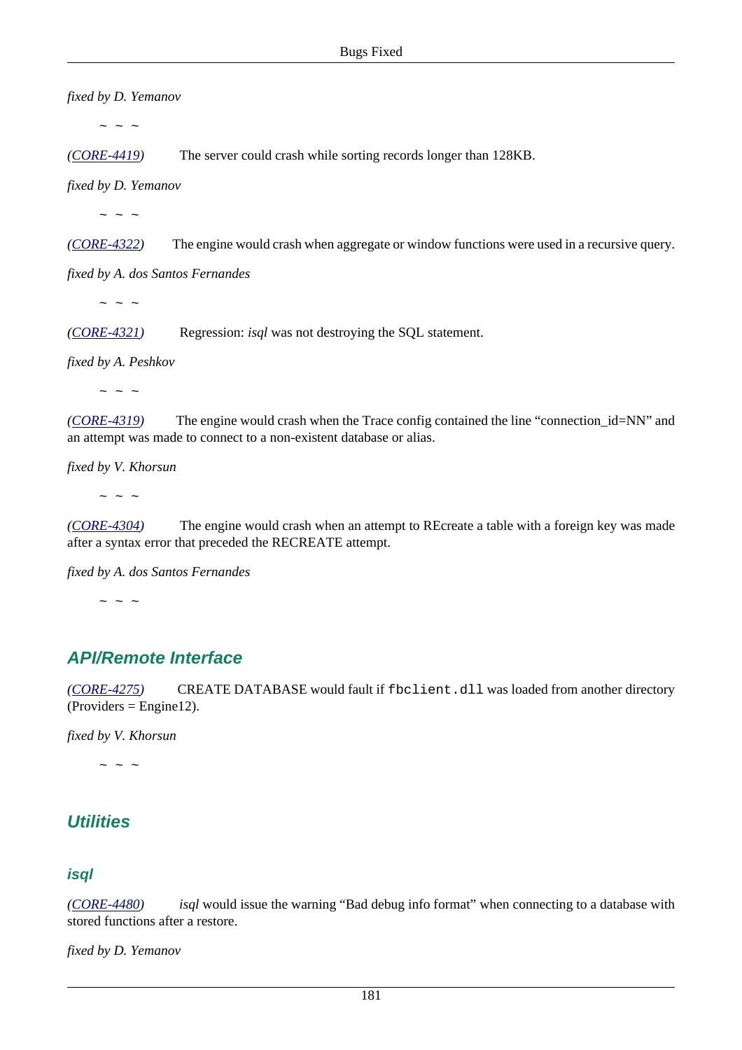*fixed by D. Yemanov*

~ ~ ~

*(CORE-4419)* The server could crash while sorting records longer than 128KB.

*fixed by D. Yemanov*

~ ~ ~

*(CORE-4322)* The engine would crash when aggregate or window functions were used in a recursive query.

*fixed by A. dos Santos Fernandes*

~ ~ ~

*(CORE-4321)* Regression: *isql* was not destroying the SQL statement.

*fixed by A. Peshkov*

~ ~ ~

*(CORE-4319)* The engine would crash when the Trace config contained the line “connection_id=NN” and an attempt was made to connect to a non-existent database or alias.

*fixed by V. Khorsun*

~ ~ ~

*(CORE-4304)* The engine would crash when an attempt to REcreate a table with a foreign key was made after a syntax error that preceded the RECREATE attempt.

*fixed by A. dos Santos Fernandes*

~ ~ ~

## API/Remote Interface

*(CORE-4275)* CREATE DATABASE would fault if `fbclient.dll` was loaded from another directory (Providers = Engine12).

*fixed by V. Khorsun*

~ ~ ~

## Utilities

### isql

*(CORE-4480)* *isql* would issue the warning “Bad debug info format” when connecting to a database with stored functions after a restore.

*fixed by D. Yemanov*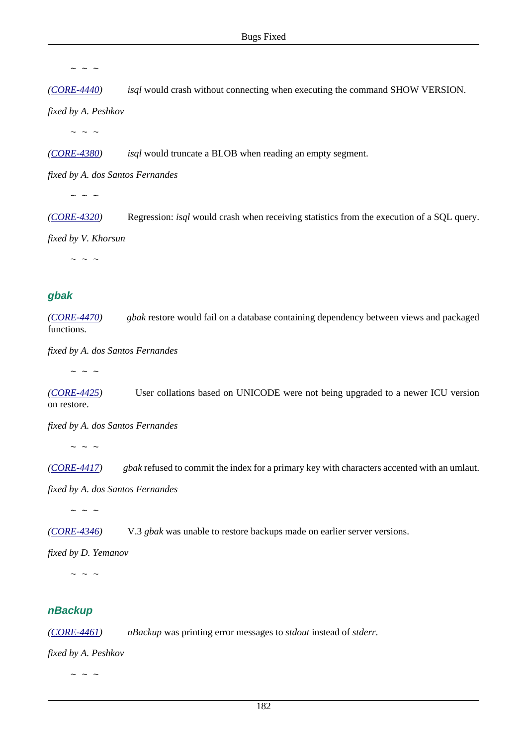~ ~ ~

*(CORE-4440)* *isql* would crash without connecting when executing the command SHOW VERSION.

*fixed by A. Peshkov*

~ ~ ~

*(CORE-4380)* *isql* would truncate a BLOB when reading an empty segment.

*fixed by A. dos Santos Fernandes*

~ ~ ~

*(CORE-4320)* Regression: *isql* would crash when receiving statistics from the execution of a SQL query.

*fixed by V. Khorsun*

~ ~ ~

### gbak

*(CORE-4470)* *gbak* restore would fail on a database containing dependency between views and packaged functions.

*fixed by A. dos Santos Fernandes*

~ ~ ~

*(CORE-4425)* User collations based on UNICODE were not being upgraded to a newer ICU version on restore.

*fixed by A. dos Santos Fernandes*

~ ~ ~

*(CORE-4417)* *gbak* refused to commit the index for a primary key with characters accented with an umlaut.

*fixed by A. dos Santos Fernandes*

~ ~ ~

*(CORE-4346)* V.3 *gbak* was unable to restore backups made on earlier server versions.

*fixed by D. Yemanov*

~ ~ ~

### nBackup

*(CORE-4461)* *nBackup* was printing error messages to *stdout* instead of *stderr*.

*fixed by A. Peshkov*

~ ~ ~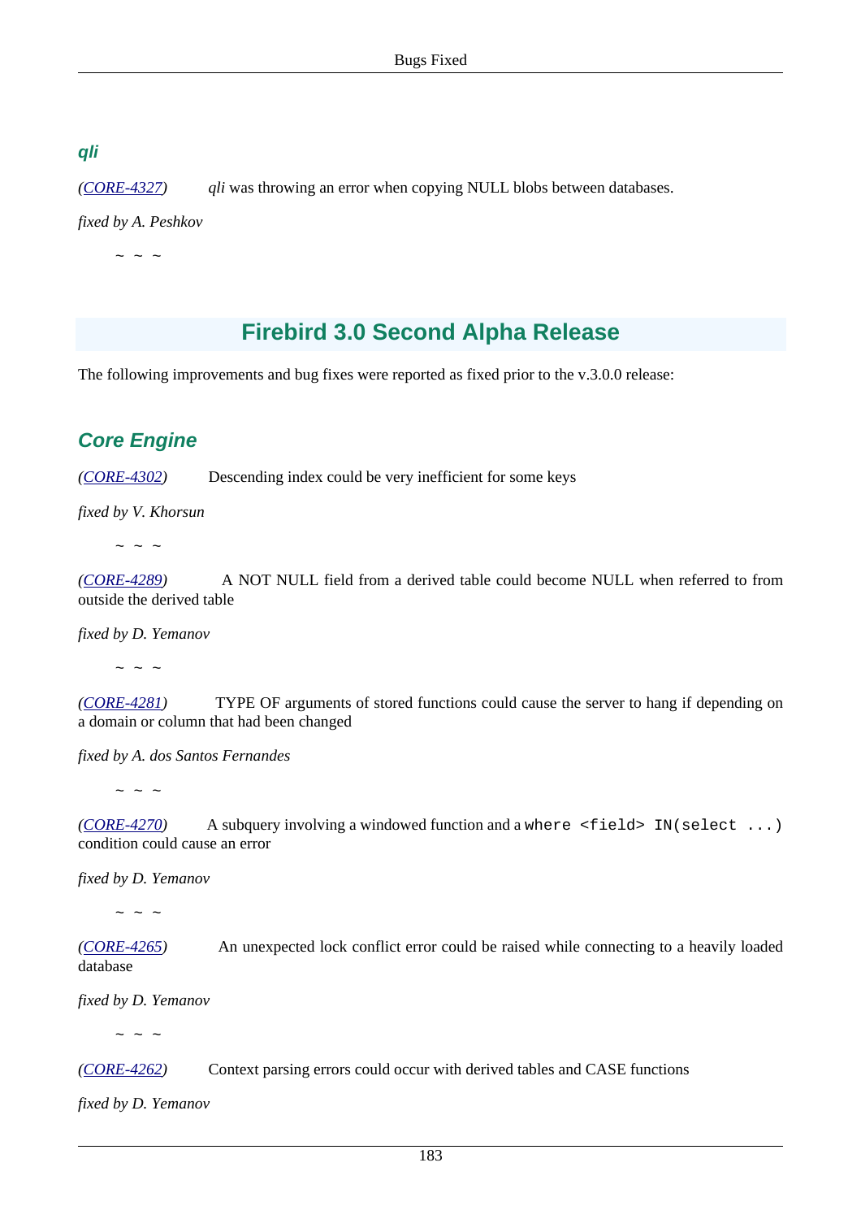### *qli*

*(CORE-4327)* *qli* was throwing an error when copying NULL blobs between databases.

*fixed by A. Peshkov*

~ ~ ~

## Firebird 3.0 Second Alpha Release

The following improvements and bug fixes were reported as fixed prior to the v.3.0.0 release:

### Core Engine

*(CORE-4302)* Descending index could be very inefficient for some keys

*fixed by V. Khorsun*

~ ~ ~

*(CORE-4289)* A NOT NULL field from a derived table could become NULL when referred to from outside the derived table

*fixed by D. Yemanov*

~ ~ ~

*(CORE-4281)* TYPE OF arguments of stored functions could cause the server to hang if depending on a domain or column that had been changed

*fixed by A. dos Santos Fernandes*

~ ~ ~

*(CORE-4270)* A subquery involving a windowed function and a `where <field> IN(select ...)` condition could cause an error

*fixed by D. Yemanov*

~ ~ ~

*(CORE-4265)* An unexpected lock conflict error could be raised while connecting to a heavily loaded database

*fixed by D. Yemanov*

~ ~ ~

*(CORE-4262)* Context parsing errors could occur with derived tables and CASE functions

*fixed by D. Yemanov*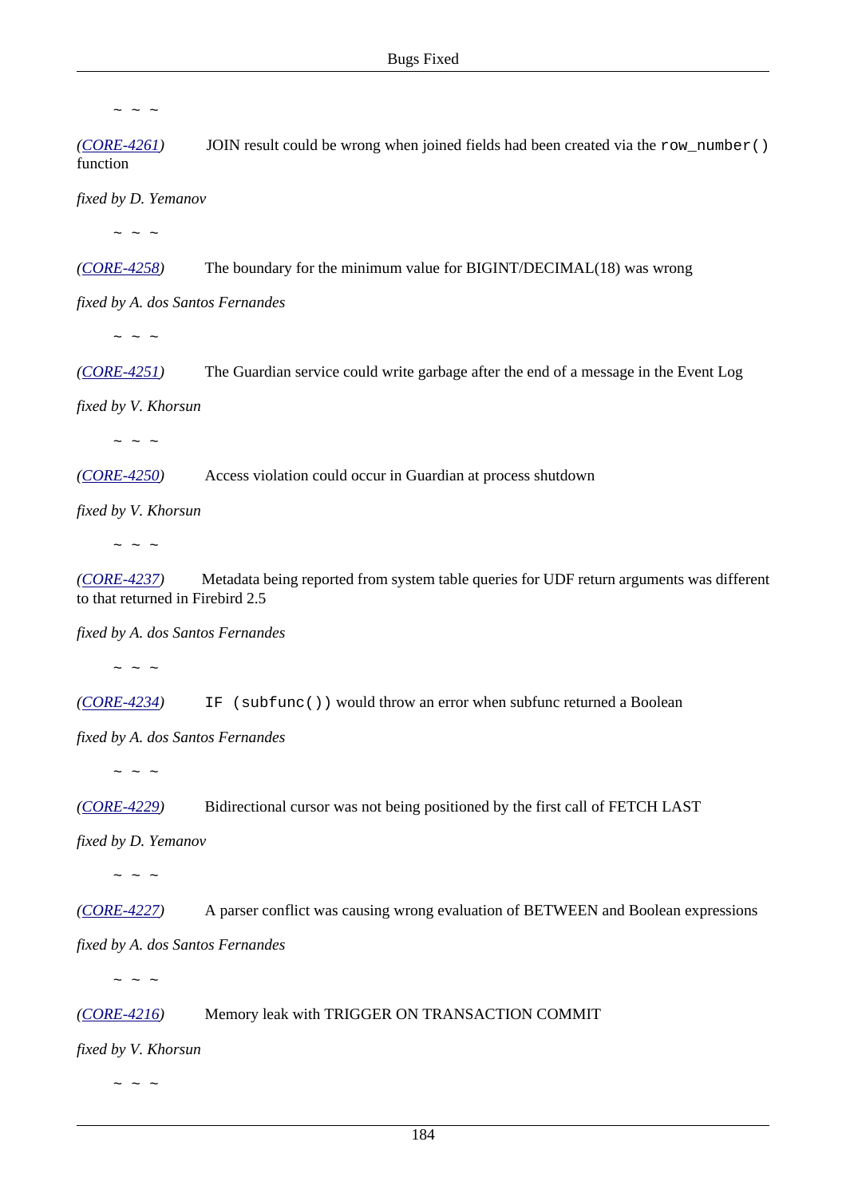~ ~ ~

*([CORE-4261](#))* JOIN result could be wrong when joined fields had been created via the `row_number()` function

*fixed by D. Yemanov*

~ ~ ~

*([CORE-4258](#))* The boundary for the minimum value for BIGINT/DECIMAL(18) was wrong

*fixed by A. dos Santos Fernandes*

~ ~ ~

*([CORE-4251](#))* The Guardian service could write garbage after the end of a message in the Event Log

*fixed by V. Khorsun*

~ ~ ~

*([CORE-4250](#))* Access violation could occur in Guardian at process shutdown

*fixed by V. Khorsun*

~ ~ ~

*([CORE-4237](#))* Metadata being reported from system table queries for UDF return arguments was different to that returned in Firebird 2.5

*fixed by A. dos Santos Fernandes*

~ ~ ~

*([CORE-4234](#))* `IF (subfunc())` would throw an error when subfunc returned a Boolean

*fixed by A. dos Santos Fernandes*

~ ~ ~

*([CORE-4229](#))* Bidirectional cursor was not being positioned by the first call of FETCH LAST

*fixed by D. Yemanov*

~ ~ ~

*([CORE-4227](#))* A parser conflict was causing wrong evaluation of BETWEEN and Boolean expressions

*fixed by A. dos Santos Fernandes*

~ ~ ~

*([CORE-4216](#))* Memory leak with TRIGGER ON TRANSACTION COMMIT

*fixed by V. Khorsun*

~ ~ ~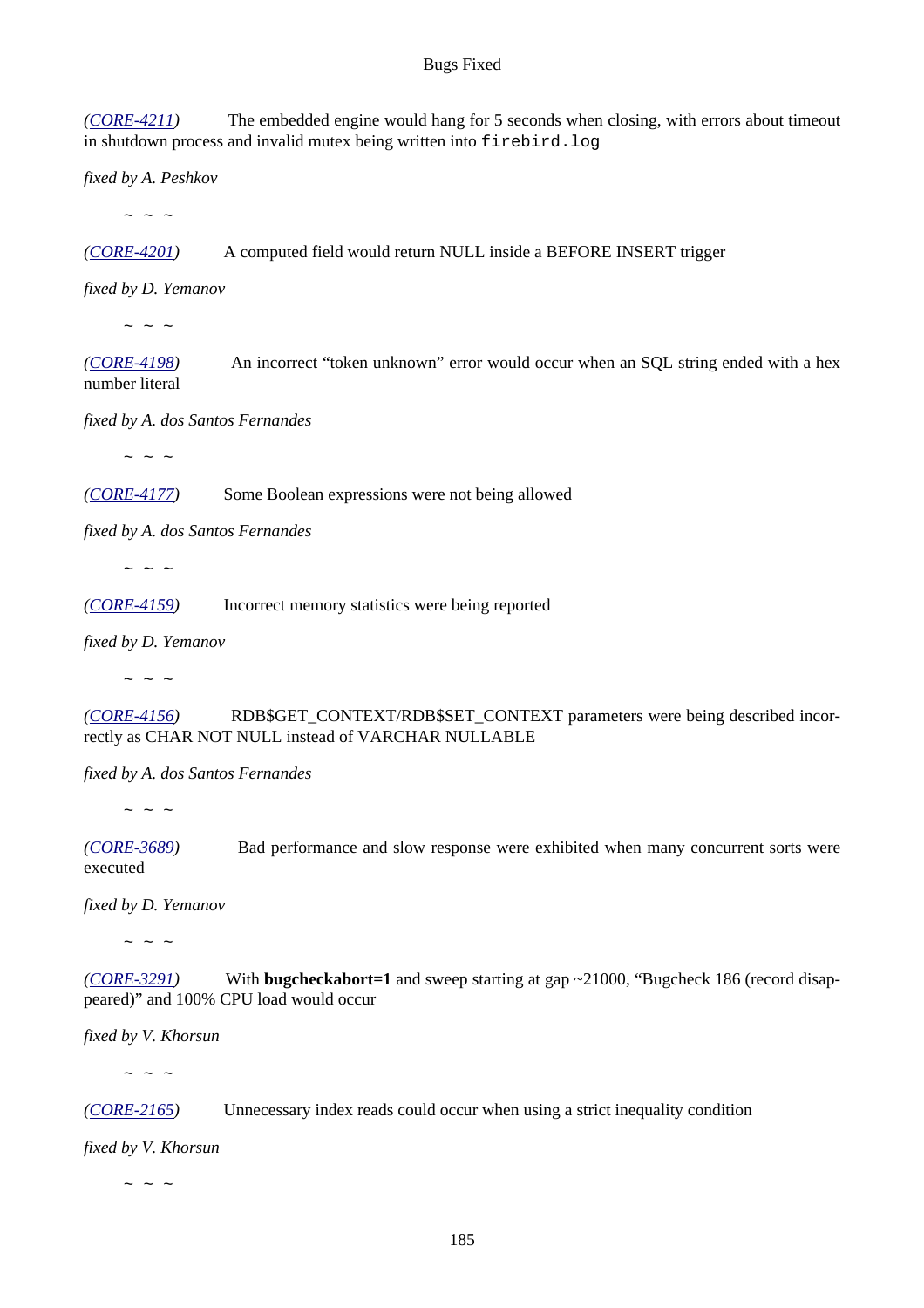*([CORE-4211](http://tracker.firebirdsql.org/browse/CORE-4211))* The embedded engine would hang for 5 seconds when closing, with errors about timeout in shutdown process and invalid mutex being written into `firebird.log`

*fixed by A. Peshkov*

~ ~ ~

*([CORE-4201](http://tracker.firebirdsql.org/browse/CORE-4201))* A computed field would return NULL inside a BEFORE INSERT trigger

*fixed by D. Yemanov*

~ ~ ~

*([CORE-4198](http://tracker.firebirdsql.org/browse/CORE-4198))* An incorrect “token unknown” error would occur when an SQL string ended with a hex number literal

*fixed by A. dos Santos Fernandes*

~ ~ ~

*([CORE-4177](http://tracker.firebirdsql.org/browse/CORE-4177))* Some Boolean expressions were not being allowed

*fixed by A. dos Santos Fernandes*

~ ~ ~

*([CORE-4159](http://tracker.firebirdsql.org/browse/CORE-4159))* Incorrect memory statistics were being reported

*fixed by D. Yemanov*

~ ~ ~

*([CORE-4156](http://tracker.firebirdsql.org/browse/CORE-4156))* RDB$GET_CONTEXT/RDB$SET_CONTEXT parameters were being described incorrectly as CHAR NOT NULL instead of VARCHAR NULLABLE

*fixed by A. dos Santos Fernandes*

~ ~ ~

*([CORE-3689](http://tracker.firebirdsql.org/browse/CORE-3689))* Bad performance and slow response were exhibited when many concurrent sorts were executed

*fixed by D. Yemanov*

~ ~ ~

*([CORE-3291](http://tracker.firebirdsql.org/browse/CORE-3291))* With **bugcheckabort=1** and sweep starting at gap ~21000, “Bugcheck 186 (record disappeared)” and 100% CPU load would occur

*fixed by V. Khorsun*

~ ~ ~

*([CORE-2165](http://tracker.firebirdsql.org/browse/CORE-2165))* Unnecessary index reads could occur when using a strict inequality condition

*fixed by V. Khorsun*

~ ~ ~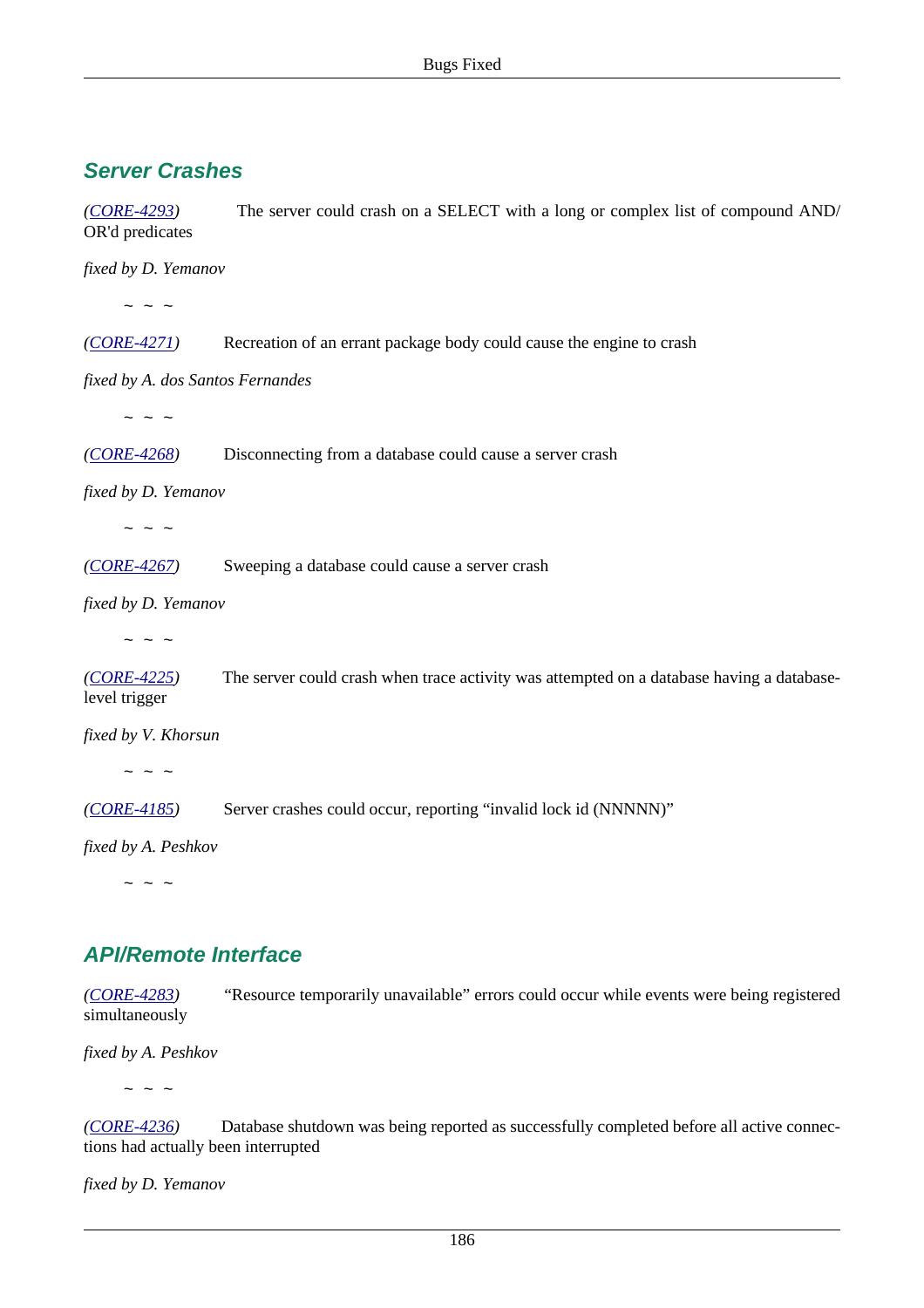## Server Crashes

*(CORE-4293)* The server could crash on a SELECT with a long or complex list of compound AND/OR'd predicates

*fixed by D. Yemanov*

~ ~ ~

*(CORE-4271)* Recreation of an errant package body could cause the engine to crash

*fixed by A. dos Santos Fernandes*

~ ~ ~

*(CORE-4268)* Disconnecting from a database could cause a server crash

*fixed by D. Yemanov*

~ ~ ~

*(CORE-4267)* Sweeping a database could cause a server crash

*fixed by D. Yemanov*

~ ~ ~

*(CORE-4225)* The server could crash when trace activity was attempted on a database having a database-level trigger

*fixed by V. Khorsun*

~ ~ ~

*(CORE-4185)* Server crashes could occur, reporting "invalid lock id (NNNNN)"

*fixed by A. Peshkov*

~ ~ ~

## API/Remote Interface

*(CORE-4283)* "Resource temporarily unavailable" errors could occur while events were being registered simultaneously

*fixed by A. Peshkov*

~ ~ ~

*(CORE-4236)* Database shutdown was being reported as successfully completed before all active connections had actually been interrupted

*fixed by D. Yemanov*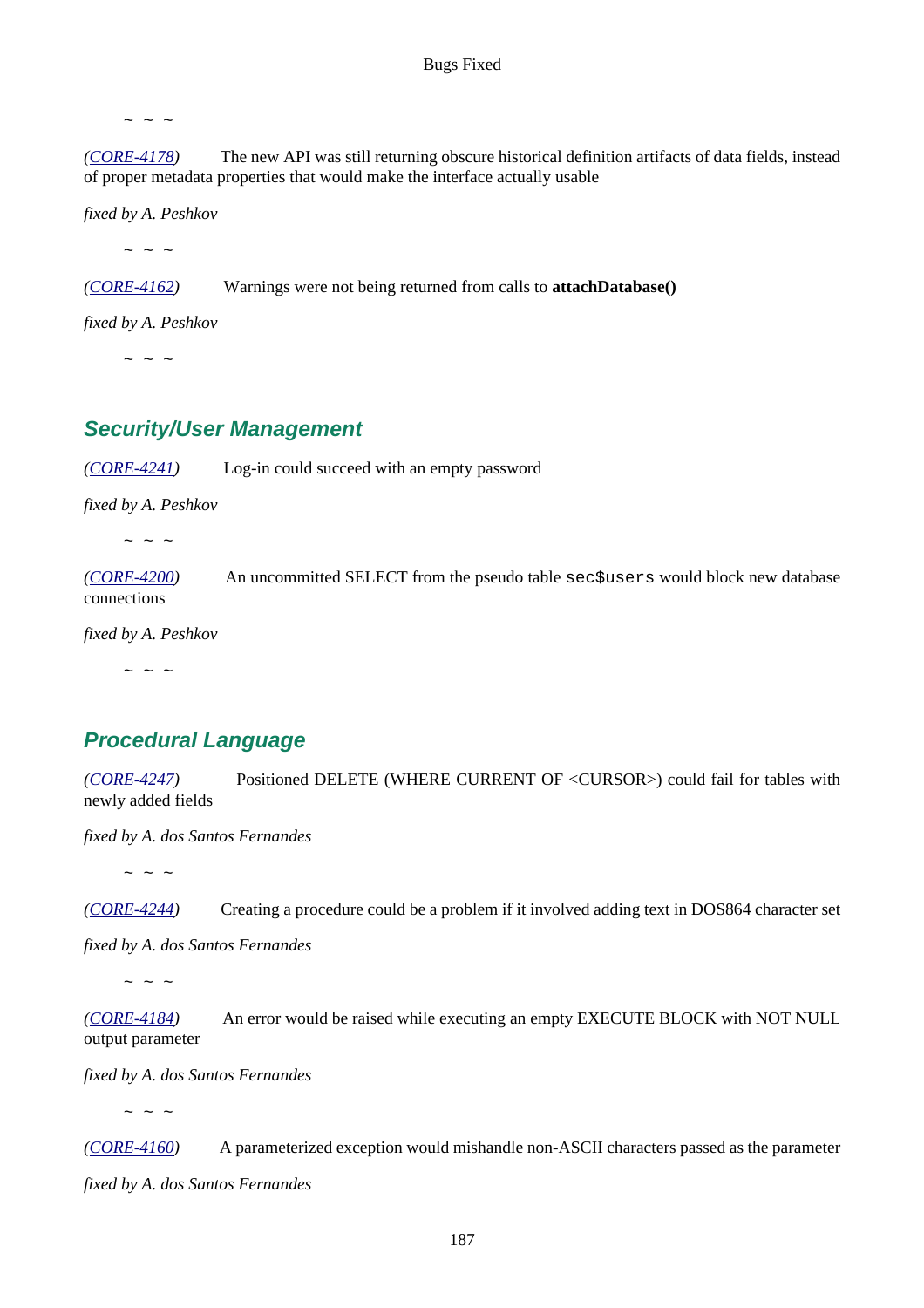~ ~ ~

*([CORE-4178](CORE-4178))* The new API was still returning obscure historical definition artifacts of data fields, instead of proper metadata properties that would make the interface actually usable

*fixed by A. Peshkov*

~ ~ ~

*([CORE-4162](CORE-4162))* Warnings were not being returned from calls to **attachDatabase()**

*fixed by A. Peshkov*

~ ~ ~

## Security/User Management

*([CORE-4241](CORE-4241))* Log-in could succeed with an empty password

*fixed by A. Peshkov*

~ ~ ~

*([CORE-4200](CORE-4200))* An uncommitted SELECT from the pseudo table `sec$users` would block new database connections

*fixed by A. Peshkov*

~ ~ ~

## Procedural Language

*([CORE-4247](CORE-4247))* Positioned DELETE (WHERE CURRENT OF <CURSOR>) could fail for tables with newly added fields

*fixed by A. dos Santos Fernandes*

~ ~ ~

*([CORE-4244](CORE-4244))* Creating a procedure could be a problem if it involved adding text in DOS864 character set

*fixed by A. dos Santos Fernandes*

~ ~ ~

*([CORE-4184](CORE-4184))* An error would be raised while executing an empty EXECUTE BLOCK with NOT NULL output parameter

*fixed by A. dos Santos Fernandes*

~ ~ ~

*([CORE-4160](CORE-4160))* A parameterized exception would mishandle non-ASCII characters passed as the parameter

*fixed by A. dos Santos Fernandes*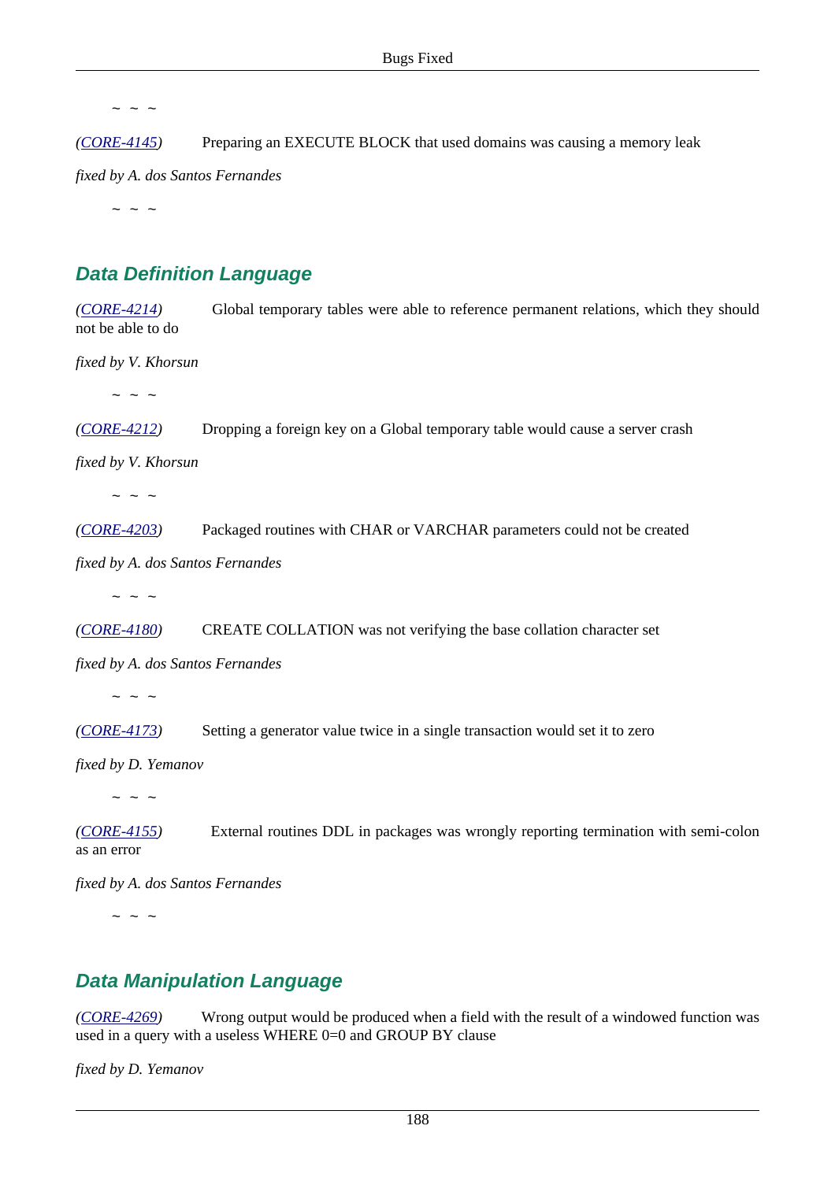~ ~ ~

*(CORE-4145)* Preparing an EXECUTE BLOCK that used domains was causing a memory leak

*fixed by A. dos Santos Fernandes*

~ ~ ~

## Data Definition Language

*(CORE-4214)* Global temporary tables were able to reference permanent relations, which they should not be able to do

*fixed by V. Khorsun*

~ ~ ~

*(CORE-4212)* Dropping a foreign key on a Global temporary table would cause a server crash

*fixed by V. Khorsun*

~ ~ ~

*(CORE-4203)* Packaged routines with CHAR or VARCHAR parameters could not be created

*fixed by A. dos Santos Fernandes*

~ ~ ~

*(CORE-4180)* CREATE COLLATION was not verifying the base collation character set

*fixed by A. dos Santos Fernandes*

~ ~ ~

*(CORE-4173)* Setting a generator value twice in a single transaction would set it to zero

*fixed by D. Yemanov*

~ ~ ~

*(CORE-4155)* External routines DDL in packages was wrongly reporting termination with semi-colon as an error

*fixed by A. dos Santos Fernandes*

~ ~ ~

## Data Manipulation Language

*(CORE-4269)* Wrong output would be produced when a field with the result of a windowed function was used in a query with a useless WHERE 0=0 and GROUP BY clause

*fixed by D. Yemanov*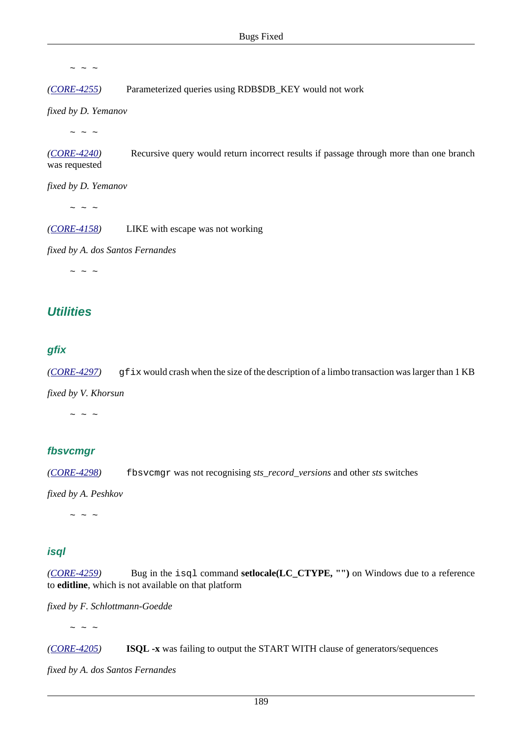~ ~ ~

*(CORE-4255)* Parameterized queries using RDB$DB_KEY would not work

*fixed by D. Yemanov*

~ ~ ~

*(CORE-4240)* Recursive query would return incorrect results if passage through more than one branch was requested

*fixed by D. Yemanov*

~ ~ ~

*(CORE-4158)* LIKE with escape was not working

*fixed by A. dos Santos Fernandes*

~ ~ ~

## Utilities

### gfix

*(CORE-4297)* `gfix` would crash when the size of the description of a limbo transaction was larger than 1 KB

*fixed by V. Khorsun*

~ ~ ~

### fbsvcmgr

*(CORE-4298)* `fbsvcmgr` was not recognising *sts_record_versions* and other *sts* switches

*fixed by A. Peshkov*

~ ~ ~

### isql

*(CORE-4259)* Bug in the `isql` command **setlocale(LC_CTYPE, "")** on Windows due to a reference to **editline**, which is not available on that platform

*fixed by F. Schlottmann-Goedde*

~ ~ ~

*(CORE-4205)* **ISQL -x** was failing to output the START WITH clause of generators/sequences

*fixed by A. dos Santos Fernandes*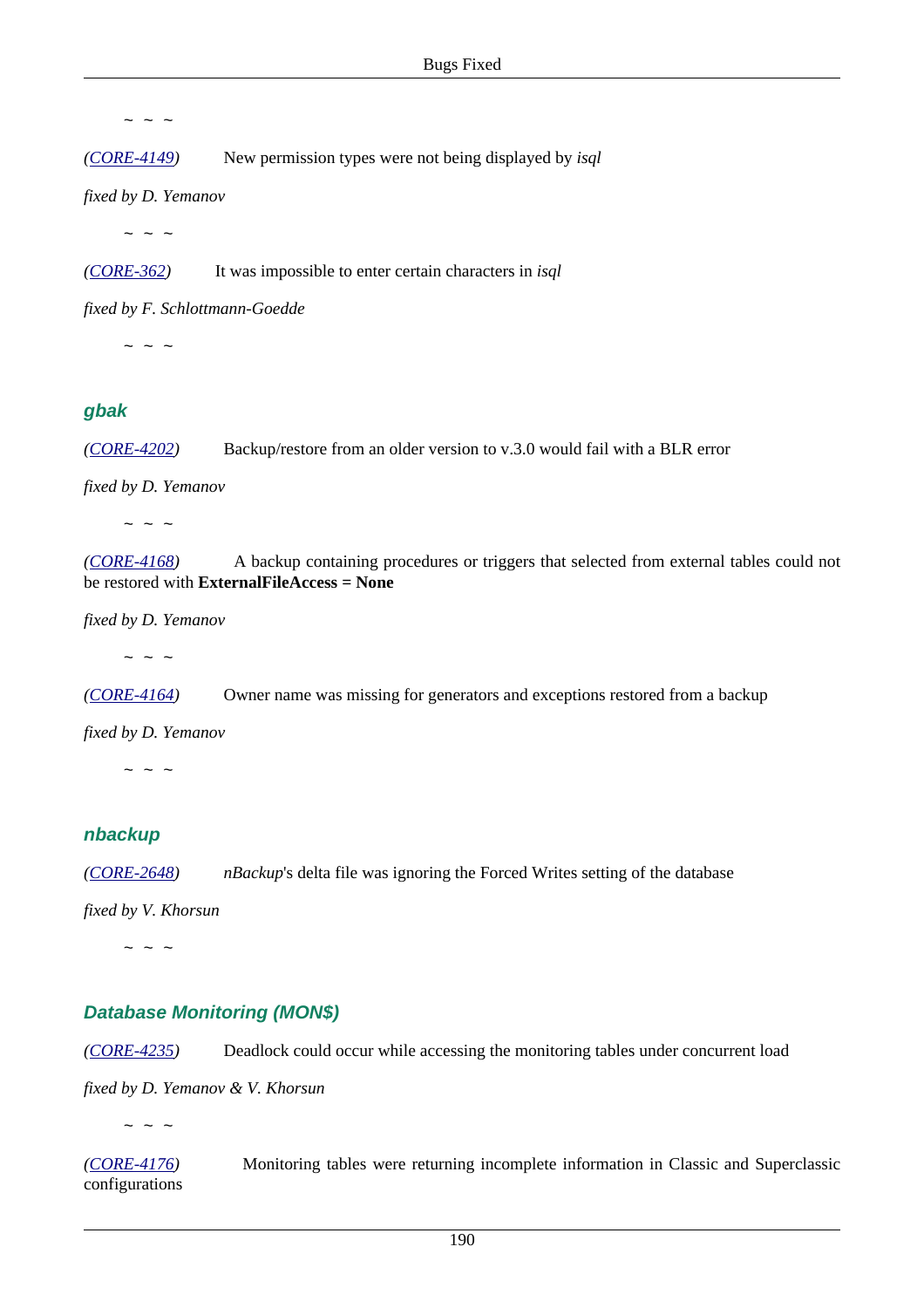~ ~ ~

*(CORE-4149)* New permission types were not being displayed by *isql*

*fixed by D. Yemanov*

~ ~ ~

*(CORE-362)* It was impossible to enter certain characters in *isql*

*fixed by F. Schlottmann-Goedde*

~ ~ ~

### gbak

*(CORE-4202)* Backup/restore from an older version to v.3.0 would fail with a BLR error

*fixed by D. Yemanov*

~ ~ ~

*(CORE-4168)* A backup containing procedures or triggers that selected from external tables could not be restored with **ExternalFileAccess = None**

*fixed by D. Yemanov*

~ ~ ~

*(CORE-4164)* Owner name was missing for generators and exceptions restored from a backup

*fixed by D. Yemanov*

~ ~ ~

### nbackup

*(CORE-2648)* *nBackup*'s delta file was ignoring the Forced Writes setting of the database

*fixed by V. Khorsun*

~ ~ ~

### Database Monitoring (MON$)

*(CORE-4235)* Deadlock could occur while accessing the monitoring tables under concurrent load

*fixed by D. Yemanov & V. Khorsun*

~ ~ ~

*(CORE-4176)* Monitoring tables were returning incomplete information in Classic and Superclassic configurations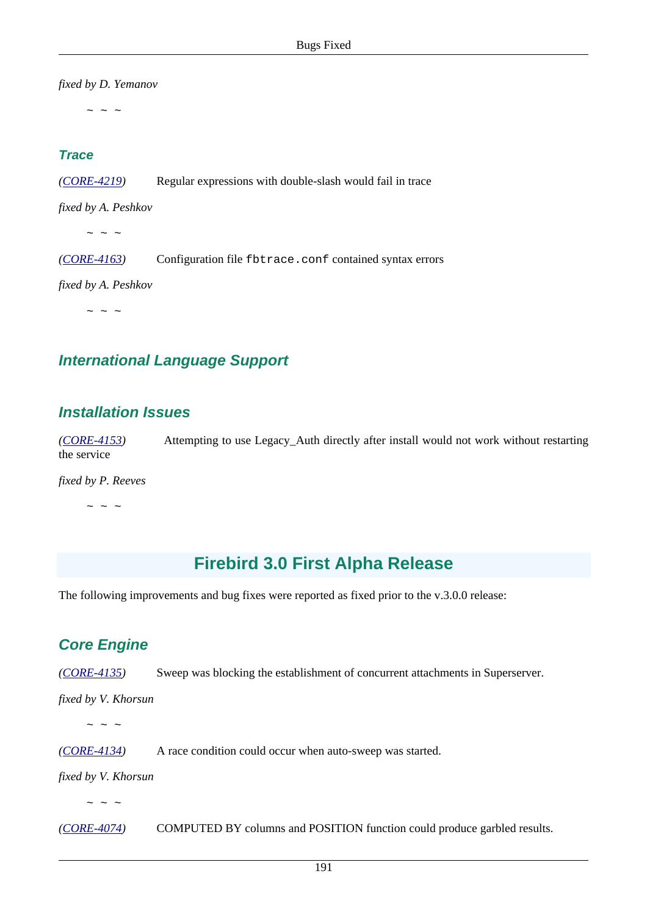*fixed by D. Yemanov*

~ ~ ~

### Trace

(*CORE-4219*) Regular expressions with double-slash would fail in trace

*fixed by A. Peshkov*

~ ~ ~

(*CORE-4163*) Configuration file `fbtrace.conf` contained syntax errors

*fixed by A. Peshkov*

~ ~ ~

### International Language Support

### Installation Issues

(*CORE-4153*) Attempting to use Legacy_Auth directly after install would not work without restarting the service

*fixed by P. Reeves*

~ ~ ~

## Firebird 3.0 First Alpha Release

The following improvements and bug fixes were reported as fixed prior to the v.3.0.0 release:

### Core Engine

(*CORE-4135*) Sweep was blocking the establishment of concurrent attachments in Superserver.

*fixed by V. Khorsun*

~ ~ ~

(*CORE-4134*) A race condition could occur when auto-sweep was started.

*fixed by V. Khorsun*

~ ~ ~

(*CORE-4074*) COMPUTED BY columns and POSITION function could produce garbled results.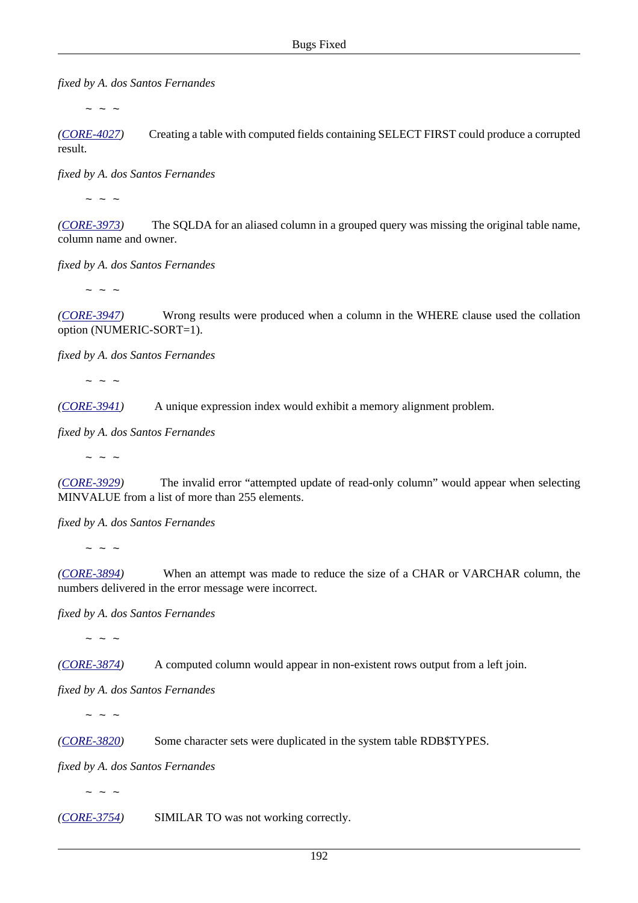*fixed by A. dos Santos Fernandes*

~ ~ ~

*(CORE-4027)* Creating a table with computed fields containing SELECT FIRST could produce a corrupted result.

*fixed by A. dos Santos Fernandes*

~ ~ ~

*(CORE-3973)* The SQLDA for an aliased column in a grouped query was missing the original table name, column name and owner.

*fixed by A. dos Santos Fernandes*

~ ~ ~

*(CORE-3947)* Wrong results were produced when a column in the WHERE clause used the collation option (NUMERIC-SORT=1).

*fixed by A. dos Santos Fernandes*

~ ~ ~

*(CORE-3941)* A unique expression index would exhibit a memory alignment problem.

*fixed by A. dos Santos Fernandes*

~ ~ ~

*(CORE-3929)* The invalid error "attempted update of read-only column" would appear when selecting MINVALUE from a list of more than 255 elements.

*fixed by A. dos Santos Fernandes*

~ ~ ~

*(CORE-3894)* When an attempt was made to reduce the size of a CHAR or VARCHAR column, the numbers delivered in the error message were incorrect.

*fixed by A. dos Santos Fernandes*

~ ~ ~

*(CORE-3874)* A computed column would appear in non-existent rows output from a left join.

*fixed by A. dos Santos Fernandes*

~ ~ ~

*(CORE-3820)* Some character sets were duplicated in the system table RDB$TYPES.

*fixed by A. dos Santos Fernandes*

~ ~ ~

*(CORE-3754)* SIMILAR TO was not working correctly.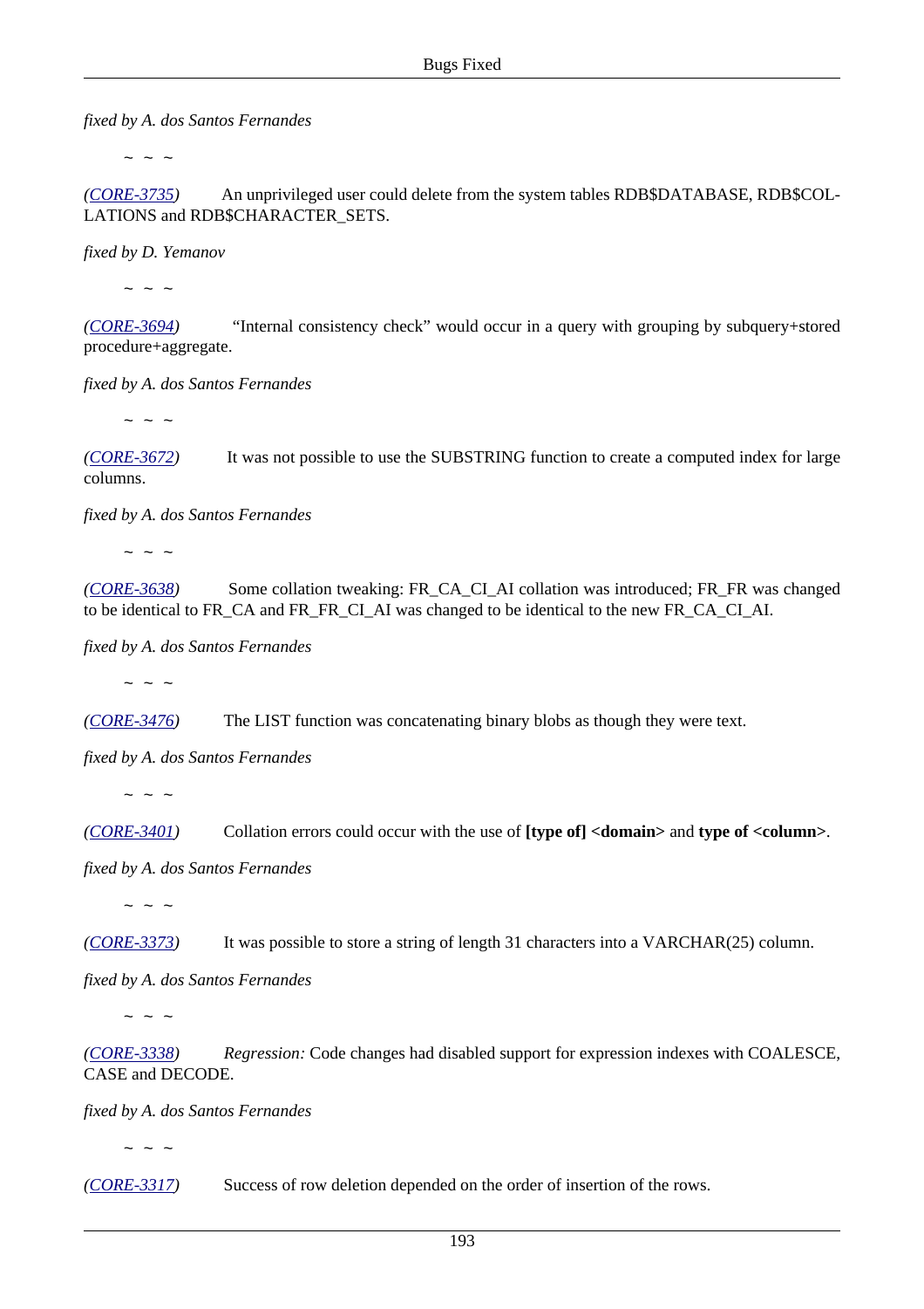*fixed by A. dos Santos Fernandes*

~ ~ ~

*(CORE-3735)* An unprivileged user could delete from the system tables RDB$DATABASE, RDB$COLLATIONS and RDB$CHARACTER_SETS.

*fixed by D. Yemanov*

~ ~ ~

*(CORE-3694)* “Internal consistency check” would occur in a query with grouping by subquery+stored procedure+aggregate.

*fixed by A. dos Santos Fernandes*

~ ~ ~

*(CORE-3672)* It was not possible to use the SUBSTRING function to create a computed index for large columns.

*fixed by A. dos Santos Fernandes*

~ ~ ~

*(CORE-3638)* Some collation tweaking: FR_CA_CI_AI collation was introduced; FR_FR was changed to be identical to FR_CA and FR_FR_CI_AI was changed to be identical to the new FR_CA_CI_AI.

*fixed by A. dos Santos Fernandes*

~ ~ ~

*(CORE-3476)* The LIST function was concatenating binary blobs as though they were text.

*fixed by A. dos Santos Fernandes*

~ ~ ~

*(CORE-3401)* Collation errors could occur with the use of **[type of] <domain>** and **type of <column>**.

*fixed by A. dos Santos Fernandes*

~ ~ ~

*(CORE-3373)* It was possible to store a string of length 31 characters into a VARCHAR(25) column.

*fixed by A. dos Santos Fernandes*

~ ~ ~

*(CORE-3338)* *Regression:* Code changes had disabled support for expression indexes with COALESCE, CASE and DECODE.

*fixed by A. dos Santos Fernandes*

~ ~ ~

*(CORE-3317)* Success of row deletion depended on the order of insertion of the rows.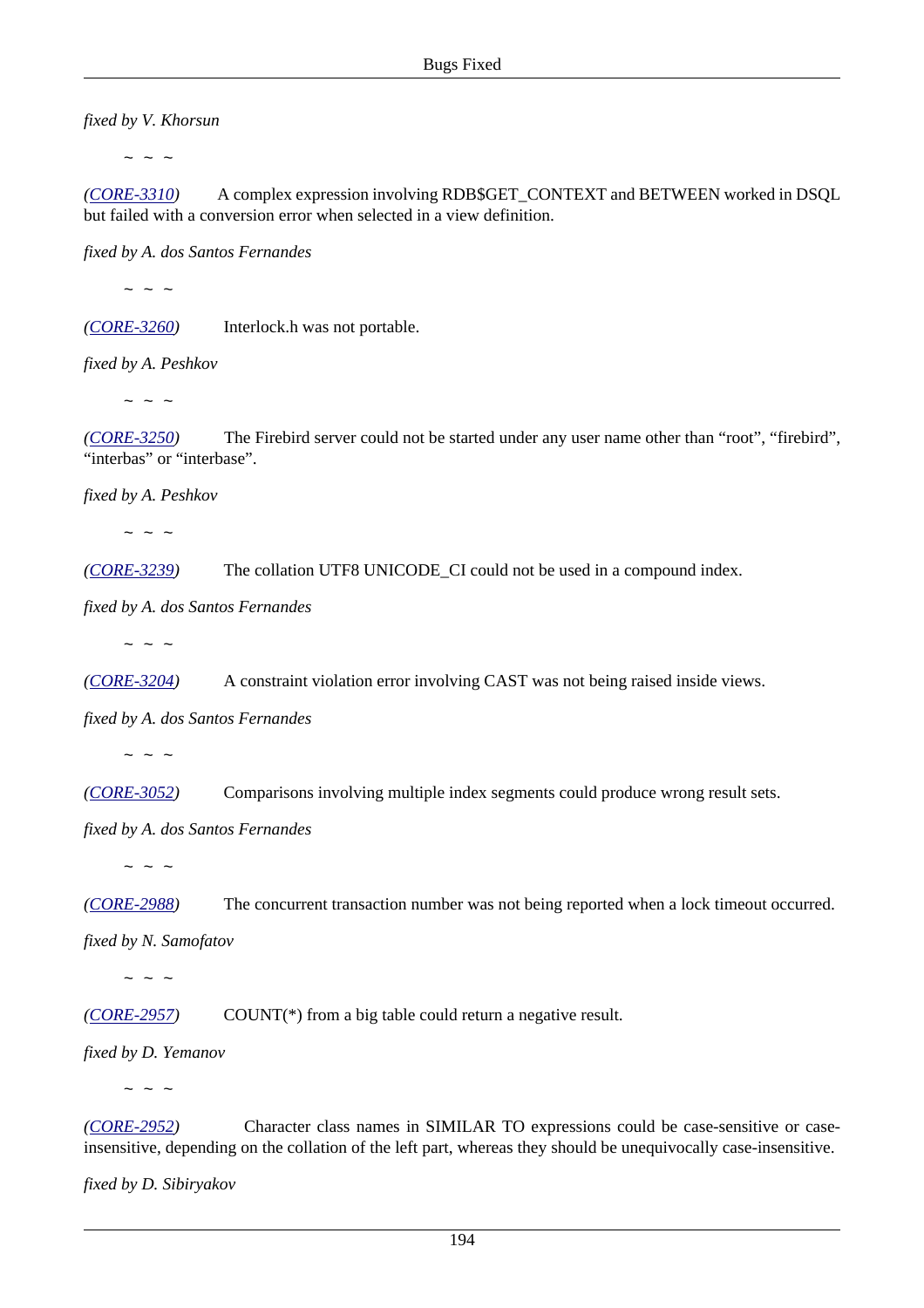*fixed by V. Khorsun*

~ ~ ~

*(CORE-3310)* A complex expression involving RDB$GET_CONTEXT and BETWEEN worked in DSQL but failed with a conversion error when selected in a view definition.

*fixed by A. dos Santos Fernandes*

~ ~ ~

*(CORE-3260)* Interlock.h was not portable.

*fixed by A. Peshkov*

~ ~ ~

*(CORE-3250)* The Firebird server could not be started under any user name other than “root”, “firebird”, “interbas” or “interbase”.

*fixed by A. Peshkov*

~ ~ ~

*(CORE-3239)* The collation UTF8 UNICODE_CI could not be used in a compound index.

*fixed by A. dos Santos Fernandes*

~ ~ ~

*(CORE-3204)* A constraint violation error involving CAST was not being raised inside views.

*fixed by A. dos Santos Fernandes*

~ ~ ~

*(CORE-3052)* Comparisons involving multiple index segments could produce wrong result sets.

*fixed by A. dos Santos Fernandes*

~ ~ ~

*(CORE-2988)* The concurrent transaction number was not being reported when a lock timeout occurred.

*fixed by N. Samofatov*

~ ~ ~

*(CORE-2957)* COUNT(*) from a big table could return a negative result.

*fixed by D. Yemanov*

~ ~ ~

*(CORE-2952)* Character class names in SIMILAR TO expressions could be case-sensitive or case-insensitive, depending on the collation of the left part, whereas they should be unequivocally case-insensitive.

*fixed by D. Sibiryakov*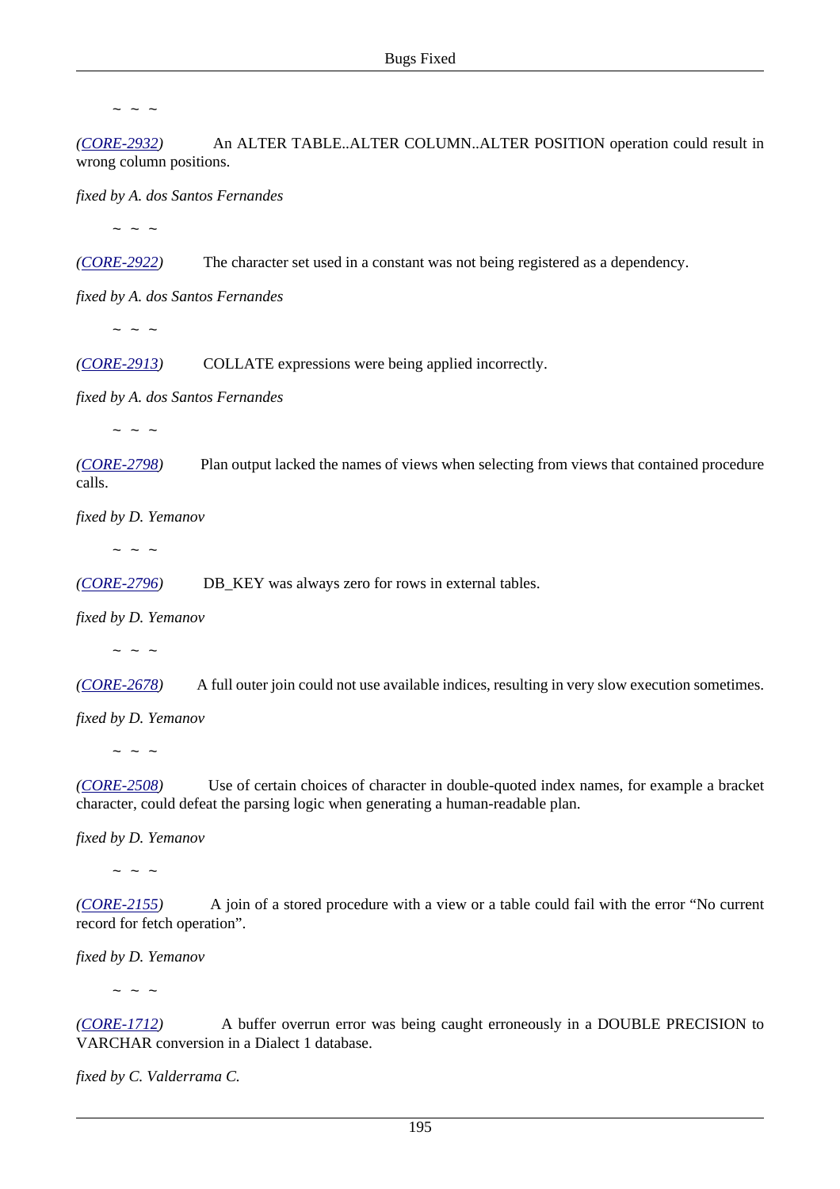~ ~ ~

*(CORE-2932)* An ALTER TABLE..ALTER COLUMN..ALTER POSITION operation could result in wrong column positions.

*fixed by A. dos Santos Fernandes*

~ ~ ~

*(CORE-2922)* The character set used in a constant was not being registered as a dependency.

*fixed by A. dos Santos Fernandes*

~ ~ ~

*(CORE-2913)* COLLATE expressions were being applied incorrectly.

*fixed by A. dos Santos Fernandes*

~ ~ ~

*(CORE-2798)* Plan output lacked the names of views when selecting from views that contained procedure calls.

*fixed by D. Yemanov*

~ ~ ~

*(CORE-2796)* DB_KEY was always zero for rows in external tables.

*fixed by D. Yemanov*

~ ~ ~

*(CORE-2678)* A full outer join could not use available indices, resulting in very slow execution sometimes.

*fixed by D. Yemanov*

~ ~ ~

*(CORE-2508)* Use of certain choices of character in double-quoted index names, for example a bracket character, could defeat the parsing logic when generating a human-readable plan.

*fixed by D. Yemanov*

~ ~ ~

*(CORE-2155)* A join of a stored procedure with a view or a table could fail with the error "No current record for fetch operation".

*fixed by D. Yemanov*

~ ~ ~

*(CORE-1712)* A buffer overrun error was being caught erroneously in a DOUBLE PRECISION to VARCHAR conversion in a Dialect 1 database.

*fixed by C. Valderrama C.*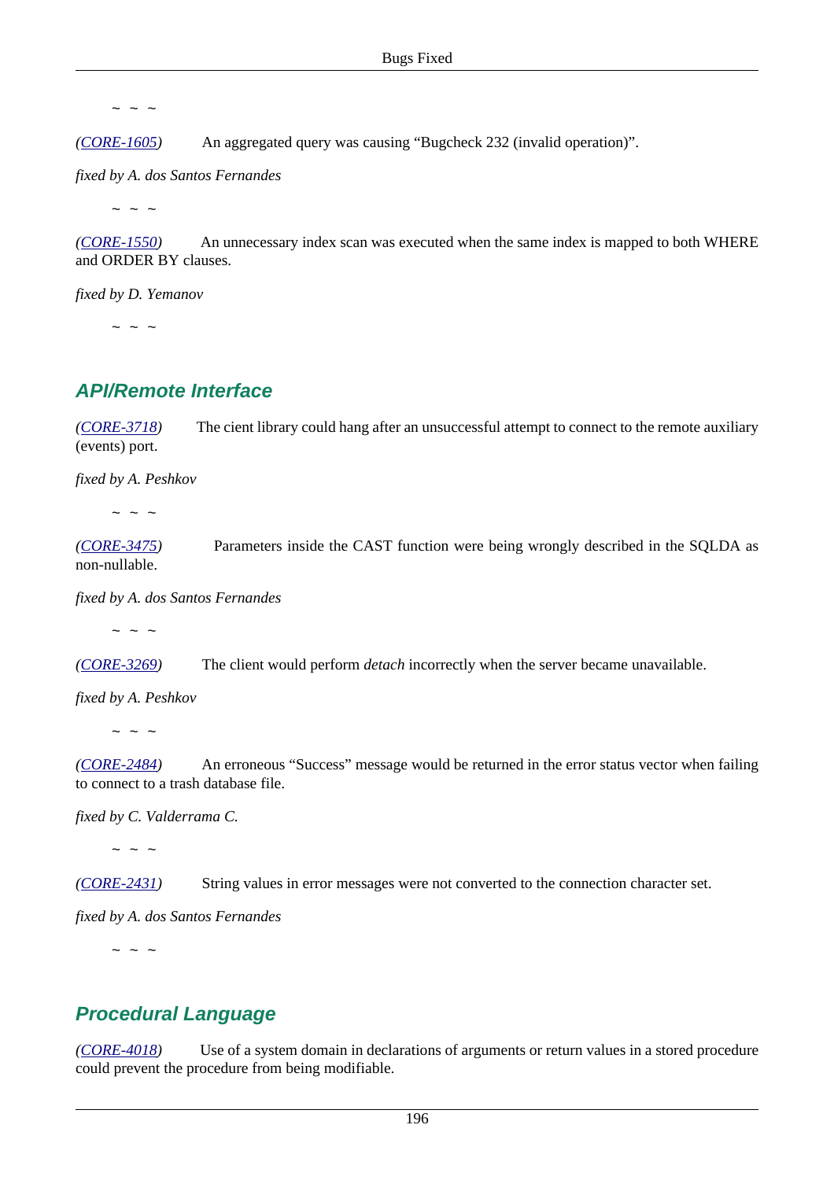~ ~ ~

*(CORE-1605)* An aggregated query was causing “Bugcheck 232 (invalid operation)”.

*fixed by A. dos Santos Fernandes*

~ ~ ~

*(CORE-1550)* An unnecessary index scan was executed when the same index is mapped to both WHERE and ORDER BY clauses.

*fixed by D. Yemanov*

~ ~ ~

## API/Remote Interface

*(CORE-3718)* The cient library could hang after an unsuccessful attempt to connect to the remote auxiliary (events) port.

*fixed by A. Peshkov*

~ ~ ~

*(CORE-3475)* Parameters inside the CAST function were being wrongly described in the SQLDA as non-nullable.

*fixed by A. dos Santos Fernandes*

~ ~ ~

*(CORE-3269)* The client would perform *detach* incorrectly when the server became unavailable.

*fixed by A. Peshkov*

~ ~ ~

*(CORE-2484)* An erroneous “Success” message would be returned in the error status vector when failing to connect to a trash database file.

*fixed by C. Valderrama C.*

~ ~ ~

*(CORE-2431)* String values in error messages were not converted to the connection character set.

*fixed by A. dos Santos Fernandes*

~ ~ ~

## Procedural Language

*(CORE-4018)* Use of a system domain in declarations of arguments or return values in a stored procedure could prevent the procedure from being modifiable.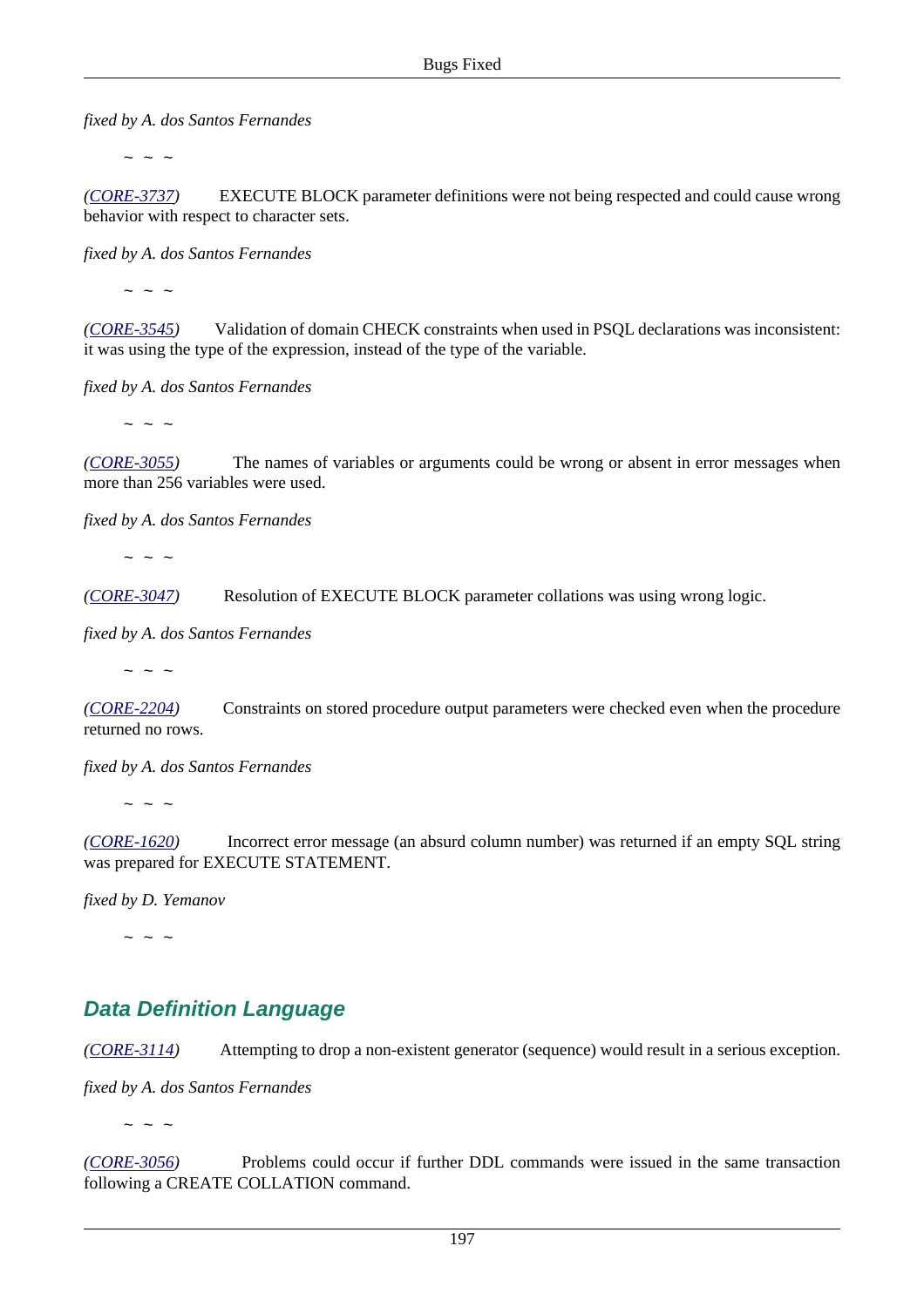*fixed by A. dos Santos Fernandes*

~ ~ ~

*(CORE-3737)* EXECUTE BLOCK parameter definitions were not being respected and could cause wrong behavior with respect to character sets.

*fixed by A. dos Santos Fernandes*

~ ~ ~

*(CORE-3545)* Validation of domain CHECK constraints when used in PSQL declarations was inconsistent: it was using the type of the expression, instead of the type of the variable.

*fixed by A. dos Santos Fernandes*

~ ~ ~

*(CORE-3055)* The names of variables or arguments could be wrong or absent in error messages when more than 256 variables were used.

*fixed by A. dos Santos Fernandes*

~ ~ ~

*(CORE-3047)* Resolution of EXECUTE BLOCK parameter collations was using wrong logic.

*fixed by A. dos Santos Fernandes*

~ ~ ~

*(CORE-2204)* Constraints on stored procedure output parameters were checked even when the procedure returned no rows.

*fixed by A. dos Santos Fernandes*

~ ~ ~

*(CORE-1620)* Incorrect error message (an absurd column number) was returned if an empty SQL string was prepared for EXECUTE STATEMENT.

*fixed by D. Yemanov*

~ ~ ~

## Data Definition Language

*(CORE-3114)* Attempting to drop a non-existent generator (sequence) would result in a serious exception.

*fixed by A. dos Santos Fernandes*

~ ~ ~

*(CORE-3056)* Problems could occur if further DDL commands were issued in the same transaction following a CREATE COLLATION command.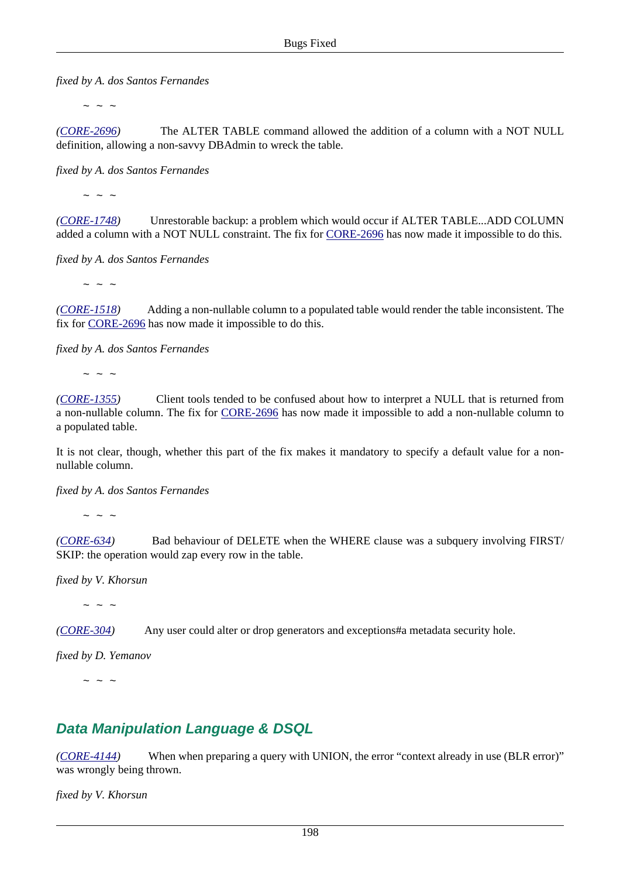*fixed by A. dos Santos Fernandes*

~ ~ ~

*(CORE-2696)* The ALTER TABLE command allowed the addition of a column with a NOT NULL definition, allowing a non-savvy DBAdmin to wreck the table.

*fixed by A. dos Santos Fernandes*

~ ~ ~

*(CORE-1748)* Unrestorable backup: a problem which would occur if ALTER TABLE...ADD COLUMN added a column with a NOT NULL constraint. The fix for CORE-2696 has now made it impossible to do this.

*fixed by A. dos Santos Fernandes*

~ ~ ~

*(CORE-1518)* Adding a non-nullable column to a populated table would render the table inconsistent. The fix for CORE-2696 has now made it impossible to do this.

*fixed by A. dos Santos Fernandes*

~ ~ ~

*(CORE-1355)* Client tools tended to be confused about how to interpret a NULL that is returned from a non-nullable column. The fix for CORE-2696 has now made it impossible to add a non-nullable column to a populated table.

It is not clear, though, whether this part of the fix makes it mandatory to specify a default value for a non-nullable column.

*fixed by A. dos Santos Fernandes*

~ ~ ~

*(CORE-634)* Bad behaviour of DELETE when the WHERE clause was a subquery involving FIRST/SKIP: the operation would zap every row in the table.

*fixed by V. Khorsun*

~ ~ ~

*(CORE-304)* Any user could alter or drop generators and exceptions#a metadata security hole.

*fixed by D. Yemanov*

~ ~ ~

## Data Manipulation Language & DSQL

*(CORE-4144)* When when preparing a query with UNION, the error “context already in use (BLR error)” was wrongly being thrown.

*fixed by V. Khorsun*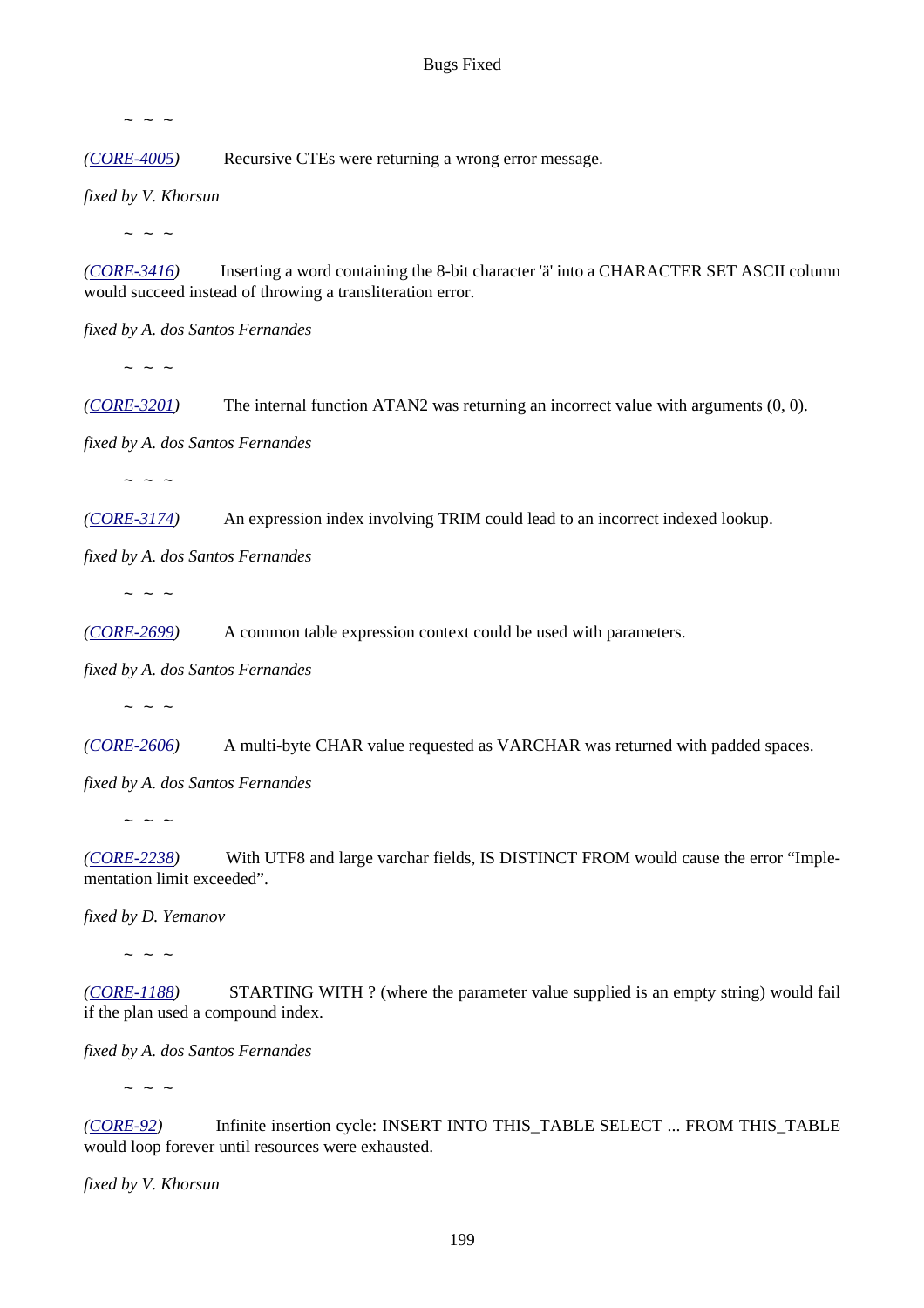~ ~ ~

*([CORE-4005](#))* Recursive CTEs were returning a wrong error message.

*fixed by V. Khorsun*

~ ~ ~

*([CORE-3416](#))* Inserting a word containing the 8-bit character 'ä' into a CHARACTER SET ASCII column would succeed instead of throwing a transliteration error.

*fixed by A. dos Santos Fernandes*

~ ~ ~

*([CORE-3201](#))* The internal function ATAN2 was returning an incorrect value with arguments (0, 0).

*fixed by A. dos Santos Fernandes*

~ ~ ~

*([CORE-3174](#))* An expression index involving TRIM could lead to an incorrect indexed lookup.

*fixed by A. dos Santos Fernandes*

~ ~ ~

*([CORE-2699](#))* A common table expression context could be used with parameters.

*fixed by A. dos Santos Fernandes*

~ ~ ~

*([CORE-2606](#))* A multi-byte CHAR value requested as VARCHAR was returned with padded spaces.

*fixed by A. dos Santos Fernandes*

~ ~ ~

*([CORE-2238](#))* With UTF8 and large varchar fields, IS DISTINCT FROM would cause the error "Implementation limit exceeded".

*fixed by D. Yemanov*

~ ~ ~

*([CORE-1188](#))* STARTING WITH ? (where the parameter value supplied is an empty string) would fail if the plan used a compound index.

*fixed by A. dos Santos Fernandes*

~ ~ ~

*([CORE-92](#))* Infinite insertion cycle: INSERT INTO THIS_TABLE SELECT ... FROM THIS_TABLE would loop forever until resources were exhausted.

*fixed by V. Khorsun*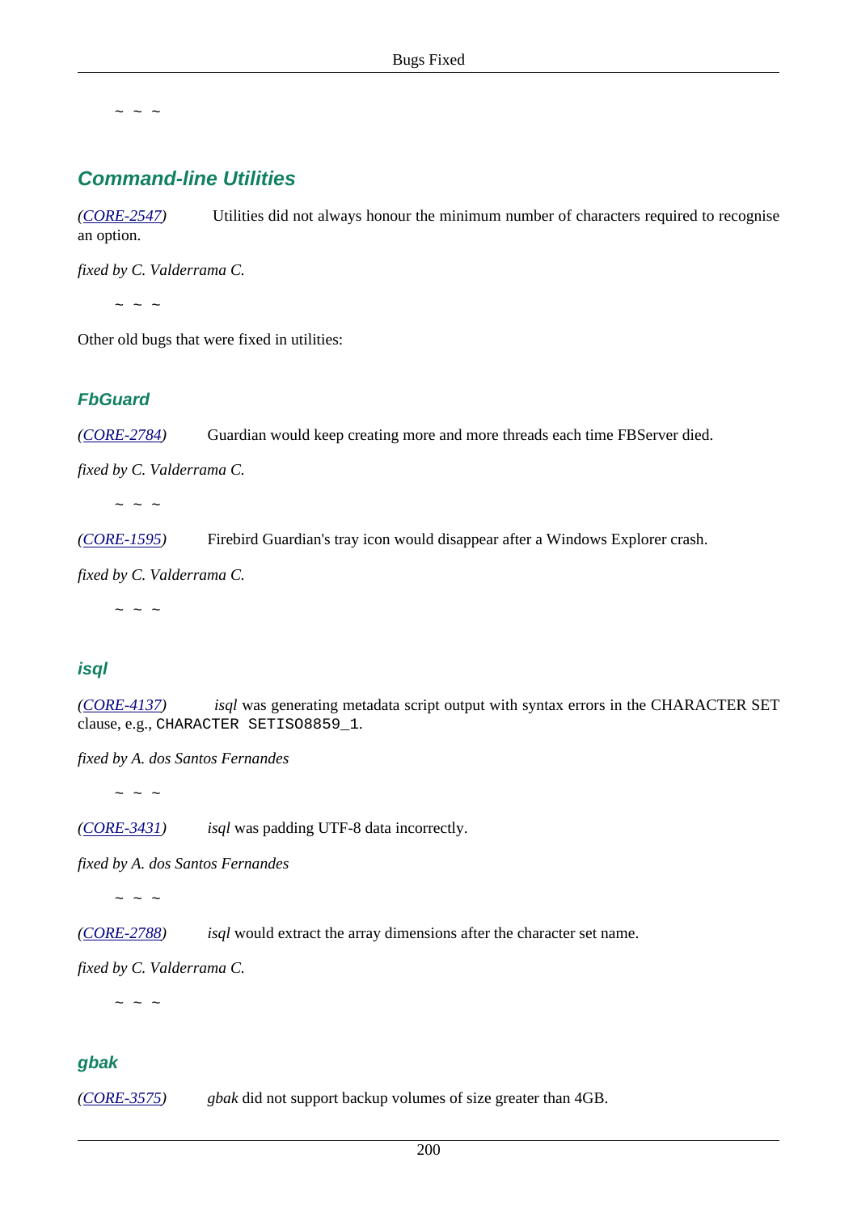~ ~ ~

## Command-line Utilities

*(CORE-2547)* Utilities did not always honour the minimum number of characters required to recognise an option.

*fixed by C. Valderrama C.*

~ ~ ~

Other old bugs that were fixed in utilities:

### FbGuard

*(CORE-2784)* Guardian would keep creating more and more threads each time FBServer died.

*fixed by C. Valderrama C.*

~ ~ ~

*(CORE-1595)* Firebird Guardian's tray icon would disappear after a Windows Explorer crash.

*fixed by C. Valderrama C.*

~ ~ ~

### isql

*(CORE-4137)* *isql* was generating metadata script output with syntax errors in the CHARACTER SET clause, e.g., `CHARACTER SETISO8859_1`.

*fixed by A. dos Santos Fernandes*

~ ~ ~

*(CORE-3431)* *isql* was padding UTF-8 data incorrectly.

*fixed by A. dos Santos Fernandes*

~ ~ ~

*(CORE-2788)* *isql* would extract the array dimensions after the character set name.

*fixed by C. Valderrama C.*

~ ~ ~

### gbak

*(CORE-3575)* *gbak* did not support backup volumes of size greater than 4GB.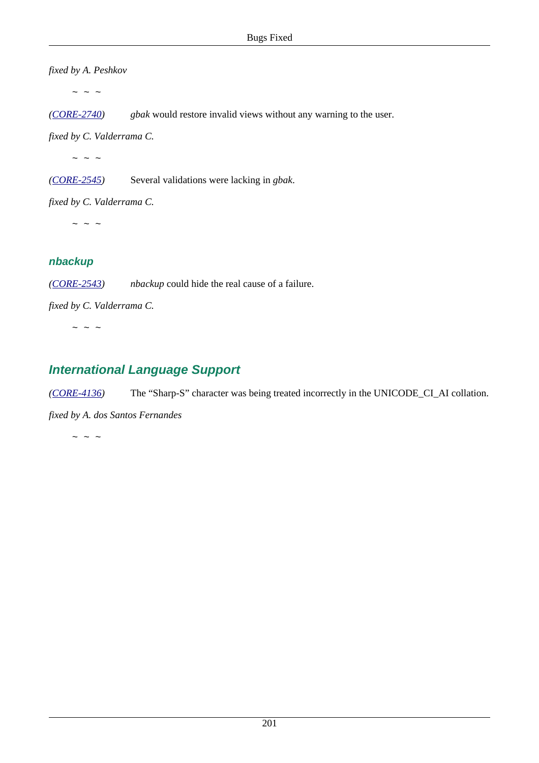*fixed by A. Peshkov*

~ ~ ~

*(CORE-2740)* *gbak* would restore invalid views without any warning to the user.

*fixed by C. Valderrama C.*

~ ~ ~

*(CORE-2545)* Several validations were lacking in *gbak*.

*fixed by C. Valderrama C.*

~ ~ ~

### nbackup

*(CORE-2543)* *nbackup* could hide the real cause of a failure.

*fixed by C. Valderrama C.*

~ ~ ~

## International Language Support

*(CORE-4136)* The "Sharp-S" character was being treated incorrectly in the UNICODE_CI_AI collation.

*fixed by A. dos Santos Fernandes*

~ ~ ~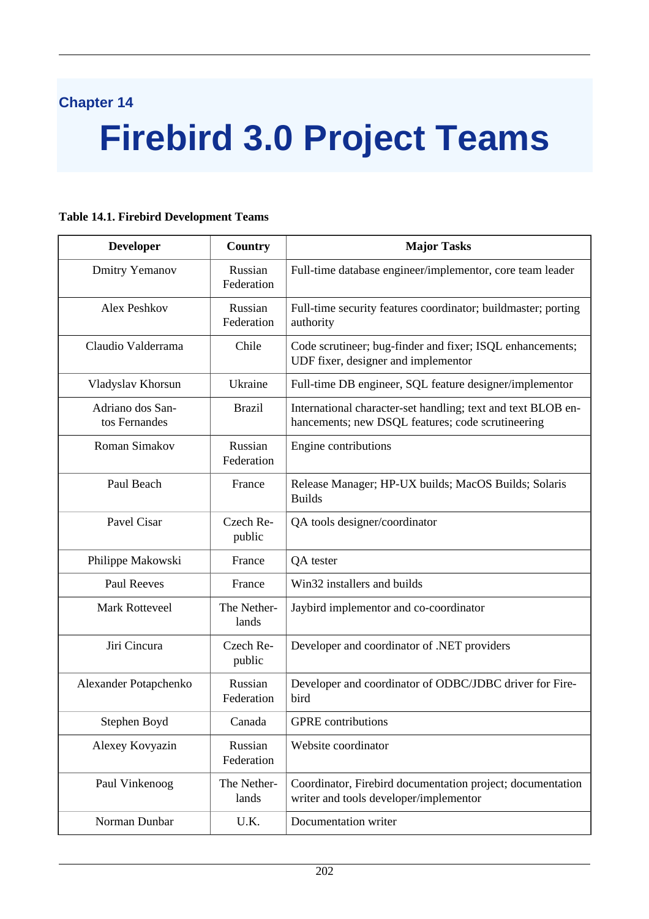Chapter 14

# Firebird 3.0 Project Teams

**Table 14.1. Firebird Development Teams**

| Developer | Country | Major Tasks |
|---|---|---|
| Dmitry Yemanov | Russian Federation | Full-time database engineer/implementor, core team leader |
| Alex Peshkov | Russian Federation | Full-time security features coordinator; buildmaster; porting authority |
| Claudio Valderrama | Chile | Code scrutineer; bug-finder and fixer; ISQL enhancements; UDF fixer, designer and implementor |
| Vladyslav Khorsun | Ukraine | Full-time DB engineer, SQL feature designer/implementor |
| Adriano dos Santos Fernandes | Brazil | International character-set handling; text and text BLOB enhancements; new DSQL features; code scrutineering |
| Roman Simakov | Russian Federation | Engine contributions |
| Paul Beach | France | Release Manager; HP-UX builds; MacOS Builds; Solaris Builds |
| Pavel Cisar | Czech Republic | QA tools designer/coordinator |
| Philippe Makowski | France | QA tester |
| Paul Reeves | France | Win32 installers and builds |
| Mark Rotteveel | The Netherlands | Jaybird implementor and co-coordinator |
| Jiri Cincura | Czech Republic | Developer and coordinator of .NET providers |
| Alexander Potapchenko | Russian Federation | Developer and coordinator of ODBC/JDBC driver for Firebird |
| Stephen Boyd | Canada | GPRE contributions |
| Alexey Kovyazin | Russian Federation | Website coordinator |
| Paul Vinkenoog | The Netherlands | Coordinator, Firebird documentation project; documentation writer and tools developer/implementor |
| Norman Dunbar | U.K. | Documentation writer |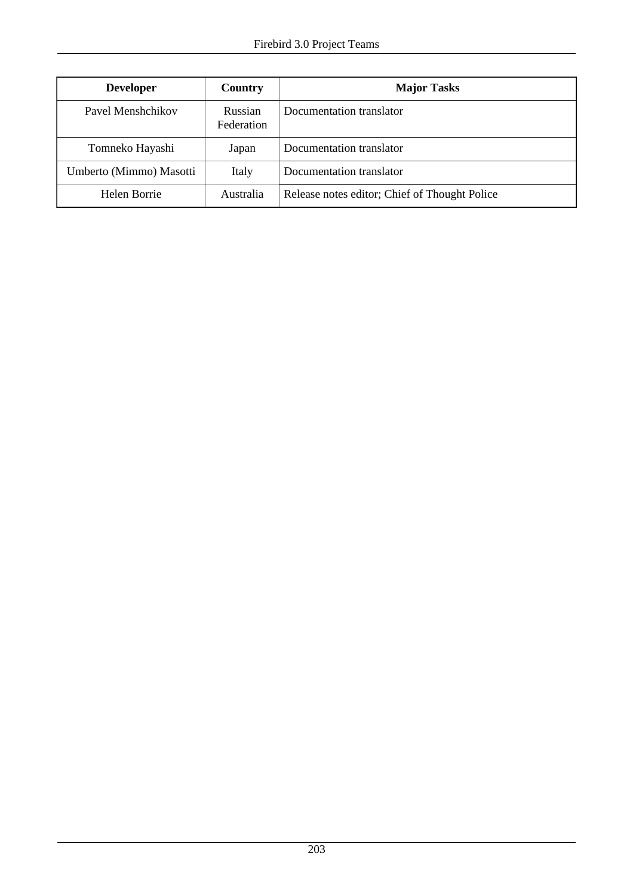| Developer | Country | Major Tasks |
| --- | --- | --- |
| Pavel Menshchikov | Russian Federation | Documentation translator |
| Tomneko Hayashi | Japan | Documentation translator |
| Umberto (Mimmo) Masotti | Italy | Documentation translator |
| Helen Borrie | Australia | Release notes editor; Chief of Thought Police |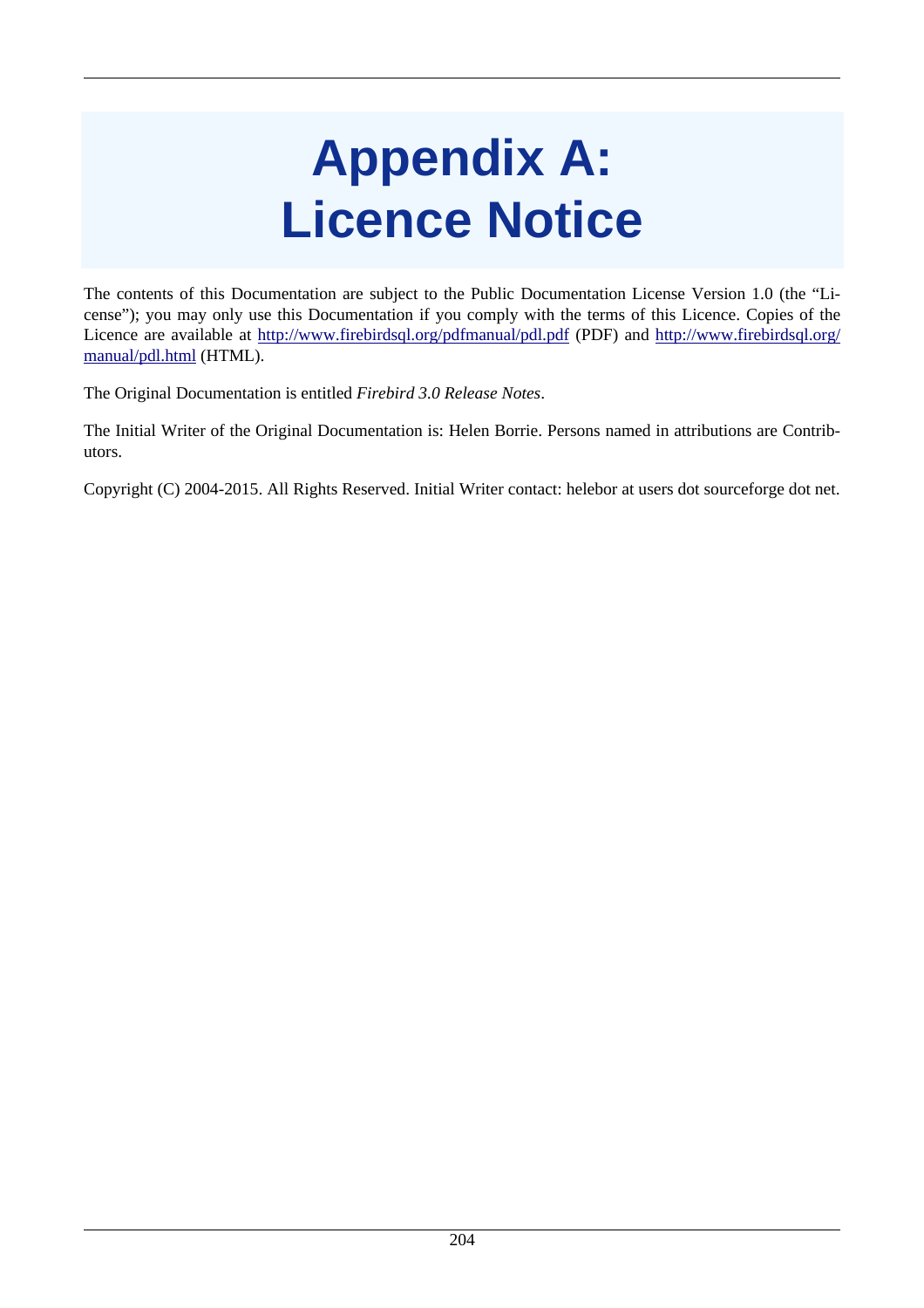# Appendix A: Licence Notice

The contents of this Documentation are subject to the Public Documentation License Version 1.0 (the "License"); you may only use this Documentation if you comply with the terms of this Licence. Copies of the Licence are available at http://www.firebirdsql.org/pdfmanual/pdl.pdf (PDF) and http://www.firebirdsql.org/manual/pdl.html (HTML).

The Original Documentation is entitled *Firebird 3.0 Release Notes*.

The Initial Writer of the Original Documentation is: Helen Borrie. Persons named in attributions are Contributors.

Copyright (C) 2004-2015. All Rights Reserved. Initial Writer contact: helebor at users dot sourceforge dot net.